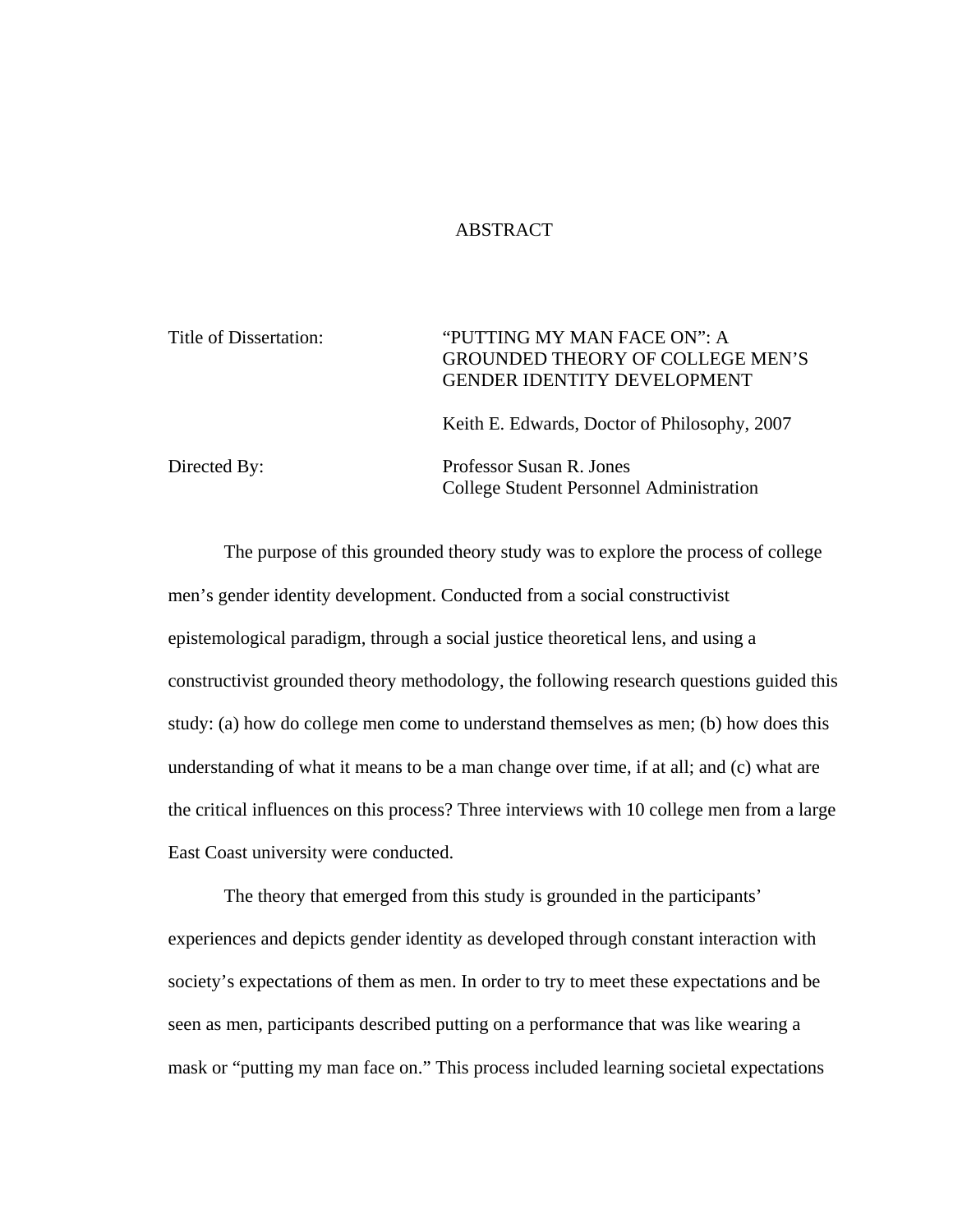# ABSTRACT

| | |
|---|---|
| Title of Dissertation: | "PUTTING MY MAN FACE ON": A GROUNDED THEORY OF COLLEGE MEN'S GENDER IDENTITY DEVELOPMENT |
| | Keith E. Edwards, Doctor of Philosophy, 2007 |
| Directed By: | Professor Susan R. Jones<br>College Student Personnel Administration |

The purpose of this grounded theory study was to explore the process of college men's gender identity development. Conducted from a social constructivist epistemological paradigm, through a social justice theoretical lens, and using a constructivist grounded theory methodology, the following research questions guided this study: (a) how do college men come to understand themselves as men; (b) how does this understanding of what it means to be a man change over time, if at all; and (c) what are the critical influences on this process? Three interviews with 10 college men from a large East Coast university were conducted.

The theory that emerged from this study is grounded in the participants' experiences and depicts gender identity as developed through constant interaction with society's expectations of them as men. In order to try to meet these expectations and be seen as men, participants described putting on a performance that was like wearing a mask or "putting my man face on." This process included learning societal expectations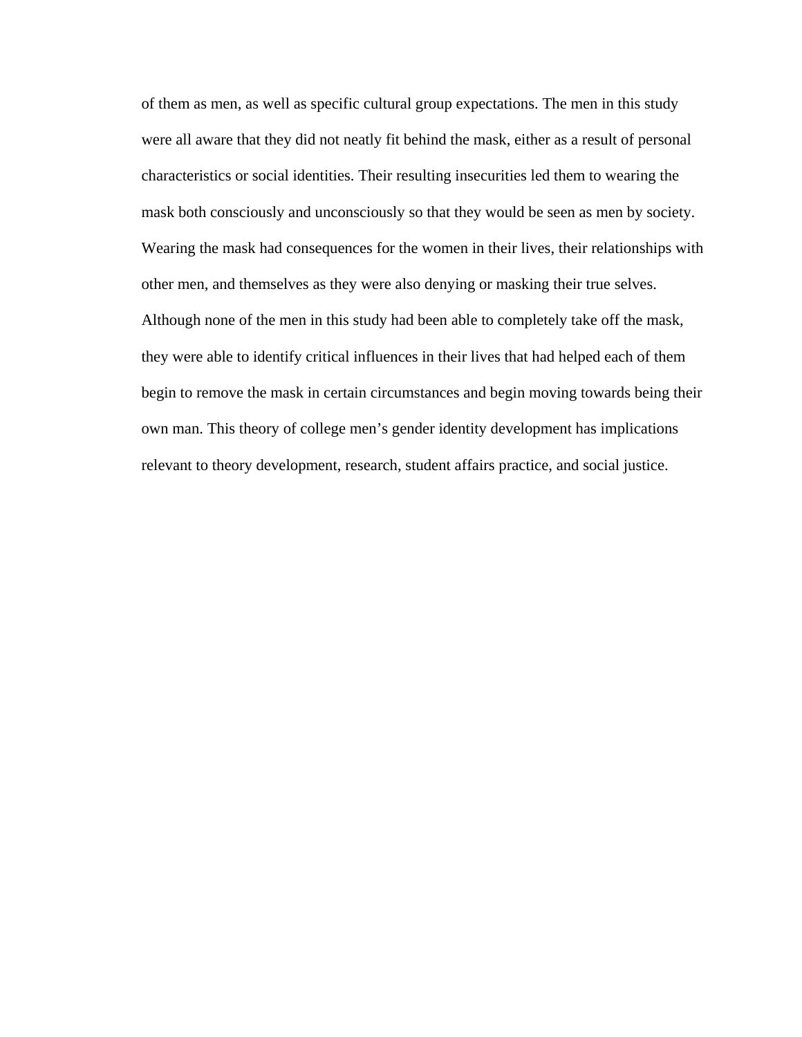of them as men, as well as specific cultural group expectations. The men in this study were all aware that they did not neatly fit behind the mask, either as a result of personal characteristics or social identities. Their resulting insecurities led them to wearing the mask both consciously and unconsciously so that they would be seen as men by society. Wearing the mask had consequences for the women in their lives, their relationships with other men, and themselves as they were also denying or masking their true selves. Although none of the men in this study had been able to completely take off the mask, they were able to identify critical influences in their lives that had helped each of them begin to remove the mask in certain circumstances and begin moving towards being their own man. This theory of college men's gender identity development has implications relevant to theory development, research, student affairs practice, and social justice.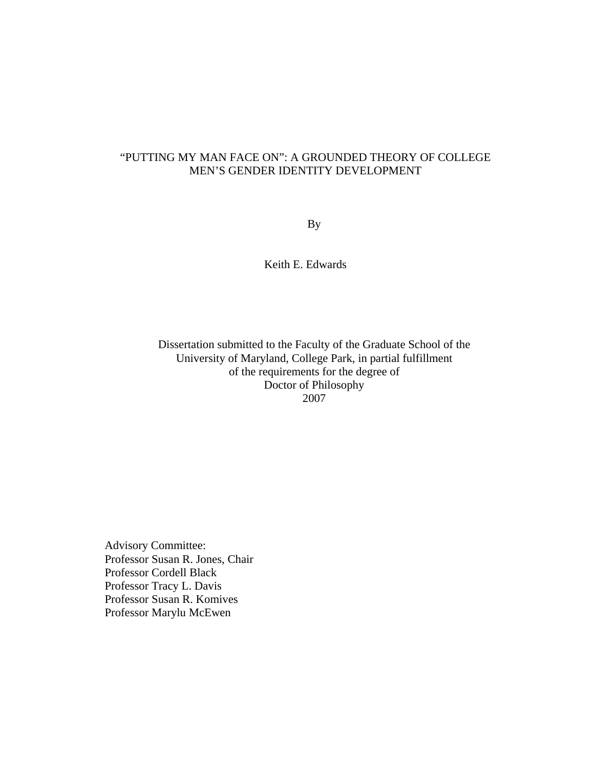# "PUTTING MY MAN FACE ON": A GROUNDED THEORY OF COLLEGE MEN'S GENDER IDENTITY DEVELOPMENT

By

Keith E. Edwards

Dissertation submitted to the Faculty of the Graduate School of the
University of Maryland, College Park, in partial fulfillment
of the requirements for the degree of
Doctor of Philosophy
2007

Advisory Committee:
Professor Susan R. Jones, Chair
Professor Cordell Black
Professor Tracy L. Davis
Professor Susan R. Komives
Professor Marylu McEwen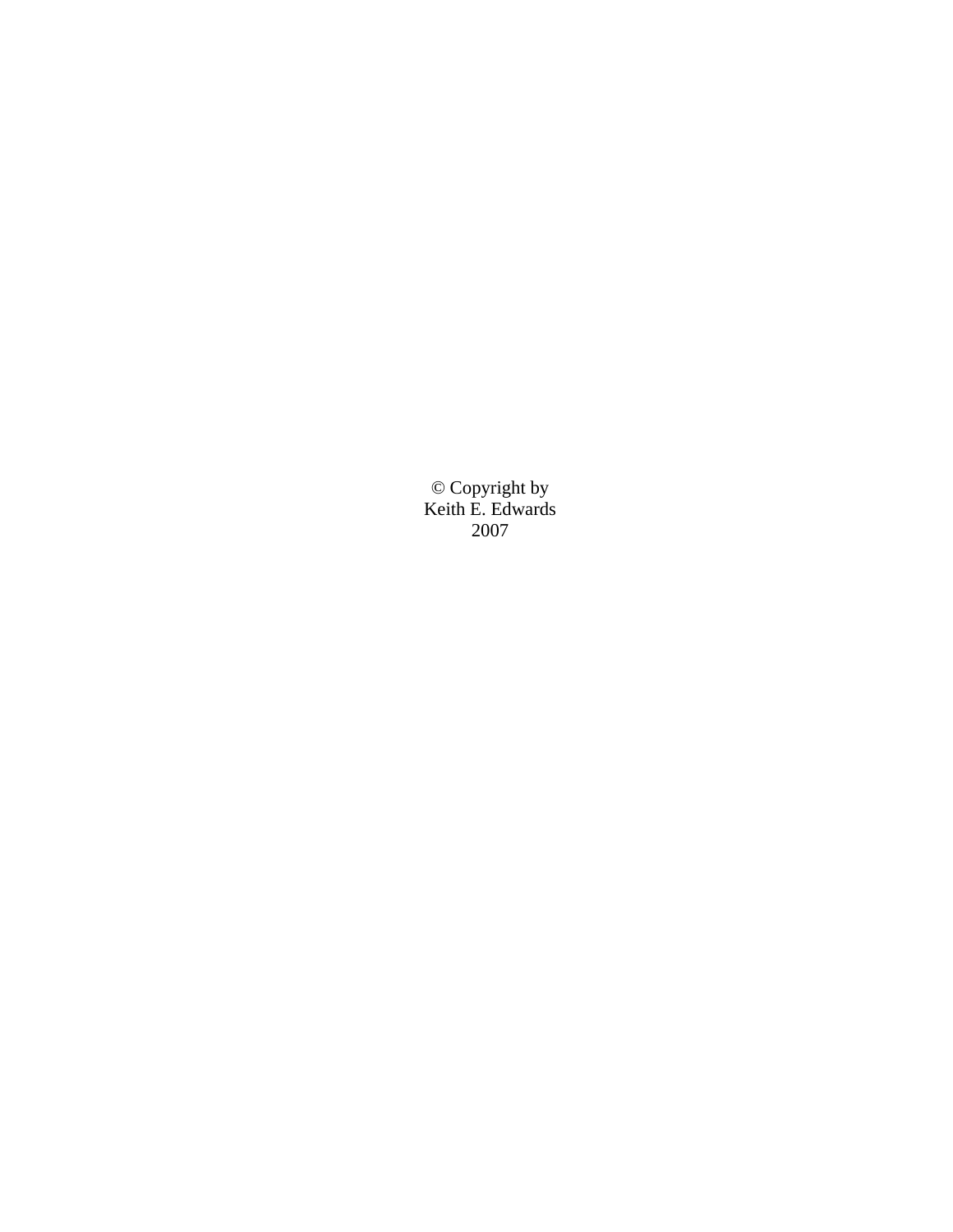© Copyright by
Keith E. Edwards
2007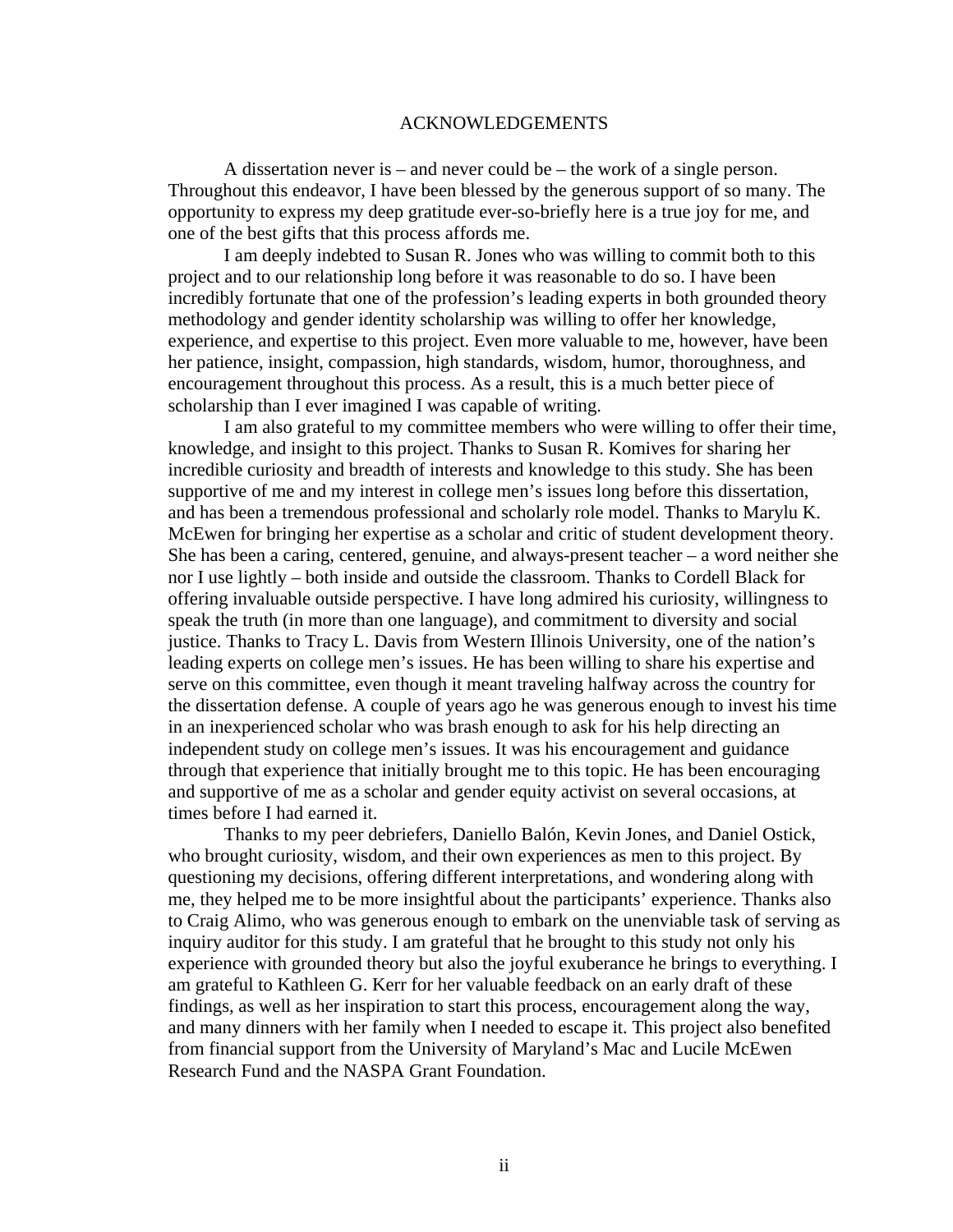# ACKNOWLEDGEMENTS

A dissertation never is – and never could be – the work of a single person. Throughout this endeavor, I have been blessed by the generous support of so many. The opportunity to express my deep gratitude ever-so-briefly here is a true joy for me, and one of the best gifts that this process affords me.

I am deeply indebted to Susan R. Jones who was willing to commit both to this project and to our relationship long before it was reasonable to do so. I have been incredibly fortunate that one of the profession's leading experts in both grounded theory methodology and gender identity scholarship was willing to offer her knowledge, experience, and expertise to this project. Even more valuable to me, however, have been her patience, insight, compassion, high standards, wisdom, humor, thoroughness, and encouragement throughout this process. As a result, this is a much better piece of scholarship than I ever imagined I was capable of writing.

I am also grateful to my committee members who were willing to offer their time, knowledge, and insight to this project. Thanks to Susan R. Komives for sharing her incredible curiosity and breadth of interests and knowledge to this study. She has been supportive of me and my interest in college men's issues long before this dissertation, and has been a tremendous professional and scholarly role model. Thanks to Marylu K. McEwen for bringing her expertise as a scholar and critic of student development theory. She has been a caring, centered, genuine, and always-present teacher – a word neither she nor I use lightly – both inside and outside the classroom. Thanks to Cordell Black for offering invaluable outside perspective. I have long admired his curiosity, willingness to speak the truth (in more than one language), and commitment to diversity and social justice. Thanks to Tracy L. Davis from Western Illinois University, one of the nation's leading experts on college men's issues. He has been willing to share his expertise and serve on this committee, even though it meant traveling halfway across the country for the dissertation defense. A couple of years ago he was generous enough to invest his time in an inexperienced scholar who was brash enough to ask for his help directing an independent study on college men's issues. It was his encouragement and guidance through that experience that initially brought me to this topic. He has been encouraging and supportive of me as a scholar and gender equity activist on several occasions, at times before I had earned it.

Thanks to my peer debriefers, Daniello Balón, Kevin Jones, and Daniel Ostick, who brought curiosity, wisdom, and their own experiences as men to this project. By questioning my decisions, offering different interpretations, and wondering along with me, they helped me to be more insightful about the participants' experience. Thanks also to Craig Alimo, who was generous enough to embark on the unenviable task of serving as inquiry auditor for this study. I am grateful that he brought to this study not only his experience with grounded theory but also the joyful exuberance he brings to everything. I am grateful to Kathleen G. Kerr for her valuable feedback on an early draft of these findings, as well as her inspiration to start this process, encouragement along the way, and many dinners with her family when I needed to escape it. This project also benefited from financial support from the University of Maryland's Mac and Lucile McEwen Research Fund and the NASPA Grant Foundation.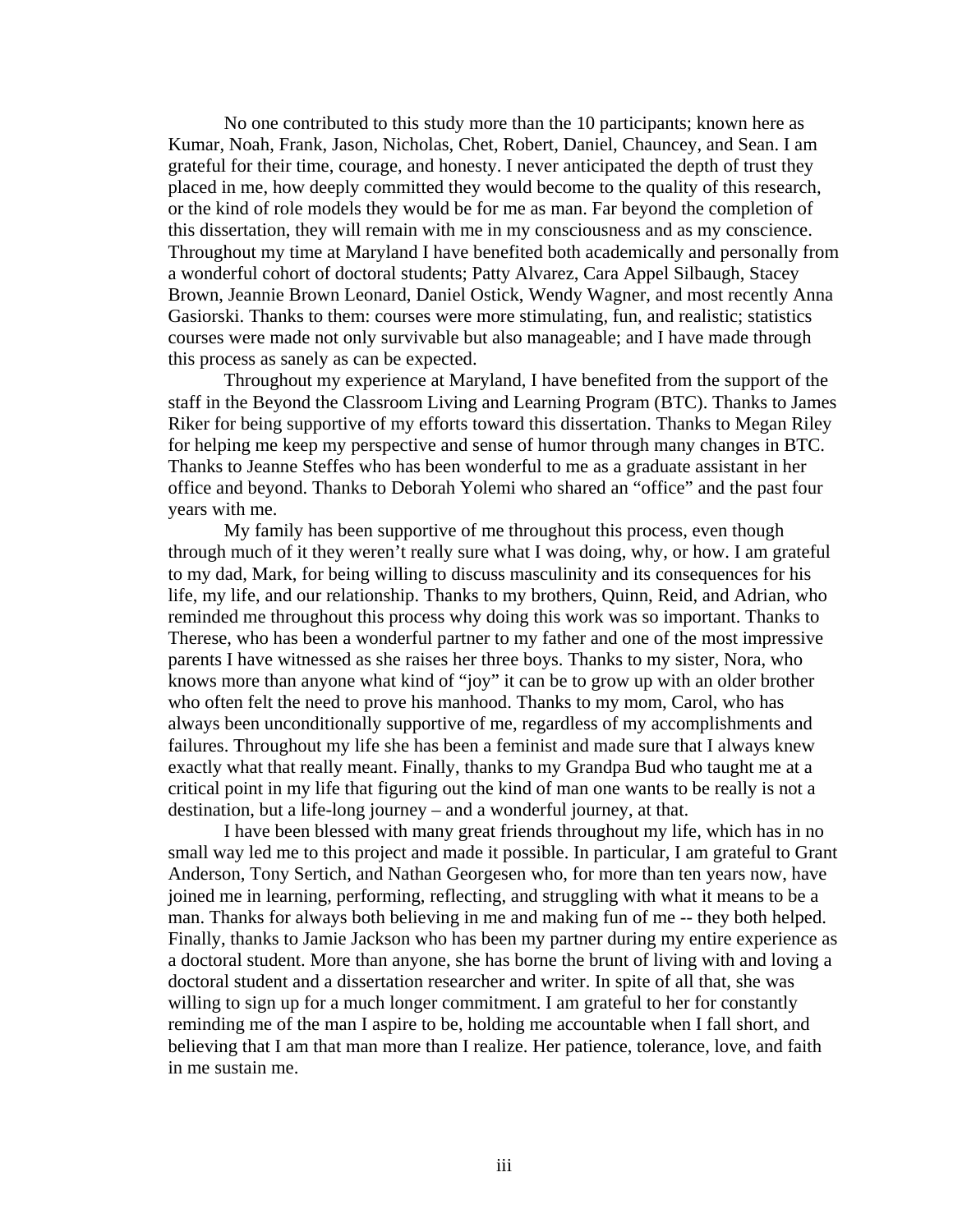No one contributed to this study more than the 10 participants; known here as Kumar, Noah, Frank, Jason, Nicholas, Chet, Robert, Daniel, Chauncey, and Sean. I am grateful for their time, courage, and honesty. I never anticipated the depth of trust they placed in me, how deeply committed they would become to the quality of this research, or the kind of role models they would be for me as man. Far beyond the completion of this dissertation, they will remain with me in my consciousness and as my conscience. Throughout my time at Maryland I have benefited both academically and personally from a wonderful cohort of doctoral students; Patty Alvarez, Cara Appel Silbaugh, Stacey Brown, Jeannie Brown Leonard, Daniel Ostick, Wendy Wagner, and most recently Anna Gasiorski. Thanks to them: courses were more stimulating, fun, and realistic; statistics courses were made not only survivable but also manageable; and I have made through this process as sanely as can be expected.

Throughout my experience at Maryland, I have benefited from the support of the staff in the Beyond the Classroom Living and Learning Program (BTC). Thanks to James Riker for being supportive of my efforts toward this dissertation. Thanks to Megan Riley for helping me keep my perspective and sense of humor through many changes in BTC. Thanks to Jeanne Steffes who has been wonderful to me as a graduate assistant in her office and beyond. Thanks to Deborah Yolemi who shared an "office" and the past four years with me.

My family has been supportive of me throughout this process, even though through much of it they weren't really sure what I was doing, why, or how. I am grateful to my dad, Mark, for being willing to discuss masculinity and its consequences for his life, my life, and our relationship. Thanks to my brothers, Quinn, Reid, and Adrian, who reminded me throughout this process why doing this work was so important. Thanks to Therese, who has been a wonderful partner to my father and one of the most impressive parents I have witnessed as she raises her three boys. Thanks to my sister, Nora, who knows more than anyone what kind of "joy" it can be to grow up with an older brother who often felt the need to prove his manhood. Thanks to my mom, Carol, who has always been unconditionally supportive of me, regardless of my accomplishments and failures. Throughout my life she has been a feminist and made sure that I always knew exactly what that really meant. Finally, thanks to my Grandpa Bud who taught me at a critical point in my life that figuring out the kind of man one wants to be really is not a destination, but a life-long journey – and a wonderful journey, at that.

I have been blessed with many great friends throughout my life, which has in no small way led me to this project and made it possible. In particular, I am grateful to Grant Anderson, Tony Sertich, and Nathan Georgesen who, for more than ten years now, have joined me in learning, performing, reflecting, and struggling with what it means to be a man. Thanks for always both believing in me and making fun of me -- they both helped. Finally, thanks to Jamie Jackson who has been my partner during my entire experience as a doctoral student. More than anyone, she has borne the brunt of living with and loving a doctoral student and a dissertation researcher and writer. In spite of all that, she was willing to sign up for a much longer commitment. I am grateful to her for constantly reminding me of the man I aspire to be, holding me accountable when I fall short, and believing that I am that man more than I realize. Her patience, tolerance, love, and faith in me sustain me.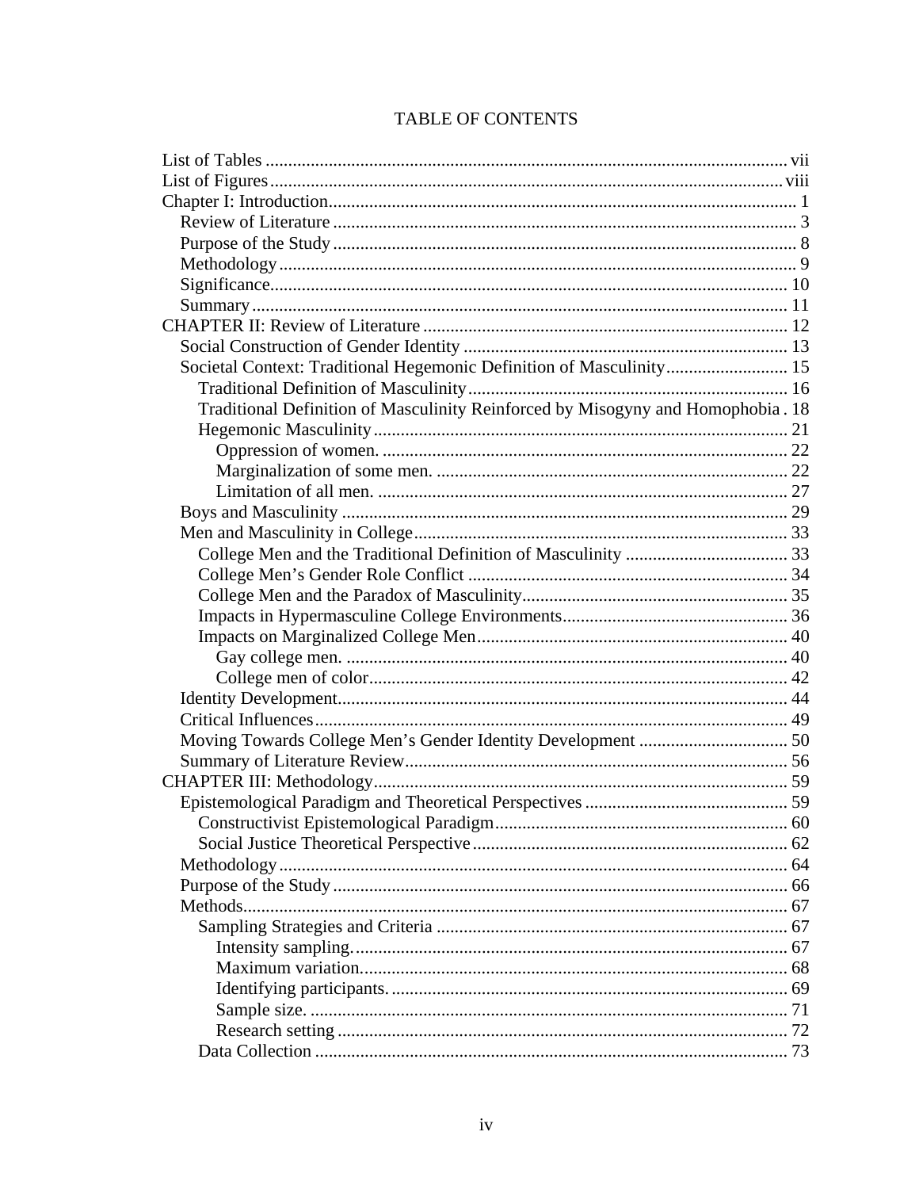# TABLE OF CONTENTS

List of Tables ..... vii
List of Figures ..... viii
Chapter I: Introduction ..... 1
- Review of Literature ..... 3
- Purpose of the Study ..... 8
- Methodology ..... 9
- Significance ..... 10
- Summary ..... 11

CHAPTER II: Review of Literature ..... 12
- Social Construction of Gender Identity ..... 13
- Societal Context: Traditional Hegemonic Definition of Masculinity ..... 15
  - Traditional Definition of Masculinity ..... 16
  - Traditional Definition of Masculinity Reinforced by Misogyny and Homophobia . 18
  - Hegemonic Masculinity ..... 21
    - Oppression of women. ..... 22
    - Marginalization of some men. ..... 22
    - Limitation of all men. ..... 27
- Boys and Masculinity ..... 29
- Men and Masculinity in College ..... 33
  - College Men and the Traditional Definition of Masculinity ..... 33
  - College Men's Gender Role Conflict ..... 34
  - College Men and the Paradox of Masculinity ..... 35
  - Impacts in Hypermasculine College Environments ..... 36
  - Impacts on Marginalized College Men ..... 40
    - Gay college men. ..... 40
    - College men of color ..... 42
- Identity Development ..... 44
- Critical Influences ..... 49
- Moving Towards College Men's Gender Identity Development ..... 50
- Summary of Literature Review ..... 56

CHAPTER III: Methodology ..... 59
- Epistemological Paradigm and Theoretical Perspectives ..... 59
  - Constructivist Epistemological Paradigm ..... 60
  - Social Justice Theoretical Perspective ..... 62
- Methodology ..... 64
- Purpose of the Study ..... 66
- Methods ..... 67
  - Sampling Strategies and Criteria ..... 67
    - Intensity sampling. ..... 67
    - Maximum variation. ..... 68
    - Identifying participants. ..... 69
    - Sample size. ..... 71
    - Research setting ..... 72
  - Data Collection ..... 73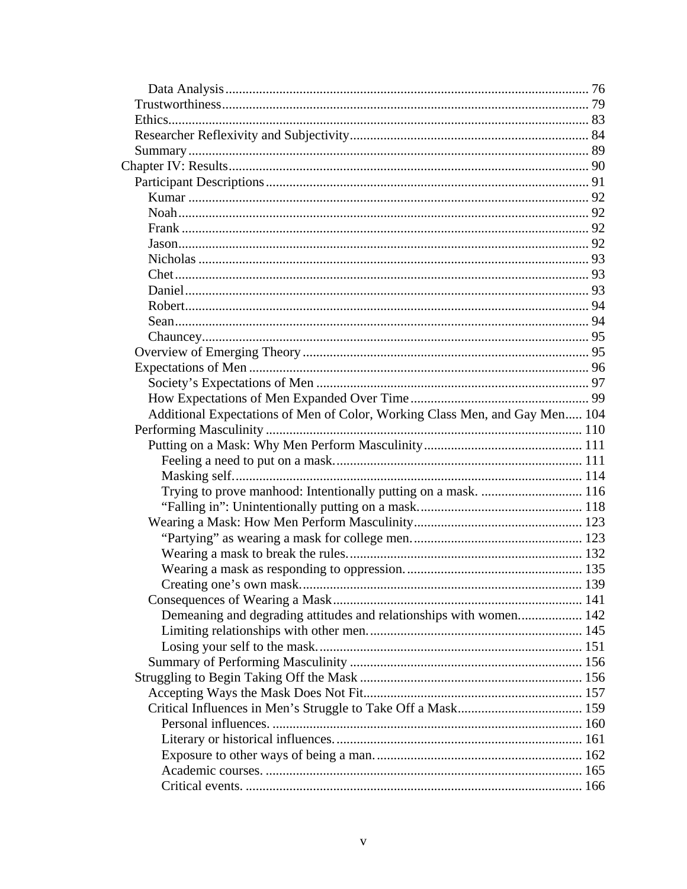Data Analysis ........................................................................................................ 76
Trustworthiness ........................................................................................................ 79
Ethics ........................................................................................................................ 83
Researcher Reflexivity and Subjectivity ................................................................... 84
Summary ................................................................................................................... 89
Chapter IV: Results ....................................................................................................... 90
Participant Descriptions ............................................................................................ 91
Kumar ................................................................................................................... 92
Noah ..................................................................................................................... 92
Frank ..................................................................................................................... 92
Jason ..................................................................................................................... 92
Nicholas ................................................................................................................ 93
Chet ....................................................................................................................... 93
Daniel .................................................................................................................... 93
Robert .................................................................................................................... 94
Sean ....................................................................................................................... 94
Chauncey ............................................................................................................... 95
Overview of Emerging Theory .................................................................................. 95
Expectations of Men .................................................................................................. 96
Society's Expectations of Men .............................................................................. 97
How Expectations of Men Expanded Over Time .................................................. 99
Additional Expectations of Men of Color, Working Class Men, and Gay Men ..... 104
Performing Masculinity ........................................................................................... 110
Putting on a Mask: Why Men Perform Masculinity ............................................. 111
Feeling a need to put on a mask. ...................................................................... 111
Masking self. ..................................................................................................... 114
Trying to prove manhood: Intentionally putting on a mask. ............................ 116
"Falling in": Unintentionally putting on a mask. .............................................. 118
Wearing a Mask: How Men Perform Masculinity ................................................ 123
"Partying" as wearing a mask for college men. ................................................ 123
Wearing a mask to break the rules. ................................................................... 132
Wearing a mask as responding to oppression. .................................................. 135
Creating one's own mask. ................................................................................. 139
Consequences of Wearing a Mask ....................................................................... 141
Demeaning and degrading attitudes and relationships with women. ................. 142
Limiting relationships with other men. ............................................................. 145
Losing your self to the mask. ............................................................................ 151
Summary of Performing Masculinity .................................................................. 156
Struggling to Begin Taking Off the Mask ............................................................... 156
Accepting Ways the Mask Does Not Fit ............................................................... 157
Critical Influences in Men's Struggle to Take Off a Mask ................................... 159
Personal influences. .......................................................................................... 160
Literary or historical influences. ....................................................................... 161
Exposure to other ways of being a man. ........................................................... 162
Academic courses. ............................................................................................ 165
Critical events. .................................................................................................. 166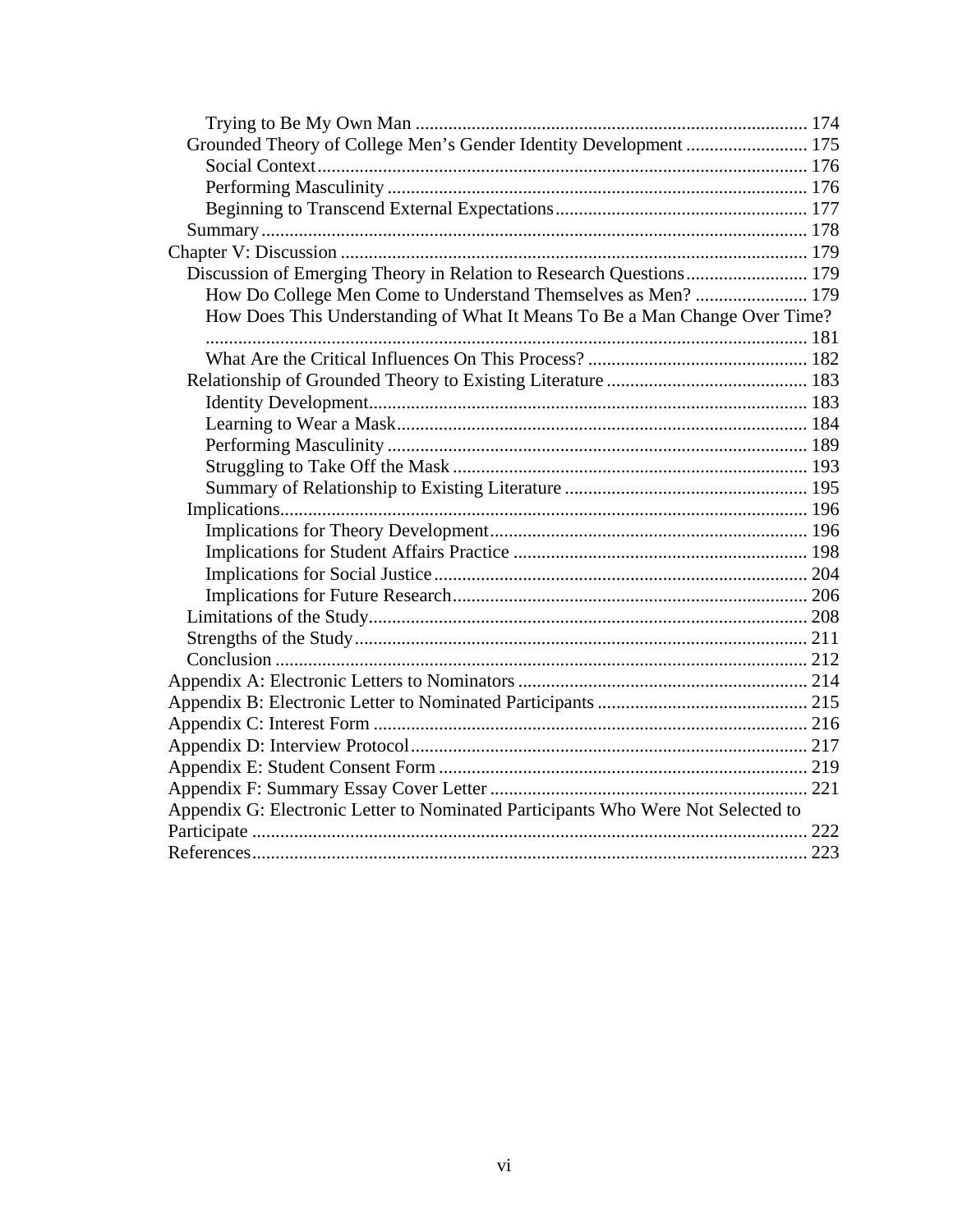Trying to Be My Own Man ..................................................................................... 174

Grounded Theory of College Men's Gender Identity Development .......................... 175

Social Context ......................................................................................................... 176

Performing Masculinity .......................................................................................... 176

Beginning to Transcend External Expectations ...................................................... 177

Summary ...................................................................................................................... 178

Chapter V: Discussion ..................................................................................................... 179

Discussion of Emerging Theory in Relation to Research Questions .......................... 179

How Do College Men Come to Understand Themselves as Men? ........................ 179

How Does This Understanding of What It Means To Be a Man Change Over Time? ................................................................................................................. 181

What Are the Critical Influences On This Process? ............................................... 182

Relationship of Grounded Theory to Existing Literature ........................................... 183

Identity Development.............................................................................................. 183

Learning to Wear a Mask ........................................................................................ 184

Performing Masculinity .......................................................................................... 189

Struggling to Take Off the Mask ............................................................................ 193

Summary of Relationship to Existing Literature .................................................... 195

Implications.................................................................................................................. 196

Implications for Theory Development .................................................................... 196

Implications for Student Affairs Practice ............................................................... 198

Implications for Social Justice ................................................................................ 204

Implications for Future Research ............................................................................ 206

Limitations of the Study............................................................................................... 208

Strengths of the Study .................................................................................................. 211

Conclusion ................................................................................................................... 212

Appendix A: Electronic Letters to Nominators .............................................................. 214

Appendix B: Electronic Letter to Nominated Participants ............................................. 215

Appendix C: Interest Form ............................................................................................. 216

Appendix D: Interview Protocol ..................................................................................... 217

Appendix E: Student Consent Form ............................................................................... 219

Appendix F: Summary Essay Cover Letter .................................................................... 221

Appendix G: Electronic Letter to Nominated Participants Who Were Not Selected to Participate ....................................................................................................................... 222

References ....................................................................................................................... 223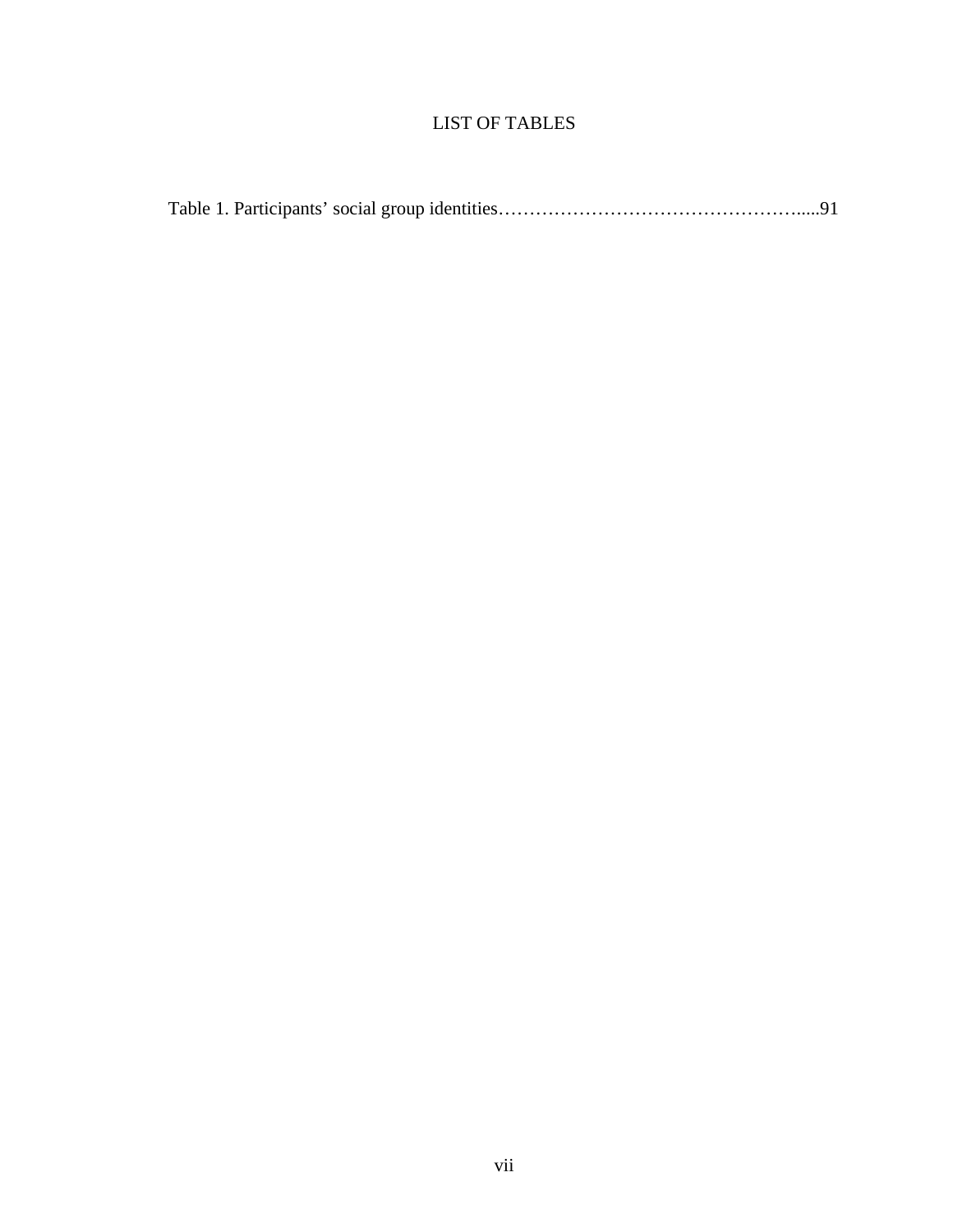# LIST OF TABLES

Table 1. Participants' social group identities………………………………………….....91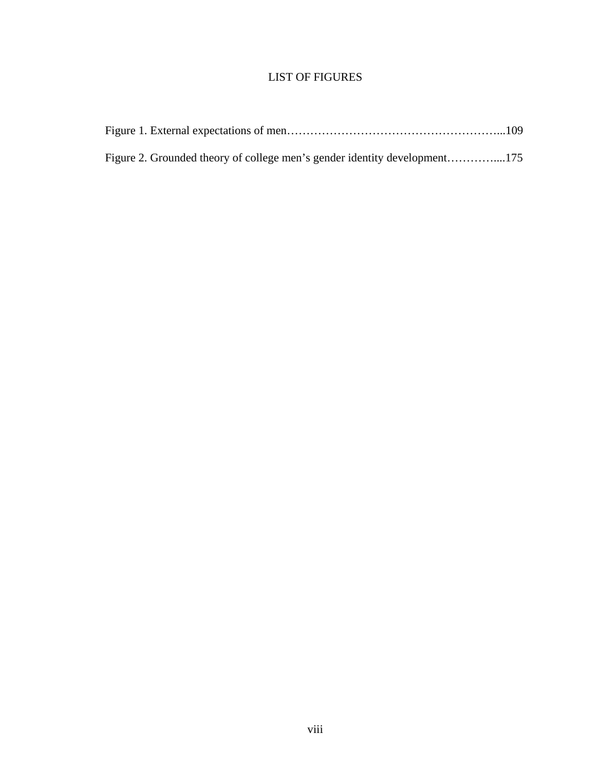# LIST OF FIGURES

Figure 1. External expectations of men……………………………………………...109

Figure 2. Grounded theory of college men's gender identity development…………....175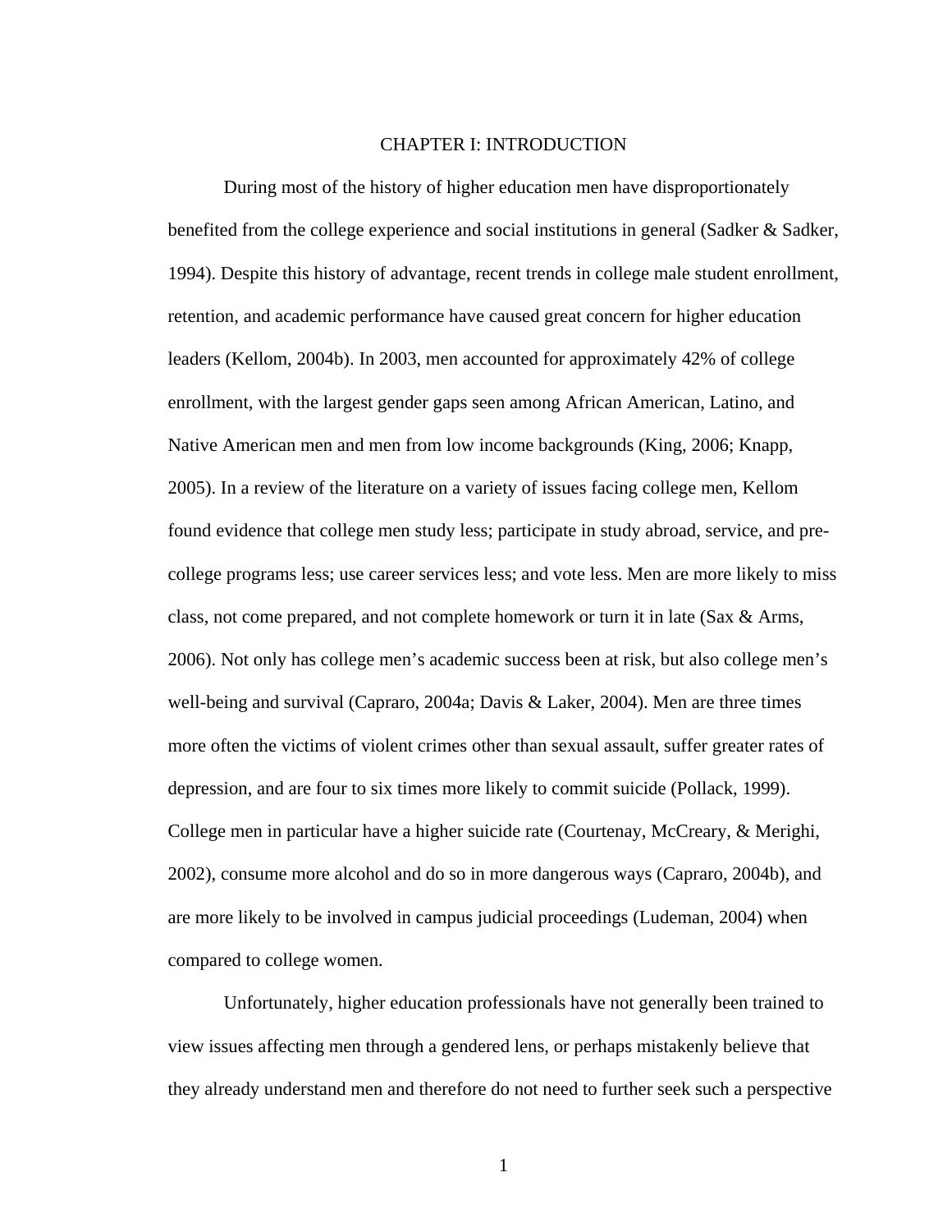# CHAPTER I: INTRODUCTION

During most of the history of higher education men have disproportionately benefited from the college experience and social institutions in general (Sadker & Sadker, 1994). Despite this history of advantage, recent trends in college male student enrollment, retention, and academic performance have caused great concern for higher education leaders (Kellom, 2004b). In 2003, men accounted for approximately 42% of college enrollment, with the largest gender gaps seen among African American, Latino, and Native American men and men from low income backgrounds (King, 2006; Knapp, 2005). In a review of the literature on a variety of issues facing college men, Kellom found evidence that college men study less; participate in study abroad, service, and pre-college programs less; use career services less; and vote less. Men are more likely to miss class, not come prepared, and not complete homework or turn it in late (Sax & Arms, 2006). Not only has college men's academic success been at risk, but also college men's well-being and survival (Capraro, 2004a; Davis & Laker, 2004). Men are three times more often the victims of violent crimes other than sexual assault, suffer greater rates of depression, and are four to six times more likely to commit suicide (Pollack, 1999). College men in particular have a higher suicide rate (Courtenay, McCreary, & Merighi, 2002), consume more alcohol and do so in more dangerous ways (Capraro, 2004b), and are more likely to be involved in campus judicial proceedings (Ludeman, 2004) when compared to college women.

Unfortunately, higher education professionals have not generally been trained to view issues affecting men through a gendered lens, or perhaps mistakenly believe that they already understand men and therefore do not need to further seek such a perspective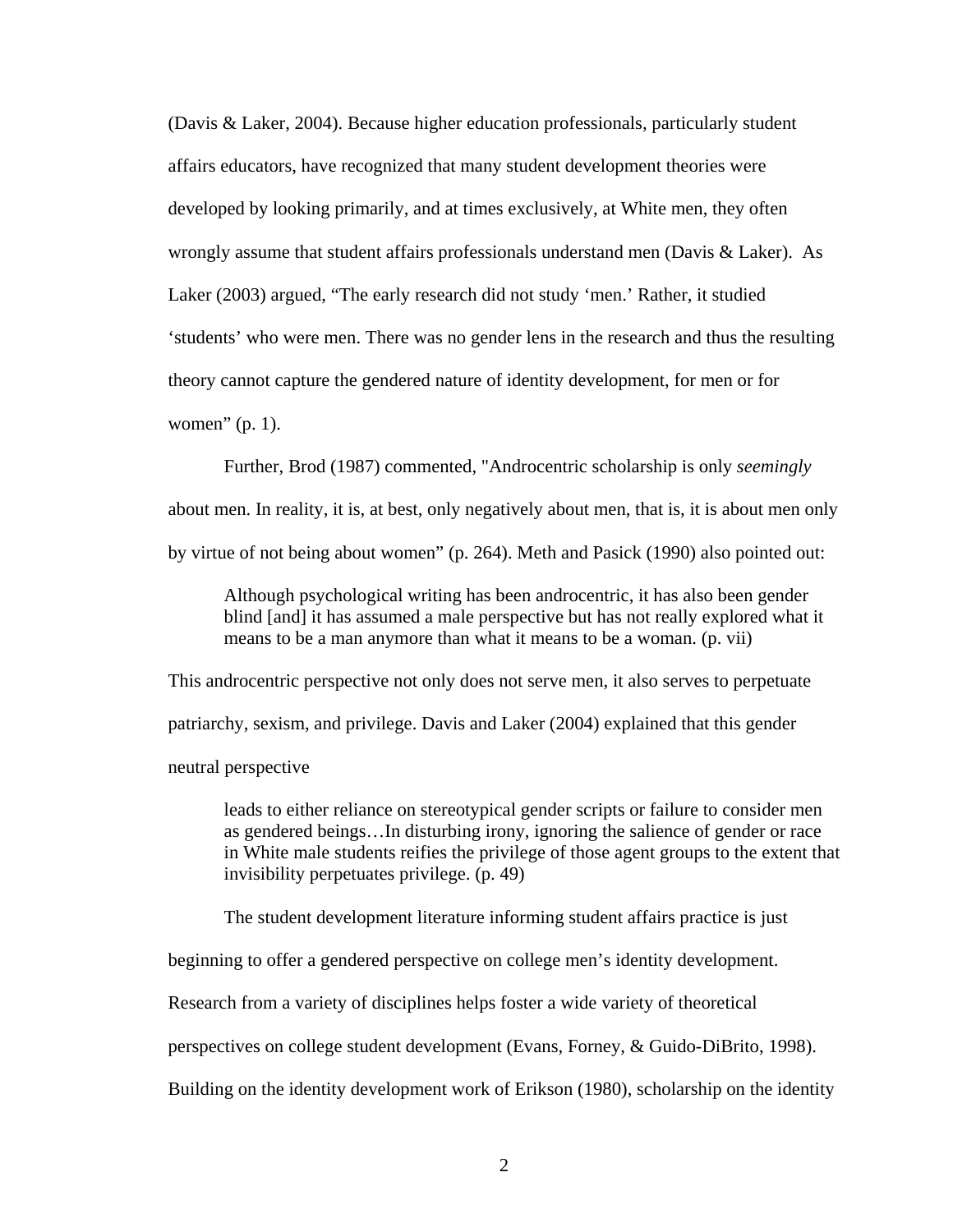(Davis & Laker, 2004). Because higher education professionals, particularly student affairs educators, have recognized that many student development theories were developed by looking primarily, and at times exclusively, at White men, they often wrongly assume that student affairs professionals understand men (Davis & Laker). As Laker (2003) argued, "The early research did not study 'men.' Rather, it studied 'students' who were men. There was no gender lens in the research and thus the resulting theory cannot capture the gendered nature of identity development, for men or for women" (p. 1).

Further, Brod (1987) commented, "Androcentric scholarship is only *seemingly* about men. In reality, it is, at best, only negatively about men, that is, it is about men only by virtue of not being about women" (p. 264). Meth and Pasick (1990) also pointed out:

> Although psychological writing has been androcentric, it has also been gender blind [and] it has assumed a male perspective but has not really explored what it means to be a man anymore than what it means to be a woman. (p. vii)

This androcentric perspective not only does not serve men, it also serves to perpetuate patriarchy, sexism, and privilege. Davis and Laker (2004) explained that this gender neutral perspective

> leads to either reliance on stereotypical gender scripts or failure to consider men as gendered beings…In disturbing irony, ignoring the salience of gender or race in White male students reifies the privilege of those agent groups to the extent that invisibility perpetuates privilege. (p. 49)

The student development literature informing student affairs practice is just beginning to offer a gendered perspective on college men's identity development. Research from a variety of disciplines helps foster a wide variety of theoretical perspectives on college student development (Evans, Forney, & Guido-DiBrito, 1998). Building on the identity development work of Erikson (1980), scholarship on the identity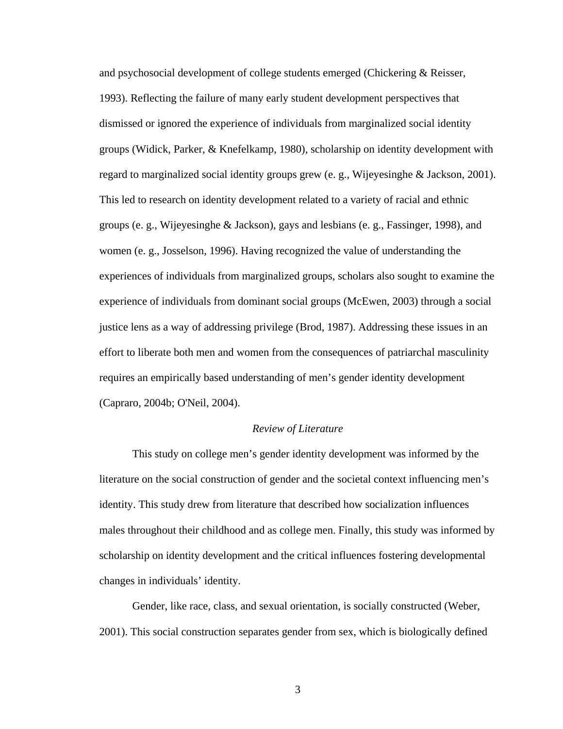and psychosocial development of college students emerged (Chickering & Reisser, 1993). Reflecting the failure of many early student development perspectives that dismissed or ignored the experience of individuals from marginalized social identity groups (Widick, Parker, & Knefelkamp, 1980), scholarship on identity development with regard to marginalized social identity groups grew (e. g., Wijeyesinghe & Jackson, 2001). This led to research on identity development related to a variety of racial and ethnic groups (e. g., Wijeyesinghe & Jackson), gays and lesbians (e. g., Fassinger, 1998), and women (e. g., Josselson, 1996). Having recognized the value of understanding the experiences of individuals from marginalized groups, scholars also sought to examine the experience of individuals from dominant social groups (McEwen, 2003) through a social justice lens as a way of addressing privilege (Brod, 1987). Addressing these issues in an effort to liberate both men and women from the consequences of patriarchal masculinity requires an empirically based understanding of men's gender identity development (Capraro, 2004b; O'Neil, 2004).

## *Review of Literature*

This study on college men's gender identity development was informed by the literature on the social construction of gender and the societal context influencing men's identity. This study drew from literature that described how socialization influences males throughout their childhood and as college men. Finally, this study was informed by scholarship on identity development and the critical influences fostering developmental changes in individuals' identity.

Gender, like race, class, and sexual orientation, is socially constructed (Weber, 2001). This social construction separates gender from sex, which is biologically defined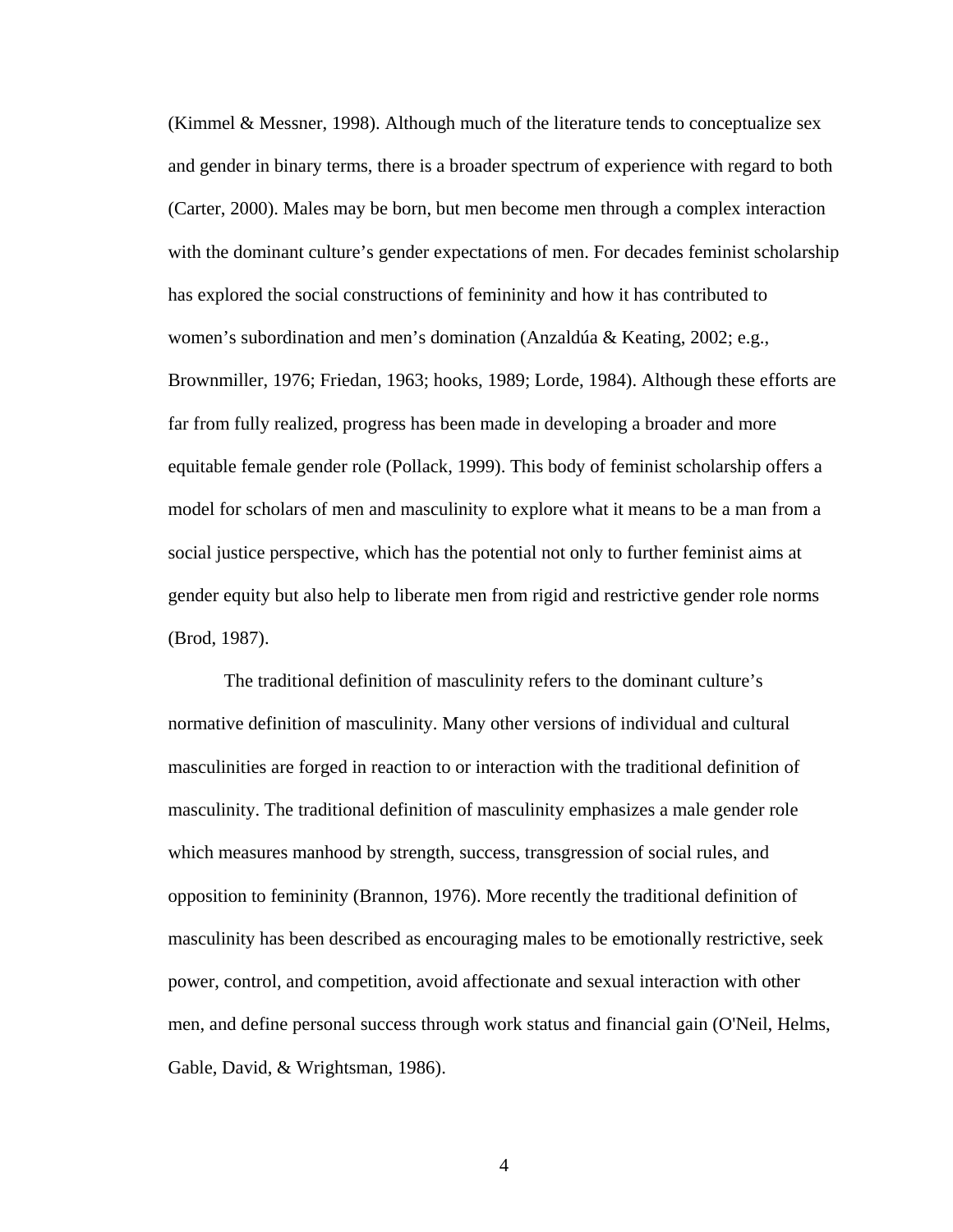(Kimmel & Messner, 1998). Although much of the literature tends to conceptualize sex and gender in binary terms, there is a broader spectrum of experience with regard to both (Carter, 2000). Males may be born, but men become men through a complex interaction with the dominant culture's gender expectations of men. For decades feminist scholarship has explored the social constructions of femininity and how it has contributed to women's subordination and men's domination (Anzaldúa & Keating, 2002; e.g., Brownmiller, 1976; Friedan, 1963; hooks, 1989; Lorde, 1984). Although these efforts are far from fully realized, progress has been made in developing a broader and more equitable female gender role (Pollack, 1999). This body of feminist scholarship offers a model for scholars of men and masculinity to explore what it means to be a man from a social justice perspective, which has the potential not only to further feminist aims at gender equity but also help to liberate men from rigid and restrictive gender role norms (Brod, 1987).

The traditional definition of masculinity refers to the dominant culture's normative definition of masculinity. Many other versions of individual and cultural masculinities are forged in reaction to or interaction with the traditional definition of masculinity. The traditional definition of masculinity emphasizes a male gender role which measures manhood by strength, success, transgression of social rules, and opposition to femininity (Brannon, 1976). More recently the traditional definition of masculinity has been described as encouraging males to be emotionally restrictive, seek power, control, and competition, avoid affectionate and sexual interaction with other men, and define personal success through work status and financial gain (O'Neil, Helms, Gable, David, & Wrightsman, 1986).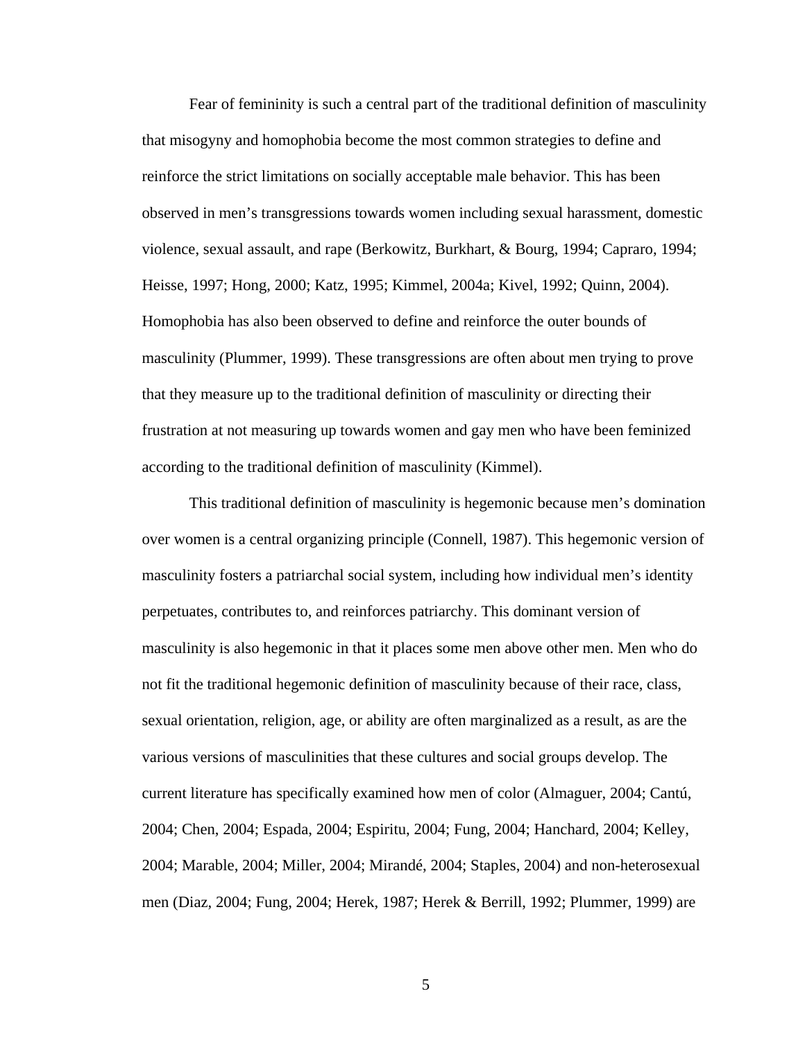Fear of femininity is such a central part of the traditional definition of masculinity that misogyny and homophobia become the most common strategies to define and reinforce the strict limitations on socially acceptable male behavior. This has been observed in men's transgressions towards women including sexual harassment, domestic violence, sexual assault, and rape (Berkowitz, Burkhart, & Bourg, 1994; Capraro, 1994; Heisse, 1997; Hong, 2000; Katz, 1995; Kimmel, 2004a; Kivel, 1992; Quinn, 2004). Homophobia has also been observed to define and reinforce the outer bounds of masculinity (Plummer, 1999). These transgressions are often about men trying to prove that they measure up to the traditional definition of masculinity or directing their frustration at not measuring up towards women and gay men who have been feminized according to the traditional definition of masculinity (Kimmel).

This traditional definition of masculinity is hegemonic because men's domination over women is a central organizing principle (Connell, 1987). This hegemonic version of masculinity fosters a patriarchal social system, including how individual men's identity perpetuates, contributes to, and reinforces patriarchy. This dominant version of masculinity is also hegemonic in that it places some men above other men. Men who do not fit the traditional hegemonic definition of masculinity because of their race, class, sexual orientation, religion, age, or ability are often marginalized as a result, as are the various versions of masculinities that these cultures and social groups develop. The current literature has specifically examined how men of color (Almaguer, 2004; Cantú, 2004; Chen, 2004; Espada, 2004; Espiritu, 2004; Fung, 2004; Hanchard, 2004; Kelley, 2004; Marable, 2004; Miller, 2004; Mirandé, 2004; Staples, 2004) and non-heterosexual men (Diaz, 2004; Fung, 2004; Herek, 1987; Herek & Berrill, 1992; Plummer, 1999) are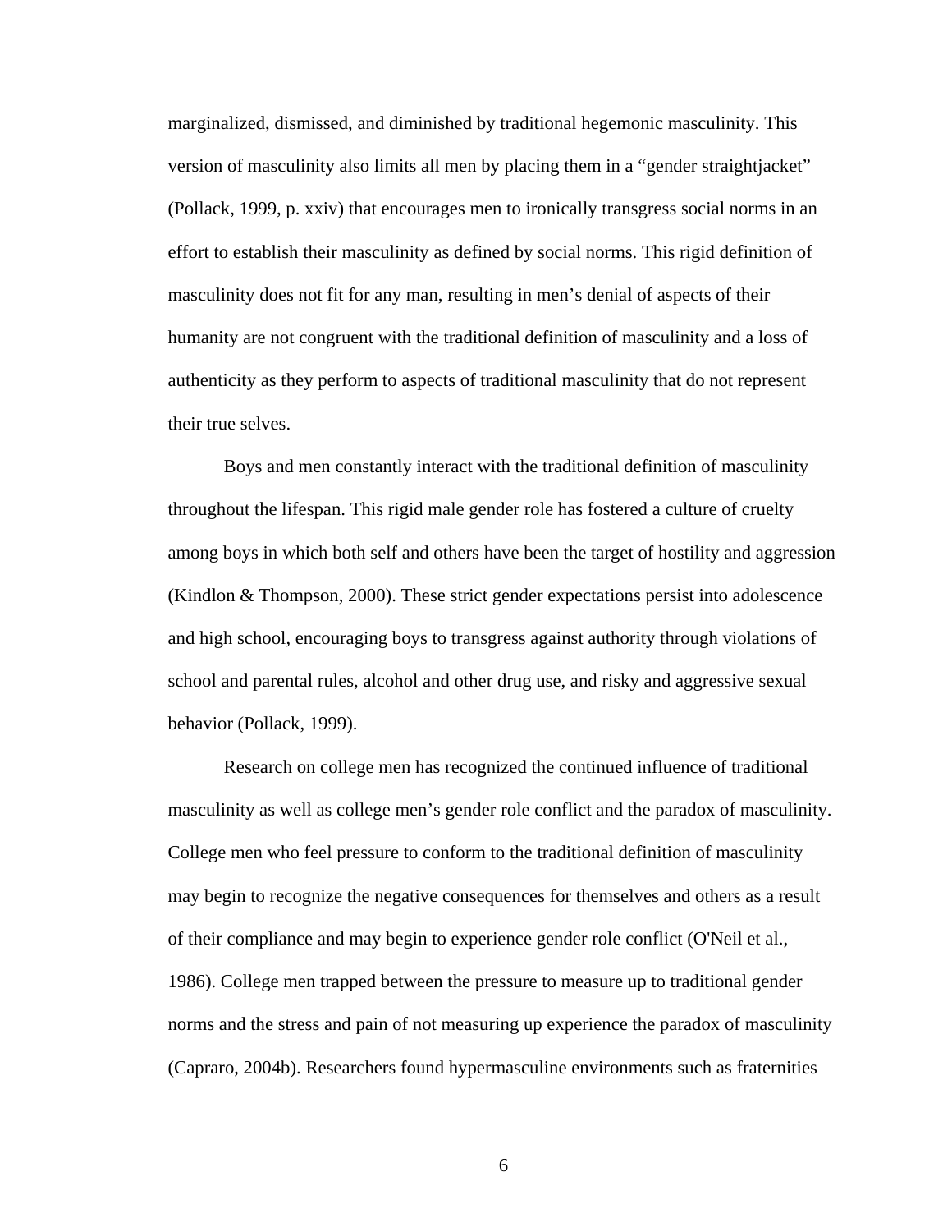marginalized, dismissed, and diminished by traditional hegemonic masculinity. This version of masculinity also limits all men by placing them in a "gender straightjacket" (Pollack, 1999, p. xxiv) that encourages men to ironically transgress social norms in an effort to establish their masculinity as defined by social norms. This rigid definition of masculinity does not fit for any man, resulting in men's denial of aspects of their humanity are not congruent with the traditional definition of masculinity and a loss of authenticity as they perform to aspects of traditional masculinity that do not represent their true selves.

Boys and men constantly interact with the traditional definition of masculinity throughout the lifespan. This rigid male gender role has fostered a culture of cruelty among boys in which both self and others have been the target of hostility and aggression (Kindlon & Thompson, 2000). These strict gender expectations persist into adolescence and high school, encouraging boys to transgress against authority through violations of school and parental rules, alcohol and other drug use, and risky and aggressive sexual behavior (Pollack, 1999).

Research on college men has recognized the continued influence of traditional masculinity as well as college men's gender role conflict and the paradox of masculinity. College men who feel pressure to conform to the traditional definition of masculinity may begin to recognize the negative consequences for themselves and others as a result of their compliance and may begin to experience gender role conflict (O'Neil et al., 1986). College men trapped between the pressure to measure up to traditional gender norms and the stress and pain of not measuring up experience the paradox of masculinity (Capraro, 2004b). Researchers found hypermasculine environments such as fraternities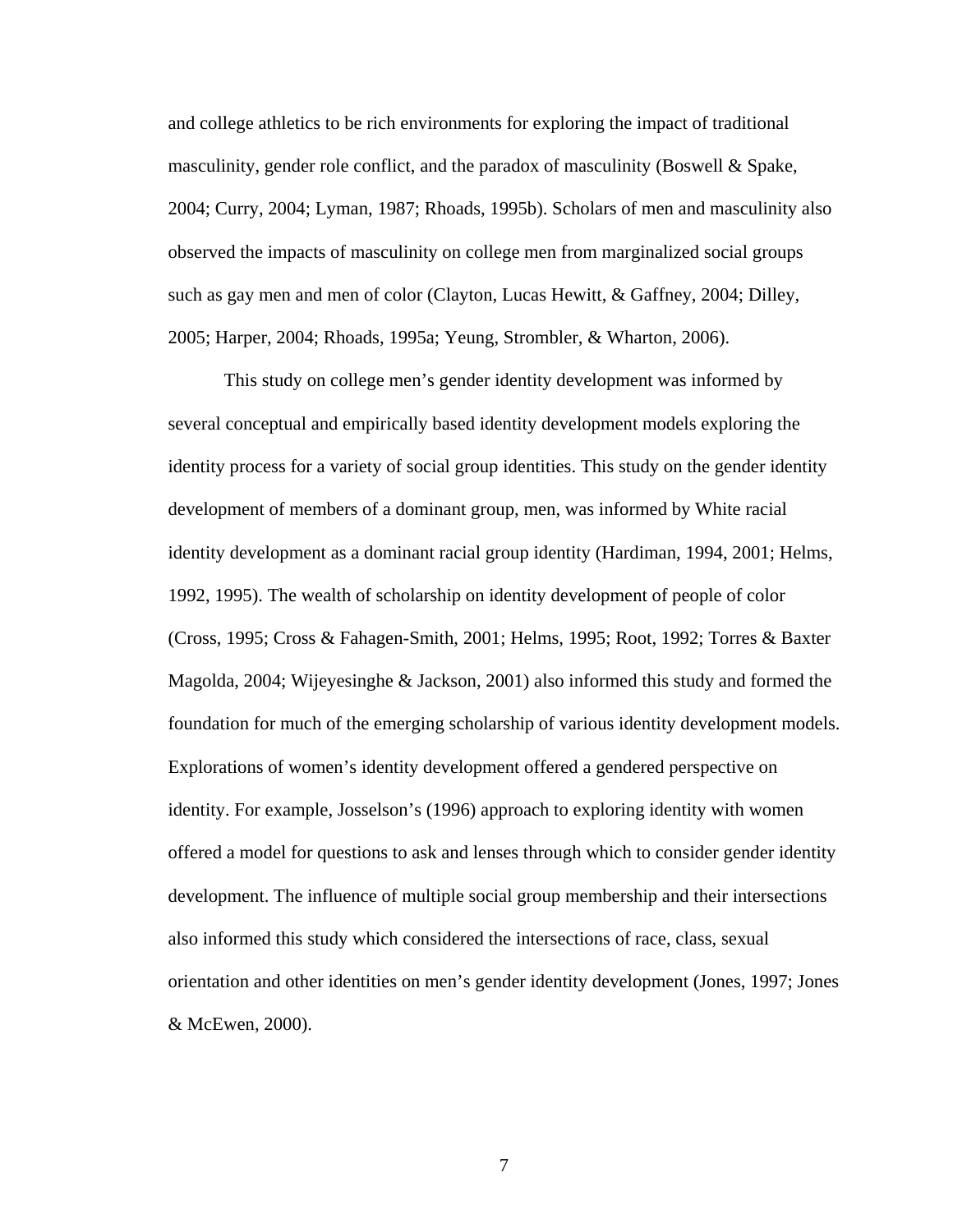and college athletics to be rich environments for exploring the impact of traditional masculinity, gender role conflict, and the paradox of masculinity (Boswell & Spake, 2004; Curry, 2004; Lyman, 1987; Rhoads, 1995b). Scholars of men and masculinity also observed the impacts of masculinity on college men from marginalized social groups such as gay men and men of color (Clayton, Lucas Hewitt, & Gaffney, 2004; Dilley, 2005; Harper, 2004; Rhoads, 1995a; Yeung, Strombler, & Wharton, 2006).

This study on college men's gender identity development was informed by several conceptual and empirically based identity development models exploring the identity process for a variety of social group identities. This study on the gender identity development of members of a dominant group, men, was informed by White racial identity development as a dominant racial group identity (Hardiman, 1994, 2001; Helms, 1992, 1995). The wealth of scholarship on identity development of people of color (Cross, 1995; Cross & Fahagen-Smith, 2001; Helms, 1995; Root, 1992; Torres & Baxter Magolda, 2004; Wijeyesinghe & Jackson, 2001) also informed this study and formed the foundation for much of the emerging scholarship of various identity development models. Explorations of women's identity development offered a gendered perspective on identity. For example, Josselson's (1996) approach to exploring identity with women offered a model for questions to ask and lenses through which to consider gender identity development. The influence of multiple social group membership and their intersections also informed this study which considered the intersections of race, class, sexual orientation and other identities on men's gender identity development (Jones, 1997; Jones & McEwen, 2000).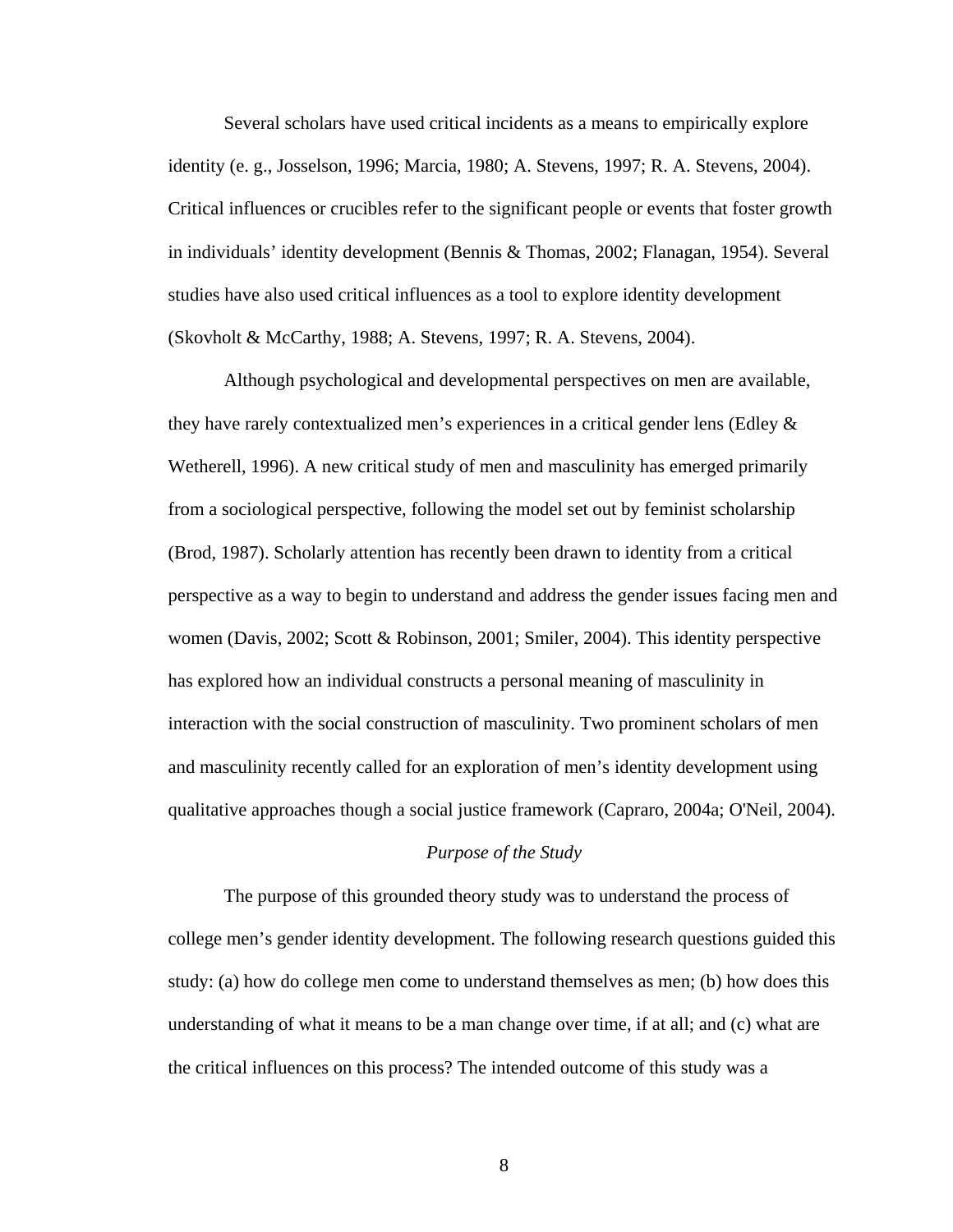Several scholars have used critical incidents as a means to empirically explore identity (e. g., Josselson, 1996; Marcia, 1980; A. Stevens, 1997; R. A. Stevens, 2004). Critical influences or crucibles refer to the significant people or events that foster growth in individuals' identity development (Bennis & Thomas, 2002; Flanagan, 1954). Several studies have also used critical influences as a tool to explore identity development (Skovholt & McCarthy, 1988; A. Stevens, 1997; R. A. Stevens, 2004).

Although psychological and developmental perspectives on men are available, they have rarely contextualized men's experiences in a critical gender lens (Edley & Wetherell, 1996). A new critical study of men and masculinity has emerged primarily from a sociological perspective, following the model set out by feminist scholarship (Brod, 1987). Scholarly attention has recently been drawn to identity from a critical perspective as a way to begin to understand and address the gender issues facing men and women (Davis, 2002; Scott & Robinson, 2001; Smiler, 2004). This identity perspective has explored how an individual constructs a personal meaning of masculinity in interaction with the social construction of masculinity. Two prominent scholars of men and masculinity recently called for an exploration of men's identity development using qualitative approaches though a social justice framework (Capraro, 2004a; O'Neil, 2004).

### *Purpose of the Study*

The purpose of this grounded theory study was to understand the process of college men's gender identity development. The following research questions guided this study: (a) how do college men come to understand themselves as men; (b) how does this understanding of what it means to be a man change over time, if at all; and (c) what are the critical influences on this process? The intended outcome of this study was a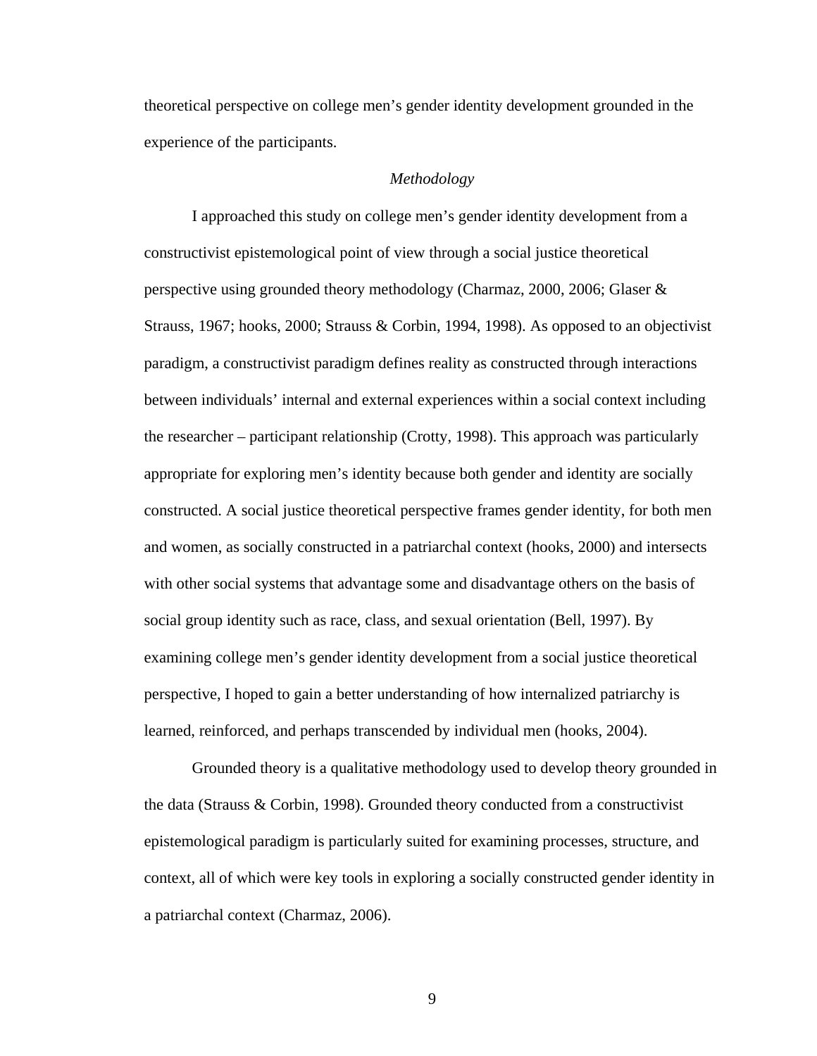theoretical perspective on college men's gender identity development grounded in the experience of the participants.

### *Methodology*

I approached this study on college men's gender identity development from a constructivist epistemological point of view through a social justice theoretical perspective using grounded theory methodology (Charmaz, 2000, 2006; Glaser & Strauss, 1967; hooks, 2000; Strauss & Corbin, 1994, 1998). As opposed to an objectivist paradigm, a constructivist paradigm defines reality as constructed through interactions between individuals' internal and external experiences within a social context including the researcher – participant relationship (Crotty, 1998). This approach was particularly appropriate for exploring men's identity because both gender and identity are socially constructed. A social justice theoretical perspective frames gender identity, for both men and women, as socially constructed in a patriarchal context (hooks, 2000) and intersects with other social systems that advantage some and disadvantage others on the basis of social group identity such as race, class, and sexual orientation (Bell, 1997). By examining college men's gender identity development from a social justice theoretical perspective, I hoped to gain a better understanding of how internalized patriarchy is learned, reinforced, and perhaps transcended by individual men (hooks, 2004).

Grounded theory is a qualitative methodology used to develop theory grounded in the data (Strauss & Corbin, 1998). Grounded theory conducted from a constructivist epistemological paradigm is particularly suited for examining processes, structure, and context, all of which were key tools in exploring a socially constructed gender identity in a patriarchal context (Charmaz, 2006).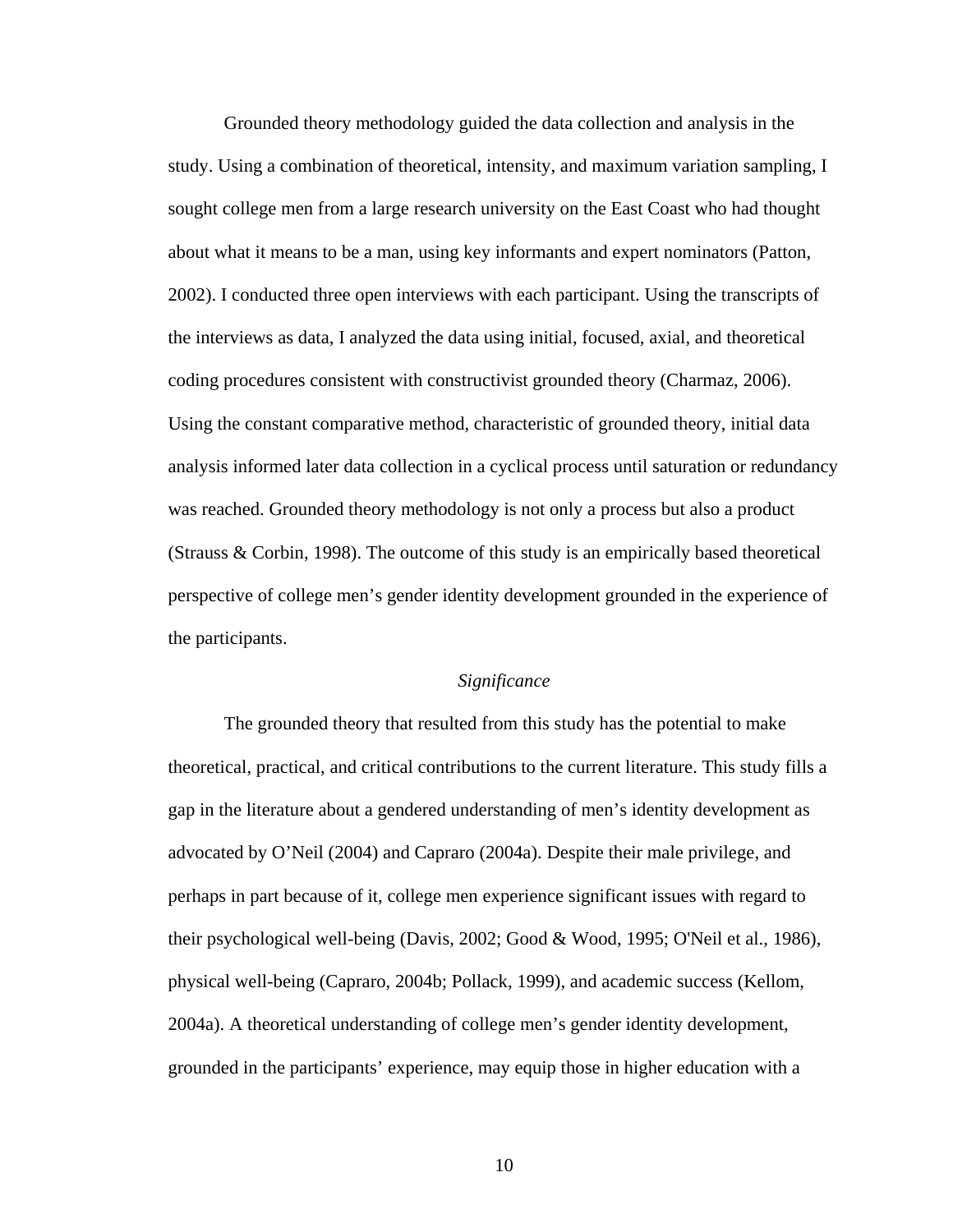Grounded theory methodology guided the data collection and analysis in the study. Using a combination of theoretical, intensity, and maximum variation sampling, I sought college men from a large research university on the East Coast who had thought about what it means to be a man, using key informants and expert nominators (Patton, 2002). I conducted three open interviews with each participant. Using the transcripts of the interviews as data, I analyzed the data using initial, focused, axial, and theoretical coding procedures consistent with constructivist grounded theory (Charmaz, 2006). Using the constant comparative method, characteristic of grounded theory, initial data analysis informed later data collection in a cyclical process until saturation or redundancy was reached. Grounded theory methodology is not only a process but also a product (Strauss & Corbin, 1998). The outcome of this study is an empirically based theoretical perspective of college men's gender identity development grounded in the experience of the participants.

### *Significance*

The grounded theory that resulted from this study has the potential to make theoretical, practical, and critical contributions to the current literature. This study fills a gap in the literature about a gendered understanding of men's identity development as advocated by O'Neil (2004) and Capraro (2004a). Despite their male privilege, and perhaps in part because of it, college men experience significant issues with regard to their psychological well-being (Davis, 2002; Good & Wood, 1995; O'Neil et al., 1986), physical well-being (Capraro, 2004b; Pollack, 1999), and academic success (Kellom, 2004a). A theoretical understanding of college men's gender identity development, grounded in the participants' experience, may equip those in higher education with a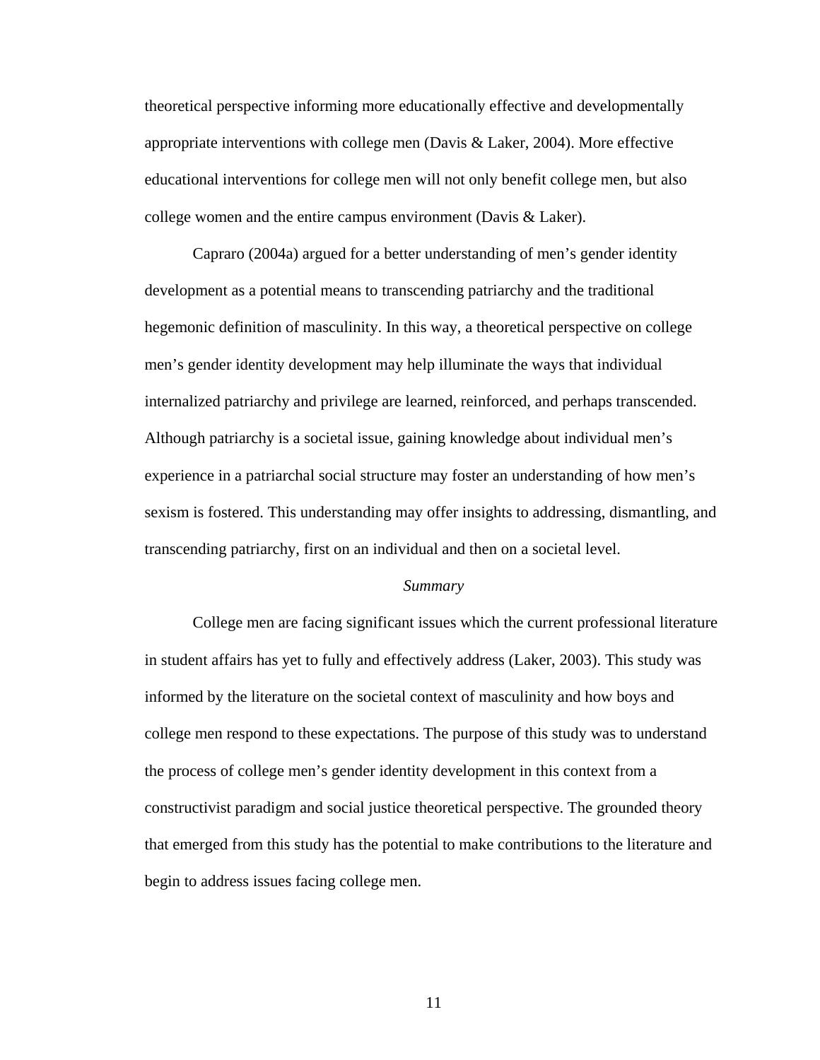theoretical perspective informing more educationally effective and developmentally appropriate interventions with college men (Davis & Laker, 2004). More effective educational interventions for college men will not only benefit college men, but also college women and the entire campus environment (Davis & Laker).

Capraro (2004a) argued for a better understanding of men's gender identity development as a potential means to transcending patriarchy and the traditional hegemonic definition of masculinity. In this way, a theoretical perspective on college men's gender identity development may help illuminate the ways that individual internalized patriarchy and privilege are learned, reinforced, and perhaps transcended. Although patriarchy is a societal issue, gaining knowledge about individual men's experience in a patriarchal social structure may foster an understanding of how men's sexism is fostered. This understanding may offer insights to addressing, dismantling, and transcending patriarchy, first on an individual and then on a societal level.

### *Summary*

College men are facing significant issues which the current professional literature in student affairs has yet to fully and effectively address (Laker, 2003). This study was informed by the literature on the societal context of masculinity and how boys and college men respond to these expectations. The purpose of this study was to understand the process of college men's gender identity development in this context from a constructivist paradigm and social justice theoretical perspective. The grounded theory that emerged from this study has the potential to make contributions to the literature and begin to address issues facing college men.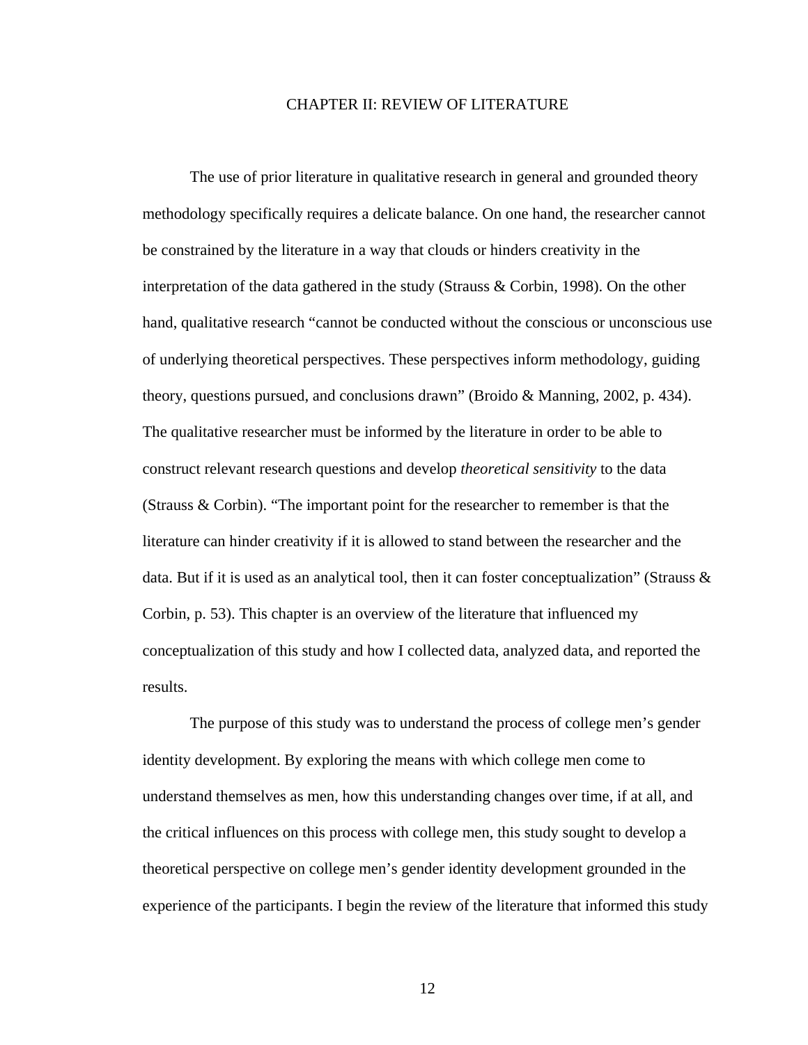# CHAPTER II: REVIEW OF LITERATURE

The use of prior literature in qualitative research in general and grounded theory methodology specifically requires a delicate balance. On one hand, the researcher cannot be constrained by the literature in a way that clouds or hinders creativity in the interpretation of the data gathered in the study (Strauss & Corbin, 1998). On the other hand, qualitative research "cannot be conducted without the conscious or unconscious use of underlying theoretical perspectives. These perspectives inform methodology, guiding theory, questions pursued, and conclusions drawn" (Broido & Manning, 2002, p. 434). The qualitative researcher must be informed by the literature in order to be able to construct relevant research questions and develop *theoretical sensitivity* to the data (Strauss & Corbin). "The important point for the researcher to remember is that the literature can hinder creativity if it is allowed to stand between the researcher and the data. But if it is used as an analytical tool, then it can foster conceptualization" (Strauss & Corbin, p. 53). This chapter is an overview of the literature that influenced my conceptualization of this study and how I collected data, analyzed data, and reported the results.

The purpose of this study was to understand the process of college men's gender identity development. By exploring the means with which college men come to understand themselves as men, how this understanding changes over time, if at all, and the critical influences on this process with college men, this study sought to develop a theoretical perspective on college men's gender identity development grounded in the experience of the participants. I begin the review of the literature that informed this study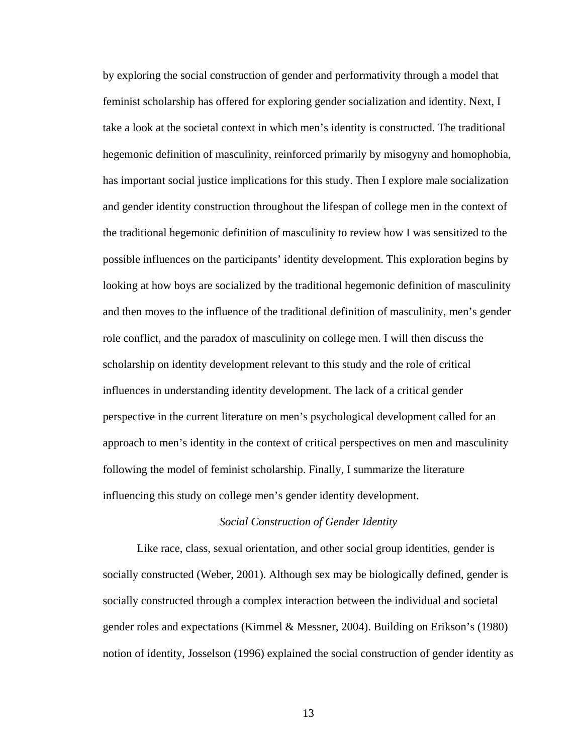by exploring the social construction of gender and performativity through a model that feminist scholarship has offered for exploring gender socialization and identity. Next, I take a look at the societal context in which men's identity is constructed. The traditional hegemonic definition of masculinity, reinforced primarily by misogyny and homophobia, has important social justice implications for this study. Then I explore male socialization and gender identity construction throughout the lifespan of college men in the context of the traditional hegemonic definition of masculinity to review how I was sensitized to the possible influences on the participants' identity development. This exploration begins by looking at how boys are socialized by the traditional hegemonic definition of masculinity and then moves to the influence of the traditional definition of masculinity, men's gender role conflict, and the paradox of masculinity on college men. I will then discuss the scholarship on identity development relevant to this study and the role of critical influences in understanding identity development. The lack of a critical gender perspective in the current literature on men's psychological development called for an approach to men's identity in the context of critical perspectives on men and masculinity following the model of feminist scholarship. Finally, I summarize the literature influencing this study on college men's gender identity development.

## *Social Construction of Gender Identity*

Like race, class, sexual orientation, and other social group identities, gender is socially constructed (Weber, 2001). Although sex may be biologically defined, gender is socially constructed through a complex interaction between the individual and societal gender roles and expectations (Kimmel & Messner, 2004). Building on Erikson's (1980) notion of identity, Josselson (1996) explained the social construction of gender identity as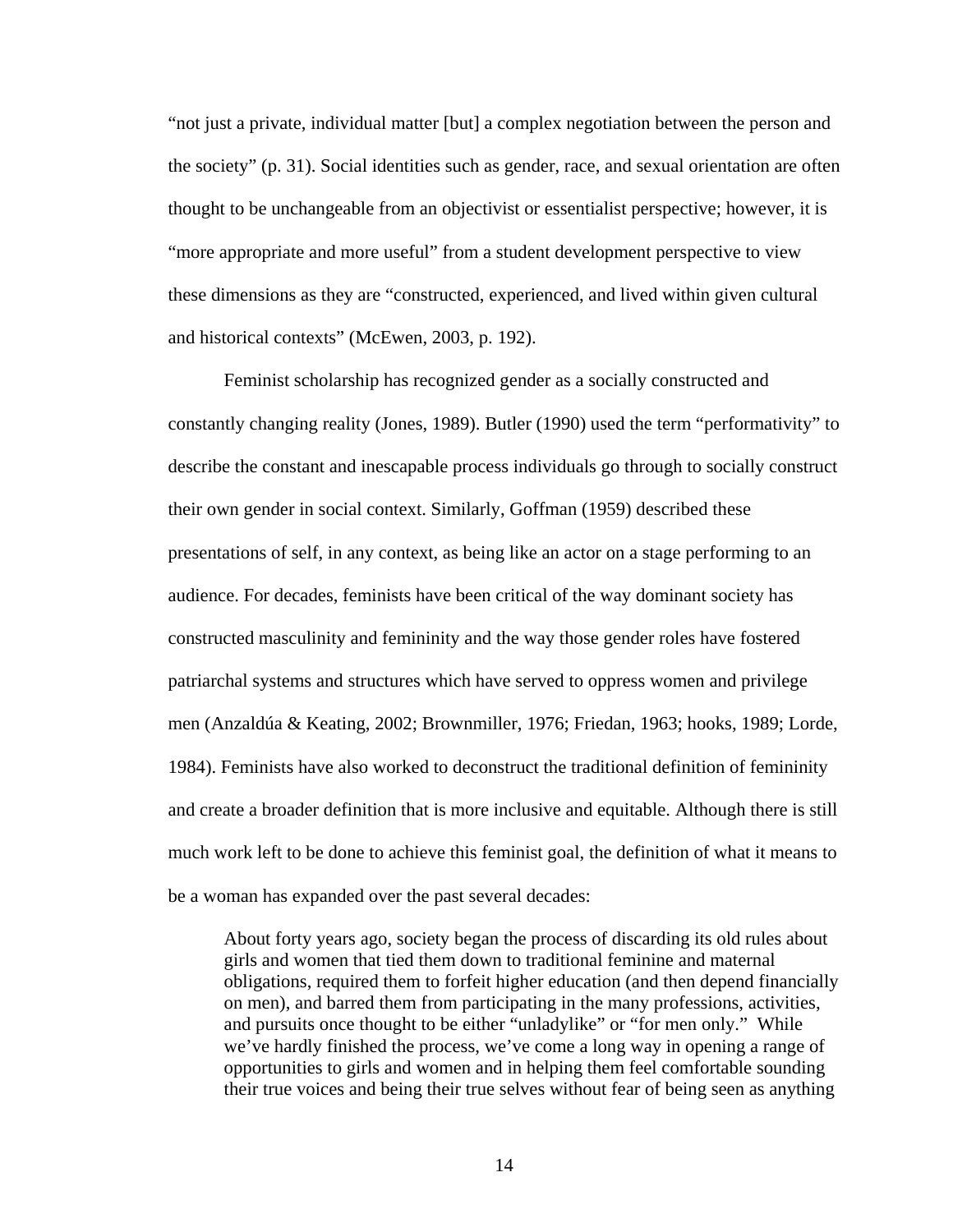"not just a private, individual matter [but] a complex negotiation between the person and the society" (p. 31). Social identities such as gender, race, and sexual orientation are often thought to be unchangeable from an objectivist or essentialist perspective; however, it is "more appropriate and more useful" from a student development perspective to view these dimensions as they are "constructed, experienced, and lived within given cultural and historical contexts" (McEwen, 2003, p. 192).

Feminist scholarship has recognized gender as a socially constructed and constantly changing reality (Jones, 1989). Butler (1990) used the term "performativity" to describe the constant and inescapable process individuals go through to socially construct their own gender in social context. Similarly, Goffman (1959) described these presentations of self, in any context, as being like an actor on a stage performing to an audience. For decades, feminists have been critical of the way dominant society has constructed masculinity and femininity and the way those gender roles have fostered patriarchal systems and structures which have served to oppress women and privilege men (Anzaldúa & Keating, 2002; Brownmiller, 1976; Friedan, 1963; hooks, 1989; Lorde, 1984). Feminists have also worked to deconstruct the traditional definition of femininity and create a broader definition that is more inclusive and equitable. Although there is still much work left to be done to achieve this feminist goal, the definition of what it means to be a woman has expanded over the past several decades:

> About forty years ago, society began the process of discarding its old rules about girls and women that tied them down to traditional feminine and maternal obligations, required them to forfeit higher education (and then depend financially on men), and barred them from participating in the many professions, activities, and pursuits once thought to be either "unladylike" or "for men only." While we've hardly finished the process, we've come a long way in opening a range of opportunities to girls and women and in helping them feel comfortable sounding their true voices and being their true selves without fear of being seen as anything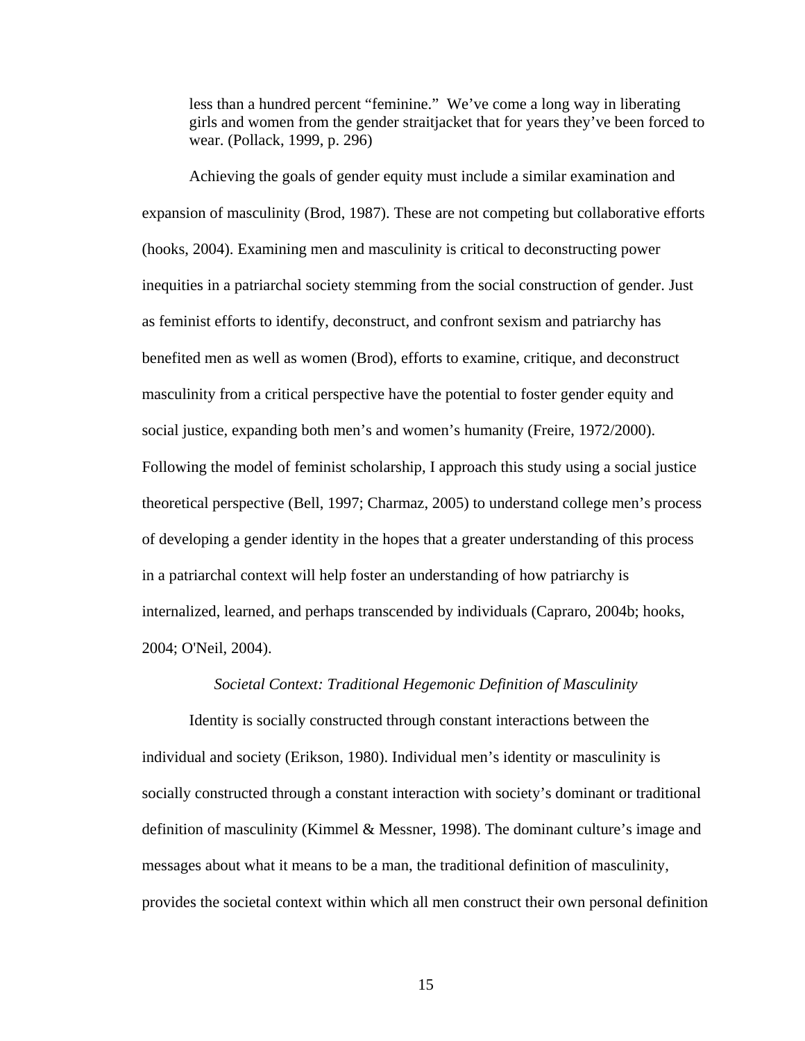> less than a hundred percent "feminine." We've come a long way in liberating girls and women from the gender straitjacket that for years they've been forced to wear. (Pollack, 1999, p. 296)

Achieving the goals of gender equity must include a similar examination and expansion of masculinity (Brod, 1987). These are not competing but collaborative efforts (hooks, 2004). Examining men and masculinity is critical to deconstructing power inequities in a patriarchal society stemming from the social construction of gender. Just as feminist efforts to identify, deconstruct, and confront sexism and patriarchy has benefited men as well as women (Brod), efforts to examine, critique, and deconstruct masculinity from a critical perspective have the potential to foster gender equity and social justice, expanding both men's and women's humanity (Freire, 1972/2000). Following the model of feminist scholarship, I approach this study using a social justice theoretical perspective (Bell, 1997; Charmaz, 2005) to understand college men's process of developing a gender identity in the hopes that a greater understanding of this process in a patriarchal context will help foster an understanding of how patriarchy is internalized, learned, and perhaps transcended by individuals (Capraro, 2004b; hooks, 2004; O'Neil, 2004).

*Societal Context: Traditional Hegemonic Definition of Masculinity*

Identity is socially constructed through constant interactions between the individual and society (Erikson, 1980). Individual men's identity or masculinity is socially constructed through a constant interaction with society's dominant or traditional definition of masculinity (Kimmel & Messner, 1998). The dominant culture's image and messages about what it means to be a man, the traditional definition of masculinity, provides the societal context within which all men construct their own personal definition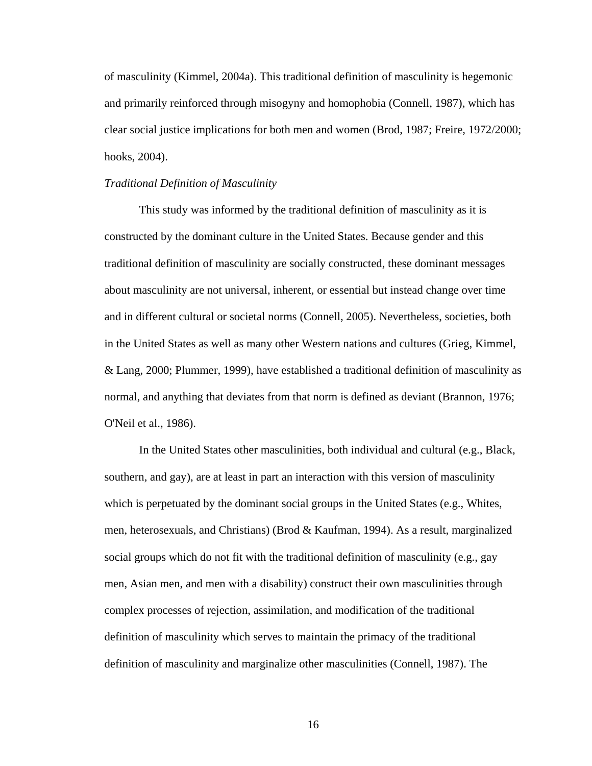of masculinity (Kimmel, 2004a). This traditional definition of masculinity is hegemonic and primarily reinforced through misogyny and homophobia (Connell, 1987), which has clear social justice implications for both men and women (Brod, 1987; Freire, 1972/2000; hooks, 2004).

*Traditional Definition of Masculinity*

This study was informed by the traditional definition of masculinity as it is constructed by the dominant culture in the United States. Because gender and this traditional definition of masculinity are socially constructed, these dominant messages about masculinity are not universal, inherent, or essential but instead change over time and in different cultural or societal norms (Connell, 2005). Nevertheless, societies, both in the United States as well as many other Western nations and cultures (Grieg, Kimmel, & Lang, 2000; Plummer, 1999), have established a traditional definition of masculinity as normal, and anything that deviates from that norm is defined as deviant (Brannon, 1976; O'Neil et al., 1986).

In the United States other masculinities, both individual and cultural (e.g., Black, southern, and gay), are at least in part an interaction with this version of masculinity which is perpetuated by the dominant social groups in the United States (e.g., Whites, men, heterosexuals, and Christians) (Brod & Kaufman, 1994). As a result, marginalized social groups which do not fit with the traditional definition of masculinity (e.g., gay men, Asian men, and men with a disability) construct their own masculinities through complex processes of rejection, assimilation, and modification of the traditional definition of masculinity which serves to maintain the primacy of the traditional definition of masculinity and marginalize other masculinities (Connell, 1987). The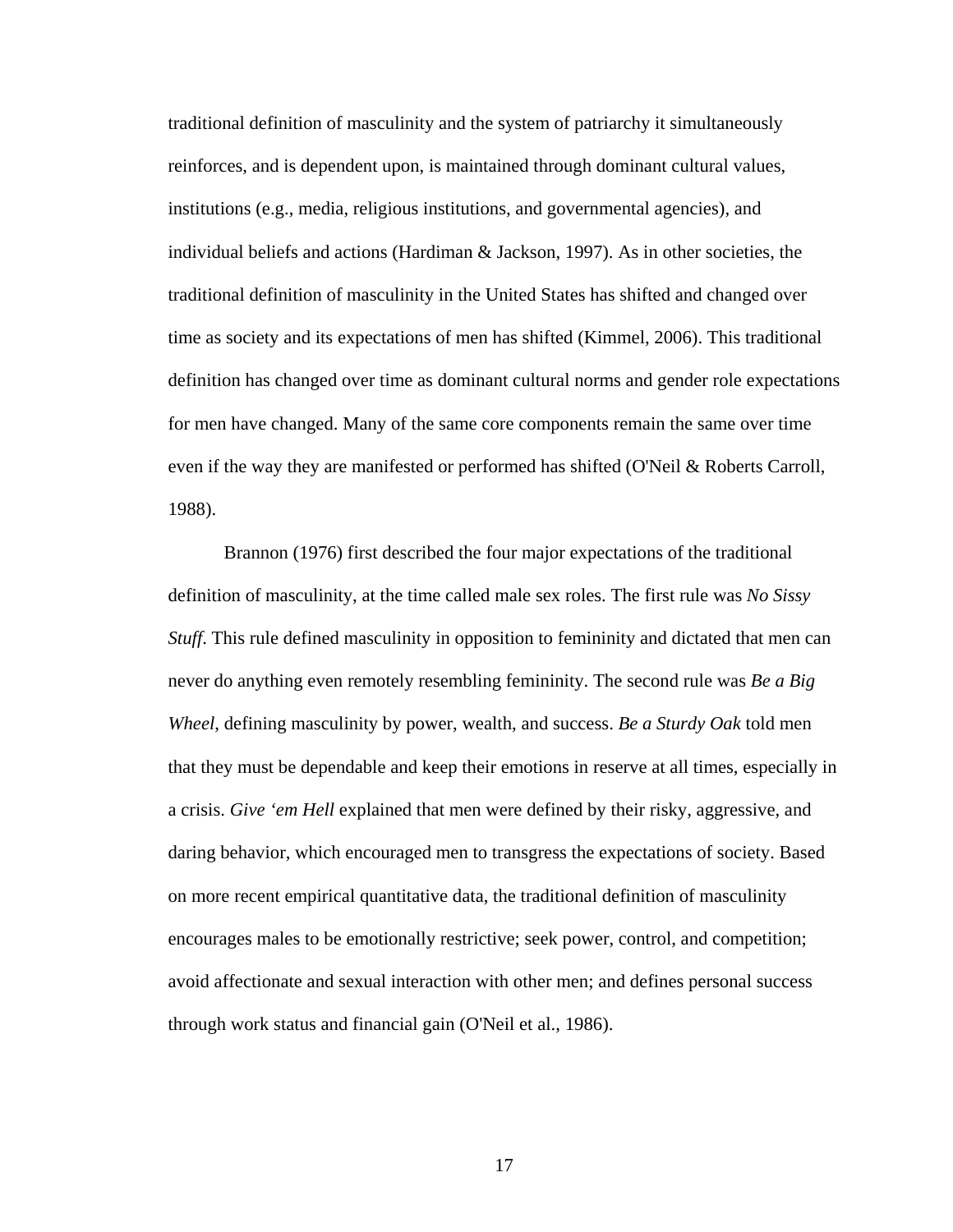traditional definition of masculinity and the system of patriarchy it simultaneously reinforces, and is dependent upon, is maintained through dominant cultural values, institutions (e.g., media, religious institutions, and governmental agencies), and individual beliefs and actions (Hardiman & Jackson, 1997). As in other societies, the traditional definition of masculinity in the United States has shifted and changed over time as society and its expectations of men has shifted (Kimmel, 2006). This traditional definition has changed over time as dominant cultural norms and gender role expectations for men have changed. Many of the same core components remain the same over time even if the way they are manifested or performed has shifted (O'Neil & Roberts Carroll, 1988).

Brannon (1976) first described the four major expectations of the traditional definition of masculinity, at the time called male sex roles. The first rule was *No Sissy Stuff*. This rule defined masculinity in opposition to femininity and dictated that men can never do anything even remotely resembling femininity. The second rule was *Be a Big Wheel*, defining masculinity by power, wealth, and success. *Be a Sturdy Oak* told men that they must be dependable and keep their emotions in reserve at all times, especially in a crisis. *Give 'em Hell* explained that men were defined by their risky, aggressive, and daring behavior, which encouraged men to transgress the expectations of society. Based on more recent empirical quantitative data, the traditional definition of masculinity encourages males to be emotionally restrictive; seek power, control, and competition; avoid affectionate and sexual interaction with other men; and defines personal success through work status and financial gain (O'Neil et al., 1986).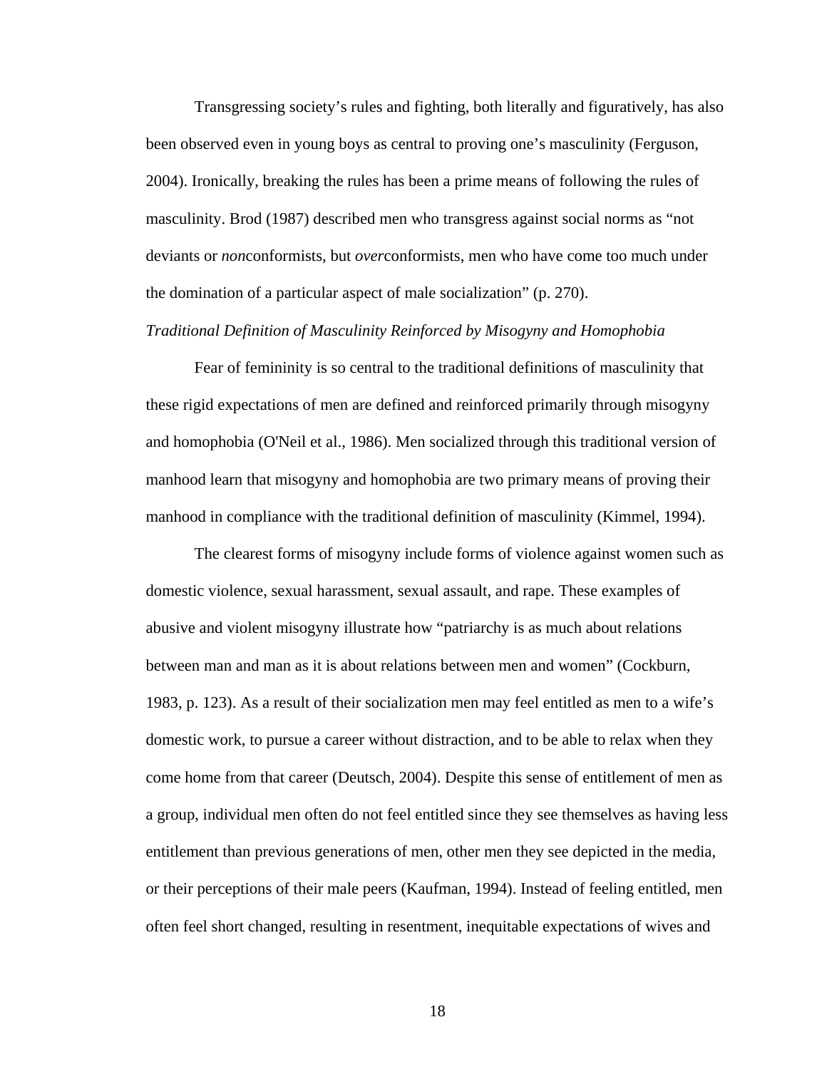Transgressing society's rules and fighting, both literally and figuratively, has also been observed even in young boys as central to proving one's masculinity (Ferguson, 2004). Ironically, breaking the rules has been a prime means of following the rules of masculinity. Brod (1987) described men who transgress against social norms as "not deviants or *non*conformists, but *over*conformists, men who have come too much under the domination of a particular aspect of male socialization" (p. 270).

*Traditional Definition of Masculinity Reinforced by Misogyny and Homophobia*

Fear of femininity is so central to the traditional definitions of masculinity that these rigid expectations of men are defined and reinforced primarily through misogyny and homophobia (O'Neil et al., 1986). Men socialized through this traditional version of manhood learn that misogyny and homophobia are two primary means of proving their manhood in compliance with the traditional definition of masculinity (Kimmel, 1994).

The clearest forms of misogyny include forms of violence against women such as domestic violence, sexual harassment, sexual assault, and rape. These examples of abusive and violent misogyny illustrate how "patriarchy is as much about relations between man and man as it is about relations between men and women" (Cockburn, 1983, p. 123). As a result of their socialization men may feel entitled as men to a wife's domestic work, to pursue a career without distraction, and to be able to relax when they come home from that career (Deutsch, 2004). Despite this sense of entitlement of men as a group, individual men often do not feel entitled since they see themselves as having less entitlement than previous generations of men, other men they see depicted in the media, or their perceptions of their male peers (Kaufman, 1994). Instead of feeling entitled, men often feel short changed, resulting in resentment, inequitable expectations of wives and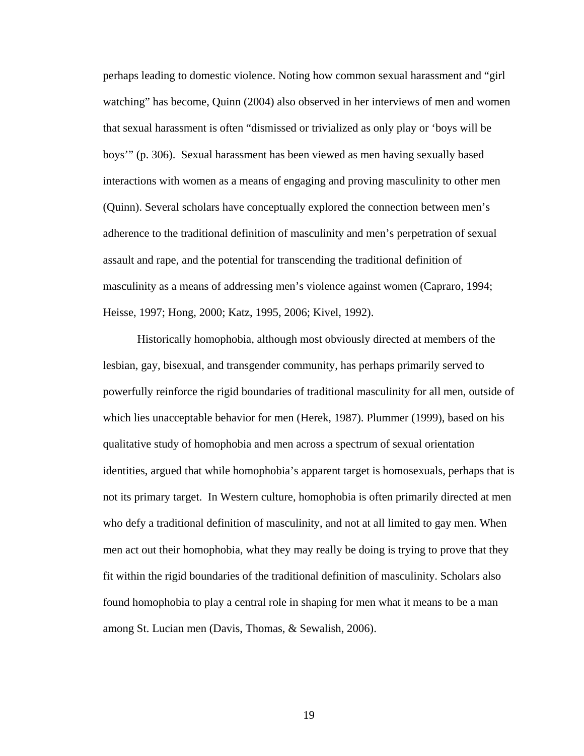perhaps leading to domestic violence. Noting how common sexual harassment and "girl watching" has become, Quinn (2004) also observed in her interviews of men and women that sexual harassment is often "dismissed or trivialized as only play or 'boys will be boys'" (p. 306). Sexual harassment has been viewed as men having sexually based interactions with women as a means of engaging and proving masculinity to other men (Quinn). Several scholars have conceptually explored the connection between men's adherence to the traditional definition of masculinity and men's perpetration of sexual assault and rape, and the potential for transcending the traditional definition of masculinity as a means of addressing men's violence against women (Capraro, 1994; Heisse, 1997; Hong, 2000; Katz, 1995, 2006; Kivel, 1992).

Historically homophobia, although most obviously directed at members of the lesbian, gay, bisexual, and transgender community, has perhaps primarily served to powerfully reinforce the rigid boundaries of traditional masculinity for all men, outside of which lies unacceptable behavior for men (Herek, 1987). Plummer (1999), based on his qualitative study of homophobia and men across a spectrum of sexual orientation identities, argued that while homophobia's apparent target is homosexuals, perhaps that is not its primary target. In Western culture, homophobia is often primarily directed at men who defy a traditional definition of masculinity, and not at all limited to gay men. When men act out their homophobia, what they may really be doing is trying to prove that they fit within the rigid boundaries of the traditional definition of masculinity. Scholars also found homophobia to play a central role in shaping for men what it means to be a man among St. Lucian men (Davis, Thomas, & Sewalish, 2006).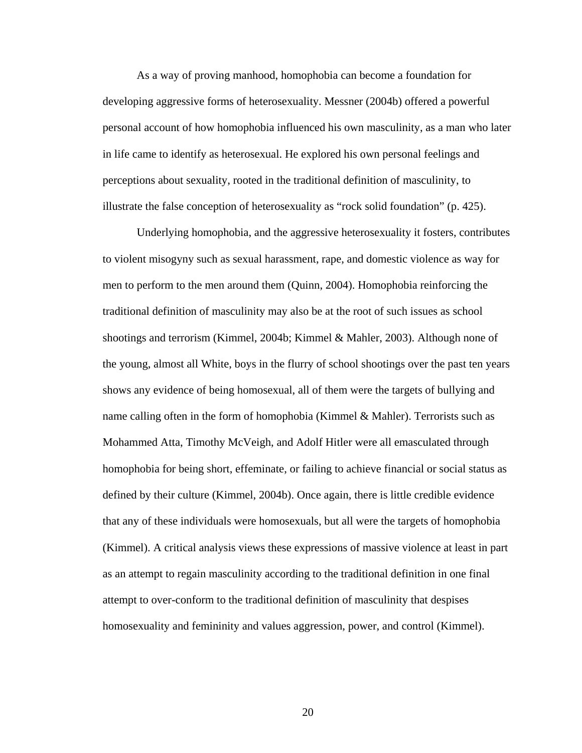As a way of proving manhood, homophobia can become a foundation for developing aggressive forms of heterosexuality. Messner (2004b) offered a powerful personal account of how homophobia influenced his own masculinity, as a man who later in life came to identify as heterosexual. He explored his own personal feelings and perceptions about sexuality, rooted in the traditional definition of masculinity, to illustrate the false conception of heterosexuality as "rock solid foundation" (p. 425).

Underlying homophobia, and the aggressive heterosexuality it fosters, contributes to violent misogyny such as sexual harassment, rape, and domestic violence as way for men to perform to the men around them (Quinn, 2004). Homophobia reinforcing the traditional definition of masculinity may also be at the root of such issues as school shootings and terrorism (Kimmel, 2004b; Kimmel & Mahler, 2003). Although none of the young, almost all White, boys in the flurry of school shootings over the past ten years shows any evidence of being homosexual, all of them were the targets of bullying and name calling often in the form of homophobia (Kimmel & Mahler). Terrorists such as Mohammed Atta, Timothy McVeigh, and Adolf Hitler were all emasculated through homophobia for being short, effeminate, or failing to achieve financial or social status as defined by their culture (Kimmel, 2004b). Once again, there is little credible evidence that any of these individuals were homosexuals, but all were the targets of homophobia (Kimmel). A critical analysis views these expressions of massive violence at least in part as an attempt to regain masculinity according to the traditional definition in one final attempt to over-conform to the traditional definition of masculinity that despises homosexuality and femininity and values aggression, power, and control (Kimmel).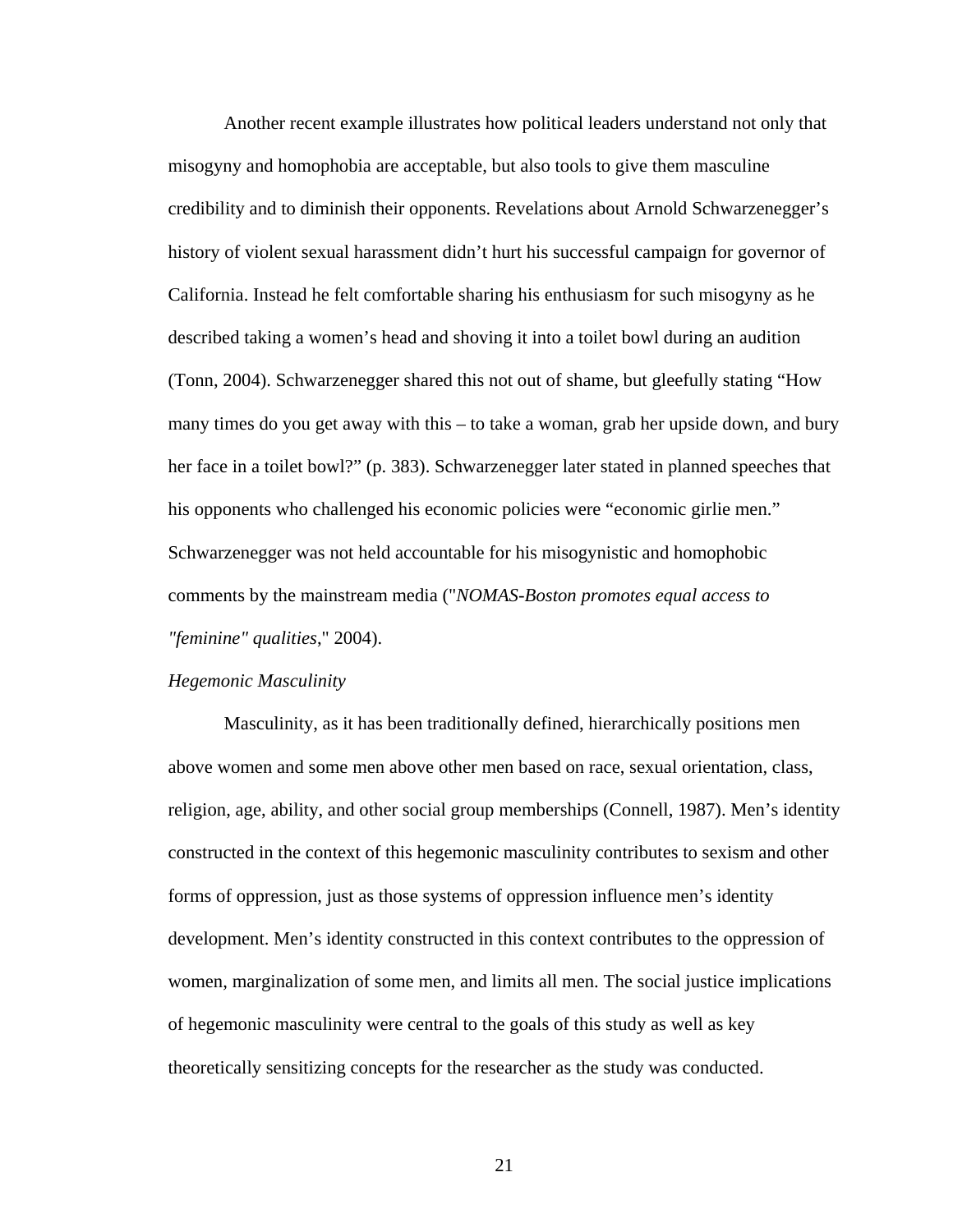Another recent example illustrates how political leaders understand not only that misogyny and homophobia are acceptable, but also tools to give them masculine credibility and to diminish their opponents. Revelations about Arnold Schwarzenegger's history of violent sexual harassment didn't hurt his successful campaign for governor of California. Instead he felt comfortable sharing his enthusiasm for such misogyny as he described taking a women's head and shoving it into a toilet bowl during an audition (Tonn, 2004). Schwarzenegger shared this not out of shame, but gleefully stating "How many times do you get away with this – to take a woman, grab her upside down, and bury her face in a toilet bowl?" (p. 383). Schwarzenegger later stated in planned speeches that his opponents who challenged his economic policies were "economic girlie men." Schwarzenegger was not held accountable for his misogynistic and homophobic comments by the mainstream media ("*NOMAS-Boston promotes equal access to "feminine" qualities*," 2004).

*Hegemonic Masculinity*

Masculinity, as it has been traditionally defined, hierarchically positions men above women and some men above other men based on race, sexual orientation, class, religion, age, ability, and other social group memberships (Connell, 1987). Men's identity constructed in the context of this hegemonic masculinity contributes to sexism and other forms of oppression, just as those systems of oppression influence men's identity development. Men's identity constructed in this context contributes to the oppression of women, marginalization of some men, and limits all men. The social justice implications of hegemonic masculinity were central to the goals of this study as well as key theoretically sensitizing concepts for the researcher as the study was conducted.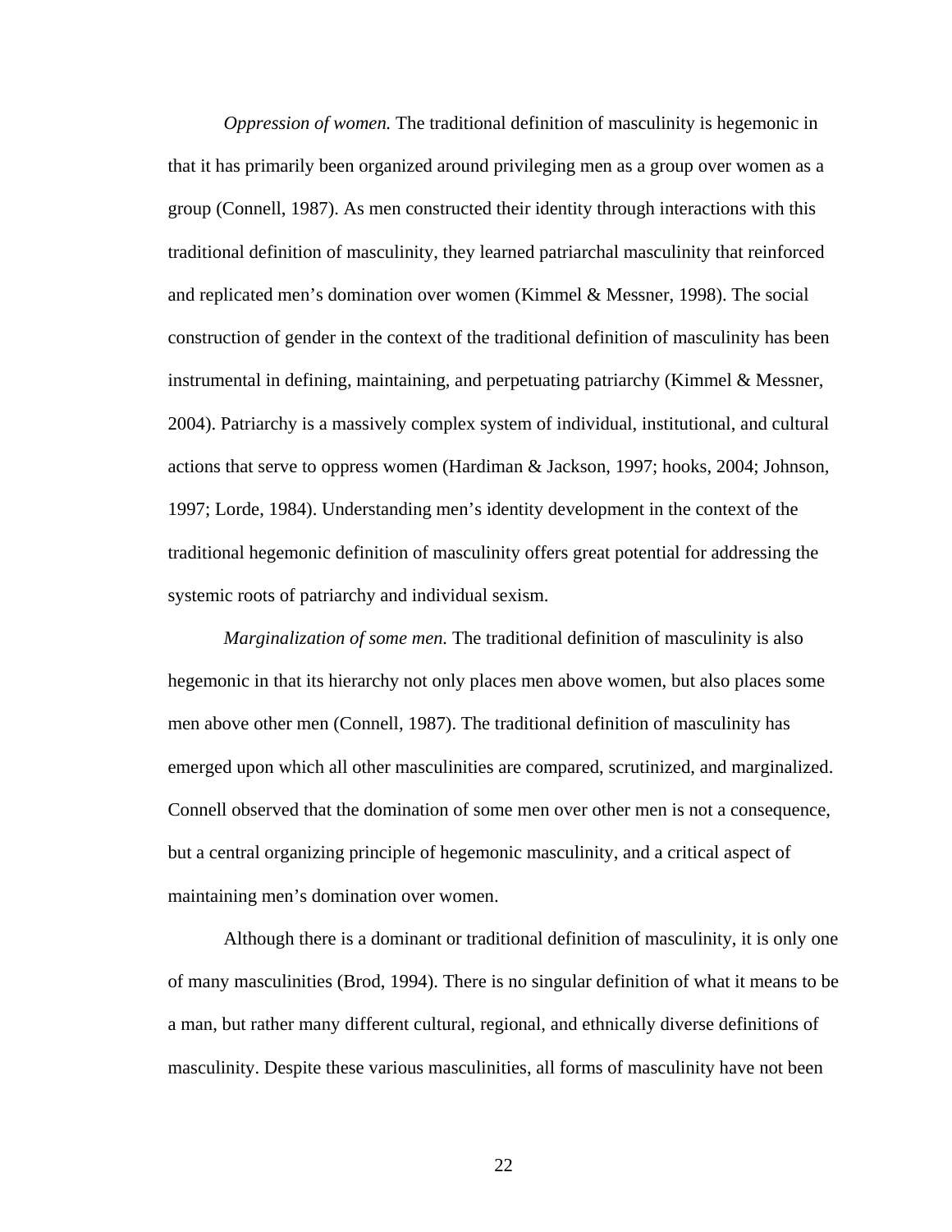*Oppression of women.* The traditional definition of masculinity is hegemonic in that it has primarily been organized around privileging men as a group over women as a group (Connell, 1987). As men constructed their identity through interactions with this traditional definition of masculinity, they learned patriarchal masculinity that reinforced and replicated men's domination over women (Kimmel & Messner, 1998). The social construction of gender in the context of the traditional definition of masculinity has been instrumental in defining, maintaining, and perpetuating patriarchy (Kimmel & Messner, 2004). Patriarchy is a massively complex system of individual, institutional, and cultural actions that serve to oppress women (Hardiman & Jackson, 1997; hooks, 2004; Johnson, 1997; Lorde, 1984). Understanding men's identity development in the context of the traditional hegemonic definition of masculinity offers great potential for addressing the systemic roots of patriarchy and individual sexism.

*Marginalization of some men.* The traditional definition of masculinity is also hegemonic in that its hierarchy not only places men above women, but also places some men above other men (Connell, 1987). The traditional definition of masculinity has emerged upon which all other masculinities are compared, scrutinized, and marginalized. Connell observed that the domination of some men over other men is not a consequence, but a central organizing principle of hegemonic masculinity, and a critical aspect of maintaining men's domination over women.

Although there is a dominant or traditional definition of masculinity, it is only one of many masculinities (Brod, 1994). There is no singular definition of what it means to be a man, but rather many different cultural, regional, and ethnically diverse definitions of masculinity. Despite these various masculinities, all forms of masculinity have not been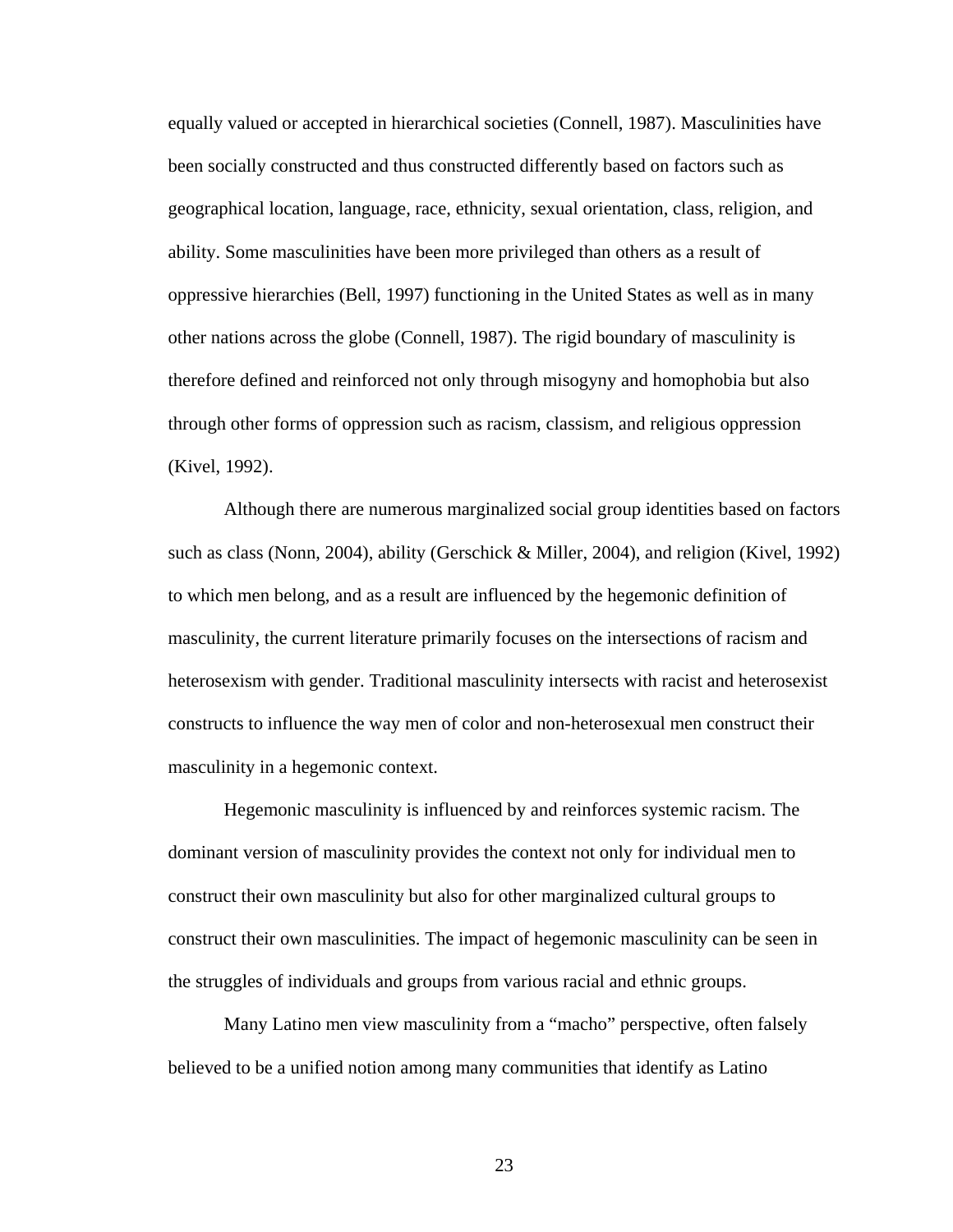equally valued or accepted in hierarchical societies (Connell, 1987). Masculinities have been socially constructed and thus constructed differently based on factors such as geographical location, language, race, ethnicity, sexual orientation, class, religion, and ability. Some masculinities have been more privileged than others as a result of oppressive hierarchies (Bell, 1997) functioning in the United States as well as in many other nations across the globe (Connell, 1987). The rigid boundary of masculinity is therefore defined and reinforced not only through misogyny and homophobia but also through other forms of oppression such as racism, classism, and religious oppression (Kivel, 1992).

Although there are numerous marginalized social group identities based on factors such as class (Nonn, 2004), ability (Gerschick & Miller, 2004), and religion (Kivel, 1992) to which men belong, and as a result are influenced by the hegemonic definition of masculinity, the current literature primarily focuses on the intersections of racism and heterosexism with gender. Traditional masculinity intersects with racist and heterosexist constructs to influence the way men of color and non-heterosexual men construct their masculinity in a hegemonic context.

Hegemonic masculinity is influenced by and reinforces systemic racism. The dominant version of masculinity provides the context not only for individual men to construct their own masculinity but also for other marginalized cultural groups to construct their own masculinities. The impact of hegemonic masculinity can be seen in the struggles of individuals and groups from various racial and ethnic groups.

Many Latino men view masculinity from a "macho" perspective, often falsely believed to be a unified notion among many communities that identify as Latino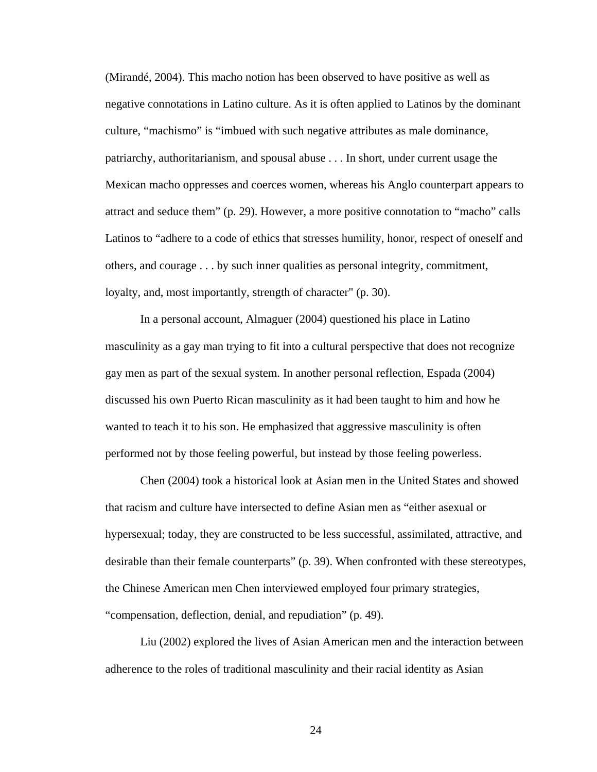(Mirandé, 2004). This macho notion has been observed to have positive as well as negative connotations in Latino culture. As it is often applied to Latinos by the dominant culture, “machismo” is “imbued with such negative attributes as male dominance, patriarchy, authoritarianism, and spousal abuse . . . In short, under current usage the Mexican macho oppresses and coerces women, whereas his Anglo counterpart appears to attract and seduce them” (p. 29). However, a more positive connotation to “macho” calls Latinos to “adhere to a code of ethics that stresses humility, honor, respect of oneself and others, and courage . . . by such inner qualities as personal integrity, commitment, loyalty, and, most importantly, strength of character" (p. 30).

In a personal account, Almaguer (2004) questioned his place in Latino masculinity as a gay man trying to fit into a cultural perspective that does not recognize gay men as part of the sexual system. In another personal reflection, Espada (2004) discussed his own Puerto Rican masculinity as it had been taught to him and how he wanted to teach it to his son. He emphasized that aggressive masculinity is often performed not by those feeling powerful, but instead by those feeling powerless.

Chen (2004) took a historical look at Asian men in the United States and showed that racism and culture have intersected to define Asian men as “either asexual or hypersexual; today, they are constructed to be less successful, assimilated, attractive, and desirable than their female counterparts” (p. 39). When confronted with these stereotypes, the Chinese American men Chen interviewed employed four primary strategies, “compensation, deflection, denial, and repudiation” (p. 49).

Liu (2002) explored the lives of Asian American men and the interaction between adherence to the roles of traditional masculinity and their racial identity as Asian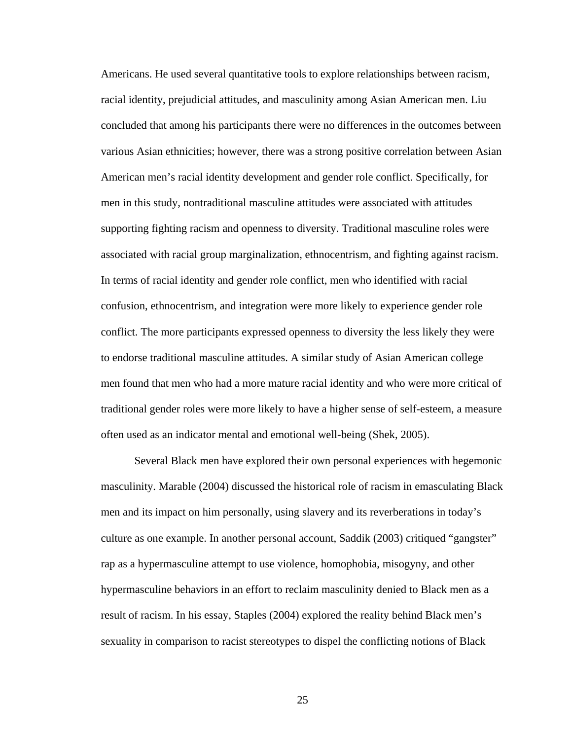Americans. He used several quantitative tools to explore relationships between racism, racial identity, prejudicial attitudes, and masculinity among Asian American men. Liu concluded that among his participants there were no differences in the outcomes between various Asian ethnicities; however, there was a strong positive correlation between Asian American men's racial identity development and gender role conflict. Specifically, for men in this study, nontraditional masculine attitudes were associated with attitudes supporting fighting racism and openness to diversity. Traditional masculine roles were associated with racial group marginalization, ethnocentrism, and fighting against racism. In terms of racial identity and gender role conflict, men who identified with racial confusion, ethnocentrism, and integration were more likely to experience gender role conflict. The more participants expressed openness to diversity the less likely they were to endorse traditional masculine attitudes. A similar study of Asian American college men found that men who had a more mature racial identity and who were more critical of traditional gender roles were more likely to have a higher sense of self-esteem, a measure often used as an indicator mental and emotional well-being (Shek, 2005).

Several Black men have explored their own personal experiences with hegemonic masculinity. Marable (2004) discussed the historical role of racism in emasculating Black men and its impact on him personally, using slavery and its reverberations in today's culture as one example. In another personal account, Saddik (2003) critiqued "gangster" rap as a hypermasculine attempt to use violence, homophobia, misogyny, and other hypermasculine behaviors in an effort to reclaim masculinity denied to Black men as a result of racism. In his essay, Staples (2004) explored the reality behind Black men's sexuality in comparison to racist stereotypes to dispel the conflicting notions of Black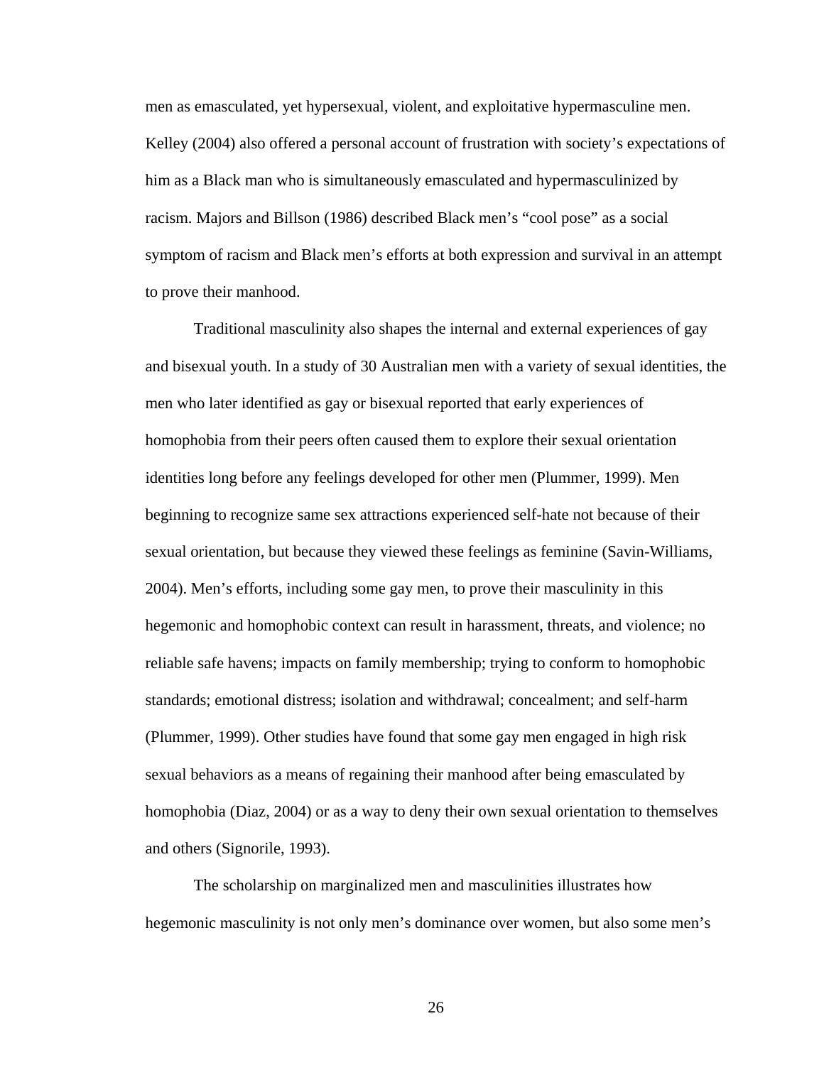men as emasculated, yet hypersexual, violent, and exploitative hypermasculine men. Kelley (2004) also offered a personal account of frustration with society's expectations of him as a Black man who is simultaneously emasculated and hypermasculinized by racism. Majors and Billson (1986) described Black men's "cool pose" as a social symptom of racism and Black men's efforts at both expression and survival in an attempt to prove their manhood.

Traditional masculinity also shapes the internal and external experiences of gay and bisexual youth. In a study of 30 Australian men with a variety of sexual identities, the men who later identified as gay or bisexual reported that early experiences of homophobia from their peers often caused them to explore their sexual orientation identities long before any feelings developed for other men (Plummer, 1999). Men beginning to recognize same sex attractions experienced self-hate not because of their sexual orientation, but because they viewed these feelings as feminine (Savin-Williams, 2004). Men's efforts, including some gay men, to prove their masculinity in this hegemonic and homophobic context can result in harassment, threats, and violence; no reliable safe havens; impacts on family membership; trying to conform to homophobic standards; emotional distress; isolation and withdrawal; concealment; and self-harm (Plummer, 1999). Other studies have found that some gay men engaged in high risk sexual behaviors as a means of regaining their manhood after being emasculated by homophobia (Diaz, 2004) or as a way to deny their own sexual orientation to themselves and others (Signorile, 1993).

The scholarship on marginalized men and masculinities illustrates how hegemonic masculinity is not only men's dominance over women, but also some men's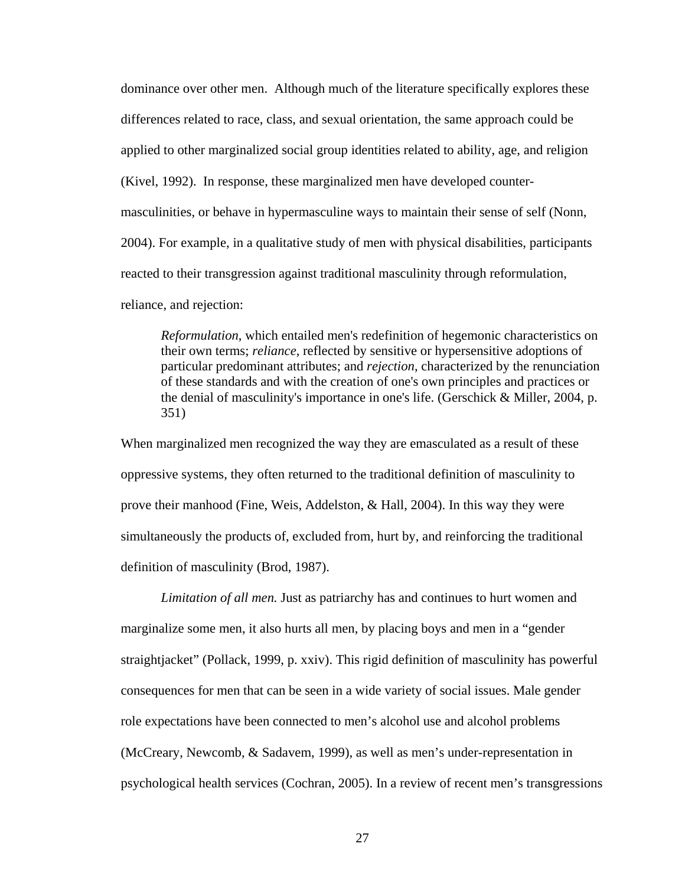dominance over other men. Although much of the literature specifically explores these differences related to race, class, and sexual orientation, the same approach could be applied to other marginalized social group identities related to ability, age, and religion (Kivel, 1992). In response, these marginalized men have developed counter-masculinities, or behave in hypermasculine ways to maintain their sense of self (Nonn, 2004). For example, in a qualitative study of men with physical disabilities, participants reacted to their transgression against traditional masculinity through reformulation, reliance, and rejection:

> *Reformulation*, which entailed men's redefinition of hegemonic characteristics on their own terms; *reliance*, reflected by sensitive or hypersensitive adoptions of particular predominant attributes; and *rejection*, characterized by the renunciation of these standards and with the creation of one's own principles and practices or the denial of masculinity's importance in one's life. (Gerschick & Miller, 2004, p. 351)

When marginalized men recognized the way they are emasculated as a result of these oppressive systems, they often returned to the traditional definition of masculinity to prove their manhood (Fine, Weis, Addelston, & Hall, 2004). In this way they were simultaneously the products of, excluded from, hurt by, and reinforcing the traditional definition of masculinity (Brod, 1987).

*Limitation of all men.* Just as patriarchy has and continues to hurt women and marginalize some men, it also hurts all men, by placing boys and men in a "gender straightjacket" (Pollack, 1999, p. xxiv). This rigid definition of masculinity has powerful consequences for men that can be seen in a wide variety of social issues. Male gender role expectations have been connected to men's alcohol use and alcohol problems (McCreary, Newcomb, & Sadavem, 1999), as well as men's under-representation in psychological health services (Cochran, 2005). In a review of recent men's transgressions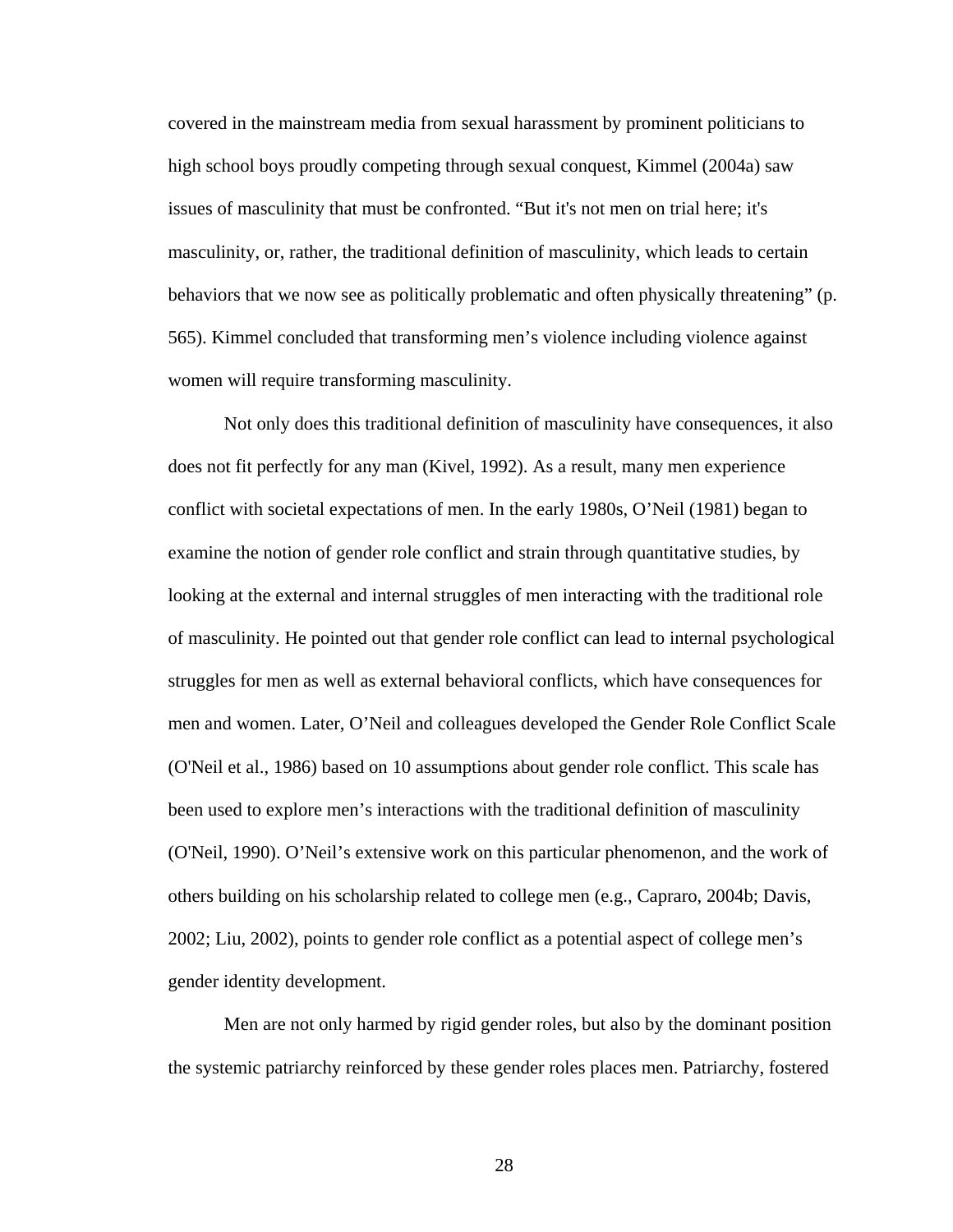covered in the mainstream media from sexual harassment by prominent politicians to high school boys proudly competing through sexual conquest, Kimmel (2004a) saw issues of masculinity that must be confronted. “But it's not men on trial here; it's masculinity, or, rather, the traditional definition of masculinity, which leads to certain behaviors that we now see as politically problematic and often physically threatening” (p. 565). Kimmel concluded that transforming men’s violence including violence against women will require transforming masculinity.

Not only does this traditional definition of masculinity have consequences, it also does not fit perfectly for any man (Kivel, 1992). As a result, many men experience conflict with societal expectations of men. In the early 1980s, O’Neil (1981) began to examine the notion of gender role conflict and strain through quantitative studies, by looking at the external and internal struggles of men interacting with the traditional role of masculinity. He pointed out that gender role conflict can lead to internal psychological struggles for men as well as external behavioral conflicts, which have consequences for men and women. Later, O’Neil and colleagues developed the Gender Role Conflict Scale (O'Neil et al., 1986) based on 10 assumptions about gender role conflict. This scale has been used to explore men’s interactions with the traditional definition of masculinity (O'Neil, 1990). O’Neil’s extensive work on this particular phenomenon, and the work of others building on his scholarship related to college men (e.g., Capraro, 2004b; Davis, 2002; Liu, 2002), points to gender role conflict as a potential aspect of college men’s gender identity development.

Men are not only harmed by rigid gender roles, but also by the dominant position the systemic patriarchy reinforced by these gender roles places men. Patriarchy, fostered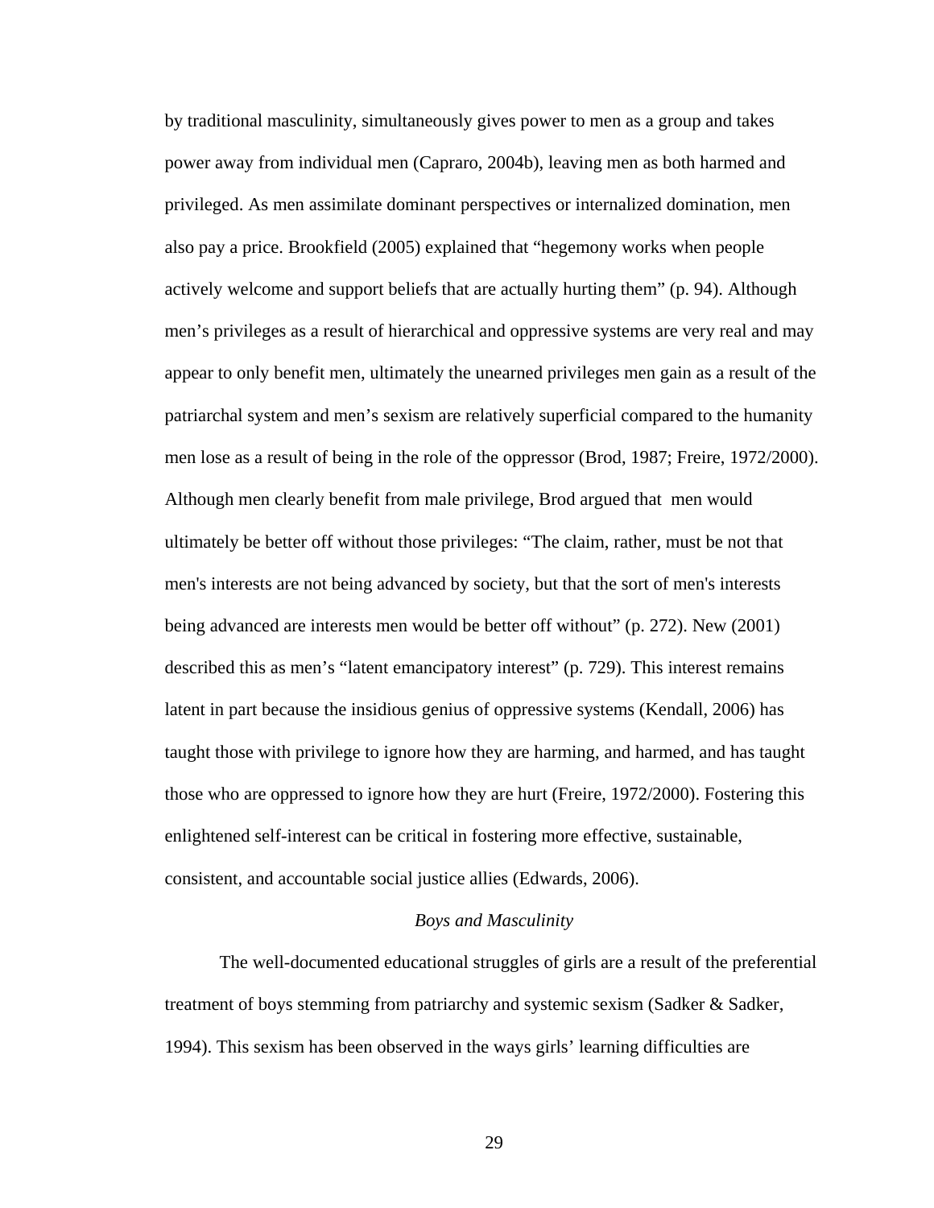by traditional masculinity, simultaneously gives power to men as a group and takes power away from individual men (Capraro, 2004b), leaving men as both harmed and privileged. As men assimilate dominant perspectives or internalized domination, men also pay a price. Brookfield (2005) explained that "hegemony works when people actively welcome and support beliefs that are actually hurting them" (p. 94). Although men's privileges as a result of hierarchical and oppressive systems are very real and may appear to only benefit men, ultimately the unearned privileges men gain as a result of the patriarchal system and men's sexism are relatively superficial compared to the humanity men lose as a result of being in the role of the oppressor (Brod, 1987; Freire, 1972/2000). Although men clearly benefit from male privilege, Brod argued that men would ultimately be better off without those privileges: "The claim, rather, must be not that men's interests are not being advanced by society, but that the sort of men's interests being advanced are interests men would be better off without" (p. 272). New (2001) described this as men's "latent emancipatory interest" (p. 729). This interest remains latent in part because the insidious genius of oppressive systems (Kendall, 2006) has taught those with privilege to ignore how they are harming, and harmed, and has taught those who are oppressed to ignore how they are hurt (Freire, 1972/2000). Fostering this enlightened self-interest can be critical in fostering more effective, sustainable, consistent, and accountable social justice allies (Edwards, 2006).

### *Boys and Masculinity*

The well-documented educational struggles of girls are a result of the preferential treatment of boys stemming from patriarchy and systemic sexism (Sadker & Sadker, 1994). This sexism has been observed in the ways girls' learning difficulties are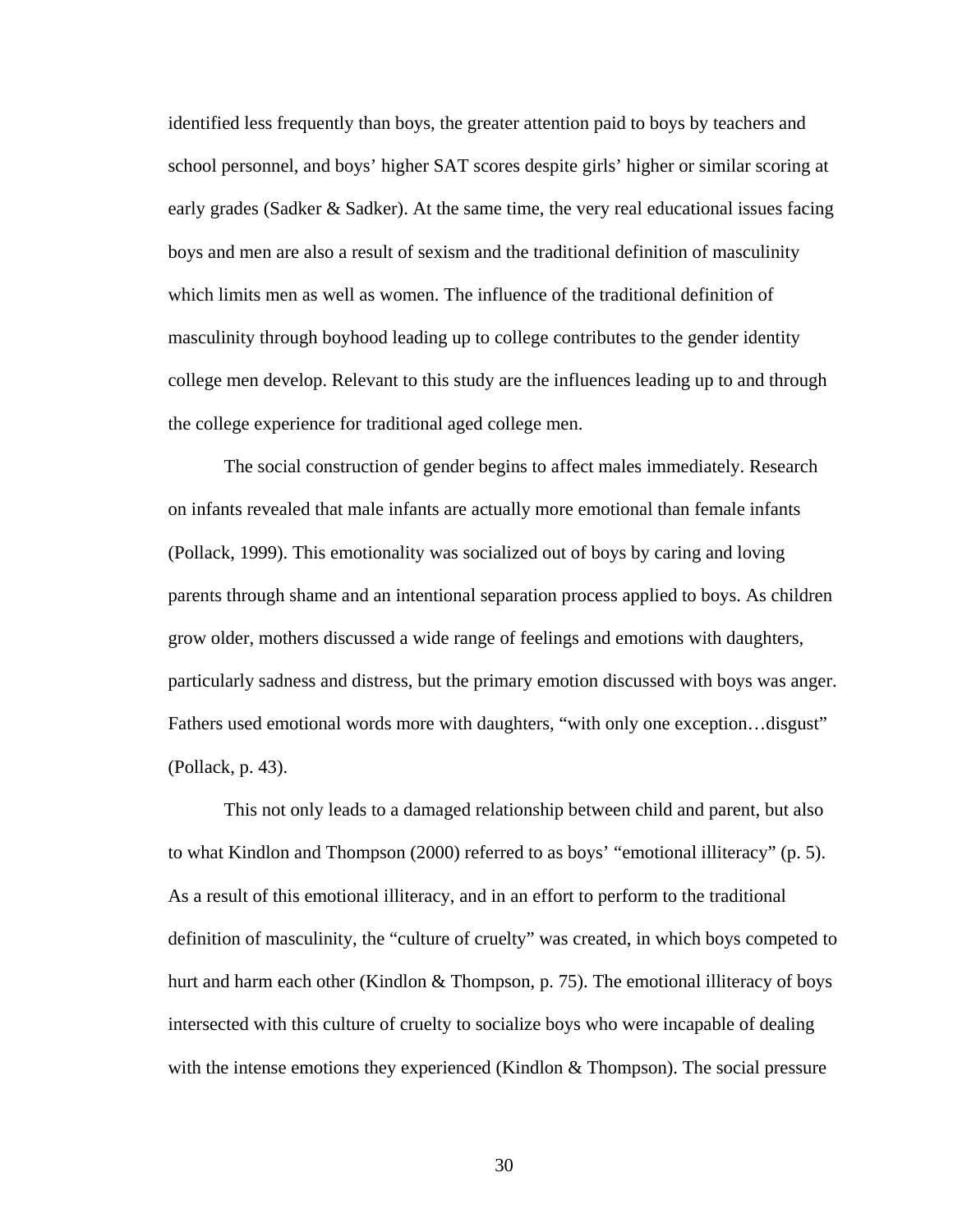identified less frequently than boys, the greater attention paid to boys by teachers and school personnel, and boys' higher SAT scores despite girls' higher or similar scoring at early grades (Sadker & Sadker). At the same time, the very real educational issues facing boys and men are also a result of sexism and the traditional definition of masculinity which limits men as well as women. The influence of the traditional definition of masculinity through boyhood leading up to college contributes to the gender identity college men develop. Relevant to this study are the influences leading up to and through the college experience for traditional aged college men.

The social construction of gender begins to affect males immediately. Research on infants revealed that male infants are actually more emotional than female infants (Pollack, 1999). This emotionality was socialized out of boys by caring and loving parents through shame and an intentional separation process applied to boys. As children grow older, mothers discussed a wide range of feelings and emotions with daughters, particularly sadness and distress, but the primary emotion discussed with boys was anger. Fathers used emotional words more with daughters, "with only one exception…disgust" (Pollack, p. 43).

This not only leads to a damaged relationship between child and parent, but also to what Kindlon and Thompson (2000) referred to as boys' "emotional illiteracy" (p. 5). As a result of this emotional illiteracy, and in an effort to perform to the traditional definition of masculinity, the "culture of cruelty" was created, in which boys competed to hurt and harm each other (Kindlon & Thompson, p. 75). The emotional illiteracy of boys intersected with this culture of cruelty to socialize boys who were incapable of dealing with the intense emotions they experienced (Kindlon & Thompson). The social pressure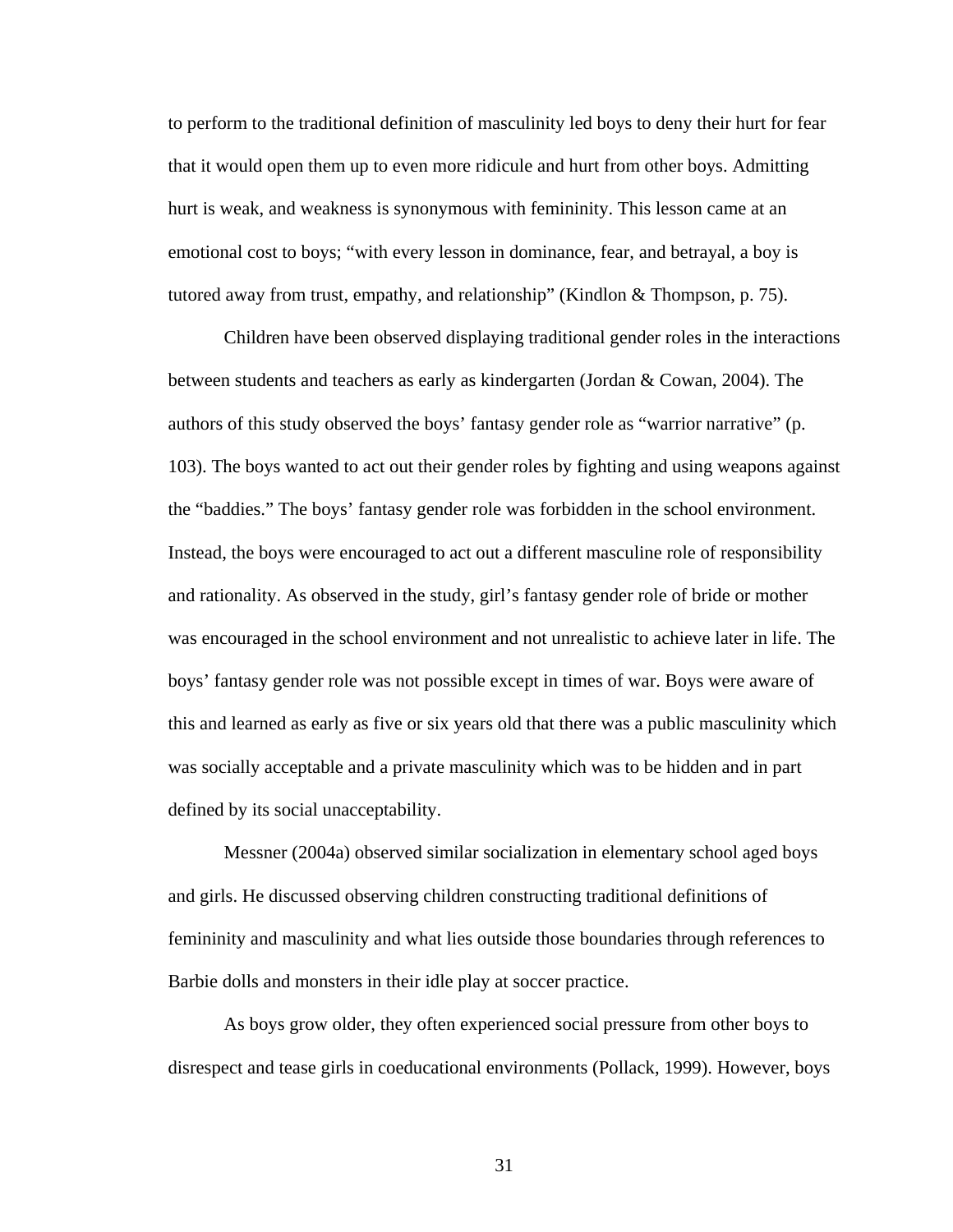to perform to the traditional definition of masculinity led boys to deny their hurt for fear that it would open them up to even more ridicule and hurt from other boys. Admitting hurt is weak, and weakness is synonymous with femininity. This lesson came at an emotional cost to boys; "with every lesson in dominance, fear, and betrayal, a boy is tutored away from trust, empathy, and relationship" (Kindlon & Thompson, p. 75).

Children have been observed displaying traditional gender roles in the interactions between students and teachers as early as kindergarten (Jordan & Cowan, 2004). The authors of this study observed the boys' fantasy gender role as "warrior narrative" (p. 103). The boys wanted to act out their gender roles by fighting and using weapons against the "baddies." The boys' fantasy gender role was forbidden in the school environment. Instead, the boys were encouraged to act out a different masculine role of responsibility and rationality. As observed in the study, girl's fantasy gender role of bride or mother was encouraged in the school environment and not unrealistic to achieve later in life. The boys' fantasy gender role was not possible except in times of war. Boys were aware of this and learned as early as five or six years old that there was a public masculinity which was socially acceptable and a private masculinity which was to be hidden and in part defined by its social unacceptability.

Messner (2004a) observed similar socialization in elementary school aged boys and girls. He discussed observing children constructing traditional definitions of femininity and masculinity and what lies outside those boundaries through references to Barbie dolls and monsters in their idle play at soccer practice.

As boys grow older, they often experienced social pressure from other boys to disrespect and tease girls in coeducational environments (Pollack, 1999). However, boys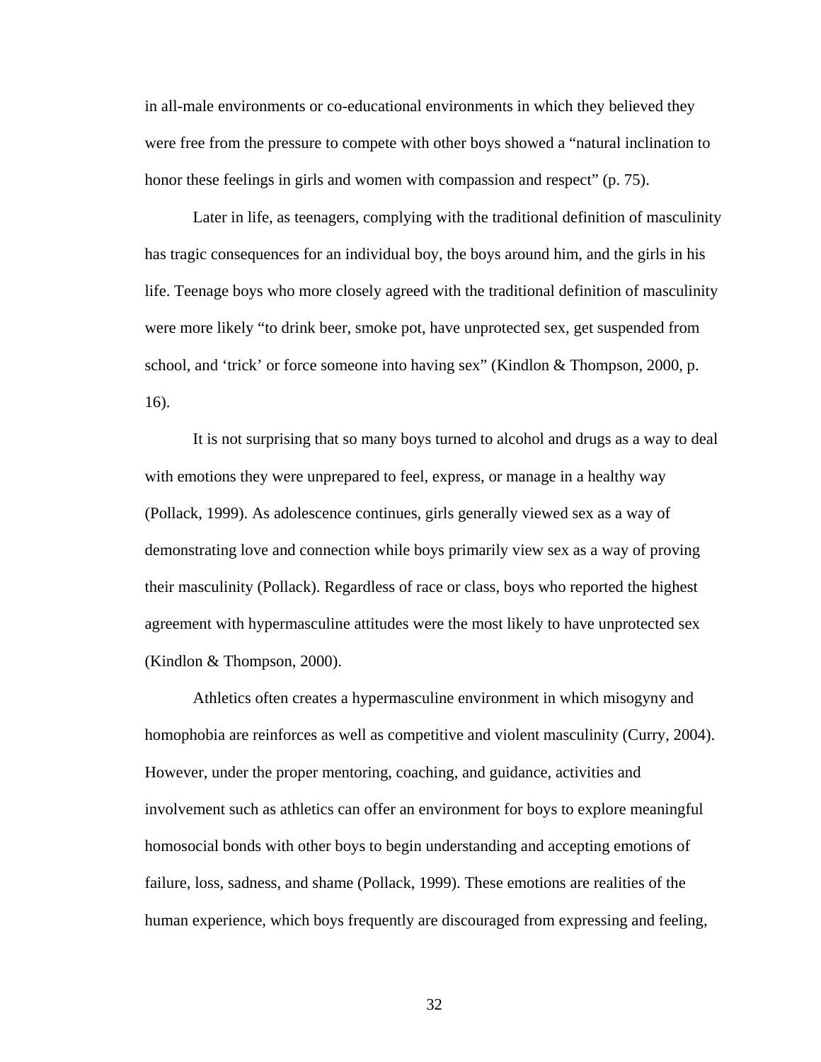in all-male environments or co-educational environments in which they believed they were free from the pressure to compete with other boys showed a "natural inclination to honor these feelings in girls and women with compassion and respect" (p. 75).

Later in life, as teenagers, complying with the traditional definition of masculinity has tragic consequences for an individual boy, the boys around him, and the girls in his life. Teenage boys who more closely agreed with the traditional definition of masculinity were more likely "to drink beer, smoke pot, have unprotected sex, get suspended from school, and 'trick' or force someone into having sex" (Kindlon & Thompson, 2000, p. 16).

It is not surprising that so many boys turned to alcohol and drugs as a way to deal with emotions they were unprepared to feel, express, or manage in a healthy way (Pollack, 1999). As adolescence continues, girls generally viewed sex as a way of demonstrating love and connection while boys primarily view sex as a way of proving their masculinity (Pollack). Regardless of race or class, boys who reported the highest agreement with hypermasculine attitudes were the most likely to have unprotected sex (Kindlon & Thompson, 2000).

Athletics often creates a hypermasculine environment in which misogyny and homophobia are reinforces as well as competitive and violent masculinity (Curry, 2004). However, under the proper mentoring, coaching, and guidance, activities and involvement such as athletics can offer an environment for boys to explore meaningful homosocial bonds with other boys to begin understanding and accepting emotions of failure, loss, sadness, and shame (Pollack, 1999). These emotions are realities of the human experience, which boys frequently are discouraged from expressing and feeling,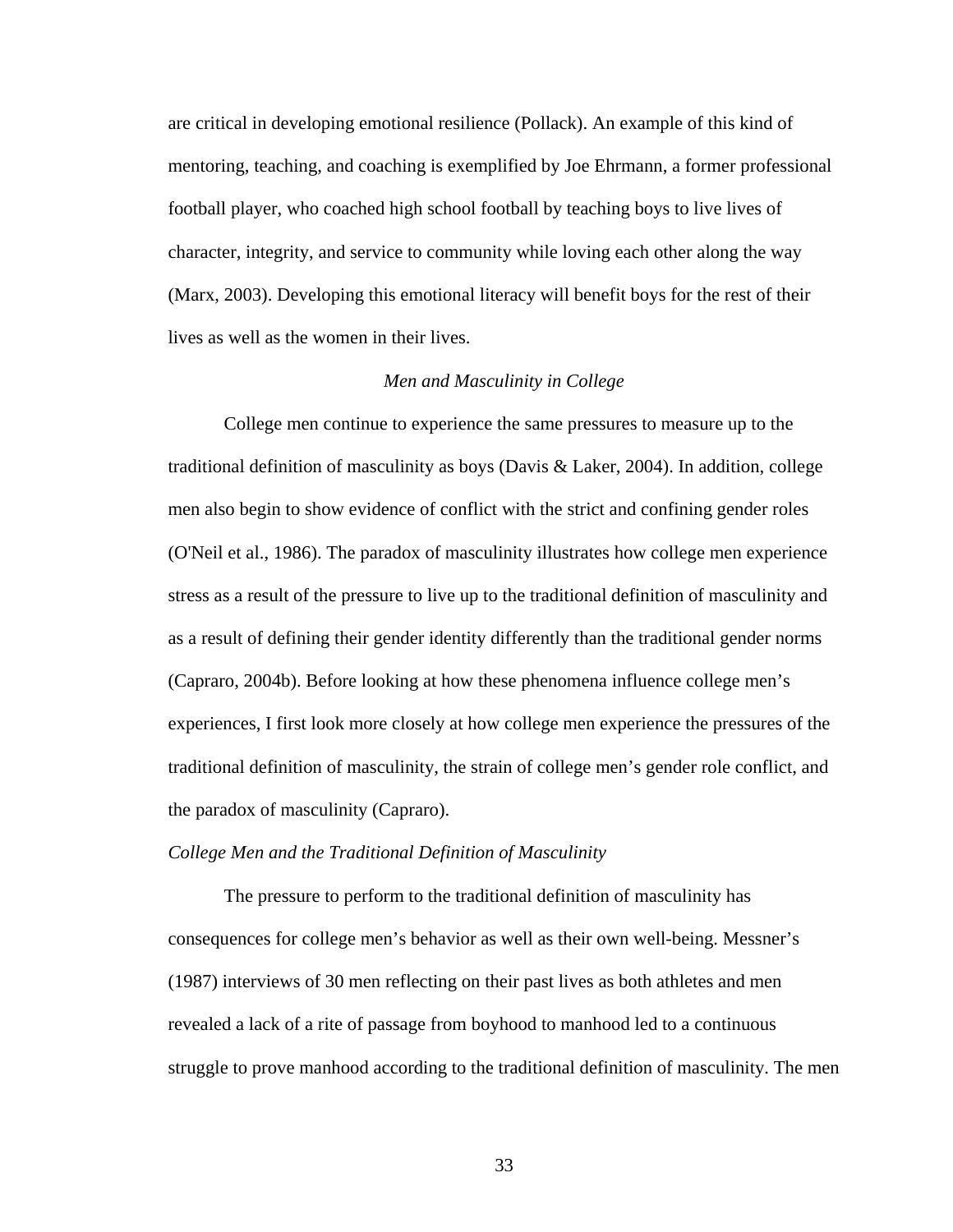are critical in developing emotional resilience (Pollack). An example of this kind of mentoring, teaching, and coaching is exemplified by Joe Ehrmann, a former professional football player, who coached high school football by teaching boys to live lives of character, integrity, and service to community while loving each other along the way (Marx, 2003). Developing this emotional literacy will benefit boys for the rest of their lives as well as the women in their lives.

## *Men and Masculinity in College*

College men continue to experience the same pressures to measure up to the traditional definition of masculinity as boys (Davis & Laker, 2004). In addition, college men also begin to show evidence of conflict with the strict and confining gender roles (O'Neil et al., 1986). The paradox of masculinity illustrates how college men experience stress as a result of the pressure to live up to the traditional definition of masculinity and as a result of defining their gender identity differently than the traditional gender norms (Capraro, 2004b). Before looking at how these phenomena influence college men's experiences, I first look more closely at how college men experience the pressures of the traditional definition of masculinity, the strain of college men's gender role conflict, and the paradox of masculinity (Capraro).

### *College Men and the Traditional Definition of Masculinity*

The pressure to perform to the traditional definition of masculinity has consequences for college men's behavior as well as their own well-being. Messner's (1987) interviews of 30 men reflecting on their past lives as both athletes and men revealed a lack of a rite of passage from boyhood to manhood led to a continuous struggle to prove manhood according to the traditional definition of masculinity. The men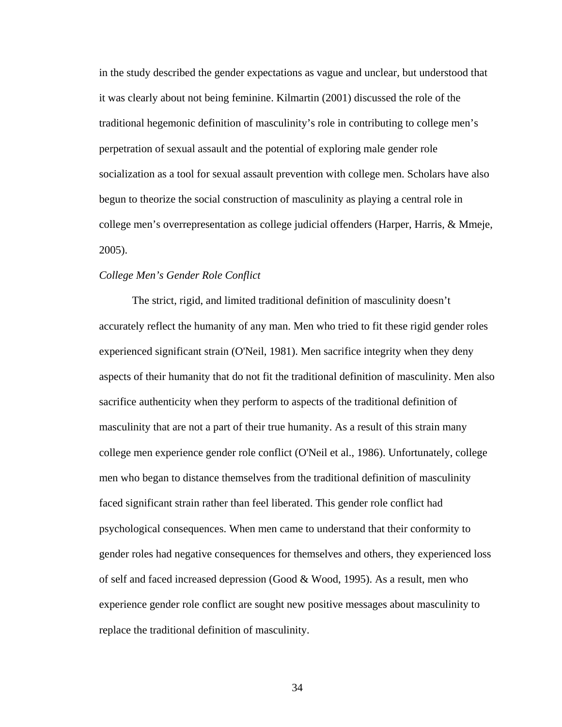in the study described the gender expectations as vague and unclear, but understood that it was clearly about not being feminine. Kilmartin (2001) discussed the role of the traditional hegemonic definition of masculinity's role in contributing to college men's perpetration of sexual assault and the potential of exploring male gender role socialization as a tool for sexual assault prevention with college men. Scholars have also begun to theorize the social construction of masculinity as playing a central role in college men's overrepresentation as college judicial offenders (Harper, Harris, & Mmeje, 2005).

*College Men's Gender Role Conflict*

The strict, rigid, and limited traditional definition of masculinity doesn't accurately reflect the humanity of any man. Men who tried to fit these rigid gender roles experienced significant strain (O'Neil, 1981). Men sacrifice integrity when they deny aspects of their humanity that do not fit the traditional definition of masculinity. Men also sacrifice authenticity when they perform to aspects of the traditional definition of masculinity that are not a part of their true humanity. As a result of this strain many college men experience gender role conflict (O'Neil et al., 1986). Unfortunately, college men who began to distance themselves from the traditional definition of masculinity faced significant strain rather than feel liberated. This gender role conflict had psychological consequences. When men came to understand that their conformity to gender roles had negative consequences for themselves and others, they experienced loss of self and faced increased depression (Good & Wood, 1995). As a result, men who experience gender role conflict are sought new positive messages about masculinity to replace the traditional definition of masculinity.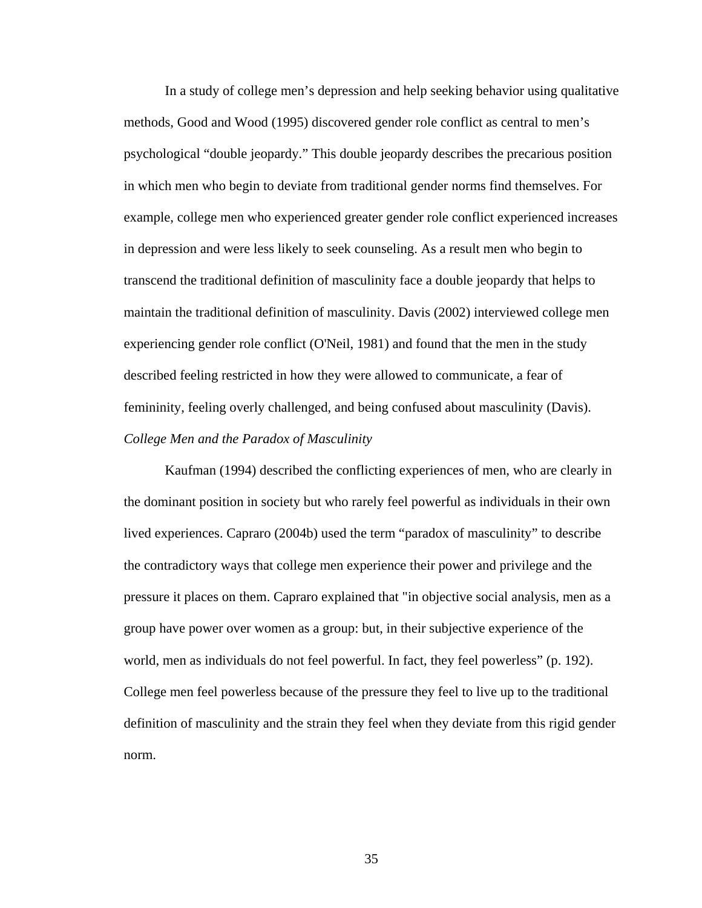In a study of college men’s depression and help seeking behavior using qualitative methods, Good and Wood (1995) discovered gender role conflict as central to men’s psychological “double jeopardy.” This double jeopardy describes the precarious position in which men who begin to deviate from traditional gender norms find themselves. For example, college men who experienced greater gender role conflict experienced increases in depression and were less likely to seek counseling. As a result men who begin to transcend the traditional definition of masculinity face a double jeopardy that helps to maintain the traditional definition of masculinity. Davis (2002) interviewed college men experiencing gender role conflict (O'Neil, 1981) and found that the men in the study described feeling restricted in how they were allowed to communicate, a fear of femininity, feeling overly challenged, and being confused about masculinity (Davis).

*College Men and the Paradox of Masculinity*

Kaufman (1994) described the conflicting experiences of men, who are clearly in the dominant position in society but who rarely feel powerful as individuals in their own lived experiences. Capraro (2004b) used the term “paradox of masculinity” to describe the contradictory ways that college men experience their power and privilege and the pressure it places on them. Capraro explained that "in objective social analysis, men as a group have power over women as a group: but, in their subjective experience of the world, men as individuals do not feel powerful. In fact, they feel powerless” (p. 192). College men feel powerless because of the pressure they feel to live up to the traditional definition of masculinity and the strain they feel when they deviate from this rigid gender norm.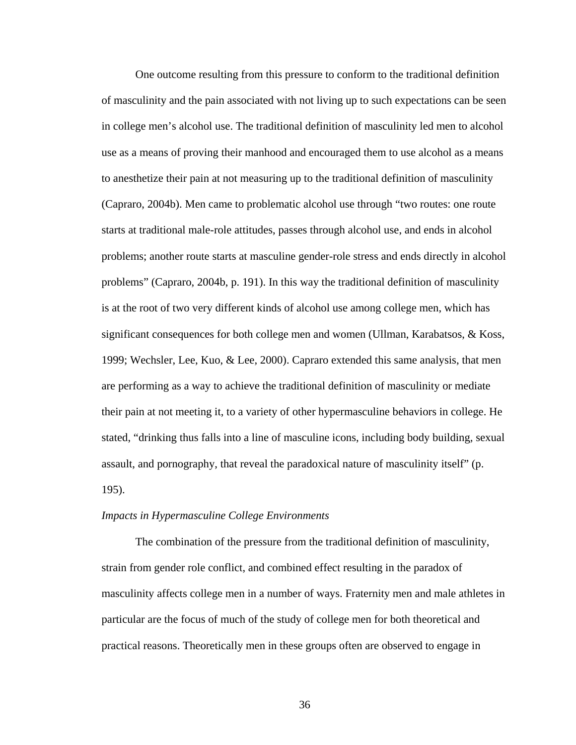One outcome resulting from this pressure to conform to the traditional definition of masculinity and the pain associated with not living up to such expectations can be seen in college men's alcohol use. The traditional definition of masculinity led men to alcohol use as a means of proving their manhood and encouraged them to use alcohol as a means to anesthetize their pain at not measuring up to the traditional definition of masculinity (Capraro, 2004b). Men came to problematic alcohol use through "two routes: one route starts at traditional male-role attitudes, passes through alcohol use, and ends in alcohol problems; another route starts at masculine gender-role stress and ends directly in alcohol problems" (Capraro, 2004b, p. 191). In this way the traditional definition of masculinity is at the root of two very different kinds of alcohol use among college men, which has significant consequences for both college men and women (Ullman, Karabatsos, & Koss, 1999; Wechsler, Lee, Kuo, & Lee, 2000). Capraro extended this same analysis, that men are performing as a way to achieve the traditional definition of masculinity or mediate their pain at not meeting it, to a variety of other hypermasculine behaviors in college. He stated, "drinking thus falls into a line of masculine icons, including body building, sexual assault, and pornography, that reveal the paradoxical nature of masculinity itself" (p. 195).

*Impacts in Hypermasculine College Environments*

The combination of the pressure from the traditional definition of masculinity, strain from gender role conflict, and combined effect resulting in the paradox of masculinity affects college men in a number of ways. Fraternity men and male athletes in particular are the focus of much of the study of college men for both theoretical and practical reasons. Theoretically men in these groups often are observed to engage in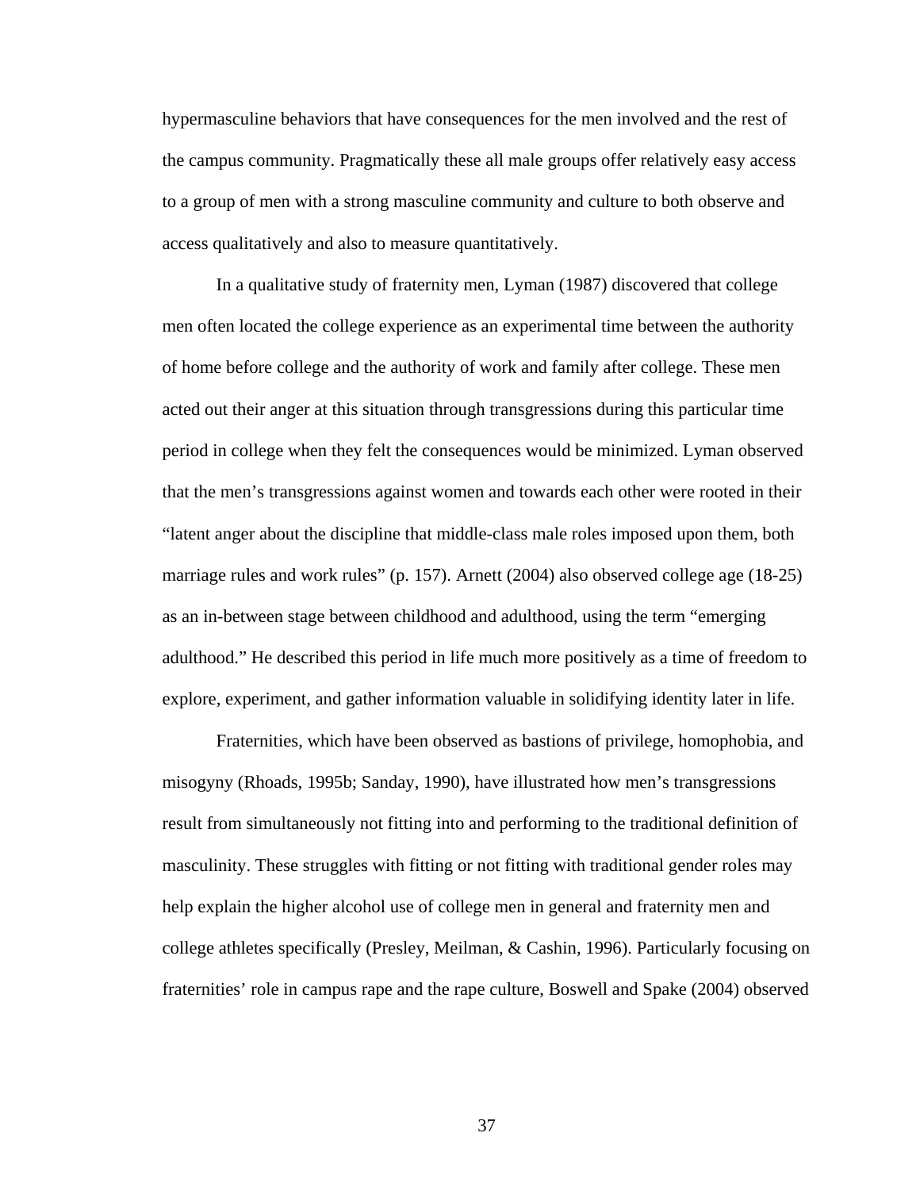hypermasculine behaviors that have consequences for the men involved and the rest of the campus community. Pragmatically these all male groups offer relatively easy access to a group of men with a strong masculine community and culture to both observe and access qualitatively and also to measure quantitatively.

In a qualitative study of fraternity men, Lyman (1987) discovered that college men often located the college experience as an experimental time between the authority of home before college and the authority of work and family after college. These men acted out their anger at this situation through transgressions during this particular time period in college when they felt the consequences would be minimized. Lyman observed that the men's transgressions against women and towards each other were rooted in their "latent anger about the discipline that middle-class male roles imposed upon them, both marriage rules and work rules" (p. 157). Arnett (2004) also observed college age (18-25) as an in-between stage between childhood and adulthood, using the term "emerging adulthood." He described this period in life much more positively as a time of freedom to explore, experiment, and gather information valuable in solidifying identity later in life.

Fraternities, which have been observed as bastions of privilege, homophobia, and misogyny (Rhoads, 1995b; Sanday, 1990), have illustrated how men's transgressions result from simultaneously not fitting into and performing to the traditional definition of masculinity. These struggles with fitting or not fitting with traditional gender roles may help explain the higher alcohol use of college men in general and fraternity men and college athletes specifically (Presley, Meilman, & Cashin, 1996). Particularly focusing on fraternities' role in campus rape and the rape culture, Boswell and Spake (2004) observed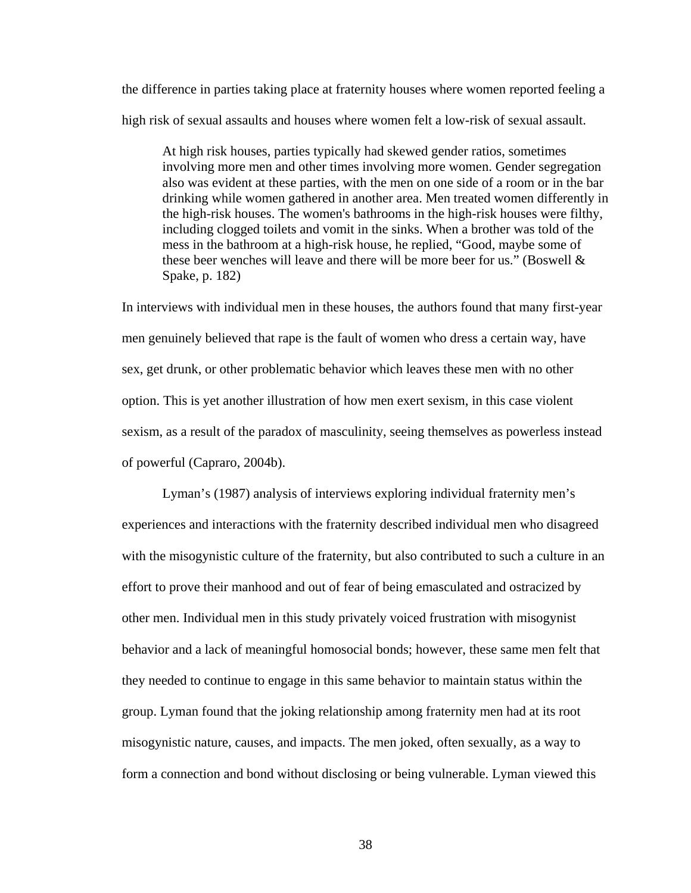the difference in parties taking place at fraternity houses where women reported feeling a high risk of sexual assaults and houses where women felt a low-risk of sexual assault.

> At high risk houses, parties typically had skewed gender ratios, sometimes involving more men and other times involving more women. Gender segregation also was evident at these parties, with the men on one side of a room or in the bar drinking while women gathered in another area. Men treated women differently in the high-risk houses. The women's bathrooms in the high-risk houses were filthy, including clogged toilets and vomit in the sinks. When a brother was told of the mess in the bathroom at a high-risk house, he replied, "Good, maybe some of these beer wenches will leave and there will be more beer for us." (Boswell & Spake, p. 182)

In interviews with individual men in these houses, the authors found that many first-year men genuinely believed that rape is the fault of women who dress a certain way, have sex, get drunk, or other problematic behavior which leaves these men with no other option. This is yet another illustration of how men exert sexism, in this case violent sexism, as a result of the paradox of masculinity, seeing themselves as powerless instead of powerful (Capraro, 2004b).

Lyman's (1987) analysis of interviews exploring individual fraternity men's experiences and interactions with the fraternity described individual men who disagreed with the misogynistic culture of the fraternity, but also contributed to such a culture in an effort to prove their manhood and out of fear of being emasculated and ostracized by other men. Individual men in this study privately voiced frustration with misogynist behavior and a lack of meaningful homosocial bonds; however, these same men felt that they needed to continue to engage in this same behavior to maintain status within the group. Lyman found that the joking relationship among fraternity men had at its root misogynistic nature, causes, and impacts. The men joked, often sexually, as a way to form a connection and bond without disclosing or being vulnerable. Lyman viewed this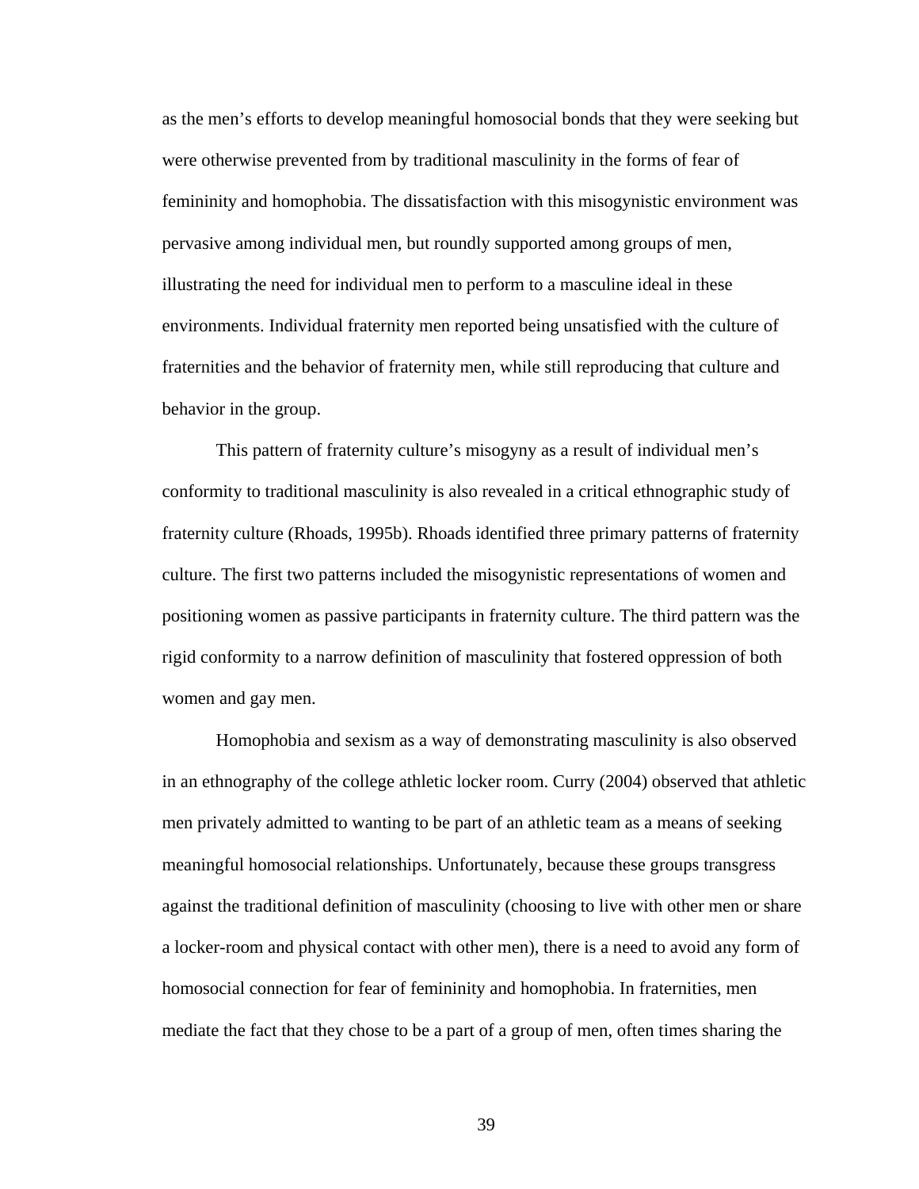as the men's efforts to develop meaningful homosocial bonds that they were seeking but were otherwise prevented from by traditional masculinity in the forms of fear of femininity and homophobia. The dissatisfaction with this misogynistic environment was pervasive among individual men, but roundly supported among groups of men, illustrating the need for individual men to perform to a masculine ideal in these environments. Individual fraternity men reported being unsatisfied with the culture of fraternities and the behavior of fraternity men, while still reproducing that culture and behavior in the group.

This pattern of fraternity culture's misogyny as a result of individual men's conformity to traditional masculinity is also revealed in a critical ethnographic study of fraternity culture (Rhoads, 1995b). Rhoads identified three primary patterns of fraternity culture. The first two patterns included the misogynistic representations of women and positioning women as passive participants in fraternity culture. The third pattern was the rigid conformity to a narrow definition of masculinity that fostered oppression of both women and gay men.

Homophobia and sexism as a way of demonstrating masculinity is also observed in an ethnography of the college athletic locker room. Curry (2004) observed that athletic men privately admitted to wanting to be part of an athletic team as a means of seeking meaningful homosocial relationships. Unfortunately, because these groups transgress against the traditional definition of masculinity (choosing to live with other men or share a locker-room and physical contact with other men), there is a need to avoid any form of homosocial connection for fear of femininity and homophobia. In fraternities, men mediate the fact that they chose to be a part of a group of men, often times sharing the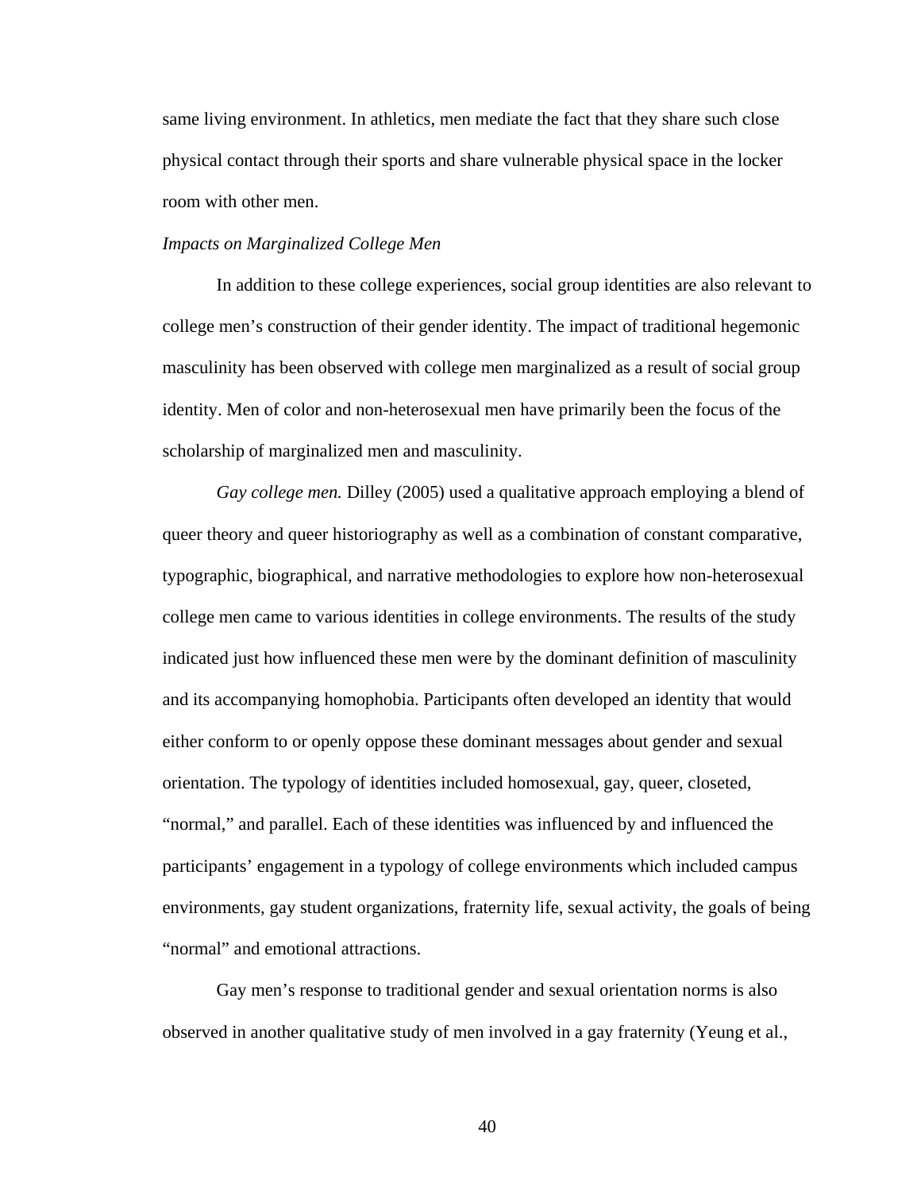same living environment. In athletics, men mediate the fact that they share such close physical contact through their sports and share vulnerable physical space in the locker room with other men.

*Impacts on Marginalized College Men*

In addition to these college experiences, social group identities are also relevant to college men's construction of their gender identity. The impact of traditional hegemonic masculinity has been observed with college men marginalized as a result of social group identity. Men of color and non-heterosexual men have primarily been the focus of the scholarship of marginalized men and masculinity.

*Gay college men.* Dilley (2005) used a qualitative approach employing a blend of queer theory and queer historiography as well as a combination of constant comparative, typographic, biographical, and narrative methodologies to explore how non-heterosexual college men came to various identities in college environments. The results of the study indicated just how influenced these men were by the dominant definition of masculinity and its accompanying homophobia. Participants often developed an identity that would either conform to or openly oppose these dominant messages about gender and sexual orientation. The typology of identities included homosexual, gay, queer, closeted, "normal," and parallel. Each of these identities was influenced by and influenced the participants' engagement in a typology of college environments which included campus environments, gay student organizations, fraternity life, sexual activity, the goals of being "normal" and emotional attractions.

Gay men's response to traditional gender and sexual orientation norms is also observed in another qualitative study of men involved in a gay fraternity (Yeung et al.,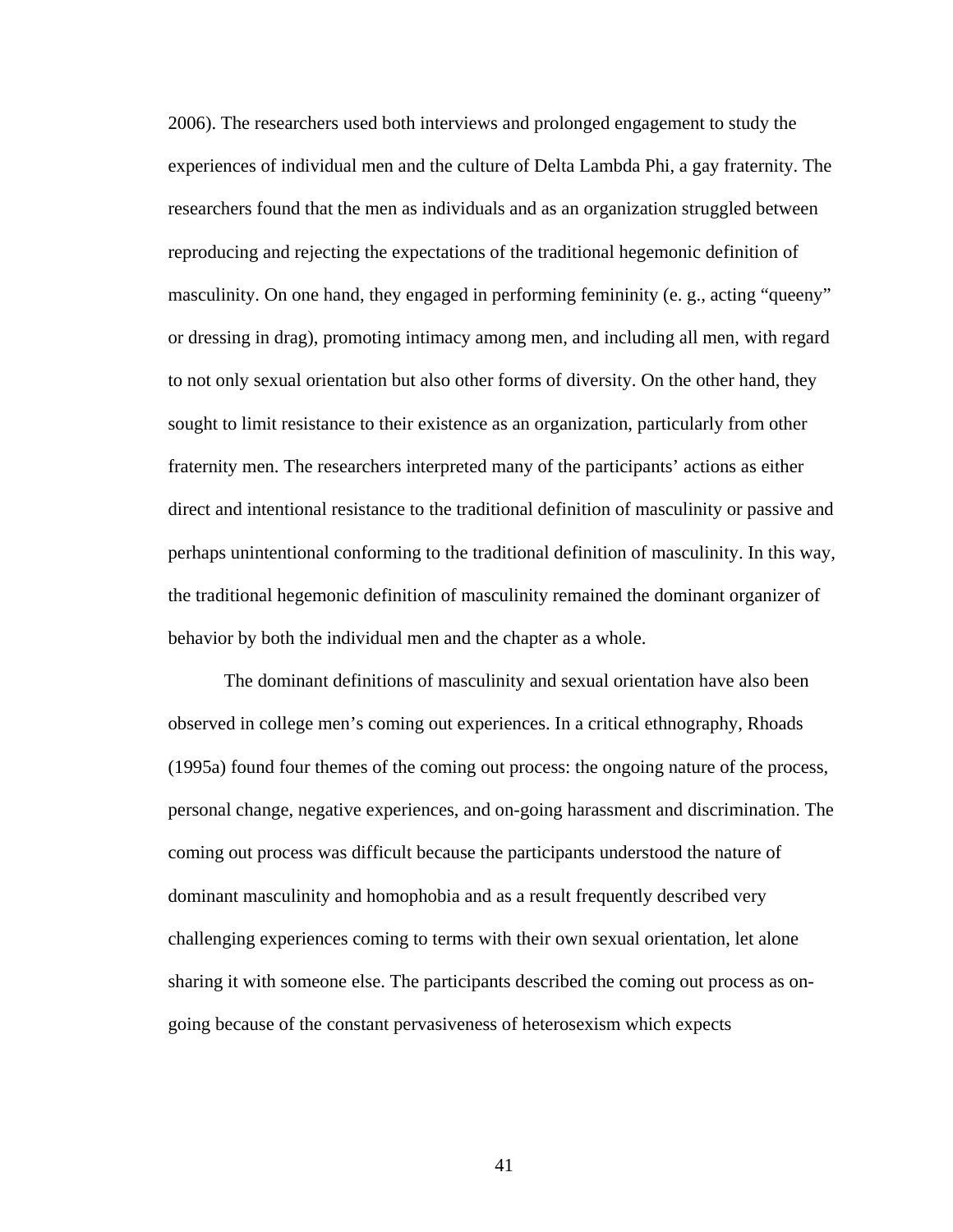2006). The researchers used both interviews and prolonged engagement to study the experiences of individual men and the culture of Delta Lambda Phi, a gay fraternity. The researchers found that the men as individuals and as an organization struggled between reproducing and rejecting the expectations of the traditional hegemonic definition of masculinity. On one hand, they engaged in performing femininity (e. g., acting "queeny" or dressing in drag), promoting intimacy among men, and including all men, with regard to not only sexual orientation but also other forms of diversity. On the other hand, they sought to limit resistance to their existence as an organization, particularly from other fraternity men. The researchers interpreted many of the participants' actions as either direct and intentional resistance to the traditional definition of masculinity or passive and perhaps unintentional conforming to the traditional definition of masculinity. In this way, the traditional hegemonic definition of masculinity remained the dominant organizer of behavior by both the individual men and the chapter as a whole.

The dominant definitions of masculinity and sexual orientation have also been observed in college men's coming out experiences. In a critical ethnography, Rhoads (1995a) found four themes of the coming out process: the ongoing nature of the process, personal change, negative experiences, and on-going harassment and discrimination. The coming out process was difficult because the participants understood the nature of dominant masculinity and homophobia and as a result frequently described very challenging experiences coming to terms with their own sexual orientation, let alone sharing it with someone else. The participants described the coming out process as on-going because of the constant pervasiveness of heterosexism which expects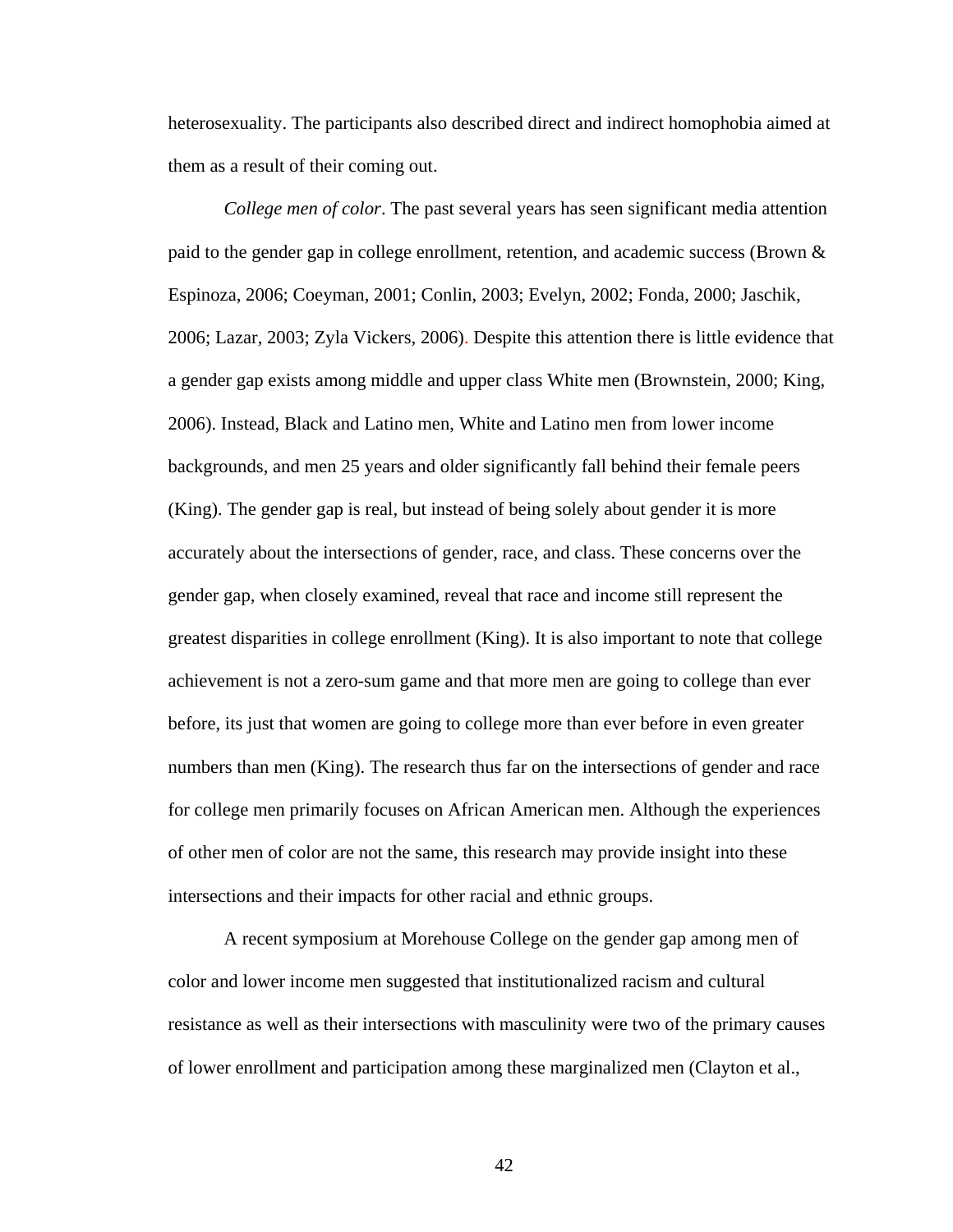heterosexuality. The participants also described direct and indirect homophobia aimed at them as a result of their coming out.

*College men of color*. The past several years has seen significant media attention paid to the gender gap in college enrollment, retention, and academic success (Brown & Espinoza, 2006; Coeyman, 2001; Conlin, 2003; Evelyn, 2002; Fonda, 2000; Jaschik, 2006; Lazar, 2003; Zyla Vickers, 2006). Despite this attention there is little evidence that a gender gap exists among middle and upper class White men (Brownstein, 2000; King, 2006). Instead, Black and Latino men, White and Latino men from lower income backgrounds, and men 25 years and older significantly fall behind their female peers (King). The gender gap is real, but instead of being solely about gender it is more accurately about the intersections of gender, race, and class. These concerns over the gender gap, when closely examined, reveal that race and income still represent the greatest disparities in college enrollment (King). It is also important to note that college achievement is not a zero-sum game and that more men are going to college than ever before, its just that women are going to college more than ever before in even greater numbers than men (King). The research thus far on the intersections of gender and race for college men primarily focuses on African American men. Although the experiences of other men of color are not the same, this research may provide insight into these intersections and their impacts for other racial and ethnic groups.

A recent symposium at Morehouse College on the gender gap among men of color and lower income men suggested that institutionalized racism and cultural resistance as well as their intersections with masculinity were two of the primary causes of lower enrollment and participation among these marginalized men (Clayton et al.,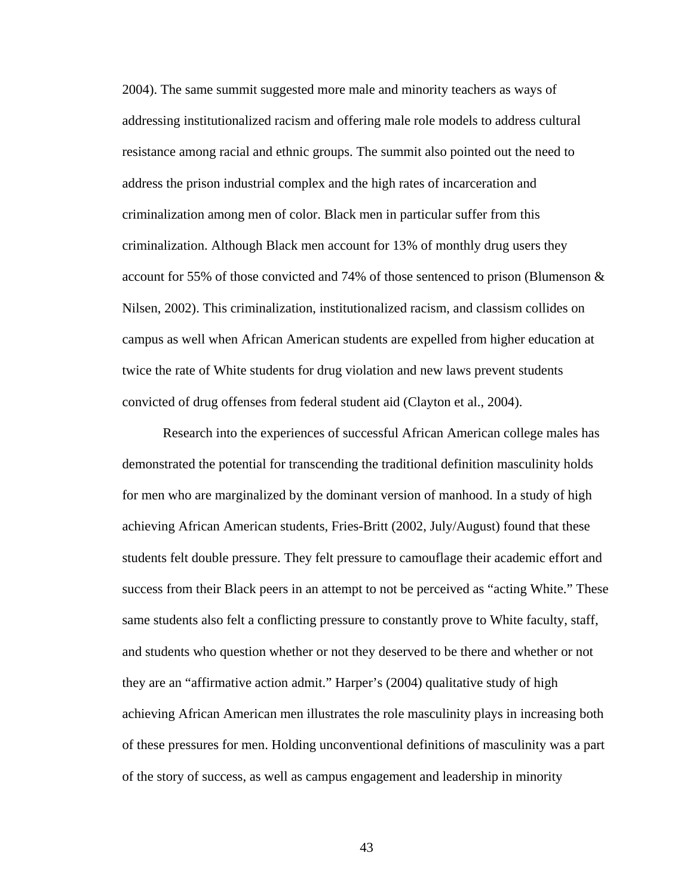2004). The same summit suggested more male and minority teachers as ways of addressing institutionalized racism and offering male role models to address cultural resistance among racial and ethnic groups. The summit also pointed out the need to address the prison industrial complex and the high rates of incarceration and criminalization among men of color. Black men in particular suffer from this criminalization. Although Black men account for 13% of monthly drug users they account for 55% of those convicted and 74% of those sentenced to prison (Blumenson & Nilsen, 2002). This criminalization, institutionalized racism, and classism collides on campus as well when African American students are expelled from higher education at twice the rate of White students for drug violation and new laws prevent students convicted of drug offenses from federal student aid (Clayton et al., 2004).

Research into the experiences of successful African American college males has demonstrated the potential for transcending the traditional definition masculinity holds for men who are marginalized by the dominant version of manhood. In a study of high achieving African American students, Fries-Britt (2002, July/August) found that these students felt double pressure. They felt pressure to camouflage their academic effort and success from their Black peers in an attempt to not be perceived as "acting White." These same students also felt a conflicting pressure to constantly prove to White faculty, staff, and students who question whether or not they deserved to be there and whether or not they are an "affirmative action admit." Harper's (2004) qualitative study of high achieving African American men illustrates the role masculinity plays in increasing both of these pressures for men. Holding unconventional definitions of masculinity was a part of the story of success, as well as campus engagement and leadership in minority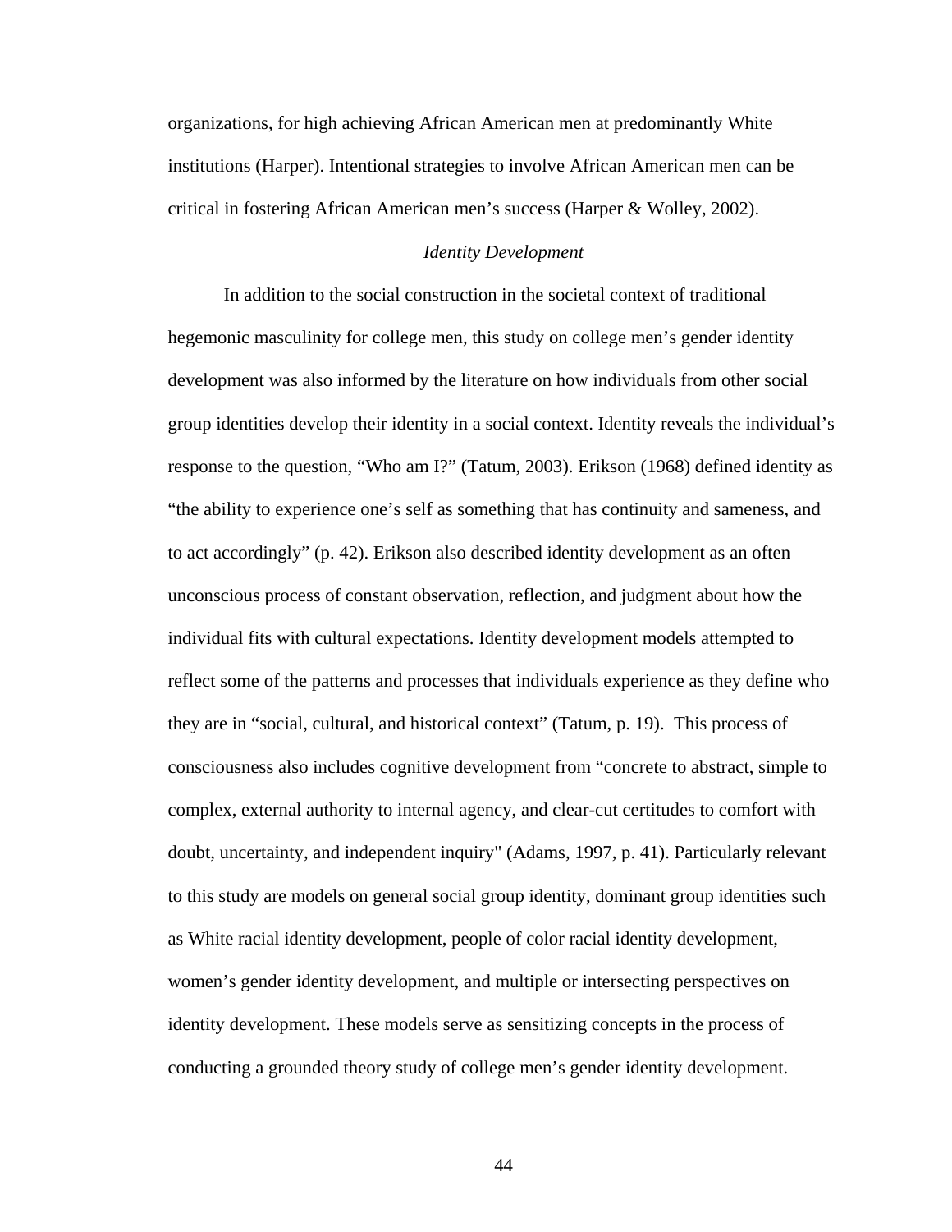organizations, for high achieving African American men at predominantly White institutions (Harper). Intentional strategies to involve African American men can be critical in fostering African American men's success (Harper & Wolley, 2002).

### *Identity Development*

In addition to the social construction in the societal context of traditional hegemonic masculinity for college men, this study on college men's gender identity development was also informed by the literature on how individuals from other social group identities develop their identity in a social context. Identity reveals the individual's response to the question, "Who am I?" (Tatum, 2003). Erikson (1968) defined identity as "the ability to experience one's self as something that has continuity and sameness, and to act accordingly" (p. 42). Erikson also described identity development as an often unconscious process of constant observation, reflection, and judgment about how the individual fits with cultural expectations. Identity development models attempted to reflect some of the patterns and processes that individuals experience as they define who they are in "social, cultural, and historical context" (Tatum, p. 19). This process of consciousness also includes cognitive development from "concrete to abstract, simple to complex, external authority to internal agency, and clear-cut certitudes to comfort with doubt, uncertainty, and independent inquiry" (Adams, 1997, p. 41). Particularly relevant to this study are models on general social group identity, dominant group identities such as White racial identity development, people of color racial identity development, women's gender identity development, and multiple or intersecting perspectives on identity development. These models serve as sensitizing concepts in the process of conducting a grounded theory study of college men's gender identity development.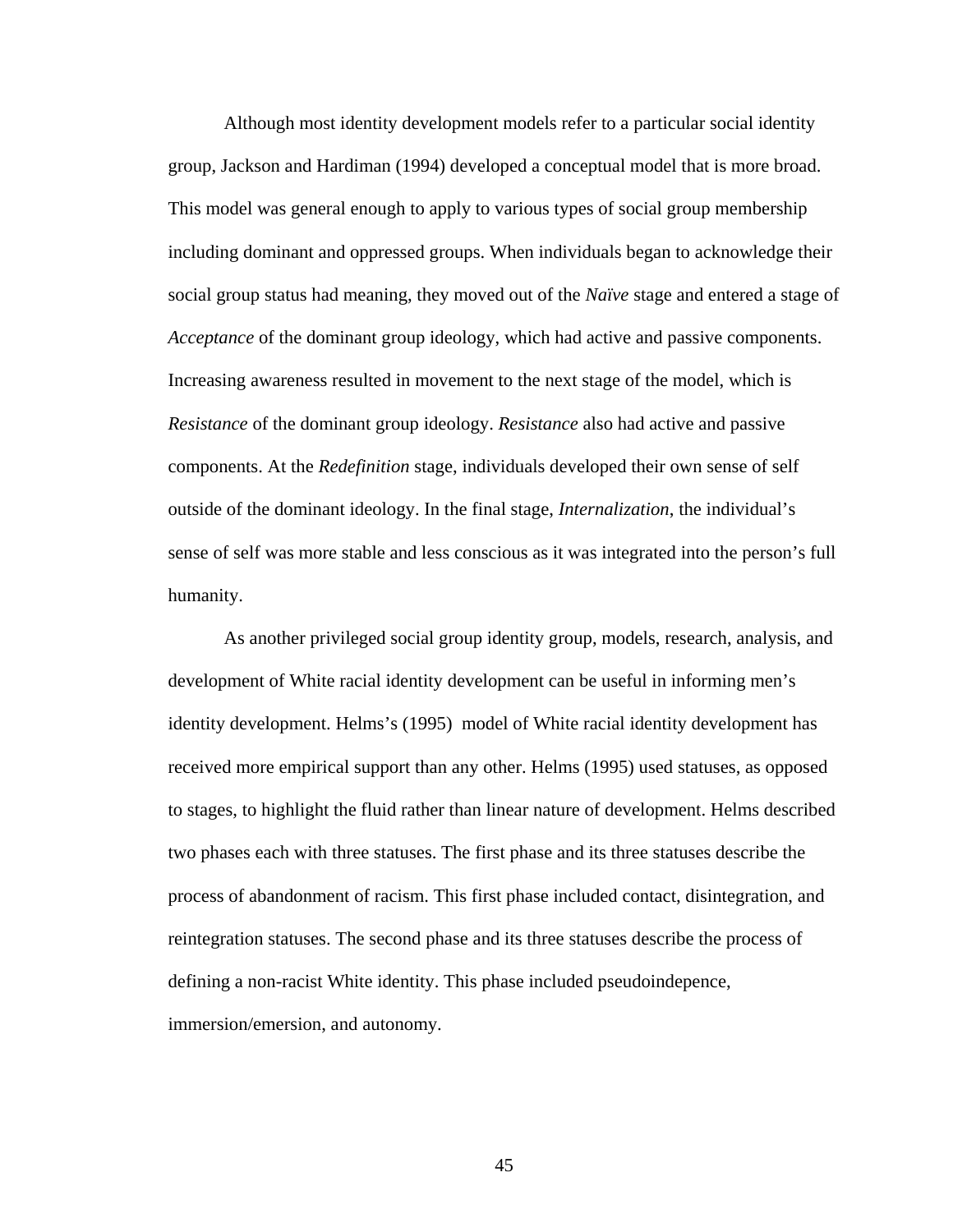Although most identity development models refer to a particular social identity group, Jackson and Hardiman (1994) developed a conceptual model that is more broad. This model was general enough to apply to various types of social group membership including dominant and oppressed groups. When individuals began to acknowledge their social group status had meaning, they moved out of the *Naïve* stage and entered a stage of *Acceptance* of the dominant group ideology, which had active and passive components. Increasing awareness resulted in movement to the next stage of the model, which is *Resistance* of the dominant group ideology. *Resistance* also had active and passive components. At the *Redefinition* stage, individuals developed their own sense of self outside of the dominant ideology. In the final stage, *Internalization*, the individual's sense of self was more stable and less conscious as it was integrated into the person's full humanity.

As another privileged social group identity group, models, research, analysis, and development of White racial identity development can be useful in informing men's identity development. Helms's (1995) model of White racial identity development has received more empirical support than any other. Helms (1995) used statuses, as opposed to stages, to highlight the fluid rather than linear nature of development. Helms described two phases each with three statuses. The first phase and its three statuses describe the process of abandonment of racism. This first phase included contact, disintegration, and reintegration statuses. The second phase and its three statuses describe the process of defining a non-racist White identity. This phase included pseudoindepence, immersion/emersion, and autonomy.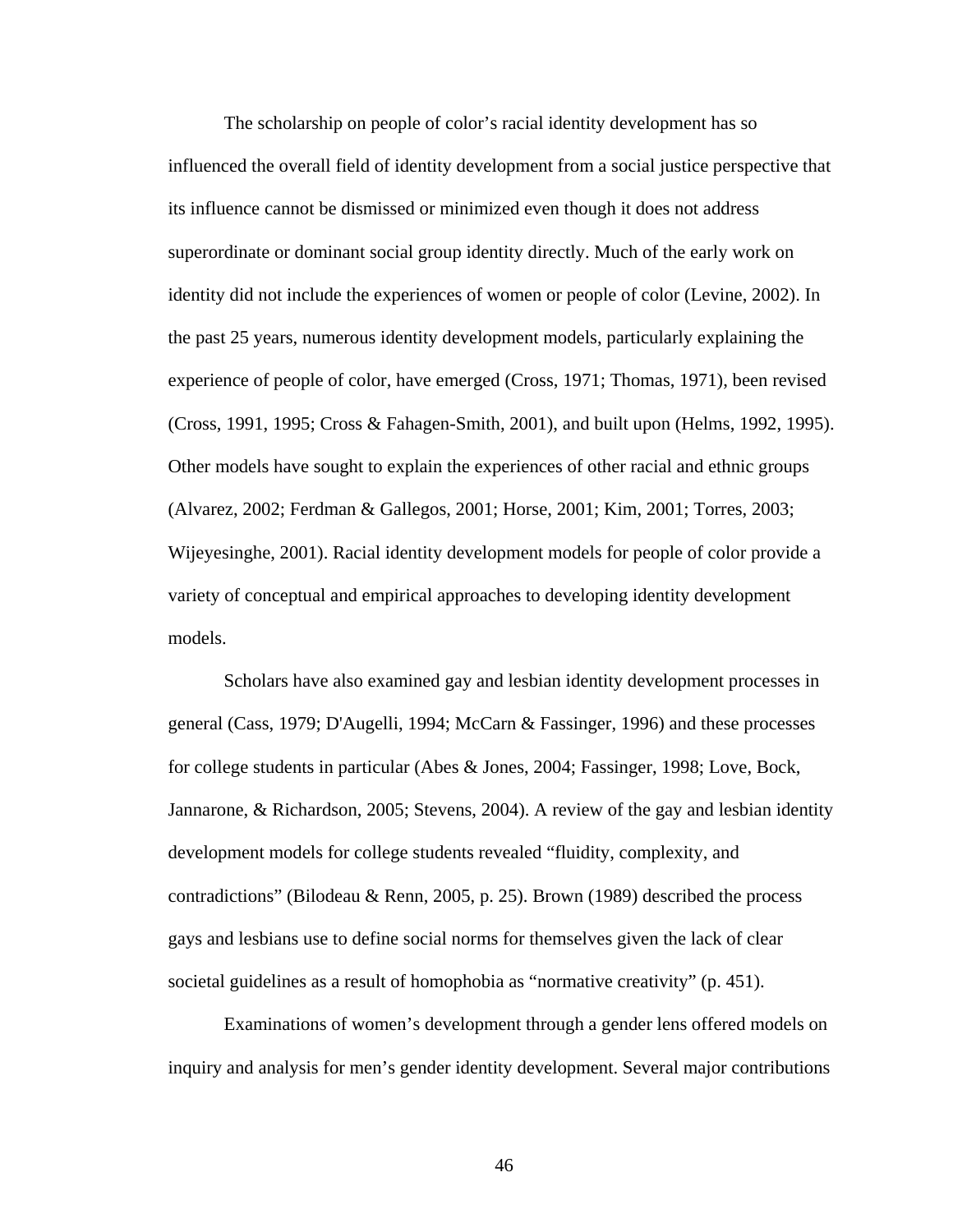The scholarship on people of color's racial identity development has so influenced the overall field of identity development from a social justice perspective that its influence cannot be dismissed or minimized even though it does not address superordinate or dominant social group identity directly. Much of the early work on identity did not include the experiences of women or people of color (Levine, 2002). In the past 25 years, numerous identity development models, particularly explaining the experience of people of color, have emerged (Cross, 1971; Thomas, 1971), been revised (Cross, 1991, 1995; Cross & Fahagen-Smith, 2001), and built upon (Helms, 1992, 1995). Other models have sought to explain the experiences of other racial and ethnic groups (Alvarez, 2002; Ferdman & Gallegos, 2001; Horse, 2001; Kim, 2001; Torres, 2003; Wijeyesinghe, 2001). Racial identity development models for people of color provide a variety of conceptual and empirical approaches to developing identity development models.

Scholars have also examined gay and lesbian identity development processes in general (Cass, 1979; D'Augelli, 1994; McCarn & Fassinger, 1996) and these processes for college students in particular (Abes & Jones, 2004; Fassinger, 1998; Love, Bock, Jannarone, & Richardson, 2005; Stevens, 2004). A review of the gay and lesbian identity development models for college students revealed "fluidity, complexity, and contradictions" (Bilodeau & Renn, 2005, p. 25). Brown (1989) described the process gays and lesbians use to define social norms for themselves given the lack of clear societal guidelines as a result of homophobia as "normative creativity" (p. 451).

Examinations of women's development through a gender lens offered models on inquiry and analysis for men's gender identity development. Several major contributions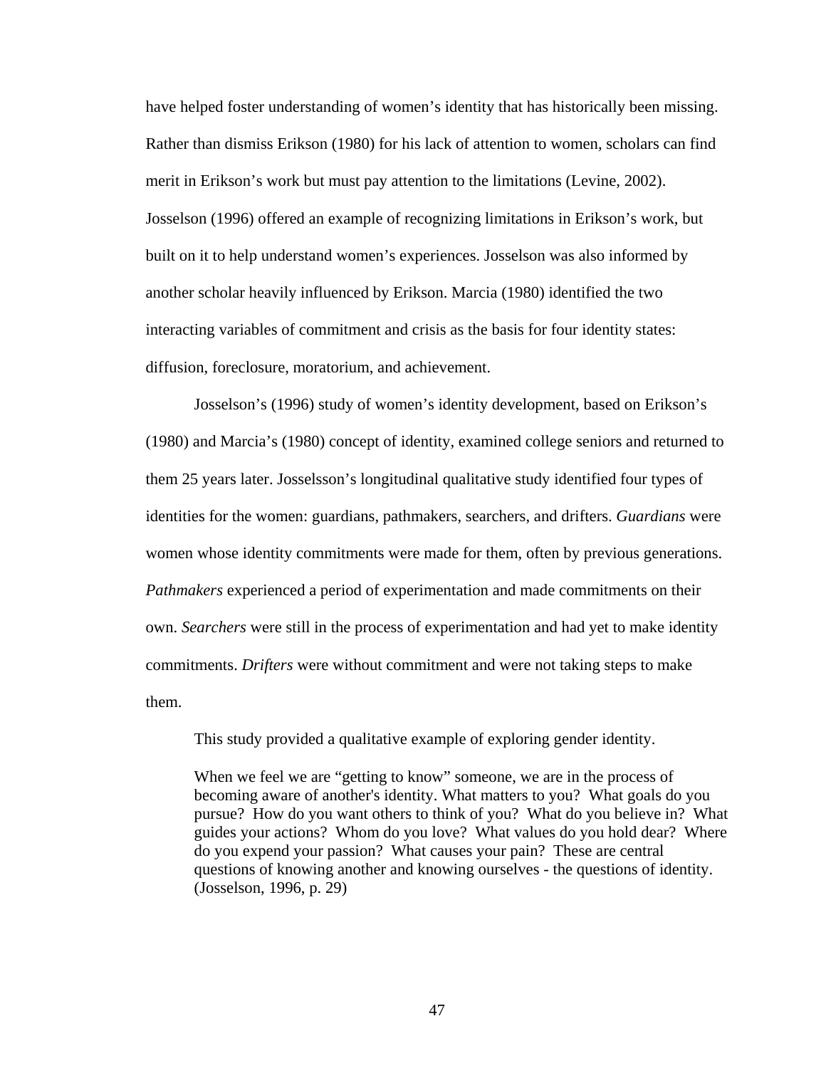have helped foster understanding of women’s identity that has historically been missing. Rather than dismiss Erikson (1980) for his lack of attention to women, scholars can find merit in Erikson’s work but must pay attention to the limitations (Levine, 2002). Josselson (1996) offered an example of recognizing limitations in Erikson’s work, but built on it to help understand women’s experiences. Josselson was also informed by another scholar heavily influenced by Erikson. Marcia (1980) identified the two interacting variables of commitment and crisis as the basis for four identity states: diffusion, foreclosure, moratorium, and achievement.

Josselson’s (1996) study of women’s identity development, based on Erikson’s (1980) and Marcia’s (1980) concept of identity, examined college seniors and returned to them 25 years later. Josselsson’s longitudinal qualitative study identified four types of identities for the women: guardians, pathmakers, searchers, and drifters. *Guardians* were women whose identity commitments were made for them, often by previous generations. *Pathmakers* experienced a period of experimentation and made commitments on their own. *Searchers* were still in the process of experimentation and had yet to make identity commitments. *Drifters* were without commitment and were not taking steps to make them.

> This study provided a qualitative example of exploring gender identity.
>
> When we feel we are “getting to know” someone, we are in the process of becoming aware of another's identity. What matters to you? What goals do you pursue? How do you want others to think of you? What do you believe in? What guides your actions? Whom do you love? What values do you hold dear? Where do you expend your passion? What causes your pain? These are central questions of knowing another and knowing ourselves - the questions of identity. (Josselson, 1996, p. 29)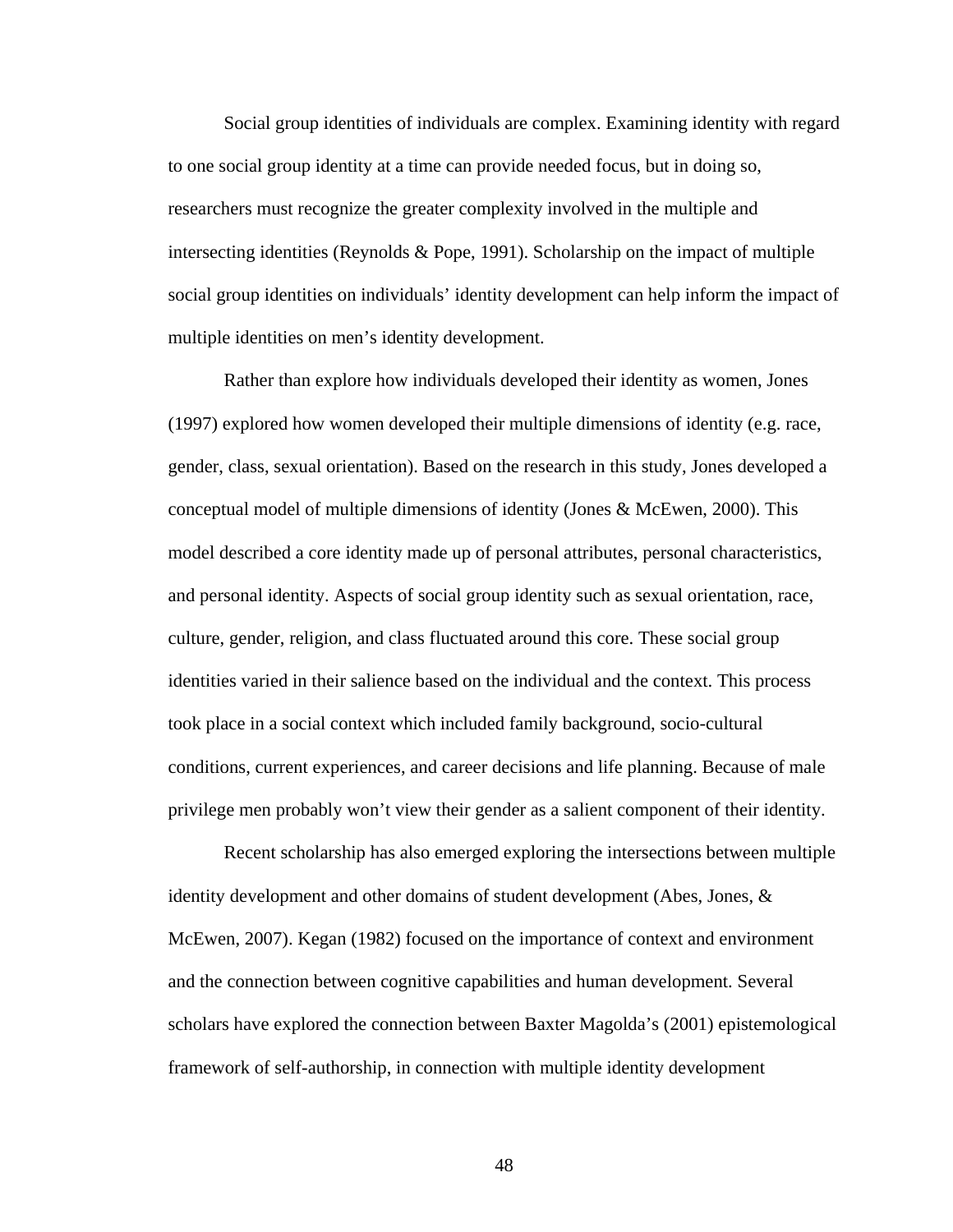Social group identities of individuals are complex. Examining identity with regard to one social group identity at a time can provide needed focus, but in doing so, researchers must recognize the greater complexity involved in the multiple and intersecting identities (Reynolds & Pope, 1991). Scholarship on the impact of multiple social group identities on individuals' identity development can help inform the impact of multiple identities on men's identity development.

Rather than explore how individuals developed their identity as women, Jones (1997) explored how women developed their multiple dimensions of identity (e.g. race, gender, class, sexual orientation). Based on the research in this study, Jones developed a conceptual model of multiple dimensions of identity (Jones & McEwen, 2000). This model described a core identity made up of personal attributes, personal characteristics, and personal identity. Aspects of social group identity such as sexual orientation, race, culture, gender, religion, and class fluctuated around this core. These social group identities varied in their salience based on the individual and the context. This process took place in a social context which included family background, socio-cultural conditions, current experiences, and career decisions and life planning. Because of male privilege men probably won't view their gender as a salient component of their identity.

Recent scholarship has also emerged exploring the intersections between multiple identity development and other domains of student development (Abes, Jones, & McEwen, 2007). Kegan (1982) focused on the importance of context and environment and the connection between cognitive capabilities and human development. Several scholars have explored the connection between Baxter Magolda's (2001) epistemological framework of self-authorship, in connection with multiple identity development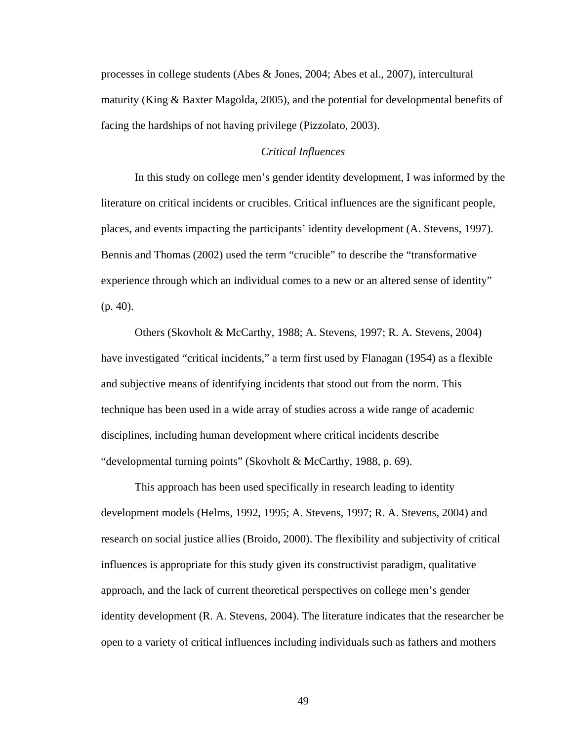processes in college students (Abes & Jones, 2004; Abes et al., 2007), intercultural maturity (King & Baxter Magolda, 2005), and the potential for developmental benefits of facing the hardships of not having privilege (Pizzolato, 2003).

### *Critical Influences*

In this study on college men's gender identity development, I was informed by the literature on critical incidents or crucibles. Critical influences are the significant people, places, and events impacting the participants' identity development (A. Stevens, 1997). Bennis and Thomas (2002) used the term "crucible" to describe the "transformative experience through which an individual comes to a new or an altered sense of identity" (p. 40).

Others (Skovholt & McCarthy, 1988; A. Stevens, 1997; R. A. Stevens, 2004) have investigated "critical incidents," a term first used by Flanagan (1954) as a flexible and subjective means of identifying incidents that stood out from the norm. This technique has been used in a wide array of studies across a wide range of academic disciplines, including human development where critical incidents describe "developmental turning points" (Skovholt & McCarthy, 1988, p. 69).

This approach has been used specifically in research leading to identity development models (Helms, 1992, 1995; A. Stevens, 1997; R. A. Stevens, 2004) and research on social justice allies (Broido, 2000). The flexibility and subjectivity of critical influences is appropriate for this study given its constructivist paradigm, qualitative approach, and the lack of current theoretical perspectives on college men's gender identity development (R. A. Stevens, 2004). The literature indicates that the researcher be open to a variety of critical influences including individuals such as fathers and mothers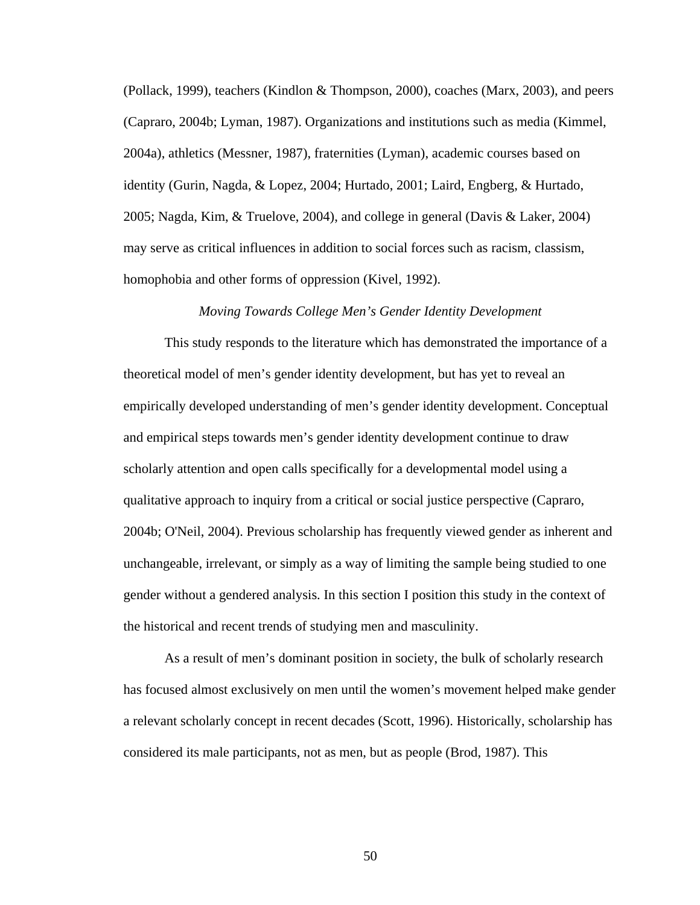(Pollack, 1999), teachers (Kindlon & Thompson, 2000), coaches (Marx, 2003), and peers (Capraro, 2004b; Lyman, 1987). Organizations and institutions such as media (Kimmel, 2004a), athletics (Messner, 1987), fraternities (Lyman), academic courses based on identity (Gurin, Nagda, & Lopez, 2004; Hurtado, 2001; Laird, Engberg, & Hurtado, 2005; Nagda, Kim, & Truelove, 2004), and college in general (Davis & Laker, 2004) may serve as critical influences in addition to social forces such as racism, classism, homophobia and other forms of oppression (Kivel, 1992).

### *Moving Towards College Men's Gender Identity Development*

This study responds to the literature which has demonstrated the importance of a theoretical model of men's gender identity development, but has yet to reveal an empirically developed understanding of men's gender identity development. Conceptual and empirical steps towards men's gender identity development continue to draw scholarly attention and open calls specifically for a developmental model using a qualitative approach to inquiry from a critical or social justice perspective (Capraro, 2004b; O'Neil, 2004). Previous scholarship has frequently viewed gender as inherent and unchangeable, irrelevant, or simply as a way of limiting the sample being studied to one gender without a gendered analysis. In this section I position this study in the context of the historical and recent trends of studying men and masculinity.

As a result of men's dominant position in society, the bulk of scholarly research has focused almost exclusively on men until the women's movement helped make gender a relevant scholarly concept in recent decades (Scott, 1996). Historically, scholarship has considered its male participants, not as men, but as people (Brod, 1987). This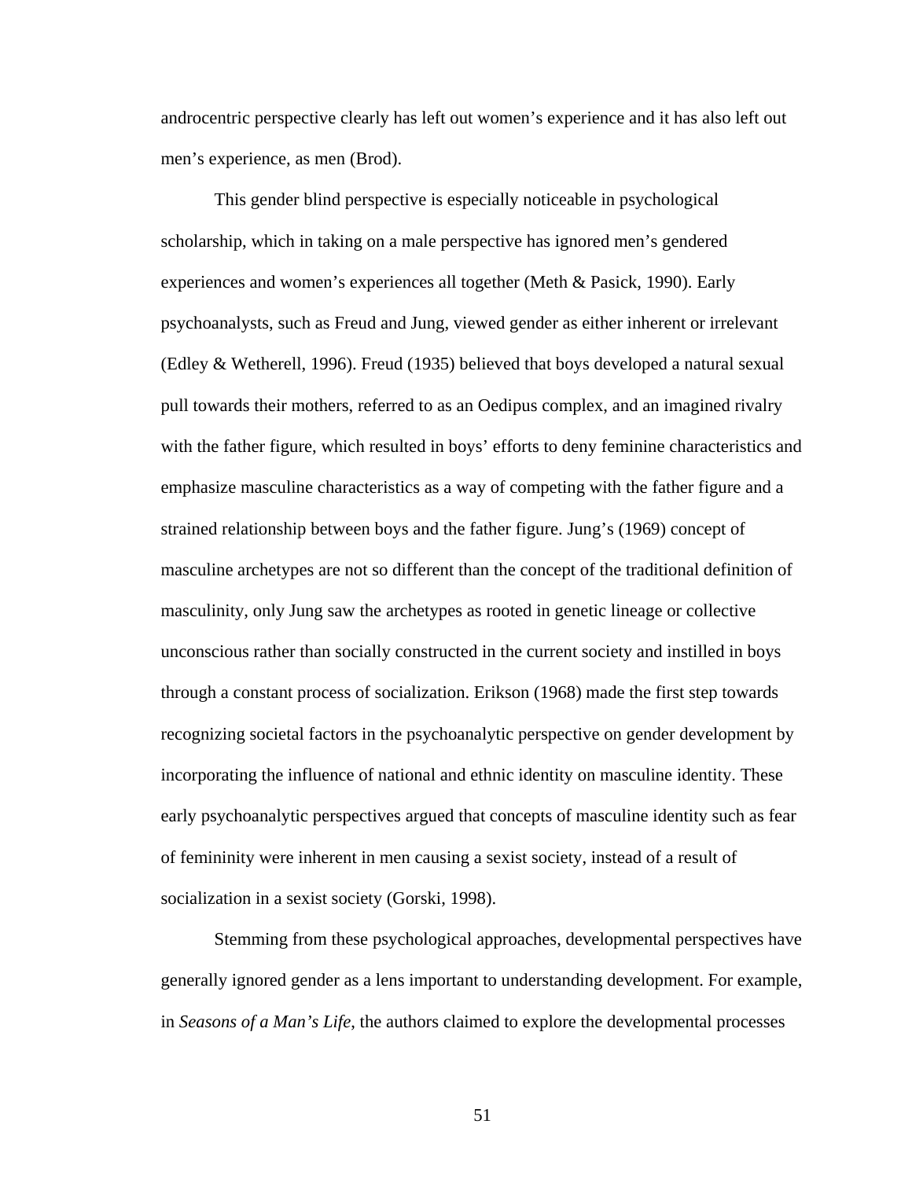androcentric perspective clearly has left out women's experience and it has also left out men's experience, as men (Brod).

This gender blind perspective is especially noticeable in psychological scholarship, which in taking on a male perspective has ignored men's gendered experiences and women's experiences all together (Meth & Pasick, 1990). Early psychoanalysts, such as Freud and Jung, viewed gender as either inherent or irrelevant (Edley & Wetherell, 1996). Freud (1935) believed that boys developed a natural sexual pull towards their mothers, referred to as an Oedipus complex, and an imagined rivalry with the father figure, which resulted in boys' efforts to deny feminine characteristics and emphasize masculine characteristics as a way of competing with the father figure and a strained relationship between boys and the father figure. Jung's (1969) concept of masculine archetypes are not so different than the concept of the traditional definition of masculinity, only Jung saw the archetypes as rooted in genetic lineage or collective unconscious rather than socially constructed in the current society and instilled in boys through a constant process of socialization. Erikson (1968) made the first step towards recognizing societal factors in the psychoanalytic perspective on gender development by incorporating the influence of national and ethnic identity on masculine identity. These early psychoanalytic perspectives argued that concepts of masculine identity such as fear of femininity were inherent in men causing a sexist society, instead of a result of socialization in a sexist society (Gorski, 1998).

Stemming from these psychological approaches, developmental perspectives have generally ignored gender as a lens important to understanding development. For example, in *Seasons of a Man's Life*, the authors claimed to explore the developmental processes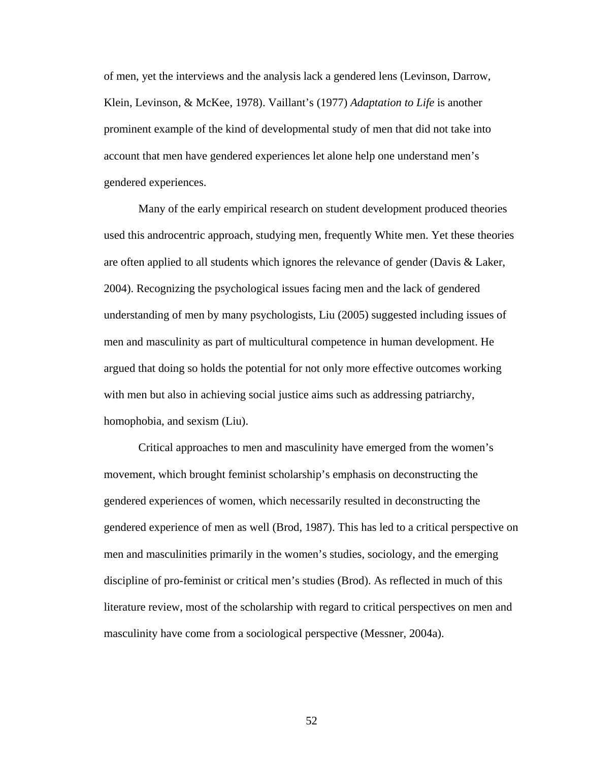of men, yet the interviews and the analysis lack a gendered lens (Levinson, Darrow, Klein, Levinson, & McKee, 1978). Vaillant's (1977) *Adaptation to Life* is another prominent example of the kind of developmental study of men that did not take into account that men have gendered experiences let alone help one understand men's gendered experiences.

Many of the early empirical research on student development produced theories used this androcentric approach, studying men, frequently White men. Yet these theories are often applied to all students which ignores the relevance of gender (Davis & Laker, 2004). Recognizing the psychological issues facing men and the lack of gendered understanding of men by many psychologists, Liu (2005) suggested including issues of men and masculinity as part of multicultural competence in human development. He argued that doing so holds the potential for not only more effective outcomes working with men but also in achieving social justice aims such as addressing patriarchy, homophobia, and sexism (Liu).

Critical approaches to men and masculinity have emerged from the women's movement, which brought feminist scholarship's emphasis on deconstructing the gendered experiences of women, which necessarily resulted in deconstructing the gendered experience of men as well (Brod, 1987). This has led to a critical perspective on men and masculinities primarily in the women's studies, sociology, and the emerging discipline of pro-feminist or critical men's studies (Brod). As reflected in much of this literature review, most of the scholarship with regard to critical perspectives on men and masculinity have come from a sociological perspective (Messner, 2004a).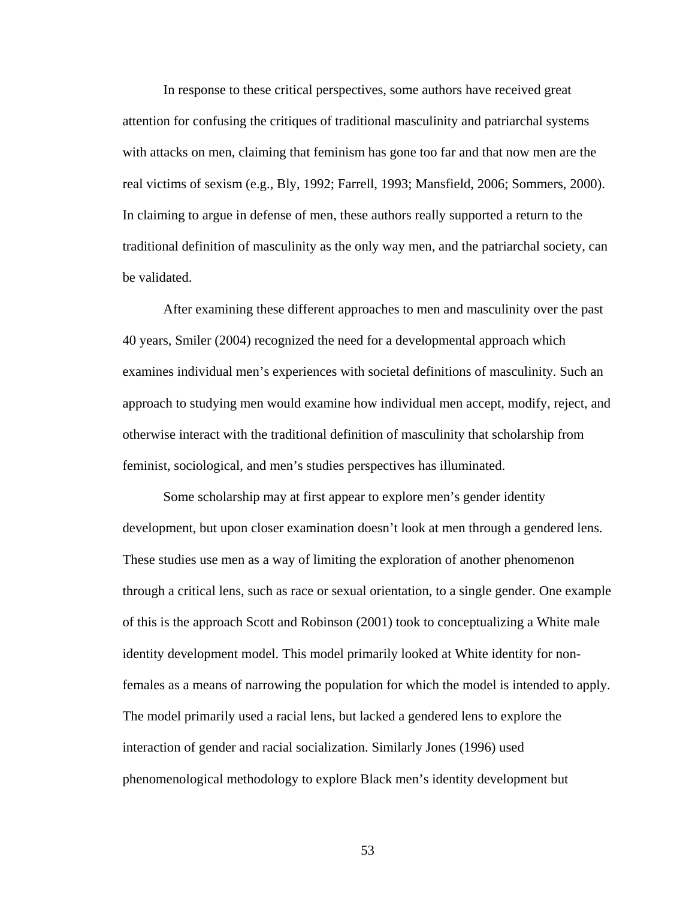In response to these critical perspectives, some authors have received great attention for confusing the critiques of traditional masculinity and patriarchal systems with attacks on men, claiming that feminism has gone too far and that now men are the real victims of sexism (e.g., Bly, 1992; Farrell, 1993; Mansfield, 2006; Sommers, 2000). In claiming to argue in defense of men, these authors really supported a return to the traditional definition of masculinity as the only way men, and the patriarchal society, can be validated.

After examining these different approaches to men and masculinity over the past 40 years, Smiler (2004) recognized the need for a developmental approach which examines individual men's experiences with societal definitions of masculinity. Such an approach to studying men would examine how individual men accept, modify, reject, and otherwise interact with the traditional definition of masculinity that scholarship from feminist, sociological, and men's studies perspectives has illuminated.

Some scholarship may at first appear to explore men's gender identity development, but upon closer examination doesn't look at men through a gendered lens. These studies use men as a way of limiting the exploration of another phenomenon through a critical lens, such as race or sexual orientation, to a single gender. One example of this is the approach Scott and Robinson (2001) took to conceptualizing a White male identity development model. This model primarily looked at White identity for non-females as a means of narrowing the population for which the model is intended to apply. The model primarily used a racial lens, but lacked a gendered lens to explore the interaction of gender and racial socialization. Similarly Jones (1996) used phenomenological methodology to explore Black men's identity development but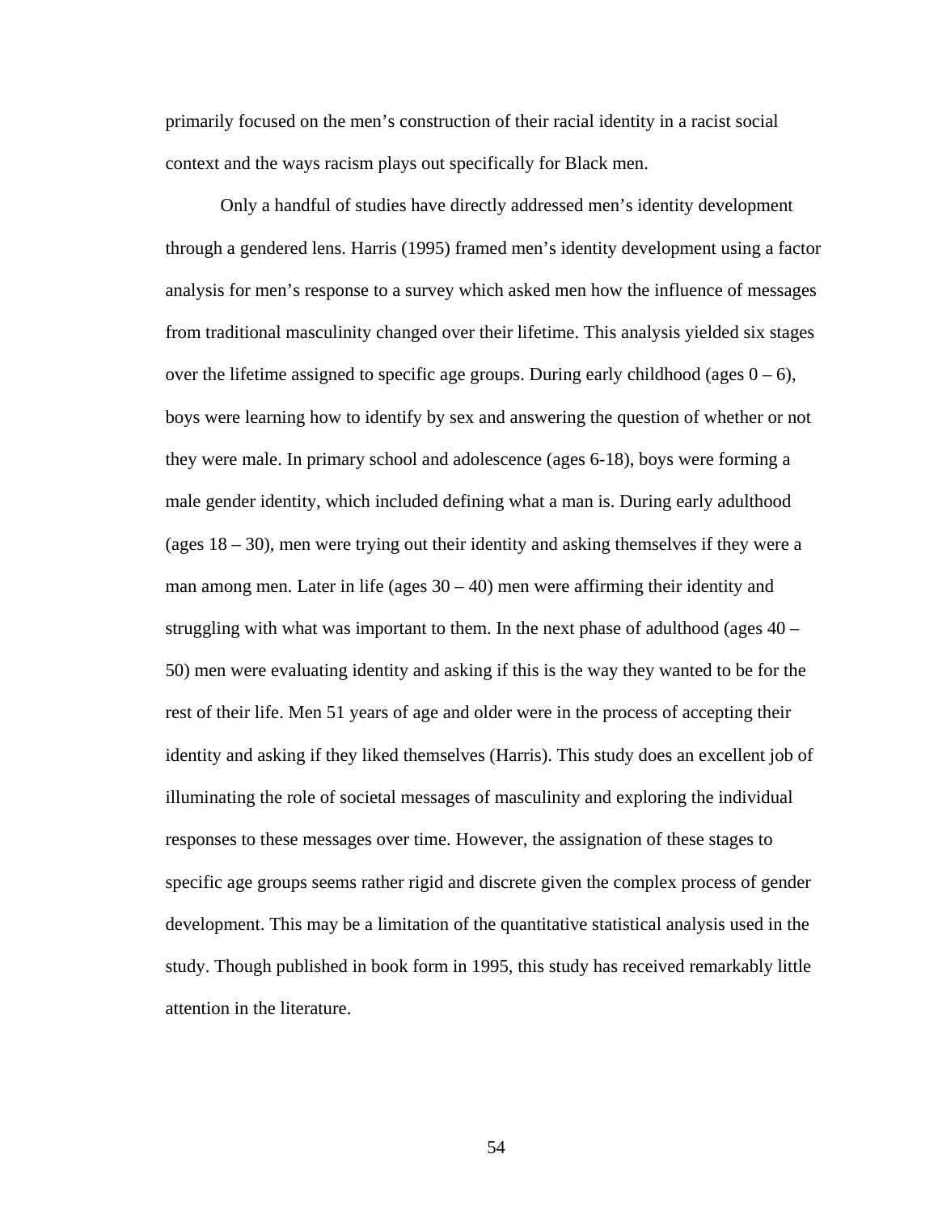primarily focused on the men's construction of their racial identity in a racist social context and the ways racism plays out specifically for Black men.

Only a handful of studies have directly addressed men's identity development through a gendered lens. Harris (1995) framed men's identity development using a factor analysis for men's response to a survey which asked men how the influence of messages from traditional masculinity changed over their lifetime. This analysis yielded six stages over the lifetime assigned to specific age groups. During early childhood (ages 0 – 6), boys were learning how to identify by sex and answering the question of whether or not they were male. In primary school and adolescence (ages 6-18), boys were forming a male gender identity, which included defining what a man is. During early adulthood (ages 18 – 30), men were trying out their identity and asking themselves if they were a man among men. Later in life (ages 30 – 40) men were affirming their identity and struggling with what was important to them. In the next phase of adulthood (ages 40 – 50) men were evaluating identity and asking if this is the way they wanted to be for the rest of their life. Men 51 years of age and older were in the process of accepting their identity and asking if they liked themselves (Harris). This study does an excellent job of illuminating the role of societal messages of masculinity and exploring the individual responses to these messages over time. However, the assignation of these stages to specific age groups seems rather rigid and discrete given the complex process of gender development. This may be a limitation of the quantitative statistical analysis used in the study. Though published in book form in 1995, this study has received remarkably little attention in the literature.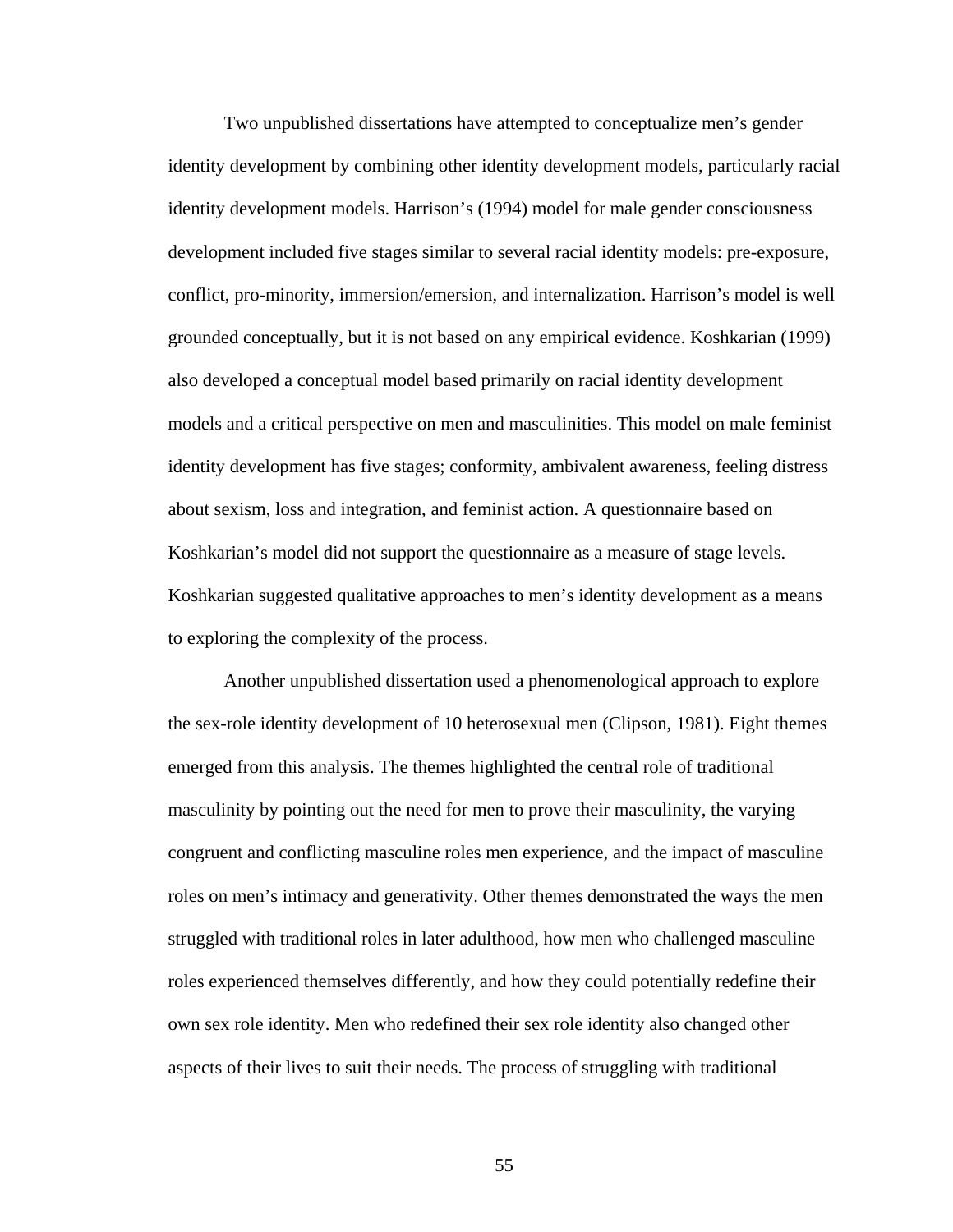Two unpublished dissertations have attempted to conceptualize men's gender identity development by combining other identity development models, particularly racial identity development models. Harrison's (1994) model for male gender consciousness development included five stages similar to several racial identity models: pre-exposure, conflict, pro-minority, immersion/emersion, and internalization. Harrison's model is well grounded conceptually, but it is not based on any empirical evidence. Koshkarian (1999) also developed a conceptual model based primarily on racial identity development models and a critical perspective on men and masculinities. This model on male feminist identity development has five stages; conformity, ambivalent awareness, feeling distress about sexism, loss and integration, and feminist action. A questionnaire based on Koshkarian's model did not support the questionnaire as a measure of stage levels. Koshkarian suggested qualitative approaches to men's identity development as a means to exploring the complexity of the process.

Another unpublished dissertation used a phenomenological approach to explore the sex-role identity development of 10 heterosexual men (Clipson, 1981). Eight themes emerged from this analysis. The themes highlighted the central role of traditional masculinity by pointing out the need for men to prove their masculinity, the varying congruent and conflicting masculine roles men experience, and the impact of masculine roles on men's intimacy and generativity. Other themes demonstrated the ways the men struggled with traditional roles in later adulthood, how men who challenged masculine roles experienced themselves differently, and how they could potentially redefine their own sex role identity. Men who redefined their sex role identity also changed other aspects of their lives to suit their needs. The process of struggling with traditional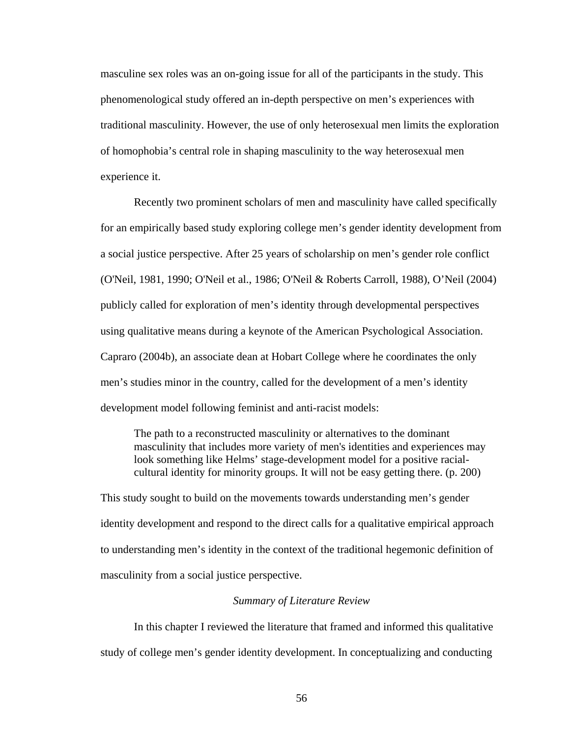masculine sex roles was an on-going issue for all of the participants in the study. This phenomenological study offered an in-depth perspective on men's experiences with traditional masculinity. However, the use of only heterosexual men limits the exploration of homophobia's central role in shaping masculinity to the way heterosexual men experience it.

Recently two prominent scholars of men and masculinity have called specifically for an empirically based study exploring college men's gender identity development from a social justice perspective. After 25 years of scholarship on men's gender role conflict (O'Neil, 1981, 1990; O'Neil et al., 1986; O'Neil & Roberts Carroll, 1988), O'Neil (2004) publicly called for exploration of men's identity through developmental perspectives using qualitative means during a keynote of the American Psychological Association. Capraro (2004b), an associate dean at Hobart College where he coordinates the only men's studies minor in the country, called for the development of a men's identity development model following feminist and anti-racist models:

> The path to a reconstructed masculinity or alternatives to the dominant masculinity that includes more variety of men's identities and experiences may look something like Helms' stage-development model for a positive racial-cultural identity for minority groups. It will not be easy getting there. (p. 200)

This study sought to build on the movements towards understanding men's gender identity development and respond to the direct calls for a qualitative empirical approach to understanding men's identity in the context of the traditional hegemonic definition of masculinity from a social justice perspective.

### *Summary of Literature Review*

In this chapter I reviewed the literature that framed and informed this qualitative study of college men's gender identity development. In conceptualizing and conducting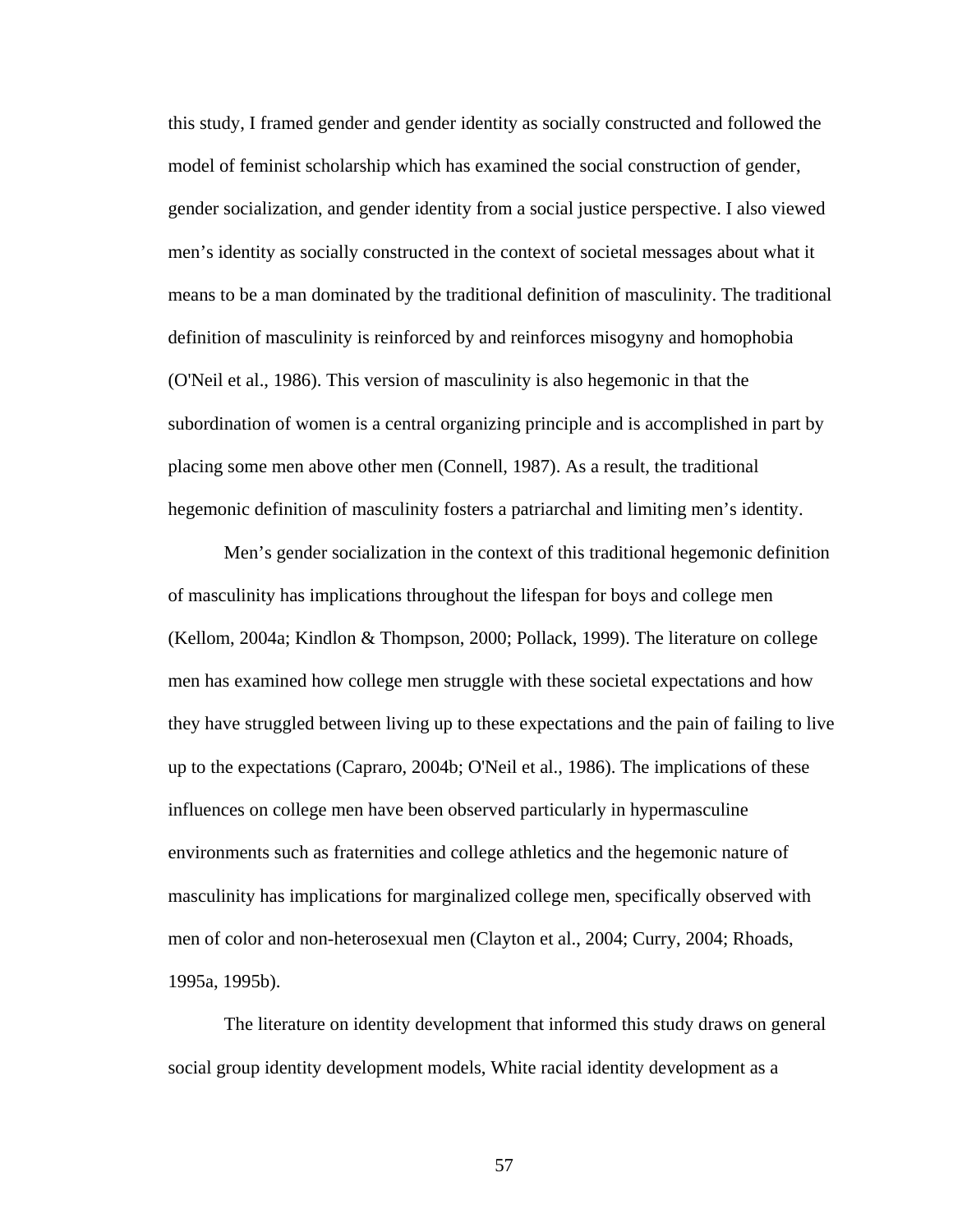this study, I framed gender and gender identity as socially constructed and followed the model of feminist scholarship which has examined the social construction of gender, gender socialization, and gender identity from a social justice perspective. I also viewed men's identity as socially constructed in the context of societal messages about what it means to be a man dominated by the traditional definition of masculinity. The traditional definition of masculinity is reinforced by and reinforces misogyny and homophobia (O'Neil et al., 1986). This version of masculinity is also hegemonic in that the subordination of women is a central organizing principle and is accomplished in part by placing some men above other men (Connell, 1987). As a result, the traditional hegemonic definition of masculinity fosters a patriarchal and limiting men's identity.

Men's gender socialization in the context of this traditional hegemonic definition of masculinity has implications throughout the lifespan for boys and college men (Kellom, 2004a; Kindlon & Thompson, 2000; Pollack, 1999). The literature on college men has examined how college men struggle with these societal expectations and how they have struggled between living up to these expectations and the pain of failing to live up to the expectations (Capraro, 2004b; O'Neil et al., 1986). The implications of these influences on college men have been observed particularly in hypermasculine environments such as fraternities and college athletics and the hegemonic nature of masculinity has implications for marginalized college men, specifically observed with men of color and non-heterosexual men (Clayton et al., 2004; Curry, 2004; Rhoads, 1995a, 1995b).

The literature on identity development that informed this study draws on general social group identity development models, White racial identity development as a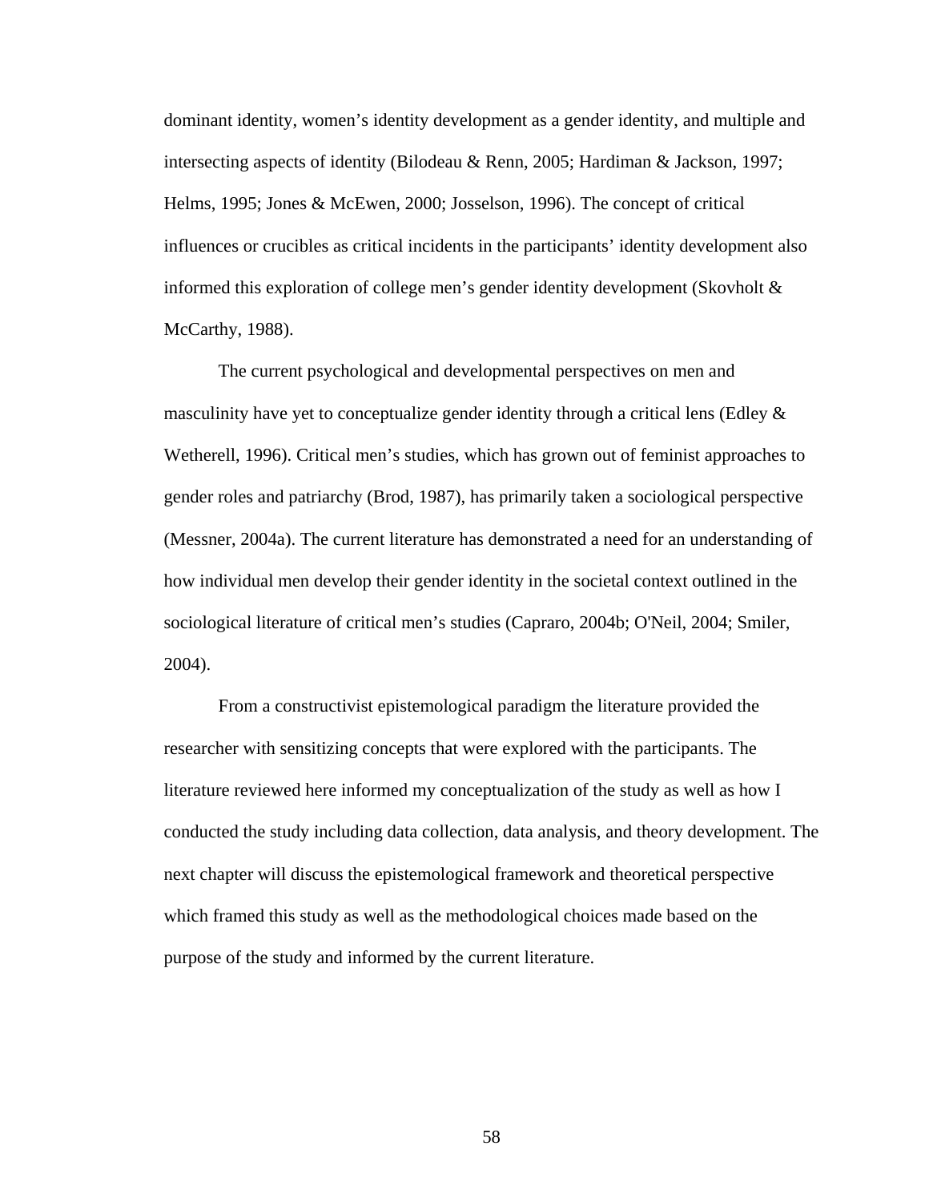dominant identity, women's identity development as a gender identity, and multiple and intersecting aspects of identity (Bilodeau & Renn, 2005; Hardiman & Jackson, 1997; Helms, 1995; Jones & McEwen, 2000; Josselson, 1996). The concept of critical influences or crucibles as critical incidents in the participants' identity development also informed this exploration of college men's gender identity development (Skovholt & McCarthy, 1988).

The current psychological and developmental perspectives on men and masculinity have yet to conceptualize gender identity through a critical lens (Edley & Wetherell, 1996). Critical men's studies, which has grown out of feminist approaches to gender roles and patriarchy (Brod, 1987), has primarily taken a sociological perspective (Messner, 2004a). The current literature has demonstrated a need for an understanding of how individual men develop their gender identity in the societal context outlined in the sociological literature of critical men's studies (Capraro, 2004b; O'Neil, 2004; Smiler, 2004).

From a constructivist epistemological paradigm the literature provided the researcher with sensitizing concepts that were explored with the participants. The literature reviewed here informed my conceptualization of the study as well as how I conducted the study including data collection, data analysis, and theory development. The next chapter will discuss the epistemological framework and theoretical perspective which framed this study as well as the methodological choices made based on the purpose of the study and informed by the current literature.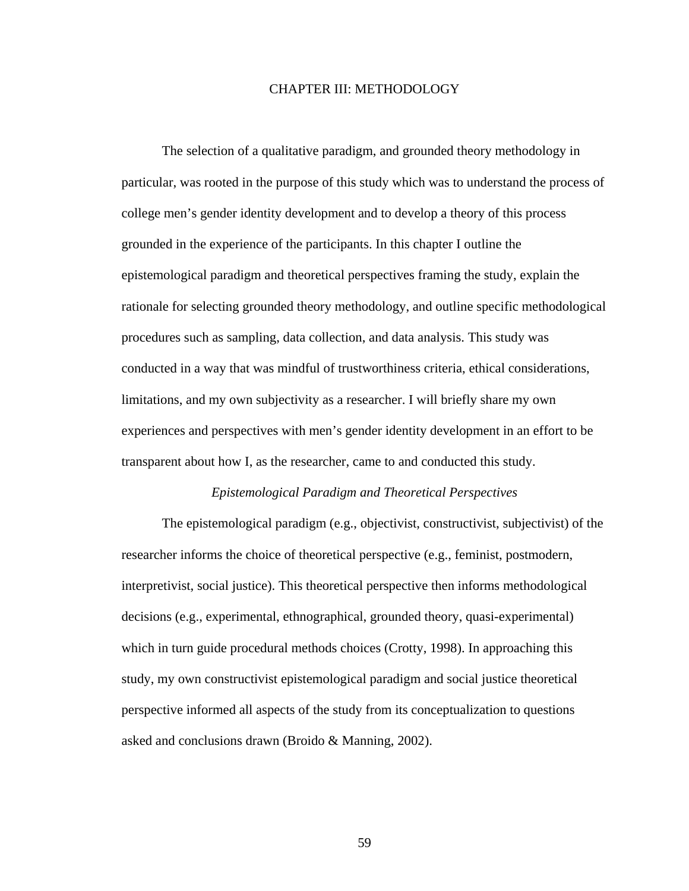# CHAPTER III: METHODOLOGY

The selection of a qualitative paradigm, and grounded theory methodology in particular, was rooted in the purpose of this study which was to understand the process of college men's gender identity development and to develop a theory of this process grounded in the experience of the participants. In this chapter I outline the epistemological paradigm and theoretical perspectives framing the study, explain the rationale for selecting grounded theory methodology, and outline specific methodological procedures such as sampling, data collection, and data analysis. This study was conducted in a way that was mindful of trustworthiness criteria, ethical considerations, limitations, and my own subjectivity as a researcher. I will briefly share my own experiences and perspectives with men's gender identity development in an effort to be transparent about how I, as the researcher, came to and conducted this study.

## *Epistemological Paradigm and Theoretical Perspectives*

The epistemological paradigm (e.g., objectivist, constructivist, subjectivist) of the researcher informs the choice of theoretical perspective (e.g., feminist, postmodern, interpretivist, social justice). This theoretical perspective then informs methodological decisions (e.g., experimental, ethnographical, grounded theory, quasi-experimental) which in turn guide procedural methods choices (Crotty, 1998). In approaching this study, my own constructivist epistemological paradigm and social justice theoretical perspective informed all aspects of the study from its conceptualization to questions asked and conclusions drawn (Broido & Manning, 2002).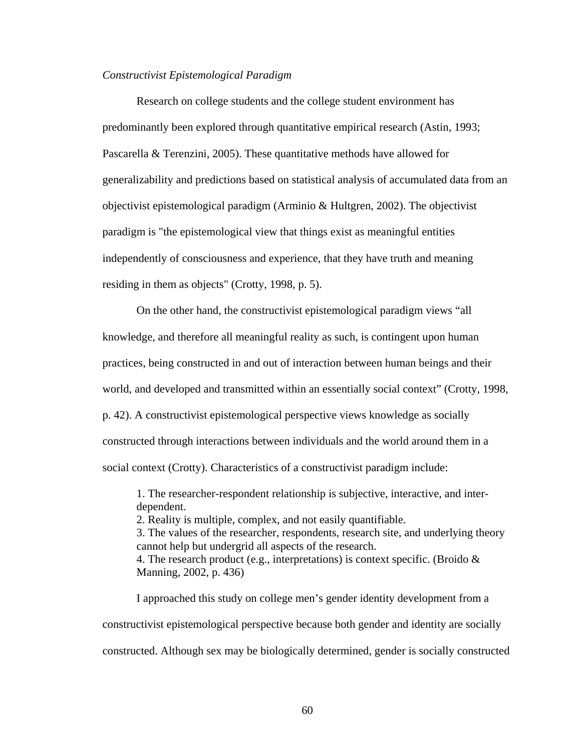*Constructivist Epistemological Paradigm*

Research on college students and the college student environment has predominantly been explored through quantitative empirical research (Astin, 1993; Pascarella & Terenzini, 2005). These quantitative methods have allowed for generalizability and predictions based on statistical analysis of accumulated data from an objectivist epistemological paradigm (Arminio & Hultgren, 2002). The objectivist paradigm is "the epistemological view that things exist as meaningful entities independently of consciousness and experience, that they have truth and meaning residing in them as objects" (Crotty, 1998, p. 5).

On the other hand, the constructivist epistemological paradigm views "all knowledge, and therefore all meaningful reality as such, is contingent upon human practices, being constructed in and out of interaction between human beings and their world, and developed and transmitted within an essentially social context" (Crotty, 1998, p. 42). A constructivist epistemological perspective views knowledge as socially constructed through interactions between individuals and the world around them in a social context (Crotty). Characteristics of a constructivist paradigm include:

> 1. The researcher-respondent relationship is subjective, interactive, and inter-dependent.
> 2. Reality is multiple, complex, and not easily quantifiable.
> 3. The values of the researcher, respondents, research site, and underlying theory cannot help but undergird all aspects of the research.
> 4. The research product (e.g., interpretations) is context specific. (Broido & Manning, 2002, p. 436)

I approached this study on college men's gender identity development from a constructivist epistemological perspective because both gender and identity are socially constructed. Although sex may be biologically determined, gender is socially constructed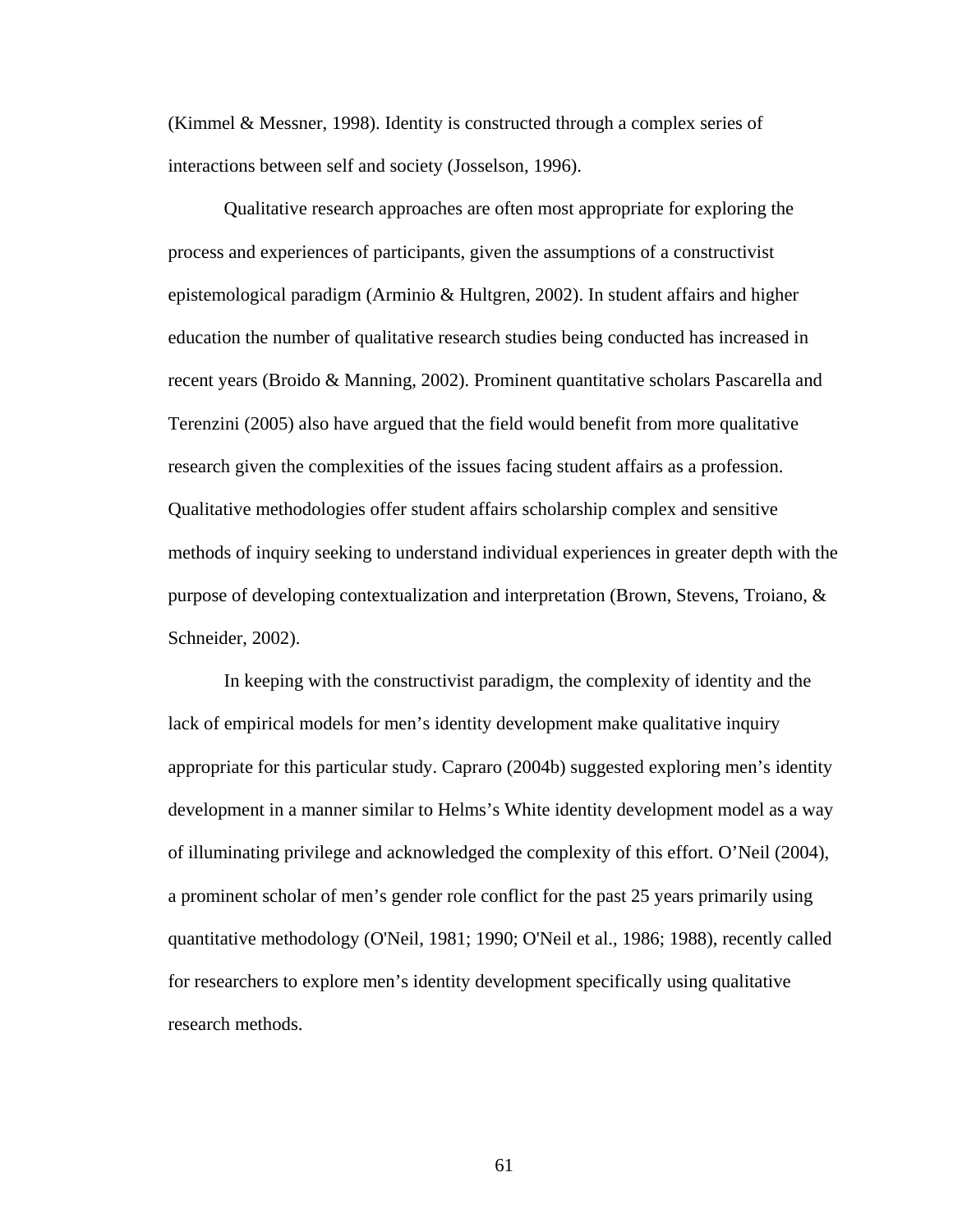(Kimmel & Messner, 1998). Identity is constructed through a complex series of interactions between self and society (Josselson, 1996).

Qualitative research approaches are often most appropriate for exploring the process and experiences of participants, given the assumptions of a constructivist epistemological paradigm (Arminio & Hultgren, 2002). In student affairs and higher education the number of qualitative research studies being conducted has increased in recent years (Broido & Manning, 2002). Prominent quantitative scholars Pascarella and Terenzini (2005) also have argued that the field would benefit from more qualitative research given the complexities of the issues facing student affairs as a profession. Qualitative methodologies offer student affairs scholarship complex and sensitive methods of inquiry seeking to understand individual experiences in greater depth with the purpose of developing contextualization and interpretation (Brown, Stevens, Troiano, & Schneider, 2002).

In keeping with the constructivist paradigm, the complexity of identity and the lack of empirical models for men's identity development make qualitative inquiry appropriate for this particular study. Capraro (2004b) suggested exploring men's identity development in a manner similar to Helms's White identity development model as a way of illuminating privilege and acknowledged the complexity of this effort. O'Neil (2004), a prominent scholar of men's gender role conflict for the past 25 years primarily using quantitative methodology (O'Neil, 1981; 1990; O'Neil et al., 1986; 1988), recently called for researchers to explore men's identity development specifically using qualitative research methods.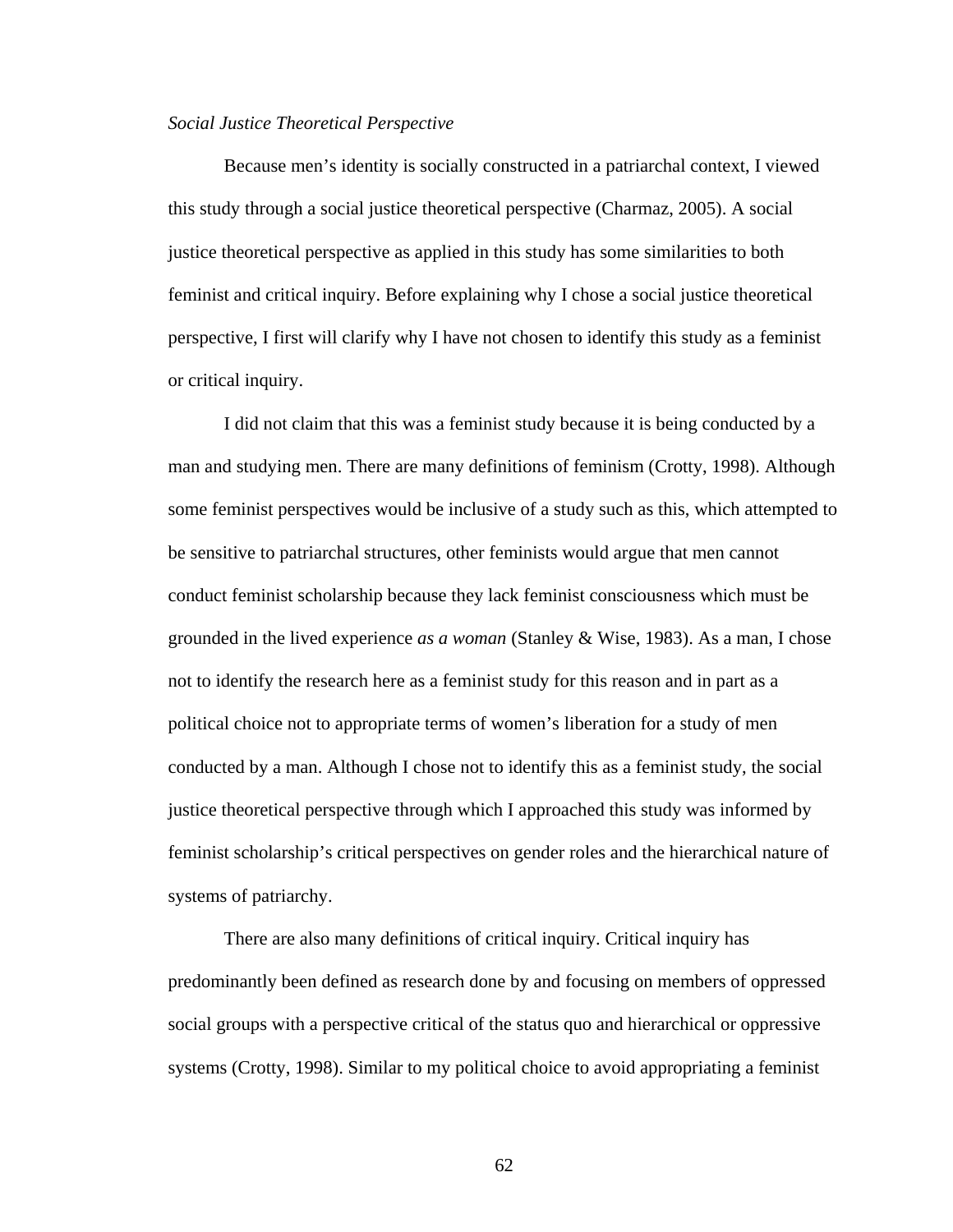*Social Justice Theoretical Perspective*

Because men's identity is socially constructed in a patriarchal context, I viewed this study through a social justice theoretical perspective (Charmaz, 2005). A social justice theoretical perspective as applied in this study has some similarities to both feminist and critical inquiry. Before explaining why I chose a social justice theoretical perspective, I first will clarify why I have not chosen to identify this study as a feminist or critical inquiry.

I did not claim that this was a feminist study because it is being conducted by a man and studying men. There are many definitions of feminism (Crotty, 1998). Although some feminist perspectives would be inclusive of a study such as this, which attempted to be sensitive to patriarchal structures, other feminists would argue that men cannot conduct feminist scholarship because they lack feminist consciousness which must be grounded in the lived experience *as a woman* (Stanley & Wise, 1983). As a man, I chose not to identify the research here as a feminist study for this reason and in part as a political choice not to appropriate terms of women's liberation for a study of men conducted by a man. Although I chose not to identify this as a feminist study, the social justice theoretical perspective through which I approached this study was informed by feminist scholarship's critical perspectives on gender roles and the hierarchical nature of systems of patriarchy.

There are also many definitions of critical inquiry. Critical inquiry has predominantly been defined as research done by and focusing on members of oppressed social groups with a perspective critical of the status quo and hierarchical or oppressive systems (Crotty, 1998). Similar to my political choice to avoid appropriating a feminist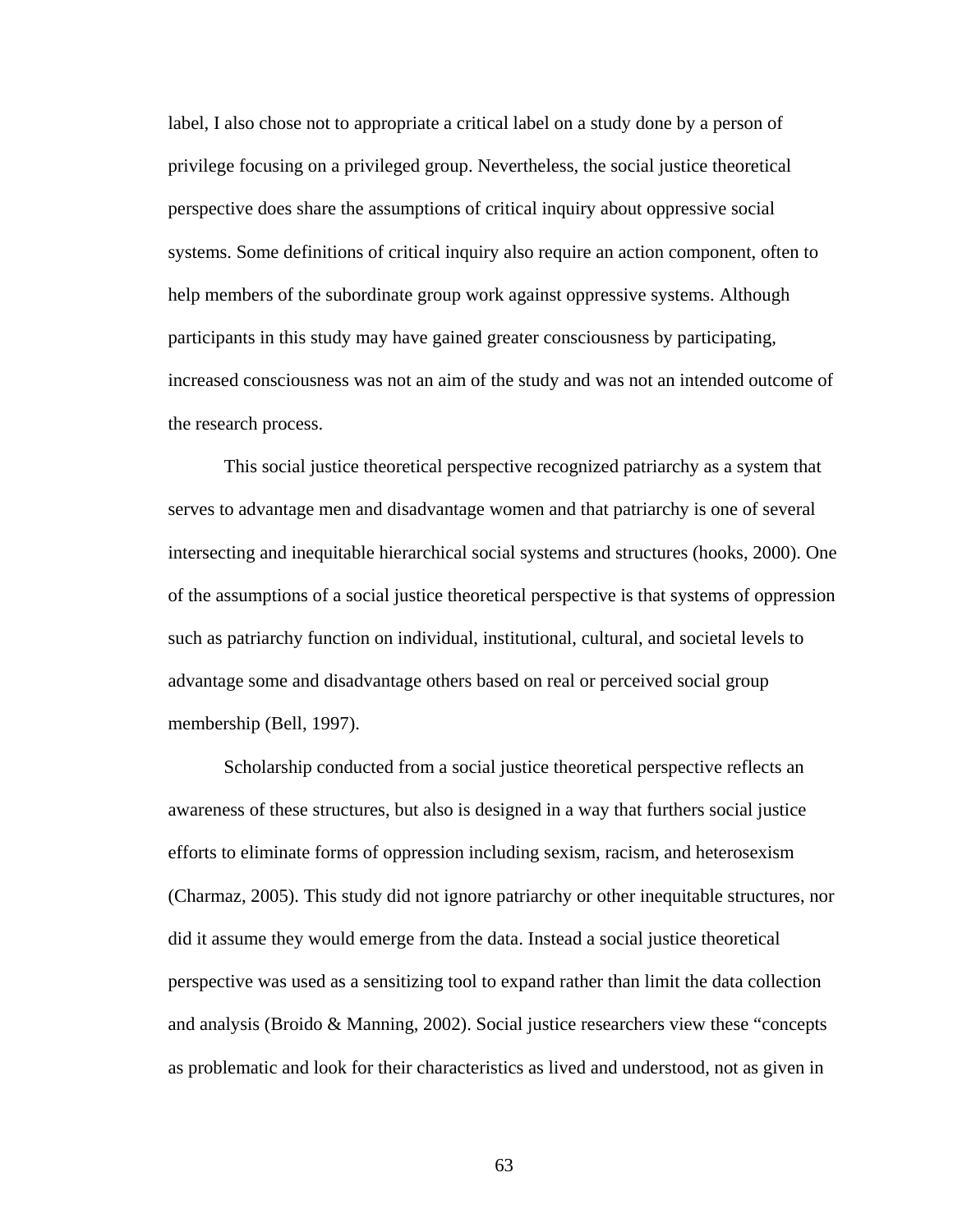label, I also chose not to appropriate a critical label on a study done by a person of privilege focusing on a privileged group. Nevertheless, the social justice theoretical perspective does share the assumptions of critical inquiry about oppressive social systems. Some definitions of critical inquiry also require an action component, often to help members of the subordinate group work against oppressive systems. Although participants in this study may have gained greater consciousness by participating, increased consciousness was not an aim of the study and was not an intended outcome of the research process.

This social justice theoretical perspective recognized patriarchy as a system that serves to advantage men and disadvantage women and that patriarchy is one of several intersecting and inequitable hierarchical social systems and structures (hooks, 2000). One of the assumptions of a social justice theoretical perspective is that systems of oppression such as patriarchy function on individual, institutional, cultural, and societal levels to advantage some and disadvantage others based on real or perceived social group membership (Bell, 1997).

Scholarship conducted from a social justice theoretical perspective reflects an awareness of these structures, but also is designed in a way that furthers social justice efforts to eliminate forms of oppression including sexism, racism, and heterosexism (Charmaz, 2005). This study did not ignore patriarchy or other inequitable structures, nor did it assume they would emerge from the data. Instead a social justice theoretical perspective was used as a sensitizing tool to expand rather than limit the data collection and analysis (Broido & Manning, 2002). Social justice researchers view these "concepts as problematic and look for their characteristics as lived and understood, not as given in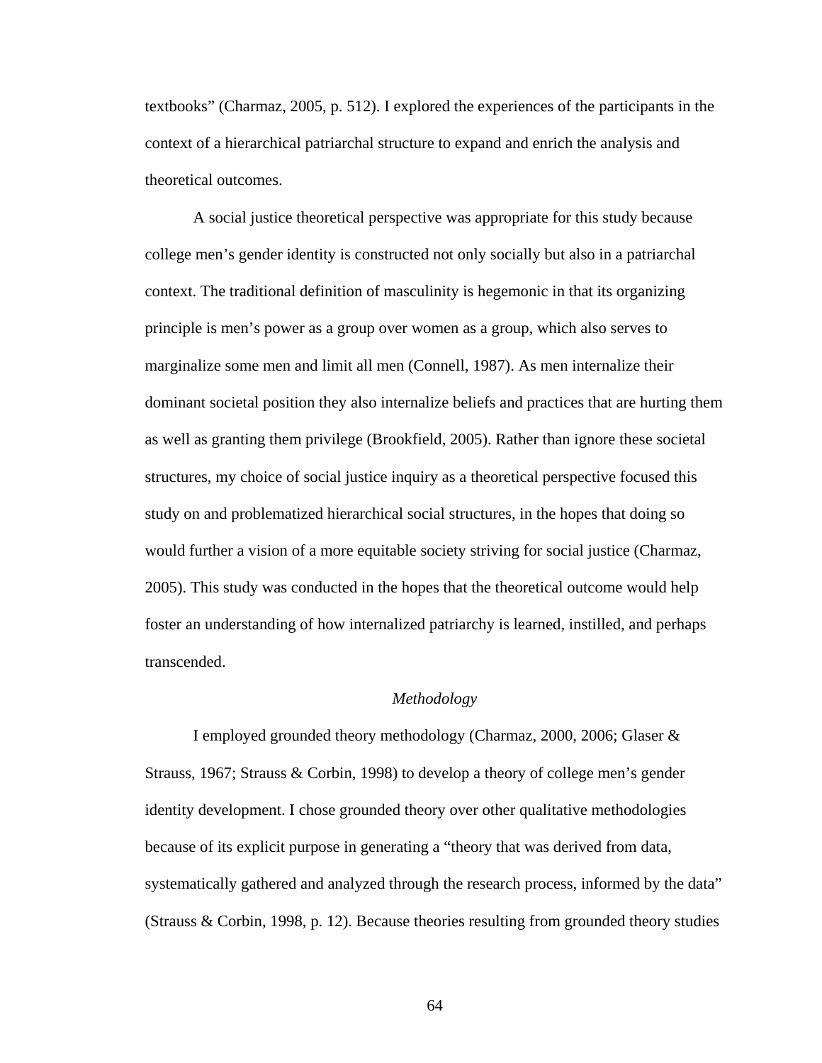textbooks" (Charmaz, 2005, p. 512). I explored the experiences of the participants in the context of a hierarchical patriarchal structure to expand and enrich the analysis and theoretical outcomes.

A social justice theoretical perspective was appropriate for this study because college men's gender identity is constructed not only socially but also in a patriarchal context. The traditional definition of masculinity is hegemonic in that its organizing principle is men's power as a group over women as a group, which also serves to marginalize some men and limit all men (Connell, 1987). As men internalize their dominant societal position they also internalize beliefs and practices that are hurting them as well as granting them privilege (Brookfield, 2005). Rather than ignore these societal structures, my choice of social justice inquiry as a theoretical perspective focused this study on and problematized hierarchical social structures, in the hopes that doing so would further a vision of a more equitable society striving for social justice (Charmaz, 2005). This study was conducted in the hopes that the theoretical outcome would help foster an understanding of how internalized patriarchy is learned, instilled, and perhaps transcended.

### *Methodology*

I employed grounded theory methodology (Charmaz, 2000, 2006; Glaser & Strauss, 1967; Strauss & Corbin, 1998) to develop a theory of college men's gender identity development. I chose grounded theory over other qualitative methodologies because of its explicit purpose in generating a "theory that was derived from data, systematically gathered and analyzed through the research process, informed by the data" (Strauss & Corbin, 1998, p. 12). Because theories resulting from grounded theory studies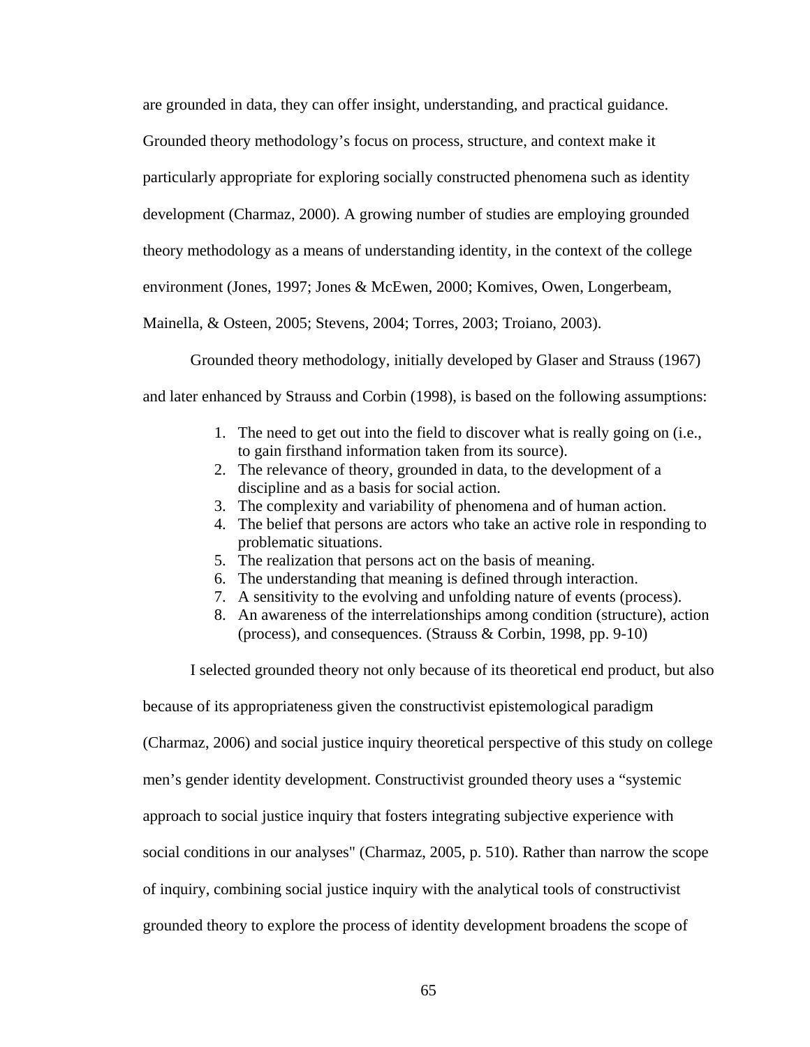are grounded in data, they can offer insight, understanding, and practical guidance. Grounded theory methodology's focus on process, structure, and context make it particularly appropriate for exploring socially constructed phenomena such as identity development (Charmaz, 2000). A growing number of studies are employing grounded theory methodology as a means of understanding identity, in the context of the college environment (Jones, 1997; Jones & McEwen, 2000; Komives, Owen, Longerbeam, Mainella, & Osteen, 2005; Stevens, 2004; Torres, 2003; Troiano, 2003).

Grounded theory methodology, initially developed by Glaser and Strauss (1967) and later enhanced by Strauss and Corbin (1998), is based on the following assumptions:

1. The need to get out into the field to discover what is really going on (i.e., to gain firsthand information taken from its source).
2. The relevance of theory, grounded in data, to the development of a discipline and as a basis for social action.
3. The complexity and variability of phenomena and of human action.
4. The belief that persons are actors who take an active role in responding to problematic situations.
5. The realization that persons act on the basis of meaning.
6. The understanding that meaning is defined through interaction.
7. A sensitivity to the evolving and unfolding nature of events (process).
8. An awareness of the interrelationships among condition (structure), action (process), and consequences. (Strauss & Corbin, 1998, pp. 9-10)

I selected grounded theory not only because of its theoretical end product, but also because of its appropriateness given the constructivist epistemological paradigm (Charmaz, 2006) and social justice inquiry theoretical perspective of this study on college men's gender identity development. Constructivist grounded theory uses a "systemic approach to social justice inquiry that fosters integrating subjective experience with social conditions in our analyses" (Charmaz, 2005, p. 510). Rather than narrow the scope of inquiry, combining social justice inquiry with the analytical tools of constructivist grounded theory to explore the process of identity development broadens the scope of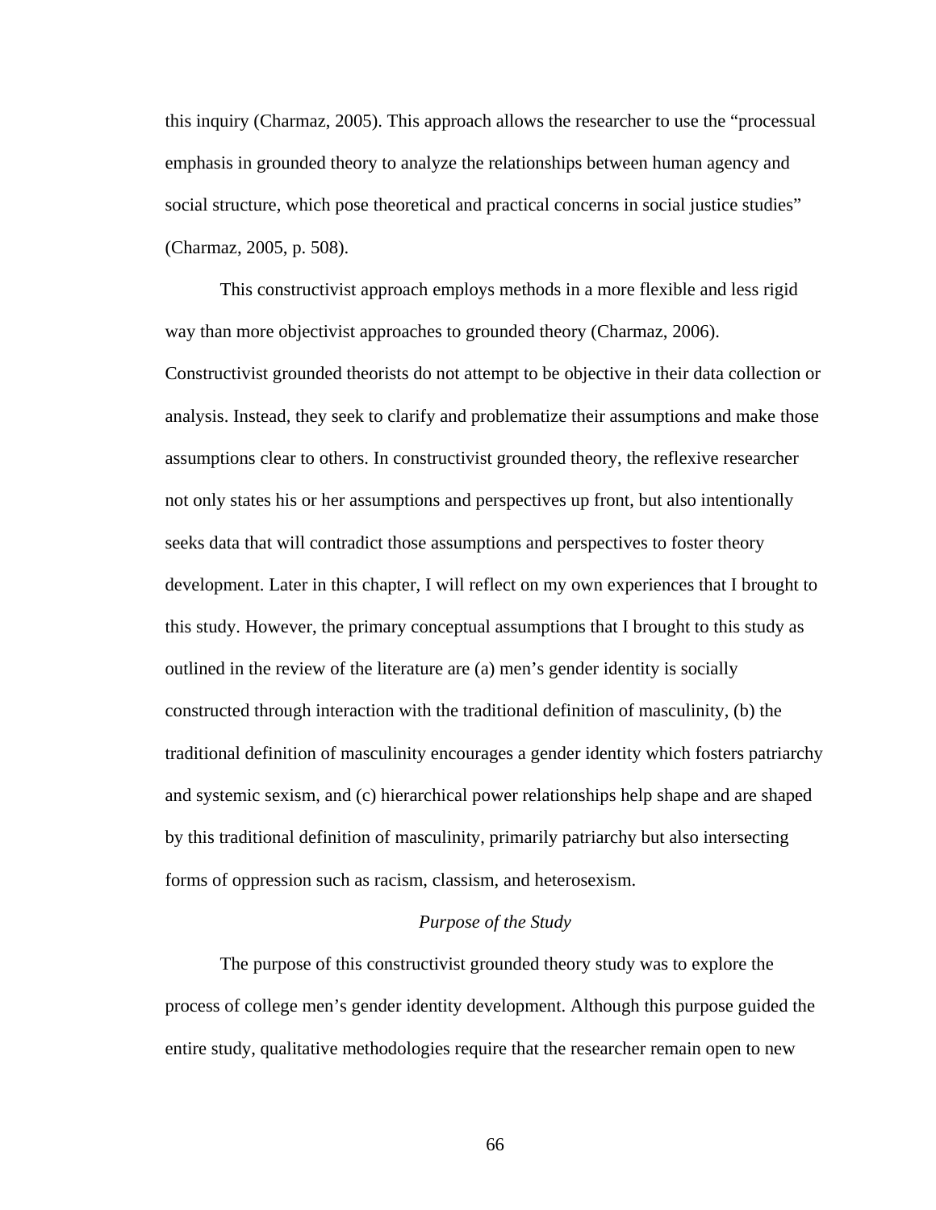this inquiry (Charmaz, 2005). This approach allows the researcher to use the "processual emphasis in grounded theory to analyze the relationships between human agency and social structure, which pose theoretical and practical concerns in social justice studies" (Charmaz, 2005, p. 508).

This constructivist approach employs methods in a more flexible and less rigid way than more objectivist approaches to grounded theory (Charmaz, 2006). Constructivist grounded theorists do not attempt to be objective in their data collection or analysis. Instead, they seek to clarify and problematize their assumptions and make those assumptions clear to others. In constructivist grounded theory, the reflexive researcher not only states his or her assumptions and perspectives up front, but also intentionally seeks data that will contradict those assumptions and perspectives to foster theory development. Later in this chapter, I will reflect on my own experiences that I brought to this study. However, the primary conceptual assumptions that I brought to this study as outlined in the review of the literature are (a) men's gender identity is socially constructed through interaction with the traditional definition of masculinity, (b) the traditional definition of masculinity encourages a gender identity which fosters patriarchy and systemic sexism, and (c) hierarchical power relationships help shape and are shaped by this traditional definition of masculinity, primarily patriarchy but also intersecting forms of oppression such as racism, classism, and heterosexism.

### *Purpose of the Study*

The purpose of this constructivist grounded theory study was to explore the process of college men's gender identity development. Although this purpose guided the entire study, qualitative methodologies require that the researcher remain open to new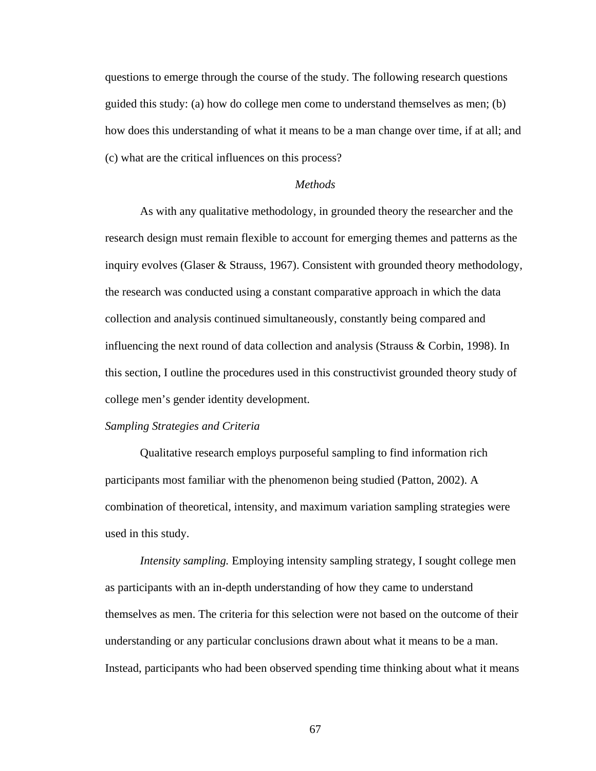questions to emerge through the course of the study. The following research questions guided this study: (a) how do college men come to understand themselves as men; (b) how does this understanding of what it means to be a man change over time, if at all; and (c) what are the critical influences on this process?

## *Methods*

As with any qualitative methodology, in grounded theory the researcher and the research design must remain flexible to account for emerging themes and patterns as the inquiry evolves (Glaser & Strauss, 1967). Consistent with grounded theory methodology, the research was conducted using a constant comparative approach in which the data collection and analysis continued simultaneously, constantly being compared and influencing the next round of data collection and analysis (Strauss & Corbin, 1998). In this section, I outline the procedures used in this constructivist grounded theory study of college men's gender identity development.

### *Sampling Strategies and Criteria*

Qualitative research employs purposeful sampling to find information rich participants most familiar with the phenomenon being studied (Patton, 2002). A combination of theoretical, intensity, and maximum variation sampling strategies were used in this study.

*Intensity sampling.* Employing intensity sampling strategy, I sought college men as participants with an in-depth understanding of how they came to understand themselves as men. The criteria for this selection were not based on the outcome of their understanding or any particular conclusions drawn about what it means to be a man. Instead, participants who had been observed spending time thinking about what it means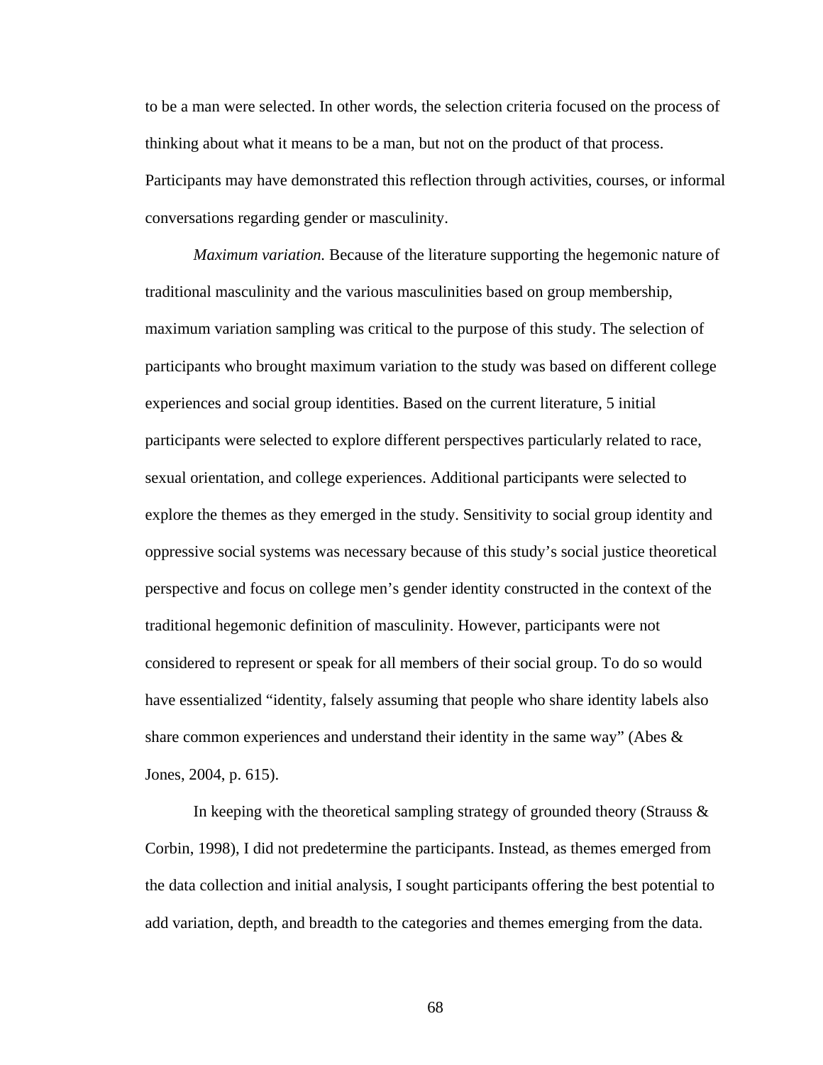to be a man were selected. In other words, the selection criteria focused on the process of thinking about what it means to be a man, but not on the product of that process. Participants may have demonstrated this reflection through activities, courses, or informal conversations regarding gender or masculinity.

*Maximum variation.* Because of the literature supporting the hegemonic nature of traditional masculinity and the various masculinities based on group membership, maximum variation sampling was critical to the purpose of this study. The selection of participants who brought maximum variation to the study was based on different college experiences and social group identities. Based on the current literature, 5 initial participants were selected to explore different perspectives particularly related to race, sexual orientation, and college experiences. Additional participants were selected to explore the themes as they emerged in the study. Sensitivity to social group identity and oppressive social systems was necessary because of this study's social justice theoretical perspective and focus on college men's gender identity constructed in the context of the traditional hegemonic definition of masculinity. However, participants were not considered to represent or speak for all members of their social group. To do so would have essentialized "identity, falsely assuming that people who share identity labels also share common experiences and understand their identity in the same way" (Abes & Jones, 2004, p. 615).

In keeping with the theoretical sampling strategy of grounded theory (Strauss & Corbin, 1998), I did not predetermine the participants. Instead, as themes emerged from the data collection and initial analysis, I sought participants offering the best potential to add variation, depth, and breadth to the categories and themes emerging from the data.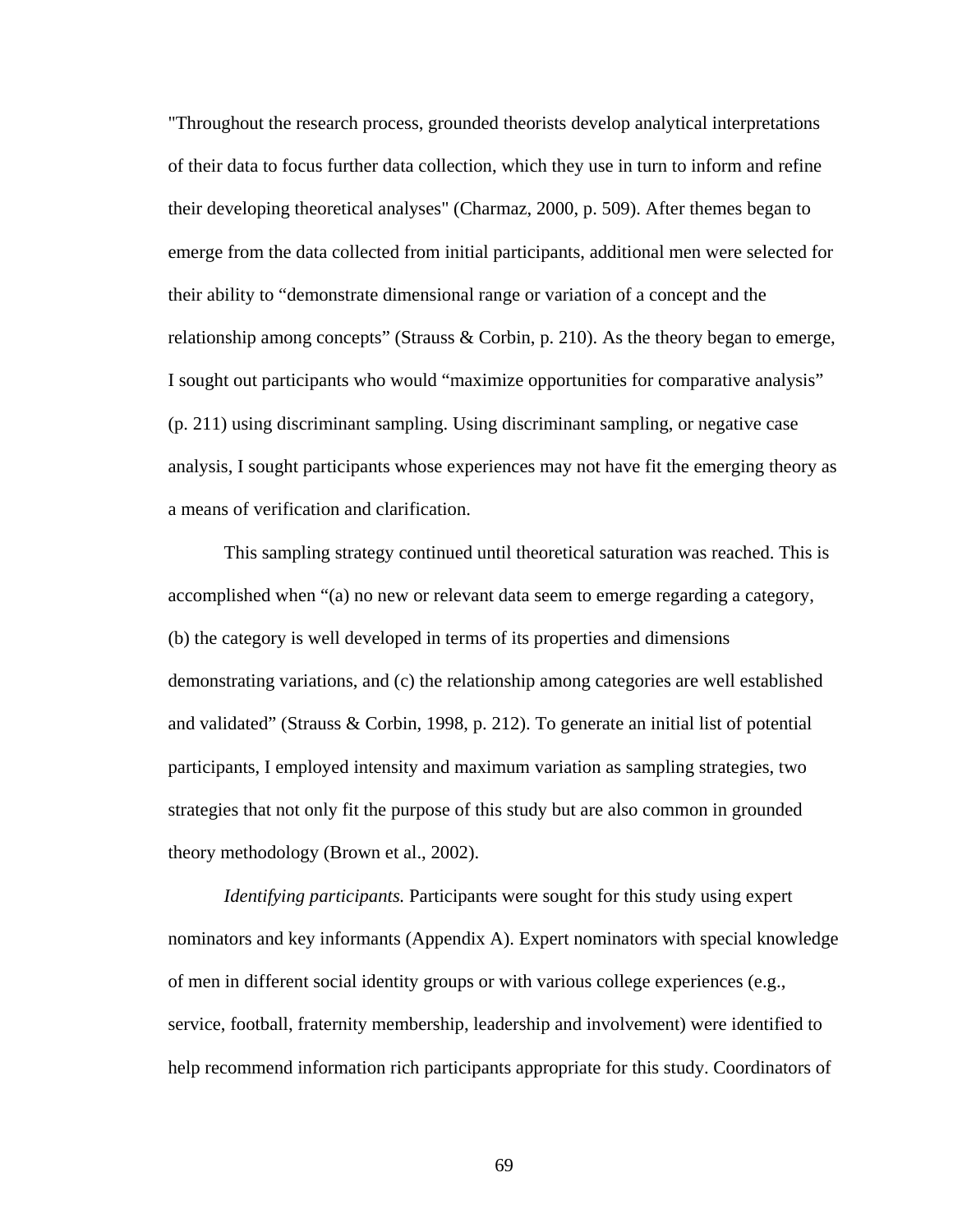"Throughout the research process, grounded theorists develop analytical interpretations of their data to focus further data collection, which they use in turn to inform and refine their developing theoretical analyses" (Charmaz, 2000, p. 509). After themes began to emerge from the data collected from initial participants, additional men were selected for their ability to "demonstrate dimensional range or variation of a concept and the relationship among concepts" (Strauss & Corbin, p. 210). As the theory began to emerge, I sought out participants who would "maximize opportunities for comparative analysis" (p. 211) using discriminant sampling. Using discriminant sampling, or negative case analysis, I sought participants whose experiences may not have fit the emerging theory as a means of verification and clarification.

This sampling strategy continued until theoretical saturation was reached. This is accomplished when "(a) no new or relevant data seem to emerge regarding a category, (b) the category is well developed in terms of its properties and dimensions demonstrating variations, and (c) the relationship among categories are well established and validated" (Strauss & Corbin, 1998, p. 212). To generate an initial list of potential participants, I employed intensity and maximum variation as sampling strategies, two strategies that not only fit the purpose of this study but are also common in grounded theory methodology (Brown et al., 2002).

*Identifying participants.* Participants were sought for this study using expert nominators and key informants (Appendix A). Expert nominators with special knowledge of men in different social identity groups or with various college experiences (e.g., service, football, fraternity membership, leadership and involvement) were identified to help recommend information rich participants appropriate for this study. Coordinators of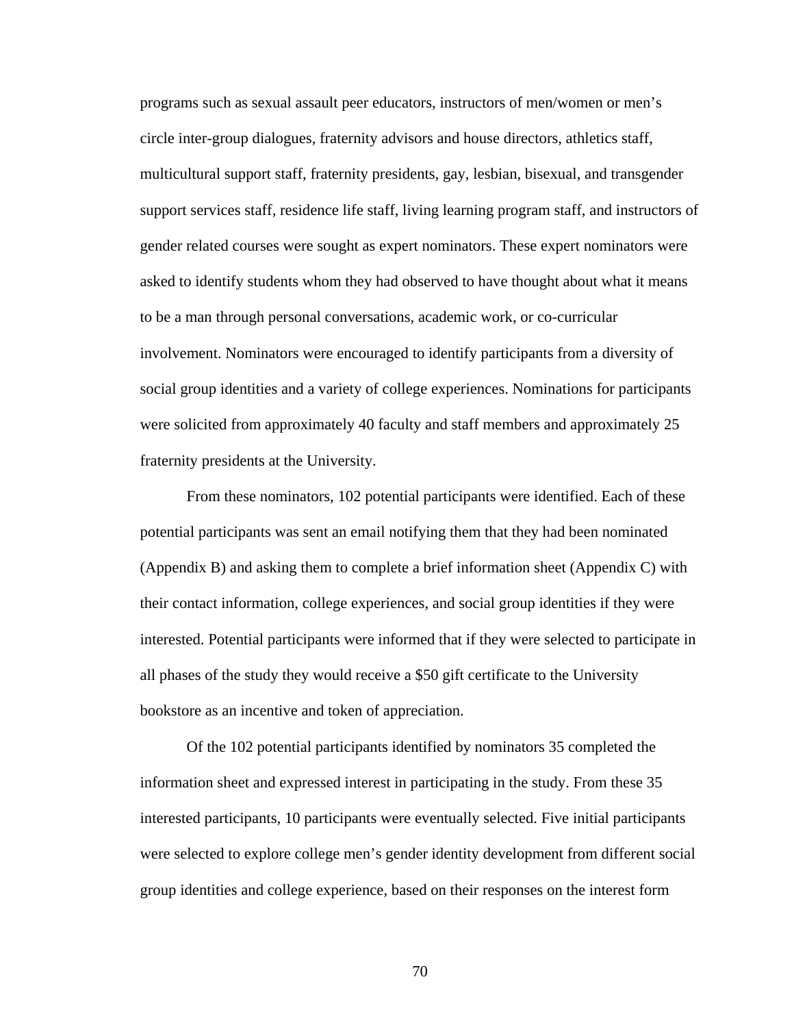programs such as sexual assault peer educators, instructors of men/women or men's circle inter-group dialogues, fraternity advisors and house directors, athletics staff, multicultural support staff, fraternity presidents, gay, lesbian, bisexual, and transgender support services staff, residence life staff, living learning program staff, and instructors of gender related courses were sought as expert nominators. These expert nominators were asked to identify students whom they had observed to have thought about what it means to be a man through personal conversations, academic work, or co-curricular involvement. Nominators were encouraged to identify participants from a diversity of social group identities and a variety of college experiences. Nominations for participants were solicited from approximately 40 faculty and staff members and approximately 25 fraternity presidents at the University.

From these nominators, 102 potential participants were identified. Each of these potential participants was sent an email notifying them that they had been nominated (Appendix B) and asking them to complete a brief information sheet (Appendix C) with their contact information, college experiences, and social group identities if they were interested. Potential participants were informed that if they were selected to participate in all phases of the study they would receive a $50 gift certificate to the University bookstore as an incentive and token of appreciation.

Of the 102 potential participants identified by nominators 35 completed the information sheet and expressed interest in participating in the study. From these 35 interested participants, 10 participants were eventually selected. Five initial participants were selected to explore college men's gender identity development from different social group identities and college experience, based on their responses on the interest form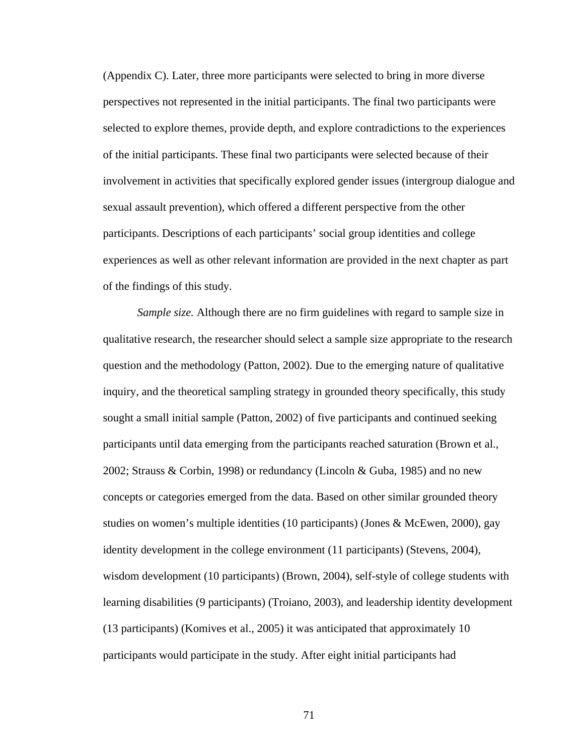(Appendix C). Later, three more participants were selected to bring in more diverse perspectives not represented in the initial participants. The final two participants were selected to explore themes, provide depth, and explore contradictions to the experiences of the initial participants. These final two participants were selected because of their involvement in activities that specifically explored gender issues (intergroup dialogue and sexual assault prevention), which offered a different perspective from the other participants. Descriptions of each participants' social group identities and college experiences as well as other relevant information are provided in the next chapter as part of the findings of this study.

*Sample size.* Although there are no firm guidelines with regard to sample size in qualitative research, the researcher should select a sample size appropriate to the research question and the methodology (Patton, 2002). Due to the emerging nature of qualitative inquiry, and the theoretical sampling strategy in grounded theory specifically, this study sought a small initial sample (Patton, 2002) of five participants and continued seeking participants until data emerging from the participants reached saturation (Brown et al., 2002; Strauss & Corbin, 1998) or redundancy (Lincoln & Guba, 1985) and no new concepts or categories emerged from the data. Based on other similar grounded theory studies on women's multiple identities (10 participants) (Jones & McEwen, 2000), gay identity development in the college environment (11 participants) (Stevens, 2004), wisdom development (10 participants) (Brown, 2004), self-style of college students with learning disabilities (9 participants) (Troiano, 2003), and leadership identity development (13 participants) (Komives et al., 2005) it was anticipated that approximately 10 participants would participate in the study. After eight initial participants had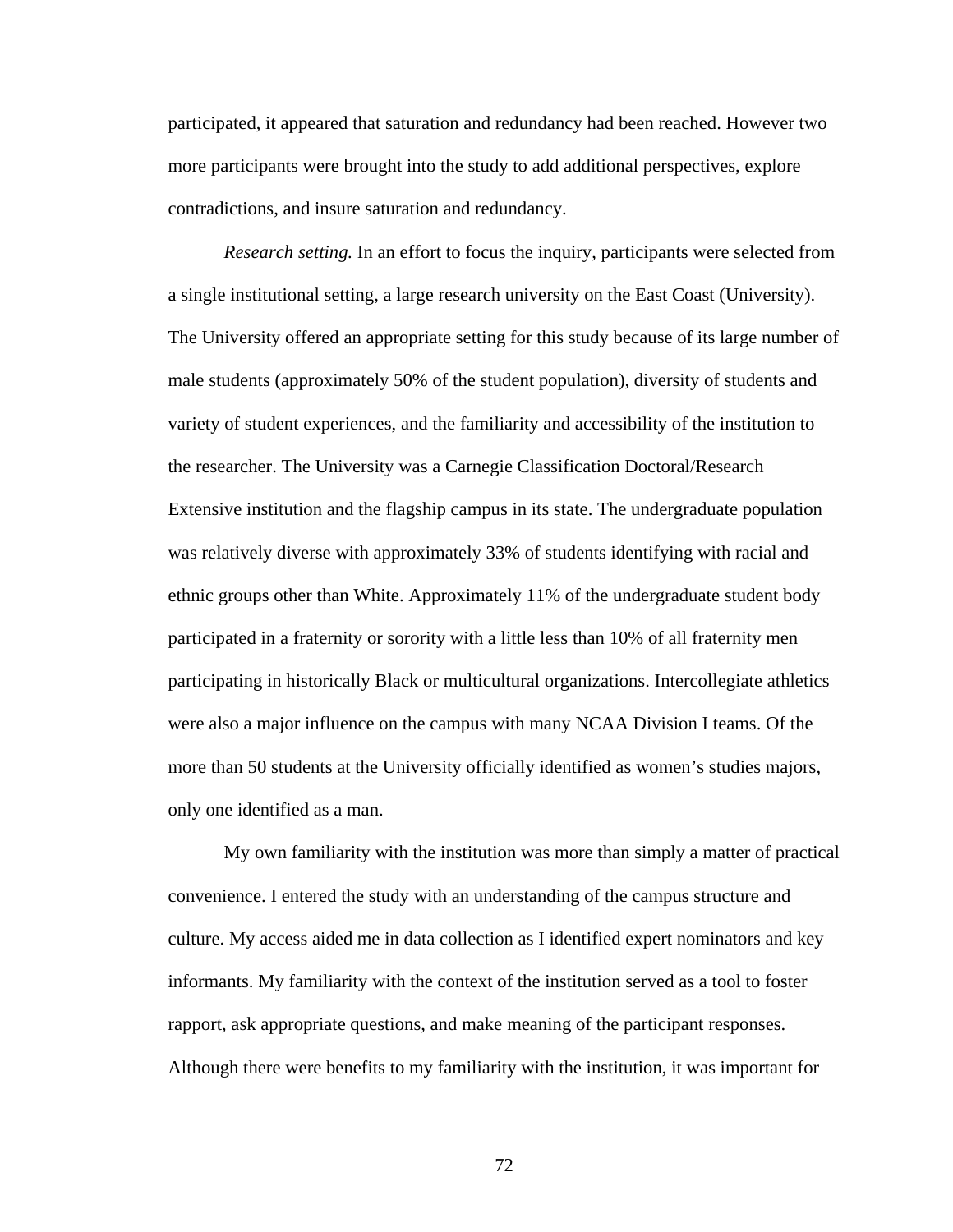participated, it appeared that saturation and redundancy had been reached. However two more participants were brought into the study to add additional perspectives, explore contradictions, and insure saturation and redundancy.

*Research setting.* In an effort to focus the inquiry, participants were selected from a single institutional setting, a large research university on the East Coast (University). The University offered an appropriate setting for this study because of its large number of male students (approximately 50% of the student population), diversity of students and variety of student experiences, and the familiarity and accessibility of the institution to the researcher. The University was a Carnegie Classification Doctoral/Research Extensive institution and the flagship campus in its state. The undergraduate population was relatively diverse with approximately 33% of students identifying with racial and ethnic groups other than White. Approximately 11% of the undergraduate student body participated in a fraternity or sorority with a little less than 10% of all fraternity men participating in historically Black or multicultural organizations. Intercollegiate athletics were also a major influence on the campus with many NCAA Division I teams. Of the more than 50 students at the University officially identified as women's studies majors, only one identified as a man.

My own familiarity with the institution was more than simply a matter of practical convenience. I entered the study with an understanding of the campus structure and culture. My access aided me in data collection as I identified expert nominators and key informants. My familiarity with the context of the institution served as a tool to foster rapport, ask appropriate questions, and make meaning of the participant responses. Although there were benefits to my familiarity with the institution, it was important for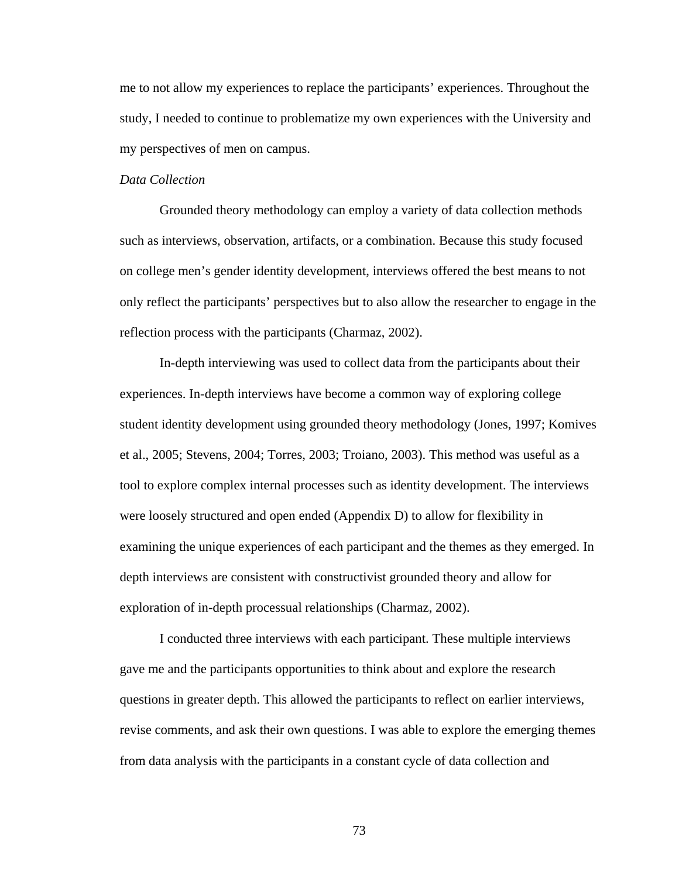me to not allow my experiences to replace the participants' experiences. Throughout the study, I needed to continue to problematize my own experiences with the University and my perspectives of men on campus.

*Data Collection*

Grounded theory methodology can employ a variety of data collection methods such as interviews, observation, artifacts, or a combination. Because this study focused on college men's gender identity development, interviews offered the best means to not only reflect the participants' perspectives but to also allow the researcher to engage in the reflection process with the participants (Charmaz, 2002).

In-depth interviewing was used to collect data from the participants about their experiences. In-depth interviews have become a common way of exploring college student identity development using grounded theory methodology (Jones, 1997; Komives et al., 2005; Stevens, 2004; Torres, 2003; Troiano, 2003). This method was useful as a tool to explore complex internal processes such as identity development. The interviews were loosely structured and open ended (Appendix D) to allow for flexibility in examining the unique experiences of each participant and the themes as they emerged. In depth interviews are consistent with constructivist grounded theory and allow for exploration of in-depth processual relationships (Charmaz, 2002).

I conducted three interviews with each participant. These multiple interviews gave me and the participants opportunities to think about and explore the research questions in greater depth. This allowed the participants to reflect on earlier interviews, revise comments, and ask their own questions. I was able to explore the emerging themes from data analysis with the participants in a constant cycle of data collection and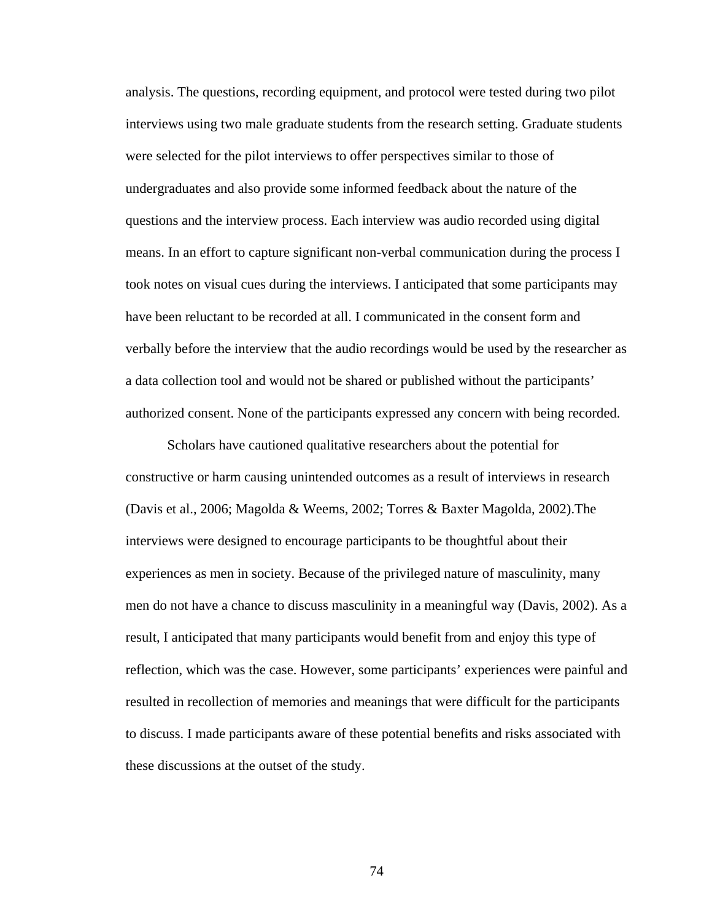analysis. The questions, recording equipment, and protocol were tested during two pilot interviews using two male graduate students from the research setting. Graduate students were selected for the pilot interviews to offer perspectives similar to those of undergraduates and also provide some informed feedback about the nature of the questions and the interview process. Each interview was audio recorded using digital means. In an effort to capture significant non-verbal communication during the process I took notes on visual cues during the interviews. I anticipated that some participants may have been reluctant to be recorded at all. I communicated in the consent form and verbally before the interview that the audio recordings would be used by the researcher as a data collection tool and would not be shared or published without the participants' authorized consent. None of the participants expressed any concern with being recorded.

Scholars have cautioned qualitative researchers about the potential for constructive or harm causing unintended outcomes as a result of interviews in research (Davis et al., 2006; Magolda & Weems, 2002; Torres & Baxter Magolda, 2002).The interviews were designed to encourage participants to be thoughtful about their experiences as men in society. Because of the privileged nature of masculinity, many men do not have a chance to discuss masculinity in a meaningful way (Davis, 2002). As a result, I anticipated that many participants would benefit from and enjoy this type of reflection, which was the case. However, some participants' experiences were painful and resulted in recollection of memories and meanings that were difficult for the participants to discuss. I made participants aware of these potential benefits and risks associated with these discussions at the outset of the study.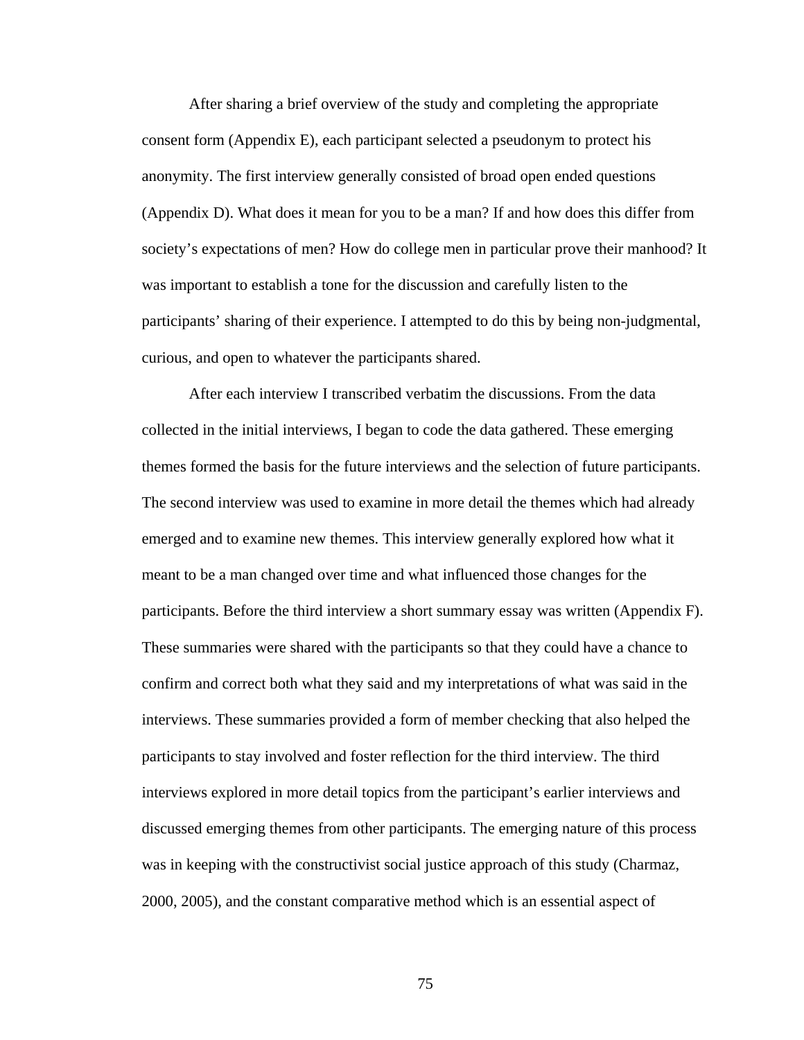After sharing a brief overview of the study and completing the appropriate consent form (Appendix E), each participant selected a pseudonym to protect his anonymity. The first interview generally consisted of broad open ended questions (Appendix D). What does it mean for you to be a man? If and how does this differ from society's expectations of men? How do college men in particular prove their manhood? It was important to establish a tone for the discussion and carefully listen to the participants' sharing of their experience. I attempted to do this by being non-judgmental, curious, and open to whatever the participants shared.

After each interview I transcribed verbatim the discussions. From the data collected in the initial interviews, I began to code the data gathered. These emerging themes formed the basis for the future interviews and the selection of future participants. The second interview was used to examine in more detail the themes which had already emerged and to examine new themes. This interview generally explored how what it meant to be a man changed over time and what influenced those changes for the participants. Before the third interview a short summary essay was written (Appendix F). These summaries were shared with the participants so that they could have a chance to confirm and correct both what they said and my interpretations of what was said in the interviews. These summaries provided a form of member checking that also helped the participants to stay involved and foster reflection for the third interview. The third interviews explored in more detail topics from the participant's earlier interviews and discussed emerging themes from other participants. The emerging nature of this process was in keeping with the constructivist social justice approach of this study (Charmaz, 2000, 2005), and the constant comparative method which is an essential aspect of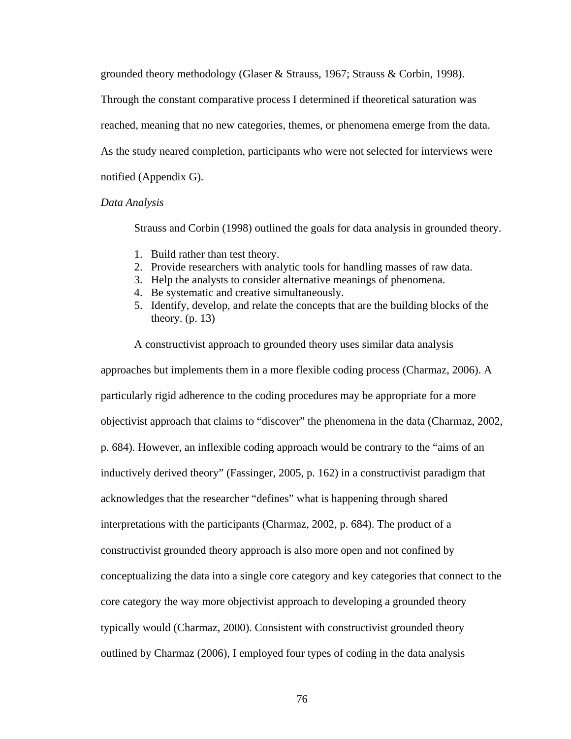grounded theory methodology (Glaser & Strauss, 1967; Strauss & Corbin, 1998). Through the constant comparative process I determined if theoretical saturation was reached, meaning that no new categories, themes, or phenomena emerge from the data. As the study neared completion, participants who were not selected for interviews were notified (Appendix G).

*Data Analysis*

Strauss and Corbin (1998) outlined the goals for data analysis in grounded theory.

1. Build rather than test theory.
2. Provide researchers with analytic tools for handling masses of raw data.
3. Help the analysts to consider alternative meanings of phenomena.
4. Be systematic and creative simultaneously.
5. Identify, develop, and relate the concepts that are the building blocks of the theory. (p. 13)

A constructivist approach to grounded theory uses similar data analysis approaches but implements them in a more flexible coding process (Charmaz, 2006). A particularly rigid adherence to the coding procedures may be appropriate for a more objectivist approach that claims to "discover" the phenomena in the data (Charmaz, 2002, p. 684). However, an inflexible coding approach would be contrary to the "aims of an inductively derived theory" (Fassinger, 2005, p. 162) in a constructivist paradigm that acknowledges that the researcher "defines" what is happening through shared interpretations with the participants (Charmaz, 2002, p. 684). The product of a constructivist grounded theory approach is also more open and not confined by conceptualizing the data into a single core category and key categories that connect to the core category the way more objectivist approach to developing a grounded theory typically would (Charmaz, 2000). Consistent with constructivist grounded theory outlined by Charmaz (2006), I employed four types of coding in the data analysis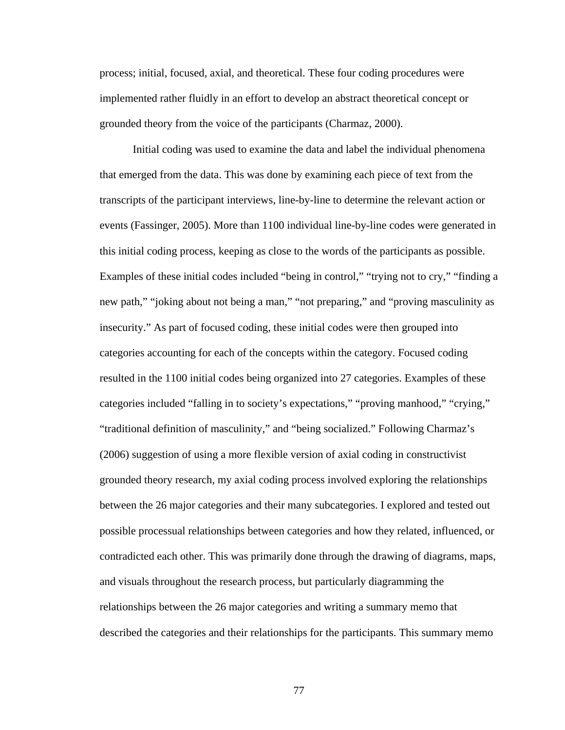process; initial, focused, axial, and theoretical. These four coding procedures were implemented rather fluidly in an effort to develop an abstract theoretical concept or grounded theory from the voice of the participants (Charmaz, 2000).

Initial coding was used to examine the data and label the individual phenomena that emerged from the data. This was done by examining each piece of text from the transcripts of the participant interviews, line-by-line to determine the relevant action or events (Fassinger, 2005). More than 1100 individual line-by-line codes were generated in this initial coding process, keeping as close to the words of the participants as possible. Examples of these initial codes included "being in control," "trying not to cry," "finding a new path," "joking about not being a man," "not preparing," and "proving masculinity as insecurity." As part of focused coding, these initial codes were then grouped into categories accounting for each of the concepts within the category. Focused coding resulted in the 1100 initial codes being organized into 27 categories. Examples of these categories included "falling in to society's expectations," "proving manhood," "crying," "traditional definition of masculinity," and "being socialized." Following Charmaz's (2006) suggestion of using a more flexible version of axial coding in constructivist grounded theory research, my axial coding process involved exploring the relationships between the 26 major categories and their many subcategories. I explored and tested out possible processual relationships between categories and how they related, influenced, or contradicted each other. This was primarily done through the drawing of diagrams, maps, and visuals throughout the research process, but particularly diagramming the relationships between the 26 major categories and writing a summary memo that described the categories and their relationships for the participants. This summary memo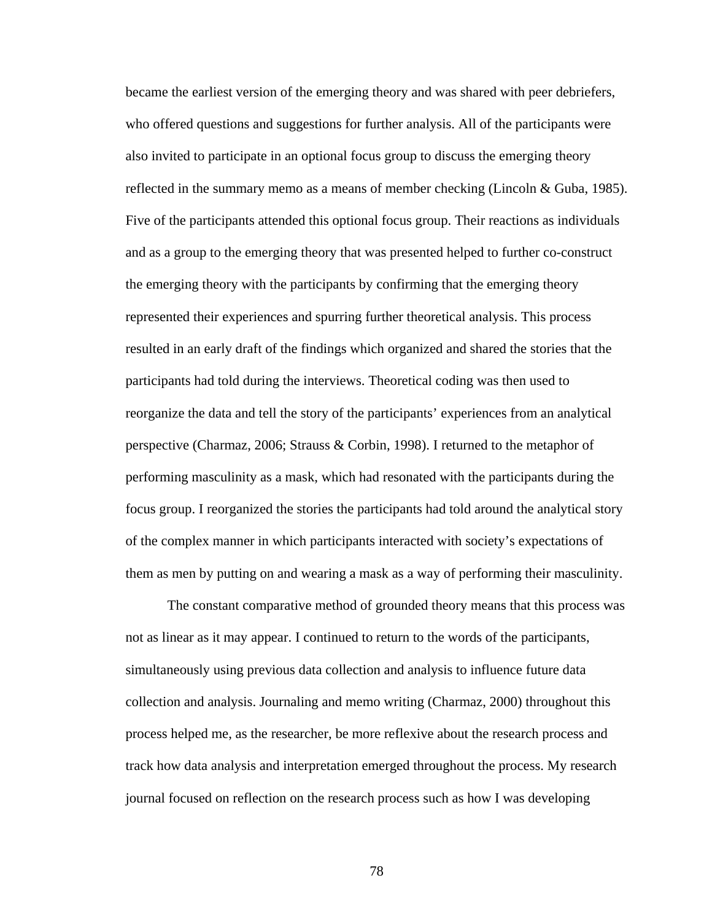became the earliest version of the emerging theory and was shared with peer debriefers, who offered questions and suggestions for further analysis. All of the participants were also invited to participate in an optional focus group to discuss the emerging theory reflected in the summary memo as a means of member checking (Lincoln & Guba, 1985). Five of the participants attended this optional focus group. Their reactions as individuals and as a group to the emerging theory that was presented helped to further co-construct the emerging theory with the participants by confirming that the emerging theory represented their experiences and spurring further theoretical analysis. This process resulted in an early draft of the findings which organized and shared the stories that the participants had told during the interviews. Theoretical coding was then used to reorganize the data and tell the story of the participants' experiences from an analytical perspective (Charmaz, 2006; Strauss & Corbin, 1998). I returned to the metaphor of performing masculinity as a mask, which had resonated with the participants during the focus group. I reorganized the stories the participants had told around the analytical story of the complex manner in which participants interacted with society's expectations of them as men by putting on and wearing a mask as a way of performing their masculinity.

The constant comparative method of grounded theory means that this process was not as linear as it may appear. I continued to return to the words of the participants, simultaneously using previous data collection and analysis to influence future data collection and analysis. Journaling and memo writing (Charmaz, 2000) throughout this process helped me, as the researcher, be more reflexive about the research process and track how data analysis and interpretation emerged throughout the process. My research journal focused on reflection on the research process such as how I was developing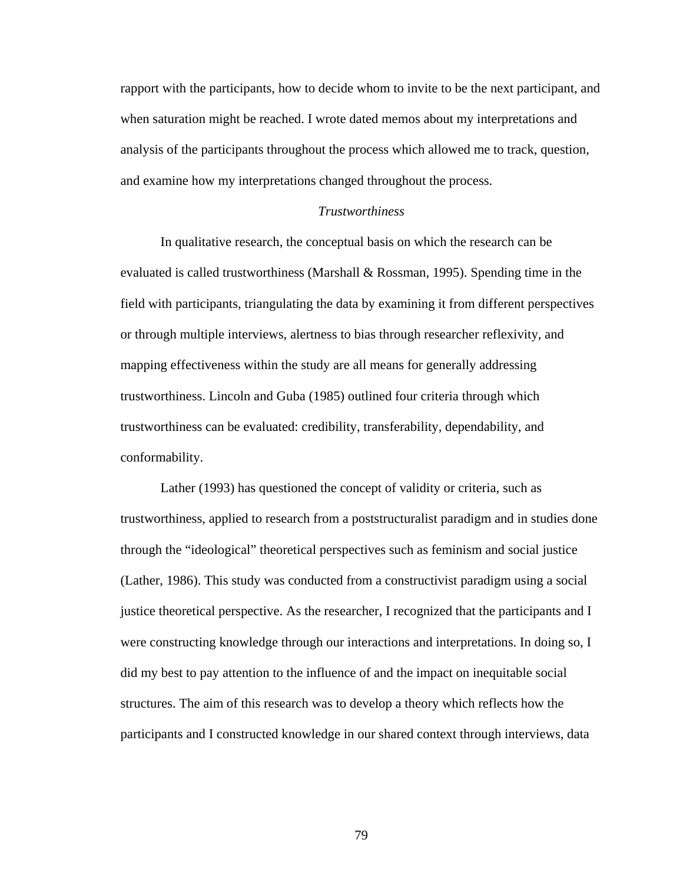rapport with the participants, how to decide whom to invite to be the next participant, and when saturation might be reached. I wrote dated memos about my interpretations and analysis of the participants throughout the process which allowed me to track, question, and examine how my interpretations changed throughout the process.

### *Trustworthiness*

In qualitative research, the conceptual basis on which the research can be evaluated is called trustworthiness (Marshall & Rossman, 1995). Spending time in the field with participants, triangulating the data by examining it from different perspectives or through multiple interviews, alertness to bias through researcher reflexivity, and mapping effectiveness within the study are all means for generally addressing trustworthiness. Lincoln and Guba (1985) outlined four criteria through which trustworthiness can be evaluated: credibility, transferability, dependability, and conformability.

Lather (1993) has questioned the concept of validity or criteria, such as trustworthiness, applied to research from a poststructuralist paradigm and in studies done through the "ideological" theoretical perspectives such as feminism and social justice (Lather, 1986). This study was conducted from a constructivist paradigm using a social justice theoretical perspective. As the researcher, I recognized that the participants and I were constructing knowledge through our interactions and interpretations. In doing so, I did my best to pay attention to the influence of and the impact on inequitable social structures. The aim of this research was to develop a theory which reflects how the participants and I constructed knowledge in our shared context through interviews, data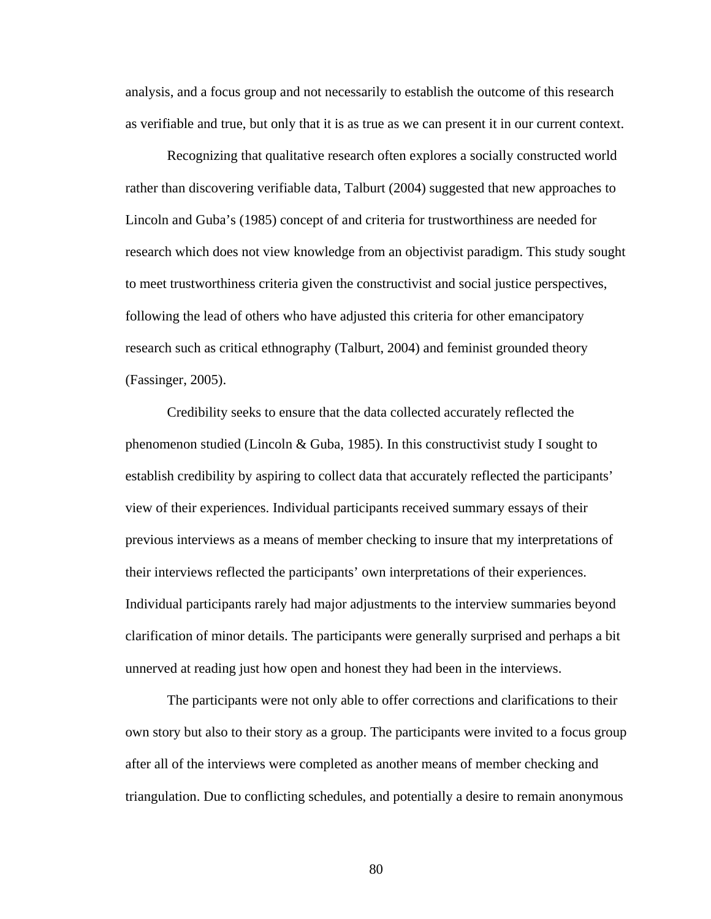analysis, and a focus group and not necessarily to establish the outcome of this research as verifiable and true, but only that it is as true as we can present it in our current context.

Recognizing that qualitative research often explores a socially constructed world rather than discovering verifiable data, Talburt (2004) suggested that new approaches to Lincoln and Guba's (1985) concept of and criteria for trustworthiness are needed for research which does not view knowledge from an objectivist paradigm. This study sought to meet trustworthiness criteria given the constructivist and social justice perspectives, following the lead of others who have adjusted this criteria for other emancipatory research such as critical ethnography (Talburt, 2004) and feminist grounded theory (Fassinger, 2005).

Credibility seeks to ensure that the data collected accurately reflected the phenomenon studied (Lincoln & Guba, 1985). In this constructivist study I sought to establish credibility by aspiring to collect data that accurately reflected the participants' view of their experiences. Individual participants received summary essays of their previous interviews as a means of member checking to insure that my interpretations of their interviews reflected the participants' own interpretations of their experiences. Individual participants rarely had major adjustments to the interview summaries beyond clarification of minor details. The participants were generally surprised and perhaps a bit unnerved at reading just how open and honest they had been in the interviews.

The participants were not only able to offer corrections and clarifications to their own story but also to their story as a group. The participants were invited to a focus group after all of the interviews were completed as another means of member checking and triangulation. Due to conflicting schedules, and potentially a desire to remain anonymous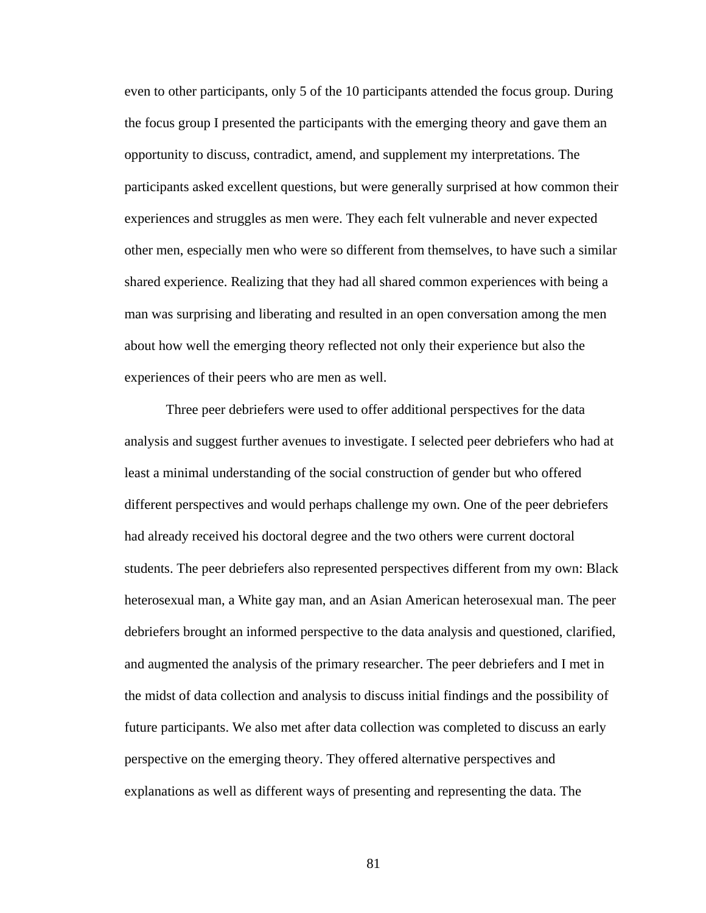even to other participants, only 5 of the 10 participants attended the focus group. During the focus group I presented the participants with the emerging theory and gave them an opportunity to discuss, contradict, amend, and supplement my interpretations. The participants asked excellent questions, but were generally surprised at how common their experiences and struggles as men were. They each felt vulnerable and never expected other men, especially men who were so different from themselves, to have such a similar shared experience. Realizing that they had all shared common experiences with being a man was surprising and liberating and resulted in an open conversation among the men about how well the emerging theory reflected not only their experience but also the experiences of their peers who are men as well.

Three peer debriefers were used to offer additional perspectives for the data analysis and suggest further avenues to investigate. I selected peer debriefers who had at least a minimal understanding of the social construction of gender but who offered different perspectives and would perhaps challenge my own. One of the peer debriefers had already received his doctoral degree and the two others were current doctoral students. The peer debriefers also represented perspectives different from my own: Black heterosexual man, a White gay man, and an Asian American heterosexual man. The peer debriefers brought an informed perspective to the data analysis and questioned, clarified, and augmented the analysis of the primary researcher. The peer debriefers and I met in the midst of data collection and analysis to discuss initial findings and the possibility of future participants. We also met after data collection was completed to discuss an early perspective on the emerging theory. They offered alternative perspectives and explanations as well as different ways of presenting and representing the data. The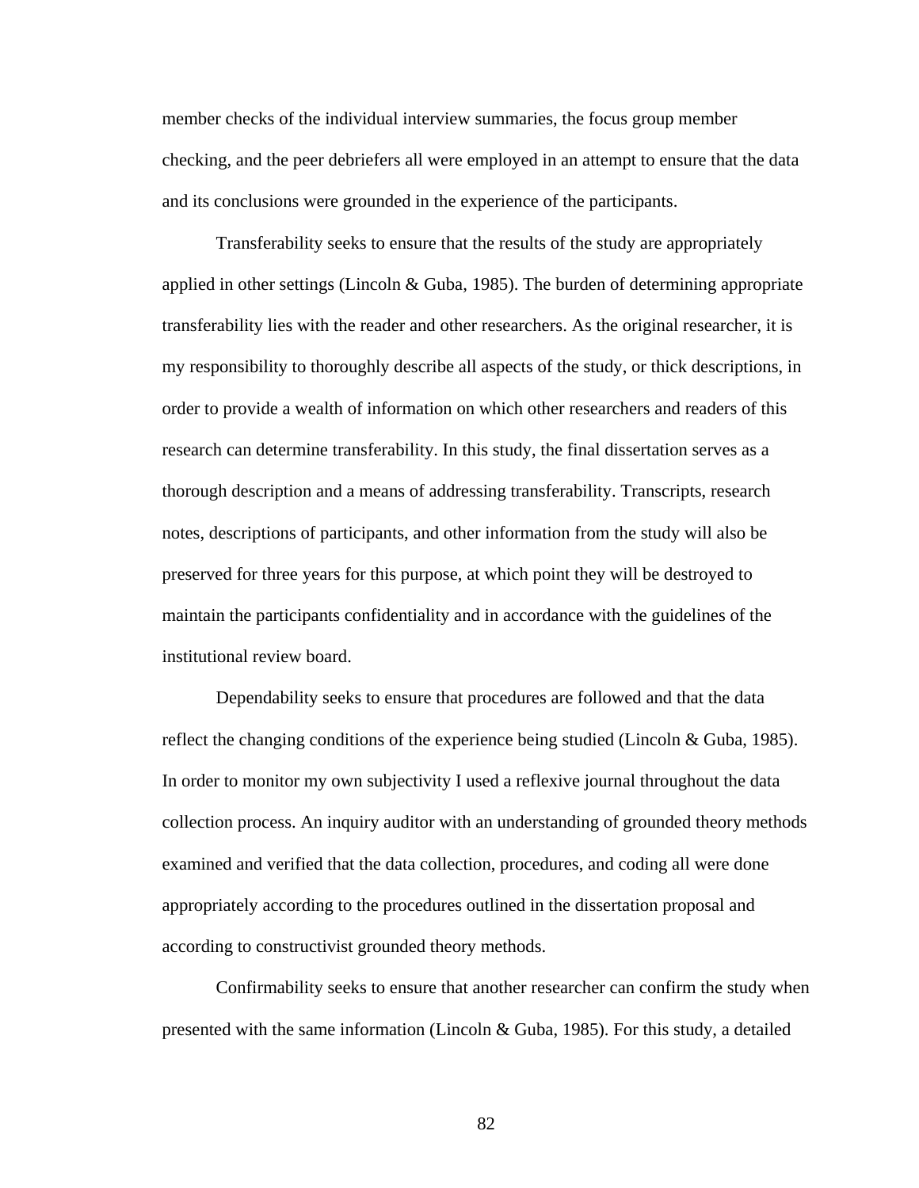member checks of the individual interview summaries, the focus group member checking, and the peer debriefers all were employed in an attempt to ensure that the data and its conclusions were grounded in the experience of the participants.

Transferability seeks to ensure that the results of the study are appropriately applied in other settings (Lincoln & Guba, 1985). The burden of determining appropriate transferability lies with the reader and other researchers. As the original researcher, it is my responsibility to thoroughly describe all aspects of the study, or thick descriptions, in order to provide a wealth of information on which other researchers and readers of this research can determine transferability. In this study, the final dissertation serves as a thorough description and a means of addressing transferability. Transcripts, research notes, descriptions of participants, and other information from the study will also be preserved for three years for this purpose, at which point they will be destroyed to maintain the participants confidentiality and in accordance with the guidelines of the institutional review board.

Dependability seeks to ensure that procedures are followed and that the data reflect the changing conditions of the experience being studied (Lincoln & Guba, 1985). In order to monitor my own subjectivity I used a reflexive journal throughout the data collection process. An inquiry auditor with an understanding of grounded theory methods examined and verified that the data collection, procedures, and coding all were done appropriately according to the procedures outlined in the dissertation proposal and according to constructivist grounded theory methods.

Confirmability seeks to ensure that another researcher can confirm the study when presented with the same information (Lincoln & Guba, 1985). For this study, a detailed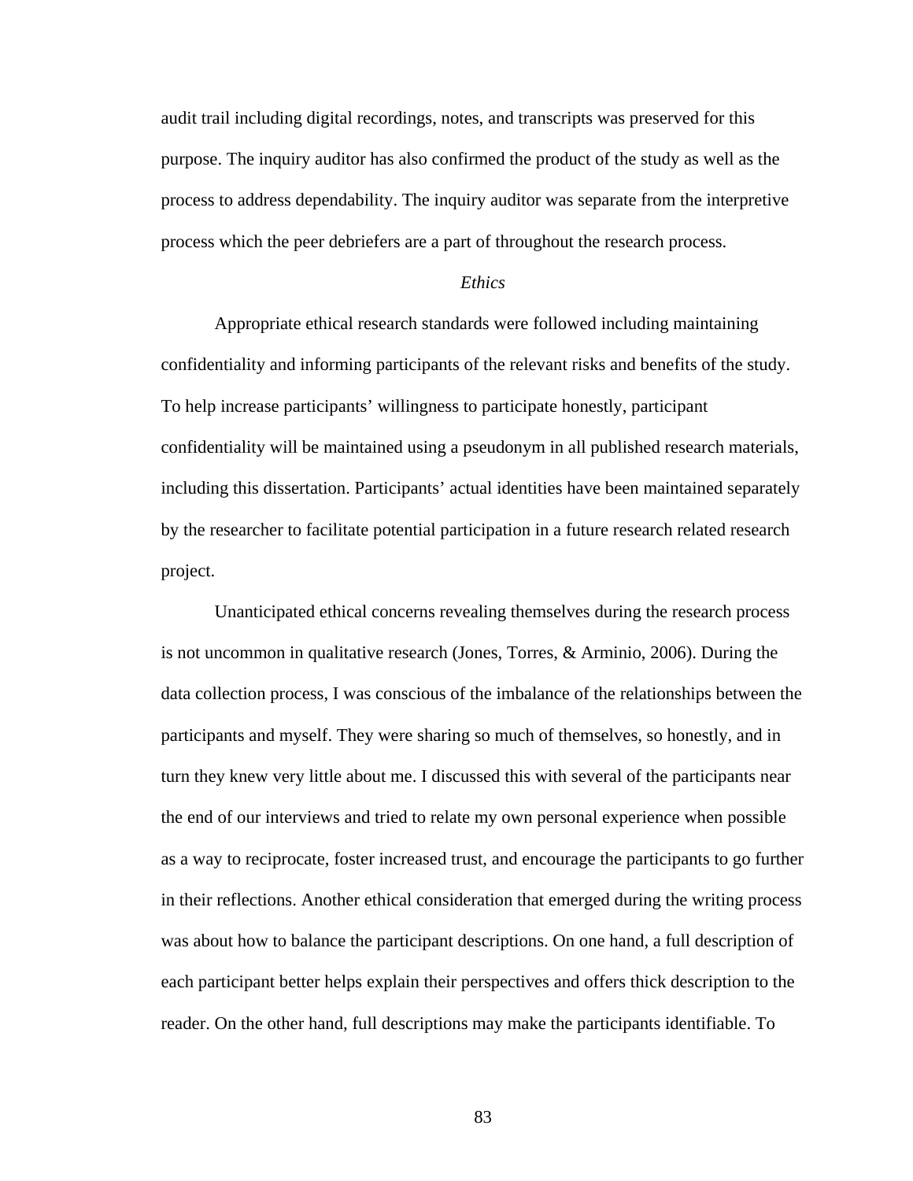audit trail including digital recordings, notes, and transcripts was preserved for this purpose. The inquiry auditor has also confirmed the product of the study as well as the process to address dependability. The inquiry auditor was separate from the interpretive process which the peer debriefers are a part of throughout the research process.

### *Ethics*

Appropriate ethical research standards were followed including maintaining confidentiality and informing participants of the relevant risks and benefits of the study. To help increase participants' willingness to participate honestly, participant confidentiality will be maintained using a pseudonym in all published research materials, including this dissertation. Participants' actual identities have been maintained separately by the researcher to facilitate potential participation in a future research related research project.

Unanticipated ethical concerns revealing themselves during the research process is not uncommon in qualitative research (Jones, Torres, & Arminio, 2006). During the data collection process, I was conscious of the imbalance of the relationships between the participants and myself. They were sharing so much of themselves, so honestly, and in turn they knew very little about me. I discussed this with several of the participants near the end of our interviews and tried to relate my own personal experience when possible as a way to reciprocate, foster increased trust, and encourage the participants to go further in their reflections. Another ethical consideration that emerged during the writing process was about how to balance the participant descriptions. On one hand, a full description of each participant better helps explain their perspectives and offers thick description to the reader. On the other hand, full descriptions may make the participants identifiable. To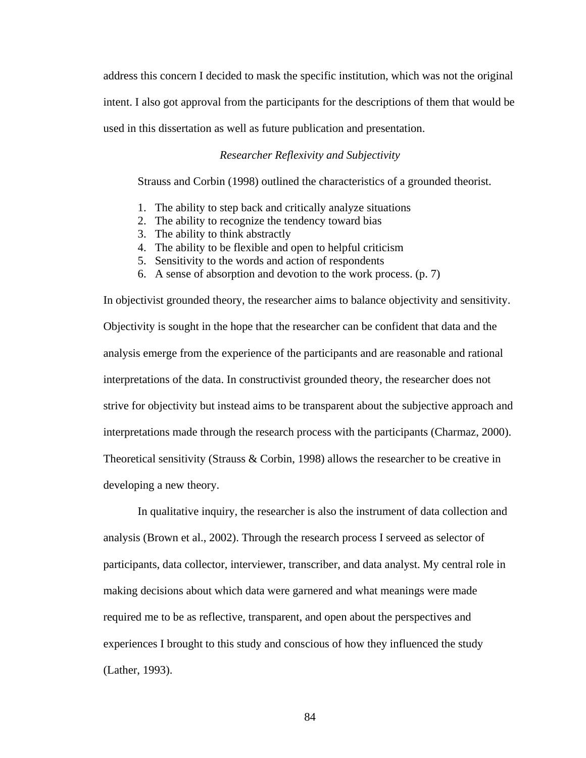address this concern I decided to mask the specific institution, which was not the original intent. I also got approval from the participants for the descriptions of them that would be used in this dissertation as well as future publication and presentation.

### *Researcher Reflexivity and Subjectivity*

Strauss and Corbin (1998) outlined the characteristics of a grounded theorist.

1. The ability to step back and critically analyze situations
2. The ability to recognize the tendency toward bias
3. The ability to think abstractly
4. The ability to be flexible and open to helpful criticism
5. Sensitivity to the words and action of respondents
6. A sense of absorption and devotion to the work process. (p. 7)

In objectivist grounded theory, the researcher aims to balance objectivity and sensitivity. Objectivity is sought in the hope that the researcher can be confident that data and the analysis emerge from the experience of the participants and are reasonable and rational interpretations of the data. In constructivist grounded theory, the researcher does not strive for objectivity but instead aims to be transparent about the subjective approach and interpretations made through the research process with the participants (Charmaz, 2000). Theoretical sensitivity (Strauss & Corbin, 1998) allows the researcher to be creative in developing a new theory.

In qualitative inquiry, the researcher is also the instrument of data collection and analysis (Brown et al., 2002). Through the research process I serveed as selector of participants, data collector, interviewer, transcriber, and data analyst. My central role in making decisions about which data were garnered and what meanings were made required me to be as reflective, transparent, and open about the perspectives and experiences I brought to this study and conscious of how they influenced the study (Lather, 1993).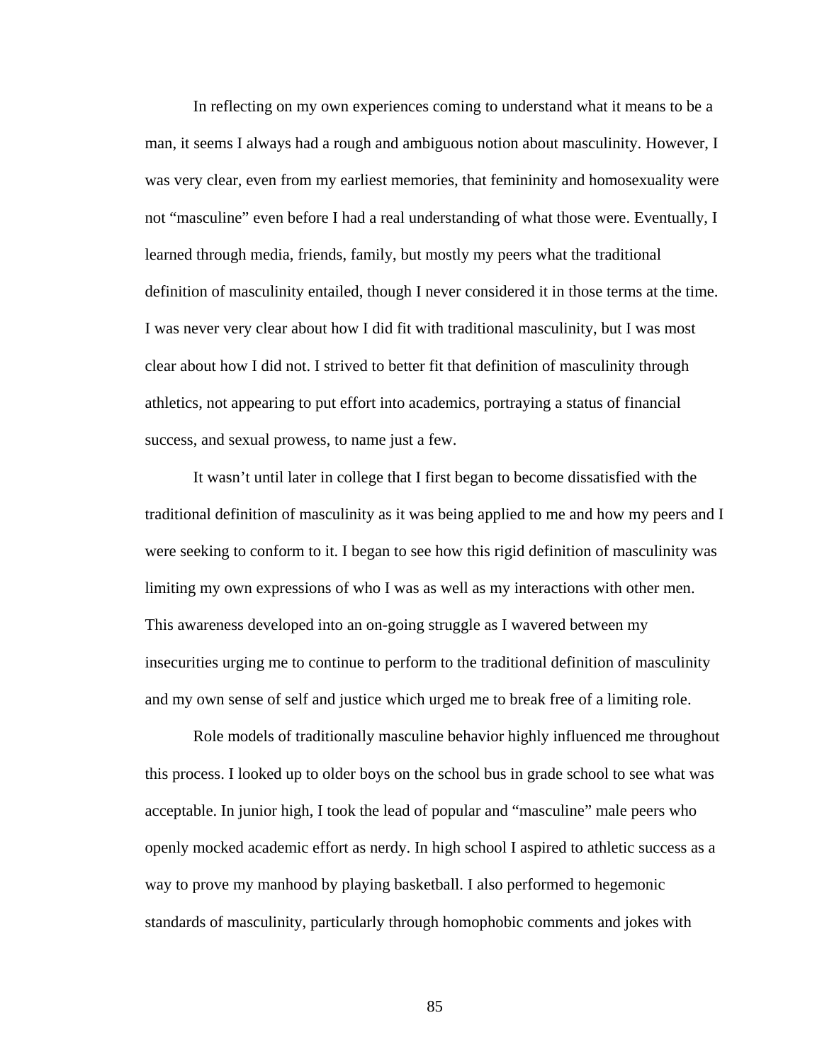In reflecting on my own experiences coming to understand what it means to be a man, it seems I always had a rough and ambiguous notion about masculinity. However, I was very clear, even from my earliest memories, that femininity and homosexuality were not “masculine” even before I had a real understanding of what those were. Eventually, I learned through media, friends, family, but mostly my peers what the traditional definition of masculinity entailed, though I never considered it in those terms at the time. I was never very clear about how I did fit with traditional masculinity, but I was most clear about how I did not. I strived to better fit that definition of masculinity through athletics, not appearing to put effort into academics, portraying a status of financial success, and sexual prowess, to name just a few.

It wasn’t until later in college that I first began to become dissatisfied with the traditional definition of masculinity as it was being applied to me and how my peers and I were seeking to conform to it. I began to see how this rigid definition of masculinity was limiting my own expressions of who I was as well as my interactions with other men. This awareness developed into an on-going struggle as I wavered between my insecurities urging me to continue to perform to the traditional definition of masculinity and my own sense of self and justice which urged me to break free of a limiting role.

Role models of traditionally masculine behavior highly influenced me throughout this process. I looked up to older boys on the school bus in grade school to see what was acceptable. In junior high, I took the lead of popular and “masculine” male peers who openly mocked academic effort as nerdy. In high school I aspired to athletic success as a way to prove my manhood by playing basketball. I also performed to hegemonic standards of masculinity, particularly through homophobic comments and jokes with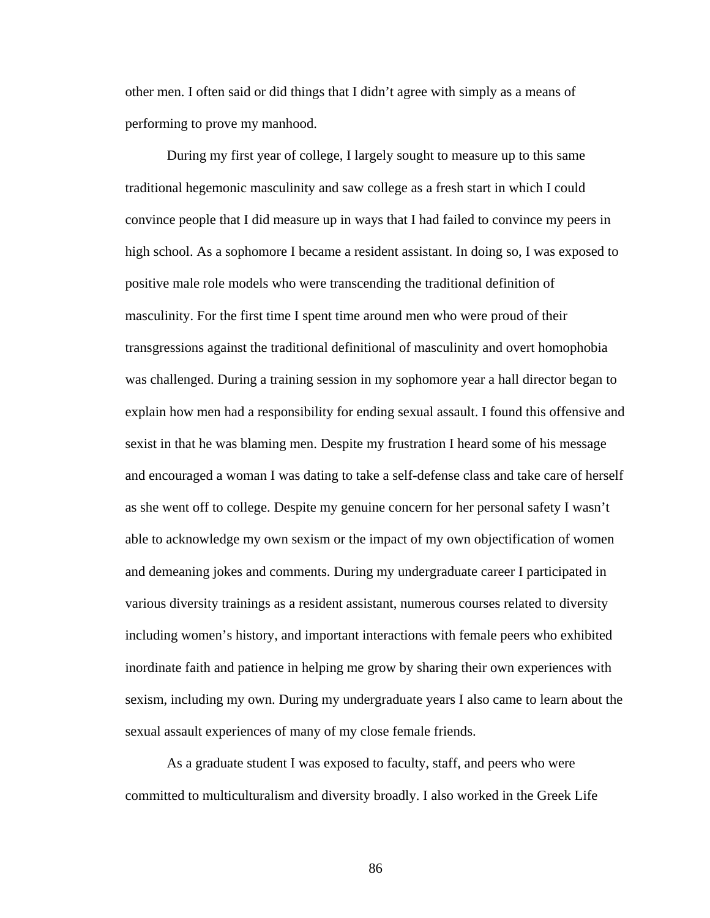other men. I often said or did things that I didn't agree with simply as a means of performing to prove my manhood.

During my first year of college, I largely sought to measure up to this same traditional hegemonic masculinity and saw college as a fresh start in which I could convince people that I did measure up in ways that I had failed to convince my peers in high school. As a sophomore I became a resident assistant. In doing so, I was exposed to positive male role models who were transcending the traditional definition of masculinity. For the first time I spent time around men who were proud of their transgressions against the traditional definitional of masculinity and overt homophobia was challenged. During a training session in my sophomore year a hall director began to explain how men had a responsibility for ending sexual assault. I found this offensive and sexist in that he was blaming men. Despite my frustration I heard some of his message and encouraged a woman I was dating to take a self-defense class and take care of herself as she went off to college. Despite my genuine concern for her personal safety I wasn't able to acknowledge my own sexism or the impact of my own objectification of women and demeaning jokes and comments. During my undergraduate career I participated in various diversity trainings as a resident assistant, numerous courses related to diversity including women's history, and important interactions with female peers who exhibited inordinate faith and patience in helping me grow by sharing their own experiences with sexism, including my own. During my undergraduate years I also came to learn about the sexual assault experiences of many of my close female friends.

As a graduate student I was exposed to faculty, staff, and peers who were committed to multiculturalism and diversity broadly. I also worked in the Greek Life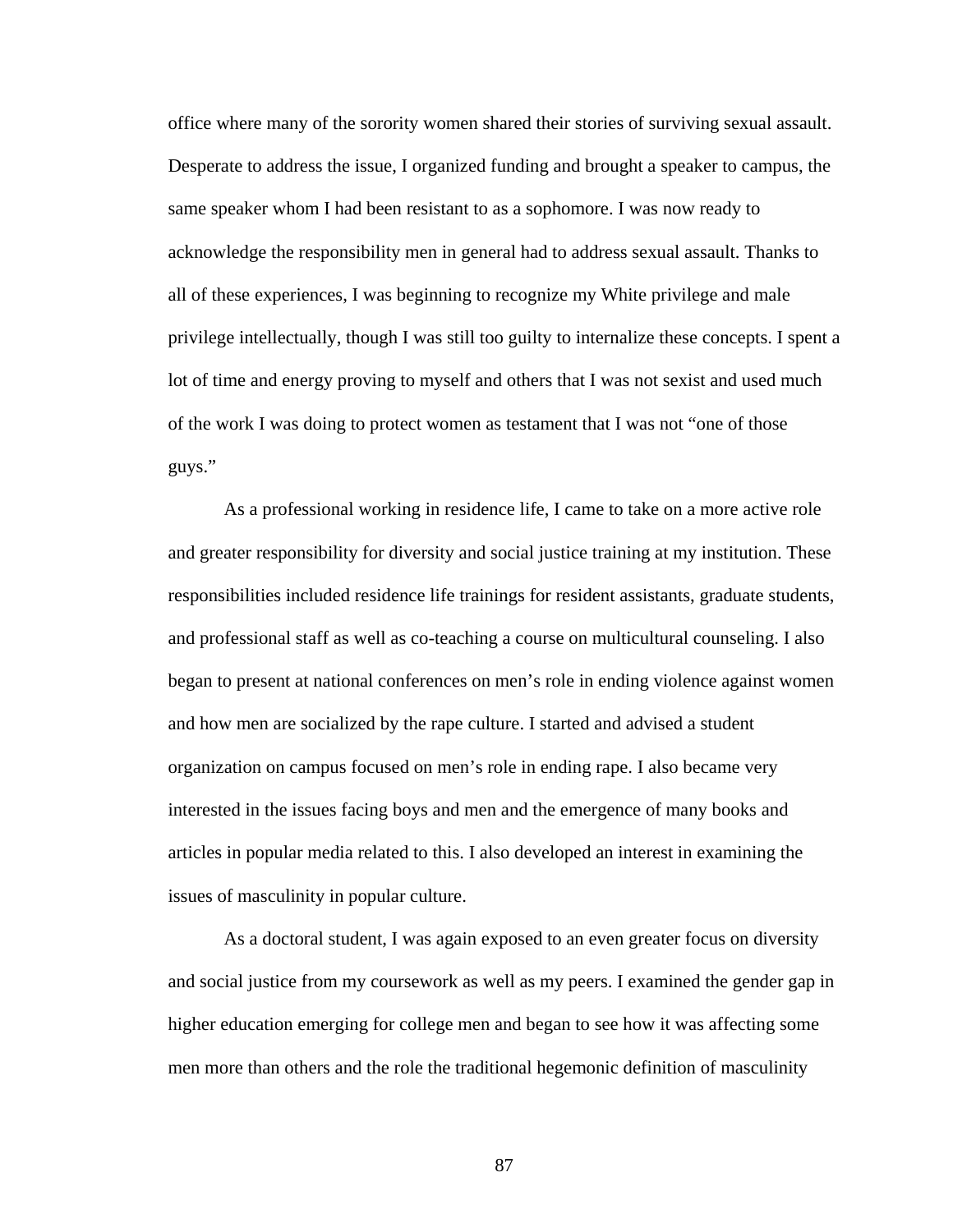office where many of the sorority women shared their stories of surviving sexual assault. Desperate to address the issue, I organized funding and brought a speaker to campus, the same speaker whom I had been resistant to as a sophomore. I was now ready to acknowledge the responsibility men in general had to address sexual assault. Thanks to all of these experiences, I was beginning to recognize my White privilege and male privilege intellectually, though I was still too guilty to internalize these concepts. I spent a lot of time and energy proving to myself and others that I was not sexist and used much of the work I was doing to protect women as testament that I was not "one of those guys."

As a professional working in residence life, I came to take on a more active role and greater responsibility for diversity and social justice training at my institution. These responsibilities included residence life trainings for resident assistants, graduate students, and professional staff as well as co-teaching a course on multicultural counseling. I also began to present at national conferences on men's role in ending violence against women and how men are socialized by the rape culture. I started and advised a student organization on campus focused on men's role in ending rape. I also became very interested in the issues facing boys and men and the emergence of many books and articles in popular media related to this. I also developed an interest in examining the issues of masculinity in popular culture.

As a doctoral student, I was again exposed to an even greater focus on diversity and social justice from my coursework as well as my peers. I examined the gender gap in higher education emerging for college men and began to see how it was affecting some men more than others and the role the traditional hegemonic definition of masculinity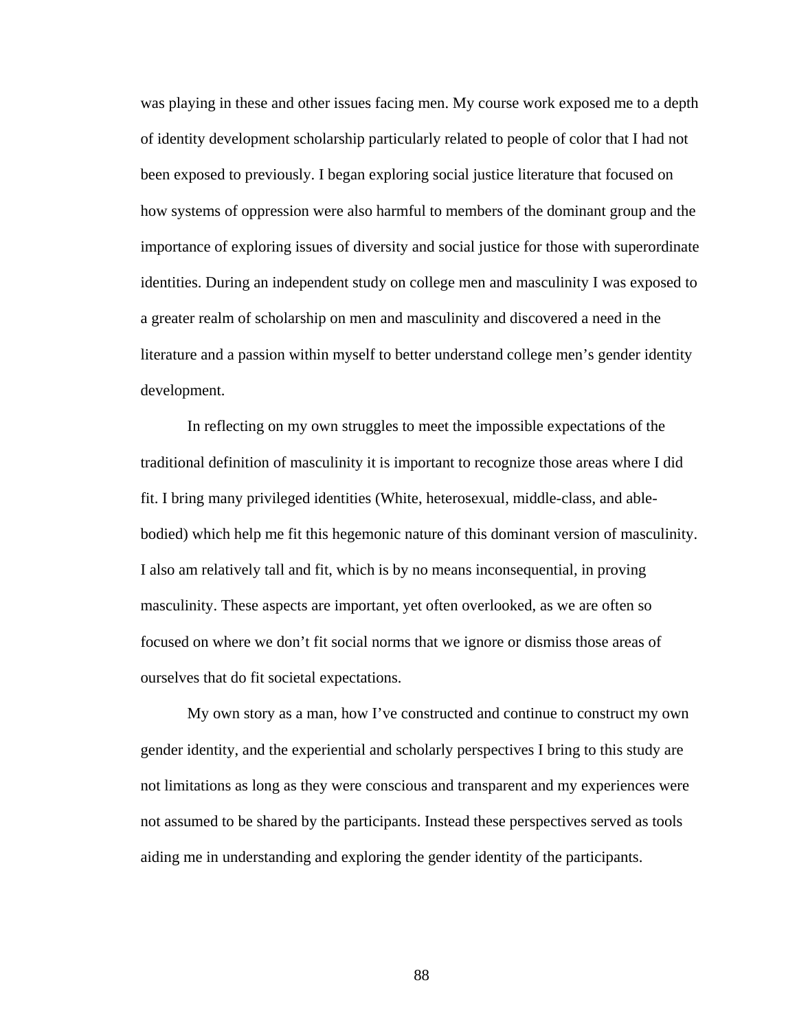was playing in these and other issues facing men. My course work exposed me to a depth of identity development scholarship particularly related to people of color that I had not been exposed to previously. I began exploring social justice literature that focused on how systems of oppression were also harmful to members of the dominant group and the importance of exploring issues of diversity and social justice for those with superordinate identities. During an independent study on college men and masculinity I was exposed to a greater realm of scholarship on men and masculinity and discovered a need in the literature and a passion within myself to better understand college men's gender identity development.

In reflecting on my own struggles to meet the impossible expectations of the traditional definition of masculinity it is important to recognize those areas where I did fit. I bring many privileged identities (White, heterosexual, middle-class, and able-bodied) which help me fit this hegemonic nature of this dominant version of masculinity. I also am relatively tall and fit, which is by no means inconsequential, in proving masculinity. These aspects are important, yet often overlooked, as we are often so focused on where we don't fit social norms that we ignore or dismiss those areas of ourselves that do fit societal expectations.

My own story as a man, how I've constructed and continue to construct my own gender identity, and the experiential and scholarly perspectives I bring to this study are not limitations as long as they were conscious and transparent and my experiences were not assumed to be shared by the participants. Instead these perspectives served as tools aiding me in understanding and exploring the gender identity of the participants.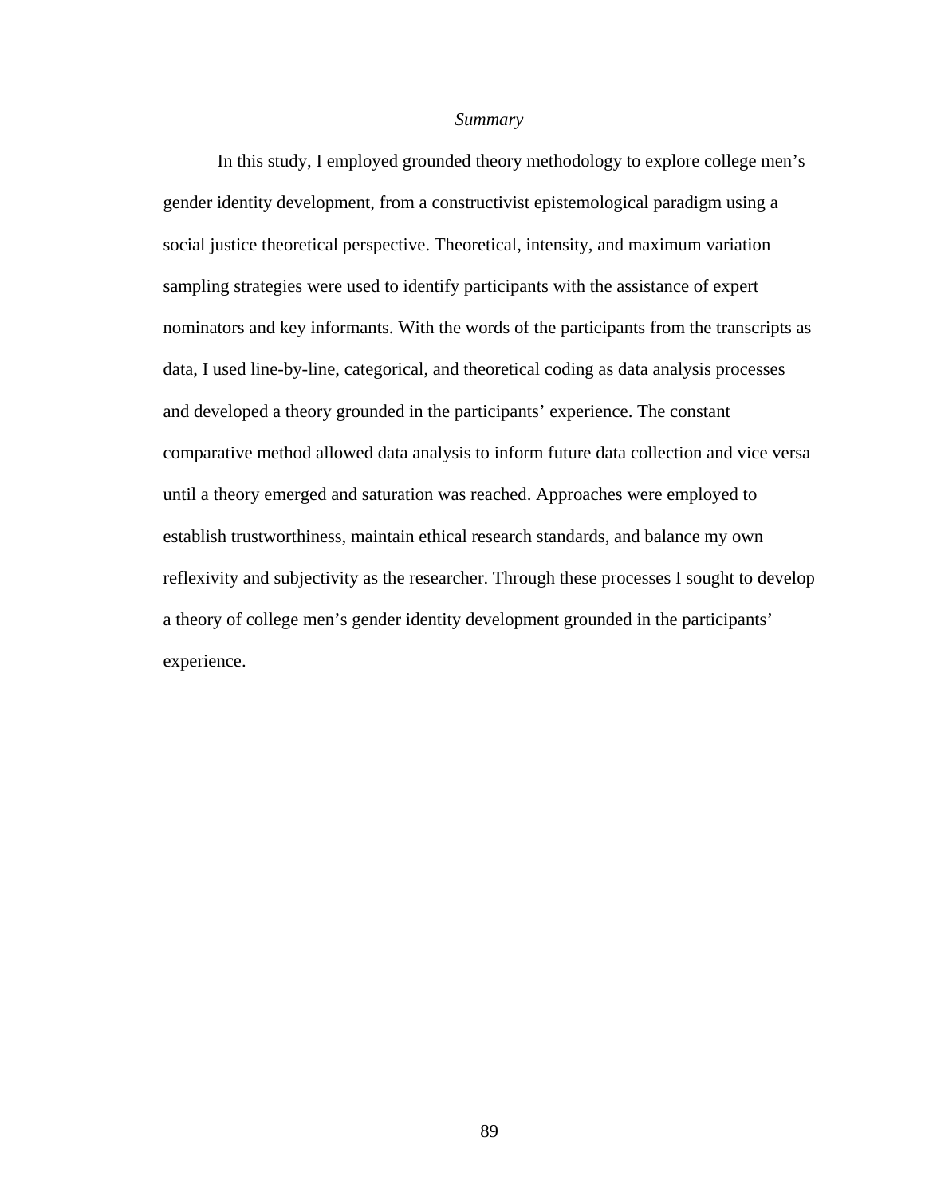### *Summary*

In this study, I employed grounded theory methodology to explore college men's gender identity development, from a constructivist epistemological paradigm using a social justice theoretical perspective. Theoretical, intensity, and maximum variation sampling strategies were used to identify participants with the assistance of expert nominators and key informants. With the words of the participants from the transcripts as data, I used line-by-line, categorical, and theoretical coding as data analysis processes and developed a theory grounded in the participants' experience. The constant comparative method allowed data analysis to inform future data collection and vice versa until a theory emerged and saturation was reached. Approaches were employed to establish trustworthiness, maintain ethical research standards, and balance my own reflexivity and subjectivity as the researcher. Through these processes I sought to develop a theory of college men's gender identity development grounded in the participants' experience.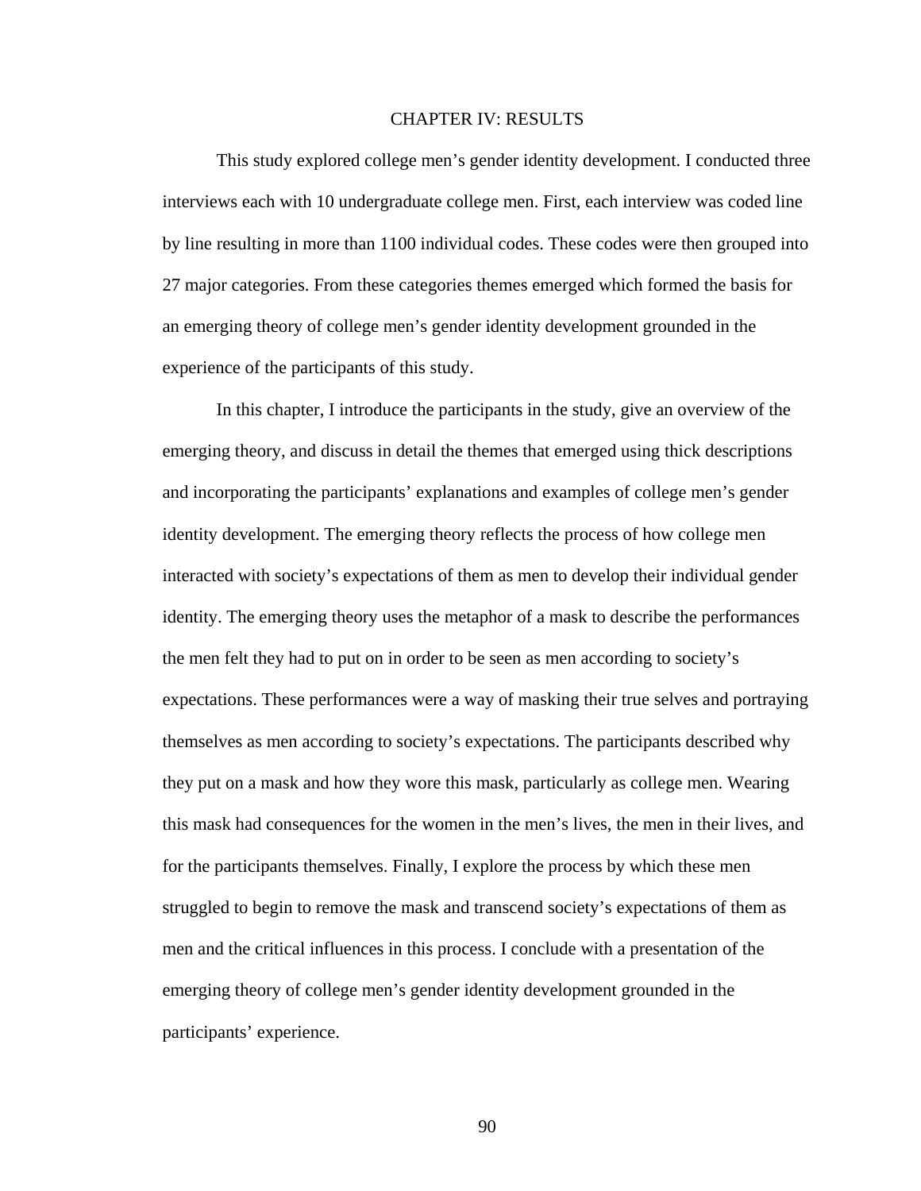# CHAPTER IV: RESULTS

This study explored college men's gender identity development. I conducted three interviews each with 10 undergraduate college men. First, each interview was coded line by line resulting in more than 1100 individual codes. These codes were then grouped into 27 major categories. From these categories themes emerged which formed the basis for an emerging theory of college men's gender identity development grounded in the experience of the participants of this study.

In this chapter, I introduce the participants in the study, give an overview of the emerging theory, and discuss in detail the themes that emerged using thick descriptions and incorporating the participants' explanations and examples of college men's gender identity development. The emerging theory reflects the process of how college men interacted with society's expectations of them as men to develop their individual gender identity. The emerging theory uses the metaphor of a mask to describe the performances the men felt they had to put on in order to be seen as men according to society's expectations. These performances were a way of masking their true selves and portraying themselves as men according to society's expectations. The participants described why they put on a mask and how they wore this mask, particularly as college men. Wearing this mask had consequences for the women in the men's lives, the men in their lives, and for the participants themselves. Finally, I explore the process by which these men struggled to begin to remove the mask and transcend society's expectations of them as men and the critical influences in this process. I conclude with a presentation of the emerging theory of college men's gender identity development grounded in the participants' experience.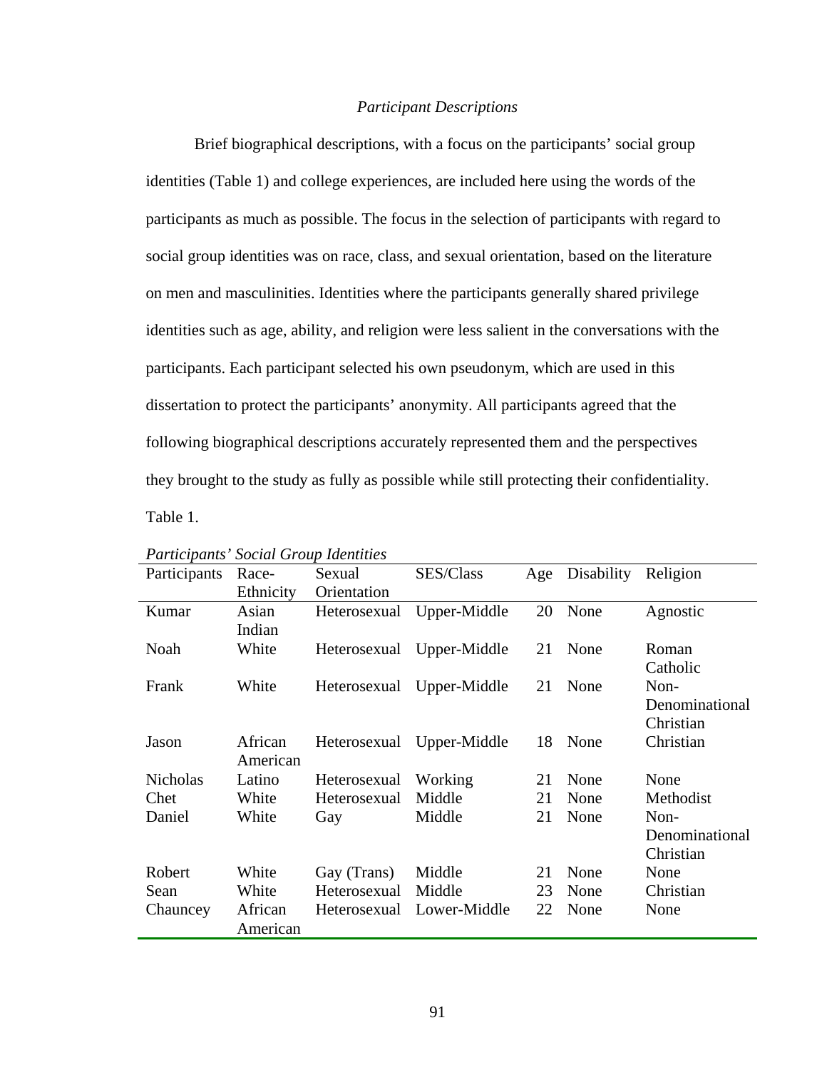### *Participant Descriptions*

Brief biographical descriptions, with a focus on the participants' social group identities (Table 1) and college experiences, are included here using the words of the participants as much as possible. The focus in the selection of participants with regard to social group identities was on race, class, and sexual orientation, based on the literature on men and masculinities. Identities where the participants generally shared privilege identities such as age, ability, and religion were less salient in the conversations with the participants. Each participant selected his own pseudonym, which are used in this dissertation to protect the participants' anonymity. All participants agreed that the following biographical descriptions accurately represented them and the perspectives they brought to the study as fully as possible while still protecting their confidentiality.

Table 1.

*Participants' Social Group Identities*

| Participants | Race-Ethnicity | Sexual Orientation | SES/Class | Age | Disability | Religion |
|---|---|---|---|---|---|---|
| Kumar | Asian Indian | Heterosexual | Upper-Middle | 20 | None | Agnostic |
| Noah | White | Heterosexual | Upper-Middle | 21 | None | Roman Catholic |
| Frank | White | Heterosexual | Upper-Middle | 21 | None | Non-Denominational Christian |
| Jason | African American | Heterosexual | Upper-Middle | 18 | None | Christian |
| Nicholas | Latino | Heterosexual | Working | 21 | None | None |
| Chet | White | Heterosexual | Middle | 21 | None | Methodist |
| Daniel | White | Gay | Middle | 21 | None | Non-Denominational Christian |
| Robert | White | Gay (Trans) | Middle | 21 | None | None |
| Sean | White | Heterosexual | Middle | 23 | None | Christian |
| Chauncey | African American | Heterosexual | Lower-Middle | 22 | None | None |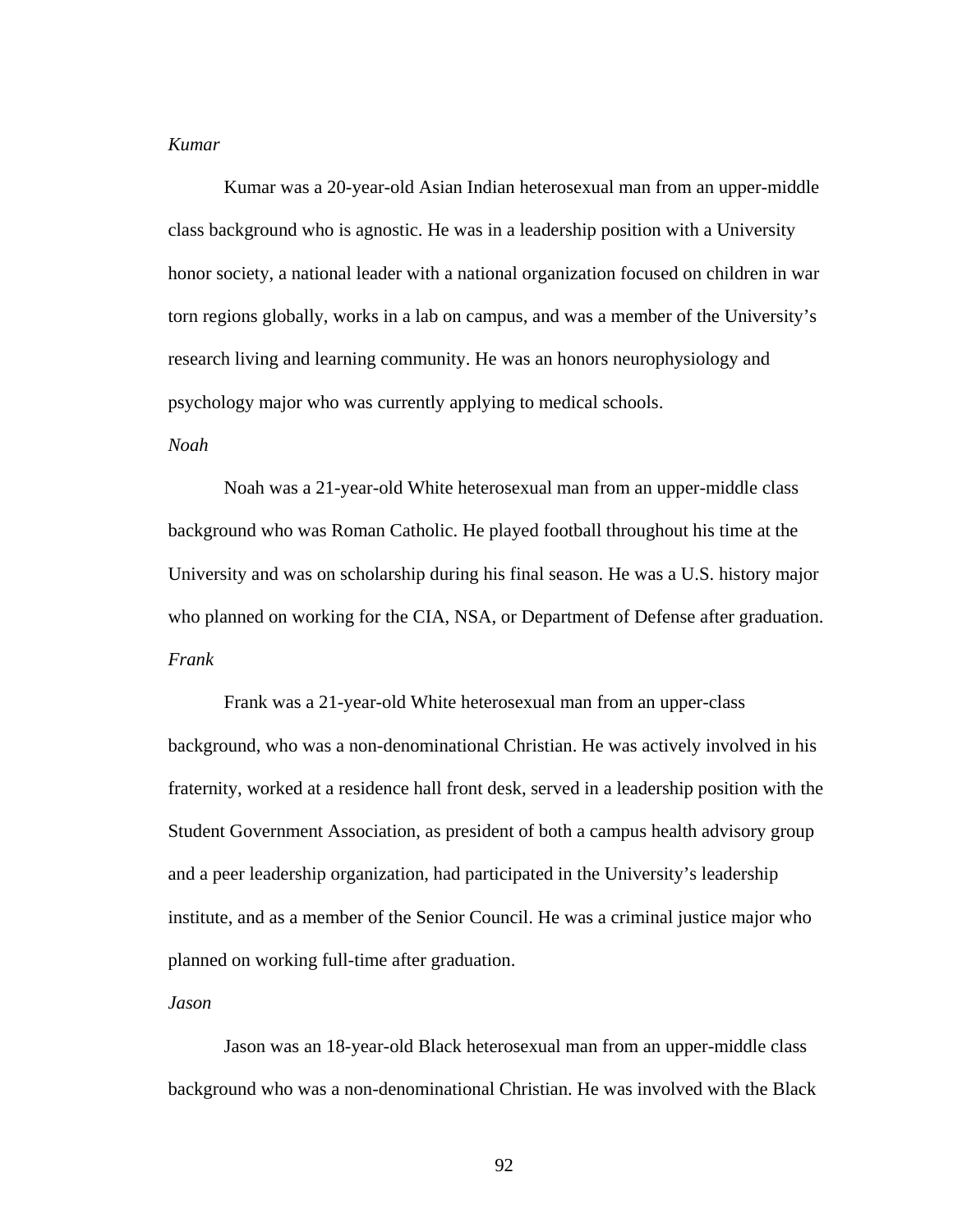*Kumar*

Kumar was a 20-year-old Asian Indian heterosexual man from an upper-middle class background who is agnostic. He was in a leadership position with a University honor society, a national leader with a national organization focused on children in war torn regions globally, works in a lab on campus, and was a member of the University's research living and learning community. He was an honors neurophysiology and psychology major who was currently applying to medical schools.

*Noah*

Noah was a 21-year-old White heterosexual man from an upper-middle class background who was Roman Catholic. He played football throughout his time at the University and was on scholarship during his final season. He was a U.S. history major who planned on working for the CIA, NSA, or Department of Defense after graduation.

*Frank*

Frank was a 21-year-old White heterosexual man from an upper-class background, who was a non-denominational Christian. He was actively involved in his fraternity, worked at a residence hall front desk, served in a leadership position with the Student Government Association, as president of both a campus health advisory group and a peer leadership organization, had participated in the University's leadership institute, and as a member of the Senior Council. He was a criminal justice major who planned on working full-time after graduation.

*Jason*

Jason was an 18-year-old Black heterosexual man from an upper-middle class background who was a non-denominational Christian. He was involved with the Black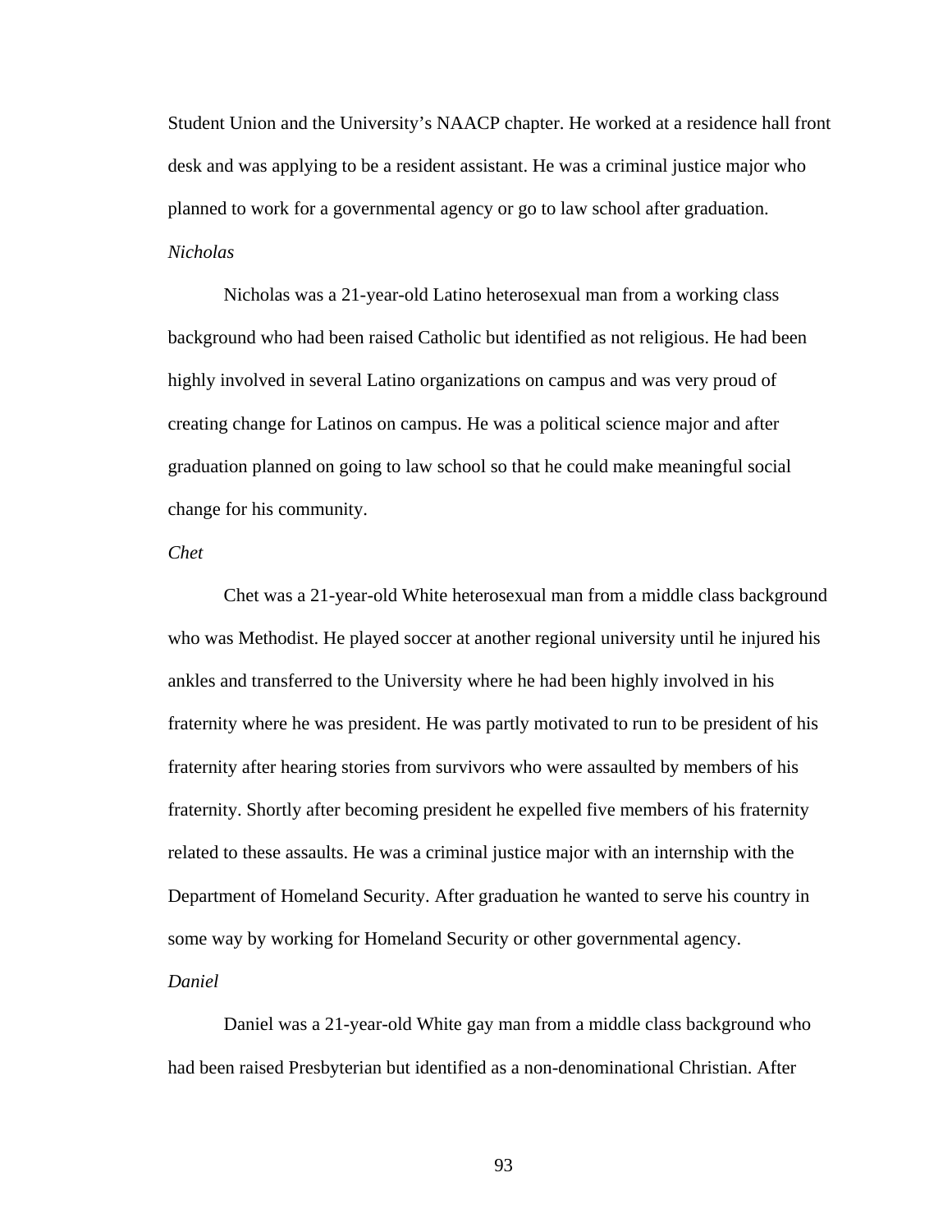Student Union and the University's NAACP chapter. He worked at a residence hall front desk and was applying to be a resident assistant. He was a criminal justice major who planned to work for a governmental agency or go to law school after graduation.

*Nicholas*

Nicholas was a 21-year-old Latino heterosexual man from a working class background who had been raised Catholic but identified as not religious. He had been highly involved in several Latino organizations on campus and was very proud of creating change for Latinos on campus. He was a political science major and after graduation planned on going to law school so that he could make meaningful social change for his community.

*Chet*

Chet was a 21-year-old White heterosexual man from a middle class background who was Methodist. He played soccer at another regional university until he injured his ankles and transferred to the University where he had been highly involved in his fraternity where he was president. He was partly motivated to run to be president of his fraternity after hearing stories from survivors who were assaulted by members of his fraternity. Shortly after becoming president he expelled five members of his fraternity related to these assaults. He was a criminal justice major with an internship with the Department of Homeland Security. After graduation he wanted to serve his country in some way by working for Homeland Security or other governmental agency.

*Daniel*

Daniel was a 21-year-old White gay man from a middle class background who had been raised Presbyterian but identified as a non-denominational Christian. After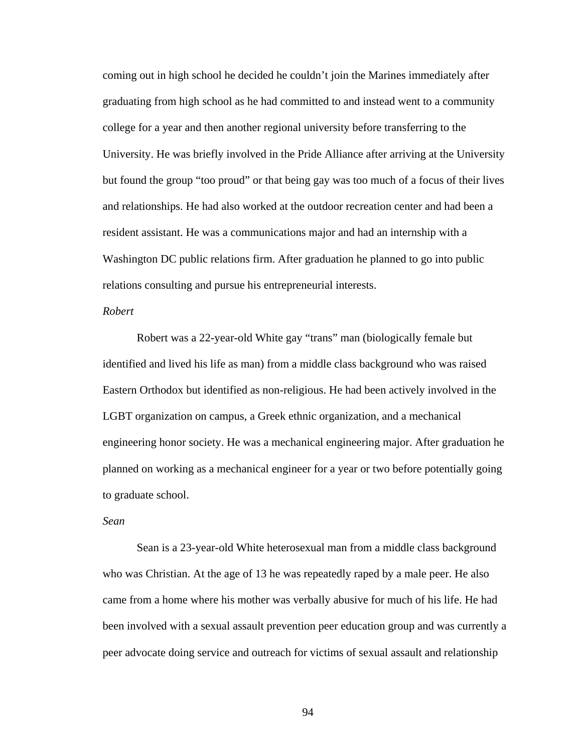coming out in high school he decided he couldn't join the Marines immediately after graduating from high school as he had committed to and instead went to a community college for a year and then another regional university before transferring to the University. He was briefly involved in the Pride Alliance after arriving at the University but found the group "too proud" or that being gay was too much of a focus of their lives and relationships. He had also worked at the outdoor recreation center and had been a resident assistant. He was a communications major and had an internship with a Washington DC public relations firm. After graduation he planned to go into public relations consulting and pursue his entrepreneurial interests.

*Robert*

Robert was a 22-year-old White gay "trans" man (biologically female but identified and lived his life as man) from a middle class background who was raised Eastern Orthodox but identified as non-religious. He had been actively involved in the LGBT organization on campus, a Greek ethnic organization, and a mechanical engineering honor society. He was a mechanical engineering major. After graduation he planned on working as a mechanical engineer for a year or two before potentially going to graduate school.

*Sean*

Sean is a 23-year-old White heterosexual man from a middle class background who was Christian. At the age of 13 he was repeatedly raped by a male peer. He also came from a home where his mother was verbally abusive for much of his life. He had been involved with a sexual assault prevention peer education group and was currently a peer advocate doing service and outreach for victims of sexual assault and relationship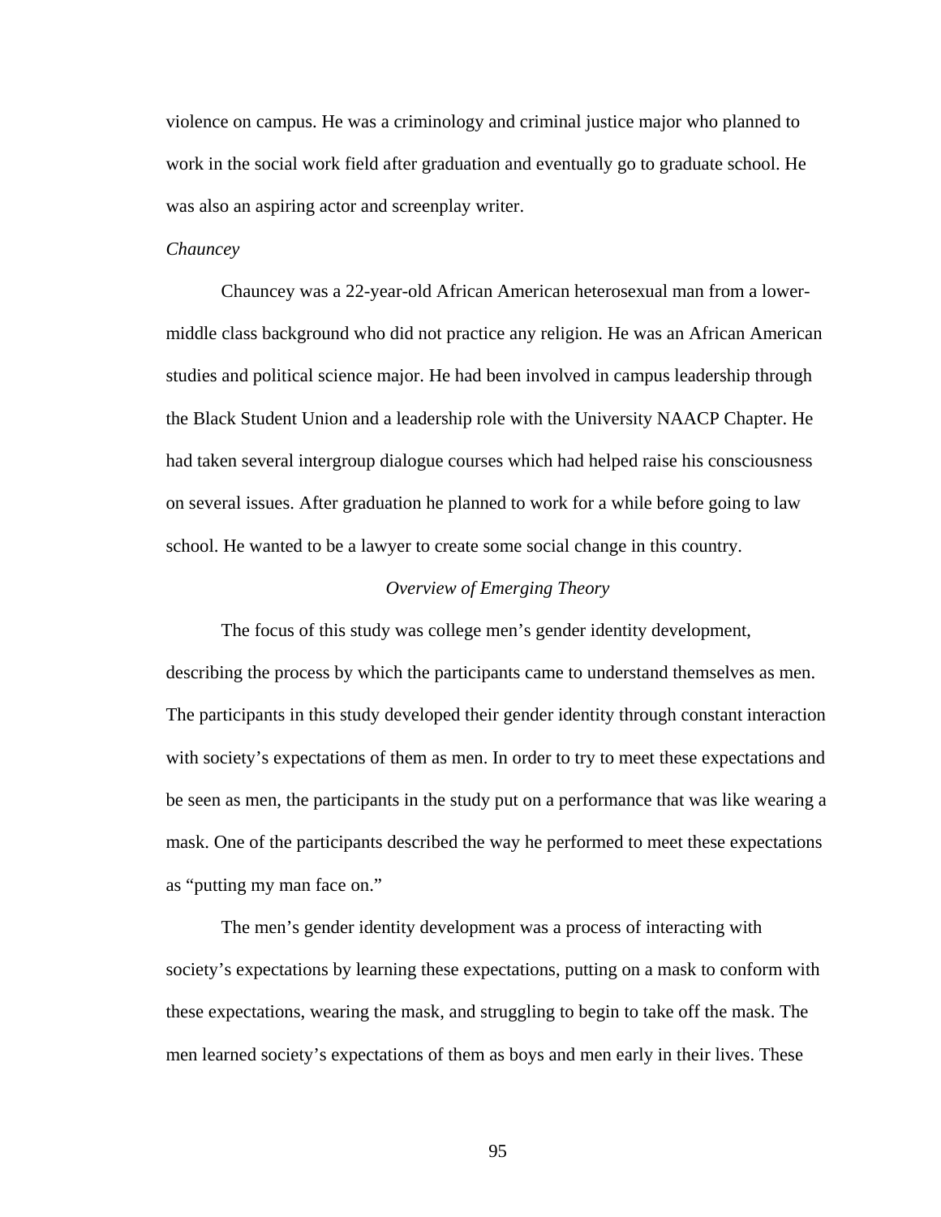violence on campus. He was a criminology and criminal justice major who planned to work in the social work field after graduation and eventually go to graduate school. He was also an aspiring actor and screenplay writer.

*Chauncey*

Chauncey was a 22-year-old African American heterosexual man from a lower-middle class background who did not practice any religion. He was an African American studies and political science major. He had been involved in campus leadership through the Black Student Union and a leadership role with the University NAACP Chapter. He had taken several intergroup dialogue courses which had helped raise his consciousness on several issues. After graduation he planned to work for a while before going to law school. He wanted to be a lawyer to create some social change in this country.

## *Overview of Emerging Theory*

The focus of this study was college men's gender identity development, describing the process by which the participants came to understand themselves as men. The participants in this study developed their gender identity through constant interaction with society's expectations of them as men. In order to try to meet these expectations and be seen as men, the participants in the study put on a performance that was like wearing a mask. One of the participants described the way he performed to meet these expectations as "putting my man face on."

The men's gender identity development was a process of interacting with society's expectations by learning these expectations, putting on a mask to conform with these expectations, wearing the mask, and struggling to begin to take off the mask. The men learned society's expectations of them as boys and men early in their lives. These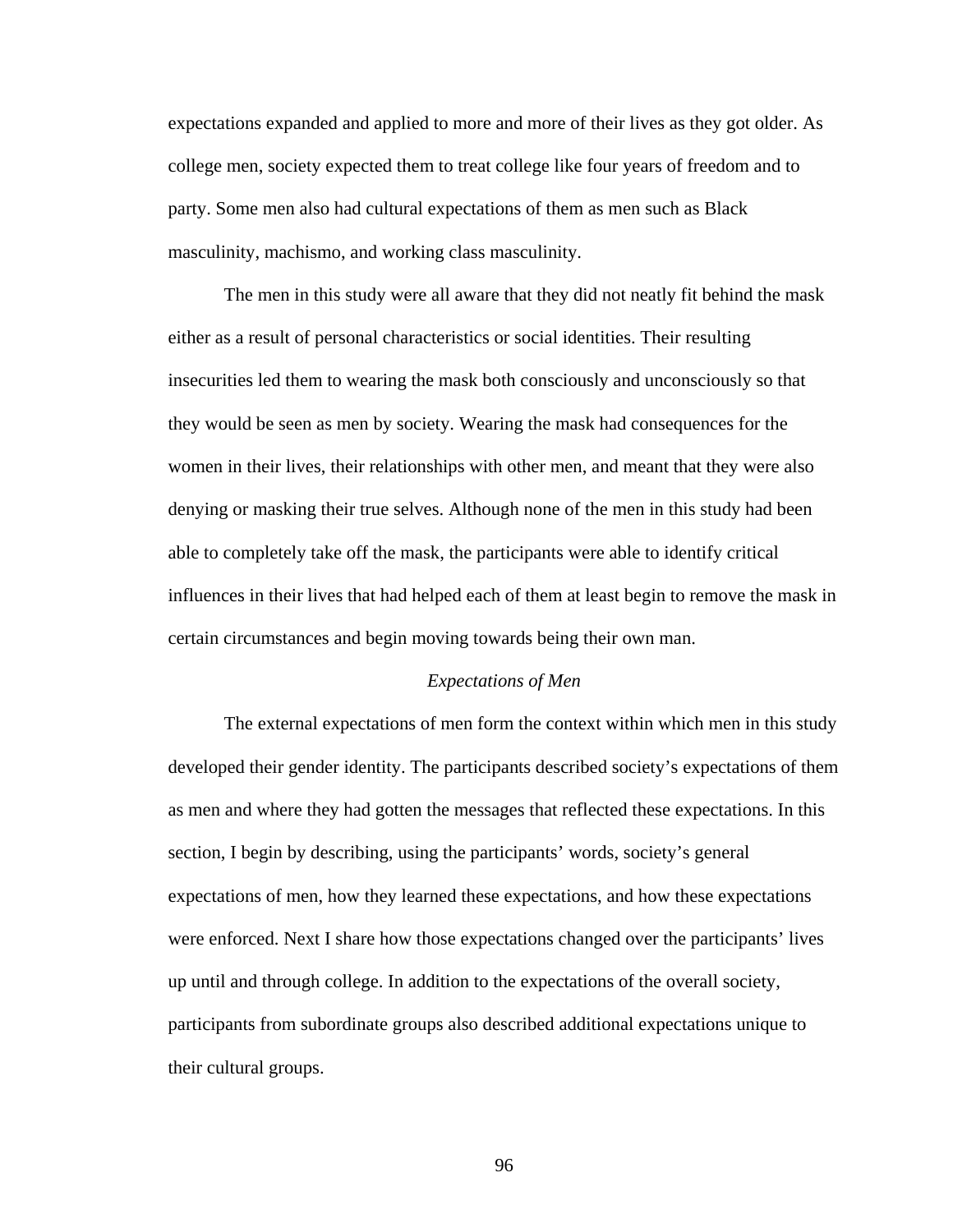expectations expanded and applied to more and more of their lives as they got older. As college men, society expected them to treat college like four years of freedom and to party. Some men also had cultural expectations of them as men such as Black masculinity, machismo, and working class masculinity.

The men in this study were all aware that they did not neatly fit behind the mask either as a result of personal characteristics or social identities. Their resulting insecurities led them to wearing the mask both consciously and unconsciously so that they would be seen as men by society. Wearing the mask had consequences for the women in their lives, their relationships with other men, and meant that they were also denying or masking their true selves. Although none of the men in this study had been able to completely take off the mask, the participants were able to identify critical influences in their lives that had helped each of them at least begin to remove the mask in certain circumstances and begin moving towards being their own man.

### *Expectations of Men*

The external expectations of men form the context within which men in this study developed their gender identity. The participants described society's expectations of them as men and where they had gotten the messages that reflected these expectations. In this section, I begin by describing, using the participants' words, society's general expectations of men, how they learned these expectations, and how these expectations were enforced. Next I share how those expectations changed over the participants' lives up until and through college. In addition to the expectations of the overall society, participants from subordinate groups also described additional expectations unique to their cultural groups.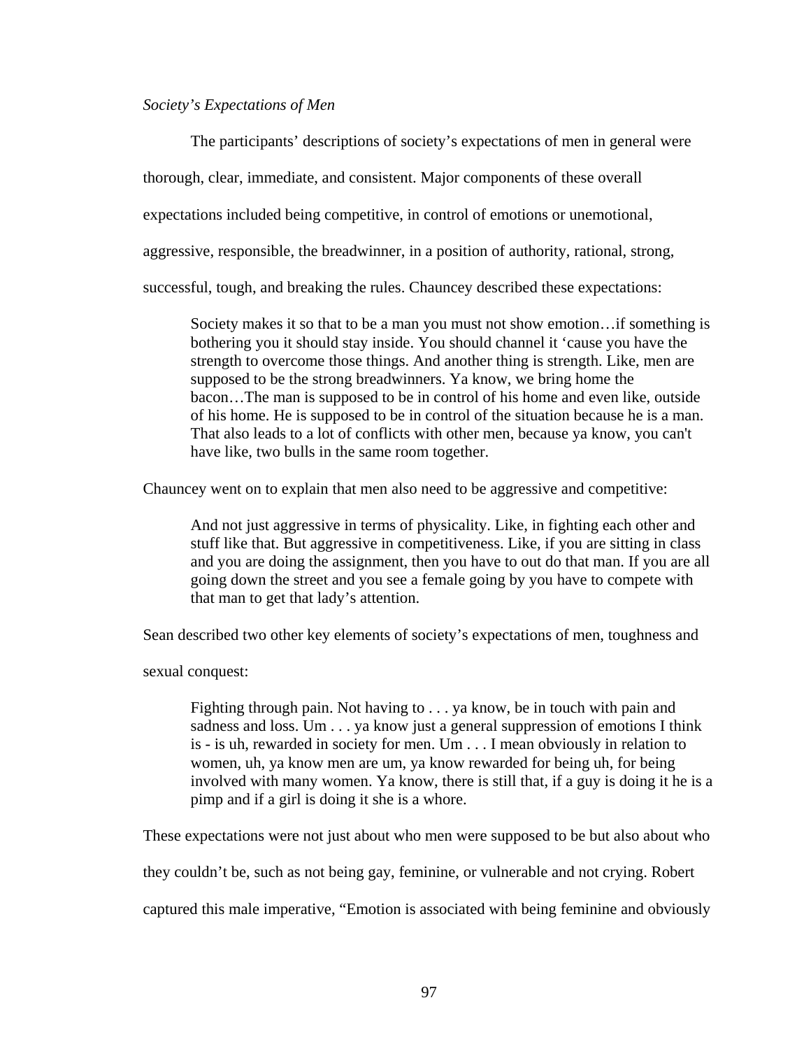*Society's Expectations of Men*

The participants' descriptions of society's expectations of men in general were thorough, clear, immediate, and consistent. Major components of these overall expectations included being competitive, in control of emotions or unemotional, aggressive, responsible, the breadwinner, in a position of authority, rational, strong, successful, tough, and breaking the rules. Chauncey described these expectations:

> Society makes it so that to be a man you must not show emotion…if something is bothering you it should stay inside. You should channel it 'cause you have the strength to overcome those things. And another thing is strength. Like, men are supposed to be the strong breadwinners. Ya know, we bring home the bacon…The man is supposed to be in control of his home and even like, outside of his home. He is supposed to be in control of the situation because he is a man. That also leads to a lot of conflicts with other men, because ya know, you can't have like, two bulls in the same room together.

Chauncey went on to explain that men also need to be aggressive and competitive:

> And not just aggressive in terms of physicality. Like, in fighting each other and stuff like that. But aggressive in competitiveness. Like, if you are sitting in class and you are doing the assignment, then you have to out do that man. If you are all going down the street and you see a female going by you have to compete with that man to get that lady's attention.

Sean described two other key elements of society's expectations of men, toughness and sexual conquest:

> Fighting through pain. Not having to . . . ya know, be in touch with pain and sadness and loss. Um . . . ya know just a general suppression of emotions I think is - is uh, rewarded in society for men. Um . . . I mean obviously in relation to women, uh, ya know men are um, ya know rewarded for being uh, for being involved with many women. Ya know, there is still that, if a guy is doing it he is a pimp and if a girl is doing it she is a whore.

These expectations were not just about who men were supposed to be but also about who they couldn't be, such as not being gay, feminine, or vulnerable and not crying. Robert captured this male imperative, "Emotion is associated with being feminine and obviously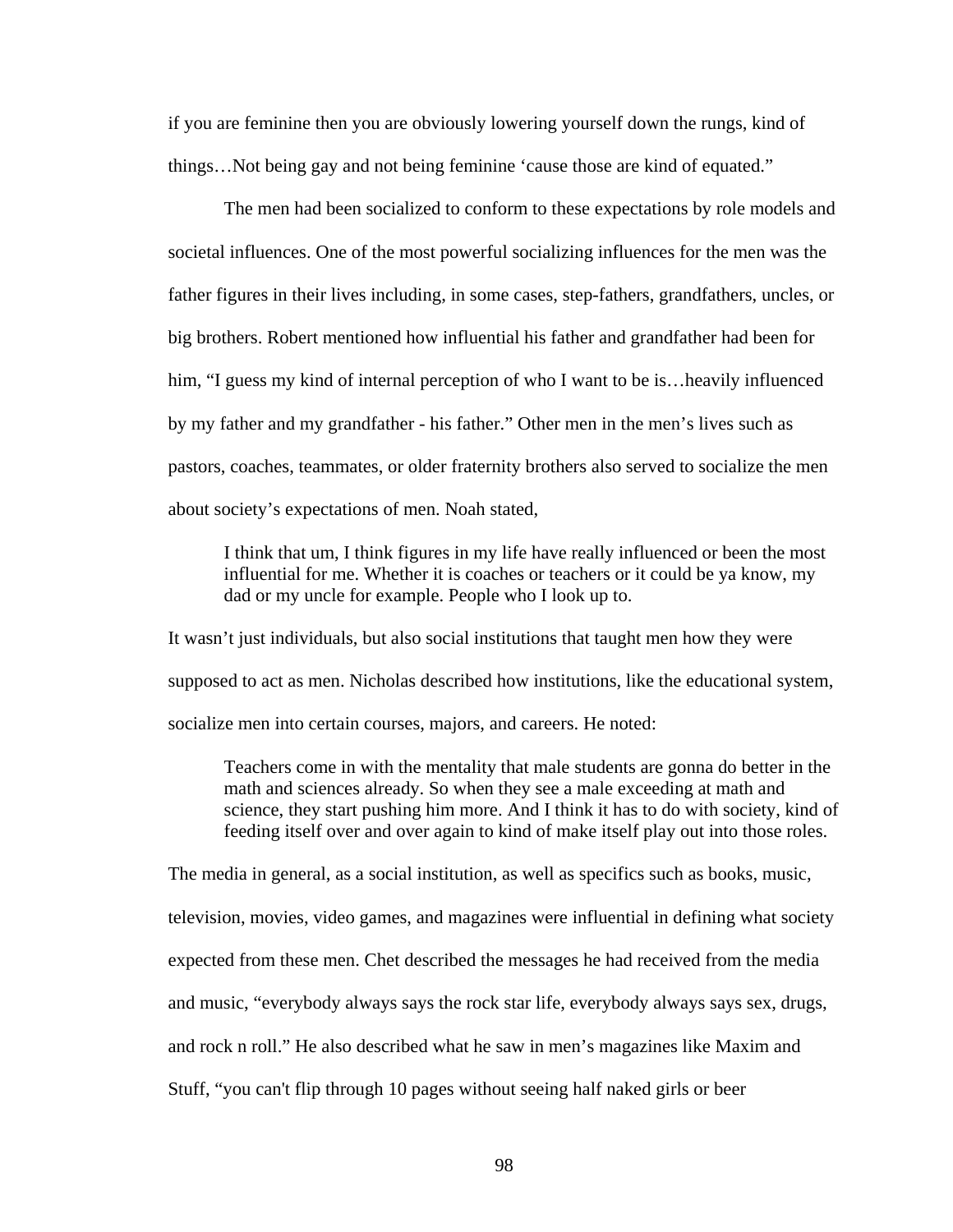if you are feminine then you are obviously lowering yourself down the rungs, kind of things…Not being gay and not being feminine 'cause those are kind of equated."

The men had been socialized to conform to these expectations by role models and societal influences. One of the most powerful socializing influences for the men was the father figures in their lives including, in some cases, step-fathers, grandfathers, uncles, or big brothers. Robert mentioned how influential his father and grandfather had been for him, "I guess my kind of internal perception of who I want to be is…heavily influenced by my father and my grandfather - his father." Other men in the men's lives such as pastors, coaches, teammates, or older fraternity brothers also served to socialize the men about society's expectations of men. Noah stated,

> I think that um, I think figures in my life have really influenced or been the most influential for me. Whether it is coaches or teachers or it could be ya know, my dad or my uncle for example. People who I look up to.

It wasn't just individuals, but also social institutions that taught men how they were supposed to act as men. Nicholas described how institutions, like the educational system, socialize men into certain courses, majors, and careers. He noted:

> Teachers come in with the mentality that male students are gonna do better in the math and sciences already. So when they see a male exceeding at math and science, they start pushing him more. And I think it has to do with society, kind of feeding itself over and over again to kind of make itself play out into those roles.

The media in general, as a social institution, as well as specifics such as books, music, television, movies, video games, and magazines were influential in defining what society expected from these men. Chet described the messages he had received from the media and music, "everybody always says the rock star life, everybody always says sex, drugs, and rock n roll." He also described what he saw in men's magazines like Maxim and Stuff, "you can't flip through 10 pages without seeing half naked girls or beer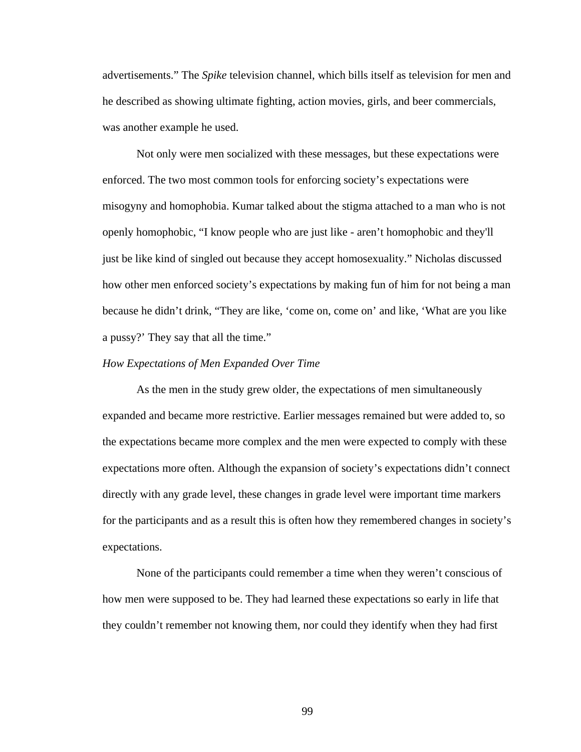advertisements." The *Spike* television channel, which bills itself as television for men and he described as showing ultimate fighting, action movies, girls, and beer commercials, was another example he used.

Not only were men socialized with these messages, but these expectations were enforced. The two most common tools for enforcing society's expectations were misogyny and homophobia. Kumar talked about the stigma attached to a man who is not openly homophobic, "I know people who are just like - aren't homophobic and they'll just be like kind of singled out because they accept homosexuality." Nicholas discussed how other men enforced society's expectations by making fun of him for not being a man because he didn't drink, "They are like, 'come on, come on' and like, 'What are you like a pussy?' They say that all the time."

*How Expectations of Men Expanded Over Time*

As the men in the study grew older, the expectations of men simultaneously expanded and became more restrictive. Earlier messages remained but were added to, so the expectations became more complex and the men were expected to comply with these expectations more often. Although the expansion of society's expectations didn't connect directly with any grade level, these changes in grade level were important time markers for the participants and as a result this is often how they remembered changes in society's expectations.

None of the participants could remember a time when they weren't conscious of how men were supposed to be. They had learned these expectations so early in life that they couldn't remember not knowing them, nor could they identify when they had first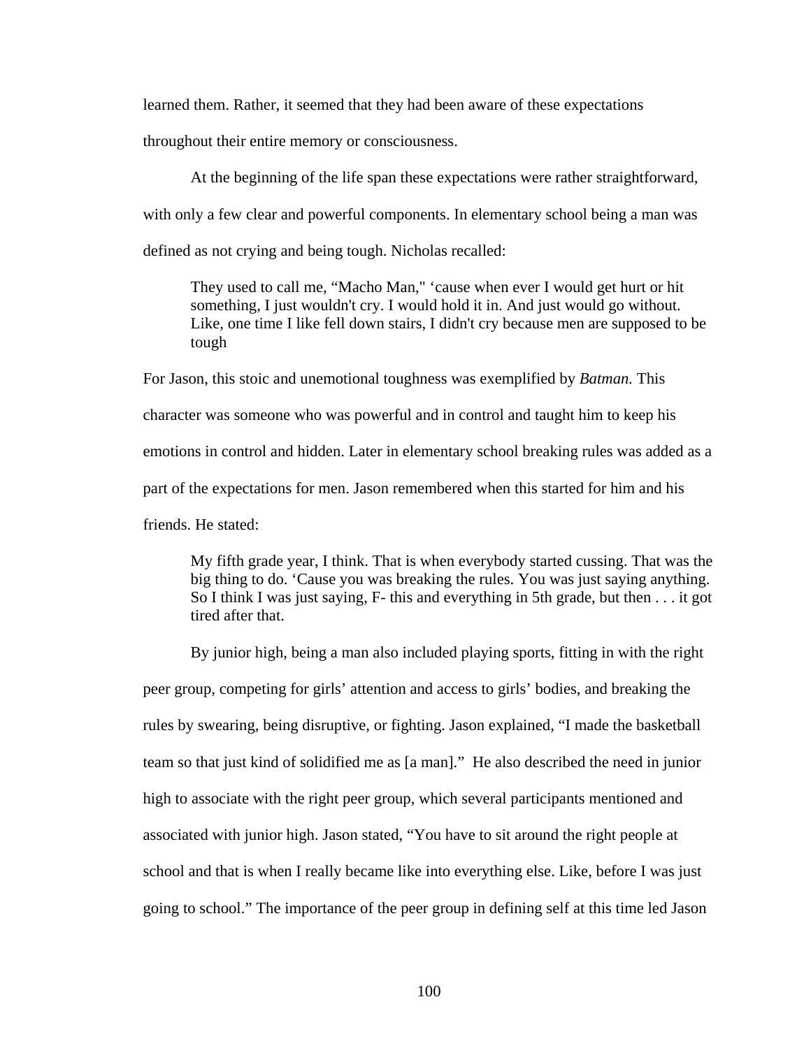learned them. Rather, it seemed that they had been aware of these expectations throughout their entire memory or consciousness.

At the beginning of the life span these expectations were rather straightforward, with only a few clear and powerful components. In elementary school being a man was defined as not crying and being tough. Nicholas recalled:

> They used to call me, "Macho Man," 'cause when ever I would get hurt or hit something, I just wouldn't cry. I would hold it in. And just would go without. Like, one time I like fell down stairs, I didn't cry because men are supposed to be tough

For Jason, this stoic and unemotional toughness was exemplified by *Batman.* This character was someone who was powerful and in control and taught him to keep his emotions in control and hidden. Later in elementary school breaking rules was added as a part of the expectations for men. Jason remembered when this started for him and his friends. He stated:

> My fifth grade year, I think. That is when everybody started cussing. That was the big thing to do. 'Cause you was breaking the rules. You was just saying anything. So I think I was just saying, F- this and everything in 5th grade, but then . . . it got tired after that.

By junior high, being a man also included playing sports, fitting in with the right peer group, competing for girls' attention and access to girls' bodies, and breaking the rules by swearing, being disruptive, or fighting. Jason explained, "I made the basketball team so that just kind of solidified me as [a man]." He also described the need in junior high to associate with the right peer group, which several participants mentioned and associated with junior high. Jason stated, "You have to sit around the right people at school and that is when I really became like into everything else. Like, before I was just going to school." The importance of the peer group in defining self at this time led Jason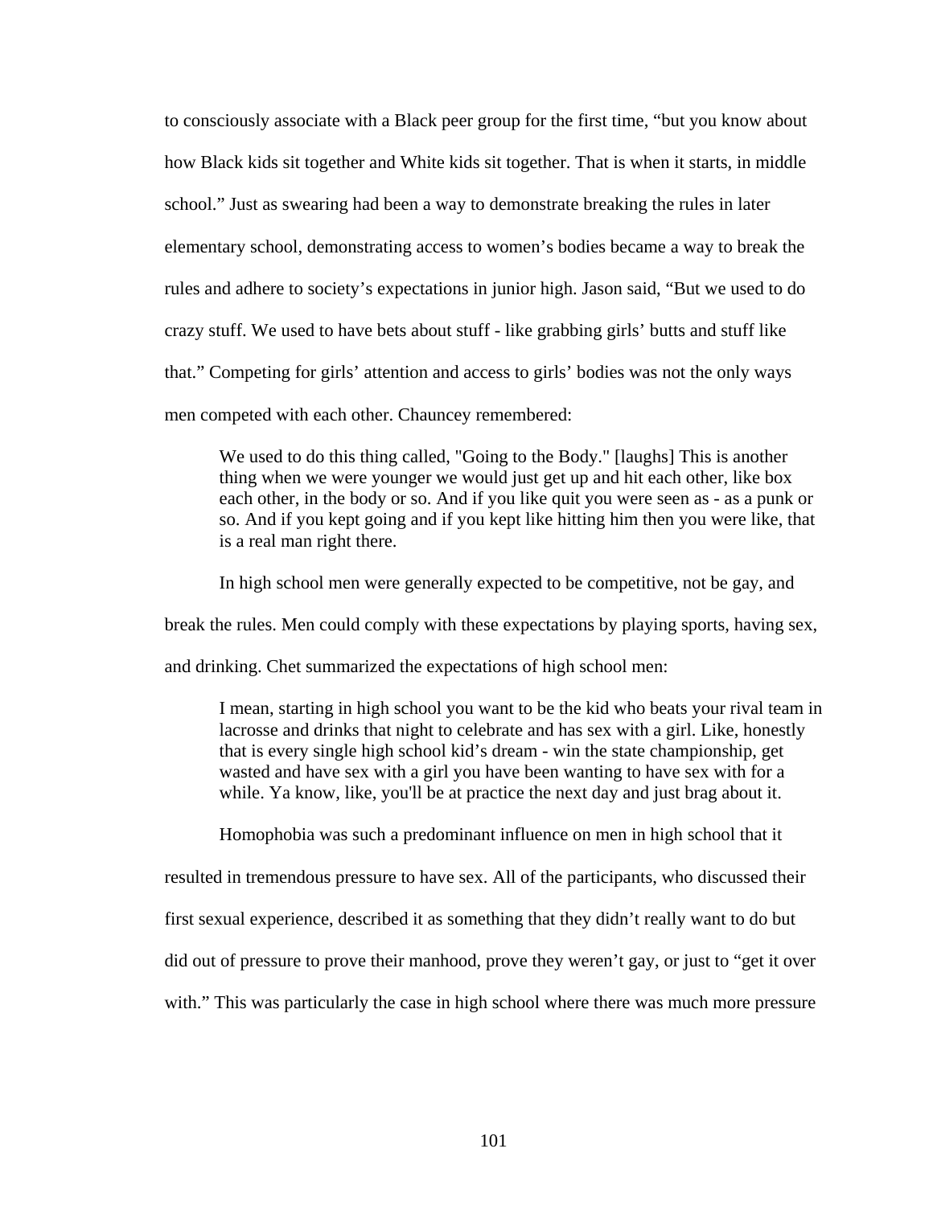to consciously associate with a Black peer group for the first time, "but you know about how Black kids sit together and White kids sit together. That is when it starts, in middle school." Just as swearing had been a way to demonstrate breaking the rules in later elementary school, demonstrating access to women's bodies became a way to break the rules and adhere to society's expectations in junior high. Jason said, "But we used to do crazy stuff. We used to have bets about stuff - like grabbing girls' butts and stuff like that." Competing for girls' attention and access to girls' bodies was not the only ways men competed with each other. Chauncey remembered:

> We used to do this thing called, "Going to the Body." [laughs] This is another thing when we were younger we would just get up and hit each other, like box each other, in the body or so. And if you like quit you were seen as - as a punk or so. And if you kept going and if you kept like hitting him then you were like, that is a real man right there.

In high school men were generally expected to be competitive, not be gay, and break the rules. Men could comply with these expectations by playing sports, having sex, and drinking. Chet summarized the expectations of high school men:

> I mean, starting in high school you want to be the kid who beats your rival team in lacrosse and drinks that night to celebrate and has sex with a girl. Like, honestly that is every single high school kid's dream - win the state championship, get wasted and have sex with a girl you have been wanting to have sex with for a while. Ya know, like, you'll be at practice the next day and just brag about it.

Homophobia was such a predominant influence on men in high school that it resulted in tremendous pressure to have sex. All of the participants, who discussed their first sexual experience, described it as something that they didn't really want to do but did out of pressure to prove their manhood, prove they weren't gay, or just to "get it over with." This was particularly the case in high school where there was much more pressure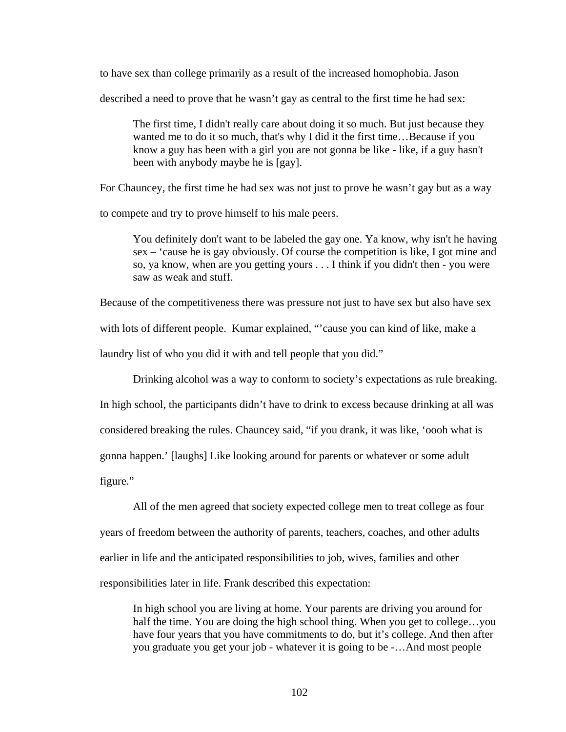to have sex than college primarily as a result of the increased homophobia. Jason described a need to prove that he wasn't gay as central to the first time he had sex:

> The first time, I didn't really care about doing it so much. But just because they wanted me to do it so much, that's why I did it the first time…Because if you know a guy has been with a girl you are not gonna be like - like, if a guy hasn't been with anybody maybe he is [gay].

For Chauncey, the first time he had sex was not just to prove he wasn't gay but as a way to compete and try to prove himself to his male peers.

> You definitely don't want to be labeled the gay one. Ya know, why isn't he having sex – 'cause he is gay obviously. Of course the competition is like, I got mine and so, ya know, when are you getting yours . . . I think if you didn't then - you were saw as weak and stuff.

Because of the competitiveness there was pressure not just to have sex but also have sex with lots of different people. Kumar explained, "'cause you can kind of like, make a laundry list of who you did it with and tell people that you did."

Drinking alcohol was a way to conform to society's expectations as rule breaking. In high school, the participants didn't have to drink to excess because drinking at all was considered breaking the rules. Chauncey said, "if you drank, it was like, 'oooh what is gonna happen.' [laughs] Like looking around for parents or whatever or some adult figure."

All of the men agreed that society expected college men to treat college as four years of freedom between the authority of parents, teachers, coaches, and other adults earlier in life and the anticipated responsibilities to job, wives, families and other responsibilities later in life. Frank described this expectation:

> In high school you are living at home. Your parents are driving you around for half the time. You are doing the high school thing. When you get to college…you have four years that you have commitments to do, but it's college. And then after you graduate you get your job - whatever it is going to be -…And most people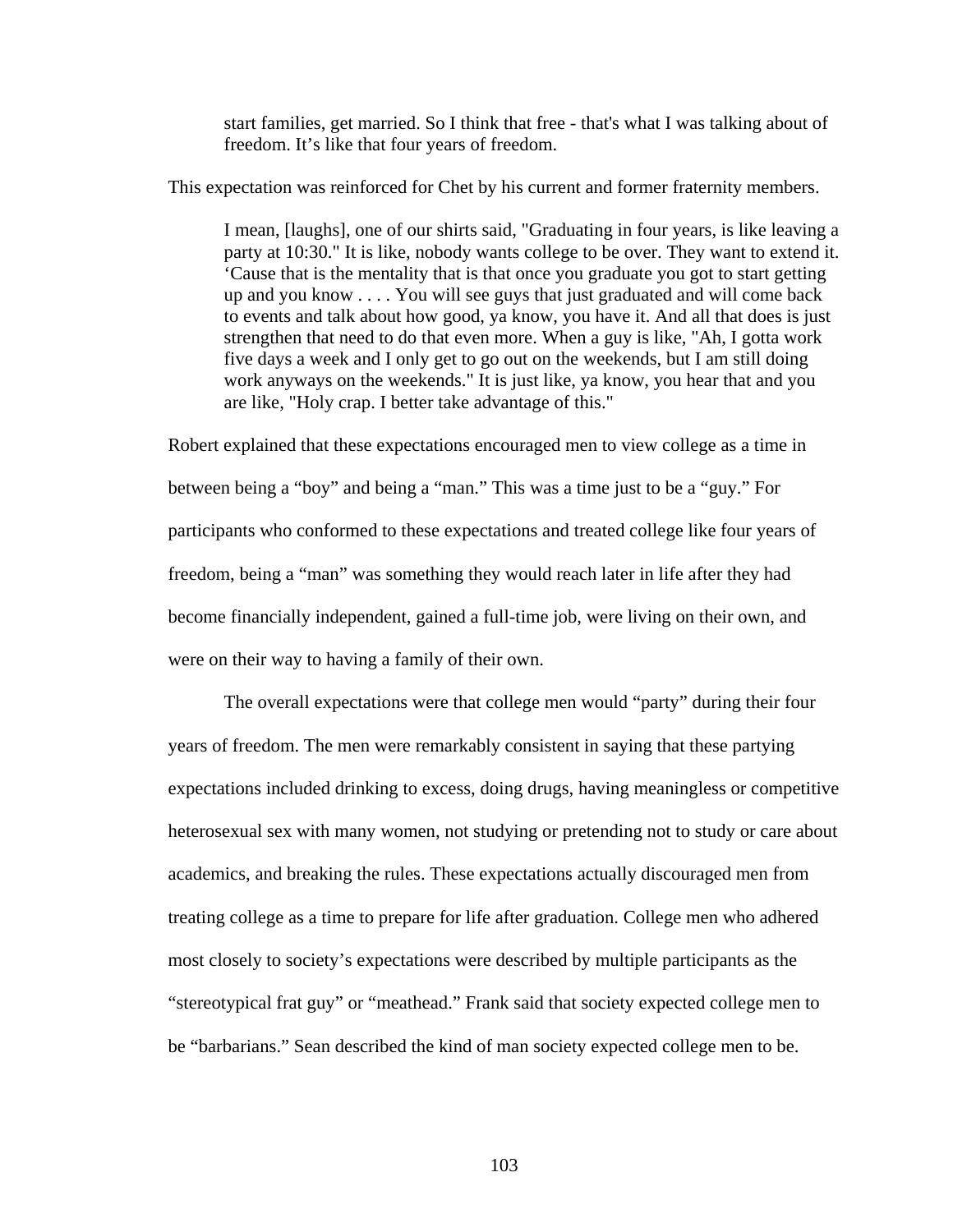> start families, get married. So I think that free - that's what I was talking about of freedom. It's like that four years of freedom.

This expectation was reinforced for Chet by his current and former fraternity members.

> I mean, [laughs], one of our shirts said, "Graduating in four years, is like leaving a party at 10:30." It is like, nobody wants college to be over. They want to extend it. 'Cause that is the mentality that is that once you graduate you got to start getting up and you know . . . . You will see guys that just graduated and will come back to events and talk about how good, ya know, you have it. And all that does is just strengthen that need to do that even more. When a guy is like, "Ah, I gotta work five days a week and I only get to go out on the weekends, but I am still doing work anyways on the weekends." It is just like, ya know, you hear that and you are like, "Holy crap. I better take advantage of this."

Robert explained that these expectations encouraged men to view college as a time in between being a "boy" and being a "man." This was a time just to be a "guy." For participants who conformed to these expectations and treated college like four years of freedom, being a "man" was something they would reach later in life after they had become financially independent, gained a full-time job, were living on their own, and were on their way to having a family of their own.

The overall expectations were that college men would "party" during their four years of freedom. The men were remarkably consistent in saying that these partying expectations included drinking to excess, doing drugs, having meaningless or competitive heterosexual sex with many women, not studying or pretending not to study or care about academics, and breaking the rules. These expectations actually discouraged men from treating college as a time to prepare for life after graduation. College men who adhered most closely to society's expectations were described by multiple participants as the "stereotypical frat guy" or "meathead." Frank said that society expected college men to be "barbarians." Sean described the kind of man society expected college men to be.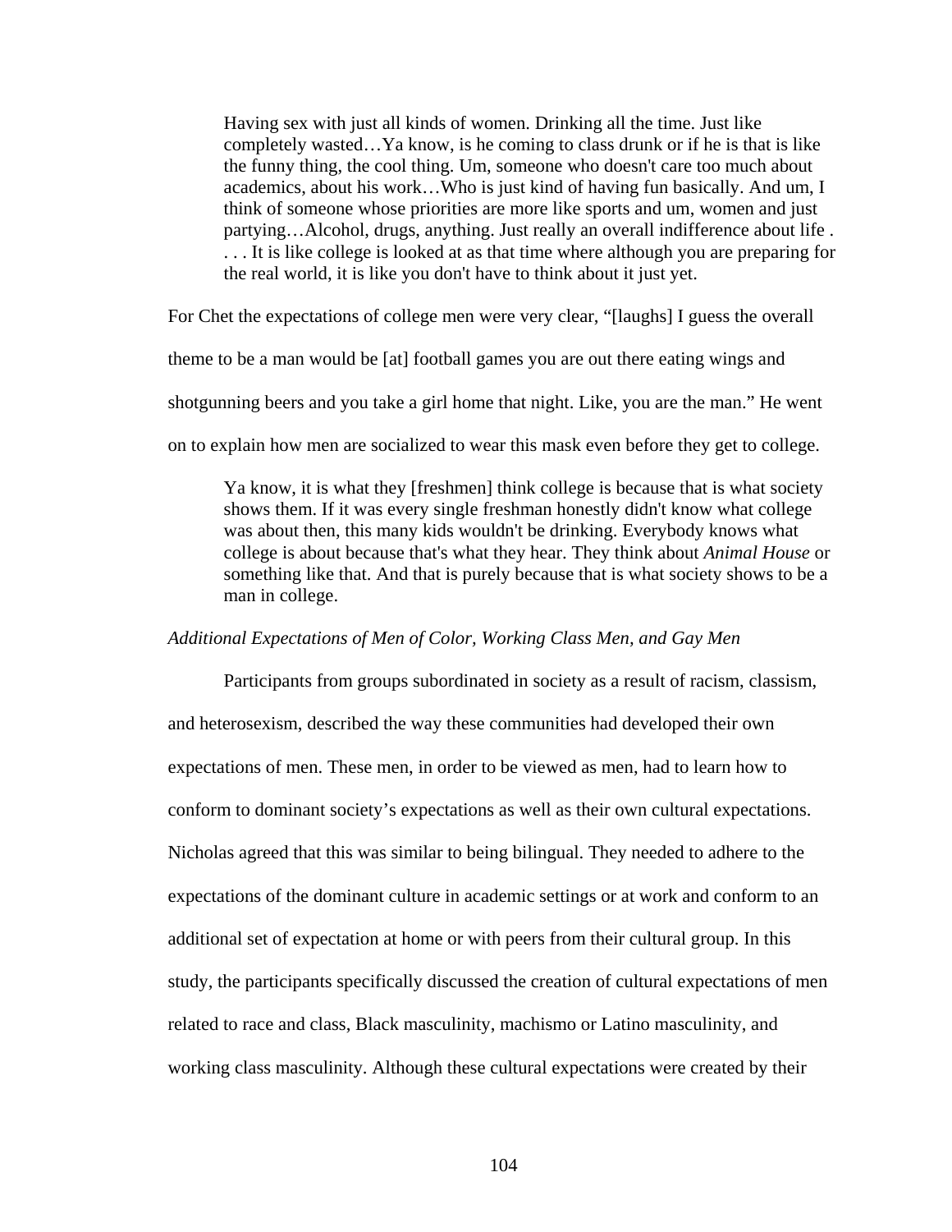> Having sex with just all kinds of women. Drinking all the time. Just like completely wasted…Ya know, is he coming to class drunk or if he is that is like the funny thing, the cool thing. Um, someone who doesn't care too much about academics, about his work…Who is just kind of having fun basically. And um, I think of someone whose priorities are more like sports and um, women and just partying…Alcohol, drugs, anything. Just really an overall indifference about life . . . . It is like college is looked at as that time where although you are preparing for the real world, it is like you don't have to think about it just yet.

For Chet the expectations of college men were very clear, "[laughs] I guess the overall theme to be a man would be [at] football games you are out there eating wings and shotgunning beers and you take a girl home that night. Like, you are the man." He went on to explain how men are socialized to wear this mask even before they get to college.

> Ya know, it is what they [freshmen] think college is because that is what society shows them. If it was every single freshman honestly didn't know what college was about then, this many kids wouldn't be drinking. Everybody knows what college is about because that's what they hear. They think about *Animal House* or something like that. And that is purely because that is what society shows to be a man in college.

*Additional Expectations of Men of Color, Working Class Men, and Gay Men*

Participants from groups subordinated in society as a result of racism, classism, and heterosexism, described the way these communities had developed their own expectations of men. These men, in order to be viewed as men, had to learn how to conform to dominant society's expectations as well as their own cultural expectations. Nicholas agreed that this was similar to being bilingual. They needed to adhere to the expectations of the dominant culture in academic settings or at work and conform to an additional set of expectation at home or with peers from their cultural group. In this study, the participants specifically discussed the creation of cultural expectations of men related to race and class, Black masculinity, machismo or Latino masculinity, and working class masculinity. Although these cultural expectations were created by their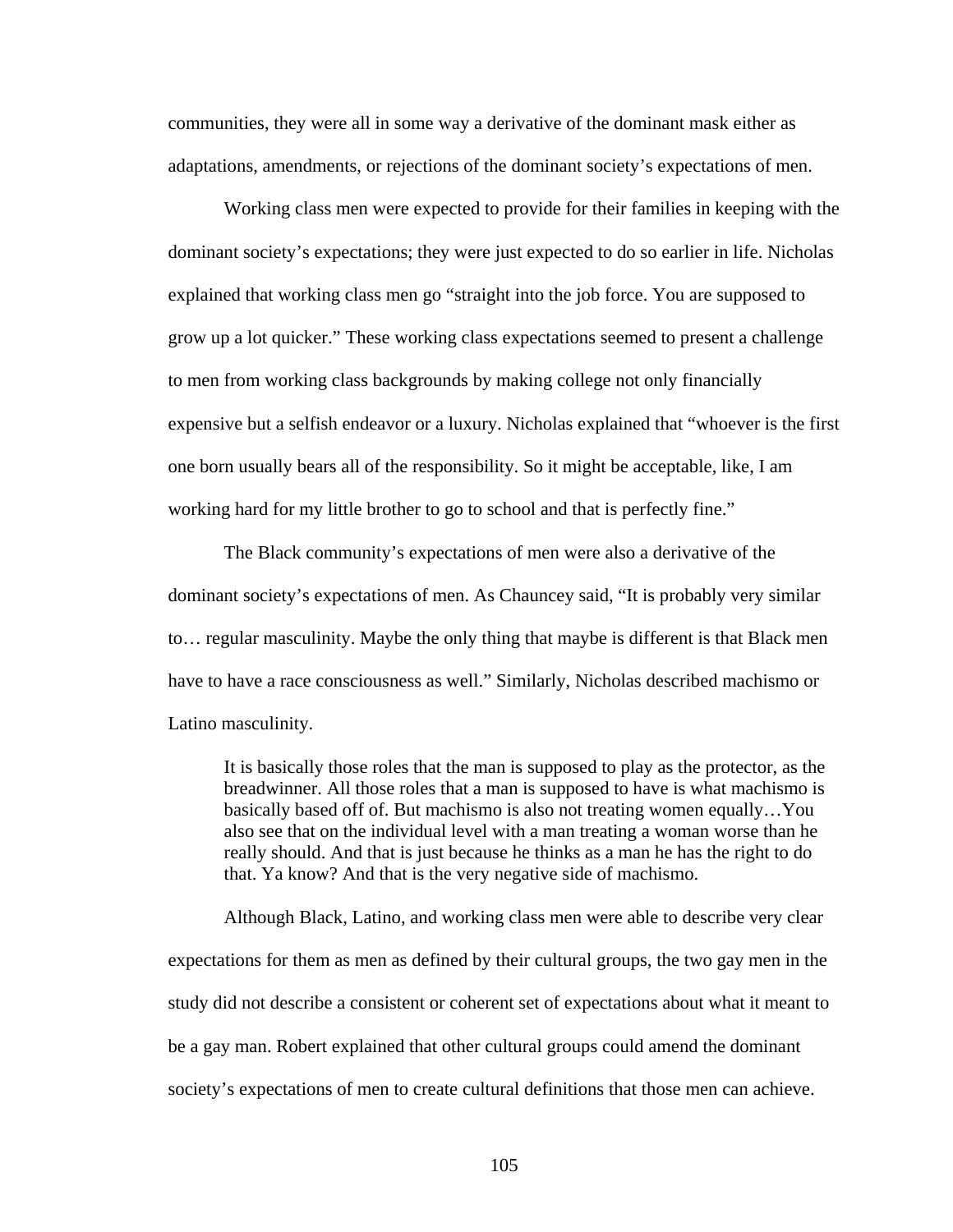communities, they were all in some way a derivative of the dominant mask either as adaptations, amendments, or rejections of the dominant society's expectations of men.

Working class men were expected to provide for their families in keeping with the dominant society's expectations; they were just expected to do so earlier in life. Nicholas explained that working class men go "straight into the job force. You are supposed to grow up a lot quicker." These working class expectations seemed to present a challenge to men from working class backgrounds by making college not only financially expensive but a selfish endeavor or a luxury. Nicholas explained that "whoever is the first one born usually bears all of the responsibility. So it might be acceptable, like, I am working hard for my little brother to go to school and that is perfectly fine."

The Black community's expectations of men were also a derivative of the dominant society's expectations of men. As Chauncey said, "It is probably very similar to… regular masculinity. Maybe the only thing that maybe is different is that Black men have to have a race consciousness as well." Similarly, Nicholas described machismo or Latino masculinity.

> It is basically those roles that the man is supposed to play as the protector, as the breadwinner. All those roles that a man is supposed to have is what machismo is basically based off of. But machismo is also not treating women equally…You also see that on the individual level with a man treating a woman worse than he really should. And that is just because he thinks as a man he has the right to do that. Ya know? And that is the very negative side of machismo.

Although Black, Latino, and working class men were able to describe very clear expectations for them as men as defined by their cultural groups, the two gay men in the study did not describe a consistent or coherent set of expectations about what it meant to be a gay man. Robert explained that other cultural groups could amend the dominant society's expectations of men to create cultural definitions that those men can achieve.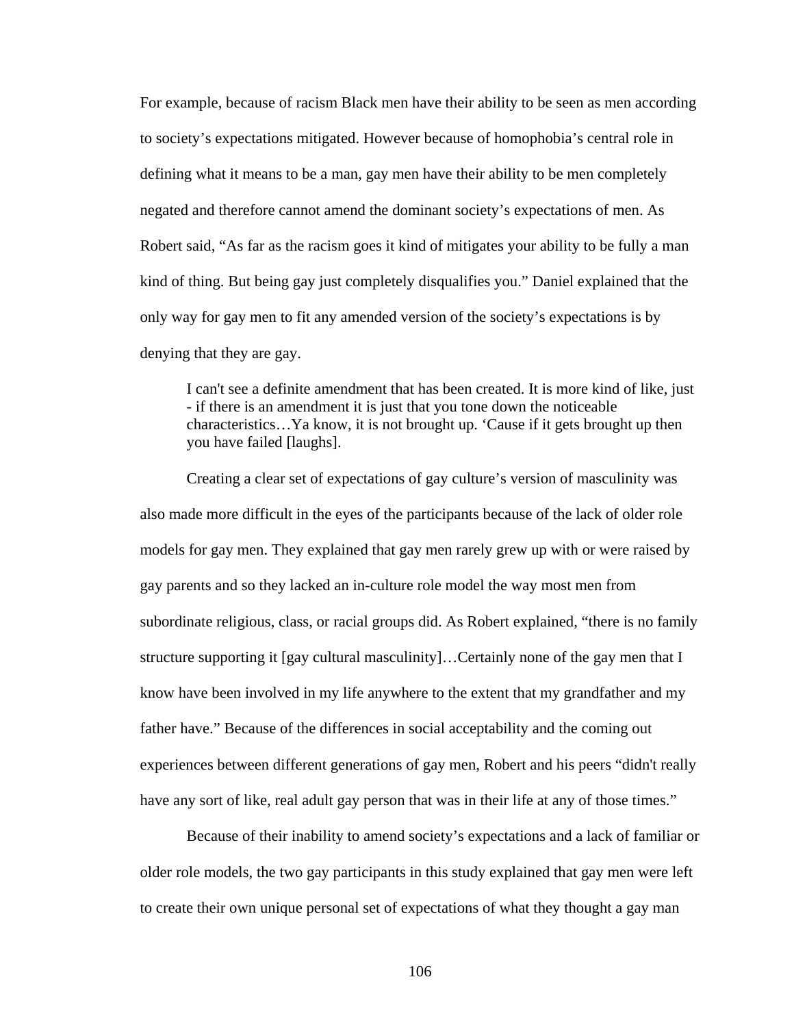For example, because of racism Black men have their ability to be seen as men according to society's expectations mitigated. However because of homophobia's central role in defining what it means to be a man, gay men have their ability to be men completely negated and therefore cannot amend the dominant society's expectations of men. As Robert said, "As far as the racism goes it kind of mitigates your ability to be fully a man kind of thing. But being gay just completely disqualifies you." Daniel explained that the only way for gay men to fit any amended version of the society's expectations is by denying that they are gay.

> I can't see a definite amendment that has been created. It is more kind of like, just - if there is an amendment it is just that you tone down the noticeable characteristics…Ya know, it is not brought up. 'Cause if it gets brought up then you have failed [laughs].

Creating a clear set of expectations of gay culture's version of masculinity was also made more difficult in the eyes of the participants because of the lack of older role models for gay men. They explained that gay men rarely grew up with or were raised by gay parents and so they lacked an in-culture role model the way most men from subordinate religious, class, or racial groups did. As Robert explained, "there is no family structure supporting it [gay cultural masculinity]…Certainly none of the gay men that I know have been involved in my life anywhere to the extent that my grandfather and my father have." Because of the differences in social acceptability and the coming out experiences between different generations of gay men, Robert and his peers "didn't really have any sort of like, real adult gay person that was in their life at any of those times."

Because of their inability to amend society's expectations and a lack of familiar or older role models, the two gay participants in this study explained that gay men were left to create their own unique personal set of expectations of what they thought a gay man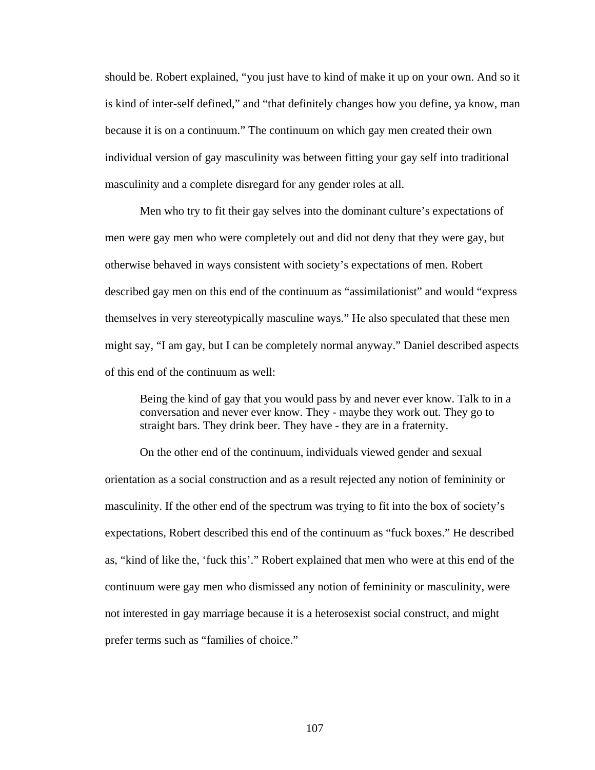should be. Robert explained, "you just have to kind of make it up on your own. And so it is kind of inter-self defined," and "that definitely changes how you define, ya know, man because it is on a continuum." The continuum on which gay men created their own individual version of gay masculinity was between fitting your gay self into traditional masculinity and a complete disregard for any gender roles at all.

Men who try to fit their gay selves into the dominant culture's expectations of men were gay men who were completely out and did not deny that they were gay, but otherwise behaved in ways consistent with society's expectations of men. Robert described gay men on this end of the continuum as "assimilationist" and would "express themselves in very stereotypically masculine ways." He also speculated that these men might say, "I am gay, but I can be completely normal anyway." Daniel described aspects of this end of the continuum as well:

> Being the kind of gay that you would pass by and never ever know. Talk to in a conversation and never ever know. They - maybe they work out. They go to straight bars. They drink beer. They have - they are in a fraternity.

On the other end of the continuum, individuals viewed gender and sexual orientation as a social construction and as a result rejected any notion of femininity or masculinity. If the other end of the spectrum was trying to fit into the box of society's expectations, Robert described this end of the continuum as "fuck boxes." He described as, "kind of like the, 'fuck this'." Robert explained that men who were at this end of the continuum were gay men who dismissed any notion of femininity or masculinity, were not interested in gay marriage because it is a heterosexist social construct, and might prefer terms such as "families of choice."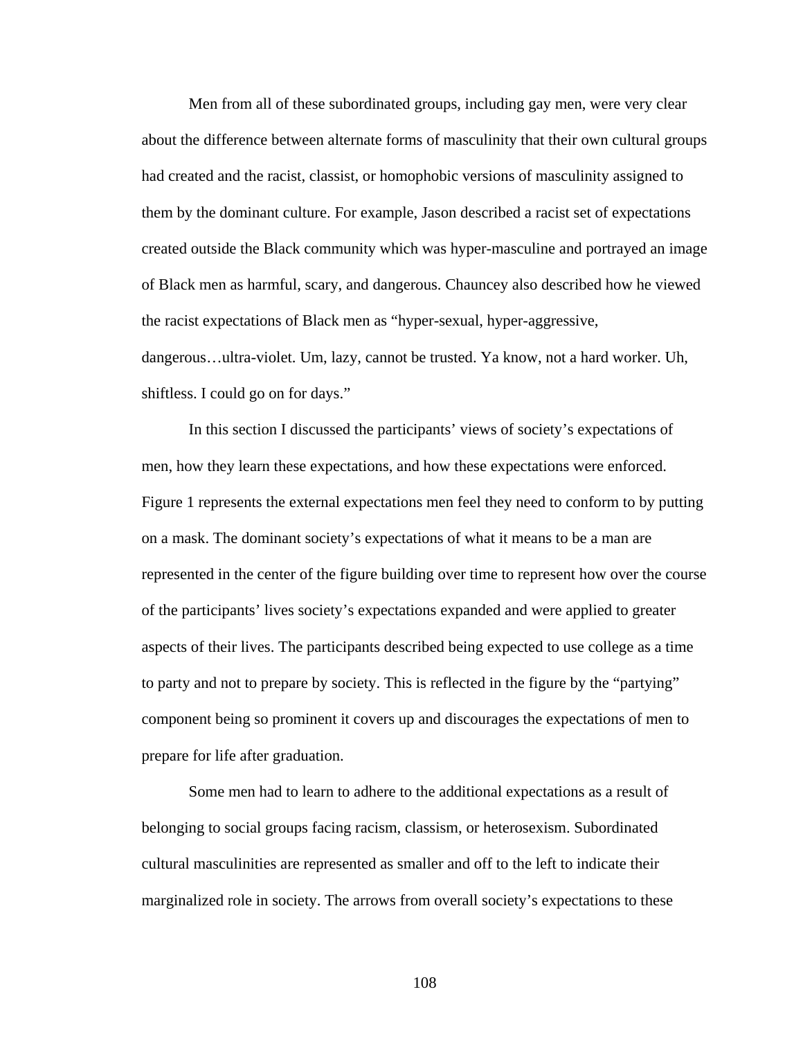Men from all of these subordinated groups, including gay men, were very clear about the difference between alternate forms of masculinity that their own cultural groups had created and the racist, classist, or homophobic versions of masculinity assigned to them by the dominant culture. For example, Jason described a racist set of expectations created outside the Black community which was hyper-masculine and portrayed an image of Black men as harmful, scary, and dangerous. Chauncey also described how he viewed the racist expectations of Black men as "hyper-sexual, hyper-aggressive, dangerous…ultra-violet. Um, lazy, cannot be trusted. Ya know, not a hard worker. Uh, shiftless. I could go on for days."

In this section I discussed the participants' views of society's expectations of men, how they learn these expectations, and how these expectations were enforced. Figure 1 represents the external expectations men feel they need to conform to by putting on a mask. The dominant society's expectations of what it means to be a man are represented in the center of the figure building over time to represent how over the course of the participants' lives society's expectations expanded and were applied to greater aspects of their lives. The participants described being expected to use college as a time to party and not to prepare by society. This is reflected in the figure by the "partying" component being so prominent it covers up and discourages the expectations of men to prepare for life after graduation.

Some men had to learn to adhere to the additional expectations as a result of belonging to social groups facing racism, classism, or heterosexism. Subordinated cultural masculinities are represented as smaller and off to the left to indicate their marginalized role in society. The arrows from overall society's expectations to these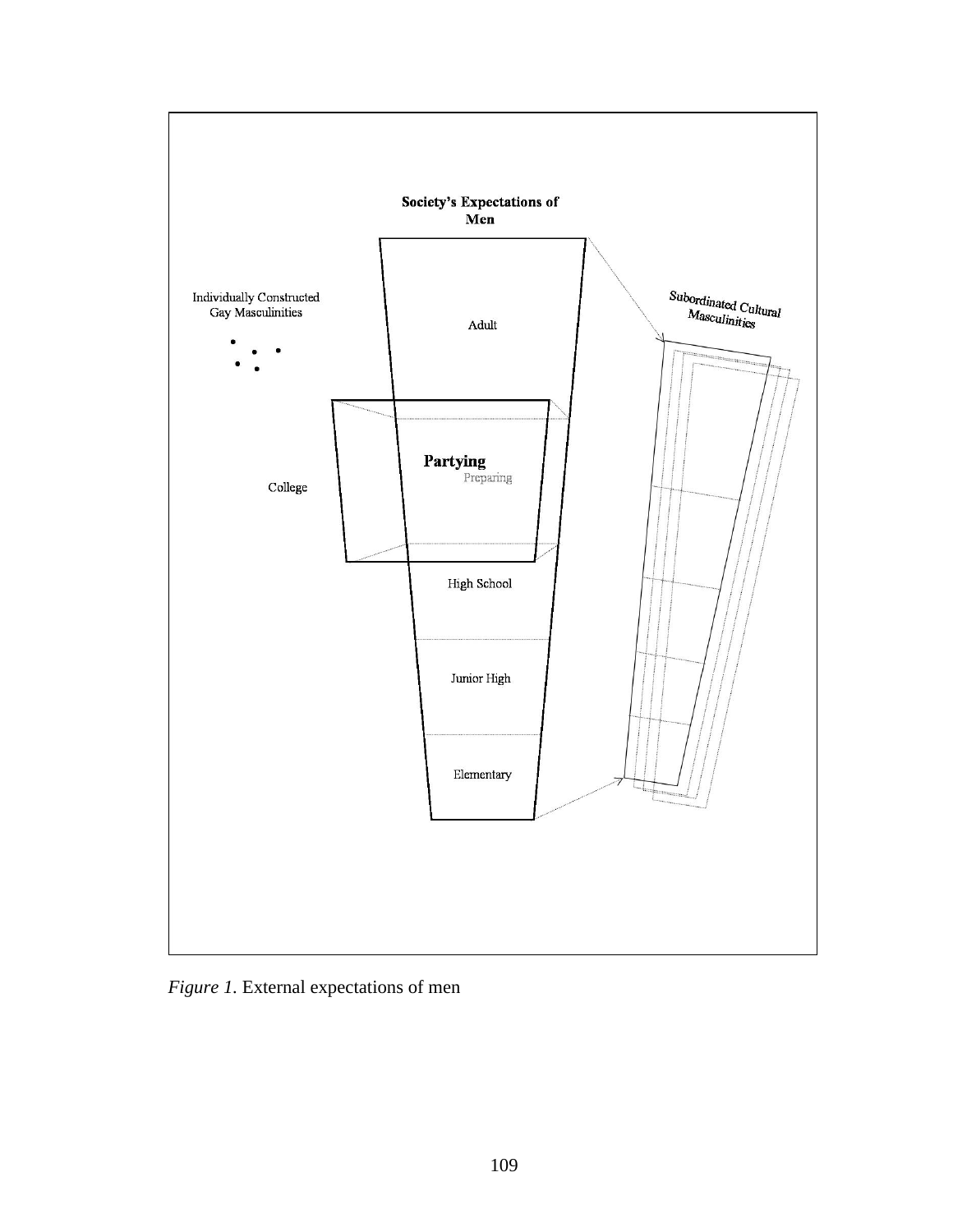Society's Expectations of Men

Individually Constructed Gay Masculinities

Adult

Subordinated Cultural Masculinities

College

Partying

Preparing

High School

Junior High

Elementary

*Figure 1.* External expectations of men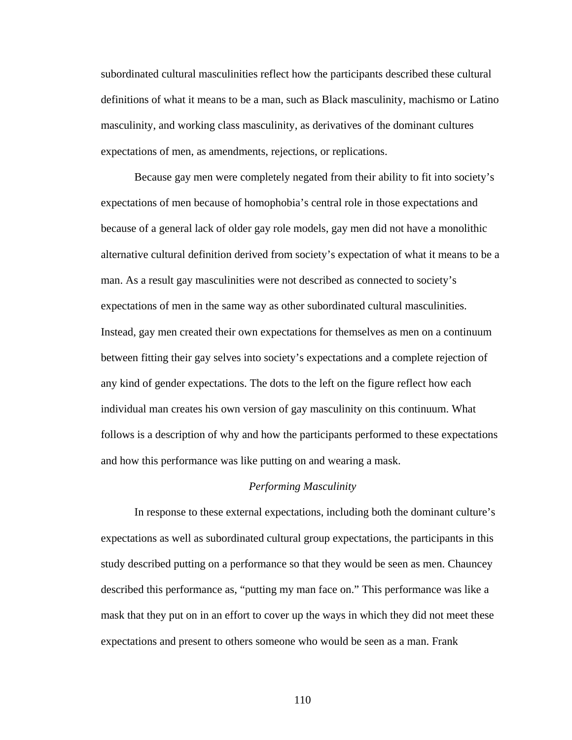subordinated cultural masculinities reflect how the participants described these cultural definitions of what it means to be a man, such as Black masculinity, machismo or Latino masculinity, and working class masculinity, as derivatives of the dominant cultures expectations of men, as amendments, rejections, or replications.

Because gay men were completely negated from their ability to fit into society's expectations of men because of homophobia's central role in those expectations and because of a general lack of older gay role models, gay men did not have a monolithic alternative cultural definition derived from society's expectation of what it means to be a man. As a result gay masculinities were not described as connected to society's expectations of men in the same way as other subordinated cultural masculinities. Instead, gay men created their own expectations for themselves as men on a continuum between fitting their gay selves into society's expectations and a complete rejection of any kind of gender expectations. The dots to the left on the figure reflect how each individual man creates his own version of gay masculinity on this continuum. What follows is a description of why and how the participants performed to these expectations and how this performance was like putting on and wearing a mask.

### *Performing Masculinity*

In response to these external expectations, including both the dominant culture's expectations as well as subordinated cultural group expectations, the participants in this study described putting on a performance so that they would be seen as men. Chauncey described this performance as, "putting my man face on." This performance was like a mask that they put on in an effort to cover up the ways in which they did not meet these expectations and present to others someone who would be seen as a man. Frank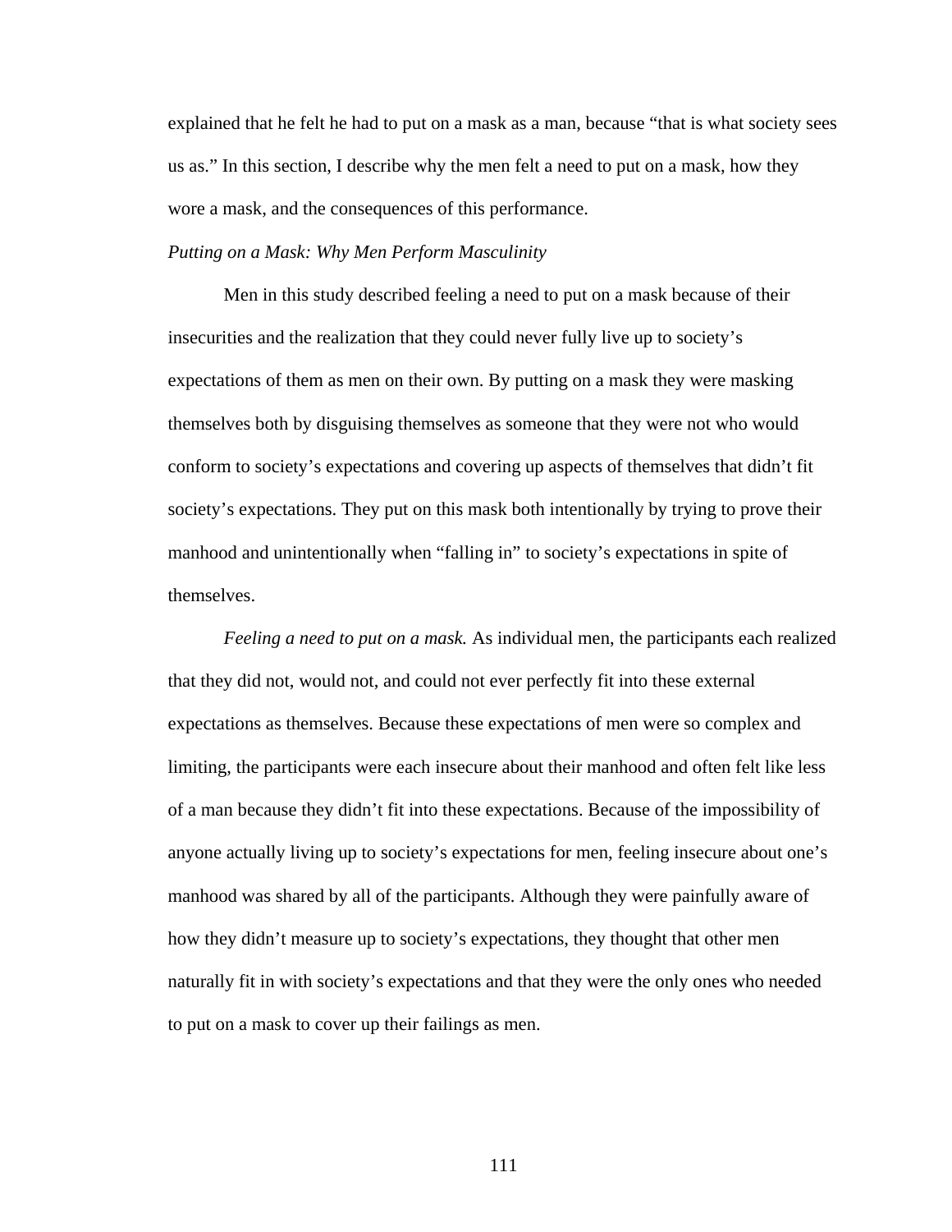explained that he felt he had to put on a mask as a man, because "that is what society sees us as." In this section, I describe why the men felt a need to put on a mask, how they wore a mask, and the consequences of this performance.

*Putting on a Mask: Why Men Perform Masculinity*

Men in this study described feeling a need to put on a mask because of their insecurities and the realization that they could never fully live up to society's expectations of them as men on their own. By putting on a mask they were masking themselves both by disguising themselves as someone that they were not who would conform to society's expectations and covering up aspects of themselves that didn't fit society's expectations. They put on this mask both intentionally by trying to prove their manhood and unintentionally when "falling in" to society's expectations in spite of themselves.

*Feeling a need to put on a mask.* As individual men, the participants each realized that they did not, would not, and could not ever perfectly fit into these external expectations as themselves. Because these expectations of men were so complex and limiting, the participants were each insecure about their manhood and often felt like less of a man because they didn't fit into these expectations. Because of the impossibility of anyone actually living up to society's expectations for men, feeling insecure about one's manhood was shared by all of the participants. Although they were painfully aware of how they didn't measure up to society's expectations, they thought that other men naturally fit in with society's expectations and that they were the only ones who needed to put on a mask to cover up their failings as men.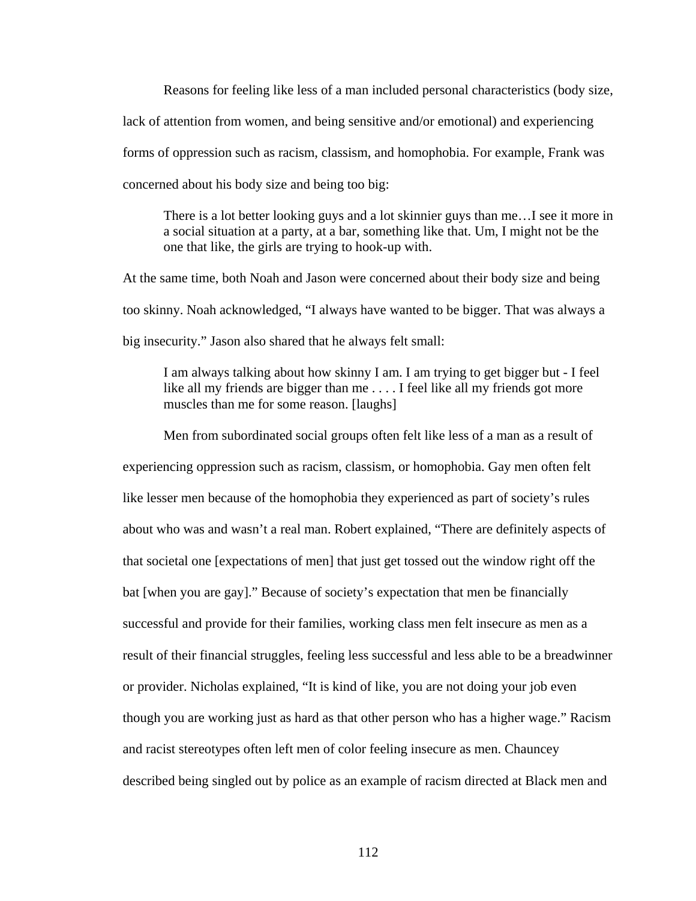Reasons for feeling like less of a man included personal characteristics (body size, lack of attention from women, and being sensitive and/or emotional) and experiencing forms of oppression such as racism, classism, and homophobia. For example, Frank was concerned about his body size and being too big:

> There is a lot better looking guys and a lot skinnier guys than me…I see it more in a social situation at a party, at a bar, something like that. Um, I might not be the one that like, the girls are trying to hook-up with.

At the same time, both Noah and Jason were concerned about their body size and being too skinny. Noah acknowledged, "I always have wanted to be bigger. That was always a big insecurity." Jason also shared that he always felt small:

> I am always talking about how skinny I am. I am trying to get bigger but - I feel like all my friends are bigger than me . . . . I feel like all my friends got more muscles than me for some reason. [laughs]

Men from subordinated social groups often felt like less of a man as a result of experiencing oppression such as racism, classism, or homophobia. Gay men often felt like lesser men because of the homophobia they experienced as part of society's rules about who was and wasn't a real man. Robert explained, "There are definitely aspects of that societal one [expectations of men] that just get tossed out the window right off the bat [when you are gay]." Because of society's expectation that men be financially successful and provide for their families, working class men felt insecure as men as a result of their financial struggles, feeling less successful and less able to be a breadwinner or provider. Nicholas explained, "It is kind of like, you are not doing your job even though you are working just as hard as that other person who has a higher wage." Racism and racist stereotypes often left men of color feeling insecure as men. Chauncey described being singled out by police as an example of racism directed at Black men and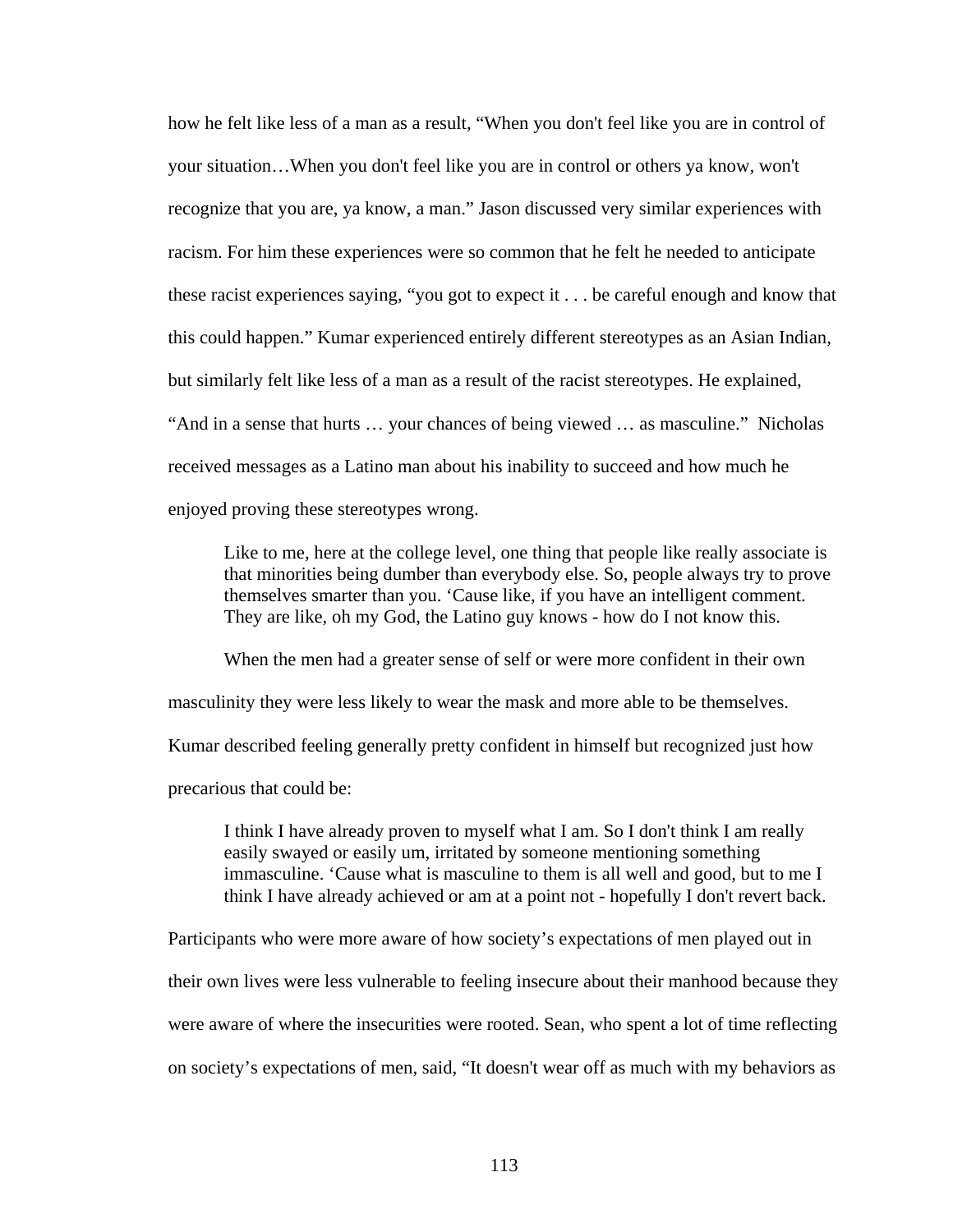how he felt like less of a man as a result, "When you don't feel like you are in control of your situation…When you don't feel like you are in control or others ya know, won't recognize that you are, ya know, a man." Jason discussed very similar experiences with racism. For him these experiences were so common that he felt he needed to anticipate these racist experiences saying, "you got to expect it . . . be careful enough and know that this could happen." Kumar experienced entirely different stereotypes as an Asian Indian, but similarly felt like less of a man as a result of the racist stereotypes. He explained, "And in a sense that hurts … your chances of being viewed … as masculine." Nicholas received messages as a Latino man about his inability to succeed and how much he enjoyed proving these stereotypes wrong.

> Like to me, here at the college level, one thing that people like really associate is that minorities being dumber than everybody else. So, people always try to prove themselves smarter than you. 'Cause like, if you have an intelligent comment. They are like, oh my God, the Latino guy knows - how do I not know this.

When the men had a greater sense of self or were more confident in their own masculinity they were less likely to wear the mask and more able to be themselves. Kumar described feeling generally pretty confident in himself but recognized just how precarious that could be:

> I think I have already proven to myself what I am. So I don't think I am really easily swayed or easily um, irritated by someone mentioning something immasculine. 'Cause what is masculine to them is all well and good, but to me I think I have already achieved or am at a point not - hopefully I don't revert back.

Participants who were more aware of how society's expectations of men played out in their own lives were less vulnerable to feeling insecure about their manhood because they were aware of where the insecurities were rooted. Sean, who spent a lot of time reflecting on society's expectations of men, said, "It doesn't wear off as much with my behaviors as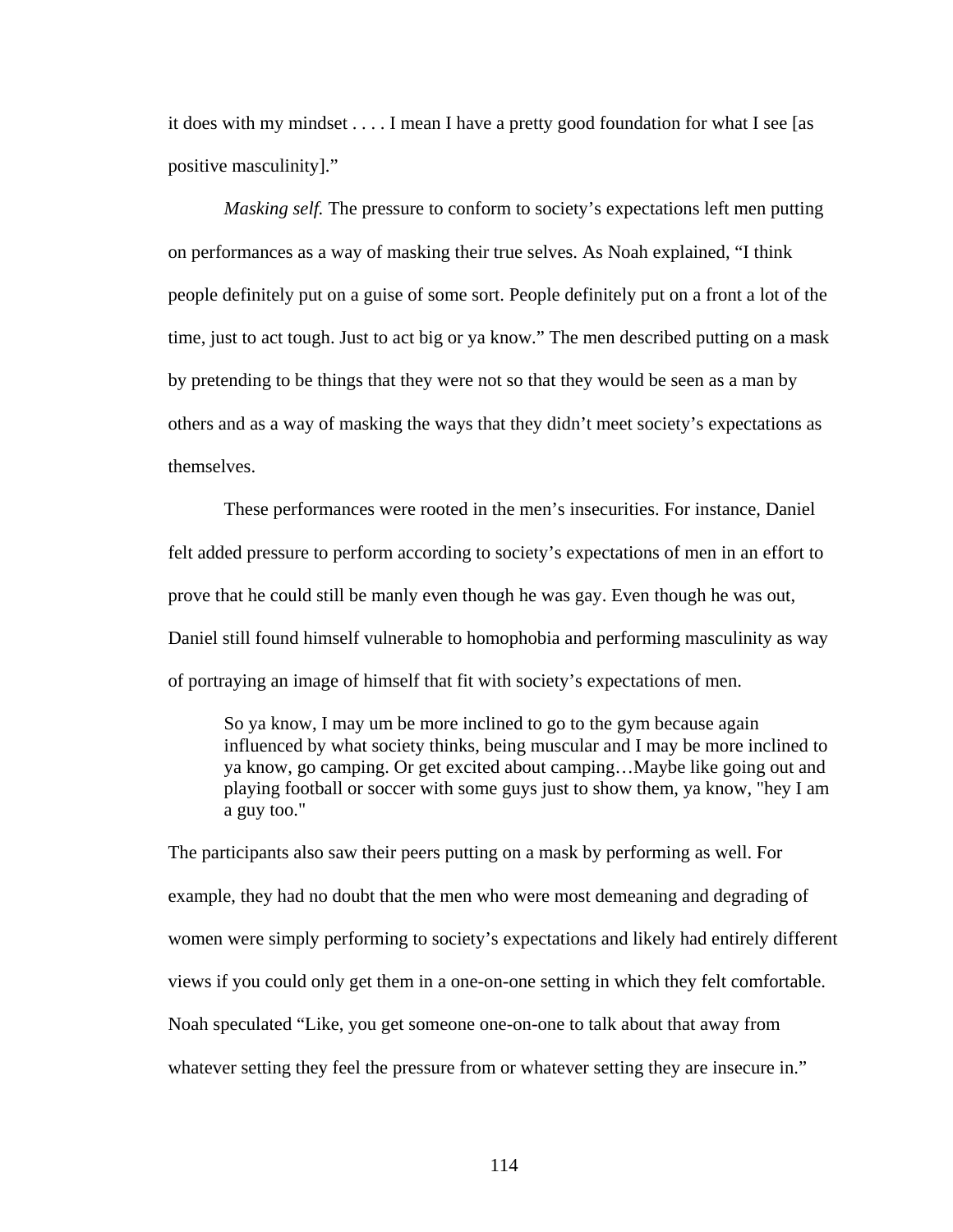it does with my mindset . . . . I mean I have a pretty good foundation for what I see [as positive masculinity]."

*Masking self.* The pressure to conform to society's expectations left men putting on performances as a way of masking their true selves. As Noah explained, "I think people definitely put on a guise of some sort. People definitely put on a front a lot of the time, just to act tough. Just to act big or ya know." The men described putting on a mask by pretending to be things that they were not so that they would be seen as a man by others and as a way of masking the ways that they didn't meet society's expectations as themselves.

These performances were rooted in the men's insecurities. For instance, Daniel felt added pressure to perform according to society's expectations of men in an effort to prove that he could still be manly even though he was gay. Even though he was out, Daniel still found himself vulnerable to homophobia and performing masculinity as way of portraying an image of himself that fit with society's expectations of men.

> So ya know, I may um be more inclined to go to the gym because again influenced by what society thinks, being muscular and I may be more inclined to ya know, go camping. Or get excited about camping…Maybe like going out and playing football or soccer with some guys just to show them, ya know, "hey I am a guy too."

The participants also saw their peers putting on a mask by performing as well. For example, they had no doubt that the men who were most demeaning and degrading of women were simply performing to society's expectations and likely had entirely different views if you could only get them in a one-on-one setting in which they felt comfortable. Noah speculated "Like, you get someone one-on-one to talk about that away from whatever setting they feel the pressure from or whatever setting they are insecure in."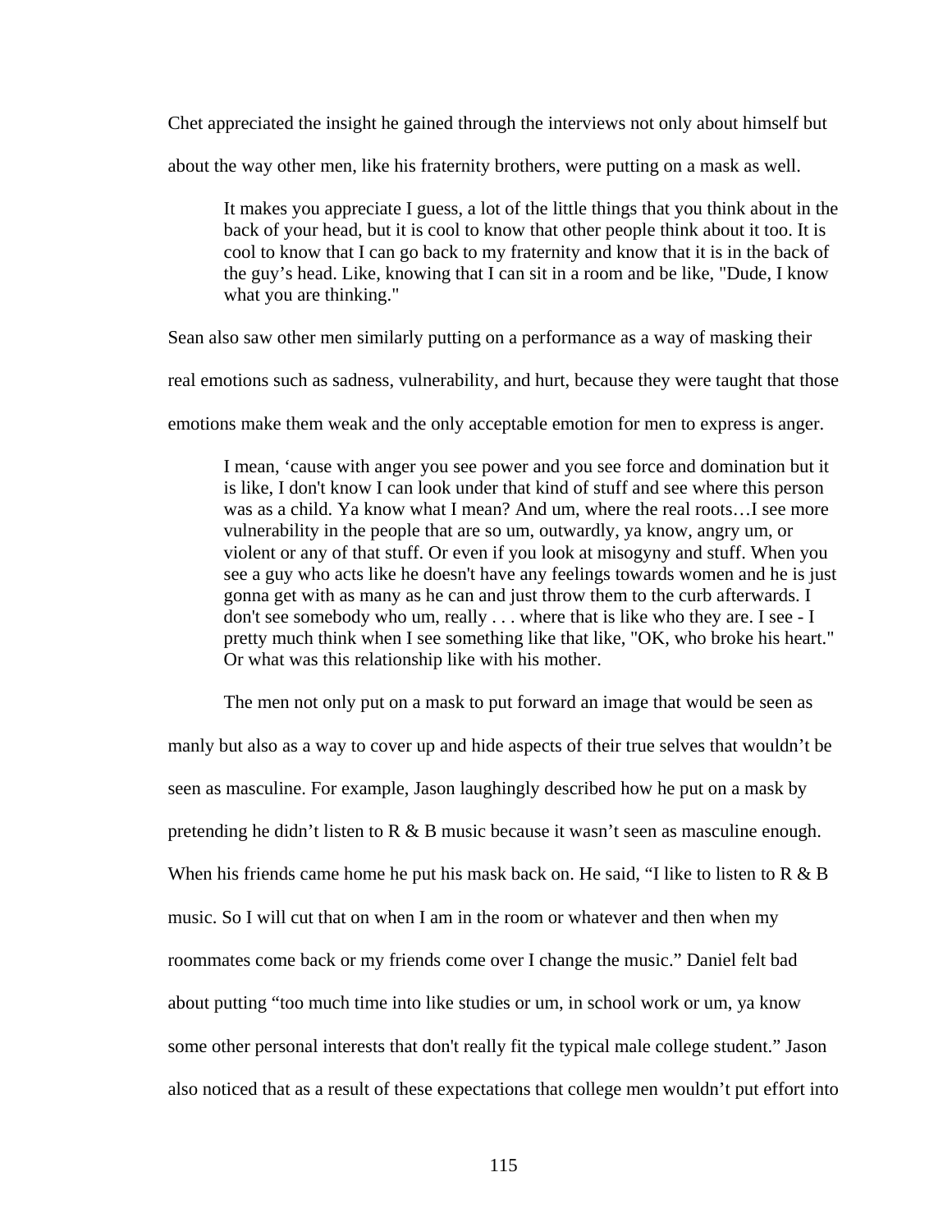Chet appreciated the insight he gained through the interviews not only about himself but about the way other men, like his fraternity brothers, were putting on a mask as well.

> It makes you appreciate I guess, a lot of the little things that you think about in the back of your head, but it is cool to know that other people think about it too. It is cool to know that I can go back to my fraternity and know that it is in the back of the guy's head. Like, knowing that I can sit in a room and be like, "Dude, I know what you are thinking."

Sean also saw other men similarly putting on a performance as a way of masking their real emotions such as sadness, vulnerability, and hurt, because they were taught that those emotions make them weak and the only acceptable emotion for men to express is anger.

> I mean, 'cause with anger you see power and you see force and domination but it is like, I don't know I can look under that kind of stuff and see where this person was as a child. Ya know what I mean? And um, where the real roots…I see more vulnerability in the people that are so um, outwardly, ya know, angry um, or violent or any of that stuff. Or even if you look at misogyny and stuff. When you see a guy who acts like he doesn't have any feelings towards women and he is just gonna get with as many as he can and just throw them to the curb afterwards. I don't see somebody who um, really . . . where that is like who they are. I see - I pretty much think when I see something like that like, "OK, who broke his heart." Or what was this relationship like with his mother.

The men not only put on a mask to put forward an image that would be seen as manly but also as a way to cover up and hide aspects of their true selves that wouldn't be seen as masculine. For example, Jason laughingly described how he put on a mask by pretending he didn't listen to R & B music because it wasn't seen as masculine enough. When his friends came home he put his mask back on. He said, "I like to listen to R & B music. So I will cut that on when I am in the room or whatever and then when my roommates come back or my friends come over I change the music." Daniel felt bad about putting "too much time into like studies or um, in school work or um, ya know some other personal interests that don't really fit the typical male college student." Jason also noticed that as a result of these expectations that college men wouldn't put effort into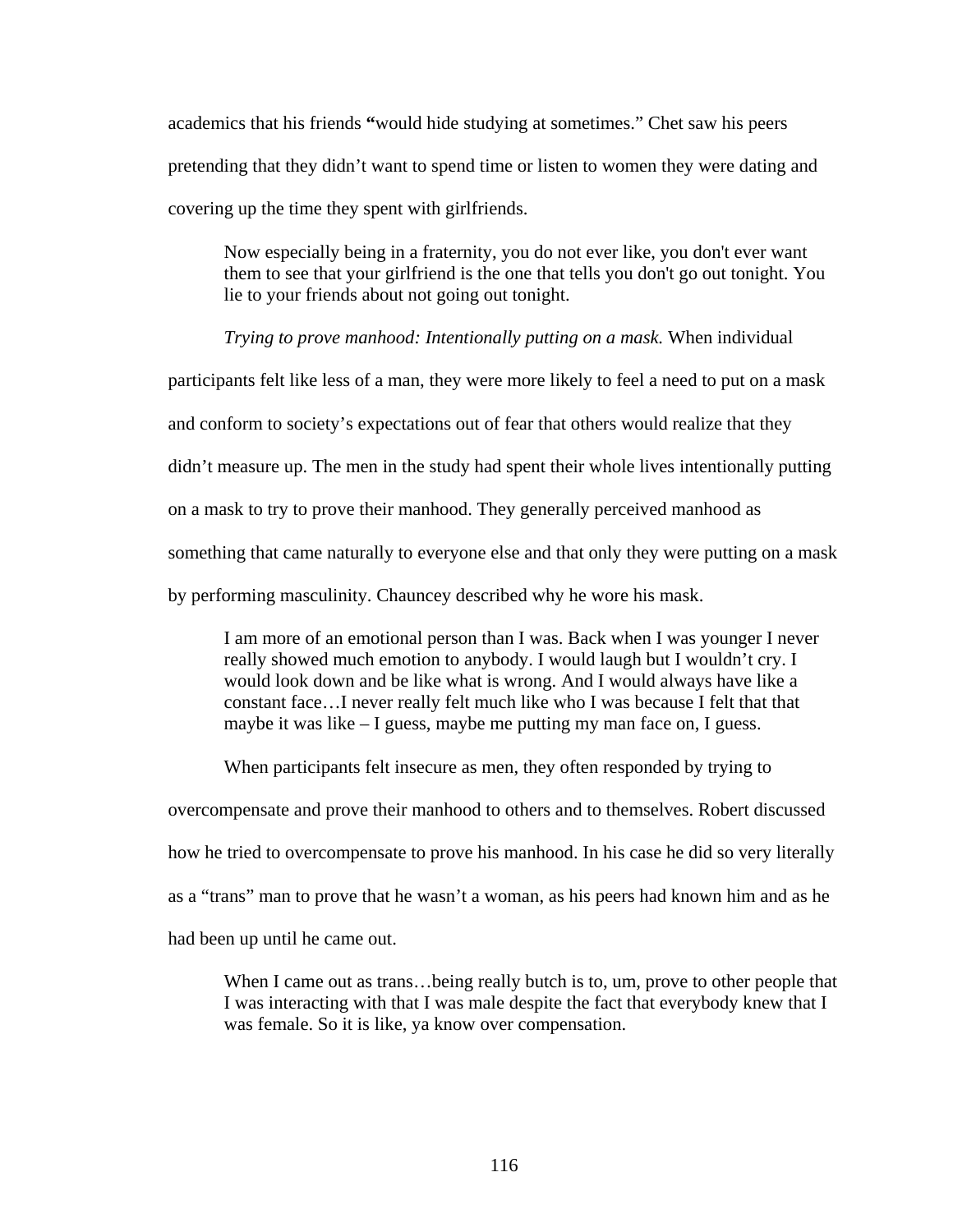academics that his friends **"**would hide studying at sometimes." Chet saw his peers pretending that they didn't want to spend time or listen to women they were dating and covering up the time they spent with girlfriends.

> Now especially being in a fraternity, you do not ever like, you don't ever want them to see that your girlfriend is the one that tells you don't go out tonight. You lie to your friends about not going out tonight.

*Trying to prove manhood: Intentionally putting on a mask.* When individual participants felt like less of a man, they were more likely to feel a need to put on a mask and conform to society's expectations out of fear that others would realize that they didn't measure up. The men in the study had spent their whole lives intentionally putting on a mask to try to prove their manhood. They generally perceived manhood as something that came naturally to everyone else and that only they were putting on a mask by performing masculinity. Chauncey described why he wore his mask.

> I am more of an emotional person than I was. Back when I was younger I never really showed much emotion to anybody. I would laugh but I wouldn't cry. I would look down and be like what is wrong. And I would always have like a constant face…I never really felt much like who I was because I felt that that maybe it was like – I guess, maybe me putting my man face on, I guess.

When participants felt insecure as men, they often responded by trying to overcompensate and prove their manhood to others and to themselves. Robert discussed how he tried to overcompensate to prove his manhood. In his case he did so very literally as a "trans" man to prove that he wasn't a woman, as his peers had known him and as he had been up until he came out.

> When I came out as trans…being really butch is to, um, prove to other people that I was interacting with that I was male despite the fact that everybody knew that I was female. So it is like, ya know over compensation.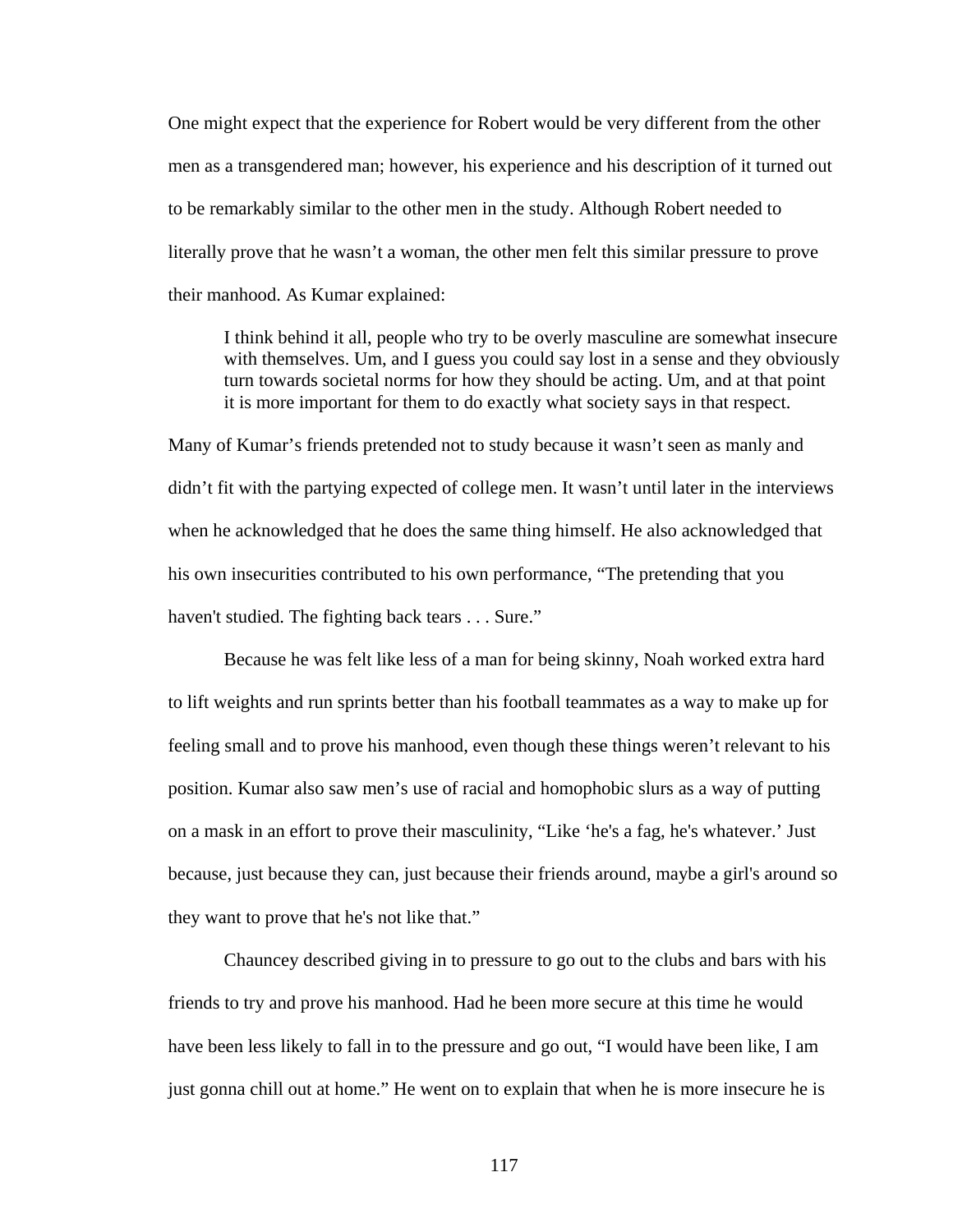One might expect that the experience for Robert would be very different from the other men as a transgendered man; however, his experience and his description of it turned out to be remarkably similar to the other men in the study. Although Robert needed to literally prove that he wasn't a woman, the other men felt this similar pressure to prove their manhood. As Kumar explained:

> I think behind it all, people who try to be overly masculine are somewhat insecure with themselves. Um, and I guess you could say lost in a sense and they obviously turn towards societal norms for how they should be acting. Um, and at that point it is more important for them to do exactly what society says in that respect.

Many of Kumar's friends pretended not to study because it wasn't seen as manly and didn't fit with the partying expected of college men. It wasn't until later in the interviews when he acknowledged that he does the same thing himself. He also acknowledged that his own insecurities contributed to his own performance, "The pretending that you haven't studied. The fighting back tears . . . Sure."

Because he was felt like less of a man for being skinny, Noah worked extra hard to lift weights and run sprints better than his football teammates as a way to make up for feeling small and to prove his manhood, even though these things weren't relevant to his position. Kumar also saw men's use of racial and homophobic slurs as a way of putting on a mask in an effort to prove their masculinity, "Like 'he's a fag, he's whatever.' Just because, just because they can, just because their friends around, maybe a girl's around so they want to prove that he's not like that."

Chauncey described giving in to pressure to go out to the clubs and bars with his friends to try and prove his manhood. Had he been more secure at this time he would have been less likely to fall in to the pressure and go out, "I would have been like, I am just gonna chill out at home." He went on to explain that when he is more insecure he is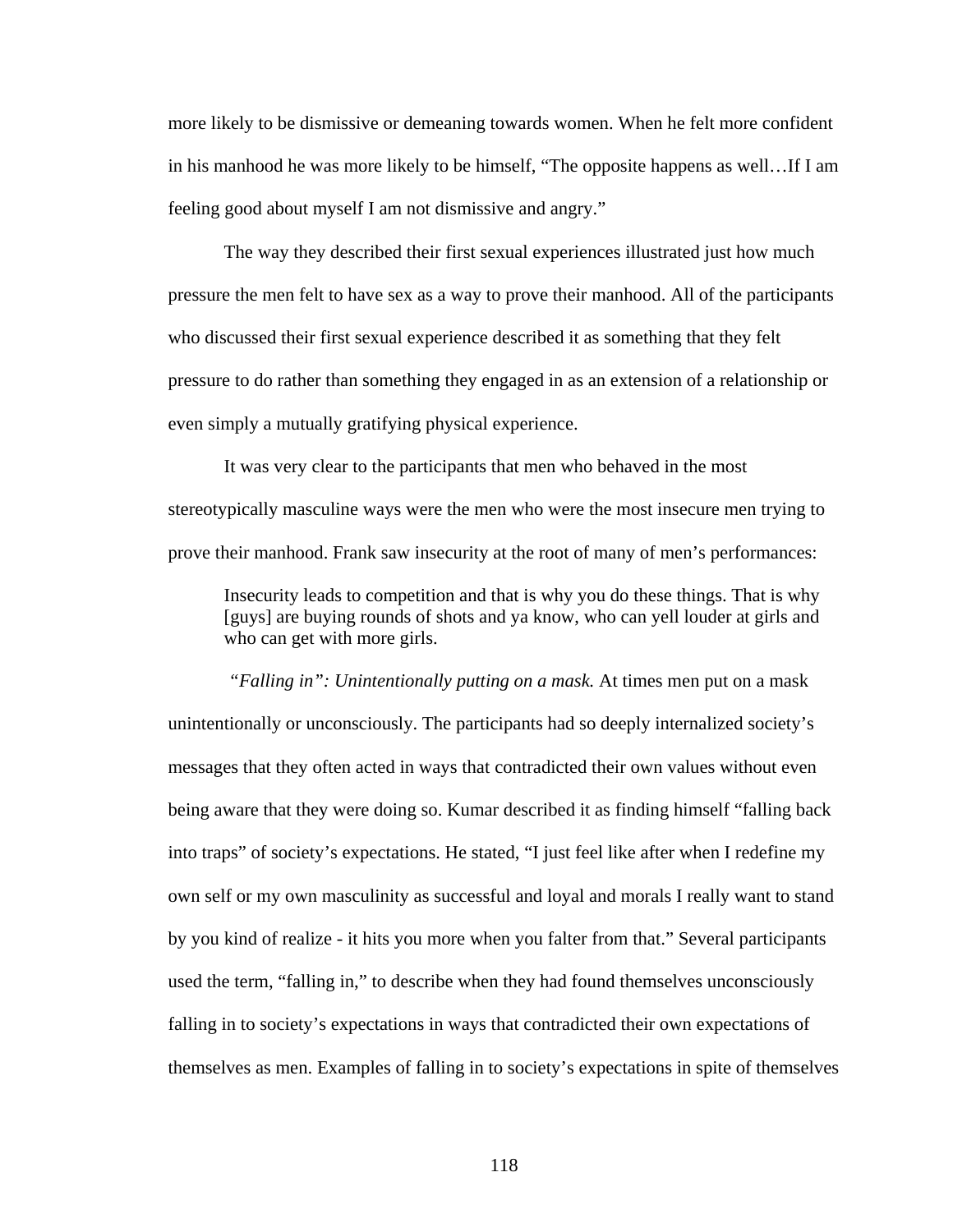more likely to be dismissive or demeaning towards women. When he felt more confident in his manhood he was more likely to be himself, "The opposite happens as well…If I am feeling good about myself I am not dismissive and angry."

The way they described their first sexual experiences illustrated just how much pressure the men felt to have sex as a way to prove their manhood. All of the participants who discussed their first sexual experience described it as something that they felt pressure to do rather than something they engaged in as an extension of a relationship or even simply a mutually gratifying physical experience.

It was very clear to the participants that men who behaved in the most stereotypically masculine ways were the men who were the most insecure men trying to prove their manhood. Frank saw insecurity at the root of many of men's performances:

> Insecurity leads to competition and that is why you do these things. That is why [guys] are buying rounds of shots and ya know, who can yell louder at girls and who can get with more girls.

*"Falling in": Unintentionally putting on a mask.* At times men put on a mask unintentionally or unconsciously. The participants had so deeply internalized society's messages that they often acted in ways that contradicted their own values without even being aware that they were doing so. Kumar described it as finding himself "falling back into traps" of society's expectations. He stated, "I just feel like after when I redefine my own self or my own masculinity as successful and loyal and morals I really want to stand by you kind of realize - it hits you more when you falter from that." Several participants used the term, "falling in," to describe when they had found themselves unconsciously falling in to society's expectations in ways that contradicted their own expectations of themselves as men. Examples of falling in to society's expectations in spite of themselves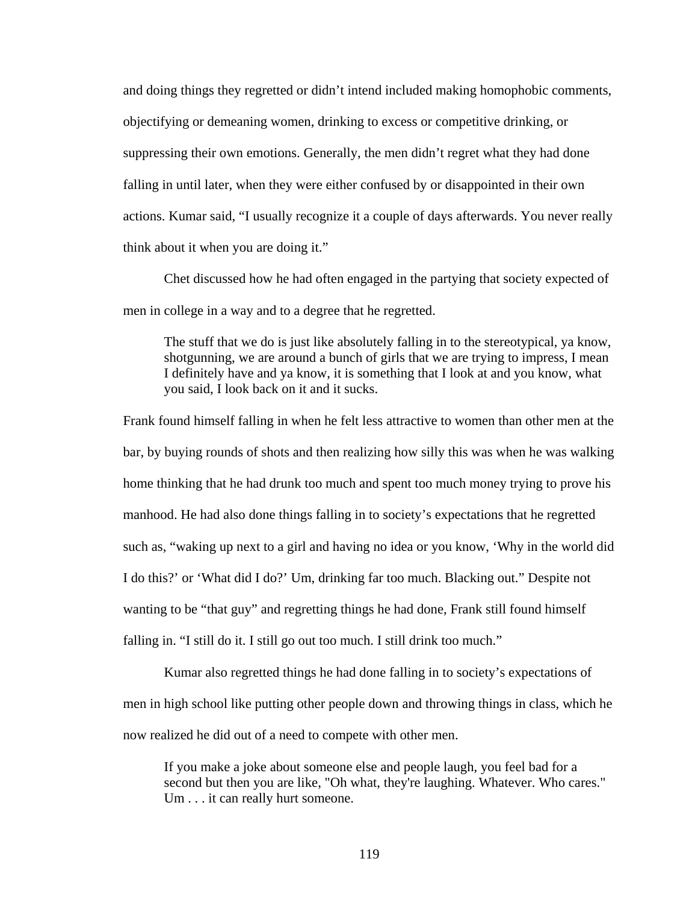and doing things they regretted or didn’t intend included making homophobic comments, objectifying or demeaning women, drinking to excess or competitive drinking, or suppressing their own emotions. Generally, the men didn’t regret what they had done falling in until later, when they were either confused by or disappointed in their own actions. Kumar said, “I usually recognize it a couple of days afterwards. You never really think about it when you are doing it.”

Chet discussed how he had often engaged in the partying that society expected of men in college in a way and to a degree that he regretted.

> The stuff that we do is just like absolutely falling in to the stereotypical, ya know, shotgunning, we are around a bunch of girls that we are trying to impress, I mean I definitely have and ya know, it is something that I look at and you know, what you said, I look back on it and it sucks.

Frank found himself falling in when he felt less attractive to women than other men at the bar, by buying rounds of shots and then realizing how silly this was when he was walking home thinking that he had drunk too much and spent too much money trying to prove his manhood. He had also done things falling in to society’s expectations that he regretted such as, “waking up next to a girl and having no idea or you know, ‘Why in the world did I do this?’ or ‘What did I do?’ Um, drinking far too much. Blacking out.” Despite not wanting to be “that guy” and regretting things he had done, Frank still found himself falling in. “I still do it. I still go out too much. I still drink too much.”

Kumar also regretted things he had done falling in to society’s expectations of men in high school like putting other people down and throwing things in class, which he now realized he did out of a need to compete with other men.

> If you make a joke about someone else and people laugh, you feel bad for a second but then you are like, "Oh what, they're laughing. Whatever. Who cares." Um . . . it can really hurt someone.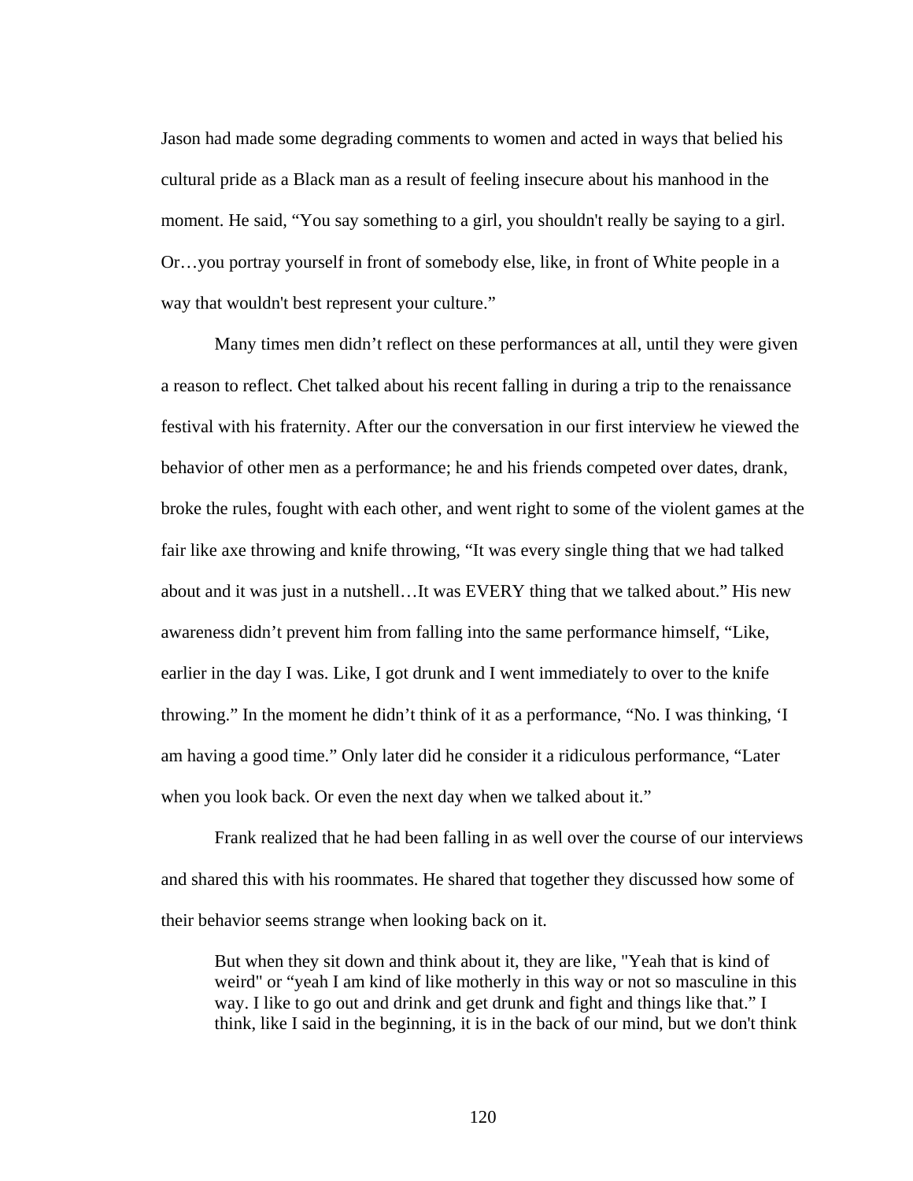Jason had made some degrading comments to women and acted in ways that belied his cultural pride as a Black man as a result of feeling insecure about his manhood in the moment. He said, “You say something to a girl, you shouldn't really be saying to a girl. Or…you portray yourself in front of somebody else, like, in front of White people in a way that wouldn't best represent your culture.”

Many times men didn’t reflect on these performances at all, until they were given a reason to reflect. Chet talked about his recent falling in during a trip to the renaissance festival with his fraternity. After our the conversation in our first interview he viewed the behavior of other men as a performance; he and his friends competed over dates, drank, broke the rules, fought with each other, and went right to some of the violent games at the fair like axe throwing and knife throwing, “It was every single thing that we had talked about and it was just in a nutshell…It was EVERY thing that we talked about.” His new awareness didn’t prevent him from falling into the same performance himself, “Like, earlier in the day I was. Like, I got drunk and I went immediately to over to the knife throwing.” In the moment he didn’t think of it as a performance, “No. I was thinking, ‘I am having a good time.” Only later did he consider it a ridiculous performance, “Later when you look back. Or even the next day when we talked about it.”

Frank realized that he had been falling in as well over the course of our interviews and shared this with his roommates. He shared that together they discussed how some of their behavior seems strange when looking back on it.

> But when they sit down and think about it, they are like, "Yeah that is kind of weird" or “yeah I am kind of like motherly in this way or not so masculine in this way. I like to go out and drink and get drunk and fight and things like that.” I think, like I said in the beginning, it is in the back of our mind, but we don't think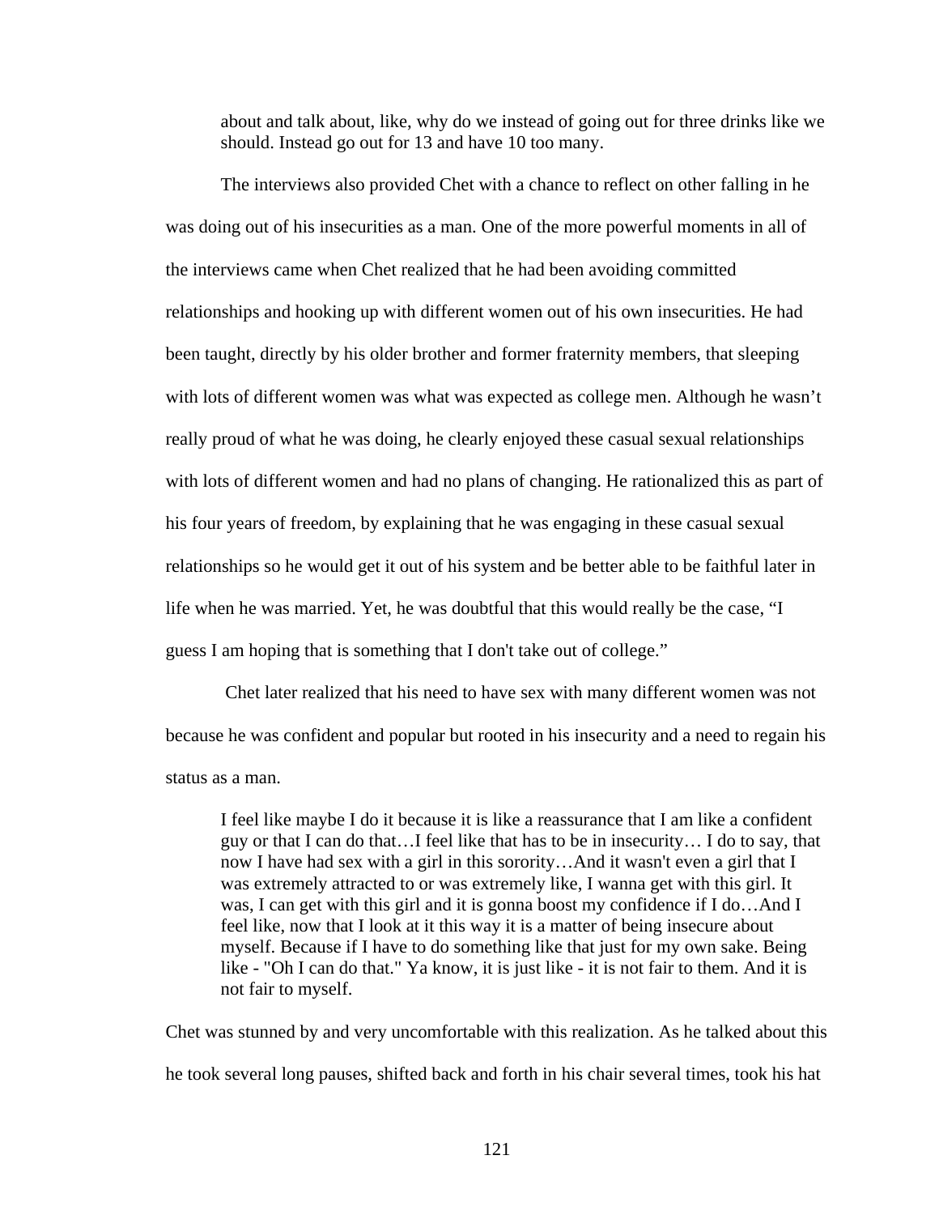> about and talk about, like, why do we instead of going out for three drinks like we should. Instead go out for 13 and have 10 too many.

The interviews also provided Chet with a chance to reflect on other falling in he was doing out of his insecurities as a man. One of the more powerful moments in all of the interviews came when Chet realized that he had been avoiding committed relationships and hooking up with different women out of his own insecurities. He had been taught, directly by his older brother and former fraternity members, that sleeping with lots of different women was what was expected as college men. Although he wasn't really proud of what he was doing, he clearly enjoyed these casual sexual relationships with lots of different women and had no plans of changing. He rationalized this as part of his four years of freedom, by explaining that he was engaging in these casual sexual relationships so he would get it out of his system and be better able to be faithful later in life when he was married. Yet, he was doubtful that this would really be the case, "I guess I am hoping that is something that I don't take out of college."

Chet later realized that his need to have sex with many different women was not because he was confident and popular but rooted in his insecurity and a need to regain his status as a man.

> I feel like maybe I do it because it is like a reassurance that I am like a confident guy or that I can do that…I feel like that has to be in insecurity… I do to say, that now I have had sex with a girl in this sorority…And it wasn't even a girl that I was extremely attracted to or was extremely like, I wanna get with this girl. It was, I can get with this girl and it is gonna boost my confidence if I do…And I feel like, now that I look at it this way it is a matter of being insecure about myself. Because if I have to do something like that just for my own sake. Being like - "Oh I can do that." Ya know, it is just like - it is not fair to them. And it is not fair to myself.

Chet was stunned by and very uncomfortable with this realization. As he talked about this he took several long pauses, shifted back and forth in his chair several times, took his hat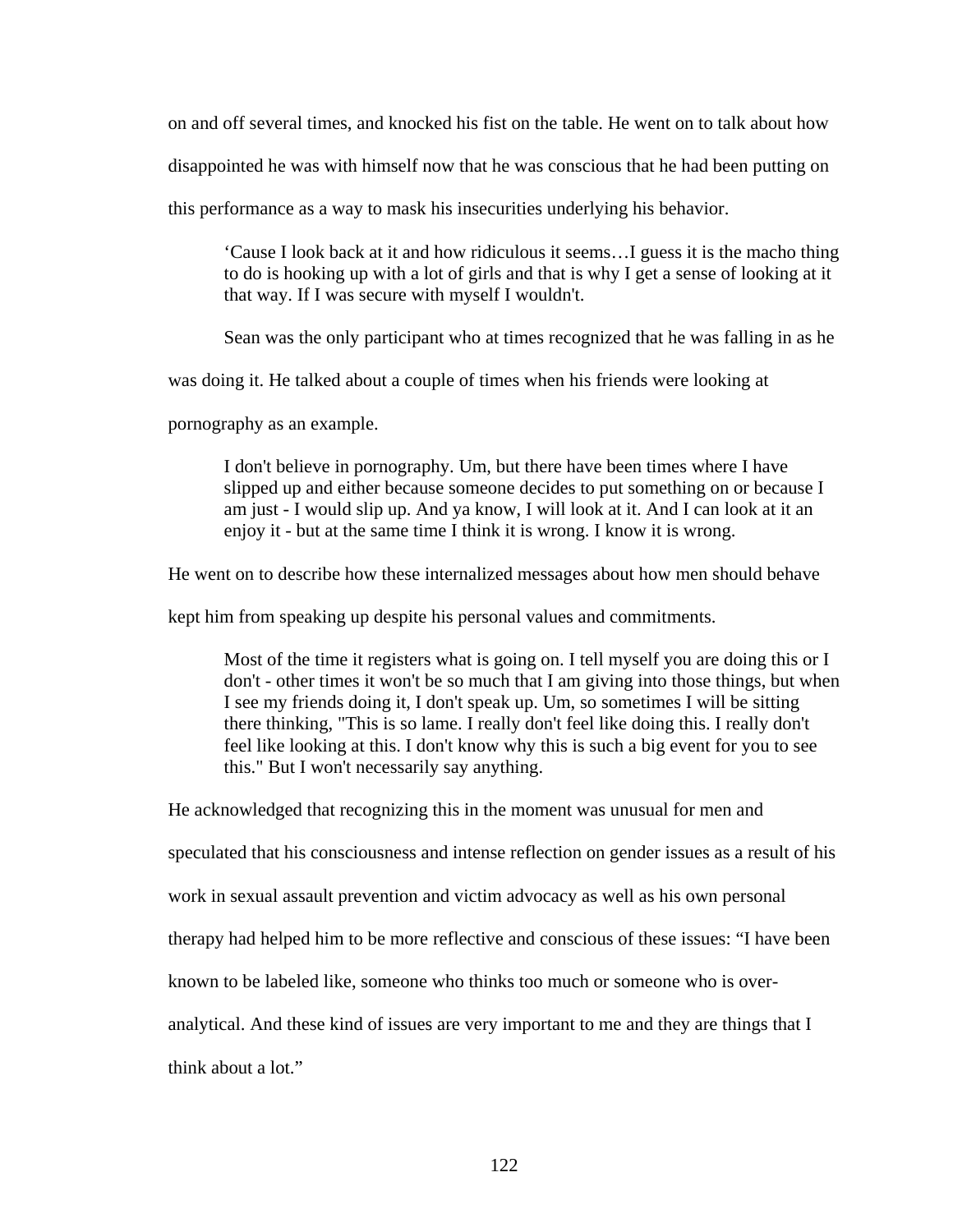on and off several times, and knocked his fist on the table. He went on to talk about how disappointed he was with himself now that he was conscious that he had been putting on this performance as a way to mask his insecurities underlying his behavior.

> ‘Cause I look back at it and how ridiculous it seems…I guess it is the macho thing to do is hooking up with a lot of girls and that is why I get a sense of looking at it that way. If I was secure with myself I wouldn't.

Sean was the only participant who at times recognized that he was falling in as he was doing it. He talked about a couple of times when his friends were looking at pornography as an example.

> I don't believe in pornography. Um, but there have been times where I have slipped up and either because someone decides to put something on or because I am just - I would slip up. And ya know, I will look at it. And I can look at it an enjoy it - but at the same time I think it is wrong. I know it is wrong.

He went on to describe how these internalized messages about how men should behave kept him from speaking up despite his personal values and commitments.

> Most of the time it registers what is going on. I tell myself you are doing this or I don't - other times it won't be so much that I am giving into those things, but when I see my friends doing it, I don't speak up. Um, so sometimes I will be sitting there thinking, "This is so lame. I really don't feel like doing this. I really don't feel like looking at this. I don't know why this is such a big event for you to see this." But I won't necessarily say anything.

He acknowledged that recognizing this in the moment was unusual for men and speculated that his consciousness and intense reflection on gender issues as a result of his work in sexual assault prevention and victim advocacy as well as his own personal therapy had helped him to be more reflective and conscious of these issues: “I have been known to be labeled like, someone who thinks too much or someone who is over-analytical. And these kind of issues are very important to me and they are things that I think about a lot.”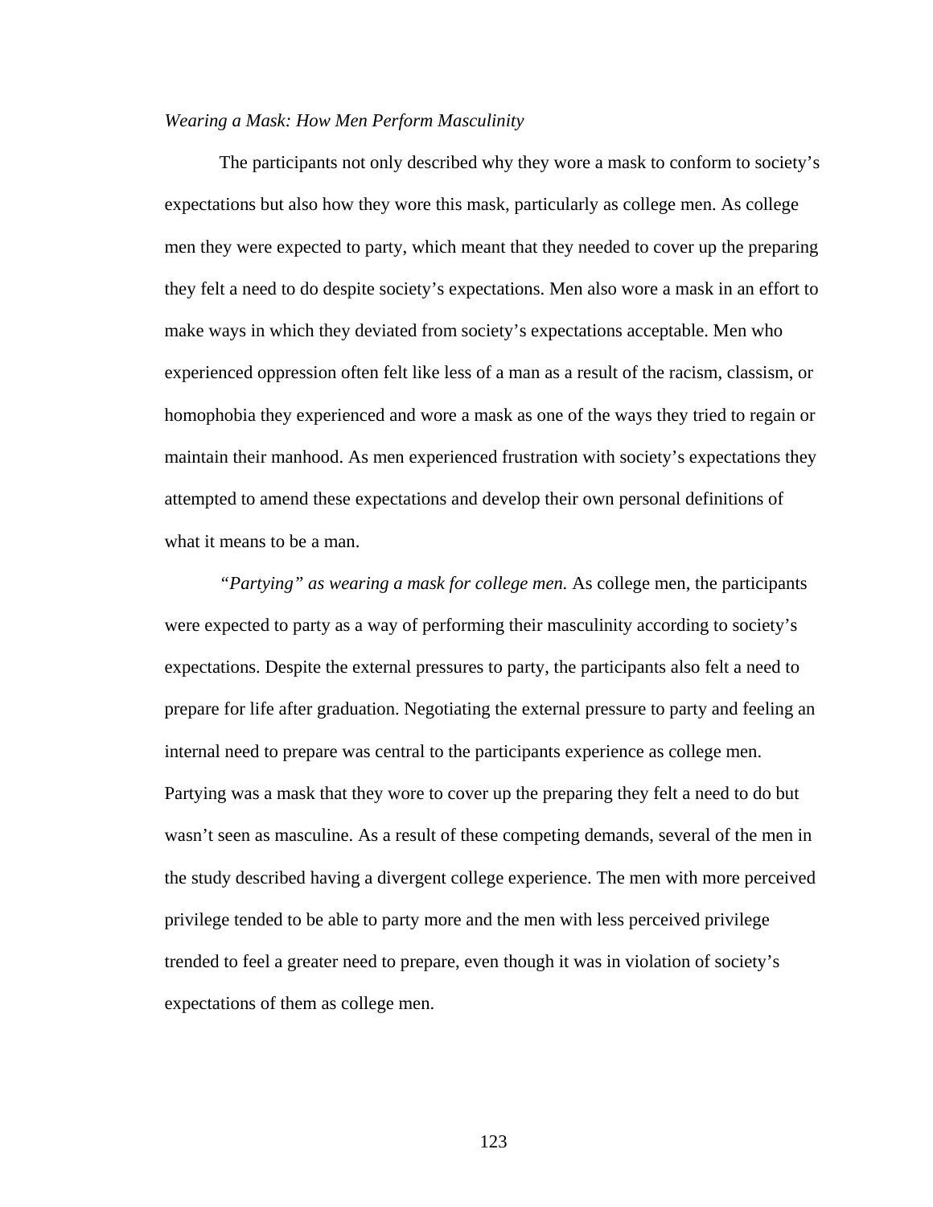*Wearing a Mask: How Men Perform Masculinity*

The participants not only described why they wore a mask to conform to society's expectations but also how they wore this mask, particularly as college men. As college men they were expected to party, which meant that they needed to cover up the preparing they felt a need to do despite society's expectations. Men also wore a mask in an effort to make ways in which they deviated from society's expectations acceptable. Men who experienced oppression often felt like less of a man as a result of the racism, classism, or homophobia they experienced and wore a mask as one of the ways they tried to regain or maintain their manhood. As men experienced frustration with society's expectations they attempted to amend these expectations and develop their own personal definitions of what it means to be a man.

*"Partying" as wearing a mask for college men.* As college men, the participants were expected to party as a way of performing their masculinity according to society's expectations. Despite the external pressures to party, the participants also felt a need to prepare for life after graduation. Negotiating the external pressure to party and feeling an internal need to prepare was central to the participants experience as college men. Partying was a mask that they wore to cover up the preparing they felt a need to do but wasn't seen as masculine. As a result of these competing demands, several of the men in the study described having a divergent college experience. The men with more perceived privilege tended to be able to party more and the men with less perceived privilege trended to feel a greater need to prepare, even though it was in violation of society's expectations of them as college men.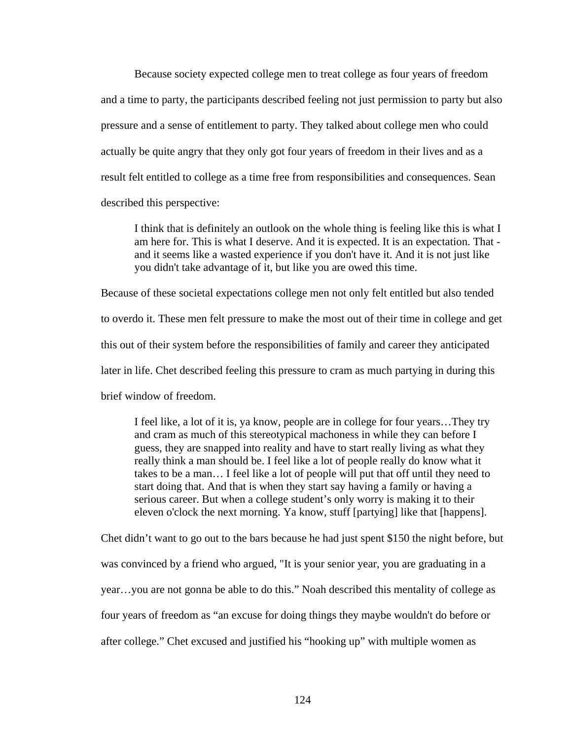Because society expected college men to treat college as four years of freedom and a time to party, the participants described feeling not just permission to party but also pressure and a sense of entitlement to party. They talked about college men who could actually be quite angry that they only got four years of freedom in their lives and as a result felt entitled to college as a time free from responsibilities and consequences. Sean described this perspective:

> I think that is definitely an outlook on the whole thing is feeling like this is what I am here for. This is what I deserve. And it is expected. It is an expectation. That - and it seems like a wasted experience if you don't have it. And it is not just like you didn't take advantage of it, but like you are owed this time.

Because of these societal expectations college men not only felt entitled but also tended to overdo it. These men felt pressure to make the most out of their time in college and get this out of their system before the responsibilities of family and career they anticipated later in life. Chet described feeling this pressure to cram as much partying in during this brief window of freedom.

> I feel like, a lot of it is, ya know, people are in college for four years…They try and cram as much of this stereotypical machoness in while they can before I guess, they are snapped into reality and have to start really living as what they really think a man should be. I feel like a lot of people really do know what it takes to be a man… I feel like a lot of people will put that off until they need to start doing that. And that is when they start say having a family or having a serious career. But when a college student's only worry is making it to their eleven o'clock the next morning. Ya know, stuff [partying] like that [happens].

Chet didn't want to go out to the bars because he had just spent $150 the night before, but was convinced by a friend who argued, "It is your senior year, you are graduating in a year…you are not gonna be able to do this." Noah described this mentality of college as four years of freedom as "an excuse for doing things they maybe wouldn't do before or after college." Chet excused and justified his "hooking up" with multiple women as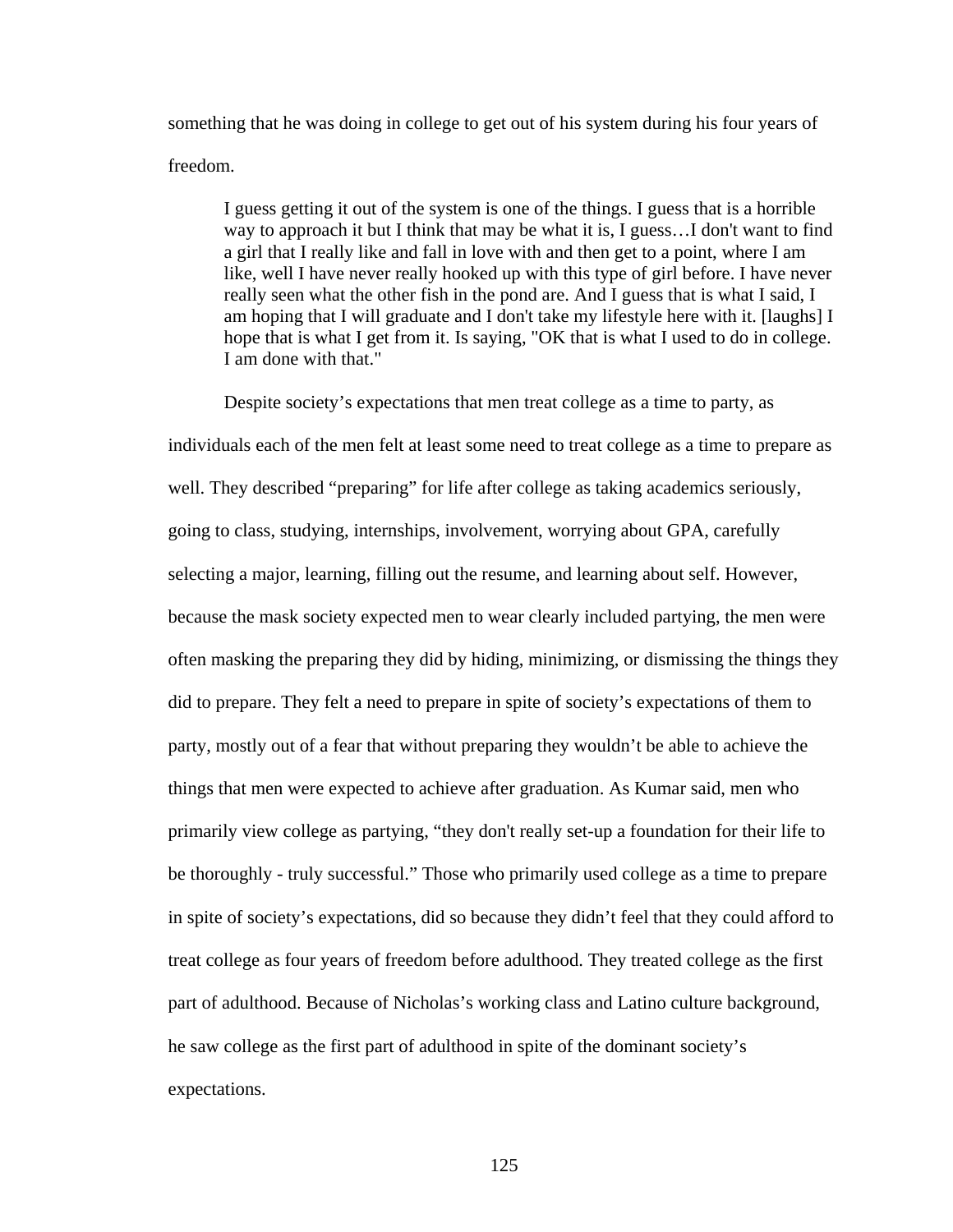something that he was doing in college to get out of his system during his four years of freedom.

> I guess getting it out of the system is one of the things. I guess that is a horrible way to approach it but I think that may be what it is, I guess…I don't want to find a girl that I really like and fall in love with and then get to a point, where I am like, well I have never really hooked up with this type of girl before. I have never really seen what the other fish in the pond are. And I guess that is what I said, I am hoping that I will graduate and I don't take my lifestyle here with it. [laughs] I hope that is what I get from it. Is saying, "OK that is what I used to do in college. I am done with that."

Despite society's expectations that men treat college as a time to party, as individuals each of the men felt at least some need to treat college as a time to prepare as well. They described "preparing" for life after college as taking academics seriously, going to class, studying, internships, involvement, worrying about GPA, carefully selecting a major, learning, filling out the resume, and learning about self. However, because the mask society expected men to wear clearly included partying, the men were often masking the preparing they did by hiding, minimizing, or dismissing the things they did to prepare. They felt a need to prepare in spite of society's expectations of them to party, mostly out of a fear that without preparing they wouldn't be able to achieve the things that men were expected to achieve after graduation. As Kumar said, men who primarily view college as partying, "they don't really set-up a foundation for their life to be thoroughly - truly successful." Those who primarily used college as a time to prepare in spite of society's expectations, did so because they didn't feel that they could afford to treat college as four years of freedom before adulthood. They treated college as the first part of adulthood. Because of Nicholas's working class and Latino culture background, he saw college as the first part of adulthood in spite of the dominant society's expectations.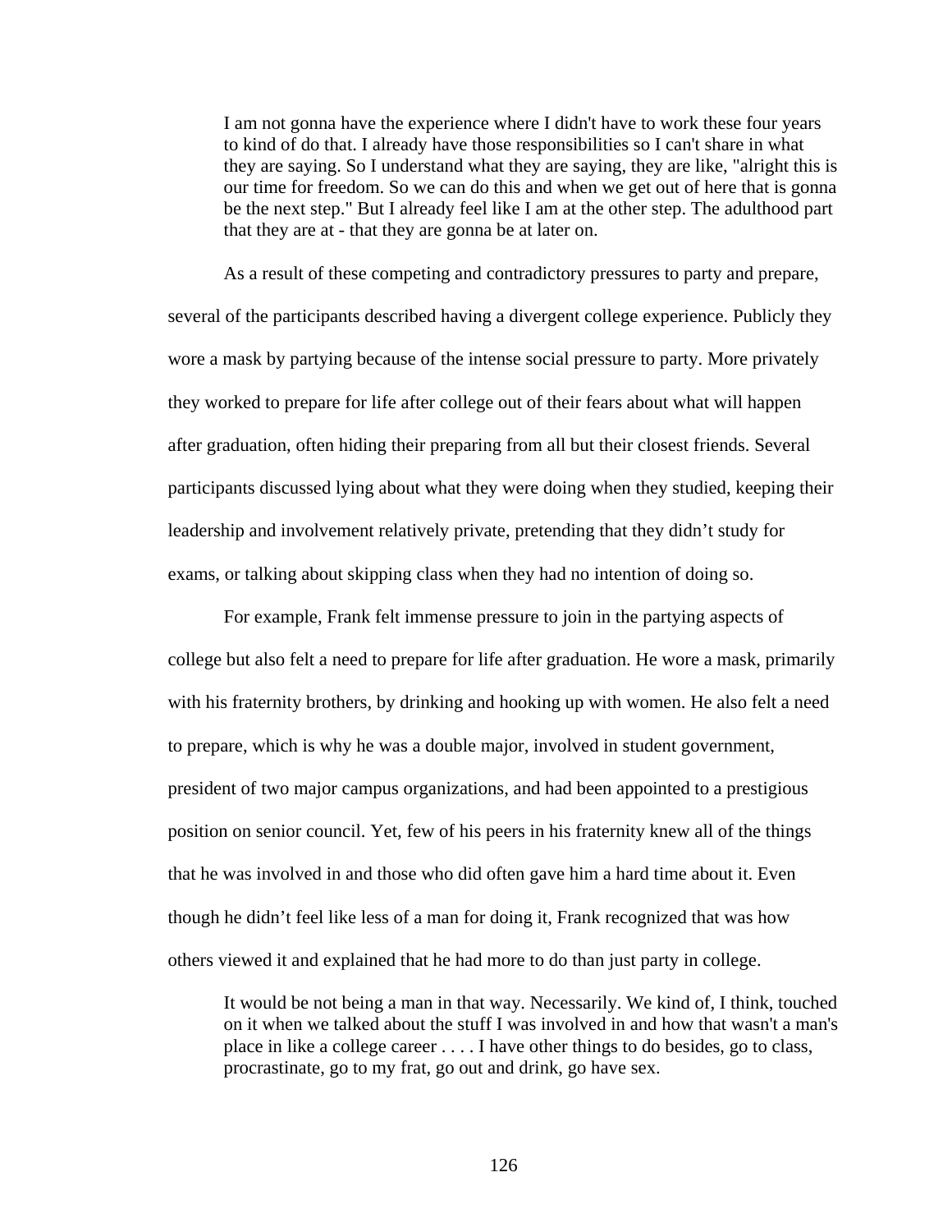> I am not gonna have the experience where I didn't have to work these four years to kind of do that. I already have those responsibilities so I can't share in what they are saying. So I understand what they are saying, they are like, "alright this is our time for freedom. So we can do this and when we get out of here that is gonna be the next step." But I already feel like I am at the other step. The adulthood part that they are at - that they are gonna be at later on.

As a result of these competing and contradictory pressures to party and prepare, several of the participants described having a divergent college experience. Publicly they wore a mask by partying because of the intense social pressure to party. More privately they worked to prepare for life after college out of their fears about what will happen after graduation, often hiding their preparing from all but their closest friends. Several participants discussed lying about what they were doing when they studied, keeping their leadership and involvement relatively private, pretending that they didn't study for exams, or talking about skipping class when they had no intention of doing so.

For example, Frank felt immense pressure to join in the partying aspects of college but also felt a need to prepare for life after graduation. He wore a mask, primarily with his fraternity brothers, by drinking and hooking up with women. He also felt a need to prepare, which is why he was a double major, involved in student government, president of two major campus organizations, and had been appointed to a prestigious position on senior council. Yet, few of his peers in his fraternity knew all of the things that he was involved in and those who did often gave him a hard time about it. Even though he didn't feel like less of a man for doing it, Frank recognized that was how others viewed it and explained that he had more to do than just party in college.

> It would be not being a man in that way. Necessarily. We kind of, I think, touched on it when we talked about the stuff I was involved in and how that wasn't a man's place in like a college career . . . . I have other things to do besides, go to class, procrastinate, go to my frat, go out and drink, go have sex.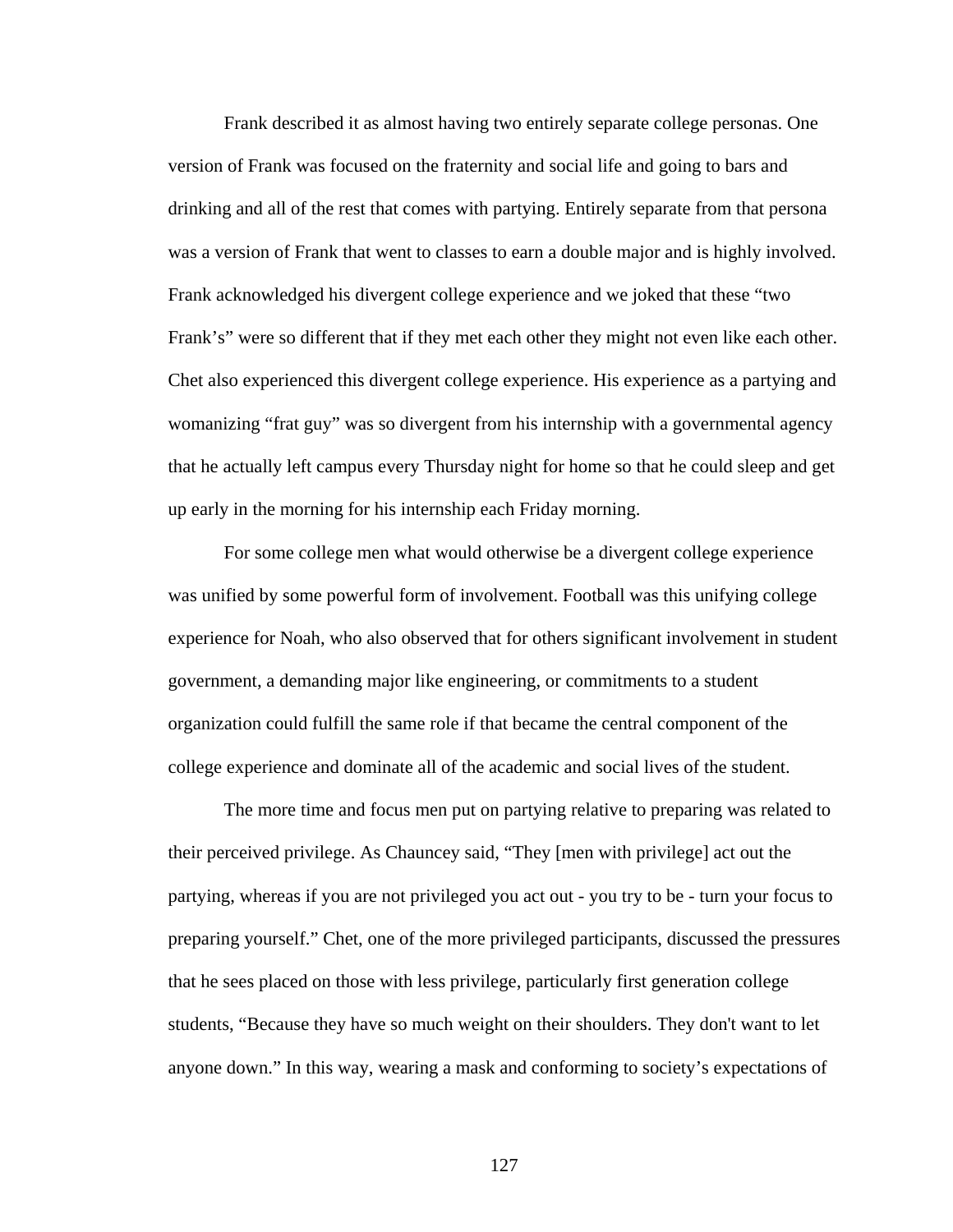Frank described it as almost having two entirely separate college personas. One version of Frank was focused on the fraternity and social life and going to bars and drinking and all of the rest that comes with partying. Entirely separate from that persona was a version of Frank that went to classes to earn a double major and is highly involved. Frank acknowledged his divergent college experience and we joked that these "two Frank's" were so different that if they met each other they might not even like each other. Chet also experienced this divergent college experience. His experience as a partying and womanizing "frat guy" was so divergent from his internship with a governmental agency that he actually left campus every Thursday night for home so that he could sleep and get up early in the morning for his internship each Friday morning.

For some college men what would otherwise be a divergent college experience was unified by some powerful form of involvement. Football was this unifying college experience for Noah, who also observed that for others significant involvement in student government, a demanding major like engineering, or commitments to a student organization could fulfill the same role if that became the central component of the college experience and dominate all of the academic and social lives of the student.

The more time and focus men put on partying relative to preparing was related to their perceived privilege. As Chauncey said, "They [men with privilege] act out the partying, whereas if you are not privileged you act out - you try to be - turn your focus to preparing yourself." Chet, one of the more privileged participants, discussed the pressures that he sees placed on those with less privilege, particularly first generation college students, "Because they have so much weight on their shoulders. They don't want to let anyone down." In this way, wearing a mask and conforming to society's expectations of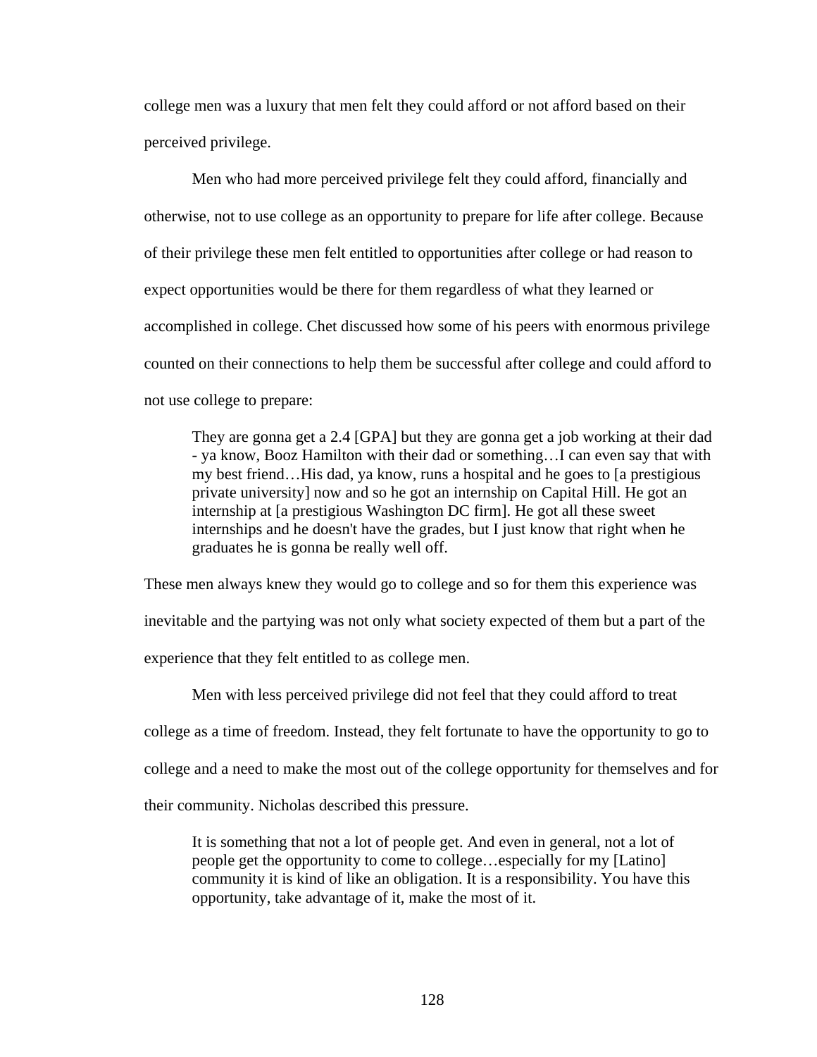college men was a luxury that men felt they could afford or not afford based on their perceived privilege.

Men who had more perceived privilege felt they could afford, financially and otherwise, not to use college as an opportunity to prepare for life after college. Because of their privilege these men felt entitled to opportunities after college or had reason to expect opportunities would be there for them regardless of what they learned or accomplished in college. Chet discussed how some of his peers with enormous privilege counted on their connections to help them be successful after college and could afford to not use college to prepare:

> They are gonna get a 2.4 [GPA] but they are gonna get a job working at their dad - ya know, Booz Hamilton with their dad or something…I can even say that with my best friend…His dad, ya know, runs a hospital and he goes to [a prestigious private university] now and so he got an internship on Capital Hill. He got an internship at [a prestigious Washington DC firm]. He got all these sweet internships and he doesn't have the grades, but I just know that right when he graduates he is gonna be really well off.

These men always knew they would go to college and so for them this experience was inevitable and the partying was not only what society expected of them but a part of the experience that they felt entitled to as college men.

Men with less perceived privilege did not feel that they could afford to treat college as a time of freedom. Instead, they felt fortunate to have the opportunity to go to college and a need to make the most out of the college opportunity for themselves and for their community. Nicholas described this pressure.

> It is something that not a lot of people get. And even in general, not a lot of people get the opportunity to come to college…especially for my [Latino] community it is kind of like an obligation. It is a responsibility. You have this opportunity, take advantage of it, make the most of it.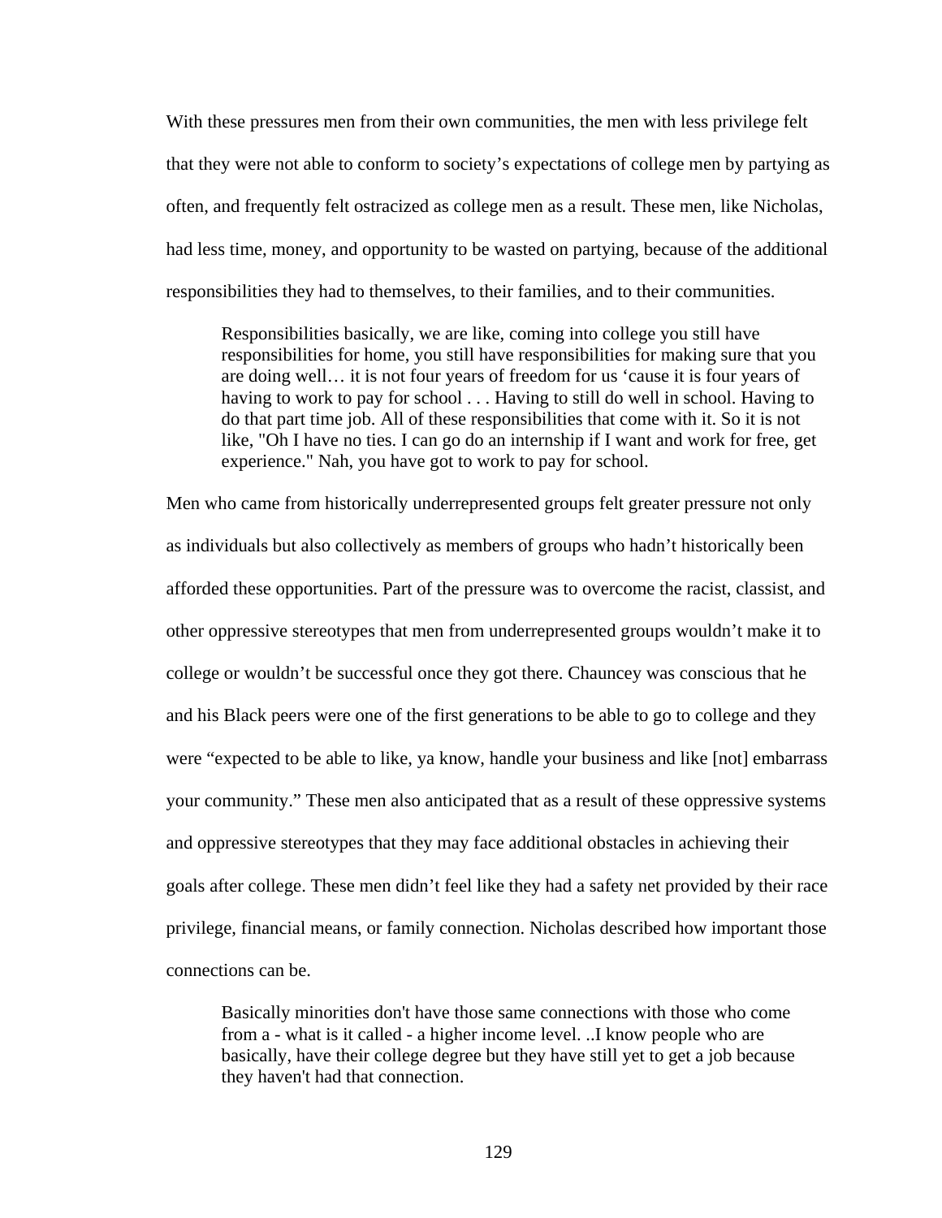With these pressures men from their own communities, the men with less privilege felt that they were not able to conform to society's expectations of college men by partying as often, and frequently felt ostracized as college men as a result. These men, like Nicholas, had less time, money, and opportunity to be wasted on partying, because of the additional responsibilities they had to themselves, to their families, and to their communities.

> Responsibilities basically, we are like, coming into college you still have responsibilities for home, you still have responsibilities for making sure that you are doing well… it is not four years of freedom for us 'cause it is four years of having to work to pay for school . . . Having to still do well in school. Having to do that part time job. All of these responsibilities that come with it. So it is not like, "Oh I have no ties. I can go do an internship if I want and work for free, get experience." Nah, you have got to work to pay for school.

Men who came from historically underrepresented groups felt greater pressure not only as individuals but also collectively as members of groups who hadn't historically been afforded these opportunities. Part of the pressure was to overcome the racist, classist, and other oppressive stereotypes that men from underrepresented groups wouldn't make it to college or wouldn't be successful once they got there. Chauncey was conscious that he and his Black peers were one of the first generations to be able to go to college and they were "expected to be able to like, ya know, handle your business and like [not] embarrass your community." These men also anticipated that as a result of these oppressive systems and oppressive stereotypes that they may face additional obstacles in achieving their goals after college. These men didn't feel like they had a safety net provided by their race privilege, financial means, or family connection. Nicholas described how important those connections can be.

> Basically minorities don't have those same connections with those who come from a - what is it called - a higher income level. ..I know people who are basically, have their college degree but they have still yet to get a job because they haven't had that connection.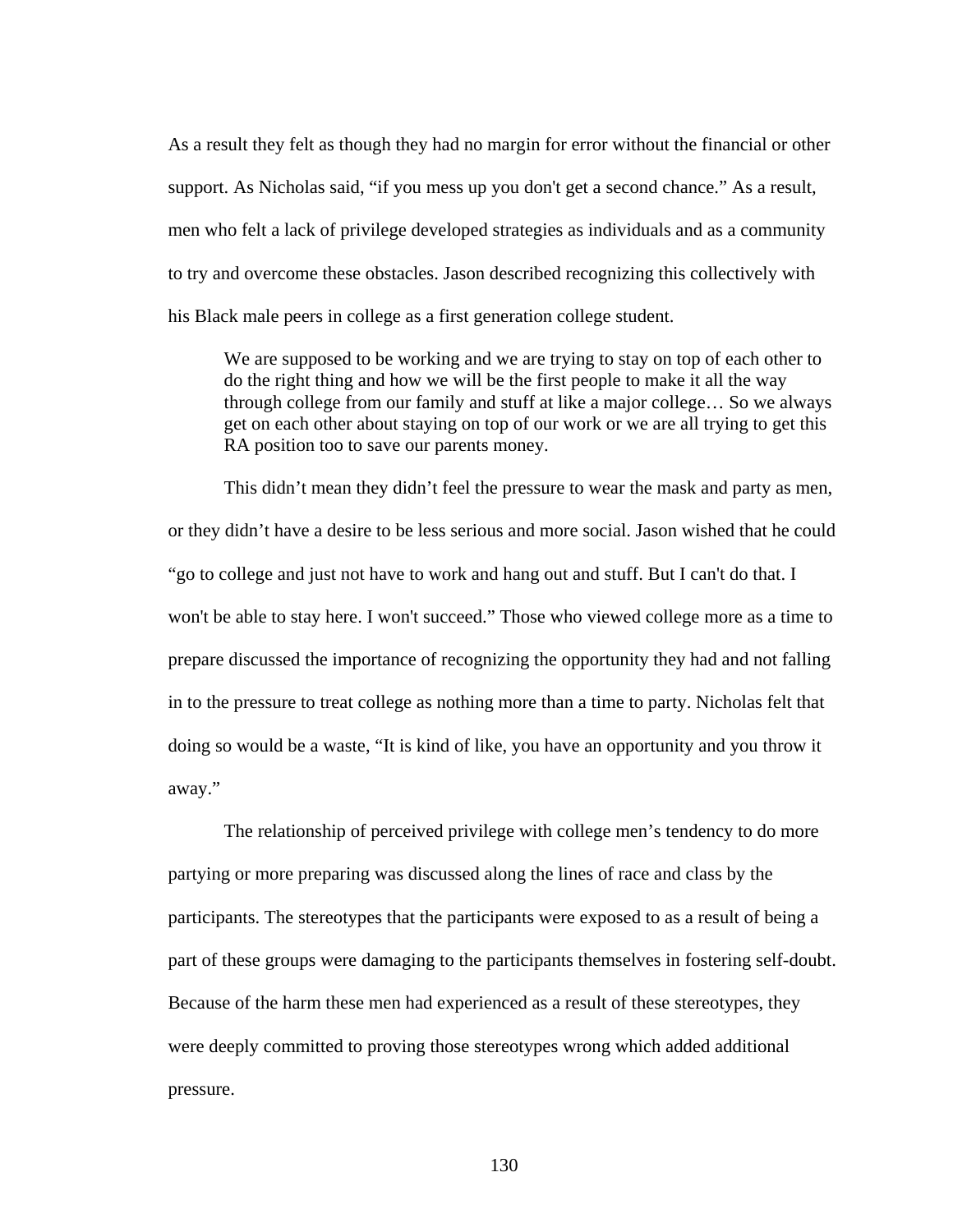As a result they felt as though they had no margin for error without the financial or other support. As Nicholas said, "if you mess up you don't get a second chance." As a result, men who felt a lack of privilege developed strategies as individuals and as a community to try and overcome these obstacles. Jason described recognizing this collectively with his Black male peers in college as a first generation college student.

> We are supposed to be working and we are trying to stay on top of each other to do the right thing and how we will be the first people to make it all the way through college from our family and stuff at like a major college… So we always get on each other about staying on top of our work or we are all trying to get this RA position too to save our parents money.

This didn't mean they didn't feel the pressure to wear the mask and party as men, or they didn't have a desire to be less serious and more social. Jason wished that he could "go to college and just not have to work and hang out and stuff. But I can't do that. I won't be able to stay here. I won't succeed." Those who viewed college more as a time to prepare discussed the importance of recognizing the opportunity they had and not falling in to the pressure to treat college as nothing more than a time to party. Nicholas felt that doing so would be a waste, "It is kind of like, you have an opportunity and you throw it away."

The relationship of perceived privilege with college men's tendency to do more partying or more preparing was discussed along the lines of race and class by the participants. The stereotypes that the participants were exposed to as a result of being a part of these groups were damaging to the participants themselves in fostering self-doubt. Because of the harm these men had experienced as a result of these stereotypes, they were deeply committed to proving those stereotypes wrong which added additional pressure.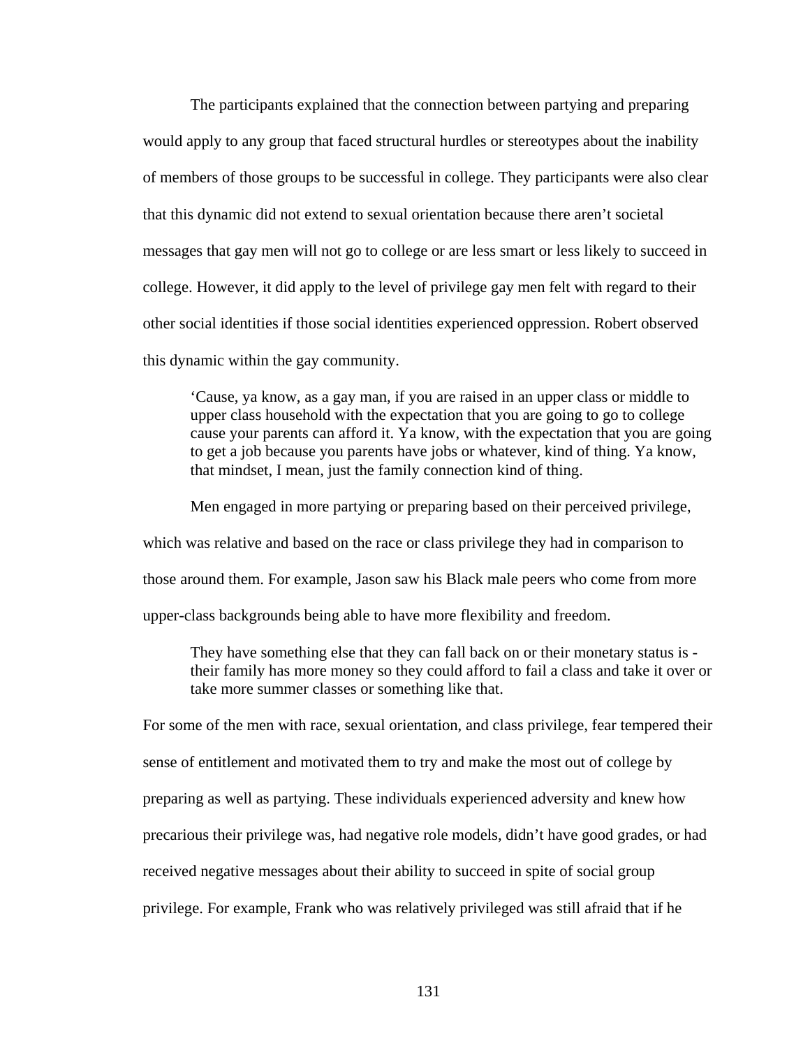The participants explained that the connection between partying and preparing would apply to any group that faced structural hurdles or stereotypes about the inability of members of those groups to be successful in college. They participants were also clear that this dynamic did not extend to sexual orientation because there aren't societal messages that gay men will not go to college or are less smart or less likely to succeed in college. However, it did apply to the level of privilege gay men felt with regard to their other social identities if those social identities experienced oppression. Robert observed this dynamic within the gay community.

> 'Cause, ya know, as a gay man, if you are raised in an upper class or middle to upper class household with the expectation that you are going to go to college cause your parents can afford it. Ya know, with the expectation that you are going to get a job because you parents have jobs or whatever, kind of thing. Ya know, that mindset, I mean, just the family connection kind of thing.

Men engaged in more partying or preparing based on their perceived privilege, which was relative and based on the race or class privilege they had in comparison to those around them. For example, Jason saw his Black male peers who come from more upper-class backgrounds being able to have more flexibility and freedom.

> They have something else that they can fall back on or their monetary status is - their family has more money so they could afford to fail a class and take it over or take more summer classes or something like that.

For some of the men with race, sexual orientation, and class privilege, fear tempered their sense of entitlement and motivated them to try and make the most out of college by preparing as well as partying. These individuals experienced adversity and knew how precarious their privilege was, had negative role models, didn't have good grades, or had received negative messages about their ability to succeed in spite of social group privilege. For example, Frank who was relatively privileged was still afraid that if he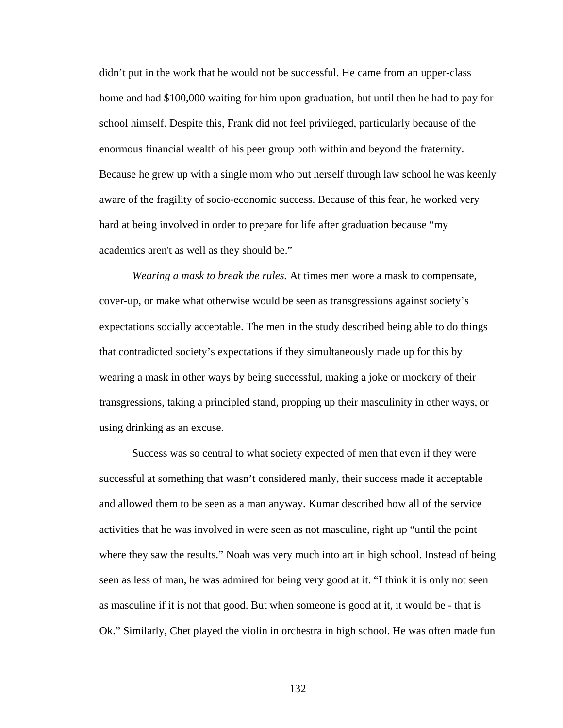didn't put in the work that he would not be successful. He came from an upper-class home and had $100,000 waiting for him upon graduation, but until then he had to pay for school himself. Despite this, Frank did not feel privileged, particularly because of the enormous financial wealth of his peer group both within and beyond the fraternity. Because he grew up with a single mom who put herself through law school he was keenly aware of the fragility of socio-economic success. Because of this fear, he worked very hard at being involved in order to prepare for life after graduation because "my academics aren't as well as they should be."

*Wearing a mask to break the rules.* At times men wore a mask to compensate, cover-up, or make what otherwise would be seen as transgressions against society's expectations socially acceptable. The men in the study described being able to do things that contradicted society's expectations if they simultaneously made up for this by wearing a mask in other ways by being successful, making a joke or mockery of their transgressions, taking a principled stand, propping up their masculinity in other ways, or using drinking as an excuse.

Success was so central to what society expected of men that even if they were successful at something that wasn't considered manly, their success made it acceptable and allowed them to be seen as a man anyway. Kumar described how all of the service activities that he was involved in were seen as not masculine, right up "until the point where they saw the results." Noah was very much into art in high school. Instead of being seen as less of man, he was admired for being very good at it. "I think it is only not seen as masculine if it is not that good. But when someone is good at it, it would be - that is Ok." Similarly, Chet played the violin in orchestra in high school. He was often made fun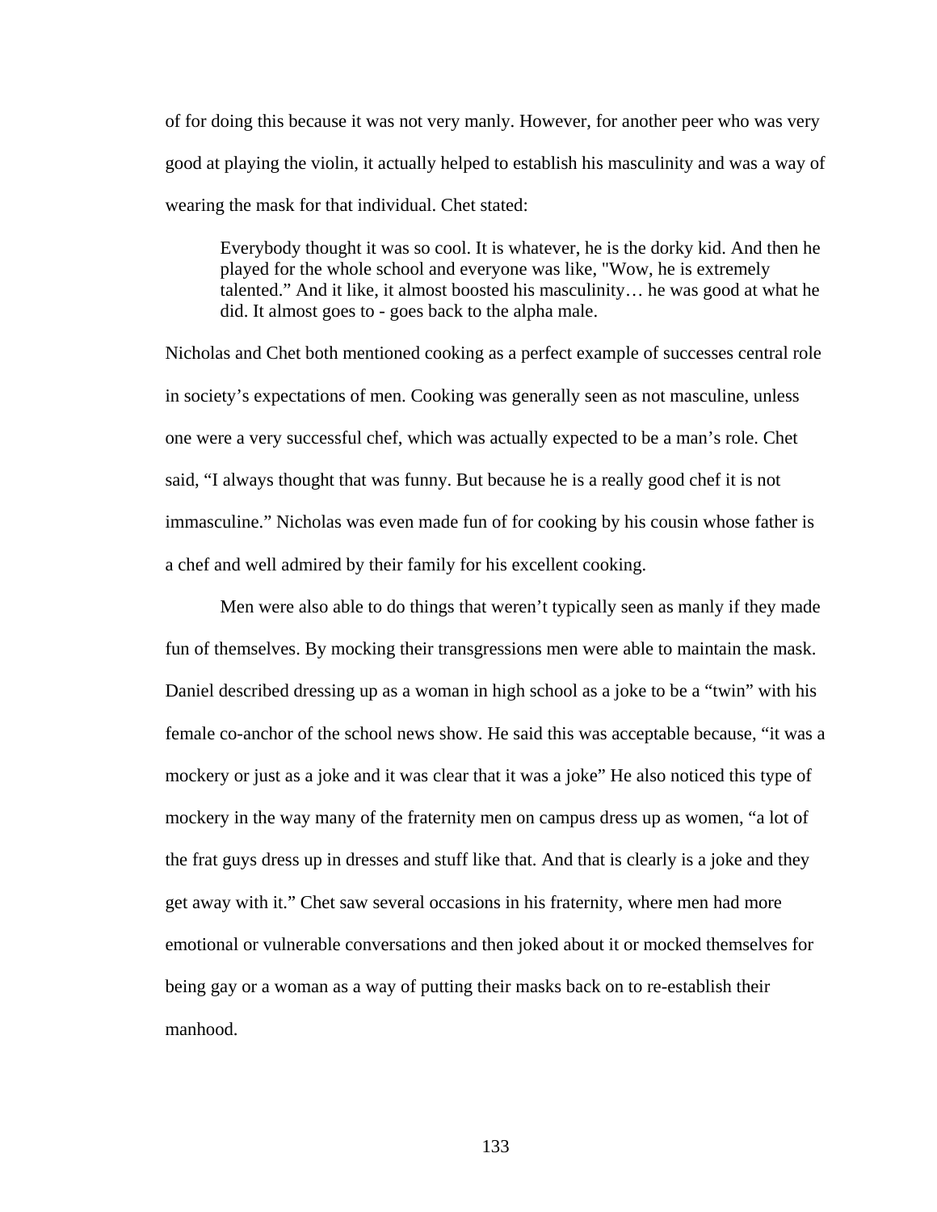of for doing this because it was not very manly. However, for another peer who was very good at playing the violin, it actually helped to establish his masculinity and was a way of wearing the mask for that individual. Chet stated:

> Everybody thought it was so cool. It is whatever, he is the dorky kid. And then he played for the whole school and everyone was like, "Wow, he is extremely talented." And it like, it almost boosted his masculinity… he was good at what he did. It almost goes to - goes back to the alpha male.

Nicholas and Chet both mentioned cooking as a perfect example of successes central role in society's expectations of men. Cooking was generally seen as not masculine, unless one were a very successful chef, which was actually expected to be a man's role. Chet said, "I always thought that was funny. But because he is a really good chef it is not immasculine." Nicholas was even made fun of for cooking by his cousin whose father is a chef and well admired by their family for his excellent cooking.

Men were also able to do things that weren't typically seen as manly if they made fun of themselves. By mocking their transgressions men were able to maintain the mask. Daniel described dressing up as a woman in high school as a joke to be a "twin" with his female co-anchor of the school news show. He said this was acceptable because, "it was a mockery or just as a joke and it was clear that it was a joke" He also noticed this type of mockery in the way many of the fraternity men on campus dress up as women, "a lot of the frat guys dress up in dresses and stuff like that. And that is clearly is a joke and they get away with it." Chet saw several occasions in his fraternity, where men had more emotional or vulnerable conversations and then joked about it or mocked themselves for being gay or a woman as a way of putting their masks back on to re-establish their manhood.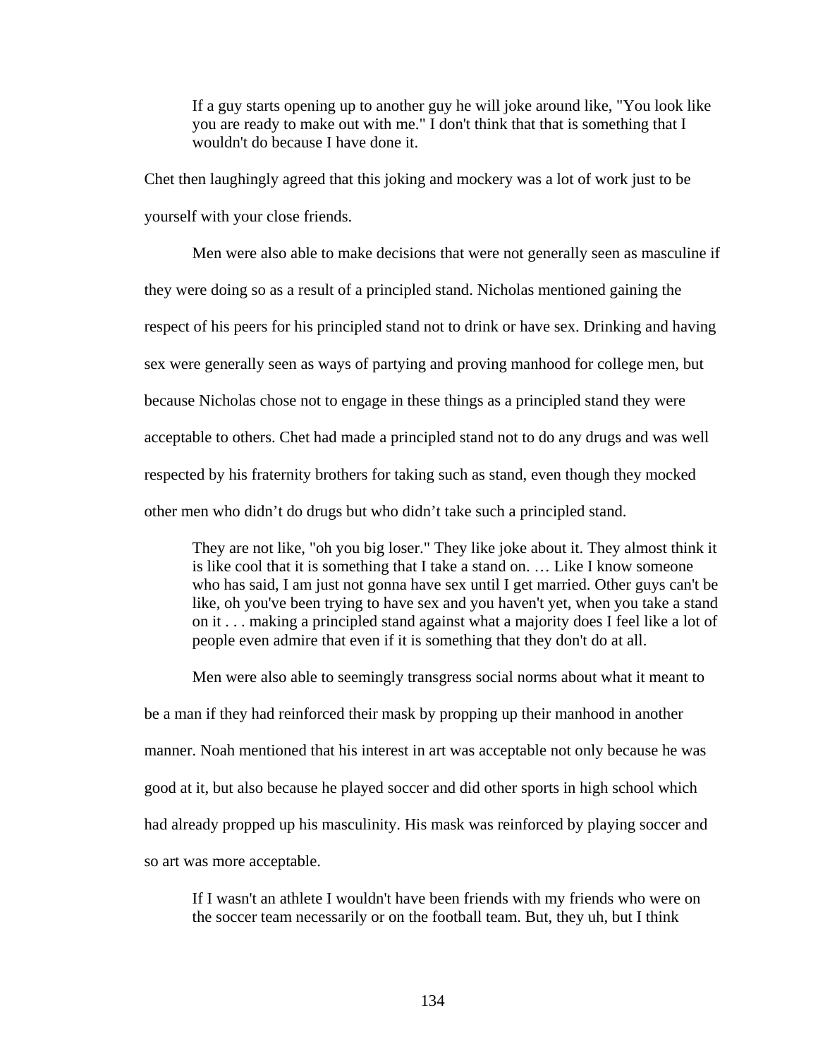> If a guy starts opening up to another guy he will joke around like, "You look like you are ready to make out with me." I don't think that that is something that I wouldn't do because I have done it.

Chet then laughingly agreed that this joking and mockery was a lot of work just to be yourself with your close friends.

Men were also able to make decisions that were not generally seen as masculine if they were doing so as a result of a principled stand. Nicholas mentioned gaining the respect of his peers for his principled stand not to drink or have sex. Drinking and having sex were generally seen as ways of partying and proving manhood for college men, but because Nicholas chose not to engage in these things as a principled stand they were acceptable to others. Chet had made a principled stand not to do any drugs and was well respected by his fraternity brothers for taking such as stand, even though they mocked other men who didn't do drugs but who didn't take such a principled stand.

> They are not like, "oh you big loser." They like joke about it. They almost think it is like cool that it is something that I take a stand on. … Like I know someone who has said, I am just not gonna have sex until I get married. Other guys can't be like, oh you've been trying to have sex and you haven't yet, when you take a stand on it . . . making a principled stand against what a majority does I feel like a lot of people even admire that even if it is something that they don't do at all.

Men were also able to seemingly transgress social norms about what it meant to be a man if they had reinforced their mask by propping up their manhood in another manner. Noah mentioned that his interest in art was acceptable not only because he was good at it, but also because he played soccer and did other sports in high school which had already propped up his masculinity. His mask was reinforced by playing soccer and so art was more acceptable.

> If I wasn't an athlete I wouldn't have been friends with my friends who were on the soccer team necessarily or on the football team. But, they uh, but I think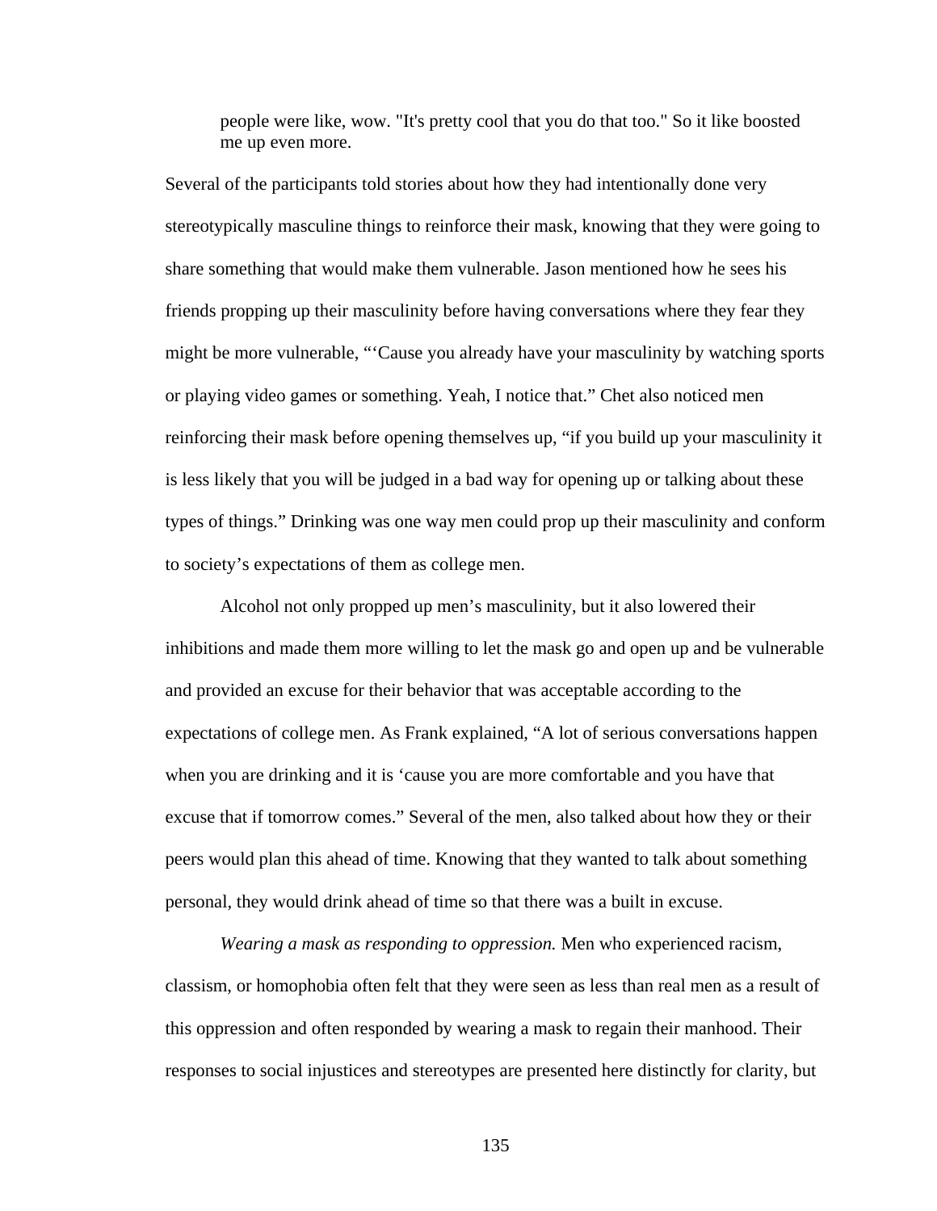> people were like, wow. "It's pretty cool that you do that too." So it like boosted me up even more.

Several of the participants told stories about how they had intentionally done very stereotypically masculine things to reinforce their mask, knowing that they were going to share something that would make them vulnerable. Jason mentioned how he sees his friends propping up their masculinity before having conversations where they fear they might be more vulnerable, "'Cause you already have your masculinity by watching sports or playing video games or something. Yeah, I notice that." Chet also noticed men reinforcing their mask before opening themselves up, "if you build up your masculinity it is less likely that you will be judged in a bad way for opening up or talking about these types of things." Drinking was one way men could prop up their masculinity and conform to society's expectations of them as college men.

Alcohol not only propped up men's masculinity, but it also lowered their inhibitions and made them more willing to let the mask go and open up and be vulnerable and provided an excuse for their behavior that was acceptable according to the expectations of college men. As Frank explained, "A lot of serious conversations happen when you are drinking and it is 'cause you are more comfortable and you have that excuse that if tomorrow comes." Several of the men, also talked about how they or their peers would plan this ahead of time. Knowing that they wanted to talk about something personal, they would drink ahead of time so that there was a built in excuse.

*Wearing a mask as responding to oppression.* Men who experienced racism, classism, or homophobia often felt that they were seen as less than real men as a result of this oppression and often responded by wearing a mask to regain their manhood. Their responses to social injustices and stereotypes are presented here distinctly for clarity, but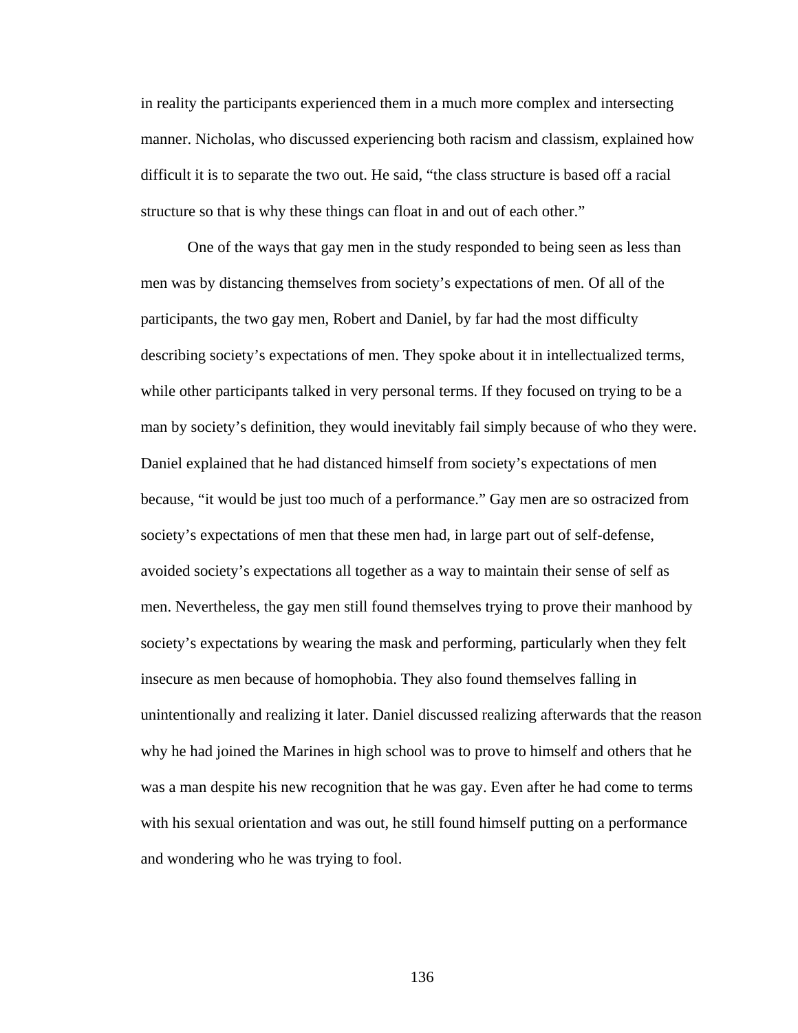in reality the participants experienced them in a much more complex and intersecting manner. Nicholas, who discussed experiencing both racism and classism, explained how difficult it is to separate the two out. He said, "the class structure is based off a racial structure so that is why these things can float in and out of each other."

One of the ways that gay men in the study responded to being seen as less than men was by distancing themselves from society's expectations of men. Of all of the participants, the two gay men, Robert and Daniel, by far had the most difficulty describing society's expectations of men. They spoke about it in intellectualized terms, while other participants talked in very personal terms. If they focused on trying to be a man by society's definition, they would inevitably fail simply because of who they were. Daniel explained that he had distanced himself from society's expectations of men because, "it would be just too much of a performance." Gay men are so ostracized from society's expectations of men that these men had, in large part out of self-defense, avoided society's expectations all together as a way to maintain their sense of self as men. Nevertheless, the gay men still found themselves trying to prove their manhood by society's expectations by wearing the mask and performing, particularly when they felt insecure as men because of homophobia. They also found themselves falling in unintentionally and realizing it later. Daniel discussed realizing afterwards that the reason why he had joined the Marines in high school was to prove to himself and others that he was a man despite his new recognition that he was gay. Even after he had come to terms with his sexual orientation and was out, he still found himself putting on a performance and wondering who he was trying to fool.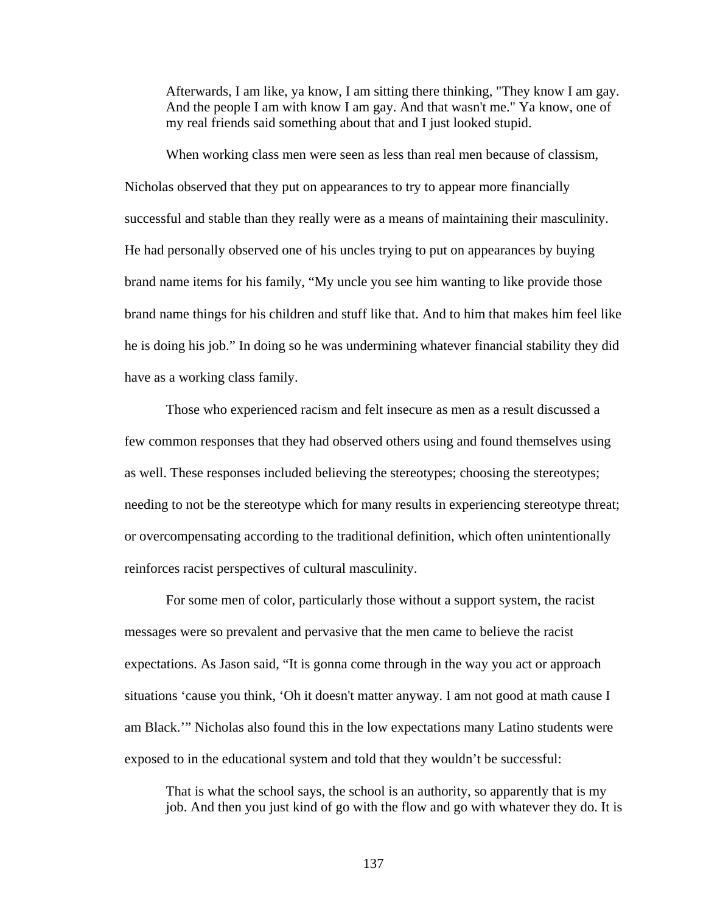> Afterwards, I am like, ya know, I am sitting there thinking, "They know I am gay. And the people I am with know I am gay. And that wasn't me." Ya know, one of my real friends said something about that and I just looked stupid.

When working class men were seen as less than real men because of classism, Nicholas observed that they put on appearances to try to appear more financially successful and stable than they really were as a means of maintaining their masculinity. He had personally observed one of his uncles trying to put on appearances by buying brand name items for his family, “My uncle you see him wanting to like provide those brand name things for his children and stuff like that. And to him that makes him feel like he is doing his job.” In doing so he was undermining whatever financial stability they did have as a working class family.

Those who experienced racism and felt insecure as men as a result discussed a few common responses that they had observed others using and found themselves using as well. These responses included believing the stereotypes; choosing the stereotypes; needing to not be the stereotype which for many results in experiencing stereotype threat; or overcompensating according to the traditional definition, which often unintentionally reinforces racist perspectives of cultural masculinity.

For some men of color, particularly those without a support system, the racist messages were so prevalent and pervasive that the men came to believe the racist expectations. As Jason said, “It is gonna come through in the way you act or approach situations ‘cause you think, ‘Oh it doesn't matter anyway. I am not good at math cause I am Black.’” Nicholas also found this in the low expectations many Latino students were exposed to in the educational system and told that they wouldn’t be successful:

> That is what the school says, the school is an authority, so apparently that is my job. And then you just kind of go with the flow and go with whatever they do. It is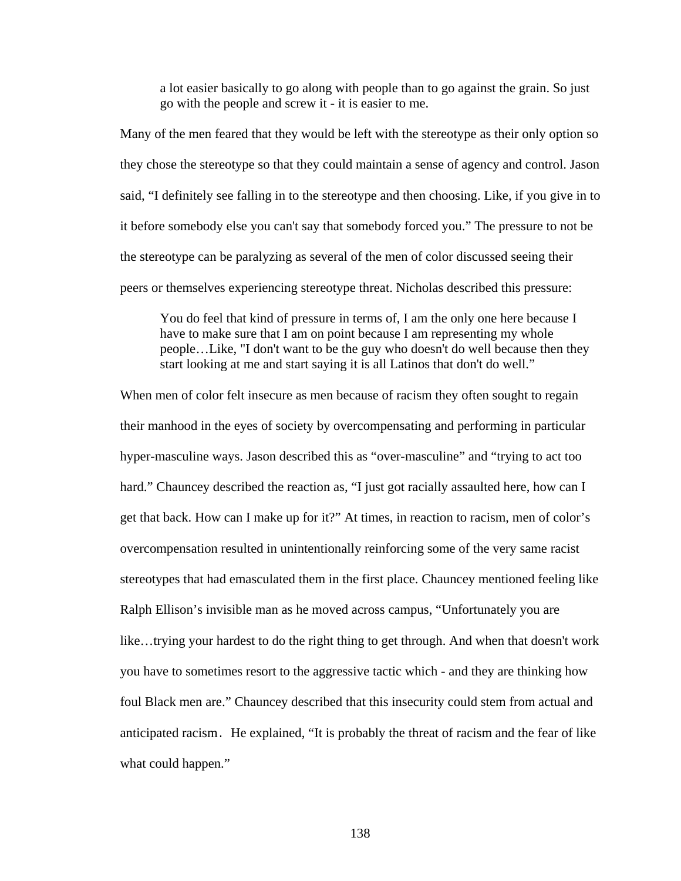> a lot easier basically to go along with people than to go against the grain. So just go with the people and screw it - it is easier to me.

Many of the men feared that they would be left with the stereotype as their only option so they chose the stereotype so that they could maintain a sense of agency and control. Jason said, "I definitely see falling in to the stereotype and then choosing. Like, if you give in to it before somebody else you can't say that somebody forced you." The pressure to not be the stereotype can be paralyzing as several of the men of color discussed seeing their peers or themselves experiencing stereotype threat. Nicholas described this pressure:

> You do feel that kind of pressure in terms of, I am the only one here because I have to make sure that I am on point because I am representing my whole people…Like, "I don't want to be the guy who doesn't do well because then they start looking at me and start saying it is all Latinos that don't do well."

When men of color felt insecure as men because of racism they often sought to regain their manhood in the eyes of society by overcompensating and performing in particular hyper-masculine ways. Jason described this as "over-masculine" and "trying to act too hard." Chauncey described the reaction as, "I just got racially assaulted here, how can I get that back. How can I make up for it?" At times, in reaction to racism, men of color's overcompensation resulted in unintentionally reinforcing some of the very same racist stereotypes that had emasculated them in the first place. Chauncey mentioned feeling like Ralph Ellison's invisible man as he moved across campus, "Unfortunately you are like…trying your hardest to do the right thing to get through. And when that doesn't work you have to sometimes resort to the aggressive tactic which - and they are thinking how foul Black men are." Chauncey described that this insecurity could stem from actual and anticipated racism. He explained, "It is probably the threat of racism and the fear of like what could happen."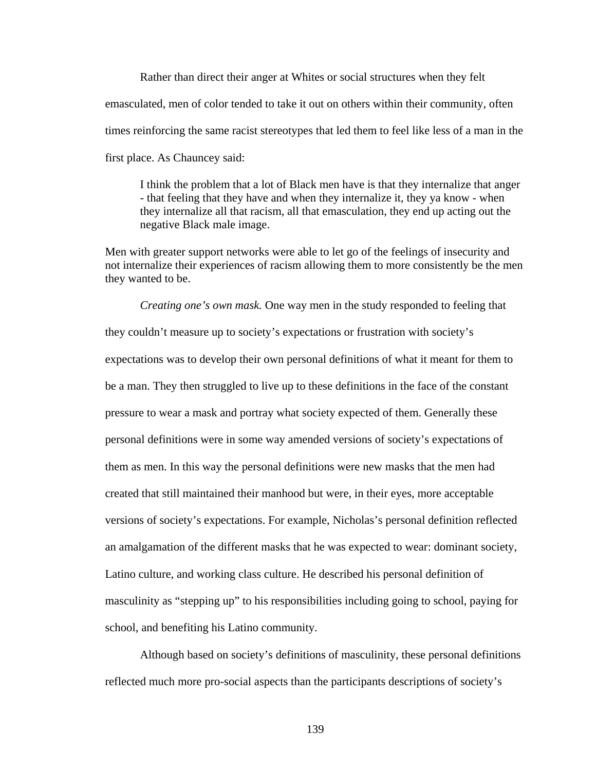Rather than direct their anger at Whites or social structures when they felt emasculated, men of color tended to take it out on others within their community, often times reinforcing the same racist stereotypes that led them to feel like less of a man in the first place. As Chauncey said:

> I think the problem that a lot of Black men have is that they internalize that anger - that feeling that they have and when they internalize it, they ya know - when they internalize all that racism, all that emasculation, they end up acting out the negative Black male image.

Men with greater support networks were able to let go of the feelings of insecurity and not internalize their experiences of racism allowing them to more consistently be the men they wanted to be.

*Creating one's own mask.* One way men in the study responded to feeling that they couldn't measure up to society's expectations or frustration with society's expectations was to develop their own personal definitions of what it meant for them to be a man. They then struggled to live up to these definitions in the face of the constant pressure to wear a mask and portray what society expected of them. Generally these personal definitions were in some way amended versions of society's expectations of them as men. In this way the personal definitions were new masks that the men had created that still maintained their manhood but were, in their eyes, more acceptable versions of society's expectations. For example, Nicholas's personal definition reflected an amalgamation of the different masks that he was expected to wear: dominant society, Latino culture, and working class culture. He described his personal definition of masculinity as "stepping up" to his responsibilities including going to school, paying for school, and benefiting his Latino community.

Although based on society's definitions of masculinity, these personal definitions reflected much more pro-social aspects than the participants descriptions of society's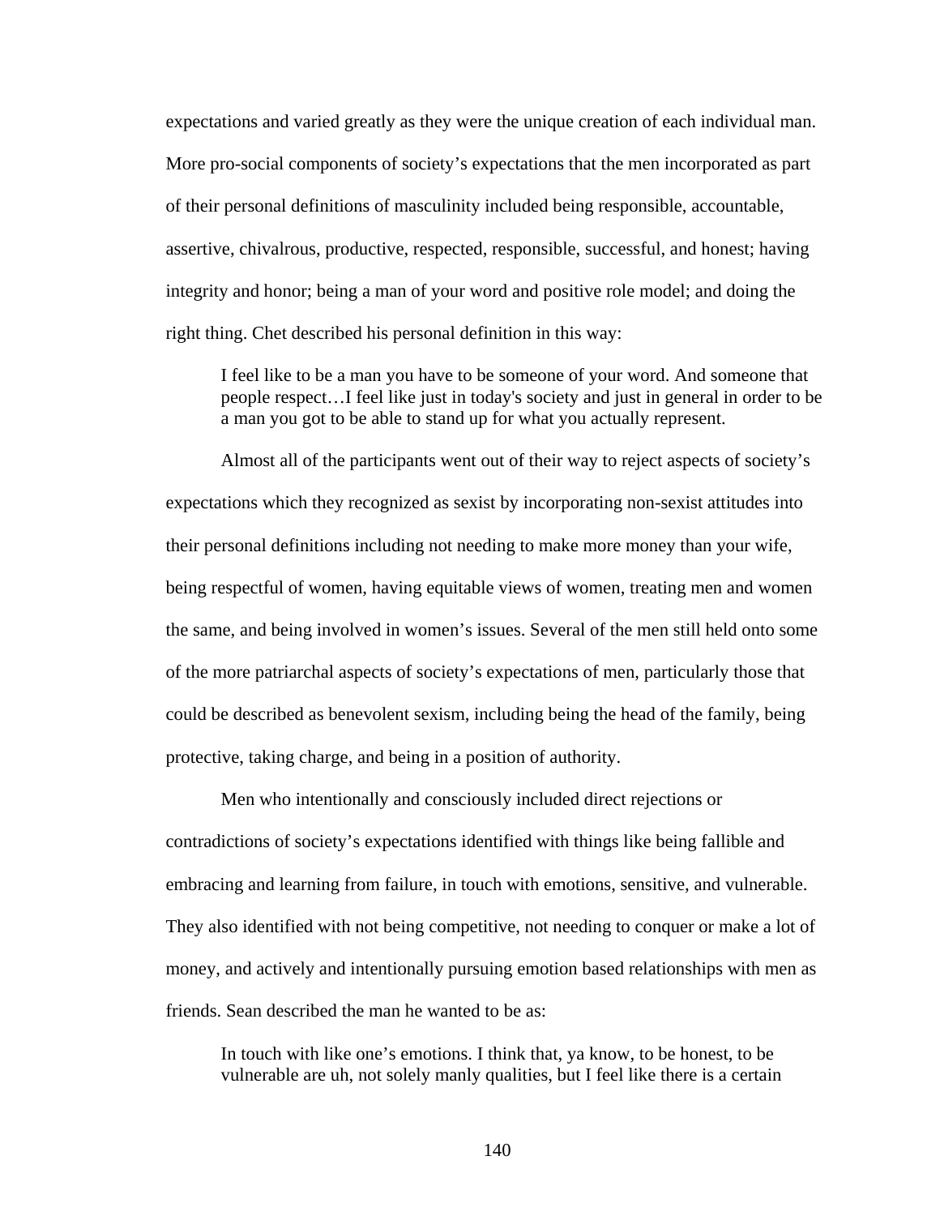expectations and varied greatly as they were the unique creation of each individual man. More pro-social components of society's expectations that the men incorporated as part of their personal definitions of masculinity included being responsible, accountable, assertive, chivalrous, productive, respected, responsible, successful, and honest; having integrity and honor; being a man of your word and positive role model; and doing the right thing. Chet described his personal definition in this way:

> I feel like to be a man you have to be someone of your word. And someone that people respect…I feel like just in today's society and just in general in order to be a man you got to be able to stand up for what you actually represent.

Almost all of the participants went out of their way to reject aspects of society's expectations which they recognized as sexist by incorporating non-sexist attitudes into their personal definitions including not needing to make more money than your wife, being respectful of women, having equitable views of women, treating men and women the same, and being involved in women's issues. Several of the men still held onto some of the more patriarchal aspects of society's expectations of men, particularly those that could be described as benevolent sexism, including being the head of the family, being protective, taking charge, and being in a position of authority.

Men who intentionally and consciously included direct rejections or contradictions of society's expectations identified with things like being fallible and embracing and learning from failure, in touch with emotions, sensitive, and vulnerable. They also identified with not being competitive, not needing to conquer or make a lot of money, and actively and intentionally pursuing emotion based relationships with men as friends. Sean described the man he wanted to be as:

> In touch with like one's emotions. I think that, ya know, to be honest, to be vulnerable are uh, not solely manly qualities, but I feel like there is a certain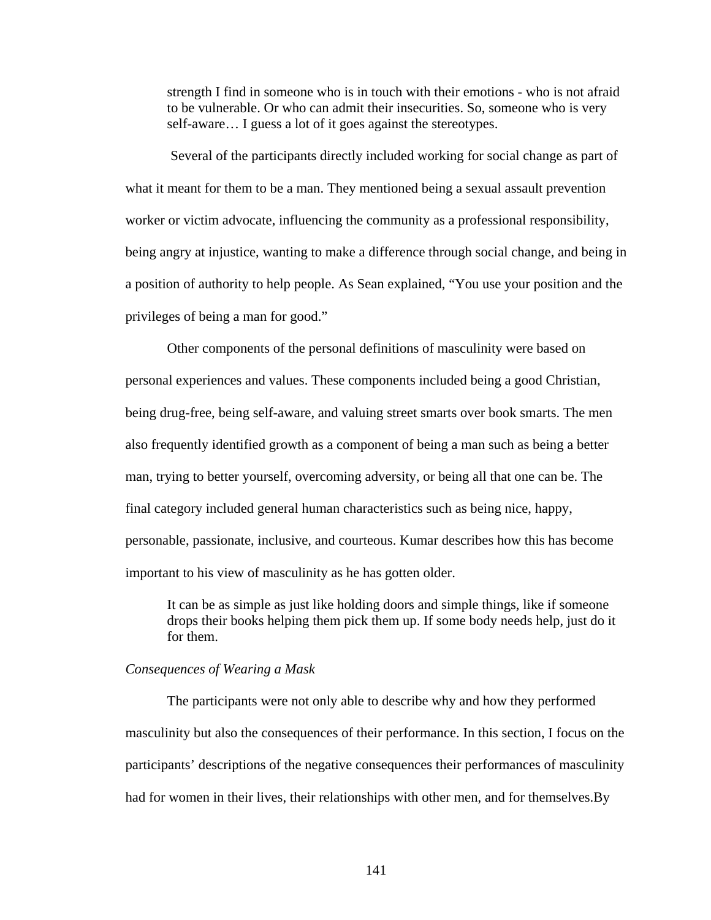> strength I find in someone who is in touch with their emotions - who is not afraid to be vulnerable. Or who can admit their insecurities. So, someone who is very self-aware… I guess a lot of it goes against the stereotypes.

Several of the participants directly included working for social change as part of what it meant for them to be a man. They mentioned being a sexual assault prevention worker or victim advocate, influencing the community as a professional responsibility, being angry at injustice, wanting to make a difference through social change, and being in a position of authority to help people. As Sean explained, "You use your position and the privileges of being a man for good."

Other components of the personal definitions of masculinity were based on personal experiences and values. These components included being a good Christian, being drug-free, being self-aware, and valuing street smarts over book smarts. The men also frequently identified growth as a component of being a man such as being a better man, trying to better yourself, overcoming adversity, or being all that one can be. The final category included general human characteristics such as being nice, happy, personable, passionate, inclusive, and courteous. Kumar describes how this has become important to his view of masculinity as he has gotten older.

> It can be as simple as just like holding doors and simple things, like if someone drops their books helping them pick them up. If some body needs help, just do it for them.

*Consequences of Wearing a Mask*

The participants were not only able to describe why and how they performed masculinity but also the consequences of their performance. In this section, I focus on the participants' descriptions of the negative consequences their performances of masculinity had for women in their lives, their relationships with other men, and for themselves.By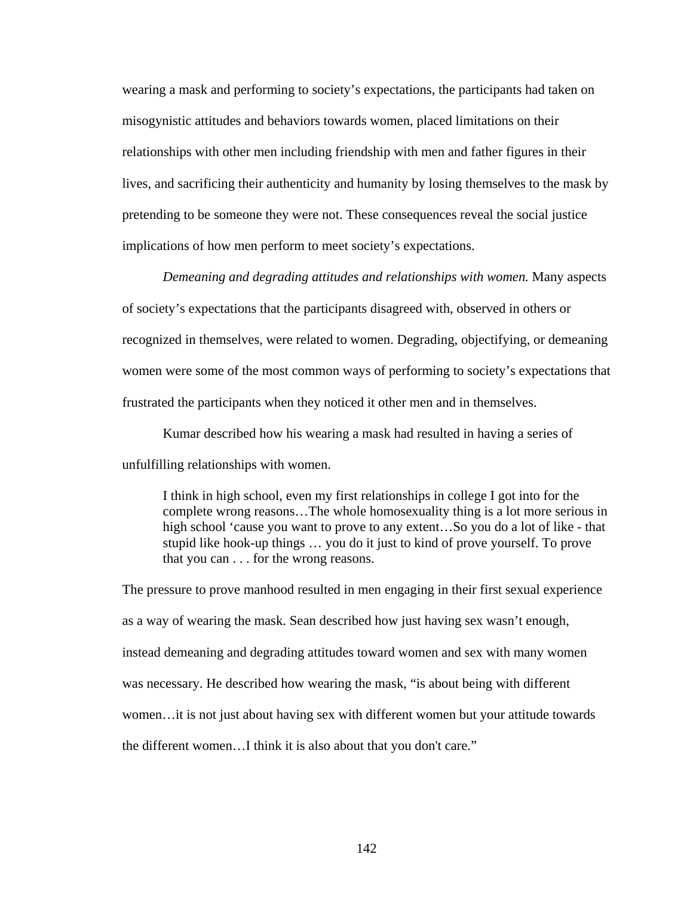wearing a mask and performing to society's expectations, the participants had taken on misogynistic attitudes and behaviors towards women, placed limitations on their relationships with other men including friendship with men and father figures in their lives, and sacrificing their authenticity and humanity by losing themselves to the mask by pretending to be someone they were not. These consequences reveal the social justice implications of how men perform to meet society's expectations.

*Demeaning and degrading attitudes and relationships with women.* Many aspects of society's expectations that the participants disagreed with, observed in others or recognized in themselves, were related to women. Degrading, objectifying, or demeaning women were some of the most common ways of performing to society's expectations that frustrated the participants when they noticed it other men and in themselves.

Kumar described how his wearing a mask had resulted in having a series of unfulfilling relationships with women.

> I think in high school, even my first relationships in college I got into for the complete wrong reasons…The whole homosexuality thing is a lot more serious in high school 'cause you want to prove to any extent…So you do a lot of like - that stupid like hook-up things … you do it just to kind of prove yourself. To prove that you can . . . for the wrong reasons.

The pressure to prove manhood resulted in men engaging in their first sexual experience as a way of wearing the mask. Sean described how just having sex wasn't enough, instead demeaning and degrading attitudes toward women and sex with many women was necessary. He described how wearing the mask, "is about being with different women…it is not just about having sex with different women but your attitude towards the different women…I think it is also about that you don't care."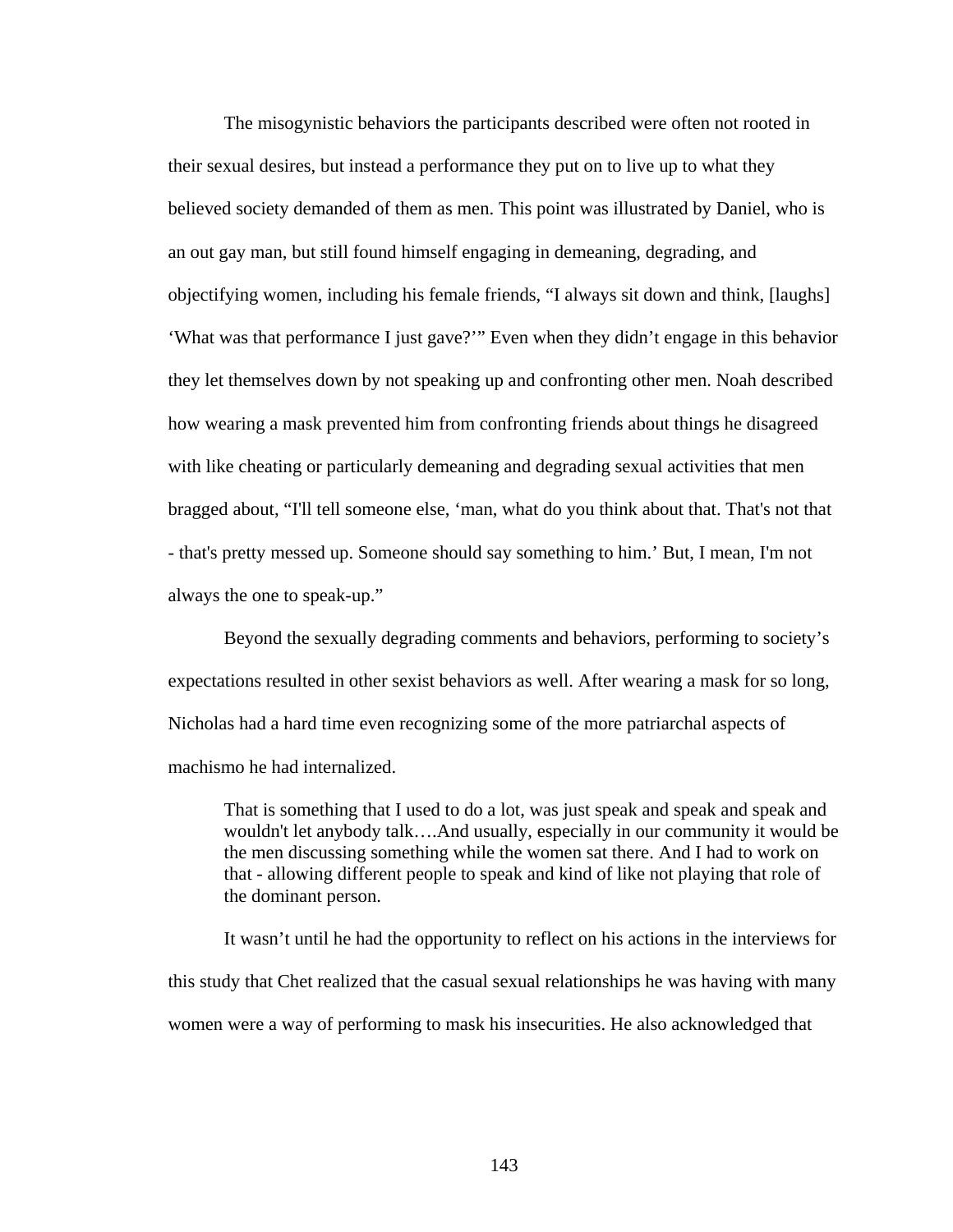The misogynistic behaviors the participants described were often not rooted in their sexual desires, but instead a performance they put on to live up to what they believed society demanded of them as men. This point was illustrated by Daniel, who is an out gay man, but still found himself engaging in demeaning, degrading, and objectifying women, including his female friends, "I always sit down and think, [laughs] 'What was that performance I just gave?'" Even when they didn't engage in this behavior they let themselves down by not speaking up and confronting other men. Noah described how wearing a mask prevented him from confronting friends about things he disagreed with like cheating or particularly demeaning and degrading sexual activities that men bragged about, "I'll tell someone else, 'man, what do you think about that. That's not that - that's pretty messed up. Someone should say something to him.' But, I mean, I'm not always the one to speak-up."

Beyond the sexually degrading comments and behaviors, performing to society's expectations resulted in other sexist behaviors as well. After wearing a mask for so long, Nicholas had a hard time even recognizing some of the more patriarchal aspects of machismo he had internalized.

> That is something that I used to do a lot, was just speak and speak and speak and wouldn't let anybody talk….And usually, especially in our community it would be the men discussing something while the women sat there. And I had to work on that - allowing different people to speak and kind of like not playing that role of the dominant person.

It wasn't until he had the opportunity to reflect on his actions in the interviews for this study that Chet realized that the casual sexual relationships he was having with many women were a way of performing to mask his insecurities. He also acknowledged that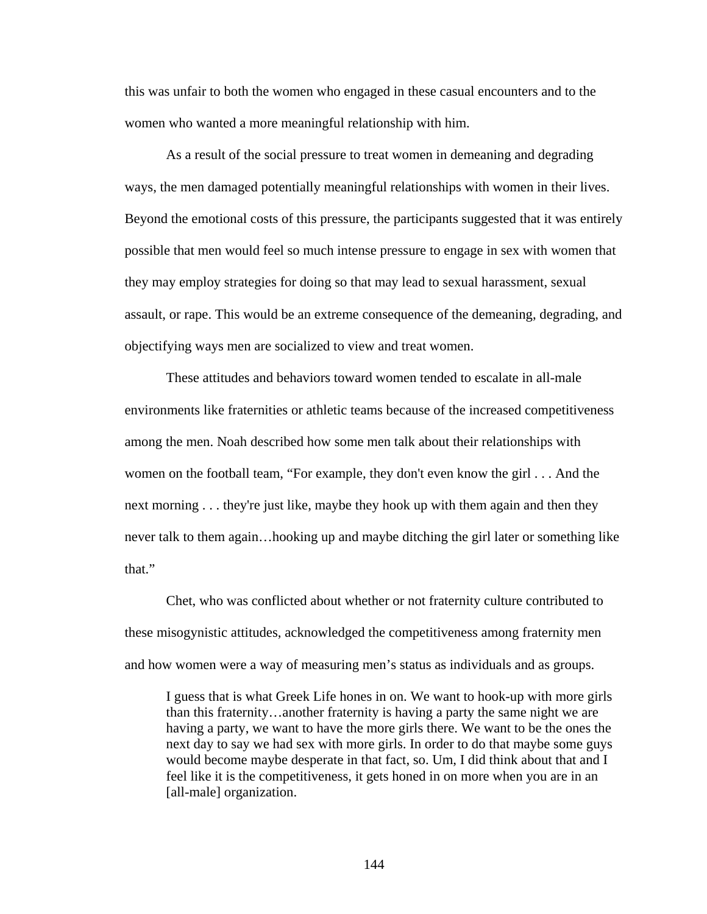this was unfair to both the women who engaged in these casual encounters and to the women who wanted a more meaningful relationship with him.

As a result of the social pressure to treat women in demeaning and degrading ways, the men damaged potentially meaningful relationships with women in their lives. Beyond the emotional costs of this pressure, the participants suggested that it was entirely possible that men would feel so much intense pressure to engage in sex with women that they may employ strategies for doing so that may lead to sexual harassment, sexual assault, or rape. This would be an extreme consequence of the demeaning, degrading, and objectifying ways men are socialized to view and treat women.

These attitudes and behaviors toward women tended to escalate in all-male environments like fraternities or athletic teams because of the increased competitiveness among the men. Noah described how some men talk about their relationships with women on the football team, "For example, they don't even know the girl . . . And the next morning . . . they're just like, maybe they hook up with them again and then they never talk to them again…hooking up and maybe ditching the girl later or something like that."

Chet, who was conflicted about whether or not fraternity culture contributed to these misogynistic attitudes, acknowledged the competitiveness among fraternity men and how women were a way of measuring men's status as individuals and as groups.

> I guess that is what Greek Life hones in on. We want to hook-up with more girls than this fraternity…another fraternity is having a party the same night we are having a party, we want to have the more girls there. We want to be the ones the next day to say we had sex with more girls. In order to do that maybe some guys would become maybe desperate in that fact, so. Um, I did think about that and I feel like it is the competitiveness, it gets honed in on more when you are in an [all-male] organization.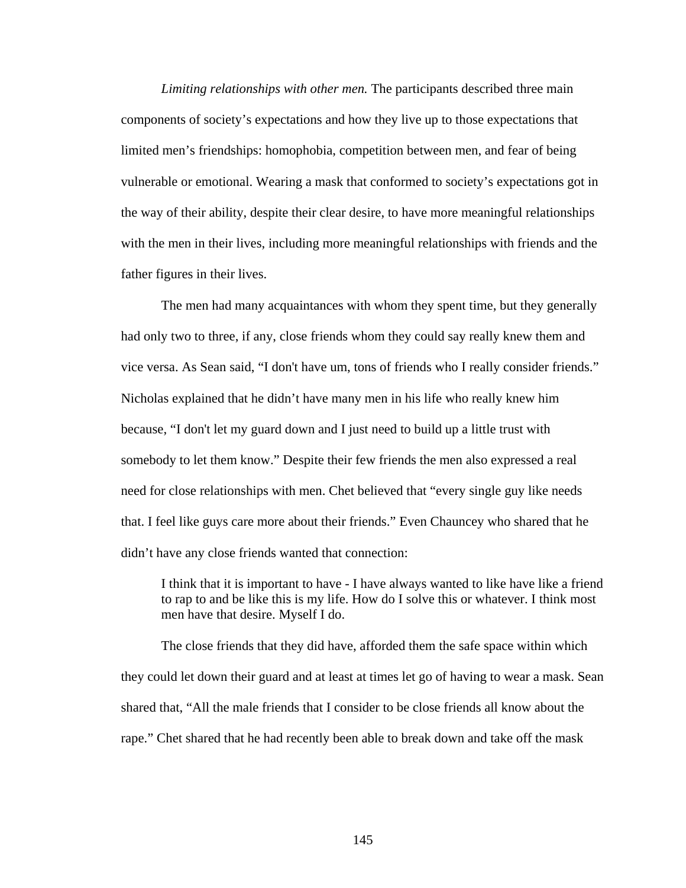*Limiting relationships with other men.* The participants described three main components of society's expectations and how they live up to those expectations that limited men's friendships: homophobia, competition between men, and fear of being vulnerable or emotional. Wearing a mask that conformed to society's expectations got in the way of their ability, despite their clear desire, to have more meaningful relationships with the men in their lives, including more meaningful relationships with friends and the father figures in their lives.

The men had many acquaintances with whom they spent time, but they generally had only two to three, if any, close friends whom they could say really knew them and vice versa. As Sean said, "I don't have um, tons of friends who I really consider friends." Nicholas explained that he didn't have many men in his life who really knew him because, "I don't let my guard down and I just need to build up a little trust with somebody to let them know." Despite their few friends the men also expressed a real need for close relationships with men. Chet believed that "every single guy like needs that. I feel like guys care more about their friends." Even Chauncey who shared that he didn't have any close friends wanted that connection:

> I think that it is important to have - I have always wanted to like have like a friend to rap to and be like this is my life. How do I solve this or whatever. I think most men have that desire. Myself I do.

The close friends that they did have, afforded them the safe space within which they could let down their guard and at least at times let go of having to wear a mask. Sean shared that, "All the male friends that I consider to be close friends all know about the rape." Chet shared that he had recently been able to break down and take off the mask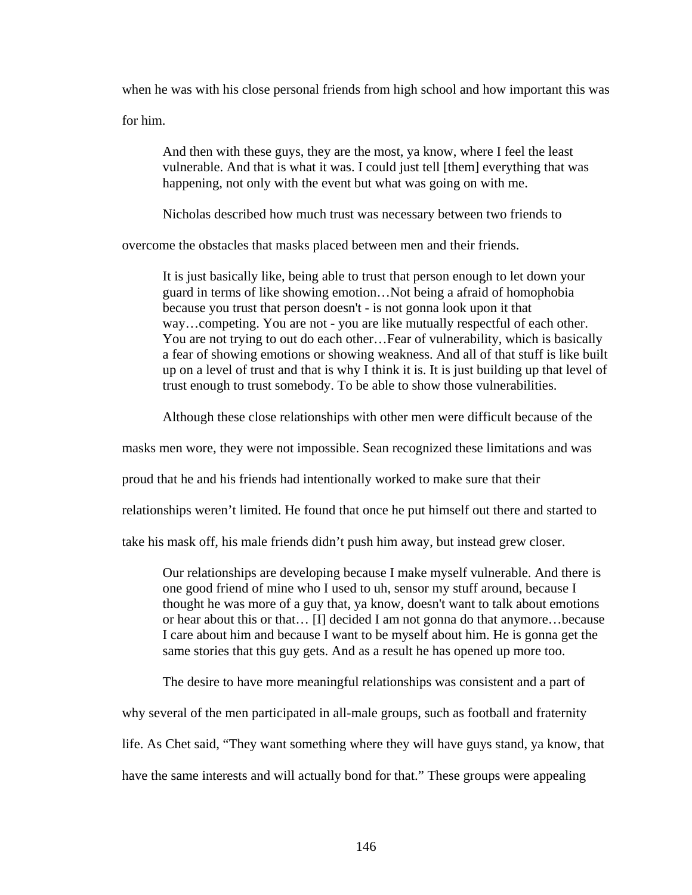when he was with his close personal friends from high school and how important this was for him.

> And then with these guys, they are the most, ya know, where I feel the least vulnerable. And that is what it was. I could just tell [them] everything that was happening, not only with the event but what was going on with me.

Nicholas described how much trust was necessary between two friends to overcome the obstacles that masks placed between men and their friends.

> It is just basically like, being able to trust that person enough to let down your guard in terms of like showing emotion…Not being a afraid of homophobia because you trust that person doesn't - is not gonna look upon it that way…competing. You are not - you are like mutually respectful of each other. You are not trying to out do each other…Fear of vulnerability, which is basically a fear of showing emotions or showing weakness. And all of that stuff is like built up on a level of trust and that is why I think it is. It is just building up that level of trust enough to trust somebody. To be able to show those vulnerabilities.

Although these close relationships with other men were difficult because of the masks men wore, they were not impossible. Sean recognized these limitations and was proud that he and his friends had intentionally worked to make sure that their relationships weren't limited. He found that once he put himself out there and started to take his mask off, his male friends didn't push him away, but instead grew closer.

> Our relationships are developing because I make myself vulnerable. And there is one good friend of mine who I used to uh, sensor my stuff around, because I thought he was more of a guy that, ya know, doesn't want to talk about emotions or hear about this or that… [I] decided I am not gonna do that anymore…because I care about him and because I want to be myself about him. He is gonna get the same stories that this guy gets. And as a result he has opened up more too.

The desire to have more meaningful relationships was consistent and a part of why several of the men participated in all-male groups, such as football and fraternity life. As Chet said, "They want something where they will have guys stand, ya know, that have the same interests and will actually bond for that." These groups were appealing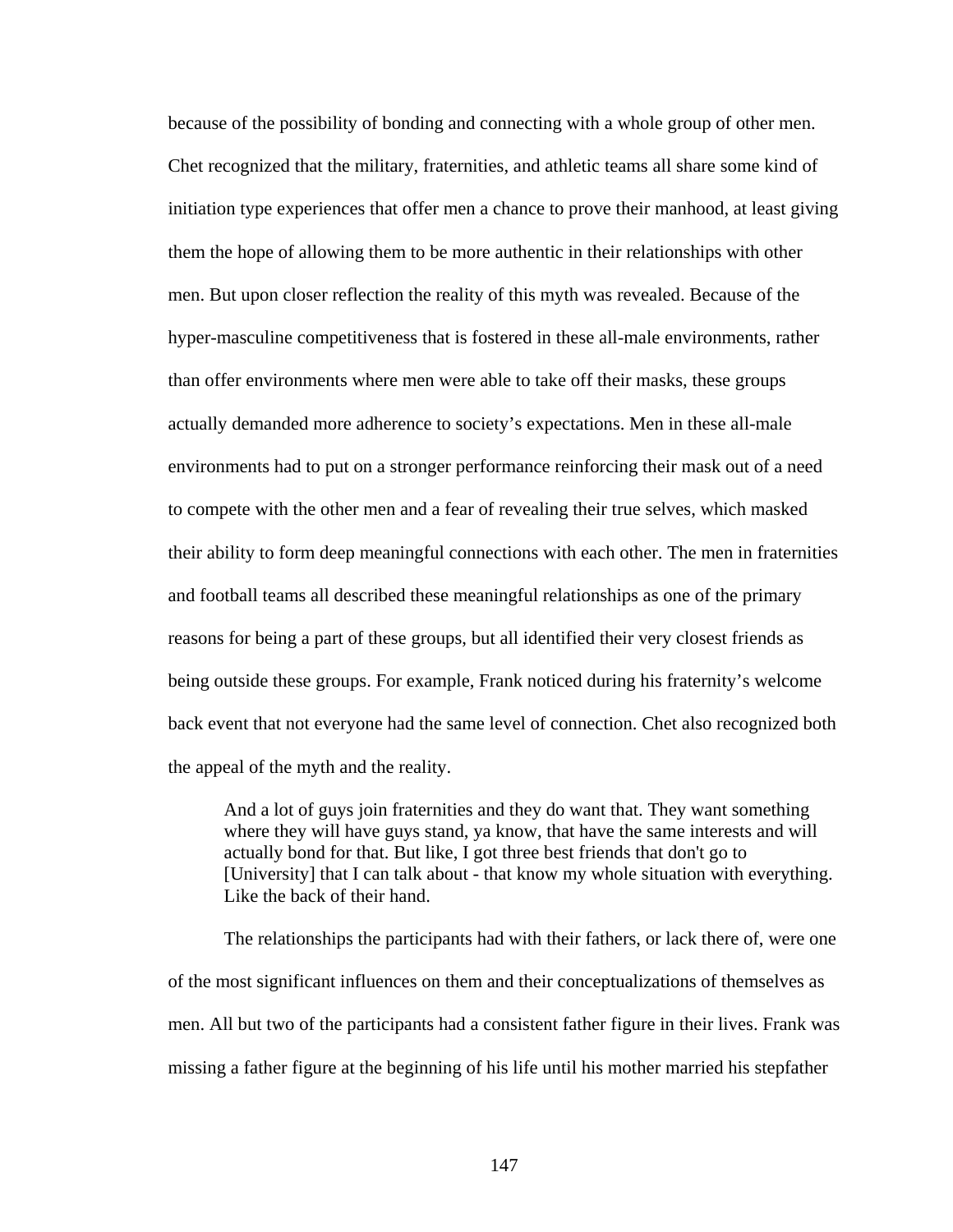because of the possibility of bonding and connecting with a whole group of other men. Chet recognized that the military, fraternities, and athletic teams all share some kind of initiation type experiences that offer men a chance to prove their manhood, at least giving them the hope of allowing them to be more authentic in their relationships with other men. But upon closer reflection the reality of this myth was revealed. Because of the hyper-masculine competitiveness that is fostered in these all-male environments, rather than offer environments where men were able to take off their masks, these groups actually demanded more adherence to society's expectations. Men in these all-male environments had to put on a stronger performance reinforcing their mask out of a need to compete with the other men and a fear of revealing their true selves, which masked their ability to form deep meaningful connections with each other. The men in fraternities and football teams all described these meaningful relationships as one of the primary reasons for being a part of these groups, but all identified their very closest friends as being outside these groups. For example, Frank noticed during his fraternity's welcome back event that not everyone had the same level of connection. Chet also recognized both the appeal of the myth and the reality.

> And a lot of guys join fraternities and they do want that. They want something where they will have guys stand, ya know, that have the same interests and will actually bond for that. But like, I got three best friends that don't go to [University] that I can talk about - that know my whole situation with everything. Like the back of their hand.

The relationships the participants had with their fathers, or lack there of, were one of the most significant influences on them and their conceptualizations of themselves as men. All but two of the participants had a consistent father figure in their lives. Frank was missing a father figure at the beginning of his life until his mother married his stepfather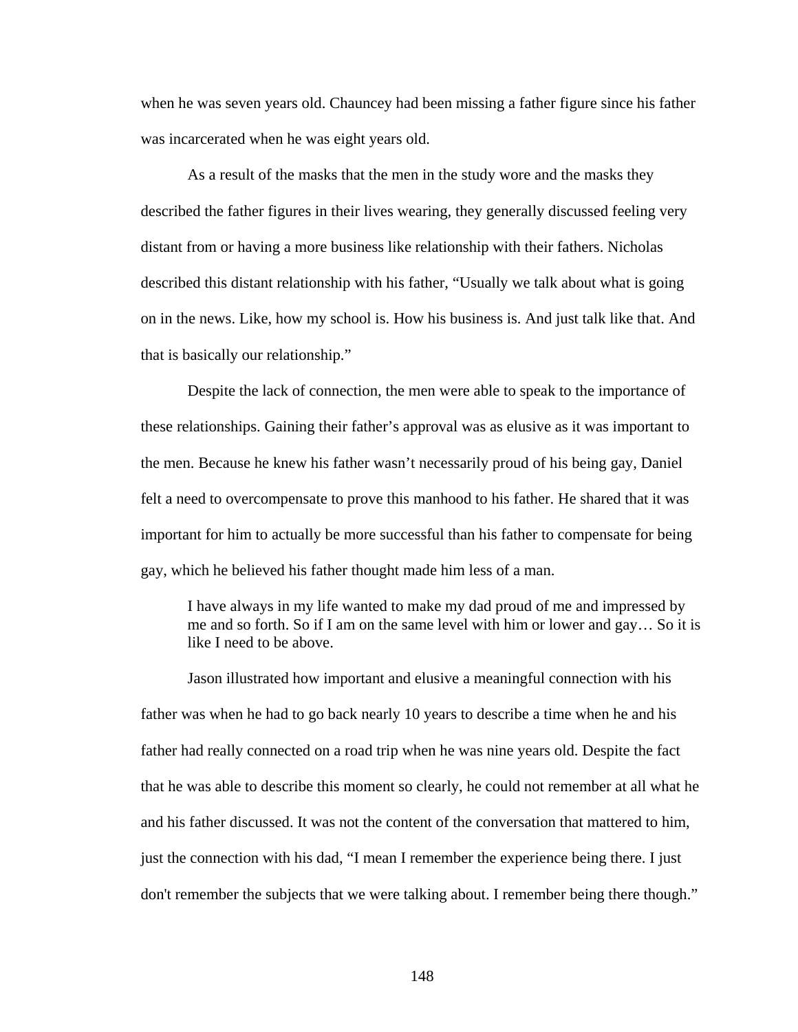when he was seven years old. Chauncey had been missing a father figure since his father was incarcerated when he was eight years old.

As a result of the masks that the men in the study wore and the masks they described the father figures in their lives wearing, they generally discussed feeling very distant from or having a more business like relationship with their fathers. Nicholas described this distant relationship with his father, "Usually we talk about what is going on in the news. Like, how my school is. How his business is. And just talk like that. And that is basically our relationship."

Despite the lack of connection, the men were able to speak to the importance of these relationships. Gaining their father's approval was as elusive as it was important to the men. Because he knew his father wasn't necessarily proud of his being gay, Daniel felt a need to overcompensate to prove this manhood to his father. He shared that it was important for him to actually be more successful than his father to compensate for being gay, which he believed his father thought made him less of a man.

> I have always in my life wanted to make my dad proud of me and impressed by me and so forth. So if I am on the same level with him or lower and gay… So it is like I need to be above.

Jason illustrated how important and elusive a meaningful connection with his father was when he had to go back nearly 10 years to describe a time when he and his father had really connected on a road trip when he was nine years old. Despite the fact that he was able to describe this moment so clearly, he could not remember at all what he and his father discussed. It was not the content of the conversation that mattered to him, just the connection with his dad, "I mean I remember the experience being there. I just don't remember the subjects that we were talking about. I remember being there though."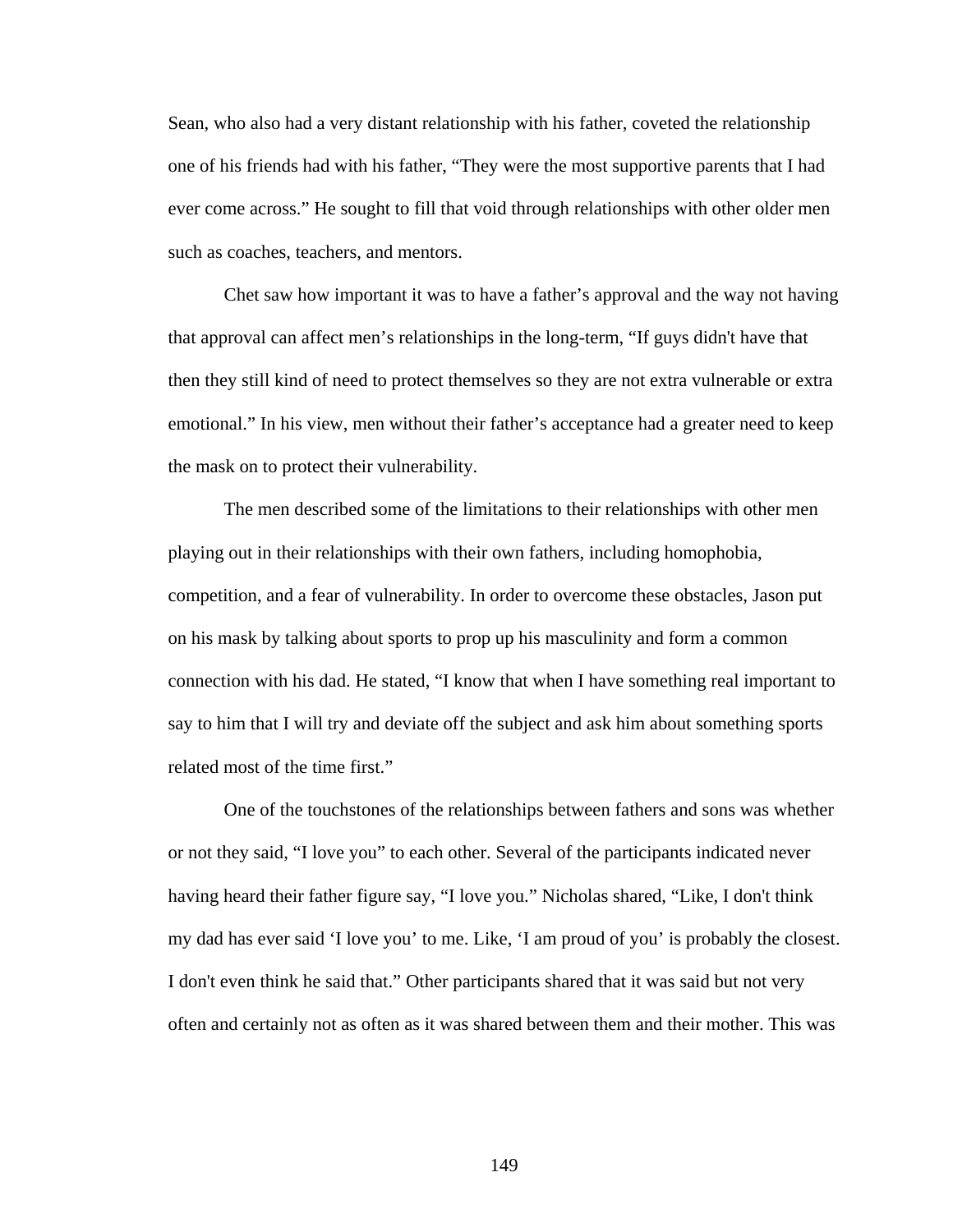Sean, who also had a very distant relationship with his father, coveted the relationship one of his friends had with his father, “They were the most supportive parents that I had ever come across.” He sought to fill that void through relationships with other older men such as coaches, teachers, and mentors.

Chet saw how important it was to have a father’s approval and the way not having that approval can affect men’s relationships in the long-term, “If guys didn't have that then they still kind of need to protect themselves so they are not extra vulnerable or extra emotional.” In his view, men without their father’s acceptance had a greater need to keep the mask on to protect their vulnerability.

The men described some of the limitations to their relationships with other men playing out in their relationships with their own fathers, including homophobia, competition, and a fear of vulnerability. In order to overcome these obstacles, Jason put on his mask by talking about sports to prop up his masculinity and form a common connection with his dad. He stated, “I know that when I have something real important to say to him that I will try and deviate off the subject and ask him about something sports related most of the time first.”

One of the touchstones of the relationships between fathers and sons was whether or not they said, “I love you” to each other. Several of the participants indicated never having heard their father figure say, “I love you.” Nicholas shared, “Like, I don't think my dad has ever said ‘I love you’ to me. Like, ‘I am proud of you’ is probably the closest. I don't even think he said that.” Other participants shared that it was said but not very often and certainly not as often as it was shared between them and their mother. This was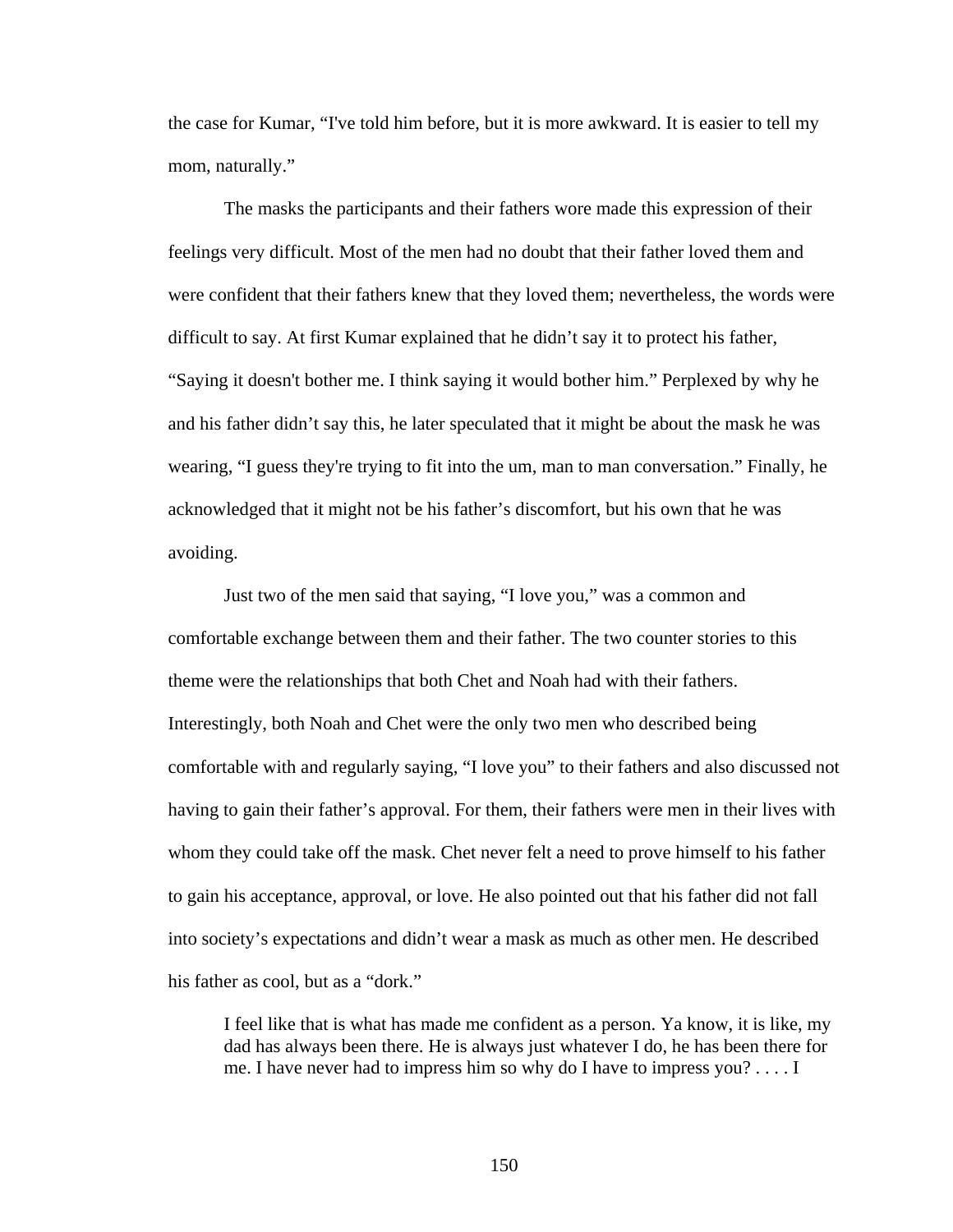the case for Kumar, "I've told him before, but it is more awkward. It is easier to tell my mom, naturally."

The masks the participants and their fathers wore made this expression of their feelings very difficult. Most of the men had no doubt that their father loved them and were confident that their fathers knew that they loved them; nevertheless, the words were difficult to say. At first Kumar explained that he didn't say it to protect his father, "Saying it doesn't bother me. I think saying it would bother him." Perplexed by why he and his father didn't say this, he later speculated that it might be about the mask he was wearing, "I guess they're trying to fit into the um, man to man conversation." Finally, he acknowledged that it might not be his father's discomfort, but his own that he was avoiding.

Just two of the men said that saying, "I love you," was a common and comfortable exchange between them and their father. The two counter stories to this theme were the relationships that both Chet and Noah had with their fathers. Interestingly, both Noah and Chet were the only two men who described being comfortable with and regularly saying, "I love you" to their fathers and also discussed not having to gain their father's approval. For them, their fathers were men in their lives with whom they could take off the mask. Chet never felt a need to prove himself to his father to gain his acceptance, approval, or love. He also pointed out that his father did not fall into society's expectations and didn't wear a mask as much as other men. He described his father as cool, but as a "dork."

> I feel like that is what has made me confident as a person. Ya know, it is like, my dad has always been there. He is always just whatever I do, he has been there for me. I have never had to impress him so why do I have to impress you? . . . . I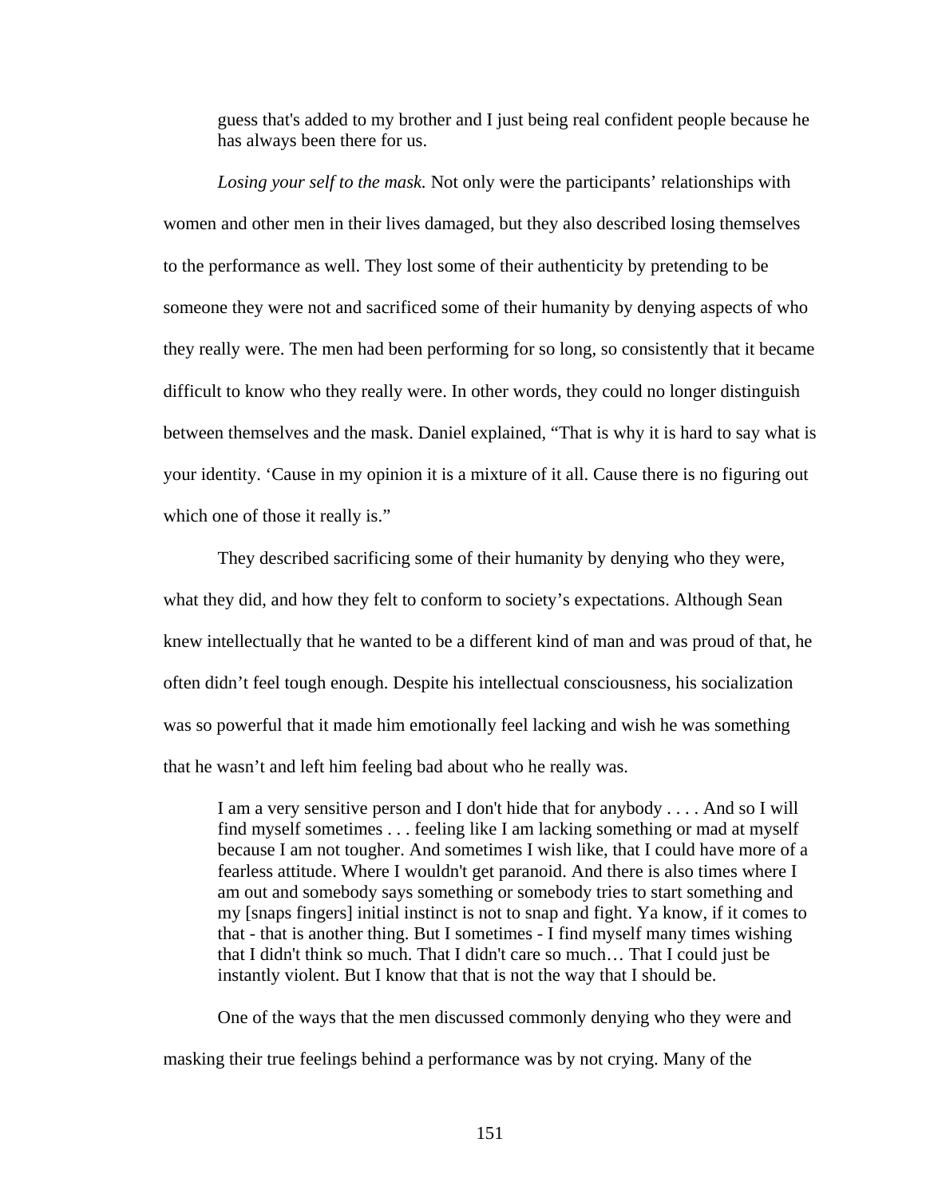> guess that's added to my brother and I just being real confident people because he has always been there for us.

*Losing your self to the mask.* Not only were the participants' relationships with women and other men in their lives damaged, but they also described losing themselves to the performance as well. They lost some of their authenticity by pretending to be someone they were not and sacrificed some of their humanity by denying aspects of who they really were. The men had been performing for so long, so consistently that it became difficult to know who they really were. In other words, they could no longer distinguish between themselves and the mask. Daniel explained, "That is why it is hard to say what is your identity. 'Cause in my opinion it is a mixture of it all. Cause there is no figuring out which one of those it really is."

They described sacrificing some of their humanity by denying who they were, what they did, and how they felt to conform to society's expectations. Although Sean knew intellectually that he wanted to be a different kind of man and was proud of that, he often didn't feel tough enough. Despite his intellectual consciousness, his socialization was so powerful that it made him emotionally feel lacking and wish he was something that he wasn't and left him feeling bad about who he really was.

> I am a very sensitive person and I don't hide that for anybody . . . . And so I will find myself sometimes . . . feeling like I am lacking something or mad at myself because I am not tougher. And sometimes I wish like, that I could have more of a fearless attitude. Where I wouldn't get paranoid. And there is also times where I am out and somebody says something or somebody tries to start something and my [snaps fingers] initial instinct is not to snap and fight. Ya know, if it comes to that - that is another thing. But I sometimes - I find myself many times wishing that I didn't think so much. That I didn't care so much… That I could just be instantly violent. But I know that that is not the way that I should be.

One of the ways that the men discussed commonly denying who they were and masking their true feelings behind a performance was by not crying. Many of the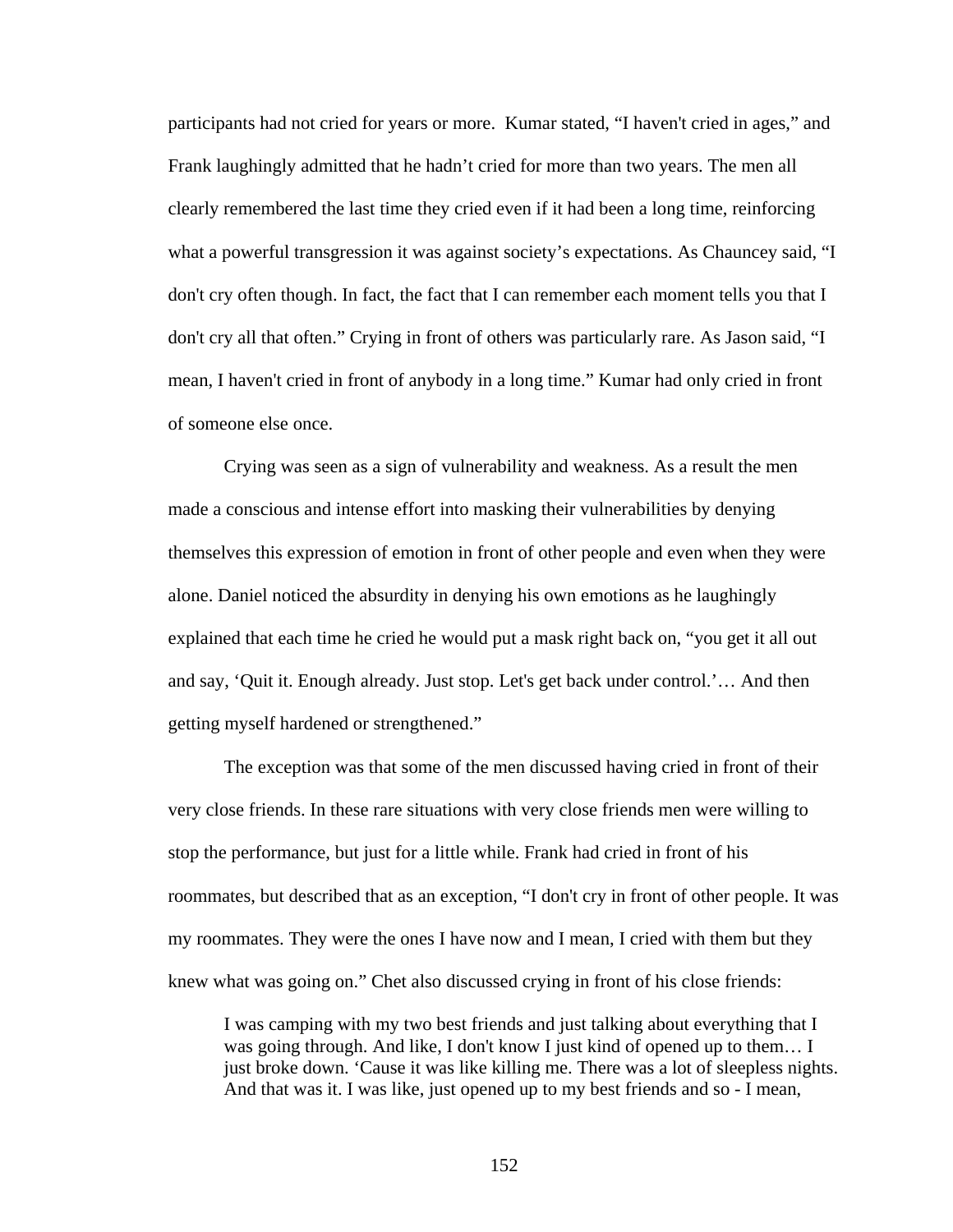participants had not cried for years or more. Kumar stated, "I haven't cried in ages," and Frank laughingly admitted that he hadn't cried for more than two years. The men all clearly remembered the last time they cried even if it had been a long time, reinforcing what a powerful transgression it was against society's expectations. As Chauncey said, "I don't cry often though. In fact, the fact that I can remember each moment tells you that I don't cry all that often." Crying in front of others was particularly rare. As Jason said, "I mean, I haven't cried in front of anybody in a long time." Kumar had only cried in front of someone else once.

Crying was seen as a sign of vulnerability and weakness. As a result the men made a conscious and intense effort into masking their vulnerabilities by denying themselves this expression of emotion in front of other people and even when they were alone. Daniel noticed the absurdity in denying his own emotions as he laughingly explained that each time he cried he would put a mask right back on, "you get it all out and say, 'Quit it. Enough already. Just stop. Let's get back under control.'… And then getting myself hardened or strengthened."

The exception was that some of the men discussed having cried in front of their very close friends. In these rare situations with very close friends men were willing to stop the performance, but just for a little while. Frank had cried in front of his roommates, but described that as an exception, "I don't cry in front of other people. It was my roommates. They were the ones I have now and I mean, I cried with them but they knew what was going on." Chet also discussed crying in front of his close friends:

> I was camping with my two best friends and just talking about everything that I was going through. And like, I don't know I just kind of opened up to them… I just broke down. 'Cause it was like killing me. There was a lot of sleepless nights. And that was it. I was like, just opened up to my best friends and so - I mean,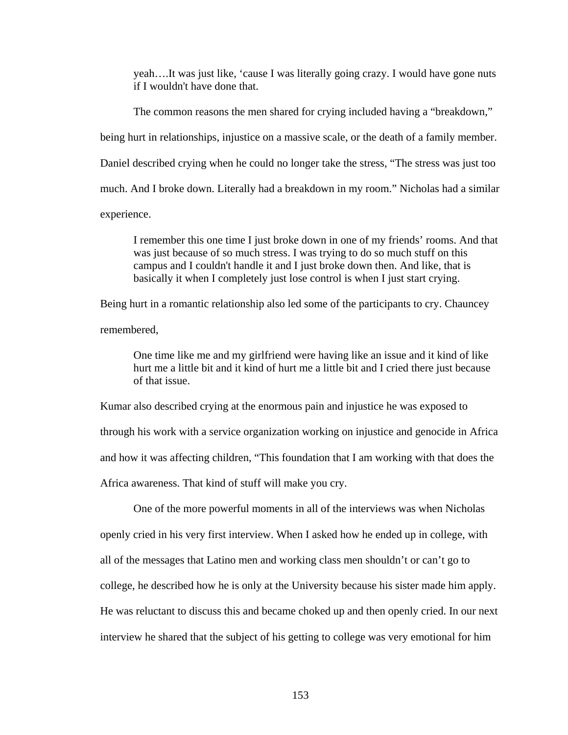> yeah….It was just like, 'cause I was literally going crazy. I would have gone nuts if I wouldn't have done that.

The common reasons the men shared for crying included having a "breakdown," being hurt in relationships, injustice on a massive scale, or the death of a family member. Daniel described crying when he could no longer take the stress, "The stress was just too much. And I broke down. Literally had a breakdown in my room." Nicholas had a similar experience.

> I remember this one time I just broke down in one of my friends' rooms. And that was just because of so much stress. I was trying to do so much stuff on this campus and I couldn't handle it and I just broke down then. And like, that is basically it when I completely just lose control is when I just start crying.

Being hurt in a romantic relationship also led some of the participants to cry. Chauncey remembered,

> One time like me and my girlfriend were having like an issue and it kind of like hurt me a little bit and it kind of hurt me a little bit and I cried there just because of that issue.

Kumar also described crying at the enormous pain and injustice he was exposed to through his work with a service organization working on injustice and genocide in Africa and how it was affecting children, "This foundation that I am working with that does the Africa awareness. That kind of stuff will make you cry.

One of the more powerful moments in all of the interviews was when Nicholas openly cried in his very first interview. When I asked how he ended up in college, with all of the messages that Latino men and working class men shouldn't or can't go to college, he described how he is only at the University because his sister made him apply. He was reluctant to discuss this and became choked up and then openly cried. In our next interview he shared that the subject of his getting to college was very emotional for him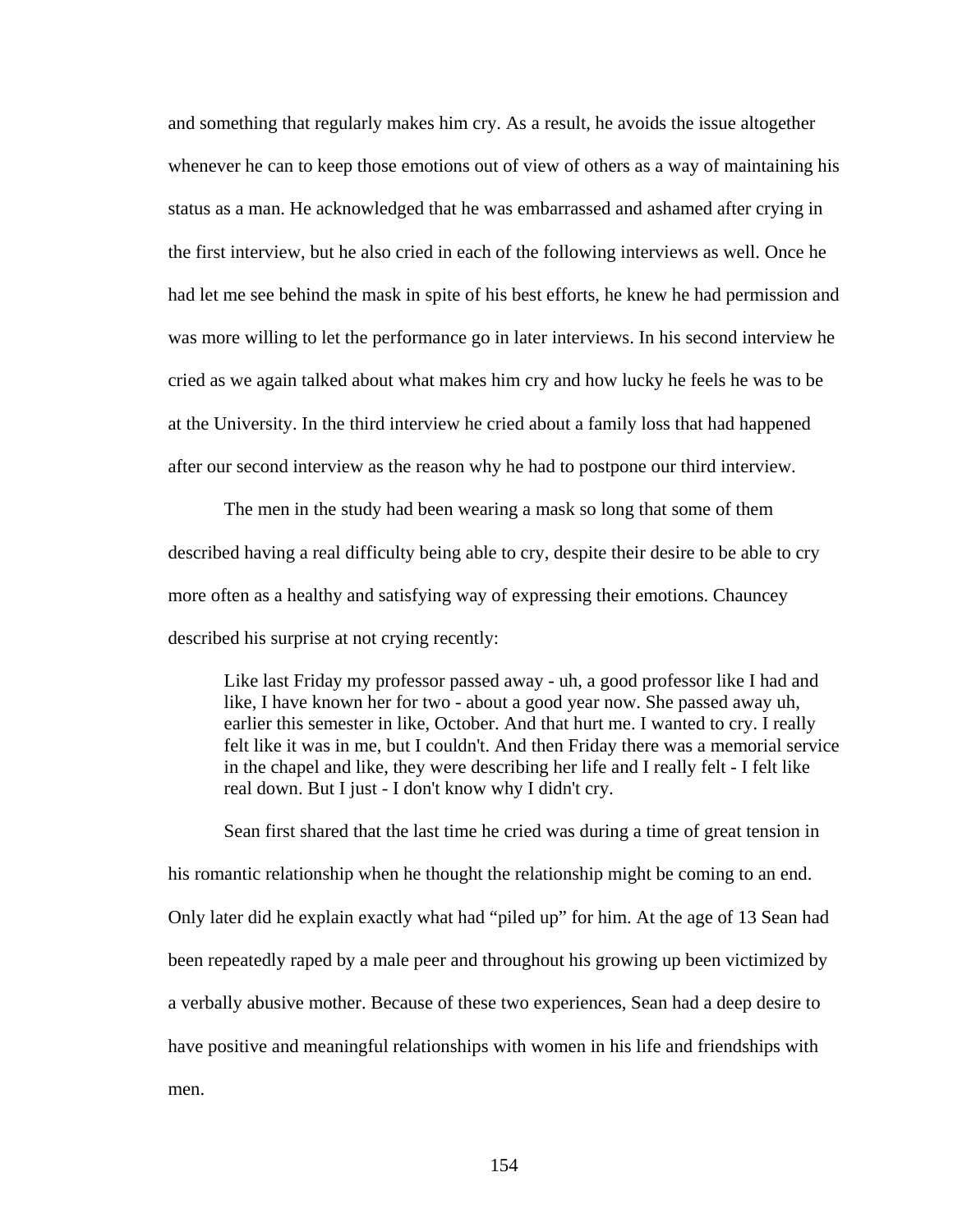and something that regularly makes him cry. As a result, he avoids the issue altogether whenever he can to keep those emotions out of view of others as a way of maintaining his status as a man. He acknowledged that he was embarrassed and ashamed after crying in the first interview, but he also cried in each of the following interviews as well. Once he had let me see behind the mask in spite of his best efforts, he knew he had permission and was more willing to let the performance go in later interviews. In his second interview he cried as we again talked about what makes him cry and how lucky he feels he was to be at the University. In the third interview he cried about a family loss that had happened after our second interview as the reason why he had to postpone our third interview.

The men in the study had been wearing a mask so long that some of them described having a real difficulty being able to cry, despite their desire to be able to cry more often as a healthy and satisfying way of expressing their emotions. Chauncey described his surprise at not crying recently:

> Like last Friday my professor passed away - uh, a good professor like I had and like, I have known her for two - about a good year now. She passed away uh, earlier this semester in like, October. And that hurt me. I wanted to cry. I really felt like it was in me, but I couldn't. And then Friday there was a memorial service in the chapel and like, they were describing her life and I really felt - I felt like real down. But I just - I don't know why I didn't cry.

Sean first shared that the last time he cried was during a time of great tension in his romantic relationship when he thought the relationship might be coming to an end. Only later did he explain exactly what had "piled up" for him. At the age of 13 Sean had been repeatedly raped by a male peer and throughout his growing up been victimized by a verbally abusive mother. Because of these two experiences, Sean had a deep desire to have positive and meaningful relationships with women in his life and friendships with men.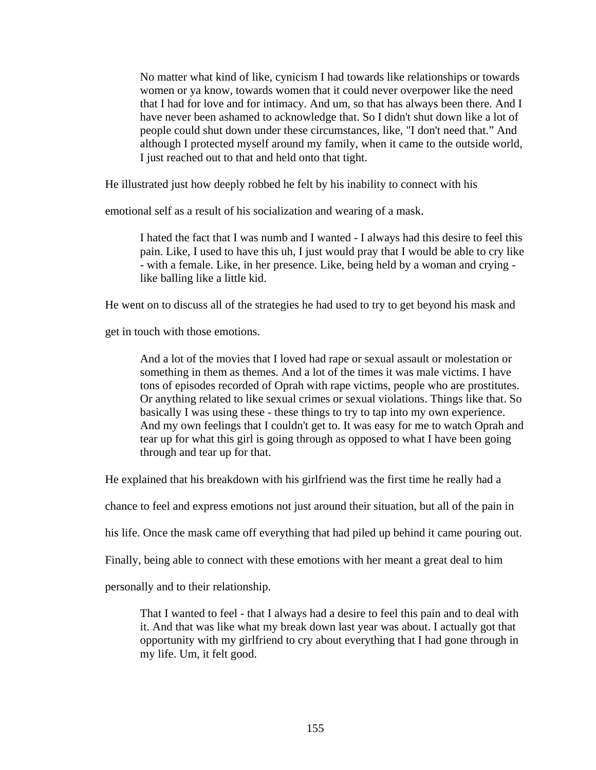> No matter what kind of like, cynicism I had towards like relationships or towards women or ya know, towards women that it could never overpower like the need that I had for love and for intimacy. And um, so that has always been there. And I have never been ashamed to acknowledge that. So I didn't shut down like a lot of people could shut down under these circumstances, like, "I don't need that." And although I protected myself around my family, when it came to the outside world, I just reached out to that and held onto that tight.

He illustrated just how deeply robbed he felt by his inability to connect with his emotional self as a result of his socialization and wearing of a mask.

> I hated the fact that I was numb and I wanted - I always had this desire to feel this pain. Like, I used to have this uh, I just would pray that I would be able to cry like - with a female. Like, in her presence. Like, being held by a woman and crying - like balling like a little kid.

He went on to discuss all of the strategies he had used to try to get beyond his mask and get in touch with those emotions.

> And a lot of the movies that I loved had rape or sexual assault or molestation or something in them as themes. And a lot of the times it was male victims. I have tons of episodes recorded of Oprah with rape victims, people who are prostitutes. Or anything related to like sexual crimes or sexual violations. Things like that. So basically I was using these - these things to try to tap into my own experience. And my own feelings that I couldn't get to. It was easy for me to watch Oprah and tear up for what this girl is going through as opposed to what I have been going through and tear up for that.

He explained that his breakdown with his girlfriend was the first time he really had a chance to feel and express emotions not just around their situation, but all of the pain in his life. Once the mask came off everything that had piled up behind it came pouring out. Finally, being able to connect with these emotions with her meant a great deal to him personally and to their relationship.

> That I wanted to feel - that I always had a desire to feel this pain and to deal with it. And that was like what my break down last year was about. I actually got that opportunity with my girlfriend to cry about everything that I had gone through in my life. Um, it felt good.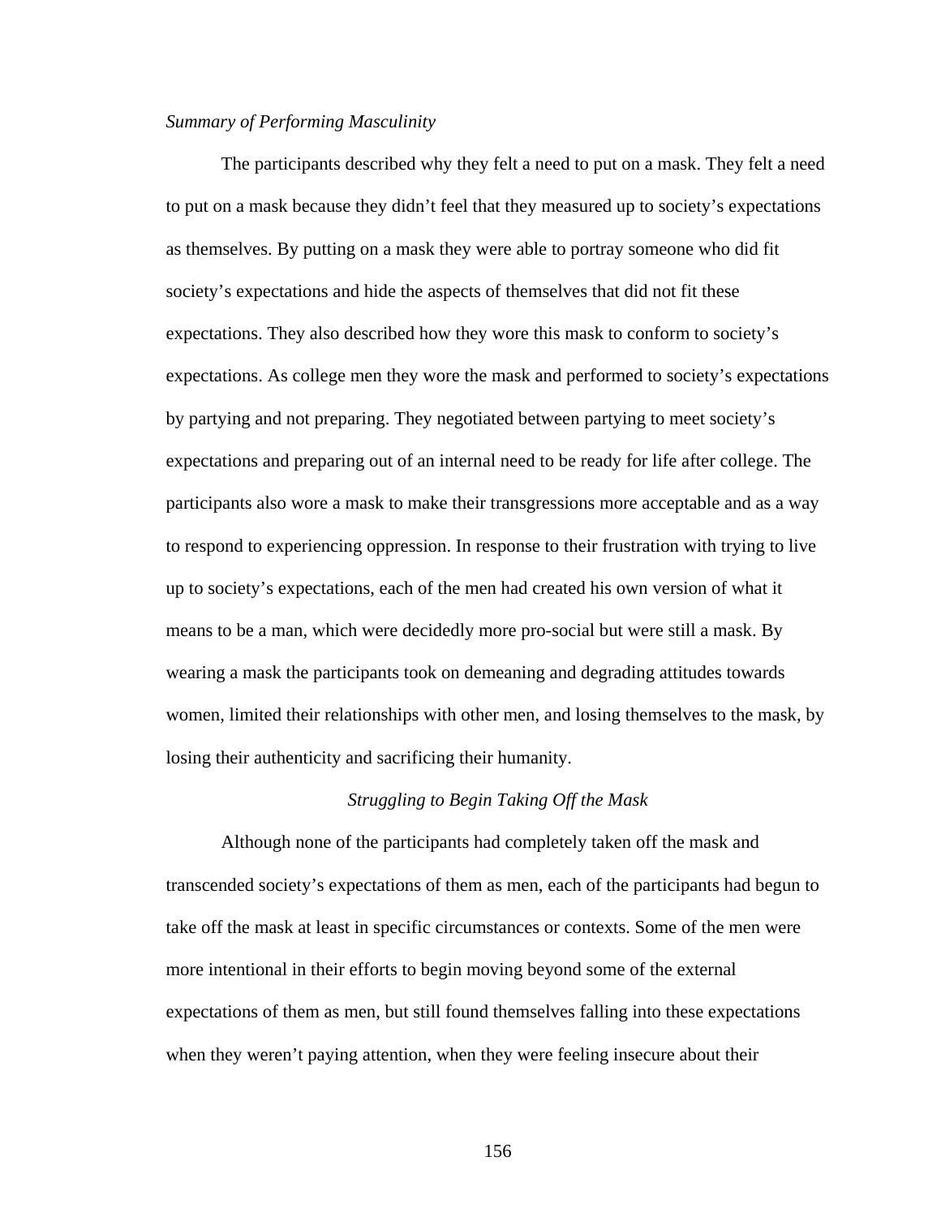*Summary of Performing Masculinity*

The participants described why they felt a need to put on a mask. They felt a need to put on a mask because they didn't feel that they measured up to society's expectations as themselves. By putting on a mask they were able to portray someone who did fit society's expectations and hide the aspects of themselves that did not fit these expectations. They also described how they wore this mask to conform to society's expectations. As college men they wore the mask and performed to society's expectations by partying and not preparing. They negotiated between partying to meet society's expectations and preparing out of an internal need to be ready for life after college. The participants also wore a mask to make their transgressions more acceptable and as a way to respond to experiencing oppression. In response to their frustration with trying to live up to society's expectations, each of the men had created his own version of what it means to be a man, which were decidedly more pro-social but were still a mask. By wearing a mask the participants took on demeaning and degrading attitudes towards women, limited their relationships with other men, and losing themselves to the mask, by losing their authenticity and sacrificing their humanity.

### *Struggling to Begin Taking Off the Mask*

Although none of the participants had completely taken off the mask and transcended society's expectations of them as men, each of the participants had begun to take off the mask at least in specific circumstances or contexts. Some of the men were more intentional in their efforts to begin moving beyond some of the external expectations of them as men, but still found themselves falling into these expectations when they weren't paying attention, when they were feeling insecure about their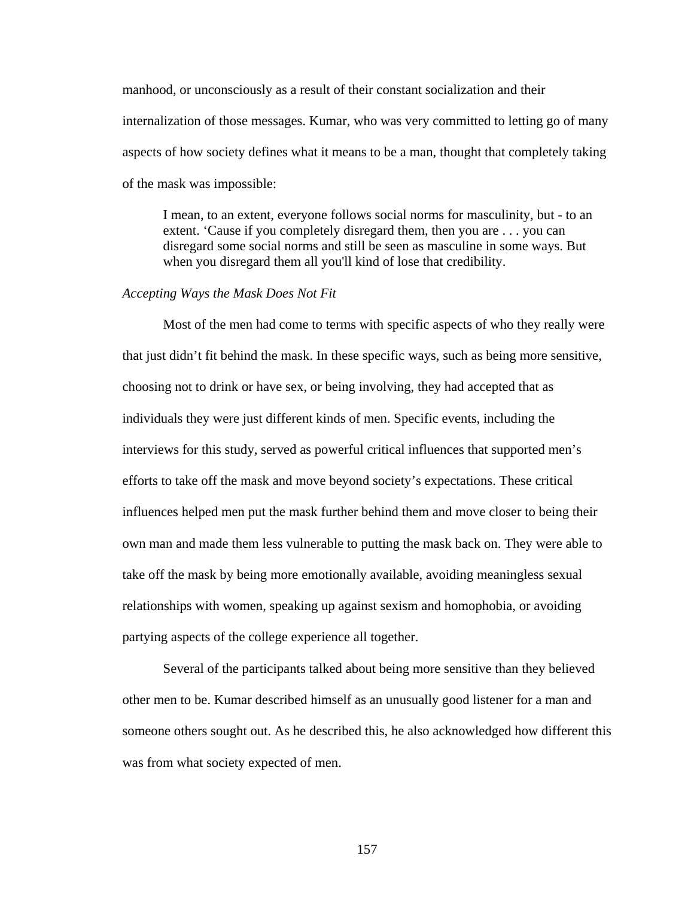manhood, or unconsciously as a result of their constant socialization and their internalization of those messages. Kumar, who was very committed to letting go of many aspects of how society defines what it means to be a man, thought that completely taking of the mask was impossible:

> I mean, to an extent, everyone follows social norms for masculinity, but - to an extent. 'Cause if you completely disregard them, then you are . . . you can disregard some social norms and still be seen as masculine in some ways. But when you disregard them all you'll kind of lose that credibility.

*Accepting Ways the Mask Does Not Fit*

Most of the men had come to terms with specific aspects of who they really were that just didn't fit behind the mask. In these specific ways, such as being more sensitive, choosing not to drink or have sex, or being involving, they had accepted that as individuals they were just different kinds of men. Specific events, including the interviews for this study, served as powerful critical influences that supported men's efforts to take off the mask and move beyond society's expectations. These critical influences helped men put the mask further behind them and move closer to being their own man and made them less vulnerable to putting the mask back on. They were able to take off the mask by being more emotionally available, avoiding meaningless sexual relationships with women, speaking up against sexism and homophobia, or avoiding partying aspects of the college experience all together.

Several of the participants talked about being more sensitive than they believed other men to be. Kumar described himself as an unusually good listener for a man and someone others sought out. As he described this, he also acknowledged how different this was from what society expected of men.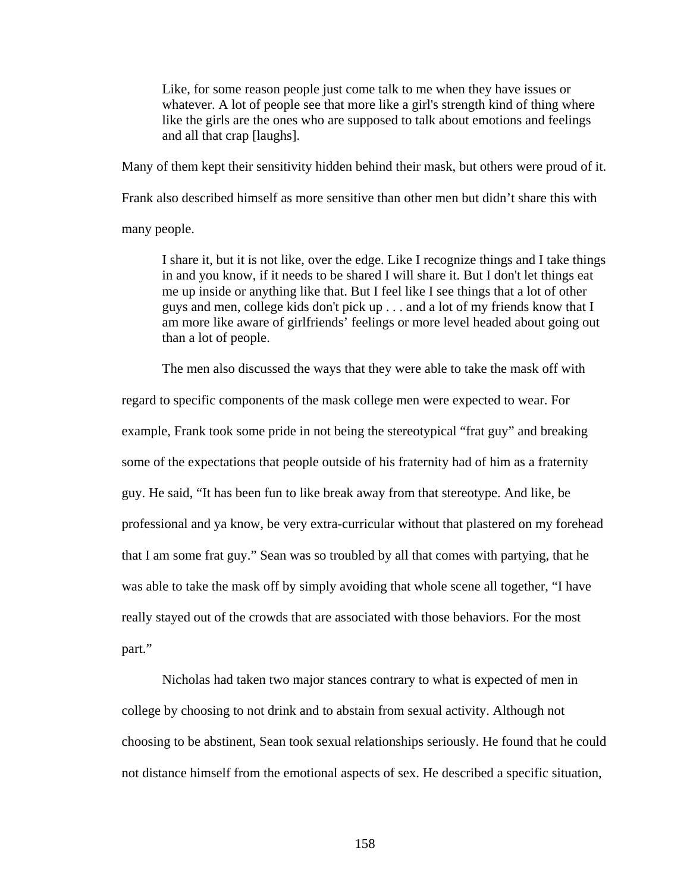> Like, for some reason people just come talk to me when they have issues or whatever. A lot of people see that more like a girl's strength kind of thing where like the girls are the ones who are supposed to talk about emotions and feelings and all that crap [laughs].

Many of them kept their sensitivity hidden behind their mask, but others were proud of it. Frank also described himself as more sensitive than other men but didn't share this with many people.

> I share it, but it is not like, over the edge. Like I recognize things and I take things in and you know, if it needs to be shared I will share it. But I don't let things eat me up inside or anything like that. But I feel like I see things that a lot of other guys and men, college kids don't pick up . . . and a lot of my friends know that I am more like aware of girlfriends' feelings or more level headed about going out than a lot of people.

The men also discussed the ways that they were able to take the mask off with regard to specific components of the mask college men were expected to wear. For example, Frank took some pride in not being the stereotypical "frat guy" and breaking some of the expectations that people outside of his fraternity had of him as a fraternity guy. He said, "It has been fun to like break away from that stereotype. And like, be professional and ya know, be very extra-curricular without that plastered on my forehead that I am some frat guy." Sean was so troubled by all that comes with partying, that he was able to take the mask off by simply avoiding that whole scene all together, "I have really stayed out of the crowds that are associated with those behaviors. For the most part."

Nicholas had taken two major stances contrary to what is expected of men in college by choosing to not drink and to abstain from sexual activity. Although not choosing to be abstinent, Sean took sexual relationships seriously. He found that he could not distance himself from the emotional aspects of sex. He described a specific situation,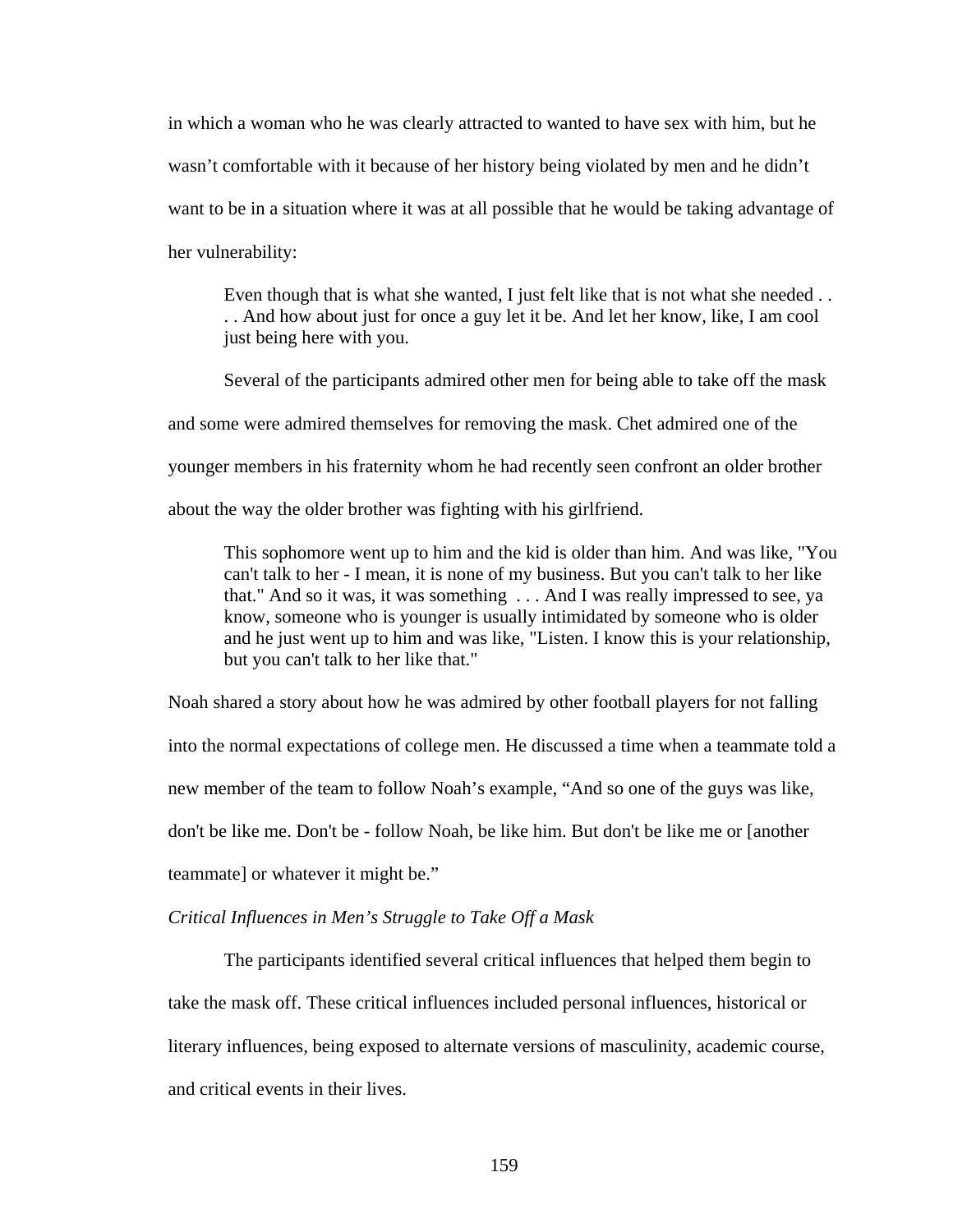in which a woman who he was clearly attracted to wanted to have sex with him, but he wasn't comfortable with it because of her history being violated by men and he didn't want to be in a situation where it was at all possible that he would be taking advantage of her vulnerability:

> Even though that is what she wanted, I just felt like that is not what she needed . . . . And how about just for once a guy let it be. And let her know, like, I am cool just being here with you.

Several of the participants admired other men for being able to take off the mask and some were admired themselves for removing the mask. Chet admired one of the younger members in his fraternity whom he had recently seen confront an older brother about the way the older brother was fighting with his girlfriend.

> This sophomore went up to him and the kid is older than him. And was like, "You can't talk to her - I mean, it is none of my business. But you can't talk to her like that." And so it was, it was something . . . And I was really impressed to see, ya know, someone who is younger is usually intimidated by someone who is older and he just went up to him and was like, "Listen. I know this is your relationship, but you can't talk to her like that."

Noah shared a story about how he was admired by other football players for not falling into the normal expectations of college men. He discussed a time when a teammate told a new member of the team to follow Noah's example, "And so one of the guys was like, don't be like me. Don't be - follow Noah, be like him. But don't be like me or [another teammate] or whatever it might be."

*Critical Influences in Men's Struggle to Take Off a Mask*

The participants identified several critical influences that helped them begin to take the mask off. These critical influences included personal influences, historical or literary influences, being exposed to alternate versions of masculinity, academic course, and critical events in their lives.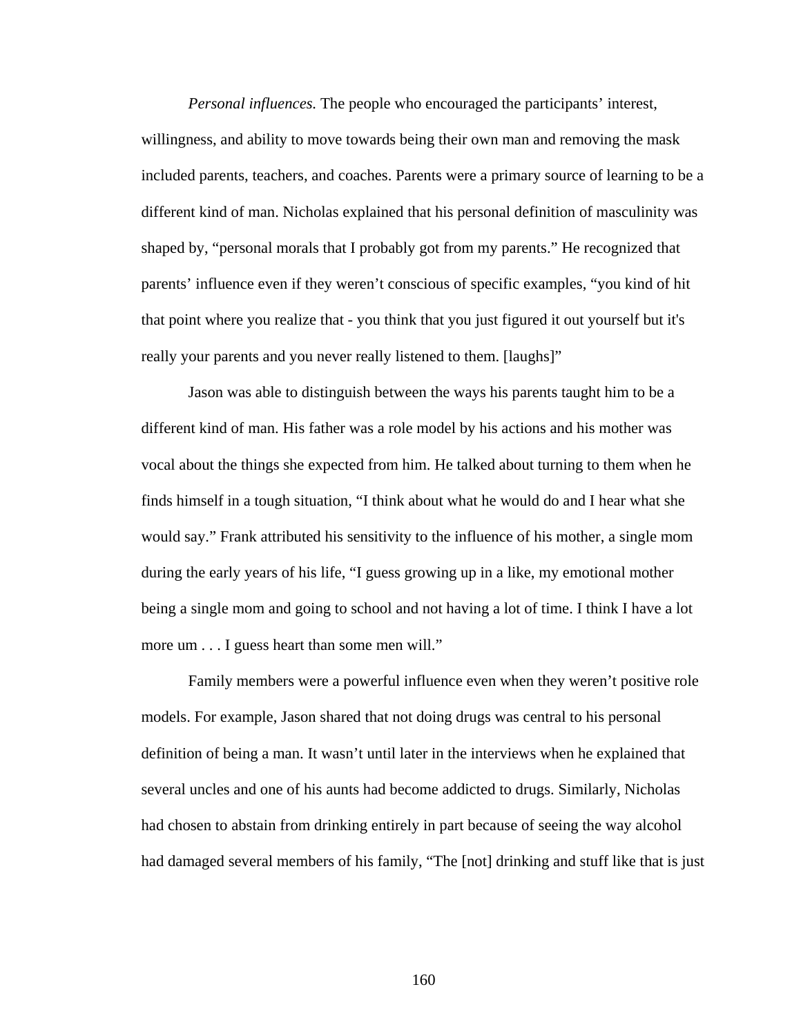*Personal influences.* The people who encouraged the participants' interest, willingness, and ability to move towards being their own man and removing the mask included parents, teachers, and coaches. Parents were a primary source of learning to be a different kind of man. Nicholas explained that his personal definition of masculinity was shaped by, "personal morals that I probably got from my parents." He recognized that parents' influence even if they weren't conscious of specific examples, "you kind of hit that point where you realize that - you think that you just figured it out yourself but it's really your parents and you never really listened to them. [laughs]"

Jason was able to distinguish between the ways his parents taught him to be a different kind of man. His father was a role model by his actions and his mother was vocal about the things she expected from him. He talked about turning to them when he finds himself in a tough situation, "I think about what he would do and I hear what she would say." Frank attributed his sensitivity to the influence of his mother, a single mom during the early years of his life, "I guess growing up in a like, my emotional mother being a single mom and going to school and not having a lot of time. I think I have a lot more um . . . I guess heart than some men will."

Family members were a powerful influence even when they weren't positive role models. For example, Jason shared that not doing drugs was central to his personal definition of being a man. It wasn't until later in the interviews when he explained that several uncles and one of his aunts had become addicted to drugs. Similarly, Nicholas had chosen to abstain from drinking entirely in part because of seeing the way alcohol had damaged several members of his family, "The [not] drinking and stuff like that is just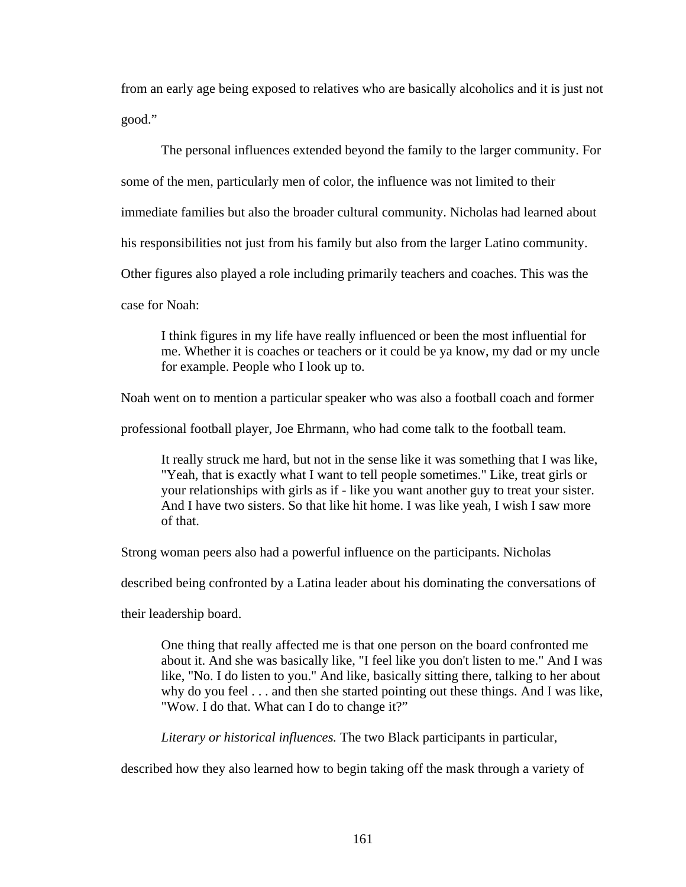from an early age being exposed to relatives who are basically alcoholics and it is just not good."

The personal influences extended beyond the family to the larger community. For some of the men, particularly men of color, the influence was not limited to their immediate families but also the broader cultural community. Nicholas had learned about his responsibilities not just from his family but also from the larger Latino community. Other figures also played a role including primarily teachers and coaches. This was the case for Noah:

> I think figures in my life have really influenced or been the most influential for me. Whether it is coaches or teachers or it could be ya know, my dad or my uncle for example. People who I look up to.

Noah went on to mention a particular speaker who was also a football coach and former professional football player, Joe Ehrmann, who had come talk to the football team.

> It really struck me hard, but not in the sense like it was something that I was like, "Yeah, that is exactly what I want to tell people sometimes." Like, treat girls or your relationships with girls as if - like you want another guy to treat your sister. And I have two sisters. So that like hit home. I was like yeah, I wish I saw more of that.

Strong woman peers also had a powerful influence on the participants. Nicholas described being confronted by a Latina leader about his dominating the conversations of their leadership board.

> One thing that really affected me is that one person on the board confronted me about it. And she was basically like, "I feel like you don't listen to me." And I was like, "No. I do listen to you." And like, basically sitting there, talking to her about why do you feel . . . and then she started pointing out these things. And I was like, "Wow. I do that. What can I do to change it?"

*Literary or historical influences.* The two Black participants in particular, described how they also learned how to begin taking off the mask through a variety of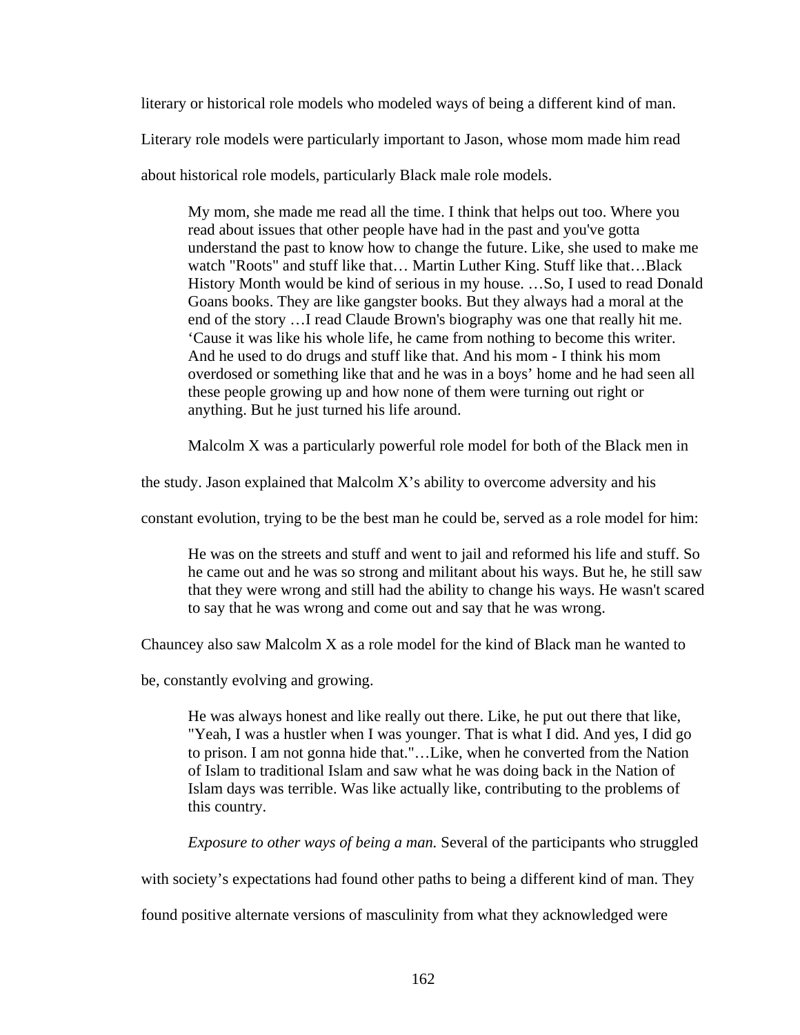literary or historical role models who modeled ways of being a different kind of man. Literary role models were particularly important to Jason, whose mom made him read about historical role models, particularly Black male role models.

> My mom, she made me read all the time. I think that helps out too. Where you read about issues that other people have had in the past and you've gotta understand the past to know how to change the future. Like, she used to make me watch "Roots" and stuff like that… Martin Luther King. Stuff like that…Black History Month would be kind of serious in my house. …So, I used to read Donald Goans books. They are like gangster books. But they always had a moral at the end of the story …I read Claude Brown's biography was one that really hit me. 'Cause it was like his whole life, he came from nothing to become this writer. And he used to do drugs and stuff like that. And his mom - I think his mom overdosed or something like that and he was in a boys' home and he had seen all these people growing up and how none of them were turning out right or anything. But he just turned his life around.

Malcolm X was a particularly powerful role model for both of the Black men in the study. Jason explained that Malcolm X's ability to overcome adversity and his constant evolution, trying to be the best man he could be, served as a role model for him:

> He was on the streets and stuff and went to jail and reformed his life and stuff. So he came out and he was so strong and militant about his ways. But he, he still saw that they were wrong and still had the ability to change his ways. He wasn't scared to say that he was wrong and come out and say that he was wrong.

Chauncey also saw Malcolm X as a role model for the kind of Black man he wanted to be, constantly evolving and growing.

> He was always honest and like really out there. Like, he put out there that like, "Yeah, I was a hustler when I was younger. That is what I did. And yes, I did go to prison. I am not gonna hide that."…Like, when he converted from the Nation of Islam to traditional Islam and saw what he was doing back in the Nation of Islam days was terrible. Was like actually like, contributing to the problems of this country.

*Exposure to other ways of being a man.* Several of the participants who struggled with society's expectations had found other paths to being a different kind of man. They found positive alternate versions of masculinity from what they acknowledged were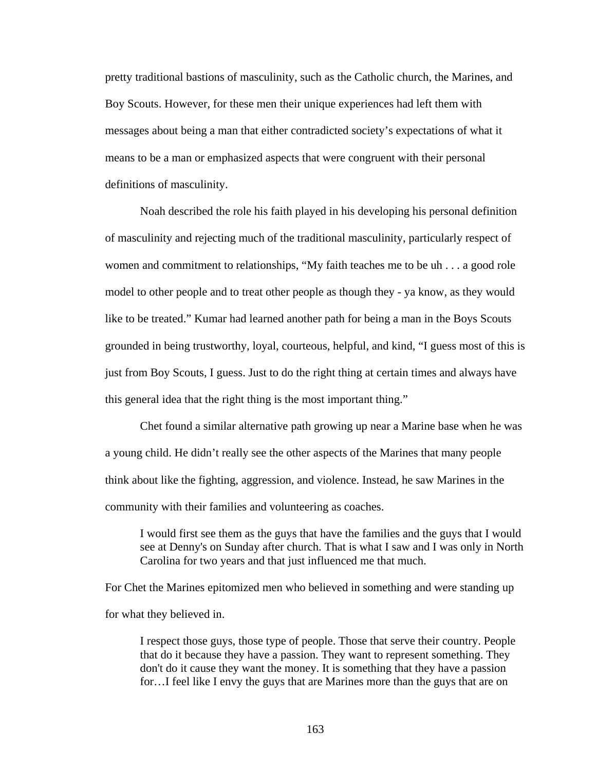pretty traditional bastions of masculinity, such as the Catholic church, the Marines, and Boy Scouts. However, for these men their unique experiences had left them with messages about being a man that either contradicted society's expectations of what it means to be a man or emphasized aspects that were congruent with their personal definitions of masculinity.

Noah described the role his faith played in his developing his personal definition of masculinity and rejecting much of the traditional masculinity, particularly respect of women and commitment to relationships, "My faith teaches me to be uh . . . a good role model to other people and to treat other people as though they - ya know, as they would like to be treated." Kumar had learned another path for being a man in the Boys Scouts grounded in being trustworthy, loyal, courteous, helpful, and kind, "I guess most of this is just from Boy Scouts, I guess. Just to do the right thing at certain times and always have this general idea that the right thing is the most important thing."

Chet found a similar alternative path growing up near a Marine base when he was a young child. He didn't really see the other aspects of the Marines that many people think about like the fighting, aggression, and violence. Instead, he saw Marines in the community with their families and volunteering as coaches.

> I would first see them as the guys that have the families and the guys that I would see at Denny's on Sunday after church. That is what I saw and I was only in North Carolina for two years and that just influenced me that much.

For Chet the Marines epitomized men who believed in something and were standing up for what they believed in.

> I respect those guys, those type of people. Those that serve their country. People that do it because they have a passion. They want to represent something. They don't do it cause they want the money. It is something that they have a passion for…I feel like I envy the guys that are Marines more than the guys that are on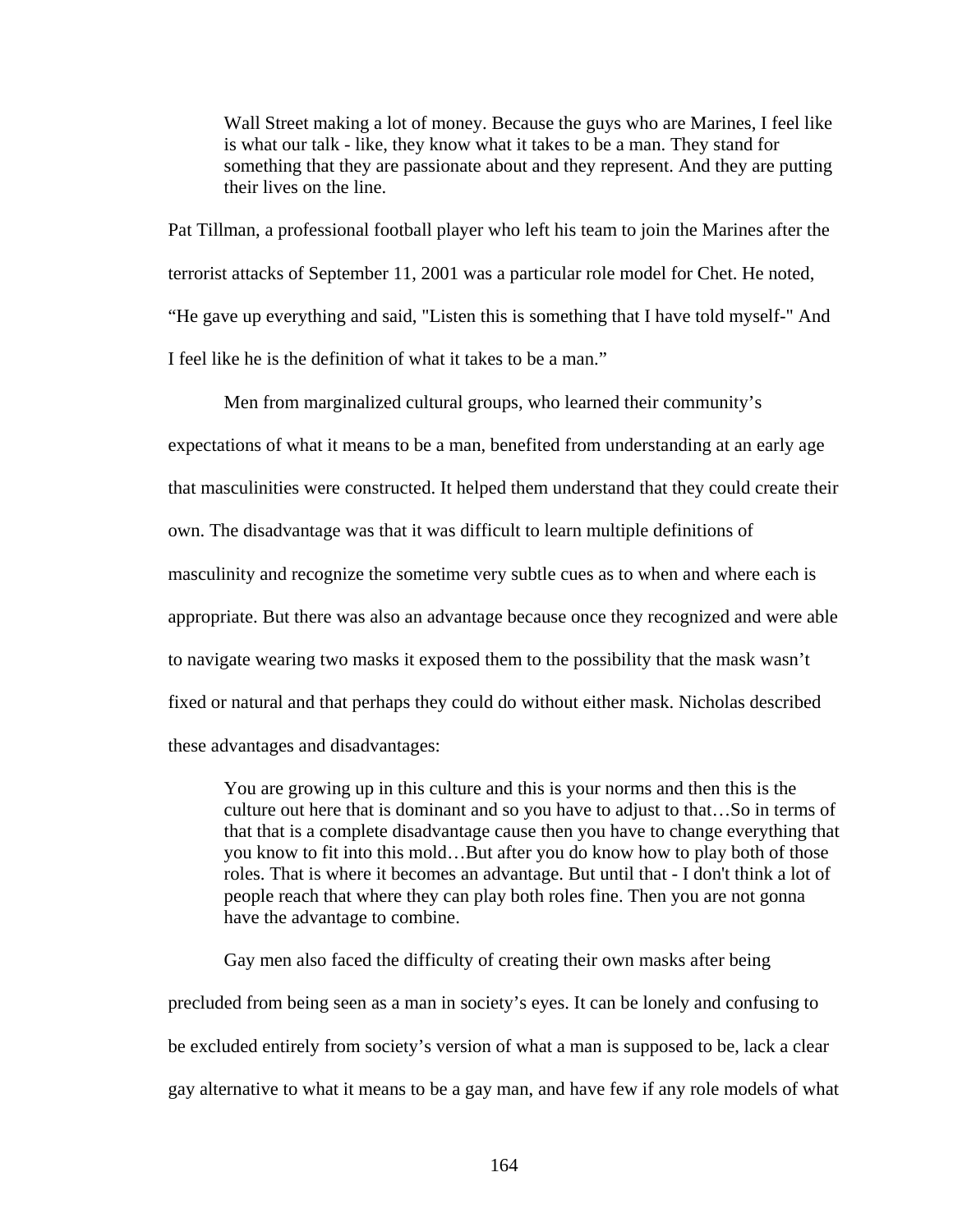> Wall Street making a lot of money. Because the guys who are Marines, I feel like is what our talk - like, they know what it takes to be a man. They stand for something that they are passionate about and they represent. And they are putting their lives on the line.

Pat Tillman, a professional football player who left his team to join the Marines after the terrorist attacks of September 11, 2001 was a particular role model for Chet. He noted, "He gave up everything and said, "Listen this is something that I have told myself-" And I feel like he is the definition of what it takes to be a man."

Men from marginalized cultural groups, who learned their community's expectations of what it means to be a man, benefited from understanding at an early age that masculinities were constructed. It helped them understand that they could create their own. The disadvantage was that it was difficult to learn multiple definitions of masculinity and recognize the sometime very subtle cues as to when and where each is appropriate. But there was also an advantage because once they recognized and were able to navigate wearing two masks it exposed them to the possibility that the mask wasn't fixed or natural and that perhaps they could do without either mask. Nicholas described these advantages and disadvantages:

> You are growing up in this culture and this is your norms and then this is the culture out here that is dominant and so you have to adjust to that…So in terms of that that is a complete disadvantage cause then you have to change everything that you know to fit into this mold…But after you do know how to play both of those roles. That is where it becomes an advantage. But until that - I don't think a lot of people reach that where they can play both roles fine. Then you are not gonna have the advantage to combine.

Gay men also faced the difficulty of creating their own masks after being precluded from being seen as a man in society's eyes. It can be lonely and confusing to be excluded entirely from society's version of what a man is supposed to be, lack a clear gay alternative to what it means to be a gay man, and have few if any role models of what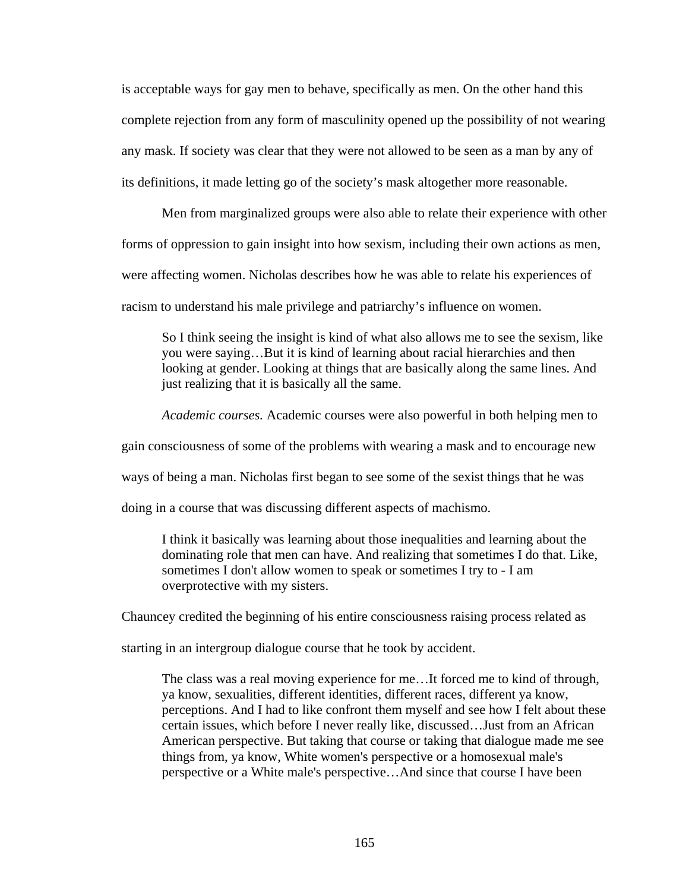is acceptable ways for gay men to behave, specifically as men. On the other hand this complete rejection from any form of masculinity opened up the possibility of not wearing any mask. If society was clear that they were not allowed to be seen as a man by any of its definitions, it made letting go of the society's mask altogether more reasonable.

Men from marginalized groups were also able to relate their experience with other forms of oppression to gain insight into how sexism, including their own actions as men, were affecting women. Nicholas describes how he was able to relate his experiences of racism to understand his male privilege and patriarchy's influence on women.

> So I think seeing the insight is kind of what also allows me to see the sexism, like you were saying…But it is kind of learning about racial hierarchies and then looking at gender. Looking at things that are basically along the same lines. And just realizing that it is basically all the same.

*Academic courses.* Academic courses were also powerful in both helping men to gain consciousness of some of the problems with wearing a mask and to encourage new ways of being a man. Nicholas first began to see some of the sexist things that he was doing in a course that was discussing different aspects of machismo.

> I think it basically was learning about those inequalities and learning about the dominating role that men can have. And realizing that sometimes I do that. Like, sometimes I don't allow women to speak or sometimes I try to - I am overprotective with my sisters.

Chauncey credited the beginning of his entire consciousness raising process related as starting in an intergroup dialogue course that he took by accident.

> The class was a real moving experience for me…It forced me to kind of through, ya know, sexualities, different identities, different races, different ya know, perceptions. And I had to like confront them myself and see how I felt about these certain issues, which before I never really like, discussed…Just from an African American perspective. But taking that course or taking that dialogue made me see things from, ya know, White women's perspective or a homosexual male's perspective or a White male's perspective…And since that course I have been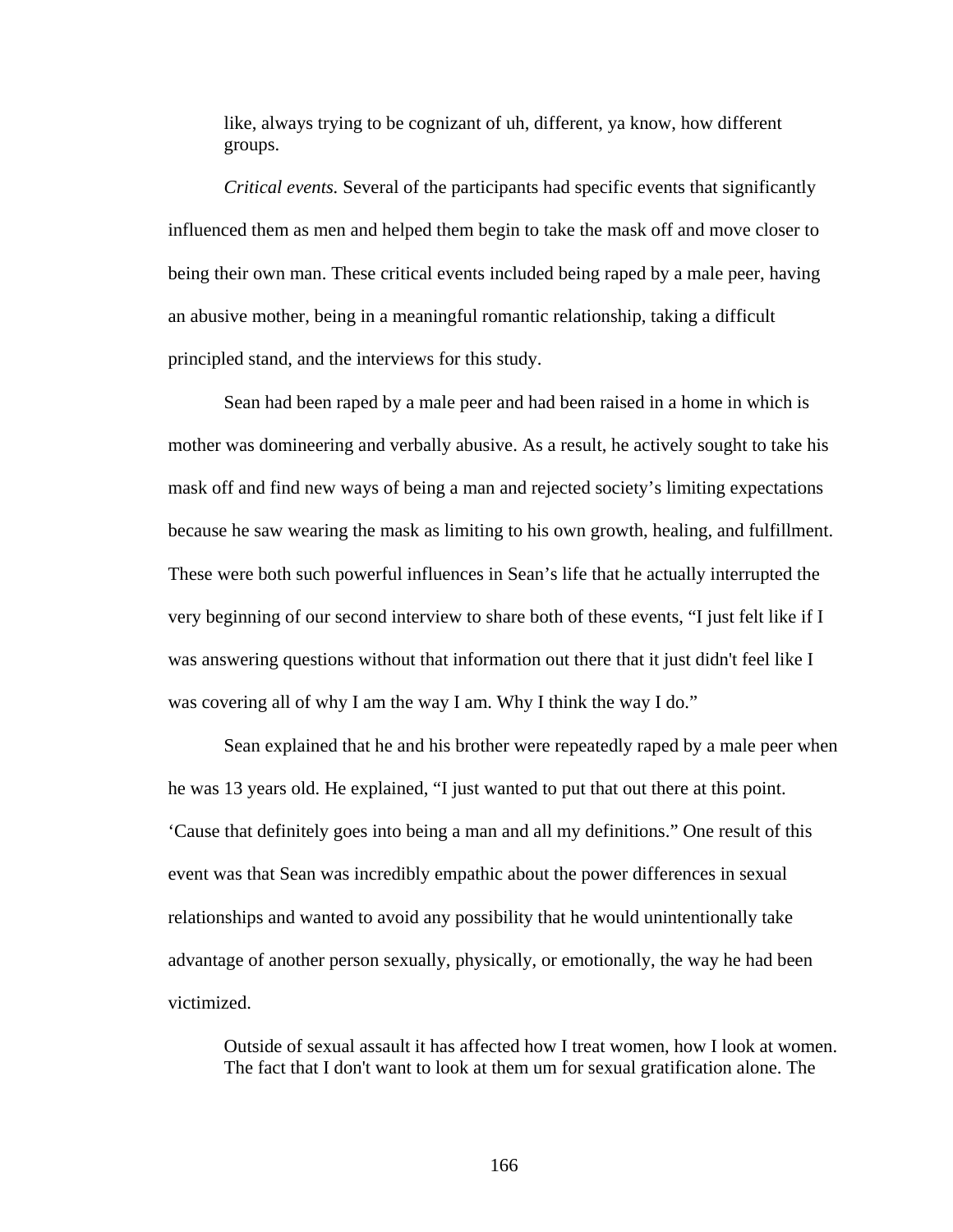> like, always trying to be cognizant of uh, different, ya know, how different groups.

*Critical events.* Several of the participants had specific events that significantly influenced them as men and helped them begin to take the mask off and move closer to being their own man. These critical events included being raped by a male peer, having an abusive mother, being in a meaningful romantic relationship, taking a difficult principled stand, and the interviews for this study.

Sean had been raped by a male peer and had been raised in a home in which is mother was domineering and verbally abusive. As a result, he actively sought to take his mask off and find new ways of being a man and rejected society's limiting expectations because he saw wearing the mask as limiting to his own growth, healing, and fulfillment. These were both such powerful influences in Sean's life that he actually interrupted the very beginning of our second interview to share both of these events, "I just felt like if I was answering questions without that information out there that it just didn't feel like I was covering all of why I am the way I am. Why I think the way I do."

Sean explained that he and his brother were repeatedly raped by a male peer when he was 13 years old. He explained, "I just wanted to put that out there at this point. 'Cause that definitely goes into being a man and all my definitions." One result of this event was that Sean was incredibly empathic about the power differences in sexual relationships and wanted to avoid any possibility that he would unintentionally take advantage of another person sexually, physically, or emotionally, the way he had been victimized.

> Outside of sexual assault it has affected how I treat women, how I look at women. The fact that I don't want to look at them um for sexual gratification alone. The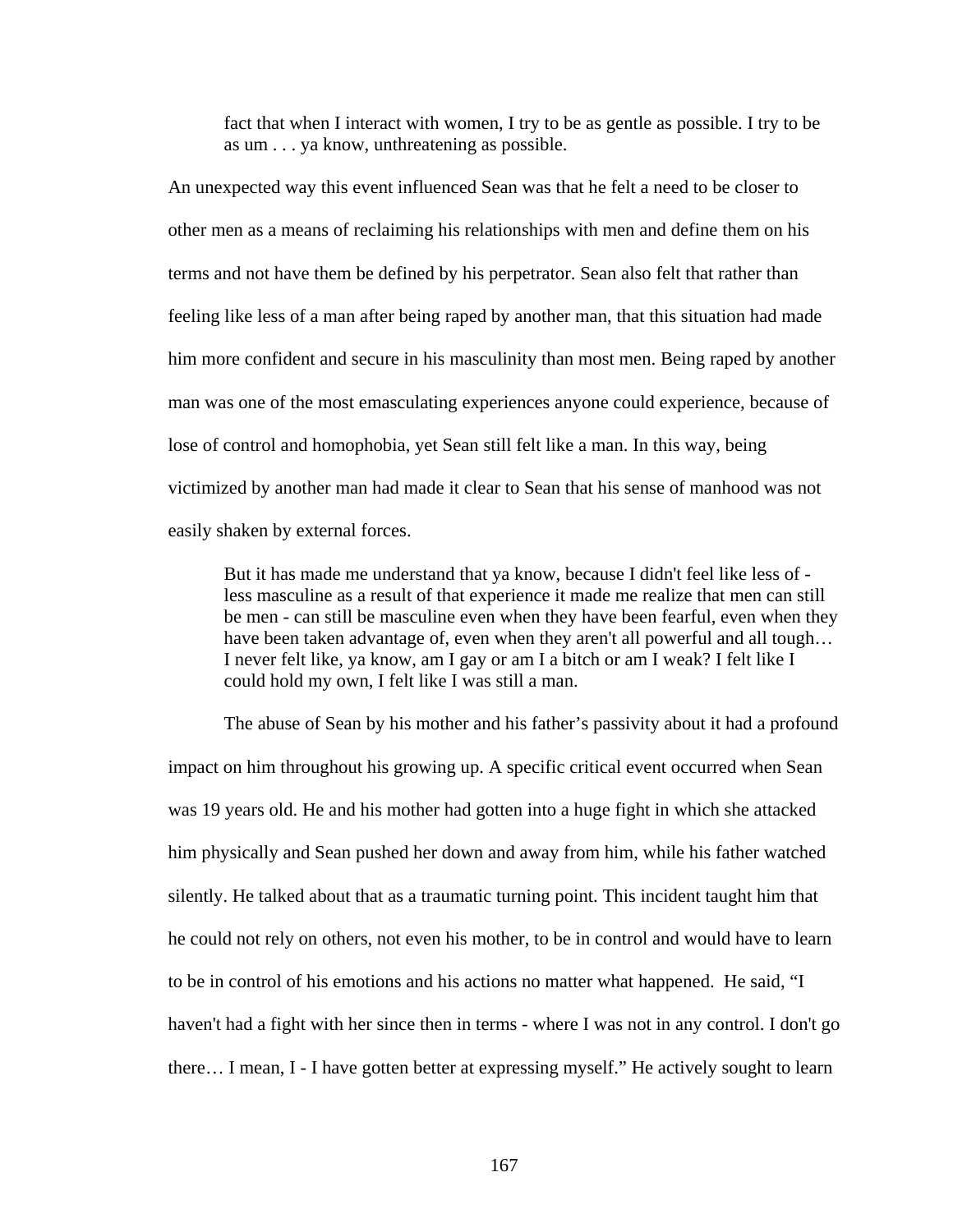> fact that when I interact with women, I try to be as gentle as possible. I try to be as um . . . ya know, unthreatening as possible.

An unexpected way this event influenced Sean was that he felt a need to be closer to other men as a means of reclaiming his relationships with men and define them on his terms and not have them be defined by his perpetrator. Sean also felt that rather than feeling like less of a man after being raped by another man, that this situation had made him more confident and secure in his masculinity than most men. Being raped by another man was one of the most emasculating experiences anyone could experience, because of lose of control and homophobia, yet Sean still felt like a man. In this way, being victimized by another man had made it clear to Sean that his sense of manhood was not easily shaken by external forces.

> But it has made me understand that ya know, because I didn't feel like less of - less masculine as a result of that experience it made me realize that men can still be men - can still be masculine even when they have been fearful, even when they have been taken advantage of, even when they aren't all powerful and all tough… I never felt like, ya know, am I gay or am I a bitch or am I weak? I felt like I could hold my own, I felt like I was still a man.

The abuse of Sean by his mother and his father's passivity about it had a profound impact on him throughout his growing up. A specific critical event occurred when Sean was 19 years old. He and his mother had gotten into a huge fight in which she attacked him physically and Sean pushed her down and away from him, while his father watched silently. He talked about that as a traumatic turning point. This incident taught him that he could not rely on others, not even his mother, to be in control and would have to learn to be in control of his emotions and his actions no matter what happened. He said, "I haven't had a fight with her since then in terms - where I was not in any control. I don't go there… I mean, I - I have gotten better at expressing myself." He actively sought to learn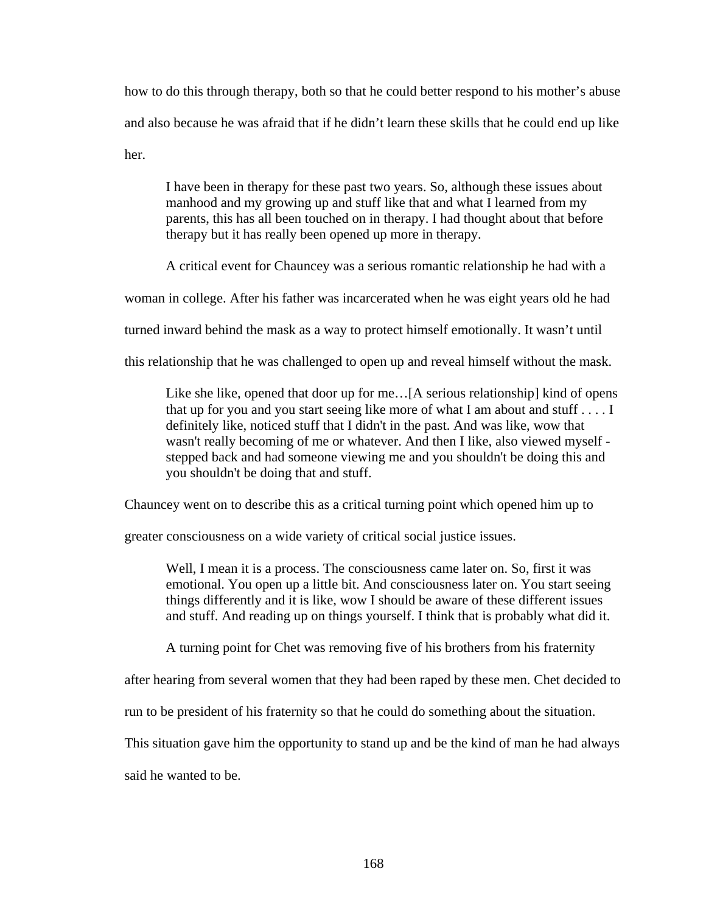how to do this through therapy, both so that he could better respond to his mother's abuse and also because he was afraid that if he didn't learn these skills that he could end up like her.

> I have been in therapy for these past two years. So, although these issues about manhood and my growing up and stuff like that and what I learned from my parents, this has all been touched on in therapy. I had thought about that before therapy but it has really been opened up more in therapy.

A critical event for Chauncey was a serious romantic relationship he had with a woman in college. After his father was incarcerated when he was eight years old he had turned inward behind the mask as a way to protect himself emotionally. It wasn't until this relationship that he was challenged to open up and reveal himself without the mask.

> Like she like, opened that door up for me…[A serious relationship] kind of opens that up for you and you start seeing like more of what I am about and stuff . . . . I definitely like, noticed stuff that I didn't in the past. And was like, wow that wasn't really becoming of me or whatever. And then I like, also viewed myself - stepped back and had someone viewing me and you shouldn't be doing this and you shouldn't be doing that and stuff.

Chauncey went on to describe this as a critical turning point which opened him up to greater consciousness on a wide variety of critical social justice issues.

> Well, I mean it is a process. The consciousness came later on. So, first it was emotional. You open up a little bit. And consciousness later on. You start seeing things differently and it is like, wow I should be aware of these different issues and stuff. And reading up on things yourself. I think that is probably what did it.

A turning point for Chet was removing five of his brothers from his fraternity after hearing from several women that they had been raped by these men. Chet decided to run to be president of his fraternity so that he could do something about the situation. This situation gave him the opportunity to stand up and be the kind of man he had always said he wanted to be.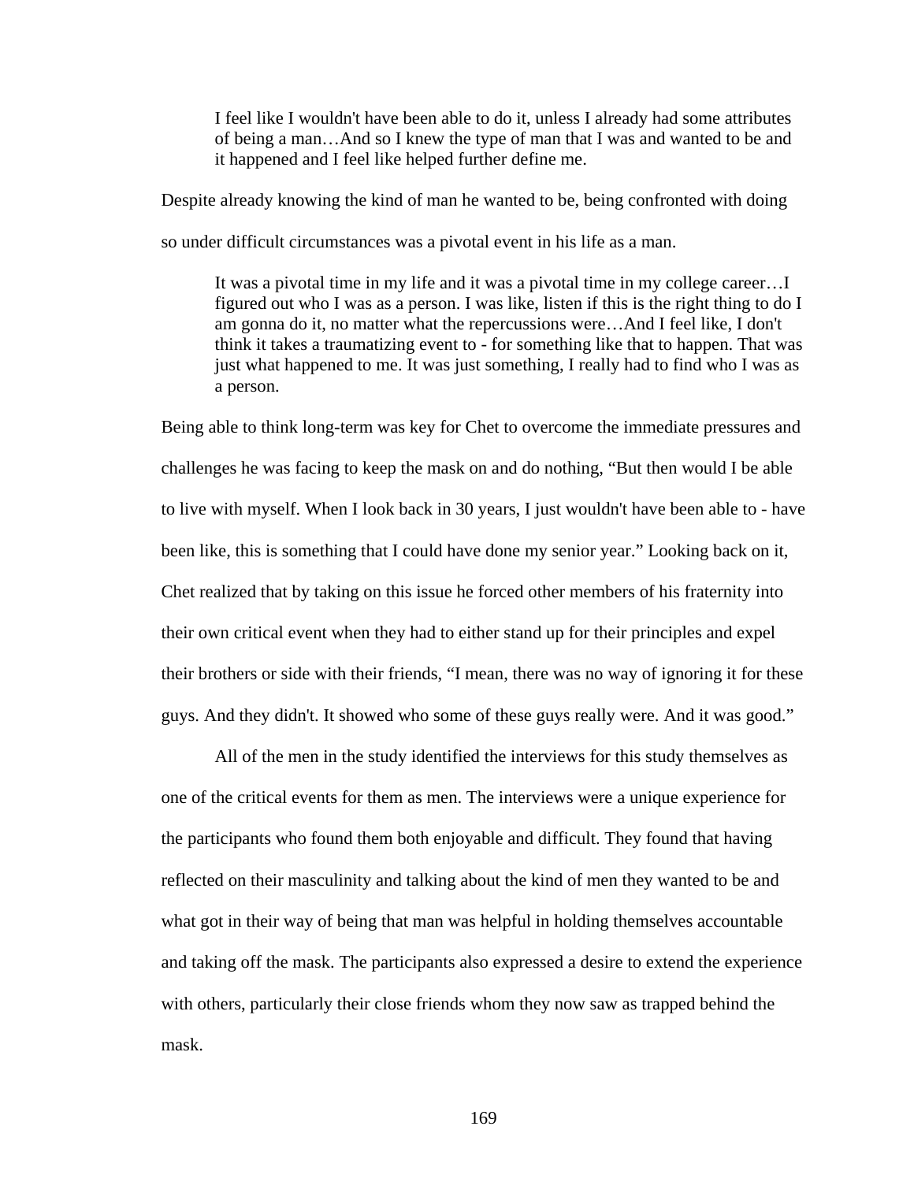> I feel like I wouldn't have been able to do it, unless I already had some attributes of being a man…And so I knew the type of man that I was and wanted to be and it happened and I feel like helped further define me.

Despite already knowing the kind of man he wanted to be, being confronted with doing so under difficult circumstances was a pivotal event in his life as a man.

> It was a pivotal time in my life and it was a pivotal time in my college career…I figured out who I was as a person. I was like, listen if this is the right thing to do I am gonna do it, no matter what the repercussions were…And I feel like, I don't think it takes a traumatizing event to - for something like that to happen. That was just what happened to me. It was just something, I really had to find who I was as a person.

Being able to think long-term was key for Chet to overcome the immediate pressures and challenges he was facing to keep the mask on and do nothing, "But then would I be able to live with myself. When I look back in 30 years, I just wouldn't have been able to - have been like, this is something that I could have done my senior year." Looking back on it, Chet realized that by taking on this issue he forced other members of his fraternity into their own critical event when they had to either stand up for their principles and expel their brothers or side with their friends, "I mean, there was no way of ignoring it for these guys. And they didn't. It showed who some of these guys really were. And it was good."

All of the men in the study identified the interviews for this study themselves as one of the critical events for them as men. The interviews were a unique experience for the participants who found them both enjoyable and difficult. They found that having reflected on their masculinity and talking about the kind of men they wanted to be and what got in their way of being that man was helpful in holding themselves accountable and taking off the mask. The participants also expressed a desire to extend the experience with others, particularly their close friends whom they now saw as trapped behind the mask.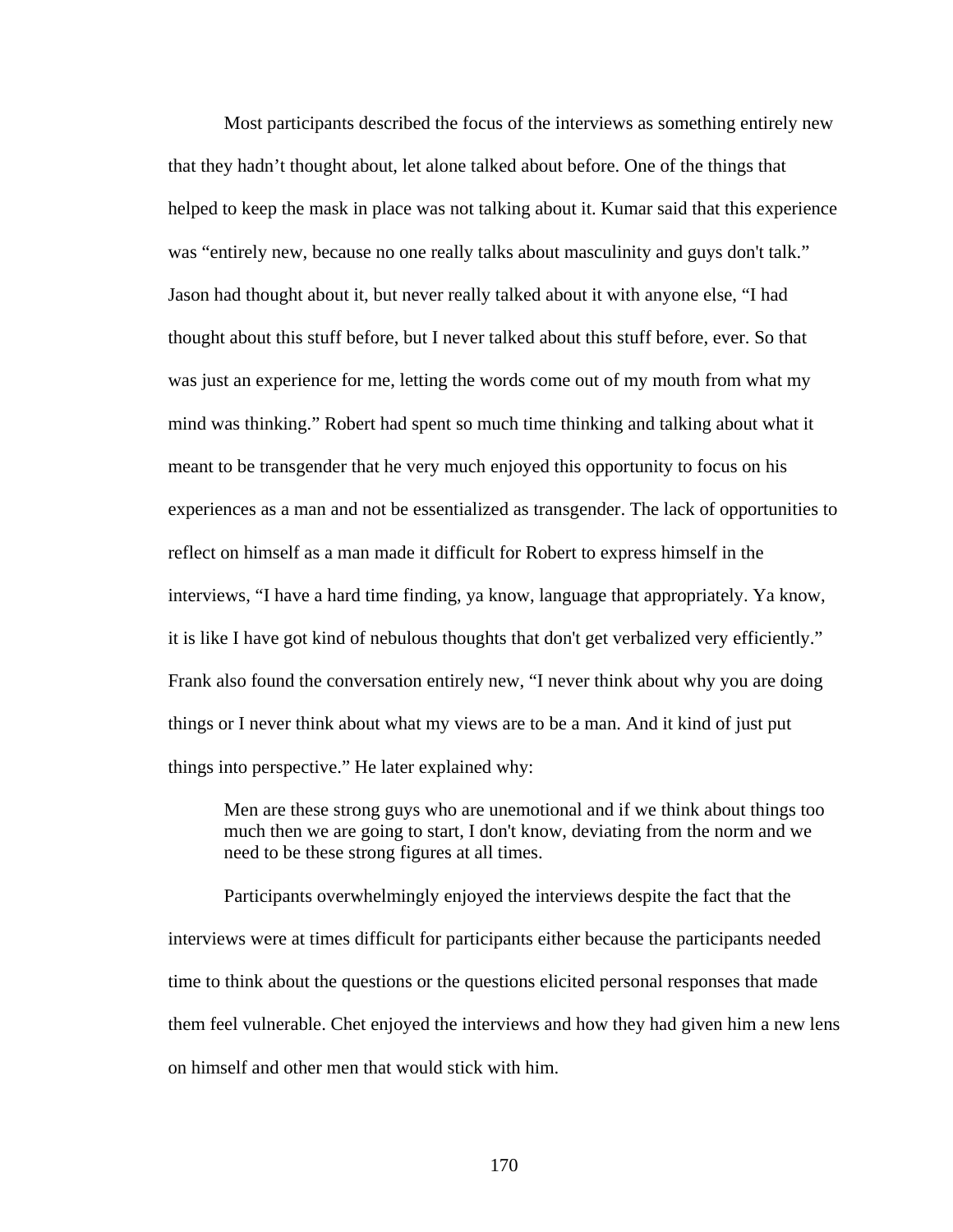Most participants described the focus of the interviews as something entirely new that they hadn't thought about, let alone talked about before. One of the things that helped to keep the mask in place was not talking about it. Kumar said that this experience was "entirely new, because no one really talks about masculinity and guys don't talk." Jason had thought about it, but never really talked about it with anyone else, "I had thought about this stuff before, but I never talked about this stuff before, ever. So that was just an experience for me, letting the words come out of my mouth from what my mind was thinking." Robert had spent so much time thinking and talking about what it meant to be transgender that he very much enjoyed this opportunity to focus on his experiences as a man and not be essentialized as transgender. The lack of opportunities to reflect on himself as a man made it difficult for Robert to express himself in the interviews, "I have a hard time finding, ya know, language that appropriately. Ya know, it is like I have got kind of nebulous thoughts that don't get verbalized very efficiently." Frank also found the conversation entirely new, "I never think about why you are doing things or I never think about what my views are to be a man. And it kind of just put things into perspective." He later explained why:

> Men are these strong guys who are unemotional and if we think about things too much then we are going to start, I don't know, deviating from the norm and we need to be these strong figures at all times.

Participants overwhelmingly enjoyed the interviews despite the fact that the interviews were at times difficult for participants either because the participants needed time to think about the questions or the questions elicited personal responses that made them feel vulnerable. Chet enjoyed the interviews and how they had given him a new lens on himself and other men that would stick with him.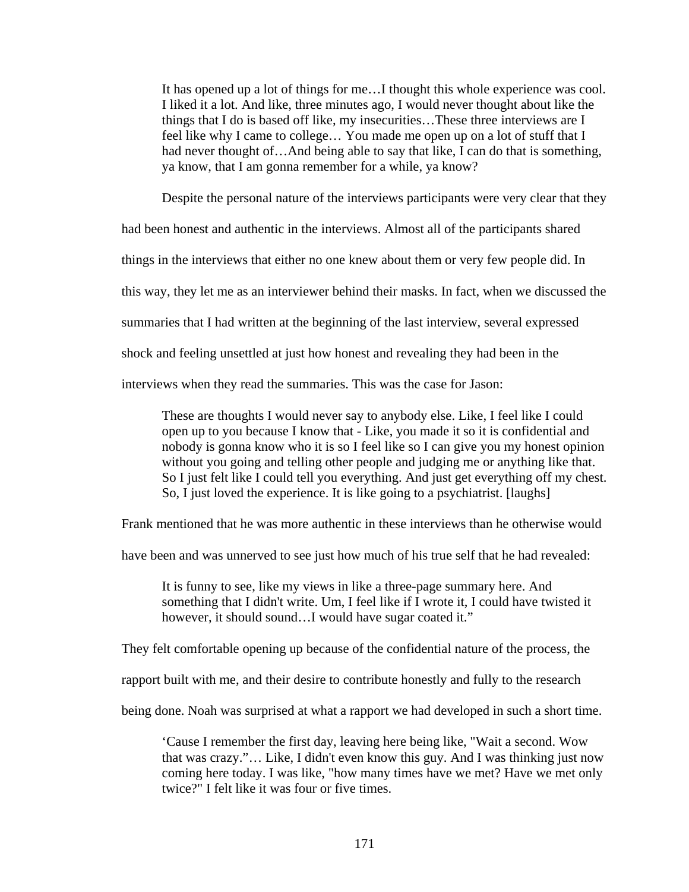> It has opened up a lot of things for me…I thought this whole experience was cool. I liked it a lot. And like, three minutes ago, I would never thought about like the things that I do is based off like, my insecurities…These three interviews are I feel like why I came to college… You made me open up on a lot of stuff that I had never thought of…And being able to say that like, I can do that is something, ya know, that I am gonna remember for a while, ya know?

Despite the personal nature of the interviews participants were very clear that they had been honest and authentic in the interviews. Almost all of the participants shared things in the interviews that either no one knew about them or very few people did. In this way, they let me as an interviewer behind their masks. In fact, when we discussed the summaries that I had written at the beginning of the last interview, several expressed shock and feeling unsettled at just how honest and revealing they had been in the interviews when they read the summaries. This was the case for Jason:

> These are thoughts I would never say to anybody else. Like, I feel like I could open up to you because I know that - Like, you made it so it is confidential and nobody is gonna know who it is so I feel like so I can give you my honest opinion without you going and telling other people and judging me or anything like that. So I just felt like I could tell you everything. And just get everything off my chest. So, I just loved the experience. It is like going to a psychiatrist. [laughs]

Frank mentioned that he was more authentic in these interviews than he otherwise would have been and was unnerved to see just how much of his true self that he had revealed:

> It is funny to see, like my views in like a three-page summary here. And something that I didn't write. Um, I feel like if I wrote it, I could have twisted it however, it should sound…I would have sugar coated it."

They felt comfortable opening up because of the confidential nature of the process, the rapport built with me, and their desire to contribute honestly and fully to the research being done. Noah was surprised at what a rapport we had developed in such a short time.

> 'Cause I remember the first day, leaving here being like, "Wait a second. Wow that was crazy."… Like, I didn't even know this guy. And I was thinking just now coming here today. I was like, "how many times have we met? Have we met only twice?" I felt like it was four or five times.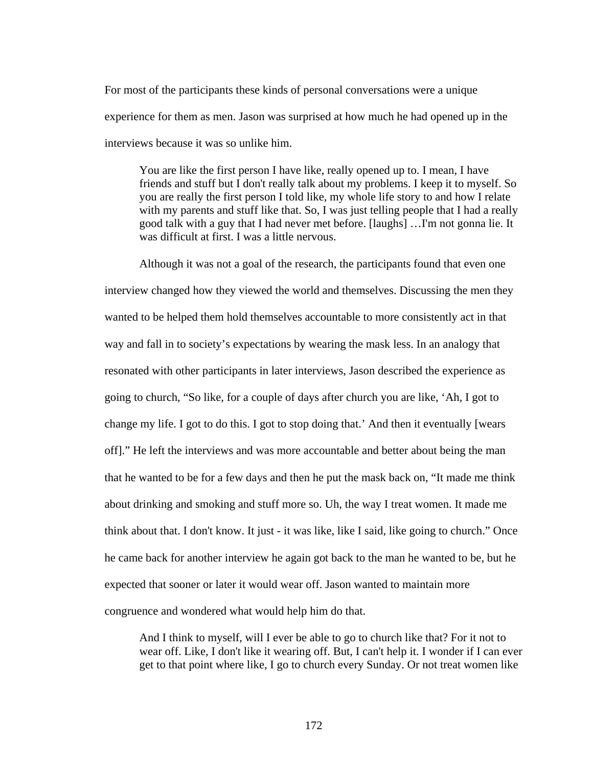For most of the participants these kinds of personal conversations were a unique experience for them as men. Jason was surprised at how much he had opened up in the interviews because it was so unlike him.

> You are like the first person I have like, really opened up to. I mean, I have friends and stuff but I don't really talk about my problems. I keep it to myself. So you are really the first person I told like, my whole life story to and how I relate with my parents and stuff like that. So, I was just telling people that I had a really good talk with a guy that I had never met before. [laughs] …I'm not gonna lie. It was difficult at first. I was a little nervous.

Although it was not a goal of the research, the participants found that even one interview changed how they viewed the world and themselves. Discussing the men they wanted to be helped them hold themselves accountable to more consistently act in that way and fall in to society's expectations by wearing the mask less. In an analogy that resonated with other participants in later interviews, Jason described the experience as going to church, "So like, for a couple of days after church you are like, 'Ah, I got to change my life. I got to do this. I got to stop doing that.' And then it eventually [wears off]." He left the interviews and was more accountable and better about being the man that he wanted to be for a few days and then he put the mask back on, "It made me think about drinking and smoking and stuff more so. Uh, the way I treat women. It made me think about that. I don't know. It just - it was like, like I said, like going to church." Once he came back for another interview he again got back to the man he wanted to be, but he expected that sooner or later it would wear off. Jason wanted to maintain more congruence and wondered what would help him do that.

> And I think to myself, will I ever be able to go to church like that? For it not to wear off. Like, I don't like it wearing off. But, I can't help it. I wonder if I can ever get to that point where like, I go to church every Sunday. Or not treat women like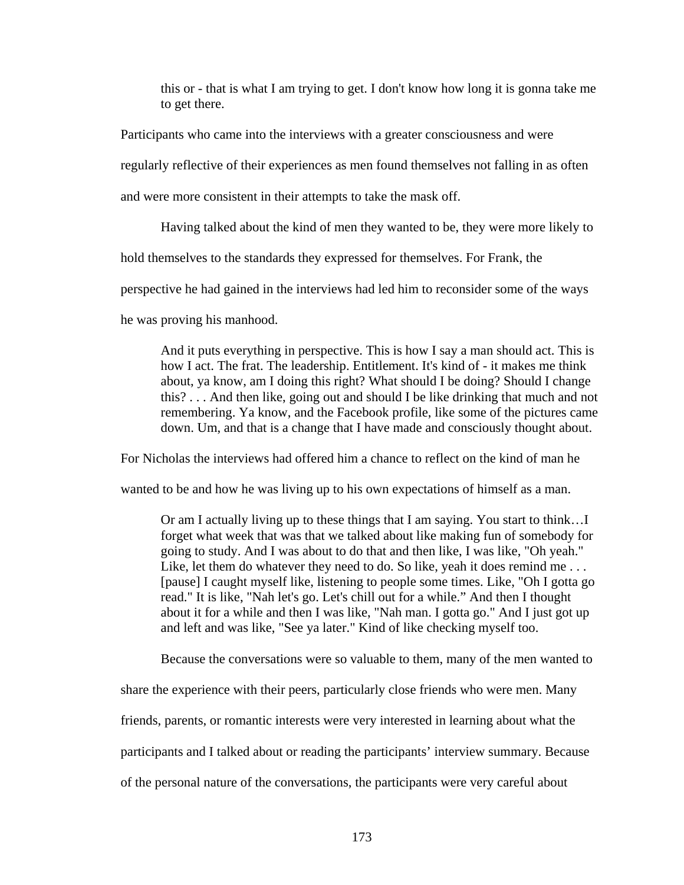> this or - that is what I am trying to get. I don't know how long it is gonna take me to get there.

Participants who came into the interviews with a greater consciousness and were regularly reflective of their experiences as men found themselves not falling in as often and were more consistent in their attempts to take the mask off.

Having talked about the kind of men they wanted to be, they were more likely to hold themselves to the standards they expressed for themselves. For Frank, the perspective he had gained in the interviews had led him to reconsider some of the ways he was proving his manhood.

> And it puts everything in perspective. This is how I say a man should act. This is how I act. The frat. The leadership. Entitlement. It's kind of - it makes me think about, ya know, am I doing this right? What should I be doing? Should I change this? . . . And then like, going out and should I be like drinking that much and not remembering. Ya know, and the Facebook profile, like some of the pictures came down. Um, and that is a change that I have made and consciously thought about.

For Nicholas the interviews had offered him a chance to reflect on the kind of man he wanted to be and how he was living up to his own expectations of himself as a man.

> Or am I actually living up to these things that I am saying. You start to think…I forget what week that was that we talked about like making fun of somebody for going to study. And I was about to do that and then like, I was like, "Oh yeah." Like, let them do whatever they need to do. So like, yeah it does remind me . . . [pause] I caught myself like, listening to people some times. Like, "Oh I gotta go read." It is like, "Nah let's go. Let's chill out for a while." And then I thought about it for a while and then I was like, "Nah man. I gotta go." And I just got up and left and was like, "See ya later." Kind of like checking myself too.

Because the conversations were so valuable to them, many of the men wanted to share the experience with their peers, particularly close friends who were men. Many friends, parents, or romantic interests were very interested in learning about what the participants and I talked about or reading the participants' interview summary. Because of the personal nature of the conversations, the participants were very careful about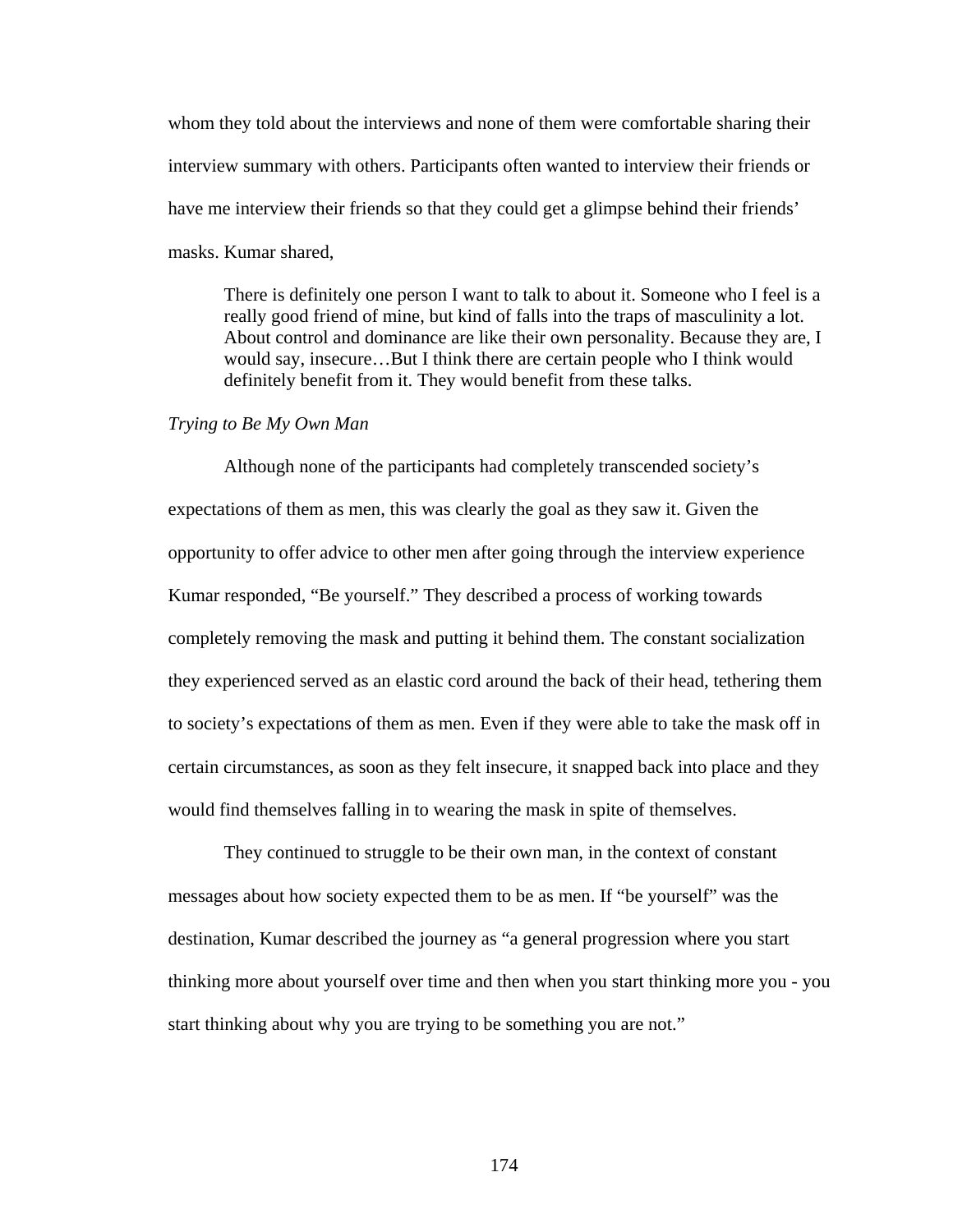whom they told about the interviews and none of them were comfortable sharing their interview summary with others. Participants often wanted to interview their friends or have me interview their friends so that they could get a glimpse behind their friends' masks. Kumar shared,

> There is definitely one person I want to talk to about it. Someone who I feel is a really good friend of mine, but kind of falls into the traps of masculinity a lot. About control and dominance are like their own personality. Because they are, I would say, insecure…But I think there are certain people who I think would definitely benefit from it. They would benefit from these talks.

*Trying to Be My Own Man*

Although none of the participants had completely transcended society's expectations of them as men, this was clearly the goal as they saw it. Given the opportunity to offer advice to other men after going through the interview experience Kumar responded, "Be yourself." They described a process of working towards completely removing the mask and putting it behind them. The constant socialization they experienced served as an elastic cord around the back of their head, tethering them to society's expectations of them as men. Even if they were able to take the mask off in certain circumstances, as soon as they felt insecure, it snapped back into place and they would find themselves falling in to wearing the mask in spite of themselves.

They continued to struggle to be their own man, in the context of constant messages about how society expected them to be as men. If "be yourself" was the destination, Kumar described the journey as "a general progression where you start thinking more about yourself over time and then when you start thinking more you - you start thinking about why you are trying to be something you are not."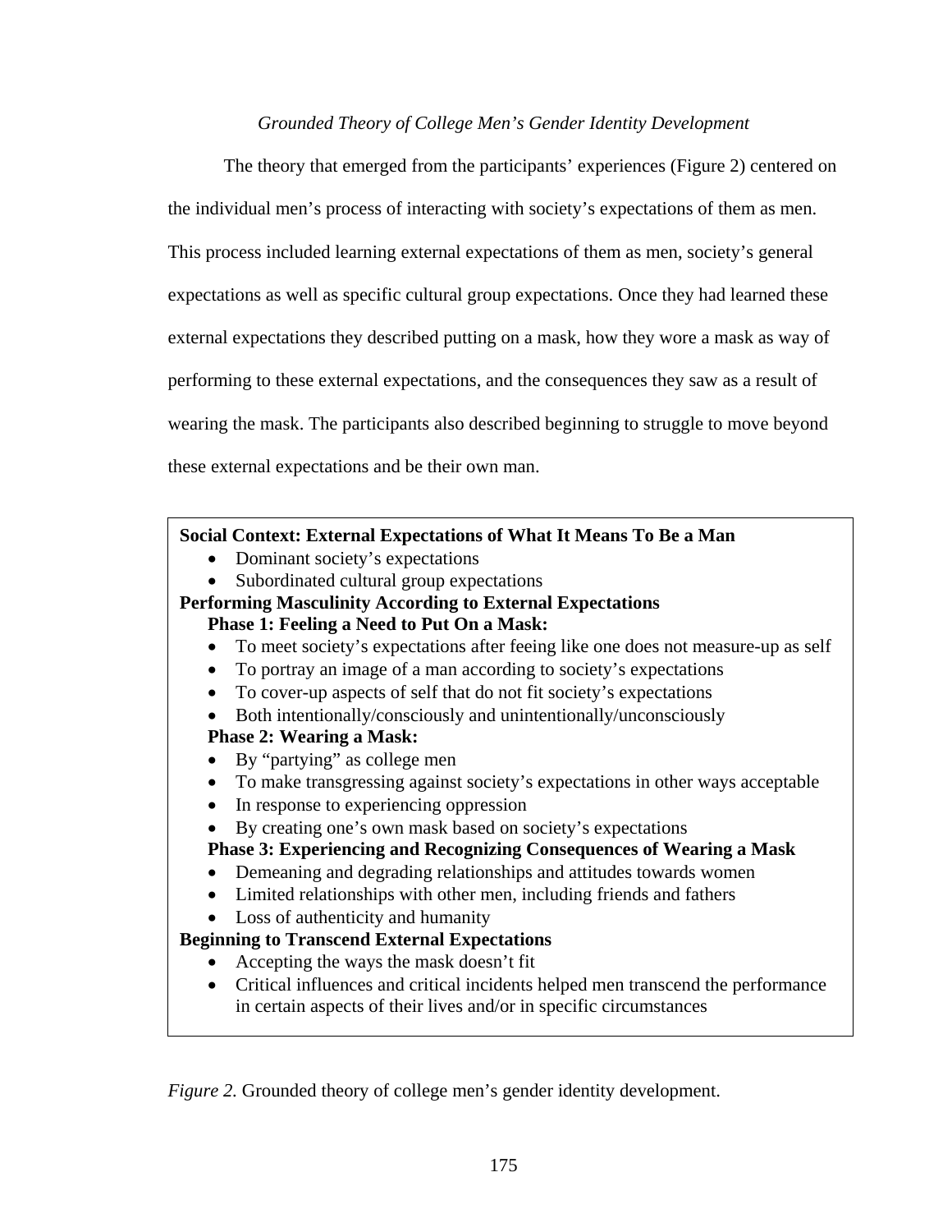*Grounded Theory of College Men's Gender Identity Development*

The theory that emerged from the participants' experiences (Figure 2) centered on the individual men's process of interacting with society's expectations of them as men. This process included learning external expectations of them as men, society's general expectations as well as specific cultural group expectations. Once they had learned these external expectations they described putting on a mask, how they wore a mask as way of performing to these external expectations, and the consequences they saw as a result of wearing the mask. The participants also described beginning to struggle to move beyond these external expectations and be their own man.

**Social Context: External Expectations of What It Means To Be a Man**

- Dominant society's expectations
- Subordinated cultural group expectations

**Performing Masculinity According to External Expectations**

**Phase 1: Feeling a Need to Put On a Mask:**

- To meet society's expectations after feeing like one does not measure-up as self
- To portray an image of a man according to society's expectations
- To cover-up aspects of self that do not fit society's expectations
- Both intentionally/consciously and unintentionally/unconsciously

**Phase 2: Wearing a Mask:**

- By "partying" as college men
- To make transgressing against society's expectations in other ways acceptable
- In response to experiencing oppression
- By creating one's own mask based on society's expectations

**Phase 3: Experiencing and Recognizing Consequences of Wearing a Mask**

- Demeaning and degrading relationships and attitudes towards women
- Limited relationships with other men, including friends and fathers
- Loss of authenticity and humanity

**Beginning to Transcend External Expectations**

- Accepting the ways the mask doesn't fit
- Critical influences and critical incidents helped men transcend the performance in certain aspects of their lives and/or in specific circumstances

*Figure 2.* Grounded theory of college men's gender identity development.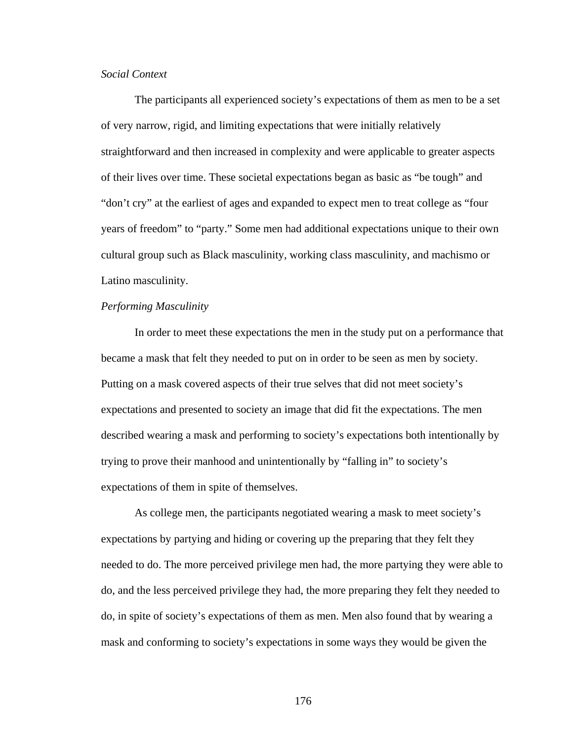*Social Context*

The participants all experienced society's expectations of them as men to be a set of very narrow, rigid, and limiting expectations that were initially relatively straightforward and then increased in complexity and were applicable to greater aspects of their lives over time. These societal expectations began as basic as "be tough" and "don't cry" at the earliest of ages and expanded to expect men to treat college as "four years of freedom" to "party." Some men had additional expectations unique to their own cultural group such as Black masculinity, working class masculinity, and machismo or Latino masculinity.

*Performing Masculinity*

In order to meet these expectations the men in the study put on a performance that became a mask that felt they needed to put on in order to be seen as men by society. Putting on a mask covered aspects of their true selves that did not meet society's expectations and presented to society an image that did fit the expectations. The men described wearing a mask and performing to society's expectations both intentionally by trying to prove their manhood and unintentionally by "falling in" to society's expectations of them in spite of themselves.

As college men, the participants negotiated wearing a mask to meet society's expectations by partying and hiding or covering up the preparing that they felt they needed to do. The more perceived privilege men had, the more partying they were able to do, and the less perceived privilege they had, the more preparing they felt they needed to do, in spite of society's expectations of them as men. Men also found that by wearing a mask and conforming to society's expectations in some ways they would be given the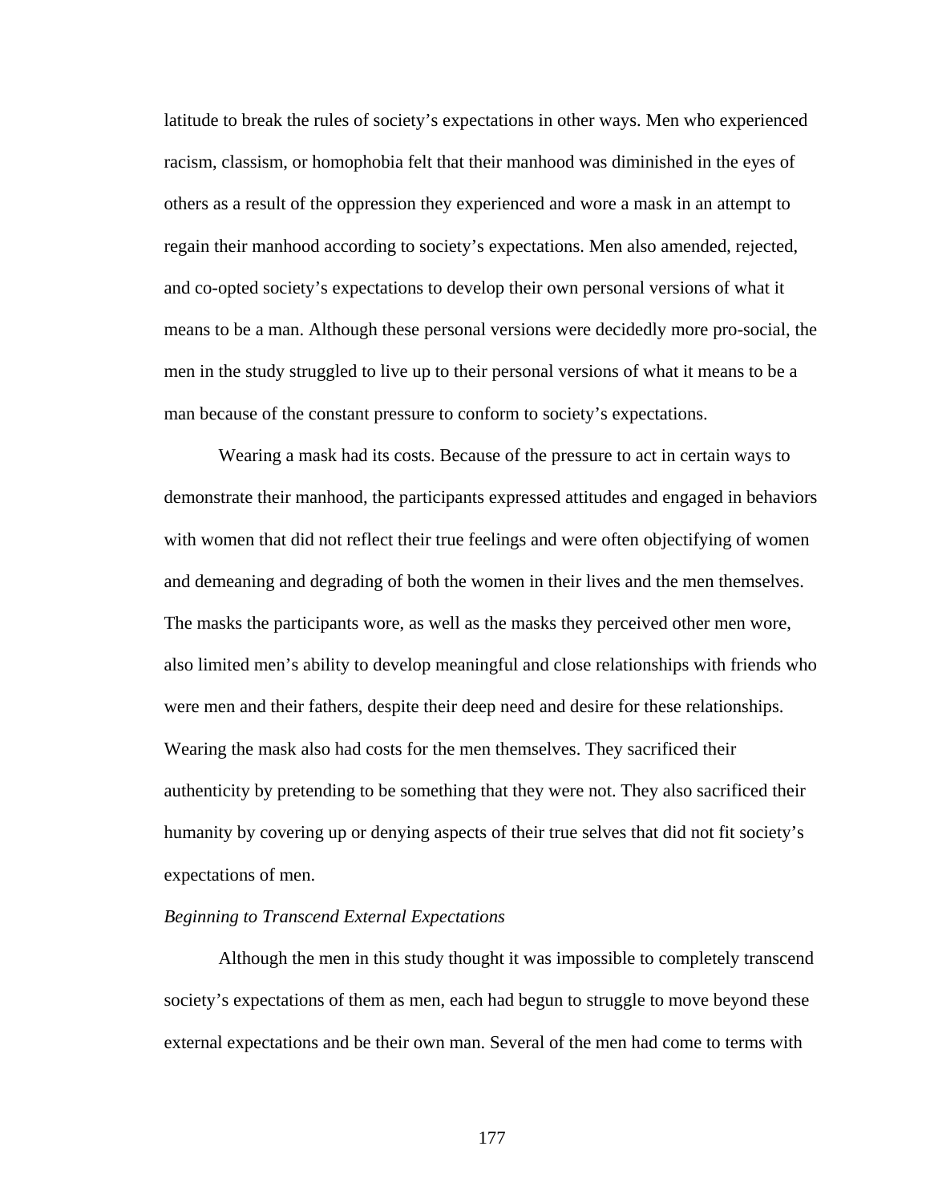latitude to break the rules of society's expectations in other ways. Men who experienced racism, classism, or homophobia felt that their manhood was diminished in the eyes of others as a result of the oppression they experienced and wore a mask in an attempt to regain their manhood according to society's expectations. Men also amended, rejected, and co-opted society's expectations to develop their own personal versions of what it means to be a man. Although these personal versions were decidedly more pro-social, the men in the study struggled to live up to their personal versions of what it means to be a man because of the constant pressure to conform to society's expectations.

Wearing a mask had its costs. Because of the pressure to act in certain ways to demonstrate their manhood, the participants expressed attitudes and engaged in behaviors with women that did not reflect their true feelings and were often objectifying of women and demeaning and degrading of both the women in their lives and the men themselves. The masks the participants wore, as well as the masks they perceived other men wore, also limited men's ability to develop meaningful and close relationships with friends who were men and their fathers, despite their deep need and desire for these relationships. Wearing the mask also had costs for the men themselves. They sacrificed their authenticity by pretending to be something that they were not. They also sacrificed their humanity by covering up or denying aspects of their true selves that did not fit society's expectations of men.

*Beginning to Transcend External Expectations*

Although the men in this study thought it was impossible to completely transcend society's expectations of them as men, each had begun to struggle to move beyond these external expectations and be their own man. Several of the men had come to terms with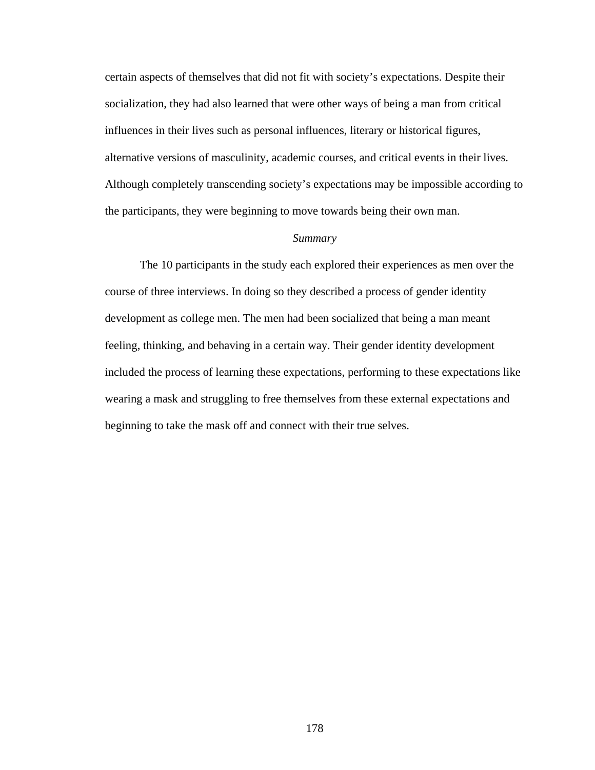certain aspects of themselves that did not fit with society's expectations. Despite their socialization, they had also learned that were other ways of being a man from critical influences in their lives such as personal influences, literary or historical figures, alternative versions of masculinity, academic courses, and critical events in their lives. Although completely transcending society's expectations may be impossible according to the participants, they were beginning to move towards being their own man.

### *Summary*

The 10 participants in the study each explored their experiences as men over the course of three interviews. In doing so they described a process of gender identity development as college men. The men had been socialized that being a man meant feeling, thinking, and behaving in a certain way. Their gender identity development included the process of learning these expectations, performing to these expectations like wearing a mask and struggling to free themselves from these external expectations and beginning to take the mask off and connect with their true selves.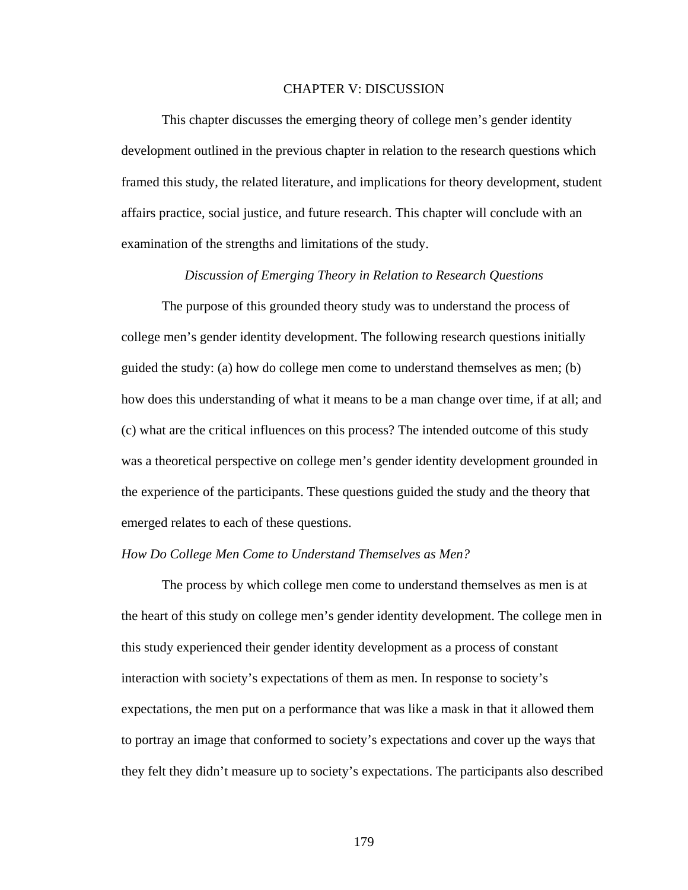# CHAPTER V: DISCUSSION

This chapter discusses the emerging theory of college men's gender identity development outlined in the previous chapter in relation to the research questions which framed this study, the related literature, and implications for theory development, student affairs practice, social justice, and future research. This chapter will conclude with an examination of the strengths and limitations of the study.

## *Discussion of Emerging Theory in Relation to Research Questions*

The purpose of this grounded theory study was to understand the process of college men's gender identity development. The following research questions initially guided the study: (a) how do college men come to understand themselves as men; (b) how does this understanding of what it means to be a man change over time, if at all; and (c) what are the critical influences on this process? The intended outcome of this study was a theoretical perspective on college men's gender identity development grounded in the experience of the participants. These questions guided the study and the theory that emerged relates to each of these questions.

### *How Do College Men Come to Understand Themselves as Men?*

The process by which college men come to understand themselves as men is at the heart of this study on college men's gender identity development. The college men in this study experienced their gender identity development as a process of constant interaction with society's expectations of them as men. In response to society's expectations, the men put on a performance that was like a mask in that it allowed them to portray an image that conformed to society's expectations and cover up the ways that they felt they didn't measure up to society's expectations. The participants also described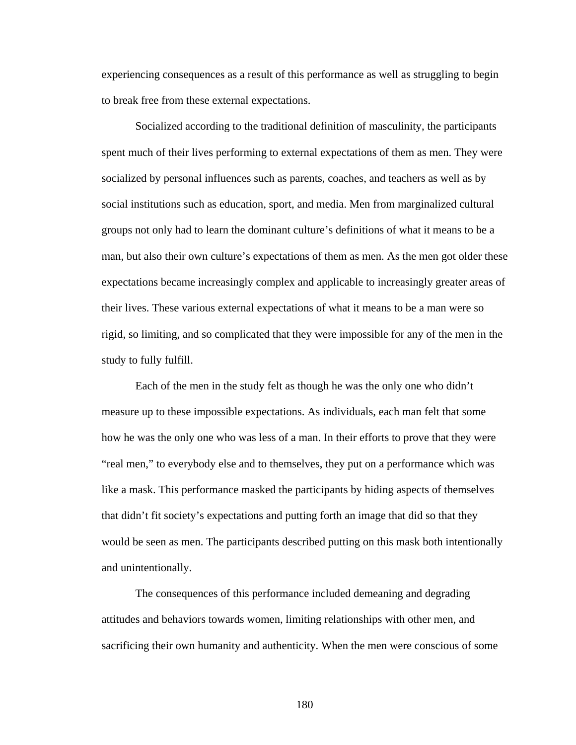experiencing consequences as a result of this performance as well as struggling to begin to break free from these external expectations.

Socialized according to the traditional definition of masculinity, the participants spent much of their lives performing to external expectations of them as men. They were socialized by personal influences such as parents, coaches, and teachers as well as by social institutions such as education, sport, and media. Men from marginalized cultural groups not only had to learn the dominant culture's definitions of what it means to be a man, but also their own culture's expectations of them as men. As the men got older these expectations became increasingly complex and applicable to increasingly greater areas of their lives. These various external expectations of what it means to be a man were so rigid, so limiting, and so complicated that they were impossible for any of the men in the study to fully fulfill.

Each of the men in the study felt as though he was the only one who didn't measure up to these impossible expectations. As individuals, each man felt that some how he was the only one who was less of a man. In their efforts to prove that they were "real men," to everybody else and to themselves, they put on a performance which was like a mask. This performance masked the participants by hiding aspects of themselves that didn't fit society's expectations and putting forth an image that did so that they would be seen as men. The participants described putting on this mask both intentionally and unintentionally.

The consequences of this performance included demeaning and degrading attitudes and behaviors towards women, limiting relationships with other men, and sacrificing their own humanity and authenticity. When the men were conscious of some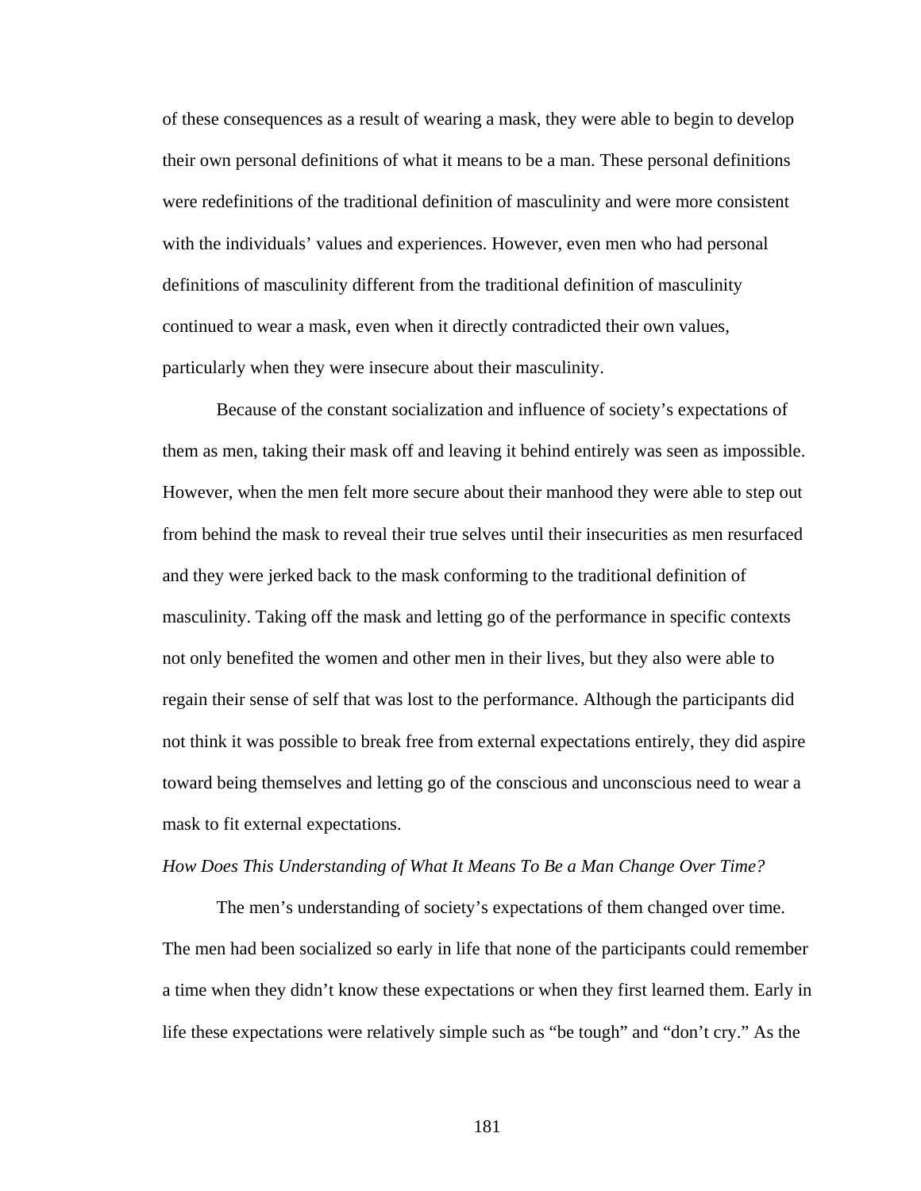of these consequences as a result of wearing a mask, they were able to begin to develop their own personal definitions of what it means to be a man. These personal definitions were redefinitions of the traditional definition of masculinity and were more consistent with the individuals' values and experiences. However, even men who had personal definitions of masculinity different from the traditional definition of masculinity continued to wear a mask, even when it directly contradicted their own values, particularly when they were insecure about their masculinity.

Because of the constant socialization and influence of society's expectations of them as men, taking their mask off and leaving it behind entirely was seen as impossible. However, when the men felt more secure about their manhood they were able to step out from behind the mask to reveal their true selves until their insecurities as men resurfaced and they were jerked back to the mask conforming to the traditional definition of masculinity. Taking off the mask and letting go of the performance in specific contexts not only benefited the women and other men in their lives, but they also were able to regain their sense of self that was lost to the performance. Although the participants did not think it was possible to break free from external expectations entirely, they did aspire toward being themselves and letting go of the conscious and unconscious need to wear a mask to fit external expectations.

*How Does This Understanding of What It Means To Be a Man Change Over Time?*

The men's understanding of society's expectations of them changed over time. The men had been socialized so early in life that none of the participants could remember a time when they didn't know these expectations or when they first learned them. Early in life these expectations were relatively simple such as "be tough" and "don't cry." As the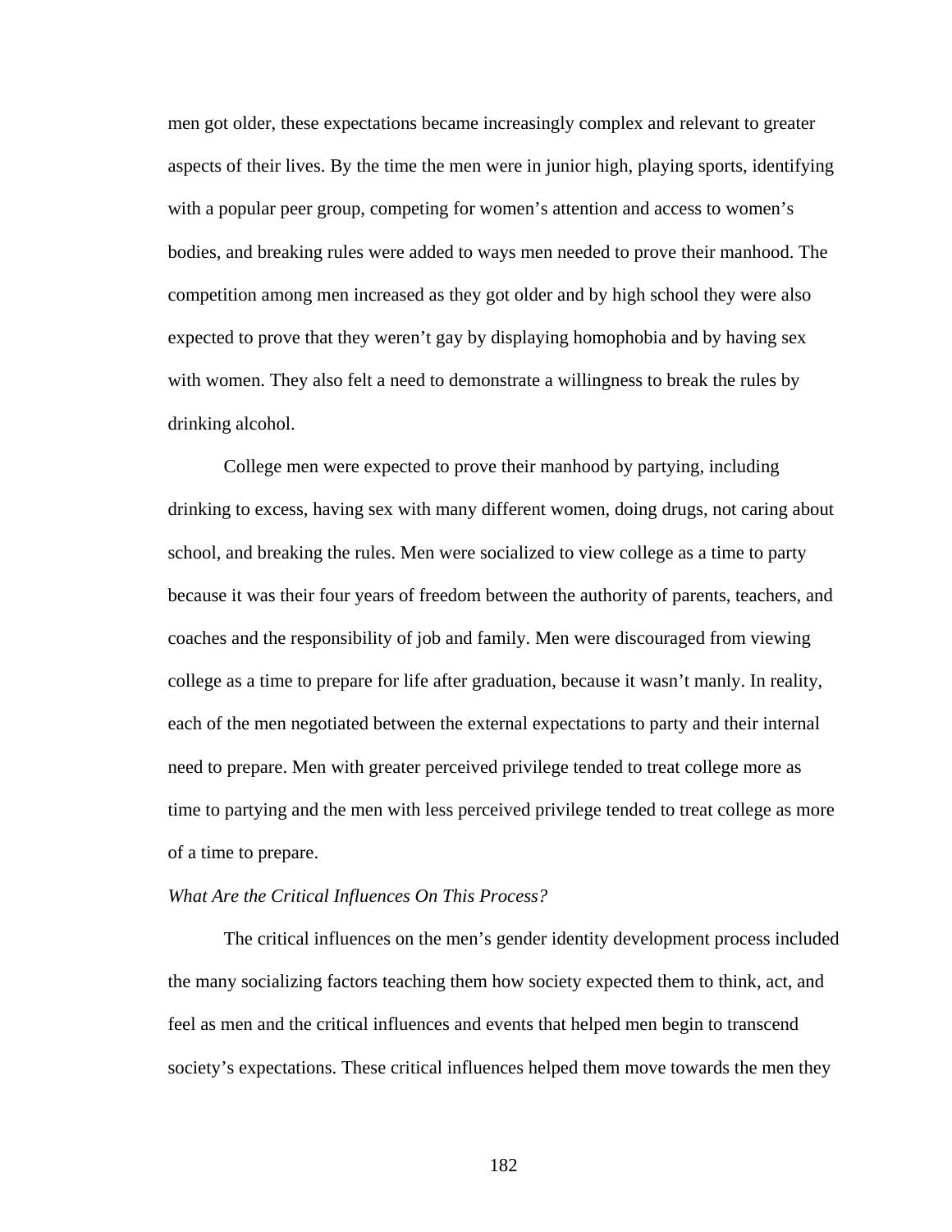men got older, these expectations became increasingly complex and relevant to greater aspects of their lives. By the time the men were in junior high, playing sports, identifying with a popular peer group, competing for women's attention and access to women's bodies, and breaking rules were added to ways men needed to prove their manhood. The competition among men increased as they got older and by high school they were also expected to prove that they weren't gay by displaying homophobia and by having sex with women. They also felt a need to demonstrate a willingness to break the rules by drinking alcohol.

College men were expected to prove their manhood by partying, including drinking to excess, having sex with many different women, doing drugs, not caring about school, and breaking the rules. Men were socialized to view college as a time to party because it was their four years of freedom between the authority of parents, teachers, and coaches and the responsibility of job and family. Men were discouraged from viewing college as a time to prepare for life after graduation, because it wasn't manly. In reality, each of the men negotiated between the external expectations to party and their internal need to prepare. Men with greater perceived privilege tended to treat college more as time to partying and the men with less perceived privilege tended to treat college as more of a time to prepare.

*What Are the Critical Influences On This Process?*

The critical influences on the men's gender identity development process included the many socializing factors teaching them how society expected them to think, act, and feel as men and the critical influences and events that helped men begin to transcend society's expectations. These critical influences helped them move towards the men they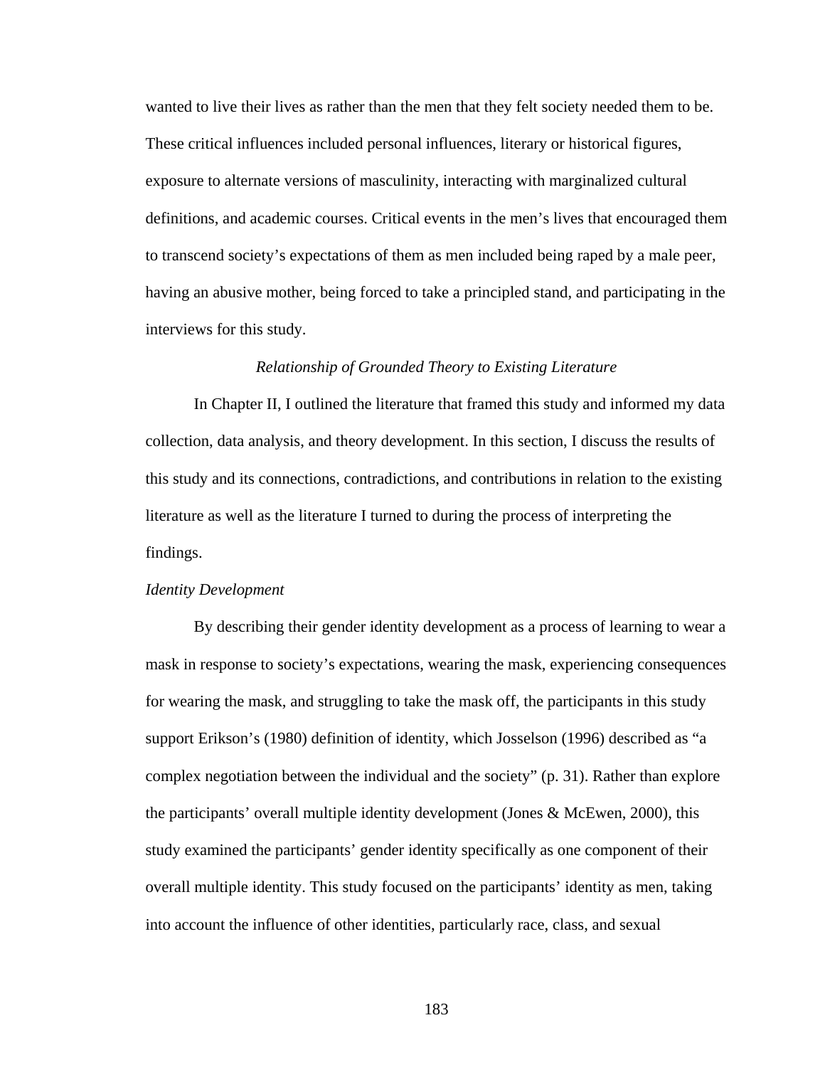wanted to live their lives as rather than the men that they felt society needed them to be. These critical influences included personal influences, literary or historical figures, exposure to alternate versions of masculinity, interacting with marginalized cultural definitions, and academic courses. Critical events in the men's lives that encouraged them to transcend society's expectations of them as men included being raped by a male peer, having an abusive mother, being forced to take a principled stand, and participating in the interviews for this study.

### *Relationship of Grounded Theory to Existing Literature*

In Chapter II, I outlined the literature that framed this study and informed my data collection, data analysis, and theory development. In this section, I discuss the results of this study and its connections, contradictions, and contributions in relation to the existing literature as well as the literature I turned to during the process of interpreting the findings.

#### *Identity Development*

By describing their gender identity development as a process of learning to wear a mask in response to society's expectations, wearing the mask, experiencing consequences for wearing the mask, and struggling to take the mask off, the participants in this study support Erikson's (1980) definition of identity, which Josselson (1996) described as "a complex negotiation between the individual and the society" (p. 31). Rather than explore the participants' overall multiple identity development (Jones & McEwen, 2000), this study examined the participants' gender identity specifically as one component of their overall multiple identity. This study focused on the participants' identity as men, taking into account the influence of other identities, particularly race, class, and sexual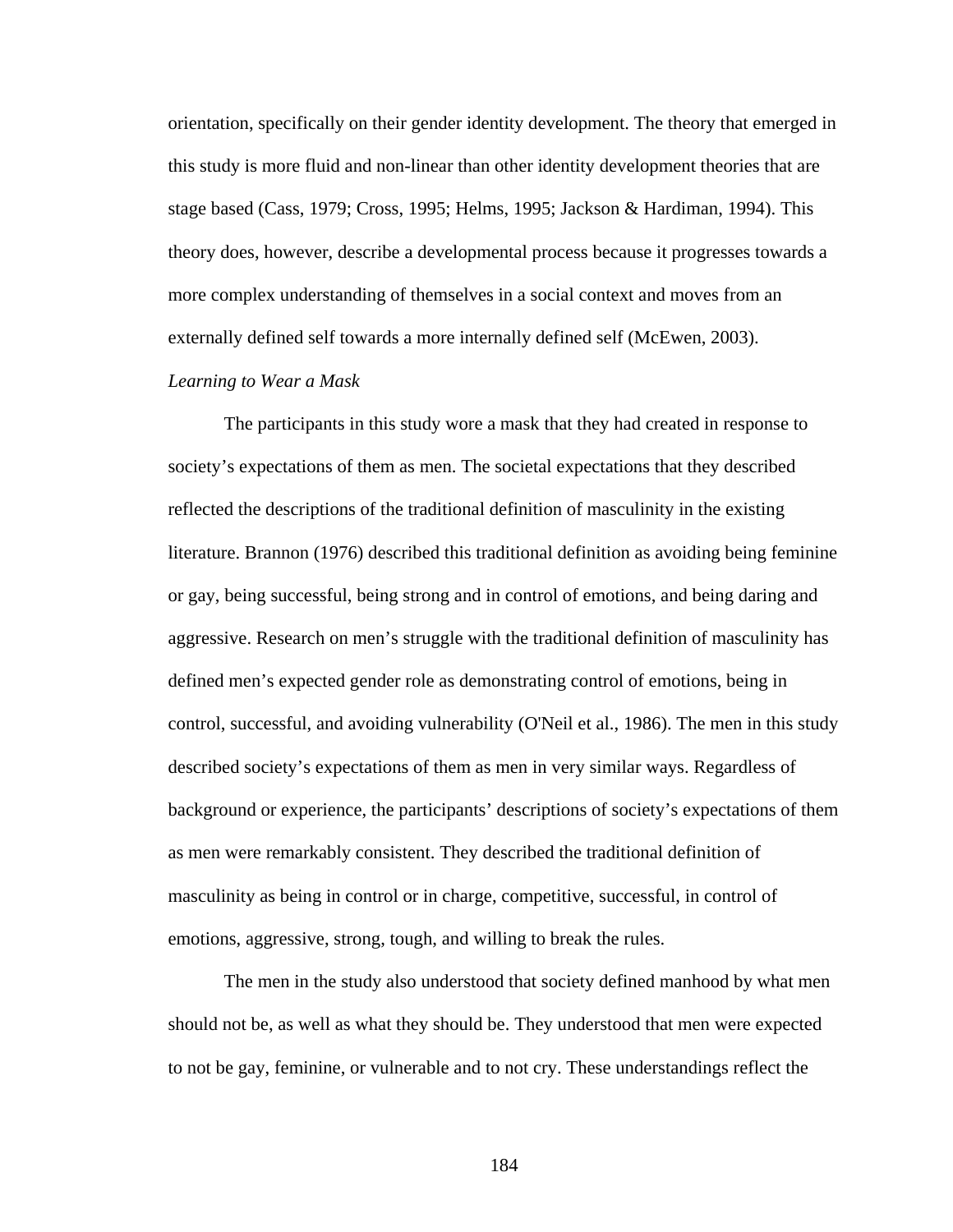orientation, specifically on their gender identity development. The theory that emerged in this study is more fluid and non-linear than other identity development theories that are stage based (Cass, 1979; Cross, 1995; Helms, 1995; Jackson & Hardiman, 1994). This theory does, however, describe a developmental process because it progresses towards a more complex understanding of themselves in a social context and moves from an externally defined self towards a more internally defined self (McEwen, 2003).

*Learning to Wear a Mask*

The participants in this study wore a mask that they had created in response to society's expectations of them as men. The societal expectations that they described reflected the descriptions of the traditional definition of masculinity in the existing literature. Brannon (1976) described this traditional definition as avoiding being feminine or gay, being successful, being strong and in control of emotions, and being daring and aggressive. Research on men's struggle with the traditional definition of masculinity has defined men's expected gender role as demonstrating control of emotions, being in control, successful, and avoiding vulnerability (O'Neil et al., 1986). The men in this study described society's expectations of them as men in very similar ways. Regardless of background or experience, the participants' descriptions of society's expectations of them as men were remarkably consistent. They described the traditional definition of masculinity as being in control or in charge, competitive, successful, in control of emotions, aggressive, strong, tough, and willing to break the rules.

The men in the study also understood that society defined manhood by what men should not be, as well as what they should be. They understood that men were expected to not be gay, feminine, or vulnerable and to not cry. These understandings reflect the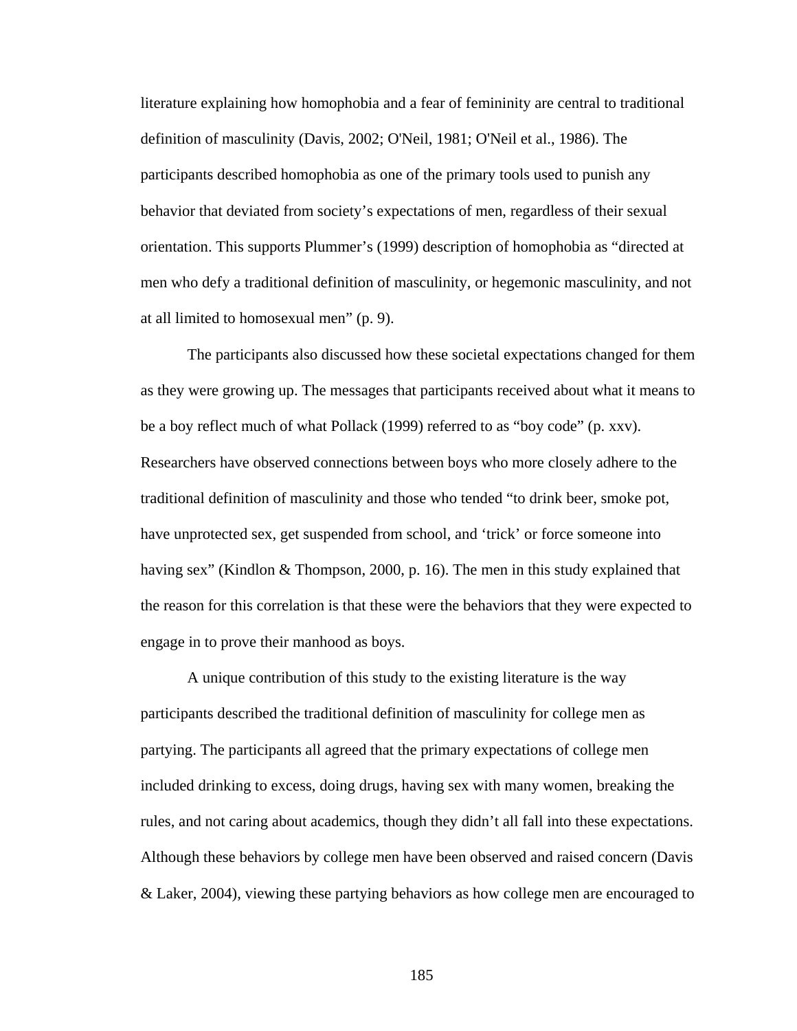literature explaining how homophobia and a fear of femininity are central to traditional definition of masculinity (Davis, 2002; O'Neil, 1981; O'Neil et al., 1986). The participants described homophobia as one of the primary tools used to punish any behavior that deviated from society's expectations of men, regardless of their sexual orientation. This supports Plummer's (1999) description of homophobia as "directed at men who defy a traditional definition of masculinity, or hegemonic masculinity, and not at all limited to homosexual men" (p. 9).

The participants also discussed how these societal expectations changed for them as they were growing up. The messages that participants received about what it means to be a boy reflect much of what Pollack (1999) referred to as "boy code" (p. xxv). Researchers have observed connections between boys who more closely adhere to the traditional definition of masculinity and those who tended "to drink beer, smoke pot, have unprotected sex, get suspended from school, and 'trick' or force someone into having sex" (Kindlon & Thompson, 2000, p. 16). The men in this study explained that the reason for this correlation is that these were the behaviors that they were expected to engage in to prove their manhood as boys.

A unique contribution of this study to the existing literature is the way participants described the traditional definition of masculinity for college men as partying. The participants all agreed that the primary expectations of college men included drinking to excess, doing drugs, having sex with many women, breaking the rules, and not caring about academics, though they didn't all fall into these expectations. Although these behaviors by college men have been observed and raised concern (Davis & Laker, 2004), viewing these partying behaviors as how college men are encouraged to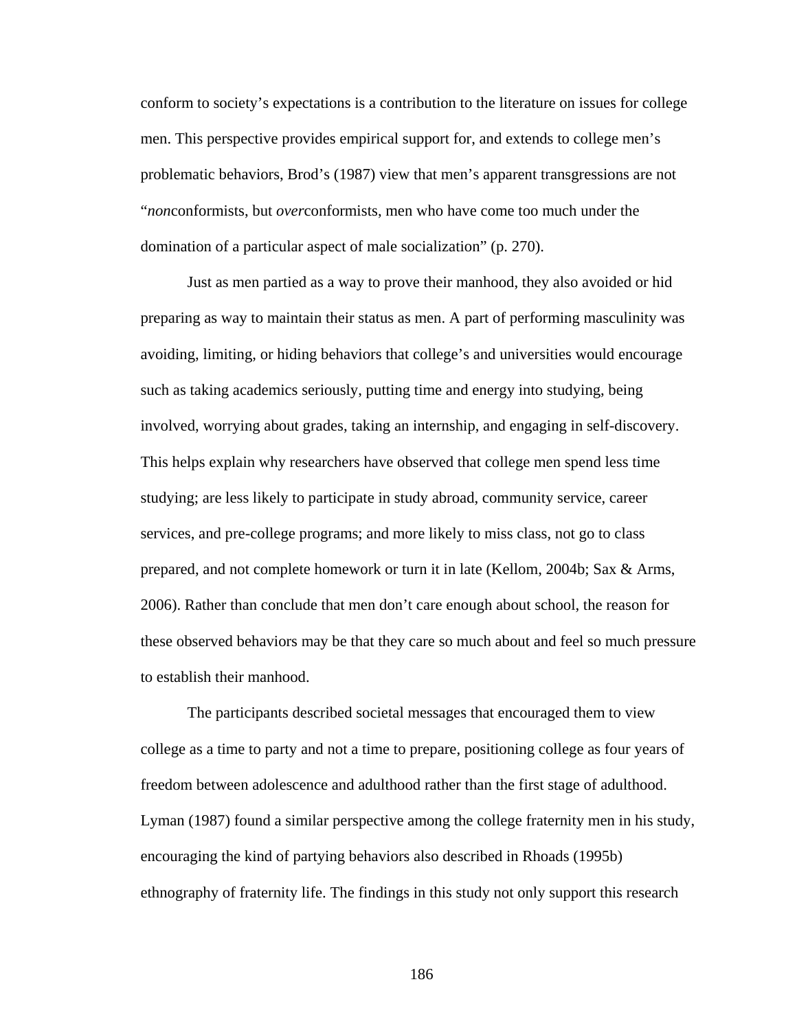conform to society's expectations is a contribution to the literature on issues for college men. This perspective provides empirical support for, and extends to college men's problematic behaviors, Brod's (1987) view that men's apparent transgressions are not "*non*conformists, but *over*conformists, men who have come too much under the domination of a particular aspect of male socialization" (p. 270).

Just as men partied as a way to prove their manhood, they also avoided or hid preparing as way to maintain their status as men. A part of performing masculinity was avoiding, limiting, or hiding behaviors that college's and universities would encourage such as taking academics seriously, putting time and energy into studying, being involved, worrying about grades, taking an internship, and engaging in self-discovery. This helps explain why researchers have observed that college men spend less time studying; are less likely to participate in study abroad, community service, career services, and pre-college programs; and more likely to miss class, not go to class prepared, and not complete homework or turn it in late (Kellom, 2004b; Sax & Arms, 2006). Rather than conclude that men don't care enough about school, the reason for these observed behaviors may be that they care so much about and feel so much pressure to establish their manhood.

The participants described societal messages that encouraged them to view college as a time to party and not a time to prepare, positioning college as four years of freedom between adolescence and adulthood rather than the first stage of adulthood. Lyman (1987) found a similar perspective among the college fraternity men in his study, encouraging the kind of partying behaviors also described in Rhoads (1995b) ethnography of fraternity life. The findings in this study not only support this research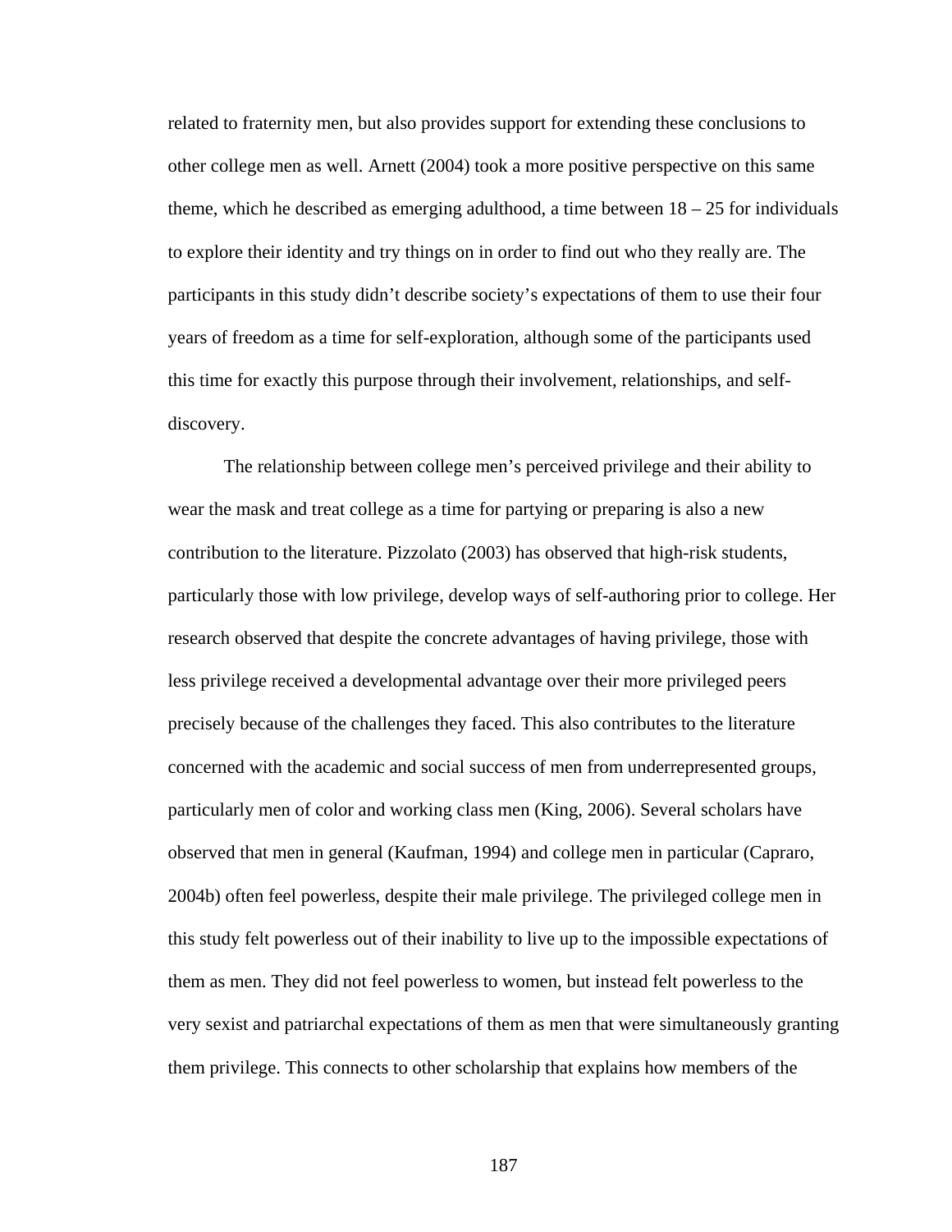related to fraternity men, but also provides support for extending these conclusions to other college men as well. Arnett (2004) took a more positive perspective on this same theme, which he described as emerging adulthood, a time between 18 – 25 for individuals to explore their identity and try things on in order to find out who they really are. The participants in this study didn't describe society's expectations of them to use their four years of freedom as a time for self-exploration, although some of the participants used this time for exactly this purpose through their involvement, relationships, and self-discovery.

The relationship between college men's perceived privilege and their ability to wear the mask and treat college as a time for partying or preparing is also a new contribution to the literature. Pizzolato (2003) has observed that high-risk students, particularly those with low privilege, develop ways of self-authoring prior to college. Her research observed that despite the concrete advantages of having privilege, those with less privilege received a developmental advantage over their more privileged peers precisely because of the challenges they faced. This also contributes to the literature concerned with the academic and social success of men from underrepresented groups, particularly men of color and working class men (King, 2006). Several scholars have observed that men in general (Kaufman, 1994) and college men in particular (Capraro, 2004b) often feel powerless, despite their male privilege. The privileged college men in this study felt powerless out of their inability to live up to the impossible expectations of them as men. They did not feel powerless to women, but instead felt powerless to the very sexist and patriarchal expectations of them as men that were simultaneously granting them privilege. This connects to other scholarship that explains how members of the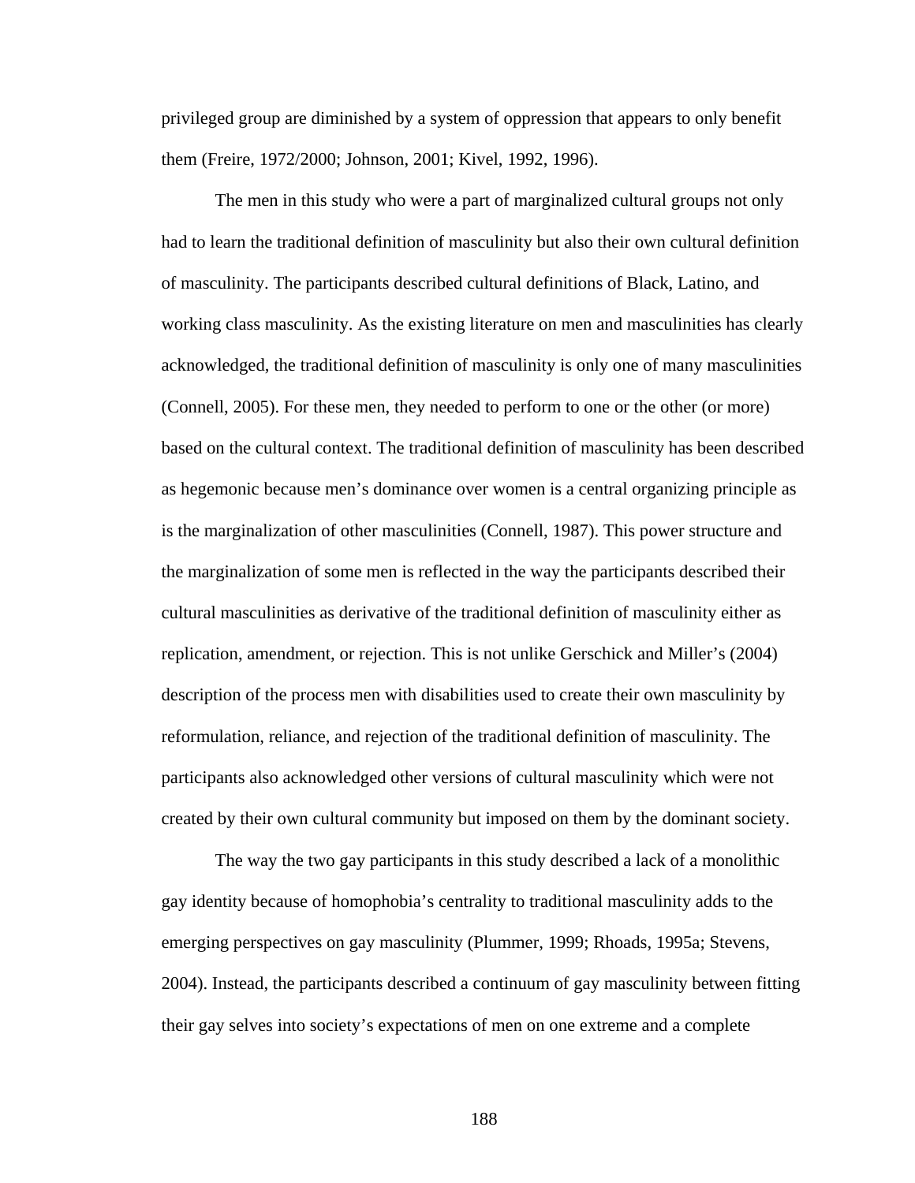privileged group are diminished by a system of oppression that appears to only benefit them (Freire, 1972/2000; Johnson, 2001; Kivel, 1992, 1996).

The men in this study who were a part of marginalized cultural groups not only had to learn the traditional definition of masculinity but also their own cultural definition of masculinity. The participants described cultural definitions of Black, Latino, and working class masculinity. As the existing literature on men and masculinities has clearly acknowledged, the traditional definition of masculinity is only one of many masculinities (Connell, 2005). For these men, they needed to perform to one or the other (or more) based on the cultural context. The traditional definition of masculinity has been described as hegemonic because men's dominance over women is a central organizing principle as is the marginalization of other masculinities (Connell, 1987). This power structure and the marginalization of some men is reflected in the way the participants described their cultural masculinities as derivative of the traditional definition of masculinity either as replication, amendment, or rejection. This is not unlike Gerschick and Miller's (2004) description of the process men with disabilities used to create their own masculinity by reformulation, reliance, and rejection of the traditional definition of masculinity. The participants also acknowledged other versions of cultural masculinity which were not created by their own cultural community but imposed on them by the dominant society.

The way the two gay participants in this study described a lack of a monolithic gay identity because of homophobia's centrality to traditional masculinity adds to the emerging perspectives on gay masculinity (Plummer, 1999; Rhoads, 1995a; Stevens, 2004). Instead, the participants described a continuum of gay masculinity between fitting their gay selves into society's expectations of men on one extreme and a complete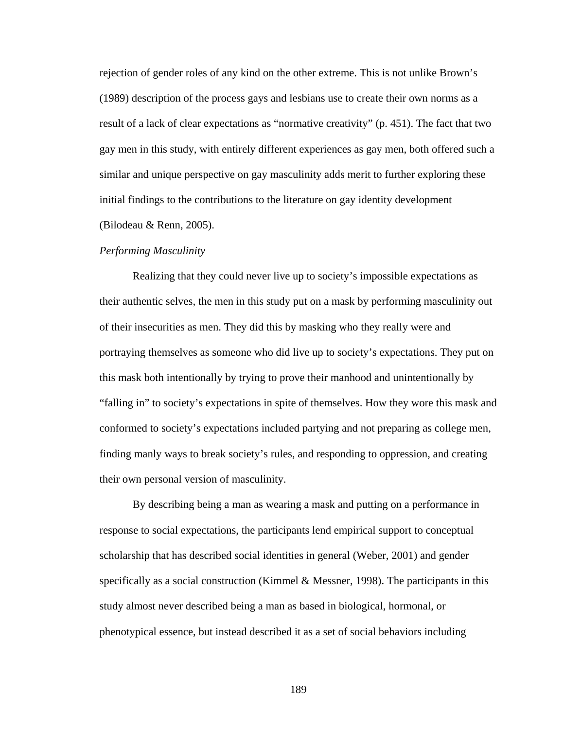rejection of gender roles of any kind on the other extreme. This is not unlike Brown's (1989) description of the process gays and lesbians use to create their own norms as a result of a lack of clear expectations as "normative creativity" (p. 451). The fact that two gay men in this study, with entirely different experiences as gay men, both offered such a similar and unique perspective on gay masculinity adds merit to further exploring these initial findings to the contributions to the literature on gay identity development (Bilodeau & Renn, 2005).

*Performing Masculinity*

Realizing that they could never live up to society's impossible expectations as their authentic selves, the men in this study put on a mask by performing masculinity out of their insecurities as men. They did this by masking who they really were and portraying themselves as someone who did live up to society's expectations. They put on this mask both intentionally by trying to prove their manhood and unintentionally by "falling in" to society's expectations in spite of themselves. How they wore this mask and conformed to society's expectations included partying and not preparing as college men, finding manly ways to break society's rules, and responding to oppression, and creating their own personal version of masculinity.

By describing being a man as wearing a mask and putting on a performance in response to social expectations, the participants lend empirical support to conceptual scholarship that has described social identities in general (Weber, 2001) and gender specifically as a social construction (Kimmel & Messner, 1998). The participants in this study almost never described being a man as based in biological, hormonal, or phenotypical essence, but instead described it as a set of social behaviors including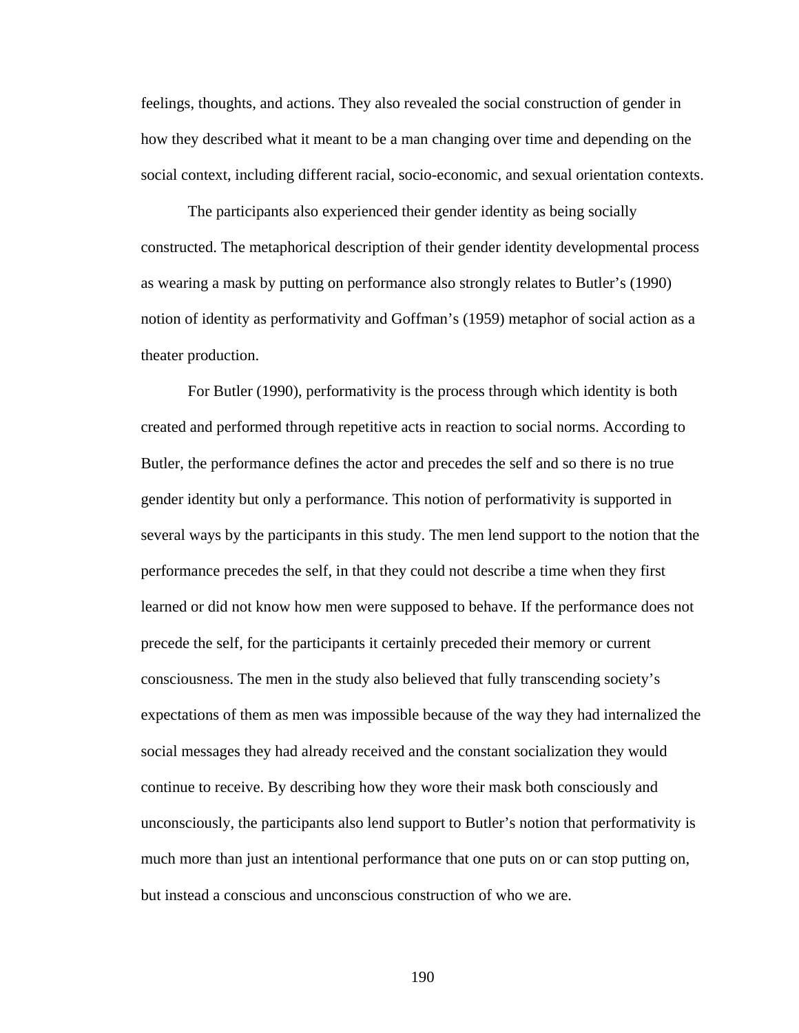feelings, thoughts, and actions. They also revealed the social construction of gender in how they described what it meant to be a man changing over time and depending on the social context, including different racial, socio-economic, and sexual orientation contexts.

The participants also experienced their gender identity as being socially constructed. The metaphorical description of their gender identity developmental process as wearing a mask by putting on performance also strongly relates to Butler's (1990) notion of identity as performativity and Goffman's (1959) metaphor of social action as a theater production.

For Butler (1990), performativity is the process through which identity is both created and performed through repetitive acts in reaction to social norms. According to Butler, the performance defines the actor and precedes the self and so there is no true gender identity but only a performance. This notion of performativity is supported in several ways by the participants in this study. The men lend support to the notion that the performance precedes the self, in that they could not describe a time when they first learned or did not know how men were supposed to behave. If the performance does not precede the self, for the participants it certainly preceded their memory or current consciousness. The men in the study also believed that fully transcending society's expectations of them as men was impossible because of the way they had internalized the social messages they had already received and the constant socialization they would continue to receive. By describing how they wore their mask both consciously and unconsciously, the participants also lend support to Butler's notion that performativity is much more than just an intentional performance that one puts on or can stop putting on, but instead a conscious and unconscious construction of who we are.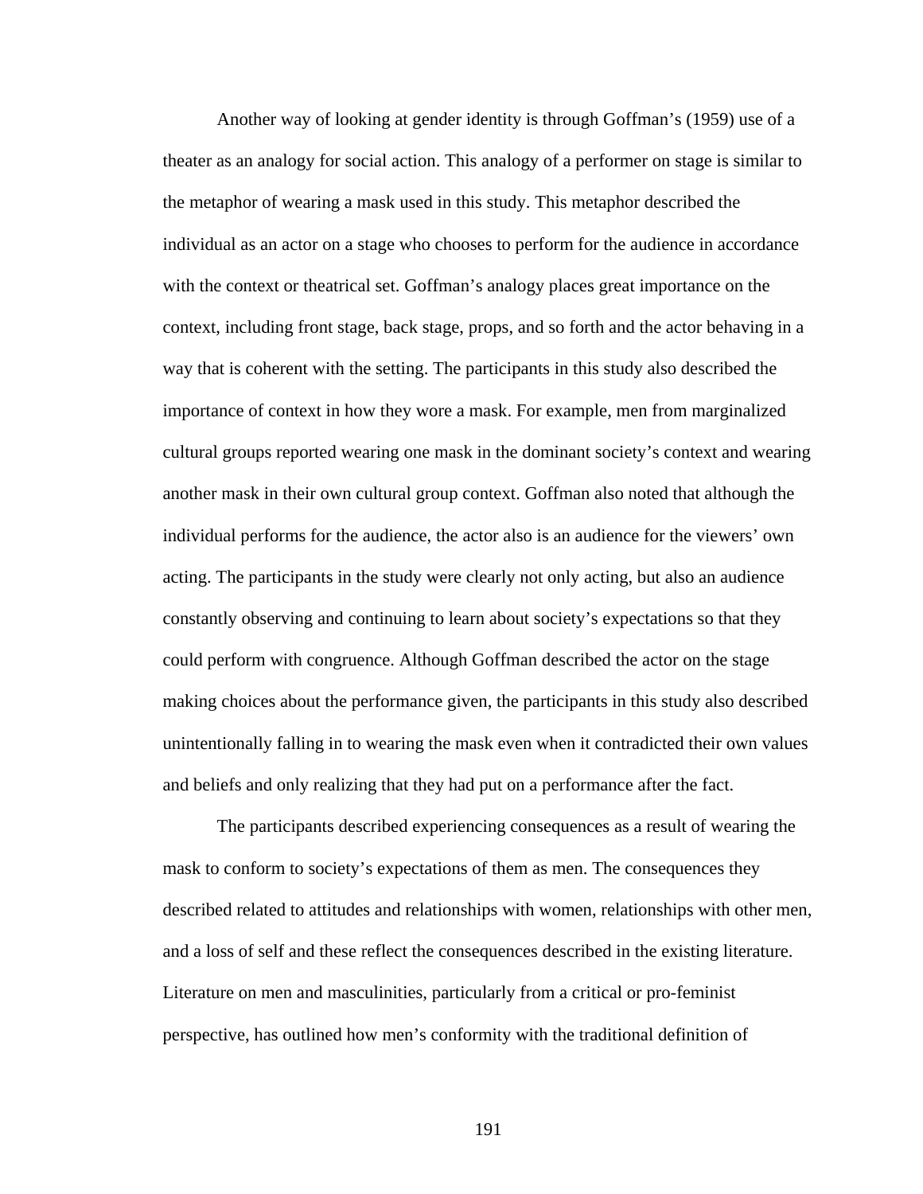Another way of looking at gender identity is through Goffman's (1959) use of a theater as an analogy for social action. This analogy of a performer on stage is similar to the metaphor of wearing a mask used in this study. This metaphor described the individual as an actor on a stage who chooses to perform for the audience in accordance with the context or theatrical set. Goffman's analogy places great importance on the context, including front stage, back stage, props, and so forth and the actor behaving in a way that is coherent with the setting. The participants in this study also described the importance of context in how they wore a mask. For example, men from marginalized cultural groups reported wearing one mask in the dominant society's context and wearing another mask in their own cultural group context. Goffman also noted that although the individual performs for the audience, the actor also is an audience for the viewers' own acting. The participants in the study were clearly not only acting, but also an audience constantly observing and continuing to learn about society's expectations so that they could perform with congruence. Although Goffman described the actor on the stage making choices about the performance given, the participants in this study also described unintentionally falling in to wearing the mask even when it contradicted their own values and beliefs and only realizing that they had put on a performance after the fact.

The participants described experiencing consequences as a result of wearing the mask to conform to society's expectations of them as men. The consequences they described related to attitudes and relationships with women, relationships with other men, and a loss of self and these reflect the consequences described in the existing literature. Literature on men and masculinities, particularly from a critical or pro-feminist perspective, has outlined how men's conformity with the traditional definition of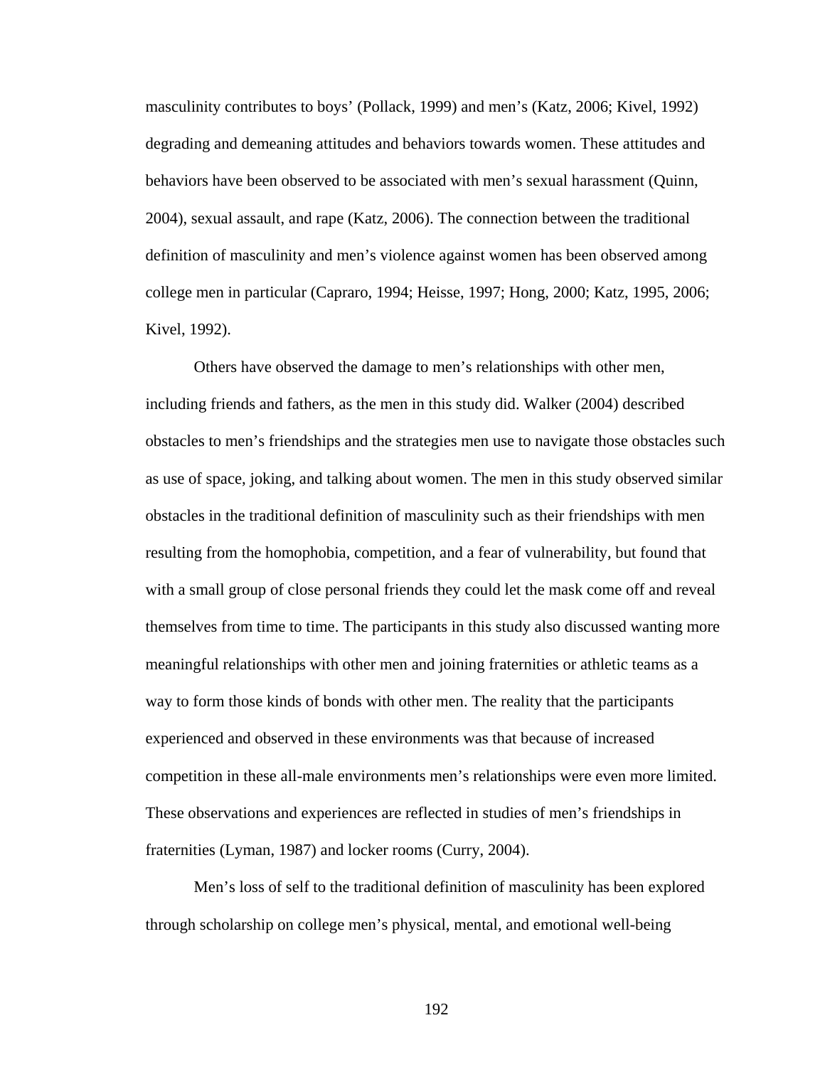masculinity contributes to boys' (Pollack, 1999) and men's (Katz, 2006; Kivel, 1992) degrading and demeaning attitudes and behaviors towards women. These attitudes and behaviors have been observed to be associated with men's sexual harassment (Quinn, 2004), sexual assault, and rape (Katz, 2006). The connection between the traditional definition of masculinity and men's violence against women has been observed among college men in particular (Capraro, 1994; Heisse, 1997; Hong, 2000; Katz, 1995, 2006; Kivel, 1992).

Others have observed the damage to men's relationships with other men, including friends and fathers, as the men in this study did. Walker (2004) described obstacles to men's friendships and the strategies men use to navigate those obstacles such as use of space, joking, and talking about women. The men in this study observed similar obstacles in the traditional definition of masculinity such as their friendships with men resulting from the homophobia, competition, and a fear of vulnerability, but found that with a small group of close personal friends they could let the mask come off and reveal themselves from time to time. The participants in this study also discussed wanting more meaningful relationships with other men and joining fraternities or athletic teams as a way to form those kinds of bonds with other men. The reality that the participants experienced and observed in these environments was that because of increased competition in these all-male environments men's relationships were even more limited. These observations and experiences are reflected in studies of men's friendships in fraternities (Lyman, 1987) and locker rooms (Curry, 2004).

Men's loss of self to the traditional definition of masculinity has been explored through scholarship on college men's physical, mental, and emotional well-being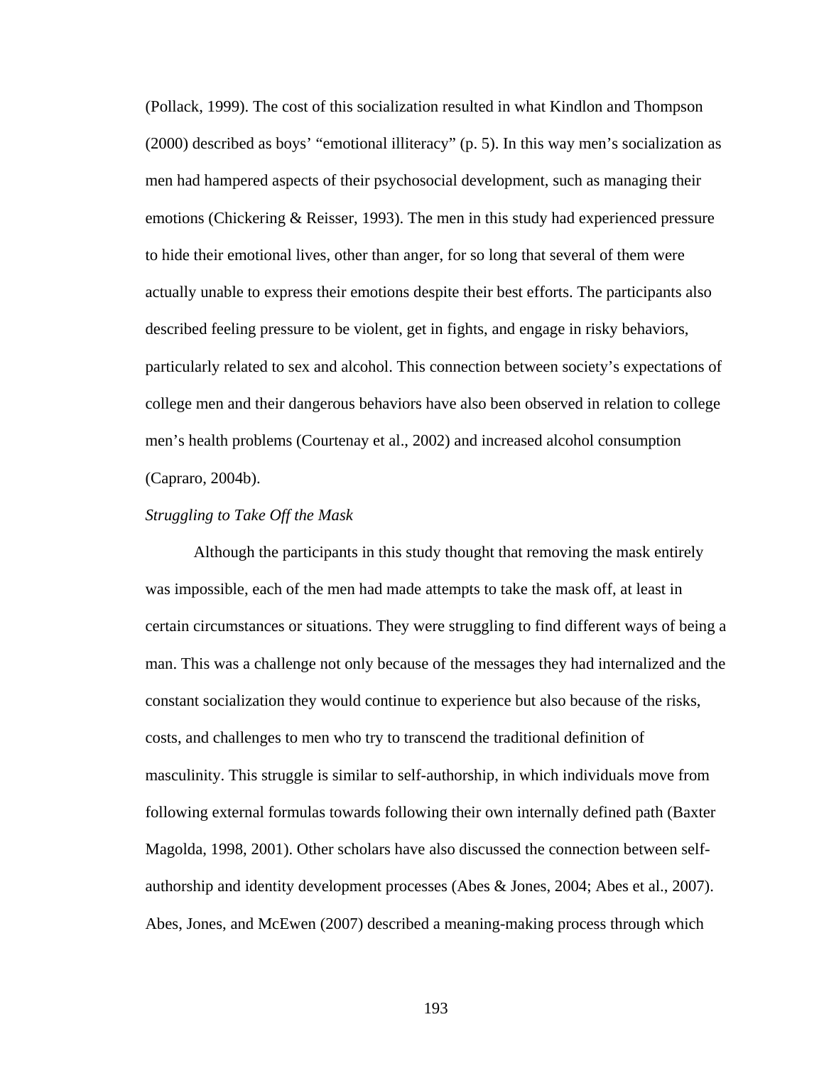(Pollack, 1999). The cost of this socialization resulted in what Kindlon and Thompson (2000) described as boys' "emotional illiteracy" (p. 5). In this way men's socialization as men had hampered aspects of their psychosocial development, such as managing their emotions (Chickering & Reisser, 1993). The men in this study had experienced pressure to hide their emotional lives, other than anger, for so long that several of them were actually unable to express their emotions despite their best efforts. The participants also described feeling pressure to be violent, get in fights, and engage in risky behaviors, particularly related to sex and alcohol. This connection between society's expectations of college men and their dangerous behaviors have also been observed in relation to college men's health problems (Courtenay et al., 2002) and increased alcohol consumption (Capraro, 2004b).

*Struggling to Take Off the Mask*

Although the participants in this study thought that removing the mask entirely was impossible, each of the men had made attempts to take the mask off, at least in certain circumstances or situations. They were struggling to find different ways of being a man. This was a challenge not only because of the messages they had internalized and the constant socialization they would continue to experience but also because of the risks, costs, and challenges to men who try to transcend the traditional definition of masculinity. This struggle is similar to self-authorship, in which individuals move from following external formulas towards following their own internally defined path (Baxter Magolda, 1998, 2001). Other scholars have also discussed the connection between self-authorship and identity development processes (Abes & Jones, 2004; Abes et al., 2007). Abes, Jones, and McEwen (2007) described a meaning-making process through which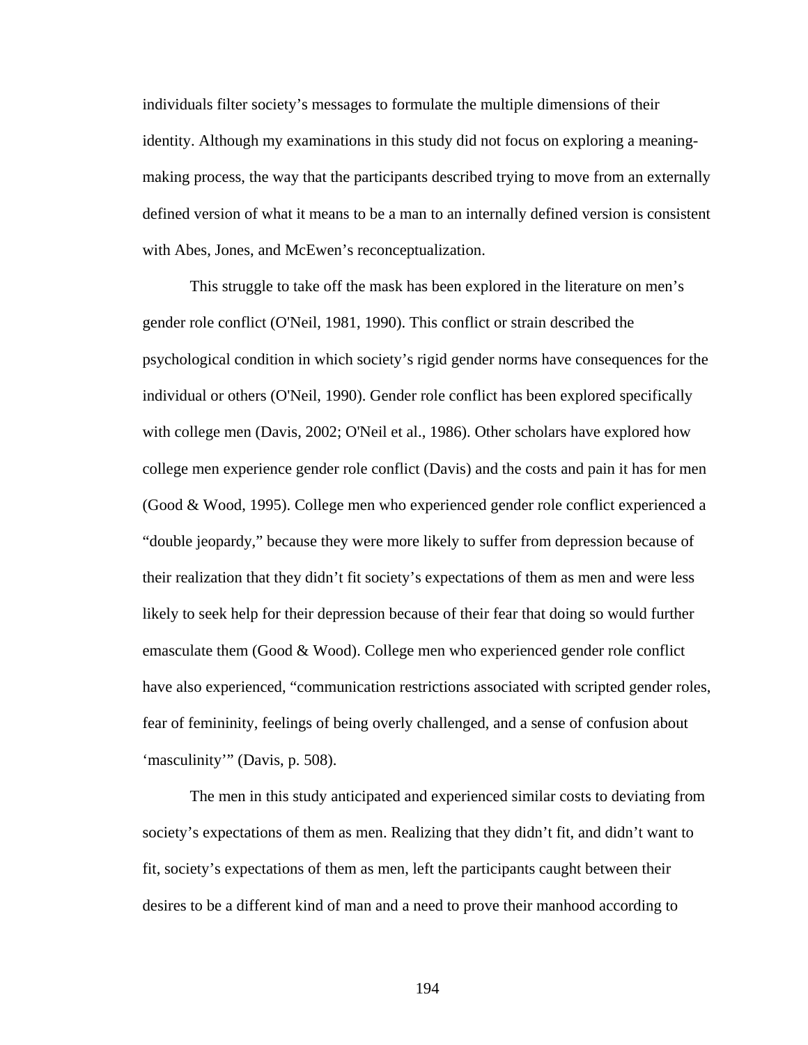individuals filter society's messages to formulate the multiple dimensions of their identity. Although my examinations in this study did not focus on exploring a meaning-making process, the way that the participants described trying to move from an externally defined version of what it means to be a man to an internally defined version is consistent with Abes, Jones, and McEwen's reconceptualization.

This struggle to take off the mask has been explored in the literature on men's gender role conflict (O'Neil, 1981, 1990). This conflict or strain described the psychological condition in which society's rigid gender norms have consequences for the individual or others (O'Neil, 1990). Gender role conflict has been explored specifically with college men (Davis, 2002; O'Neil et al., 1986). Other scholars have explored how college men experience gender role conflict (Davis) and the costs and pain it has for men (Good & Wood, 1995). College men who experienced gender role conflict experienced a "double jeopardy," because they were more likely to suffer from depression because of their realization that they didn't fit society's expectations of them as men and were less likely to seek help for their depression because of their fear that doing so would further emasculate them (Good & Wood). College men who experienced gender role conflict have also experienced, "communication restrictions associated with scripted gender roles, fear of femininity, feelings of being overly challenged, and a sense of confusion about 'masculinity'" (Davis, p. 508).

The men in this study anticipated and experienced similar costs to deviating from society's expectations of them as men. Realizing that they didn't fit, and didn't want to fit, society's expectations of them as men, left the participants caught between their desires to be a different kind of man and a need to prove their manhood according to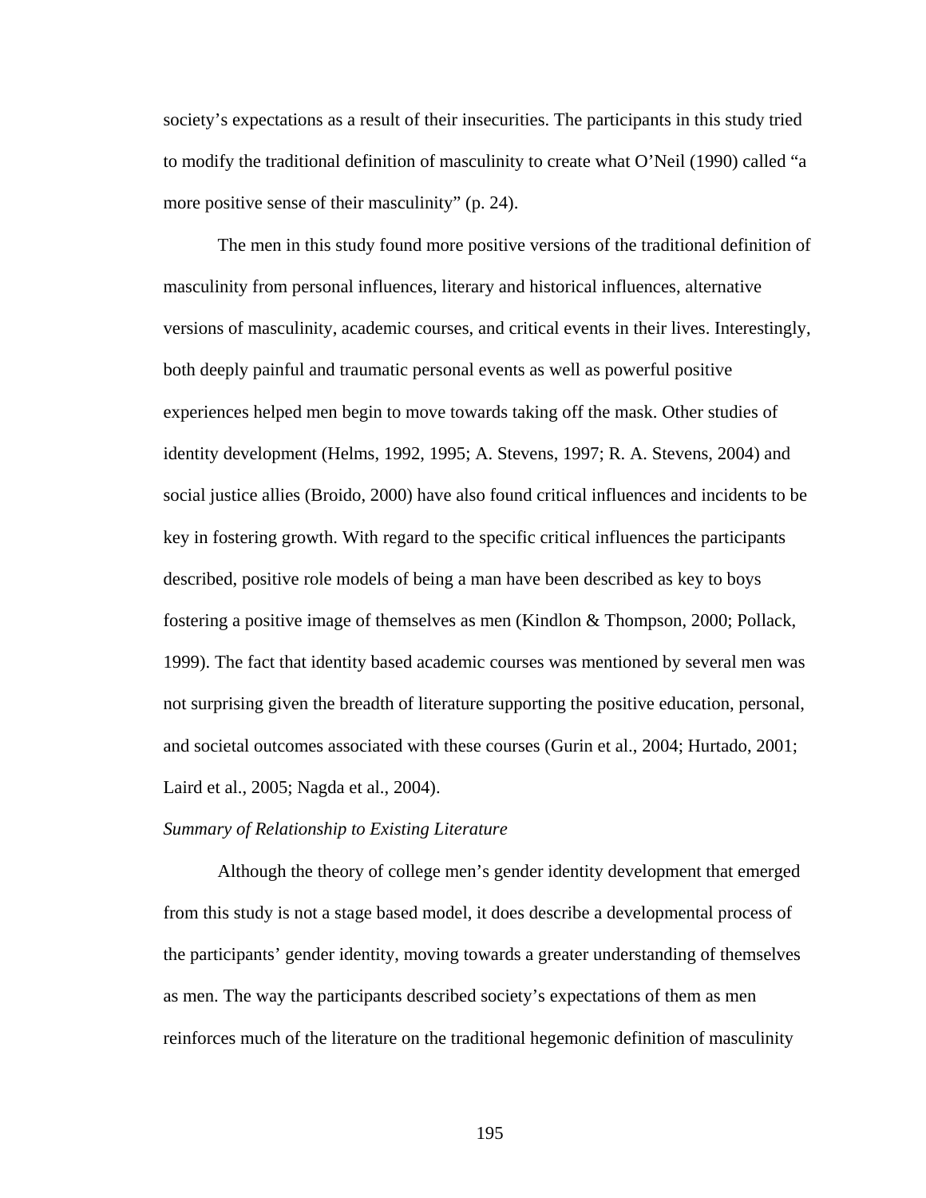society's expectations as a result of their insecurities. The participants in this study tried to modify the traditional definition of masculinity to create what O'Neil (1990) called "a more positive sense of their masculinity" (p. 24).

The men in this study found more positive versions of the traditional definition of masculinity from personal influences, literary and historical influences, alternative versions of masculinity, academic courses, and critical events in their lives. Interestingly, both deeply painful and traumatic personal events as well as powerful positive experiences helped men begin to move towards taking off the mask. Other studies of identity development (Helms, 1992, 1995; A. Stevens, 1997; R. A. Stevens, 2004) and social justice allies (Broido, 2000) have also found critical influences and incidents to be key in fostering growth. With regard to the specific critical influences the participants described, positive role models of being a man have been described as key to boys fostering a positive image of themselves as men (Kindlon & Thompson, 2000; Pollack, 1999). The fact that identity based academic courses was mentioned by several men was not surprising given the breadth of literature supporting the positive education, personal, and societal outcomes associated with these courses (Gurin et al., 2004; Hurtado, 2001; Laird et al., 2005; Nagda et al., 2004).

*Summary of Relationship to Existing Literature*

Although the theory of college men's gender identity development that emerged from this study is not a stage based model, it does describe a developmental process of the participants' gender identity, moving towards a greater understanding of themselves as men. The way the participants described society's expectations of them as men reinforces much of the literature on the traditional hegemonic definition of masculinity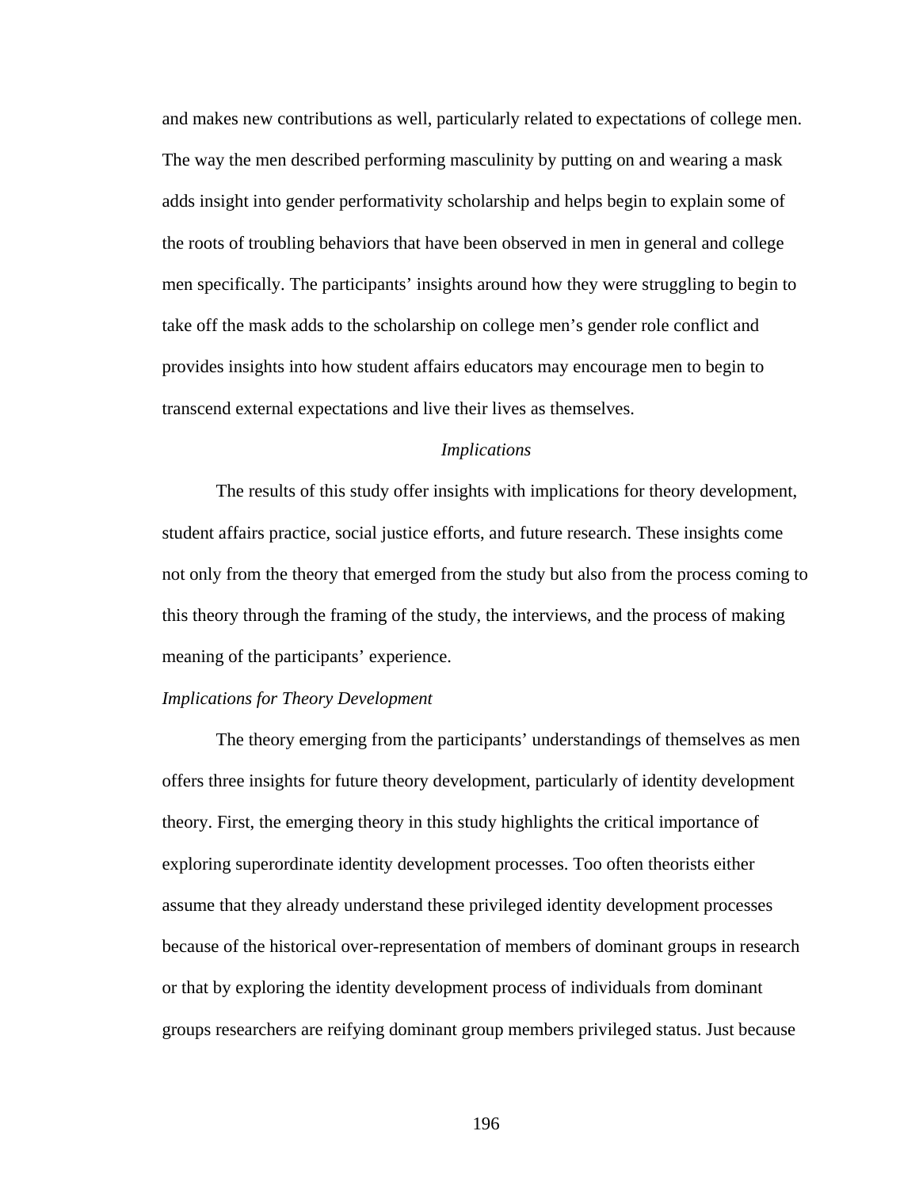and makes new contributions as well, particularly related to expectations of college men. The way the men described performing masculinity by putting on and wearing a mask adds insight into gender performativity scholarship and helps begin to explain some of the roots of troubling behaviors that have been observed in men in general and college men specifically. The participants' insights around how they were struggling to begin to take off the mask adds to the scholarship on college men's gender role conflict and provides insights into how student affairs educators may encourage men to begin to transcend external expectations and live their lives as themselves.

## *Implications*

The results of this study offer insights with implications for theory development, student affairs practice, social justice efforts, and future research. These insights come not only from the theory that emerged from the study but also from the process coming to this theory through the framing of the study, the interviews, and the process of making meaning of the participants' experience.

### *Implications for Theory Development*

The theory emerging from the participants' understandings of themselves as men offers three insights for future theory development, particularly of identity development theory. First, the emerging theory in this study highlights the critical importance of exploring superordinate identity development processes. Too often theorists either assume that they already understand these privileged identity development processes because of the historical over-representation of members of dominant groups in research or that by exploring the identity development process of individuals from dominant groups researchers are reifying dominant group members privileged status. Just because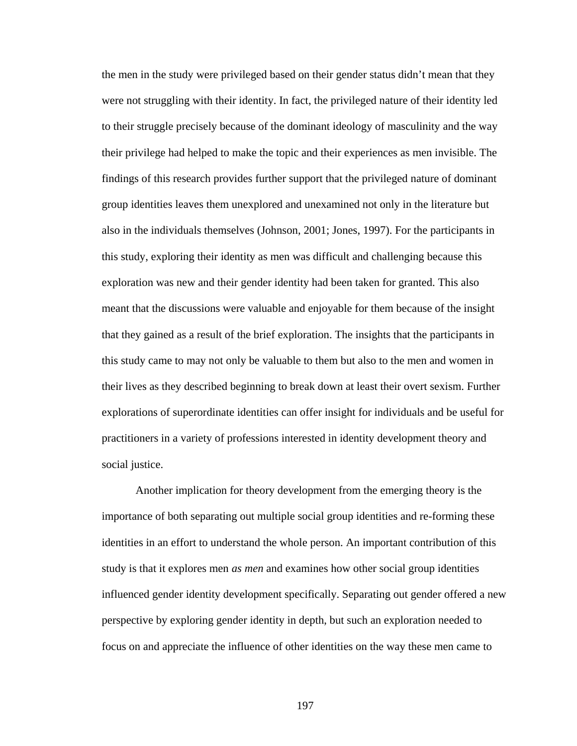the men in the study were privileged based on their gender status didn't mean that they were not struggling with their identity. In fact, the privileged nature of their identity led to their struggle precisely because of the dominant ideology of masculinity and the way their privilege had helped to make the topic and their experiences as men invisible. The findings of this research provides further support that the privileged nature of dominant group identities leaves them unexplored and unexamined not only in the literature but also in the individuals themselves (Johnson, 2001; Jones, 1997). For the participants in this study, exploring their identity as men was difficult and challenging because this exploration was new and their gender identity had been taken for granted. This also meant that the discussions were valuable and enjoyable for them because of the insight that they gained as a result of the brief exploration. The insights that the participants in this study came to may not only be valuable to them but also to the men and women in their lives as they described beginning to break down at least their overt sexism. Further explorations of superordinate identities can offer insight for individuals and be useful for practitioners in a variety of professions interested in identity development theory and social justice.

Another implication for theory development from the emerging theory is the importance of both separating out multiple social group identities and re-forming these identities in an effort to understand the whole person. An important contribution of this study is that it explores men *as men* and examines how other social group identities influenced gender identity development specifically. Separating out gender offered a new perspective by exploring gender identity in depth, but such an exploration needed to focus on and appreciate the influence of other identities on the way these men came to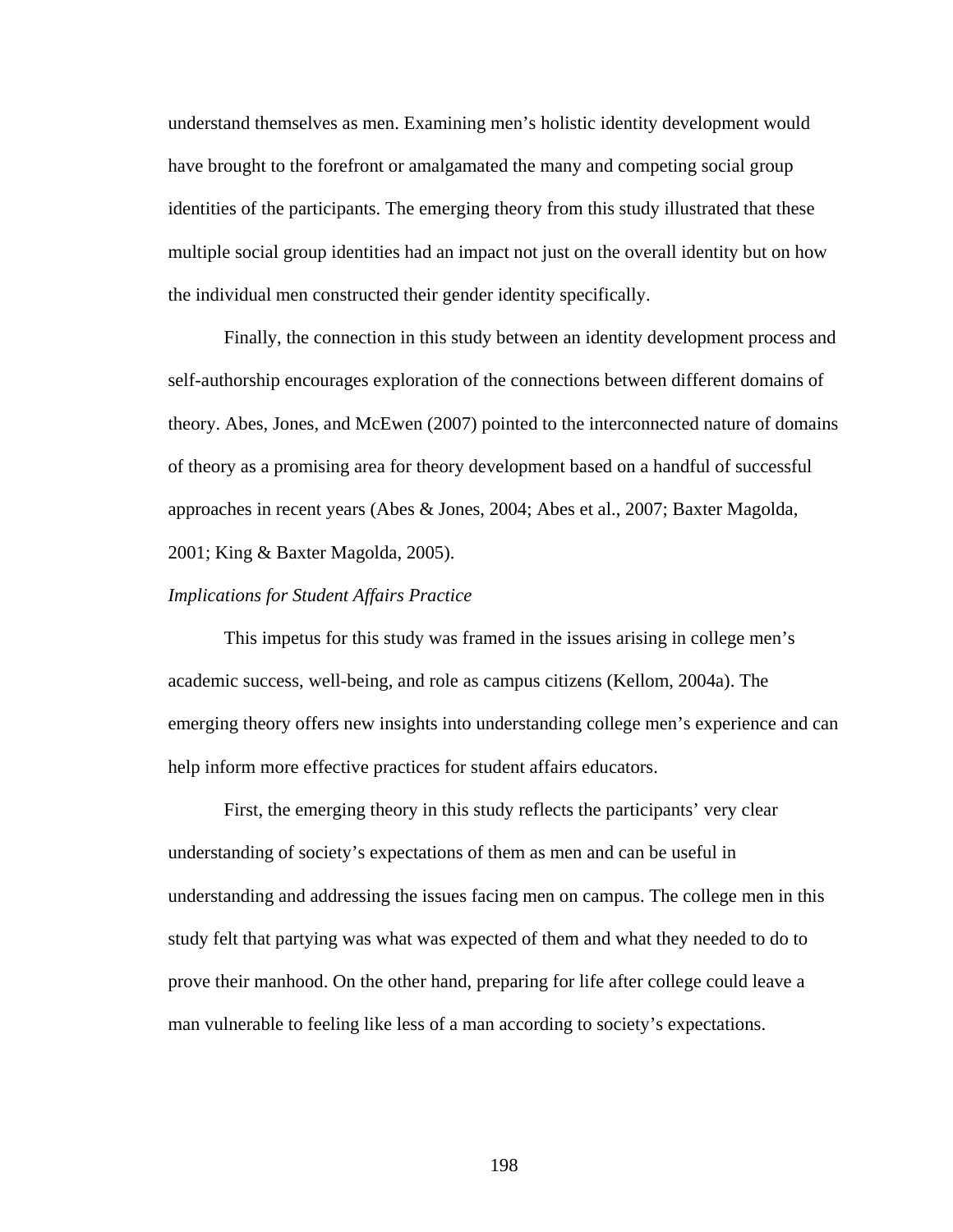understand themselves as men. Examining men's holistic identity development would have brought to the forefront or amalgamated the many and competing social group identities of the participants. The emerging theory from this study illustrated that these multiple social group identities had an impact not just on the overall identity but on how the individual men constructed their gender identity specifically.

Finally, the connection in this study between an identity development process and self-authorship encourages exploration of the connections between different domains of theory. Abes, Jones, and McEwen (2007) pointed to the interconnected nature of domains of theory as a promising area for theory development based on a handful of successful approaches in recent years (Abes & Jones, 2004; Abes et al., 2007; Baxter Magolda, 2001; King & Baxter Magolda, 2005).

### *Implications for Student Affairs Practice*

This impetus for this study was framed in the issues arising in college men's academic success, well-being, and role as campus citizens (Kellom, 2004a). The emerging theory offers new insights into understanding college men's experience and can help inform more effective practices for student affairs educators.

First, the emerging theory in this study reflects the participants' very clear understanding of society's expectations of them as men and can be useful in understanding and addressing the issues facing men on campus. The college men in this study felt that partying was what was expected of them and what they needed to do to prove their manhood. On the other hand, preparing for life after college could leave a man vulnerable to feeling like less of a man according to society's expectations.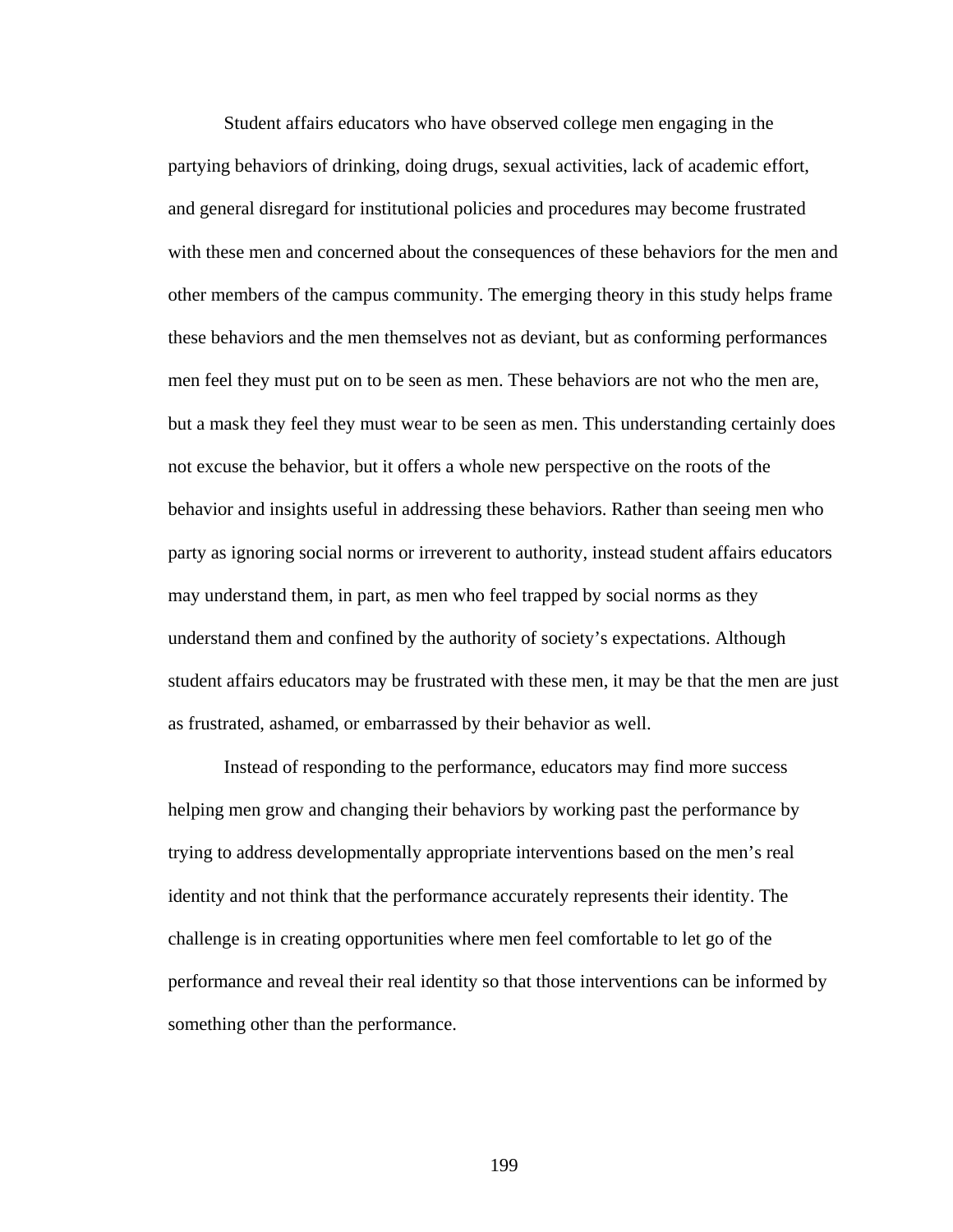Student affairs educators who have observed college men engaging in the partying behaviors of drinking, doing drugs, sexual activities, lack of academic effort, and general disregard for institutional policies and procedures may become frustrated with these men and concerned about the consequences of these behaviors for the men and other members of the campus community. The emerging theory in this study helps frame these behaviors and the men themselves not as deviant, but as conforming performances men feel they must put on to be seen as men. These behaviors are not who the men are, but a mask they feel they must wear to be seen as men. This understanding certainly does not excuse the behavior, but it offers a whole new perspective on the roots of the behavior and insights useful in addressing these behaviors. Rather than seeing men who party as ignoring social norms or irreverent to authority, instead student affairs educators may understand them, in part, as men who feel trapped by social norms as they understand them and confined by the authority of society's expectations. Although student affairs educators may be frustrated with these men, it may be that the men are just as frustrated, ashamed, or embarrassed by their behavior as well.

Instead of responding to the performance, educators may find more success helping men grow and changing their behaviors by working past the performance by trying to address developmentally appropriate interventions based on the men's real identity and not think that the performance accurately represents their identity. The challenge is in creating opportunities where men feel comfortable to let go of the performance and reveal their real identity so that those interventions can be informed by something other than the performance.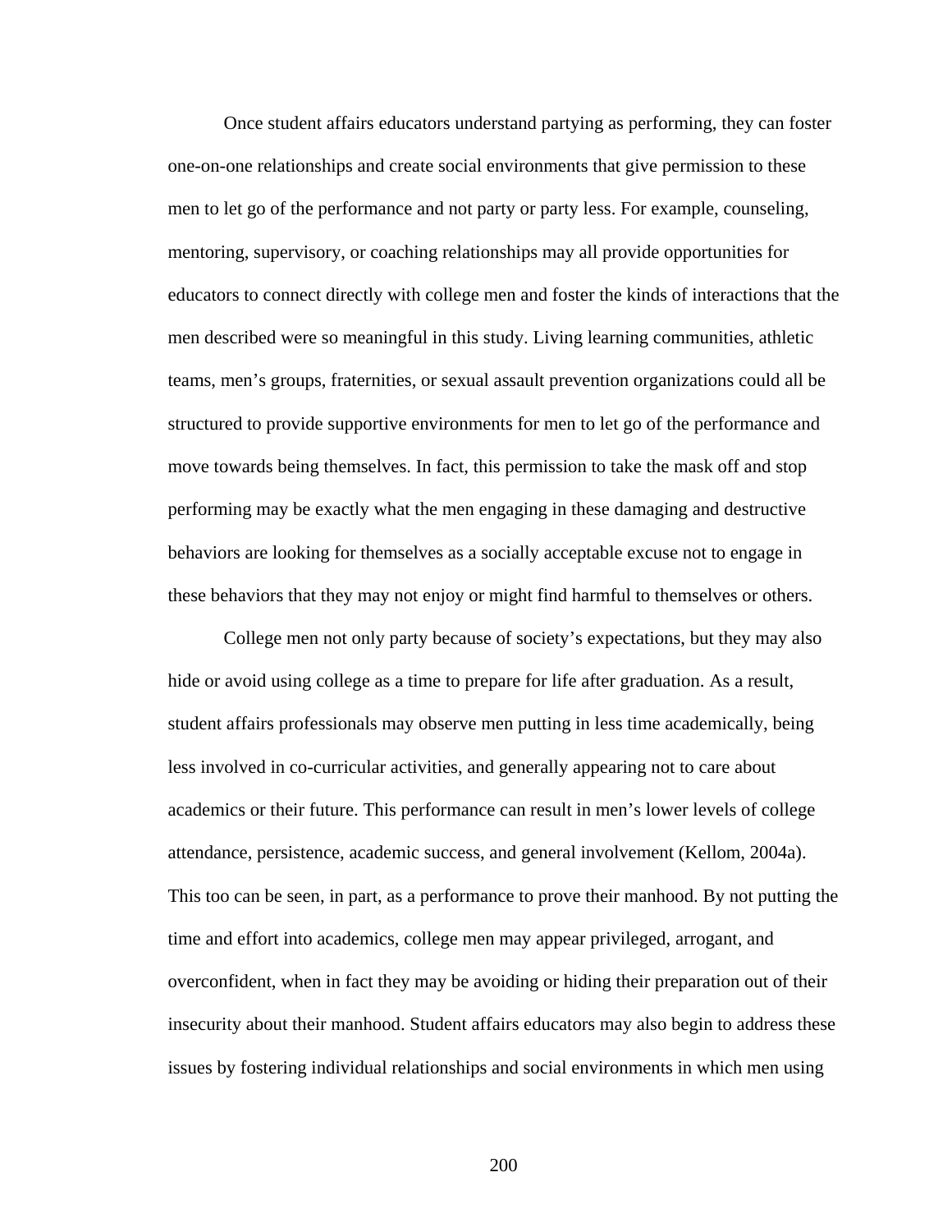Once student affairs educators understand partying as performing, they can foster one-on-one relationships and create social environments that give permission to these men to let go of the performance and not party or party less. For example, counseling, mentoring, supervisory, or coaching relationships may all provide opportunities for educators to connect directly with college men and foster the kinds of interactions that the men described were so meaningful in this study. Living learning communities, athletic teams, men's groups, fraternities, or sexual assault prevention organizations could all be structured to provide supportive environments for men to let go of the performance and move towards being themselves. In fact, this permission to take the mask off and stop performing may be exactly what the men engaging in these damaging and destructive behaviors are looking for themselves as a socially acceptable excuse not to engage in these behaviors that they may not enjoy or might find harmful to themselves or others.

College men not only party because of society's expectations, but they may also hide or avoid using college as a time to prepare for life after graduation. As a result, student affairs professionals may observe men putting in less time academically, being less involved in co-curricular activities, and generally appearing not to care about academics or their future. This performance can result in men's lower levels of college attendance, persistence, academic success, and general involvement (Kellom, 2004a). This too can be seen, in part, as a performance to prove their manhood. By not putting the time and effort into academics, college men may appear privileged, arrogant, and overconfident, when in fact they may be avoiding or hiding their preparation out of their insecurity about their manhood. Student affairs educators may also begin to address these issues by fostering individual relationships and social environments in which men using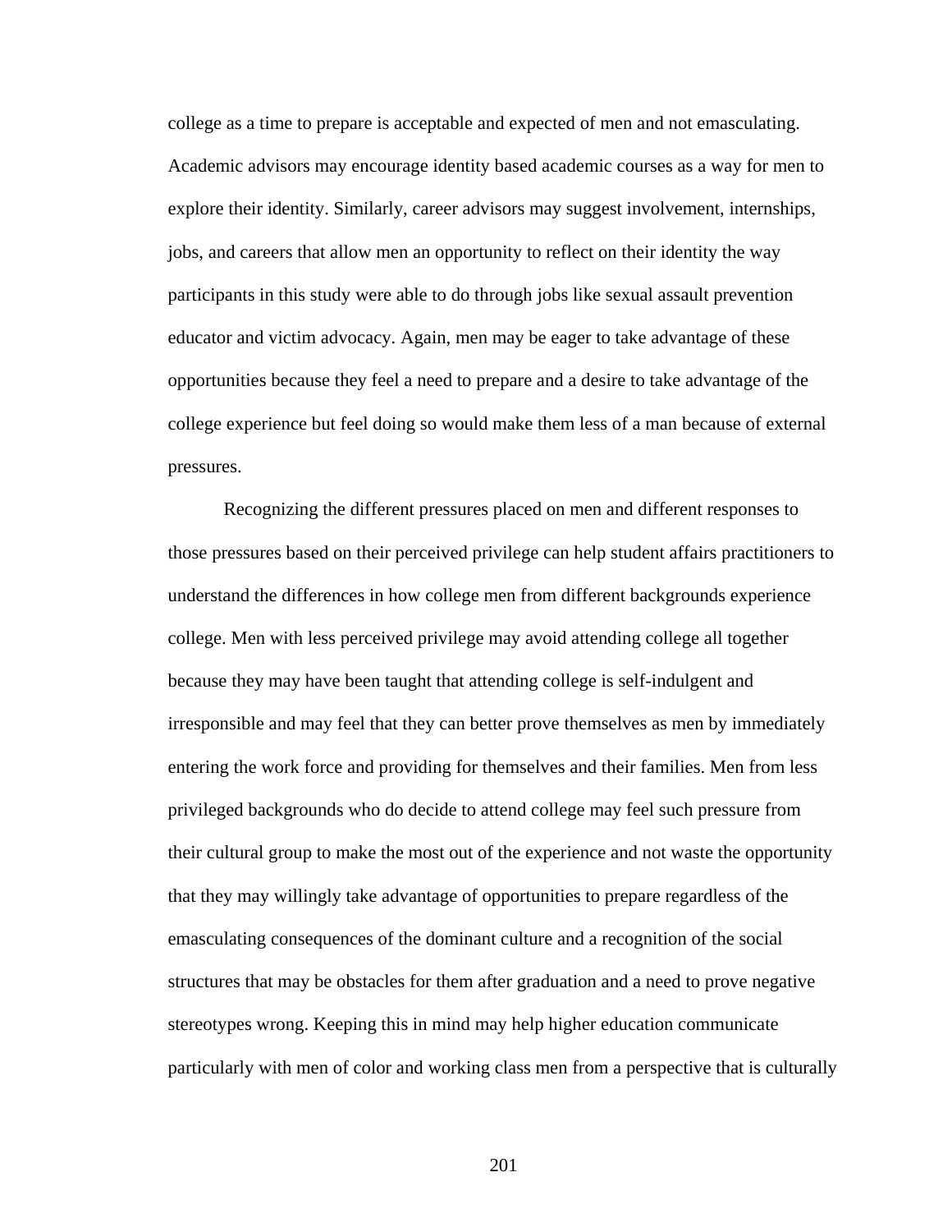college as a time to prepare is acceptable and expected of men and not emasculating. Academic advisors may encourage identity based academic courses as a way for men to explore their identity. Similarly, career advisors may suggest involvement, internships, jobs, and careers that allow men an opportunity to reflect on their identity the way participants in this study were able to do through jobs like sexual assault prevention educator and victim advocacy. Again, men may be eager to take advantage of these opportunities because they feel a need to prepare and a desire to take advantage of the college experience but feel doing so would make them less of a man because of external pressures.

Recognizing the different pressures placed on men and different responses to those pressures based on their perceived privilege can help student affairs practitioners to understand the differences in how college men from different backgrounds experience college. Men with less perceived privilege may avoid attending college all together because they may have been taught that attending college is self-indulgent and irresponsible and may feel that they can better prove themselves as men by immediately entering the work force and providing for themselves and their families. Men from less privileged backgrounds who do decide to attend college may feel such pressure from their cultural group to make the most out of the experience and not waste the opportunity that they may willingly take advantage of opportunities to prepare regardless of the emasculating consequences of the dominant culture and a recognition of the social structures that may be obstacles for them after graduation and a need to prove negative stereotypes wrong. Keeping this in mind may help higher education communicate particularly with men of color and working class men from a perspective that is culturally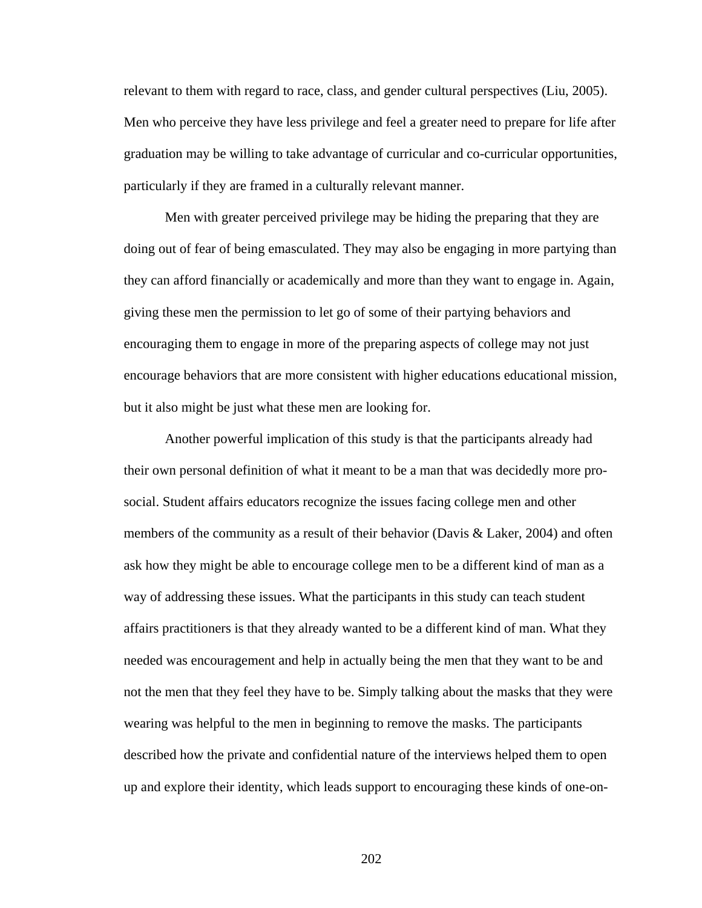relevant to them with regard to race, class, and gender cultural perspectives (Liu, 2005). Men who perceive they have less privilege and feel a greater need to prepare for life after graduation may be willing to take advantage of curricular and co-curricular opportunities, particularly if they are framed in a culturally relevant manner.

Men with greater perceived privilege may be hiding the preparing that they are doing out of fear of being emasculated. They may also be engaging in more partying than they can afford financially or academically and more than they want to engage in. Again, giving these men the permission to let go of some of their partying behaviors and encouraging them to engage in more of the preparing aspects of college may not just encourage behaviors that are more consistent with higher educations educational mission, but it also might be just what these men are looking for.

Another powerful implication of this study is that the participants already had their own personal definition of what it meant to be a man that was decidedly more pro-social. Student affairs educators recognize the issues facing college men and other members of the community as a result of their behavior (Davis & Laker, 2004) and often ask how they might be able to encourage college men to be a different kind of man as a way of addressing these issues. What the participants in this study can teach student affairs practitioners is that they already wanted to be a different kind of man. What they needed was encouragement and help in actually being the men that they want to be and not the men that they feel they have to be. Simply talking about the masks that they were wearing was helpful to the men in beginning to remove the masks. The participants described how the private and confidential nature of the interviews helped them to open up and explore their identity, which leads support to encouraging these kinds of one-on-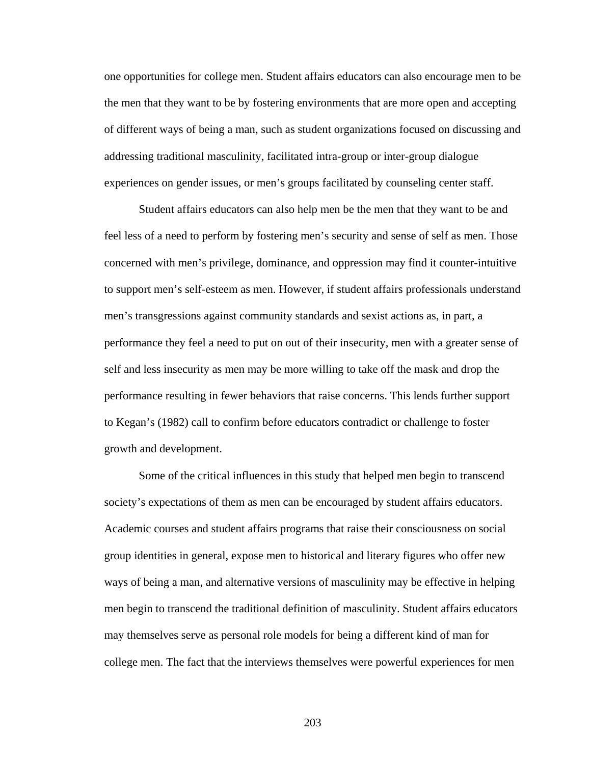one opportunities for college men. Student affairs educators can also encourage men to be the men that they want to be by fostering environments that are more open and accepting of different ways of being a man, such as student organizations focused on discussing and addressing traditional masculinity, facilitated intra-group or inter-group dialogue experiences on gender issues, or men's groups facilitated by counseling center staff.

Student affairs educators can also help men be the men that they want to be and feel less of a need to perform by fostering men's security and sense of self as men. Those concerned with men's privilege, dominance, and oppression may find it counter-intuitive to support men's self-esteem as men. However, if student affairs professionals understand men's transgressions against community standards and sexist actions as, in part, a performance they feel a need to put on out of their insecurity, men with a greater sense of self and less insecurity as men may be more willing to take off the mask and drop the performance resulting in fewer behaviors that raise concerns. This lends further support to Kegan's (1982) call to confirm before educators contradict or challenge to foster growth and development.

Some of the critical influences in this study that helped men begin to transcend society's expectations of them as men can be encouraged by student affairs educators. Academic courses and student affairs programs that raise their consciousness on social group identities in general, expose men to historical and literary figures who offer new ways of being a man, and alternative versions of masculinity may be effective in helping men begin to transcend the traditional definition of masculinity. Student affairs educators may themselves serve as personal role models for being a different kind of man for college men. The fact that the interviews themselves were powerful experiences for men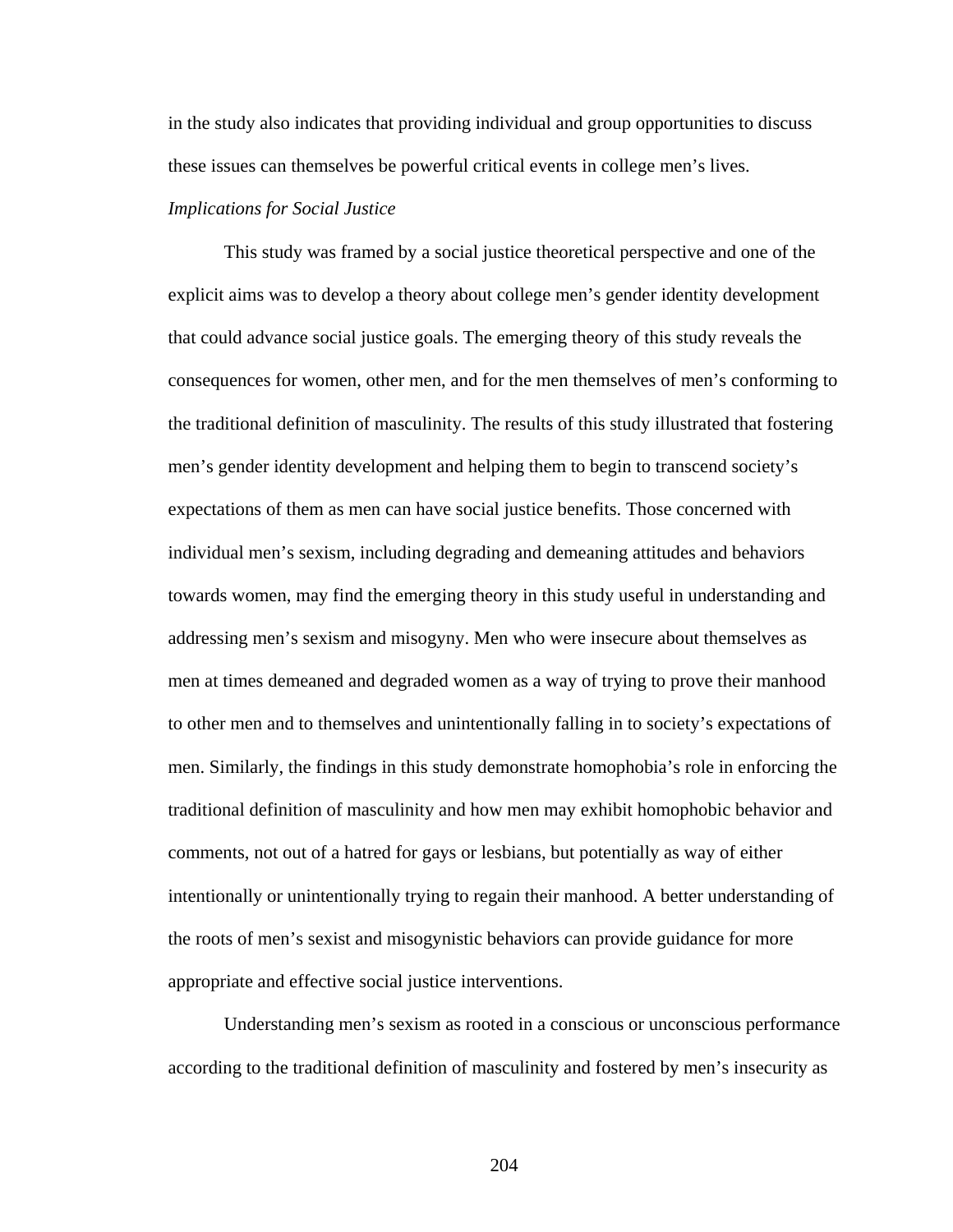in the study also indicates that providing individual and group opportunities to discuss these issues can themselves be powerful critical events in college men's lives.

*Implications for Social Justice*

This study was framed by a social justice theoretical perspective and one of the explicit aims was to develop a theory about college men's gender identity development that could advance social justice goals. The emerging theory of this study reveals the consequences for women, other men, and for the men themselves of men's conforming to the traditional definition of masculinity. The results of this study illustrated that fostering men's gender identity development and helping them to begin to transcend society's expectations of them as men can have social justice benefits. Those concerned with individual men's sexism, including degrading and demeaning attitudes and behaviors towards women, may find the emerging theory in this study useful in understanding and addressing men's sexism and misogyny. Men who were insecure about themselves as men at times demeaned and degraded women as a way of trying to prove their manhood to other men and to themselves and unintentionally falling in to society's expectations of men. Similarly, the findings in this study demonstrate homophobia's role in enforcing the traditional definition of masculinity and how men may exhibit homophobic behavior and comments, not out of a hatred for gays or lesbians, but potentially as way of either intentionally or unintentionally trying to regain their manhood. A better understanding of the roots of men's sexist and misogynistic behaviors can provide guidance for more appropriate and effective social justice interventions.

Understanding men's sexism as rooted in a conscious or unconscious performance according to the traditional definition of masculinity and fostered by men's insecurity as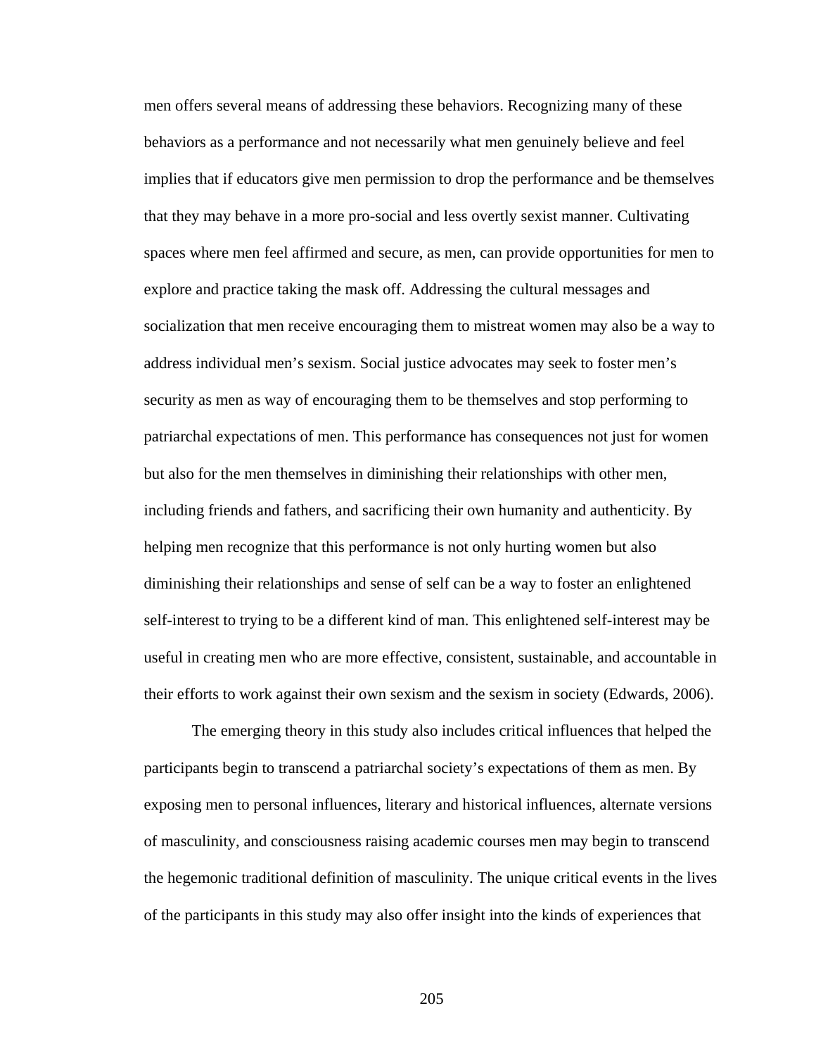men offers several means of addressing these behaviors. Recognizing many of these behaviors as a performance and not necessarily what men genuinely believe and feel implies that if educators give men permission to drop the performance and be themselves that they may behave in a more pro-social and less overtly sexist manner. Cultivating spaces where men feel affirmed and secure, as men, can provide opportunities for men to explore and practice taking the mask off. Addressing the cultural messages and socialization that men receive encouraging them to mistreat women may also be a way to address individual men's sexism. Social justice advocates may seek to foster men's security as men as way of encouraging them to be themselves and stop performing to patriarchal expectations of men. This performance has consequences not just for women but also for the men themselves in diminishing their relationships with other men, including friends and fathers, and sacrificing their own humanity and authenticity. By helping men recognize that this performance is not only hurting women but also diminishing their relationships and sense of self can be a way to foster an enlightened self-interest to trying to be a different kind of man. This enlightened self-interest may be useful in creating men who are more effective, consistent, sustainable, and accountable in their efforts to work against their own sexism and the sexism in society (Edwards, 2006).

The emerging theory in this study also includes critical influences that helped the participants begin to transcend a patriarchal society's expectations of them as men. By exposing men to personal influences, literary and historical influences, alternate versions of masculinity, and consciousness raising academic courses men may begin to transcend the hegemonic traditional definition of masculinity. The unique critical events in the lives of the participants in this study may also offer insight into the kinds of experiences that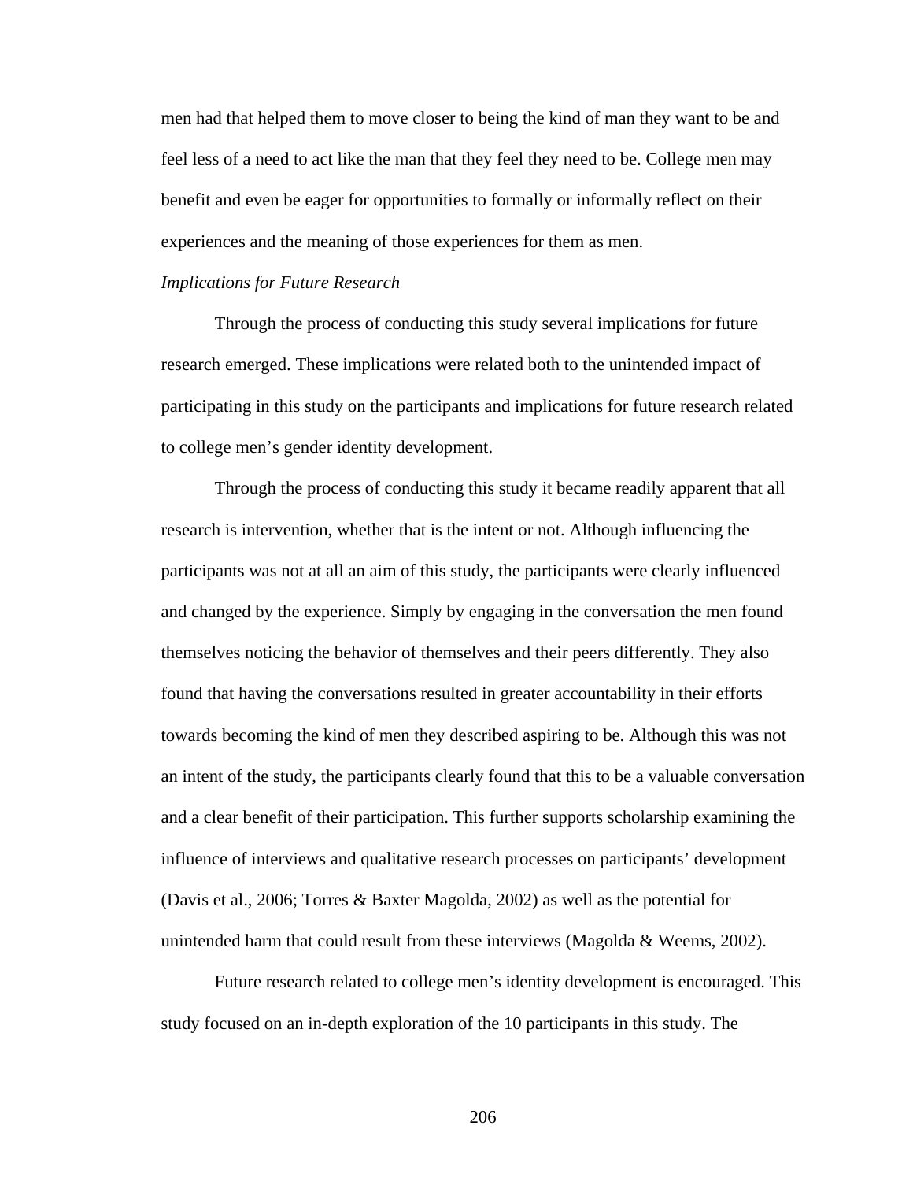men had that helped them to move closer to being the kind of man they want to be and feel less of a need to act like the man that they feel they need to be. College men may benefit and even be eager for opportunities to formally or informally reflect on their experiences and the meaning of those experiences for them as men.

*Implications for Future Research*

Through the process of conducting this study several implications for future research emerged. These implications were related both to the unintended impact of participating in this study on the participants and implications for future research related to college men's gender identity development.

Through the process of conducting this study it became readily apparent that all research is intervention, whether that is the intent or not. Although influencing the participants was not at all an aim of this study, the participants were clearly influenced and changed by the experience. Simply by engaging in the conversation the men found themselves noticing the behavior of themselves and their peers differently. They also found that having the conversations resulted in greater accountability in their efforts towards becoming the kind of men they described aspiring to be. Although this was not an intent of the study, the participants clearly found that this to be a valuable conversation and a clear benefit of their participation. This further supports scholarship examining the influence of interviews and qualitative research processes on participants' development (Davis et al., 2006; Torres & Baxter Magolda, 2002) as well as the potential for unintended harm that could result from these interviews (Magolda & Weems, 2002).

Future research related to college men's identity development is encouraged. This study focused on an in-depth exploration of the 10 participants in this study. The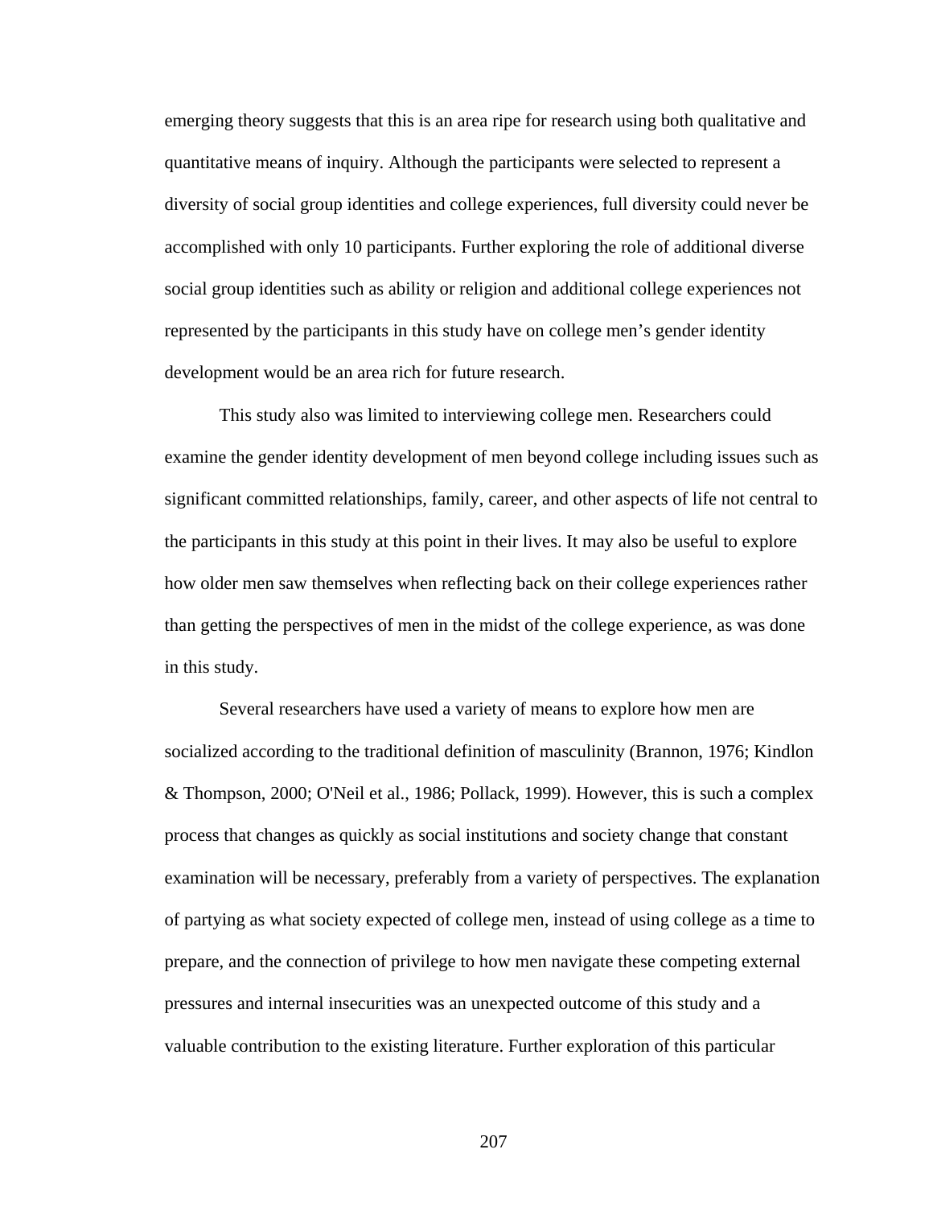emerging theory suggests that this is an area ripe for research using both qualitative and quantitative means of inquiry. Although the participants were selected to represent a diversity of social group identities and college experiences, full diversity could never be accomplished with only 10 participants. Further exploring the role of additional diverse social group identities such as ability or religion and additional college experiences not represented by the participants in this study have on college men's gender identity development would be an area rich for future research.

This study also was limited to interviewing college men. Researchers could examine the gender identity development of men beyond college including issues such as significant committed relationships, family, career, and other aspects of life not central to the participants in this study at this point in their lives. It may also be useful to explore how older men saw themselves when reflecting back on their college experiences rather than getting the perspectives of men in the midst of the college experience, as was done in this study.

Several researchers have used a variety of means to explore how men are socialized according to the traditional definition of masculinity (Brannon, 1976; Kindlon & Thompson, 2000; O'Neil et al., 1986; Pollack, 1999). However, this is such a complex process that changes as quickly as social institutions and society change that constant examination will be necessary, preferably from a variety of perspectives. The explanation of partying as what society expected of college men, instead of using college as a time to prepare, and the connection of privilege to how men navigate these competing external pressures and internal insecurities was an unexpected outcome of this study and a valuable contribution to the existing literature. Further exploration of this particular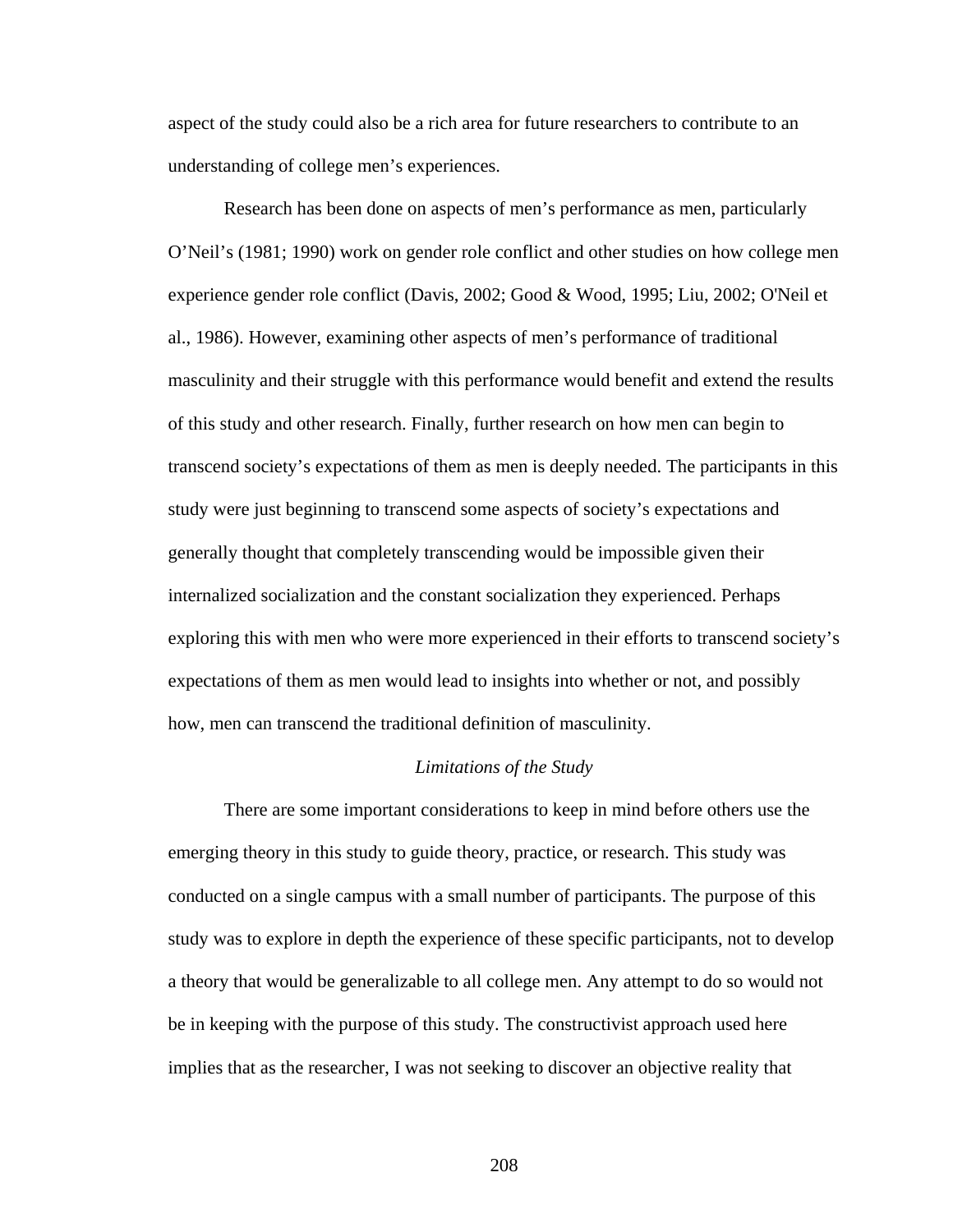aspect of the study could also be a rich area for future researchers to contribute to an understanding of college men's experiences.

Research has been done on aspects of men's performance as men, particularly O'Neil's (1981; 1990) work on gender role conflict and other studies on how college men experience gender role conflict (Davis, 2002; Good & Wood, 1995; Liu, 2002; O'Neil et al., 1986). However, examining other aspects of men's performance of traditional masculinity and their struggle with this performance would benefit and extend the results of this study and other research. Finally, further research on how men can begin to transcend society's expectations of them as men is deeply needed. The participants in this study were just beginning to transcend some aspects of society's expectations and generally thought that completely transcending would be impossible given their internalized socialization and the constant socialization they experienced. Perhaps exploring this with men who were more experienced in their efforts to transcend society's expectations of them as men would lead to insights into whether or not, and possibly how, men can transcend the traditional definition of masculinity.

### *Limitations of the Study*

There are some important considerations to keep in mind before others use the emerging theory in this study to guide theory, practice, or research. This study was conducted on a single campus with a small number of participants. The purpose of this study was to explore in depth the experience of these specific participants, not to develop a theory that would be generalizable to all college men. Any attempt to do so would not be in keeping with the purpose of this study. The constructivist approach used here implies that as the researcher, I was not seeking to discover an objective reality that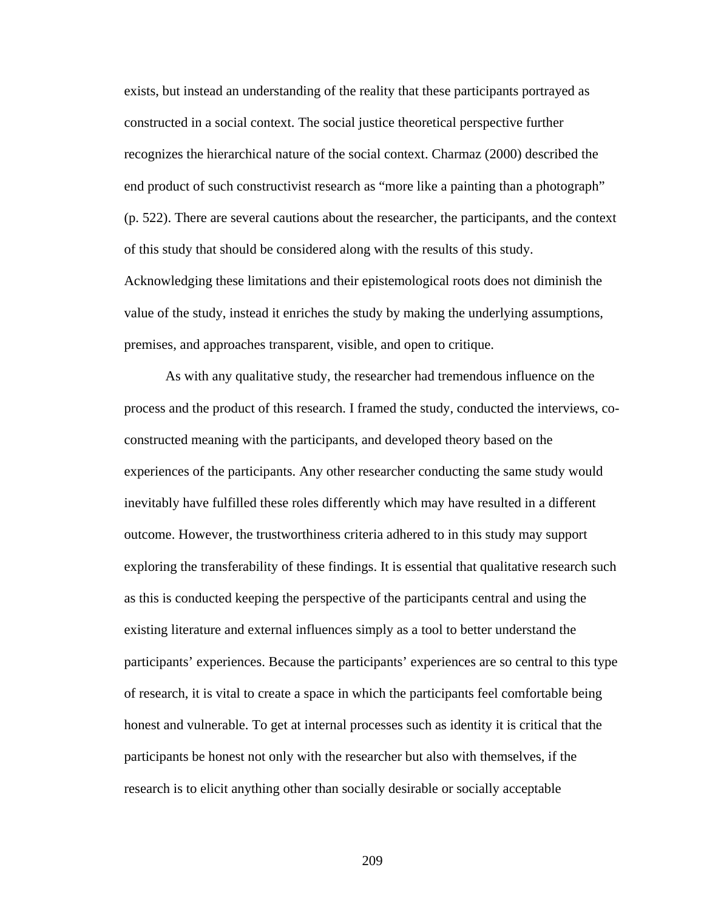exists, but instead an understanding of the reality that these participants portrayed as constructed in a social context. The social justice theoretical perspective further recognizes the hierarchical nature of the social context. Charmaz (2000) described the end product of such constructivist research as “more like a painting than a photograph” (p. 522). There are several cautions about the researcher, the participants, and the context of this study that should be considered along with the results of this study. Acknowledging these limitations and their epistemological roots does not diminish the value of the study, instead it enriches the study by making the underlying assumptions, premises, and approaches transparent, visible, and open to critique.

As with any qualitative study, the researcher had tremendous influence on the process and the product of this research. I framed the study, conducted the interviews, co-constructed meaning with the participants, and developed theory based on the experiences of the participants. Any other researcher conducting the same study would inevitably have fulfilled these roles differently which may have resulted in a different outcome. However, the trustworthiness criteria adhered to in this study may support exploring the transferability of these findings. It is essential that qualitative research such as this is conducted keeping the perspective of the participants central and using the existing literature and external influences simply as a tool to better understand the participants’ experiences. Because the participants’ experiences are so central to this type of research, it is vital to create a space in which the participants feel comfortable being honest and vulnerable. To get at internal processes such as identity it is critical that the participants be honest not only with the researcher but also with themselves, if the research is to elicit anything other than socially desirable or socially acceptable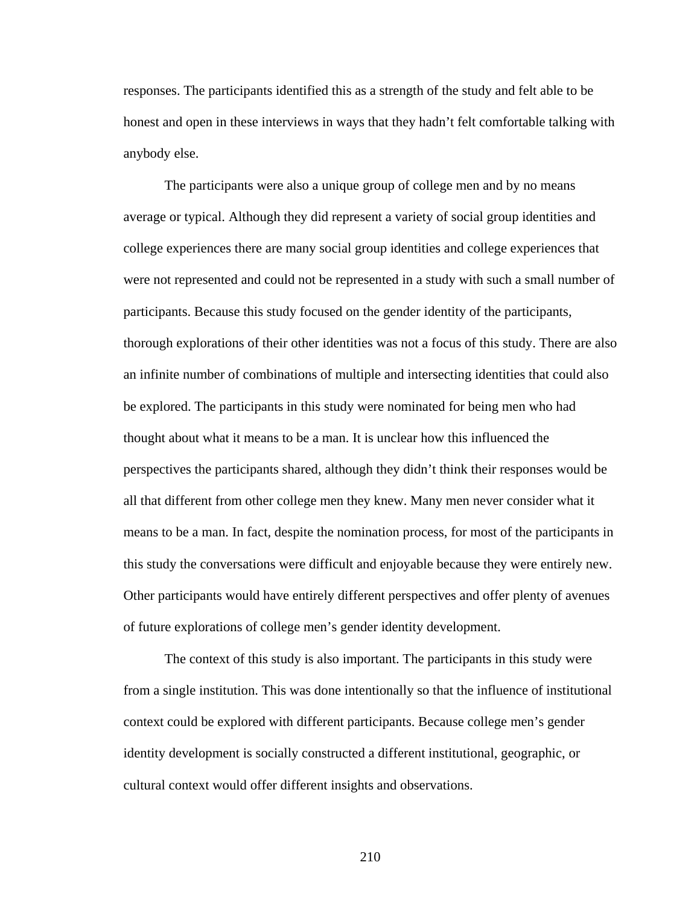responses. The participants identified this as a strength of the study and felt able to be honest and open in these interviews in ways that they hadn't felt comfortable talking with anybody else.

The participants were also a unique group of college men and by no means average or typical. Although they did represent a variety of social group identities and college experiences there are many social group identities and college experiences that were not represented and could not be represented in a study with such a small number of participants. Because this study focused on the gender identity of the participants, thorough explorations of their other identities was not a focus of this study. There are also an infinite number of combinations of multiple and intersecting identities that could also be explored. The participants in this study were nominated for being men who had thought about what it means to be a man. It is unclear how this influenced the perspectives the participants shared, although they didn't think their responses would be all that different from other college men they knew. Many men never consider what it means to be a man. In fact, despite the nomination process, for most of the participants in this study the conversations were difficult and enjoyable because they were entirely new. Other participants would have entirely different perspectives and offer plenty of avenues of future explorations of college men's gender identity development.

The context of this study is also important. The participants in this study were from a single institution. This was done intentionally so that the influence of institutional context could be explored with different participants. Because college men's gender identity development is socially constructed a different institutional, geographic, or cultural context would offer different insights and observations.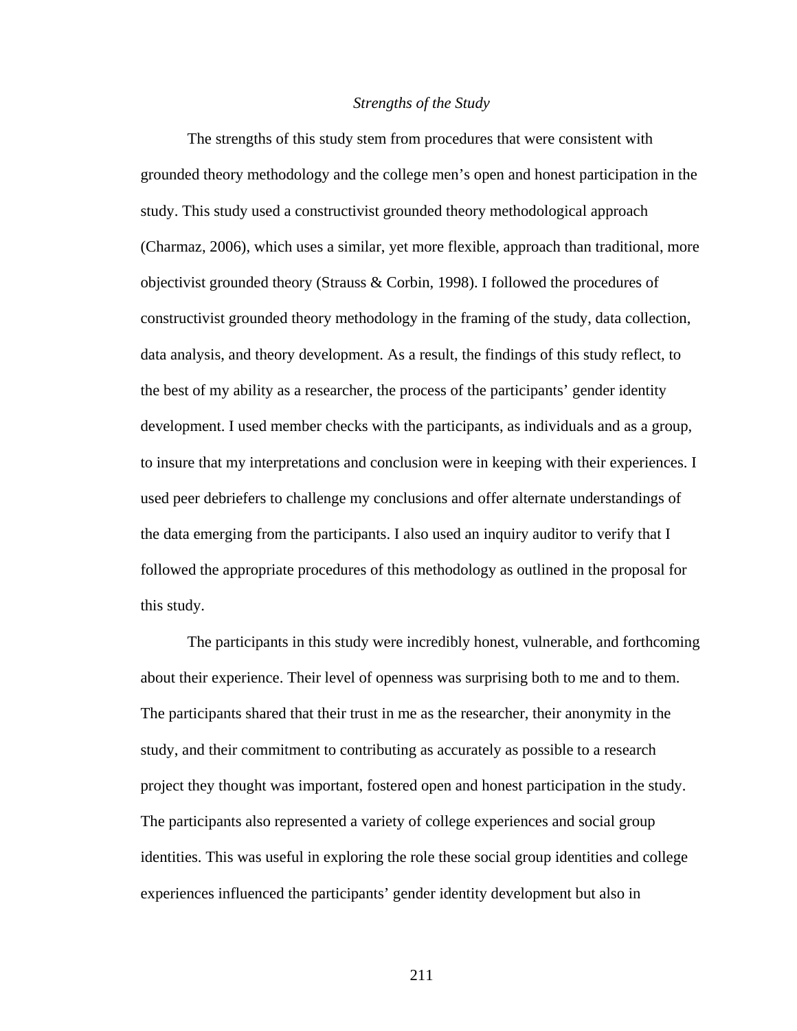### *Strengths of the Study*

The strengths of this study stem from procedures that were consistent with grounded theory methodology and the college men's open and honest participation in the study. This study used a constructivist grounded theory methodological approach (Charmaz, 2006), which uses a similar, yet more flexible, approach than traditional, more objectivist grounded theory (Strauss & Corbin, 1998). I followed the procedures of constructivist grounded theory methodology in the framing of the study, data collection, data analysis, and theory development. As a result, the findings of this study reflect, to the best of my ability as a researcher, the process of the participants' gender identity development. I used member checks with the participants, as individuals and as a group, to insure that my interpretations and conclusion were in keeping with their experiences. I used peer debriefers to challenge my conclusions and offer alternate understandings of the data emerging from the participants. I also used an inquiry auditor to verify that I followed the appropriate procedures of this methodology as outlined in the proposal for this study.

The participants in this study were incredibly honest, vulnerable, and forthcoming about their experience. Their level of openness was surprising both to me and to them. The participants shared that their trust in me as the researcher, their anonymity in the study, and their commitment to contributing as accurately as possible to a research project they thought was important, fostered open and honest participation in the study. The participants also represented a variety of college experiences and social group identities. This was useful in exploring the role these social group identities and college experiences influenced the participants' gender identity development but also in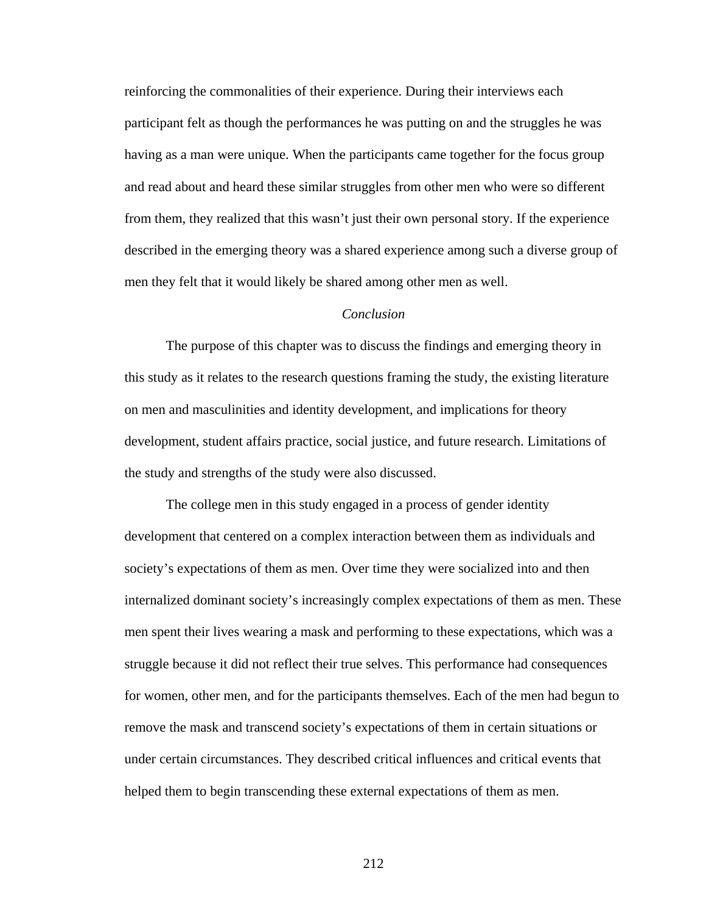reinforcing the commonalities of their experience. During their interviews each participant felt as though the performances he was putting on and the struggles he was having as a man were unique. When the participants came together for the focus group and read about and heard these similar struggles from other men who were so different from them, they realized that this wasn't just their own personal story. If the experience described in the emerging theory was a shared experience among such a diverse group of men they felt that it would likely be shared among other men as well.

### *Conclusion*

The purpose of this chapter was to discuss the findings and emerging theory in this study as it relates to the research questions framing the study, the existing literature on men and masculinities and identity development, and implications for theory development, student affairs practice, social justice, and future research. Limitations of the study and strengths of the study were also discussed.

The college men in this study engaged in a process of gender identity development that centered on a complex interaction between them as individuals and society's expectations of them as men. Over time they were socialized into and then internalized dominant society's increasingly complex expectations of them as men. These men spent their lives wearing a mask and performing to these expectations, which was a struggle because it did not reflect their true selves. This performance had consequences for women, other men, and for the participants themselves. Each of the men had begun to remove the mask and transcend society's expectations of them in certain situations or under certain circumstances. They described critical influences and critical events that helped them to begin transcending these external expectations of them as men.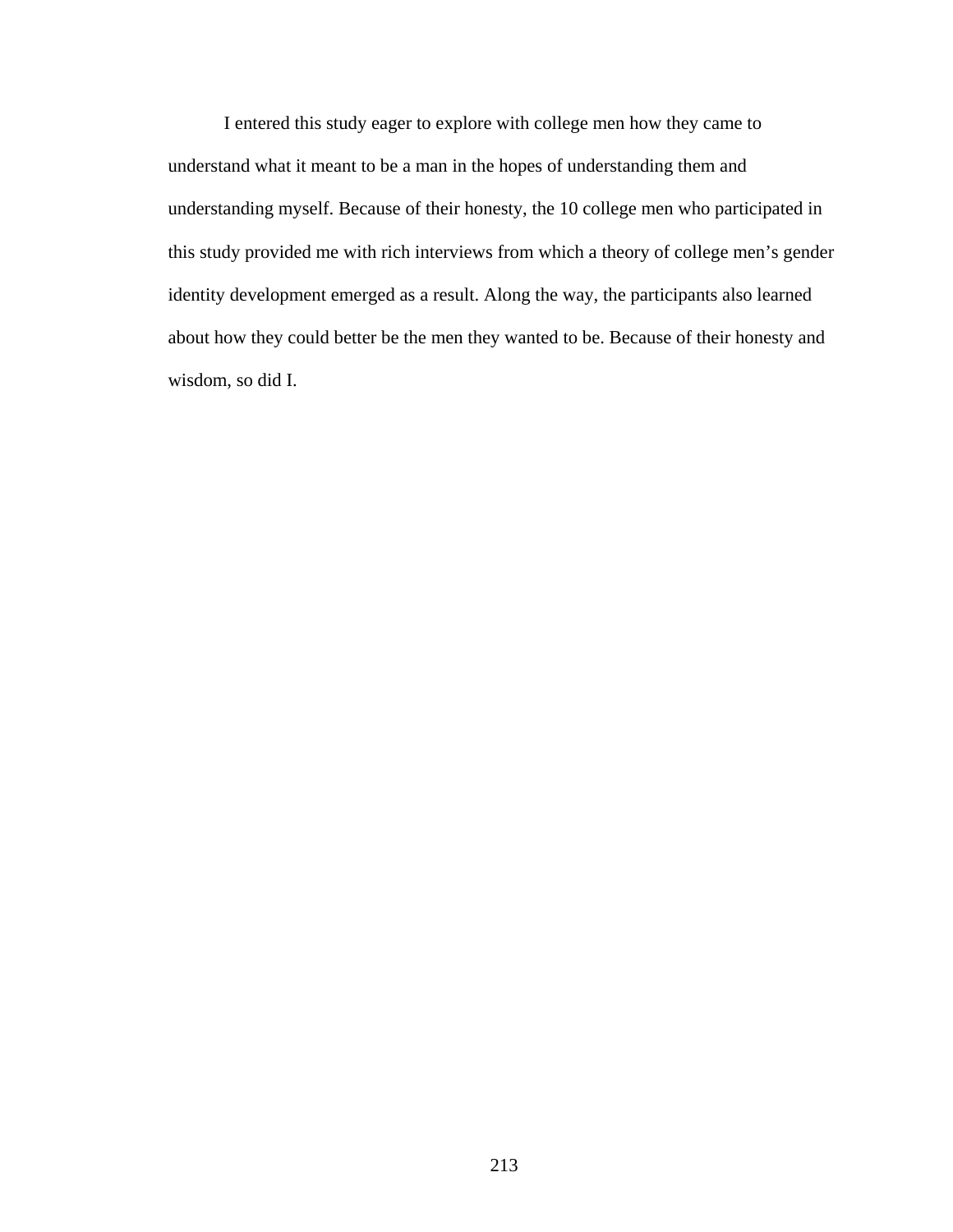I entered this study eager to explore with college men how they came to understand what it meant to be a man in the hopes of understanding them and understanding myself. Because of their honesty, the 10 college men who participated in this study provided me with rich interviews from which a theory of college men's gender identity development emerged as a result. Along the way, the participants also learned about how they could better be the men they wanted to be. Because of their honesty and wisdom, so did I.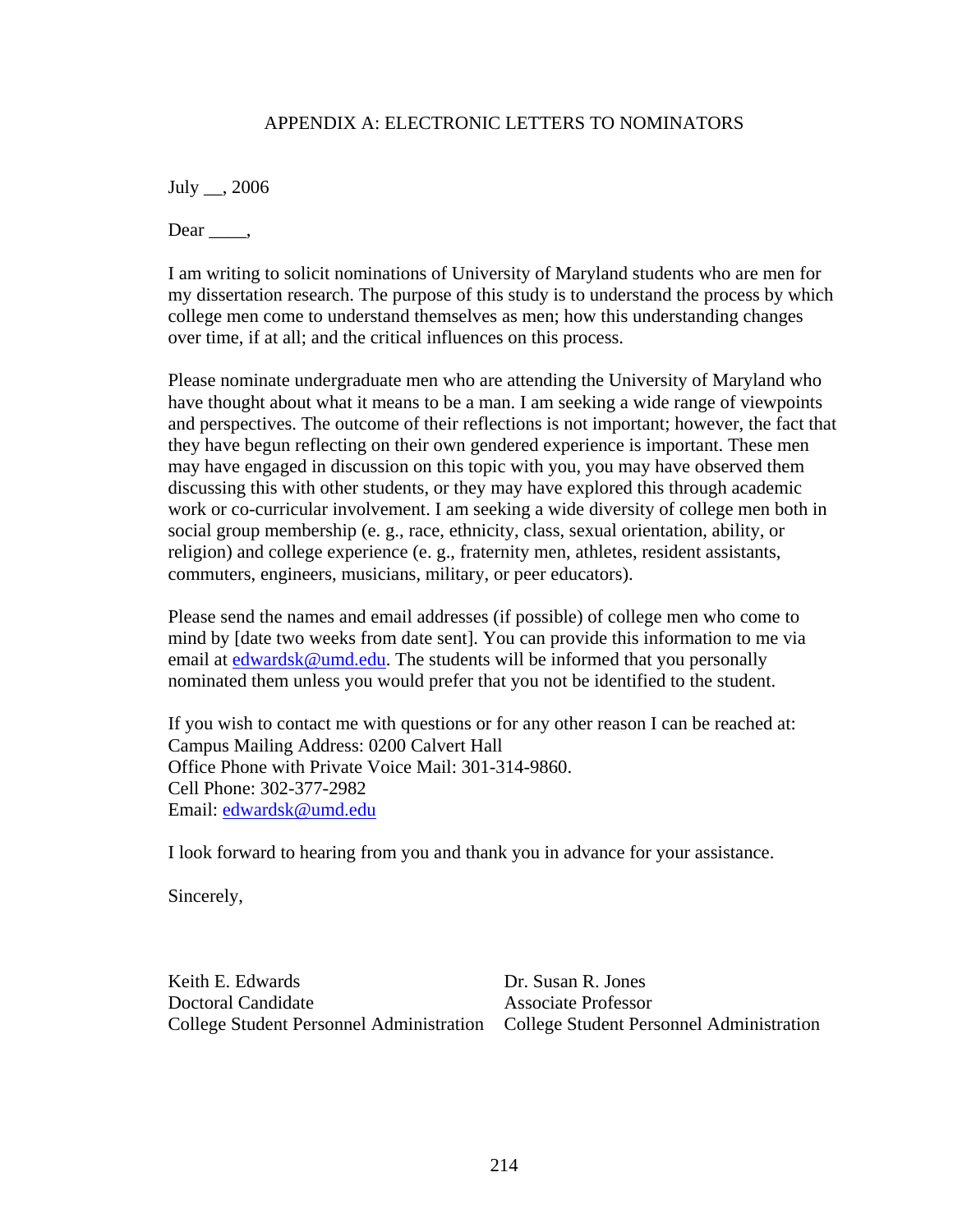## APPENDIX A: ELECTRONIC LETTERS TO NOMINATORS

July __, 2006

Dear ____,

I am writing to solicit nominations of University of Maryland students who are men for my dissertation research. The purpose of this study is to understand the process by which college men come to understand themselves as men; how this understanding changes over time, if at all; and the critical influences on this process.

Please nominate undergraduate men who are attending the University of Maryland who have thought about what it means to be a man. I am seeking a wide range of viewpoints and perspectives. The outcome of their reflections is not important; however, the fact that they have begun reflecting on their own gendered experience is important. These men may have engaged in discussion on this topic with you, you may have observed them discussing this with other students, or they may have explored this through academic work or co-curricular involvement. I am seeking a wide diversity of college men both in social group membership (e. g., race, ethnicity, class, sexual orientation, ability, or religion) and college experience (e. g., fraternity men, athletes, resident assistants, commuters, engineers, musicians, military, or peer educators).

Please send the names and email addresses (if possible) of college men who come to mind by [date two weeks from date sent]. You can provide this information to me via email at edwardsk@umd.edu. The students will be informed that you personally nominated them unless you would prefer that you not be identified to the student.

If you wish to contact me with questions or for any other reason I can be reached at:
Campus Mailing Address: 0200 Calvert Hall
Office Phone with Private Voice Mail: 301-314-9860.
Cell Phone: 302-377-2982
Email: edwardsk@umd.edu

I look forward to hearing from you and thank you in advance for your assistance.

Sincerely,

Keith E. Edwards
Doctoral Candidate
College Student Personnel Administration

Dr. Susan R. Jones
Associate Professor
College Student Personnel Administration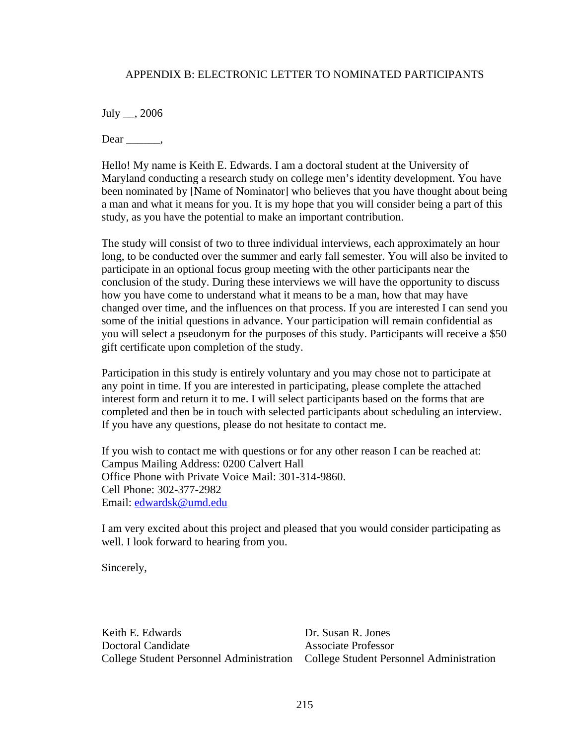## APPENDIX B: ELECTRONIC LETTER TO NOMINATED PARTICIPANTS

July __, 2006

Dear ______,

Hello! My name is Keith E. Edwards. I am a doctoral student at the University of Maryland conducting a research study on college men's identity development. You have been nominated by [Name of Nominator] who believes that you have thought about being a man and what it means for you. It is my hope that you will consider being a part of this study, as you have the potential to make an important contribution.

The study will consist of two to three individual interviews, each approximately an hour long, to be conducted over the summer and early fall semester. You will also be invited to participate in an optional focus group meeting with the other participants near the conclusion of the study. During these interviews we will have the opportunity to discuss how you have come to understand what it means to be a man, how that may have changed over time, and the influences on that process. If you are interested I can send you some of the initial questions in advance. Your participation will remain confidential as you will select a pseudonym for the purposes of this study. Participants will receive a $50 gift certificate upon completion of the study.

Participation in this study is entirely voluntary and you may chose not to participate at any point in time. If you are interested in participating, please complete the attached interest form and return it to me. I will select participants based on the forms that are completed and then be in touch with selected participants about scheduling an interview. If you have any questions, please do not hesitate to contact me.

If you wish to contact me with questions or for any other reason I can be reached at:
Campus Mailing Address: 0200 Calvert Hall
Office Phone with Private Voice Mail: 301-314-9860.
Cell Phone: 302-377-2982
Email: edwardsk@umd.edu

I am very excited about this project and pleased that you would consider participating as well. I look forward to hearing from you.

Sincerely,

Keith E. Edwards
Doctoral Candidate
College Student Personnel Administration

Dr. Susan R. Jones
Associate Professor
College Student Personnel Administration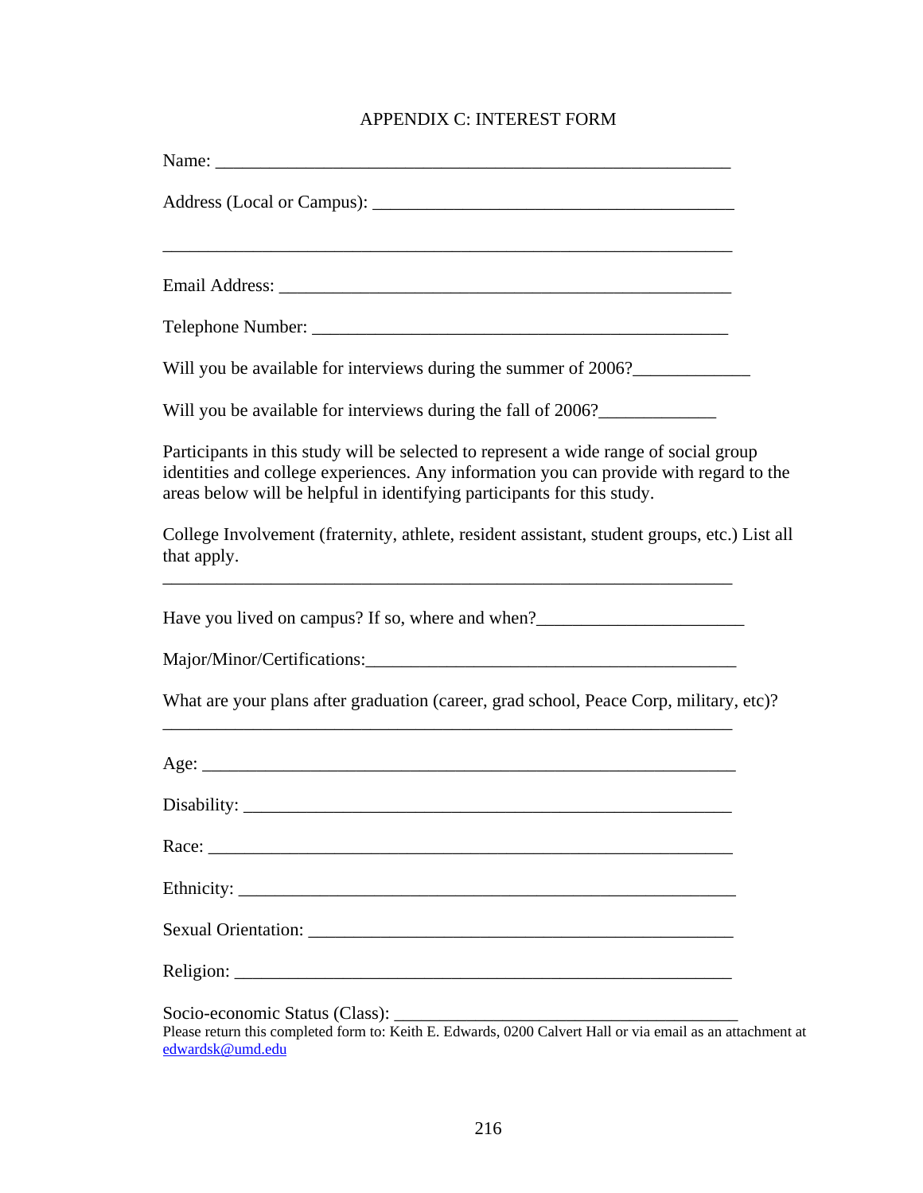# APPENDIX C: INTEREST FORM

Name: ___________________________________________________________

Address (Local or Campus): ________________________________________

_________________________________________________________________

Email Address: ____________________________________________________

Telephone Number: ________________________________________________

Will you be available for interviews during the summer of 2006?_____________

Will you be available for interviews during the fall of 2006?_____________

Participants in this study will be selected to represent a wide range of social group identities and college experiences. Any information you can provide with regard to the areas below will be helpful in identifying participants for this study.

College Involvement (fraternity, athlete, resident assistant, student groups, etc.) List all that apply.

_________________________________________________________________

Have you lived on campus? If so, where and when?_______________________

Major/Minor/Certifications:_________________________________________

What are your plans after graduation (career, grad school, Peace Corp, military, etc)?

_________________________________________________________________

Age: ____________________________________________________________

Disability: _______________________________________________________

Race: ___________________________________________________________

Ethnicity: ________________________________________________________

Sexual Orientation: ________________________________________________

Religion: _________________________________________________________

Socio-economic Status (Class): ______________________________________

Please return this completed form to: Keith E. Edwards, 0200 Calvert Hall or via email as an attachment at edwardsk@umd.edu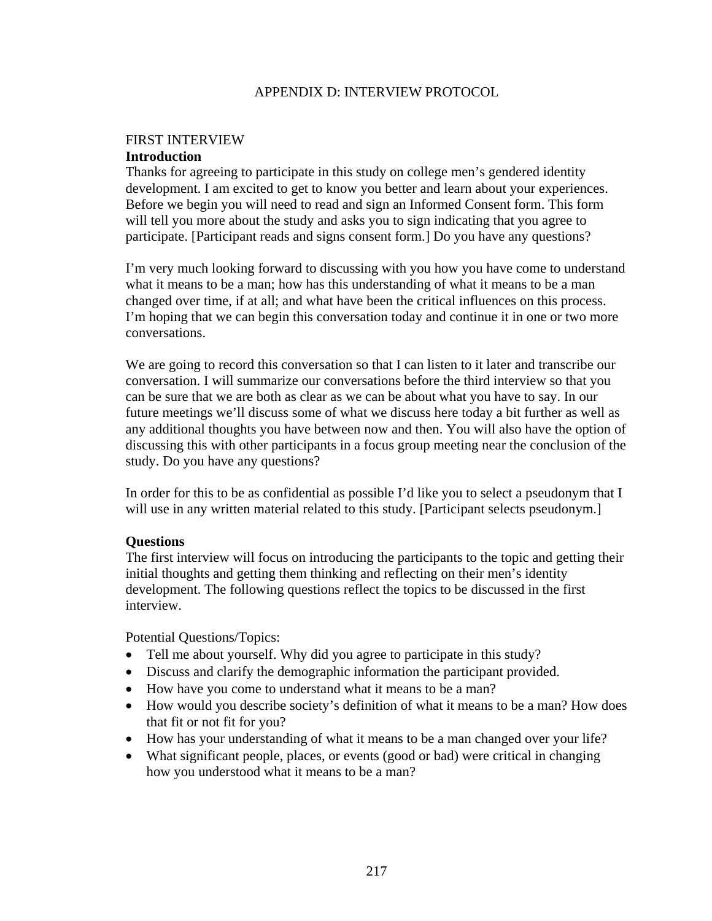# APPENDIX D: INTERVIEW PROTOCOL

FIRST INTERVIEW

**Introduction**

Thanks for agreeing to participate in this study on college men's gendered identity development. I am excited to get to know you better and learn about your experiences. Before we begin you will need to read and sign an Informed Consent form. This form will tell you more about the study and asks you to sign indicating that you agree to participate. [Participant reads and signs consent form.] Do you have any questions?

I'm very much looking forward to discussing with you how you have come to understand what it means to be a man; how has this understanding of what it means to be a man changed over time, if at all; and what have been the critical influences on this process. I'm hoping that we can begin this conversation today and continue it in one or two more conversations.

We are going to record this conversation so that I can listen to it later and transcribe our conversation. I will summarize our conversations before the third interview so that you can be sure that we are both as clear as we can be about what you have to say. In our future meetings we'll discuss some of what we discuss here today a bit further as well as any additional thoughts you have between now and then. You will also have the option of discussing this with other participants in a focus group meeting near the conclusion of the study. Do you have any questions?

In order for this to be as confidential as possible I'd like you to select a pseudonym that I will use in any written material related to this study. [Participant selects pseudonym.]

**Questions**

The first interview will focus on introducing the participants to the topic and getting their initial thoughts and getting them thinking and reflecting on their men's identity development. The following questions reflect the topics to be discussed in the first interview.

Potential Questions/Topics:

- Tell me about yourself. Why did you agree to participate in this study?
- Discuss and clarify the demographic information the participant provided.
- How have you come to understand what it means to be a man?
- How would you describe society's definition of what it means to be a man? How does that fit or not fit for you?
- How has your understanding of what it means to be a man changed over your life?
- What significant people, places, or events (good or bad) were critical in changing how you understood what it means to be a man?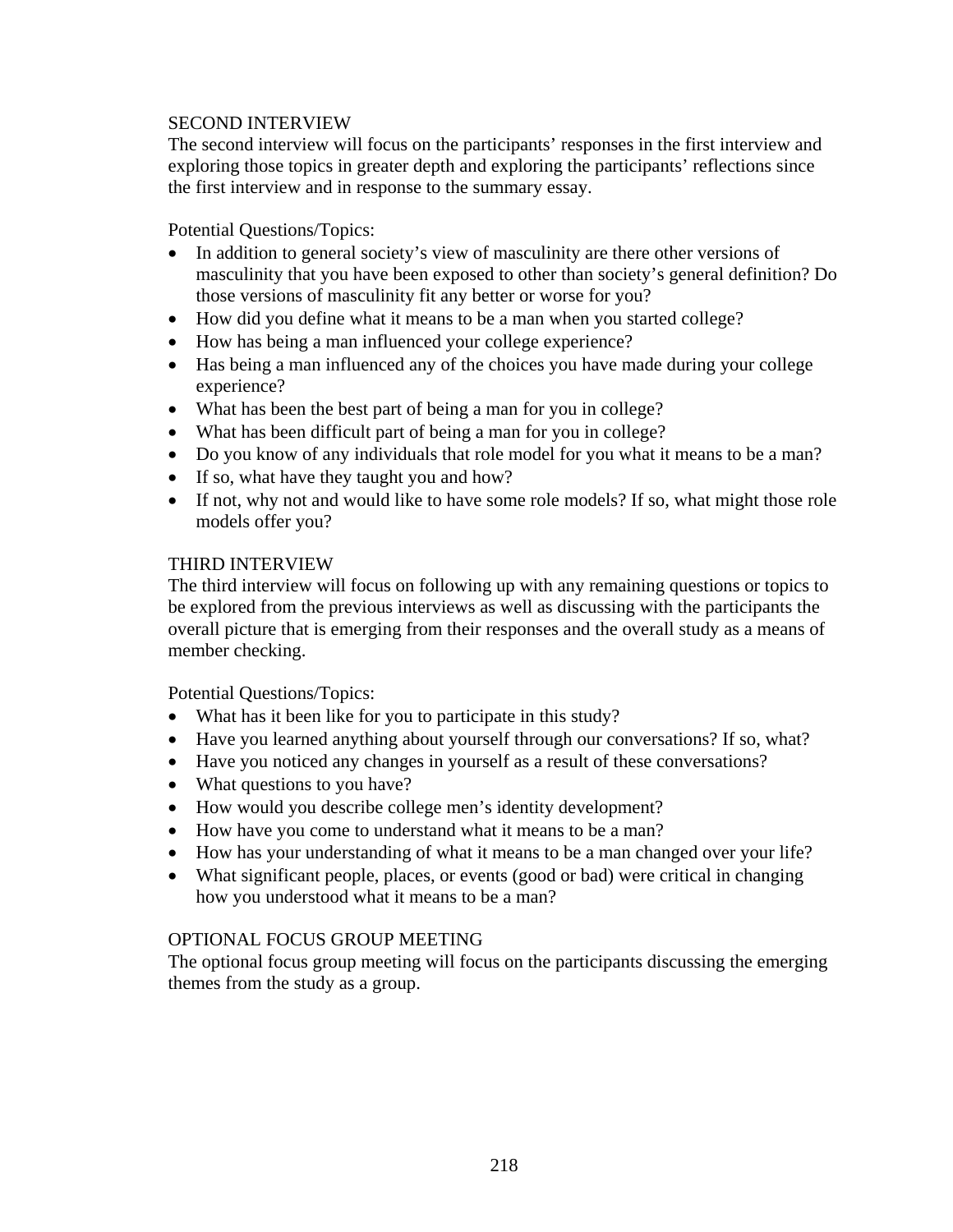## SECOND INTERVIEW

The second interview will focus on the participants' responses in the first interview and exploring those topics in greater depth and exploring the participants' reflections since the first interview and in response to the summary essay.

Potential Questions/Topics:

- In addition to general society's view of masculinity are there other versions of masculinity that you have been exposed to other than society's general definition? Do those versions of masculinity fit any better or worse for you?
- How did you define what it means to be a man when you started college?
- How has being a man influenced your college experience?
- Has being a man influenced any of the choices you have made during your college experience?
- What has been the best part of being a man for you in college?
- What has been difficult part of being a man for you in college?
- Do you know of any individuals that role model for you what it means to be a man?
- If so, what have they taught you and how?
- If not, why not and would like to have some role models? If so, what might those role models offer you?

## THIRD INTERVIEW

The third interview will focus on following up with any remaining questions or topics to be explored from the previous interviews as well as discussing with the participants the overall picture that is emerging from their responses and the overall study as a means of member checking.

Potential Questions/Topics:

- What has it been like for you to participate in this study?
- Have you learned anything about yourself through our conversations? If so, what?
- Have you noticed any changes in yourself as a result of these conversations?
- What questions to you have?
- How would you describe college men's identity development?
- How have you come to understand what it means to be a man?
- How has your understanding of what it means to be a man changed over your life?
- What significant people, places, or events (good or bad) were critical in changing how you understood what it means to be a man?

## OPTIONAL FOCUS GROUP MEETING

The optional focus group meeting will focus on the participants discussing the emerging themes from the study as a group.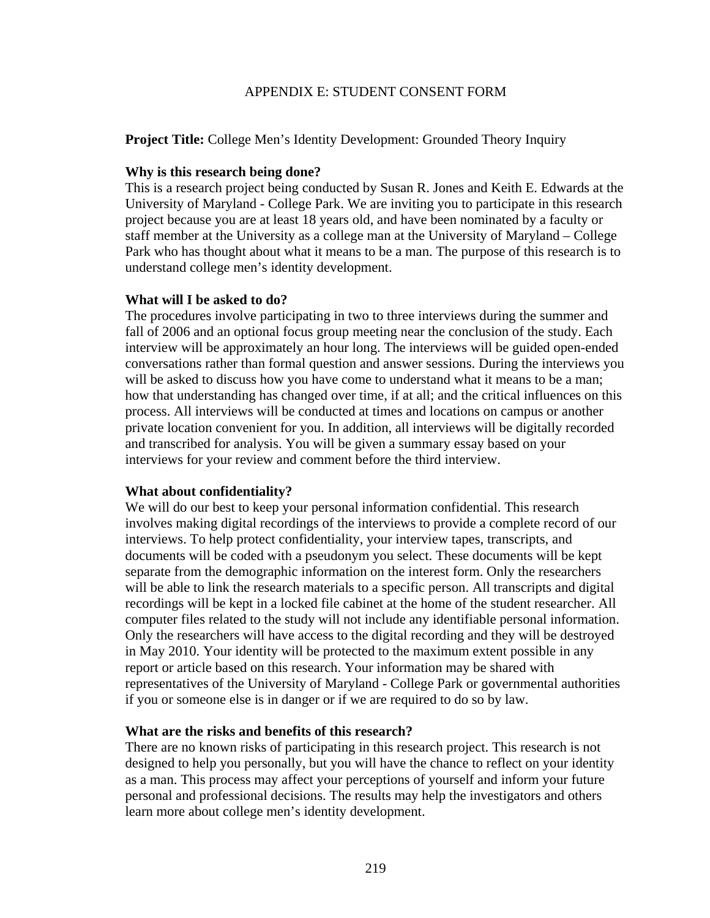# APPENDIX E: STUDENT CONSENT FORM

**Project Title:** College Men's Identity Development: Grounded Theory Inquiry

**Why is this research being done?**

This is a research project being conducted by Susan R. Jones and Keith E. Edwards at the University of Maryland - College Park. We are inviting you to participate in this research project because you are at least 18 years old, and have been nominated by a faculty or staff member at the University as a college man at the University of Maryland – College Park who has thought about what it means to be a man. The purpose of this research is to understand college men's identity development.

**What will I be asked to do?**

The procedures involve participating in two to three interviews during the summer and fall of 2006 and an optional focus group meeting near the conclusion of the study. Each interview will be approximately an hour long. The interviews will be guided open-ended conversations rather than formal question and answer sessions. During the interviews you will be asked to discuss how you have come to understand what it means to be a man; how that understanding has changed over time, if at all; and the critical influences on this process. All interviews will be conducted at times and locations on campus or another private location convenient for you. In addition, all interviews will be digitally recorded and transcribed for analysis. You will be given a summary essay based on your interviews for your review and comment before the third interview.

**What about confidentiality?**

We will do our best to keep your personal information confidential. This research involves making digital recordings of the interviews to provide a complete record of our interviews. To help protect confidentiality, your interview tapes, transcripts, and documents will be coded with a pseudonym you select. These documents will be kept separate from the demographic information on the interest form. Only the researchers will be able to link the research materials to a specific person. All transcripts and digital recordings will be kept in a locked file cabinet at the home of the student researcher. All computer files related to the study will not include any identifiable personal information. Only the researchers will have access to the digital recording and they will be destroyed in May 2010. Your identity will be protected to the maximum extent possible in any report or article based on this research. Your information may be shared with representatives of the University of Maryland - College Park or governmental authorities if you or someone else is in danger or if we are required to do so by law.

**What are the risks and benefits of this research?**

There are no known risks of participating in this research project. This research is not designed to help you personally, but you will have the chance to reflect on your identity as a man. This process may affect your perceptions of yourself and inform your future personal and professional decisions. The results may help the investigators and others learn more about college men's identity development.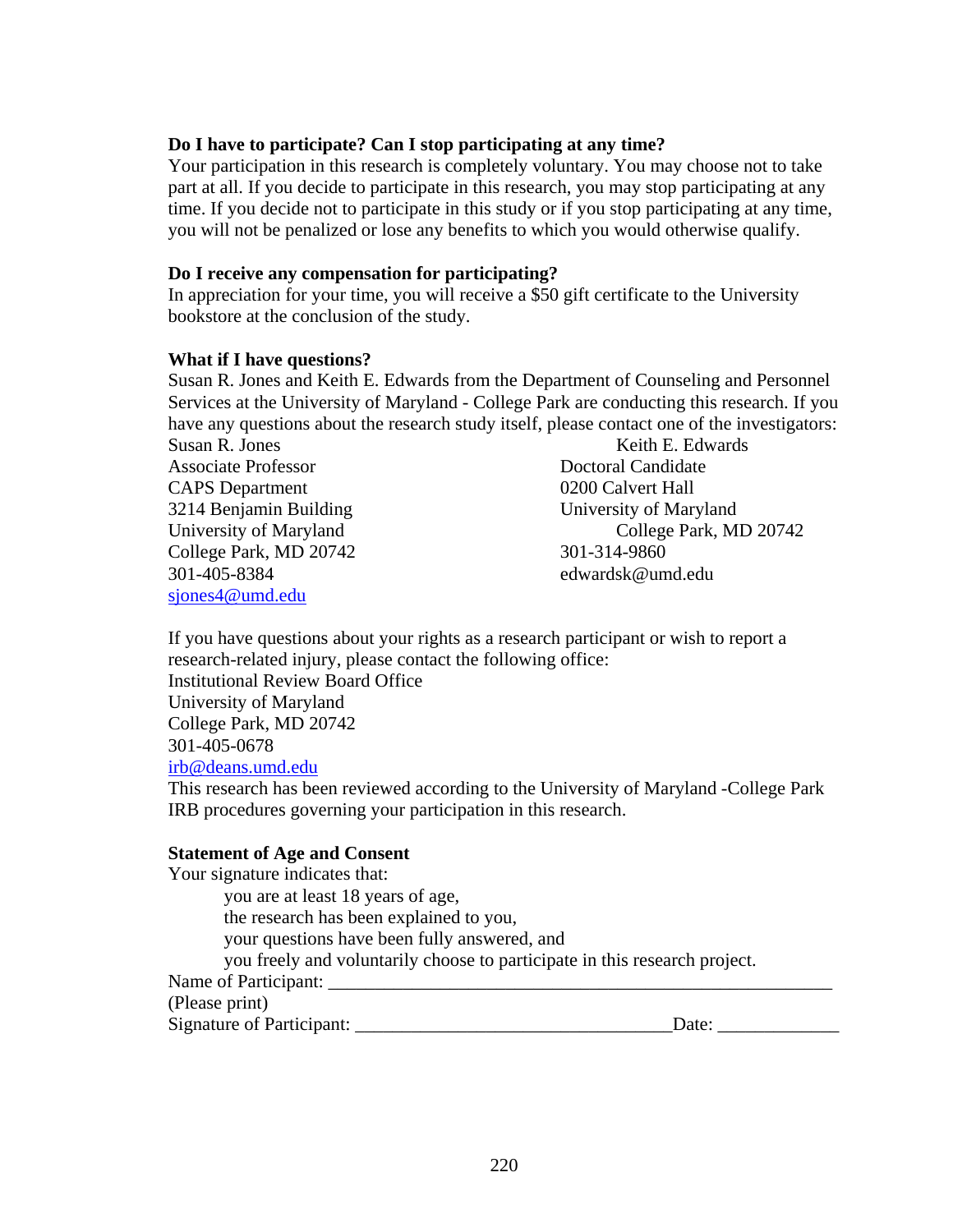**Do I have to participate? Can I stop participating at any time?**
Your participation in this research is completely voluntary. You may choose not to take part at all. If you decide to participate in this research, you may stop participating at any time. If you decide not to participate in this study or if you stop participating at any time, you will not be penalized or lose any benefits to which you would otherwise qualify.

**Do I receive any compensation for participating?**
In appreciation for your time, you will receive a $50 gift certificate to the University bookstore at the conclusion of the study.

**What if I have questions?**
Susan R. Jones and Keith E. Edwards from the Department of Counseling and Personnel Services at the University of Maryland - College Park are conducting this research. If you have any questions about the research study itself, please contact one of the investigators:

Susan R. Jones
Associate Professor
CAPS Department
3214 Benjamin Building
University of Maryland
College Park, MD 20742
301-405-8384
sjones4@umd.edu

Keith E. Edwards
Doctoral Candidate
0200 Calvert Hall
University of Maryland
College Park, MD 20742
301-314-9860
edwardsk@umd.edu

If you have questions about your rights as a research participant or wish to report a research-related injury, please contact the following office:
Institutional Review Board Office
University of Maryland
College Park, MD 20742
301-405-0678
irb@deans.umd.edu
This research has been reviewed according to the University of Maryland -College Park IRB procedures governing your participation in this research.

**Statement of Age and Consent**
Your signature indicates that:
you are at least 18 years of age,
the research has been explained to you,
your questions have been fully answered, and
you freely and voluntarily choose to participate in this research project.

Name of Participant: ________________________________________________________
(Please print)
Signature of Participant: ___________________________________Date: _____________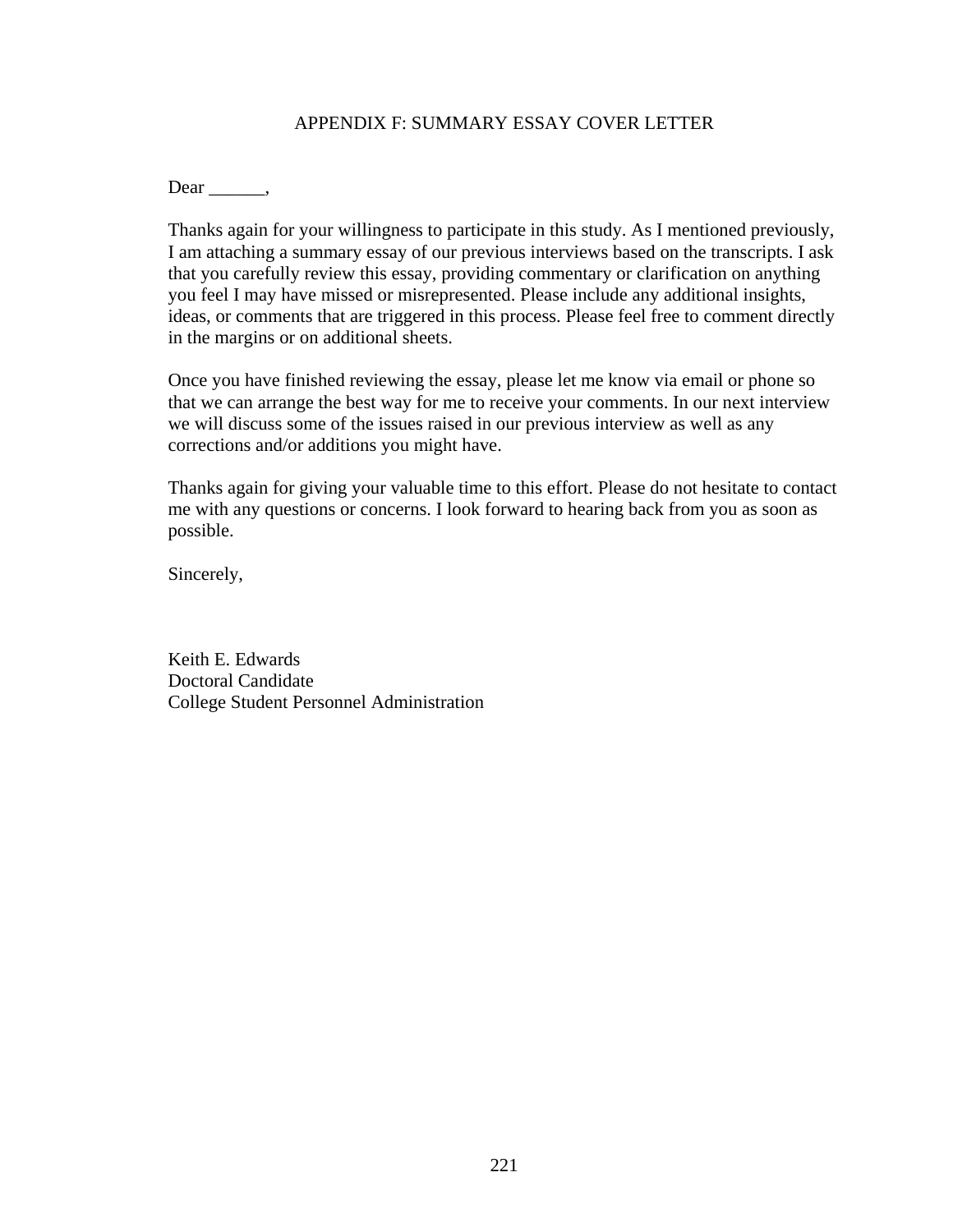# APPENDIX F: SUMMARY ESSAY COVER LETTER

Dear ______,

Thanks again for your willingness to participate in this study. As I mentioned previously, I am attaching a summary essay of our previous interviews based on the transcripts. I ask that you carefully review this essay, providing commentary or clarification on anything you feel I may have missed or misrepresented. Please include any additional insights, ideas, or comments that are triggered in this process. Please feel free to comment directly in the margins or on additional sheets.

Once you have finished reviewing the essay, please let me know via email or phone so that we can arrange the best way for me to receive your comments. In our next interview we will discuss some of the issues raised in our previous interview as well as any corrections and/or additions you might have.

Thanks again for giving your valuable time to this effort. Please do not hesitate to contact me with any questions or concerns. I look forward to hearing back from you as soon as possible.

Sincerely,

Keith E. Edwards
Doctoral Candidate
College Student Personnel Administration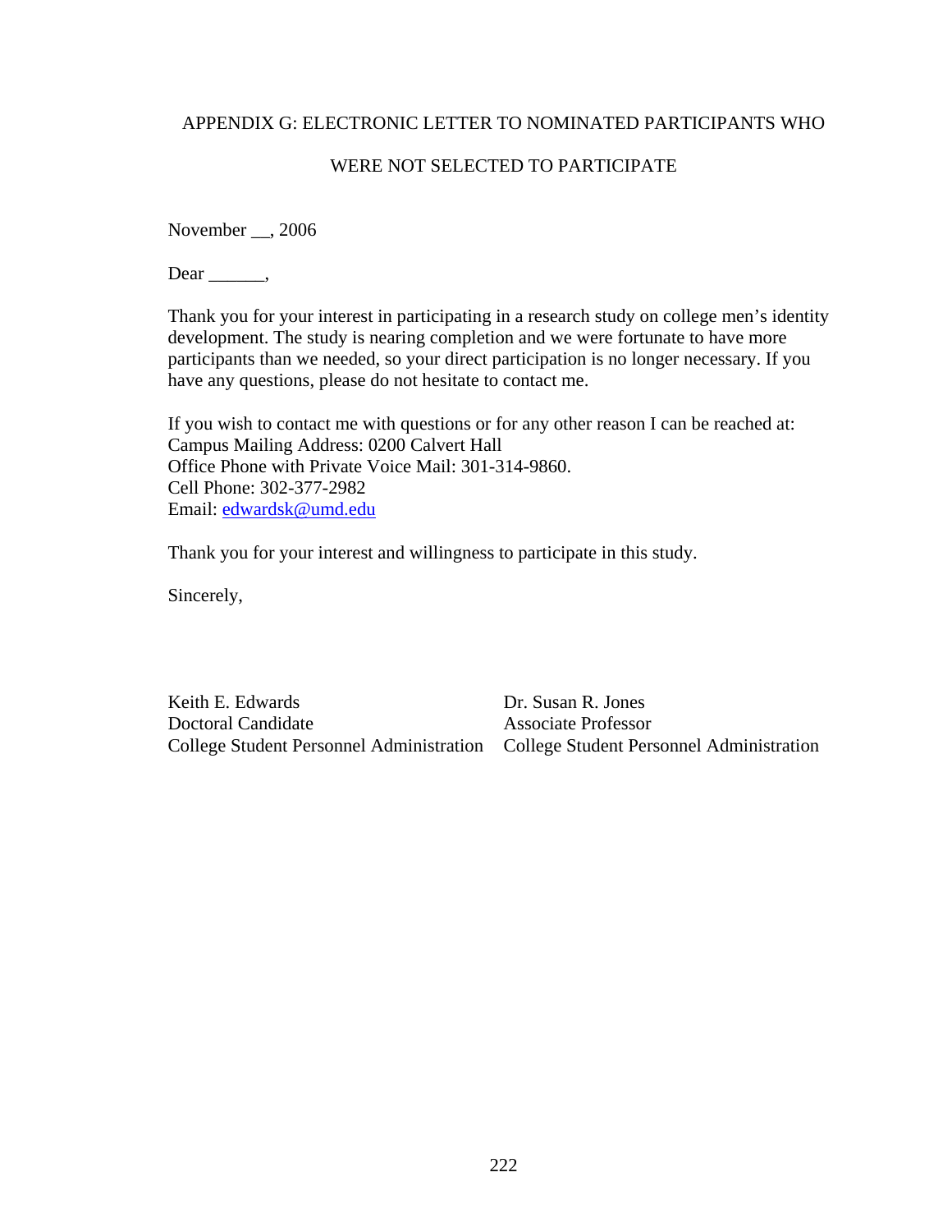## APPENDIX G: ELECTRONIC LETTER TO NOMINATED PARTICIPANTS WHO WERE NOT SELECTED TO PARTICIPATE

November __, 2006

Dear ______,

Thank you for your interest in participating in a research study on college men's identity development. The study is nearing completion and we were fortunate to have more participants than we needed, so your direct participation is no longer necessary. If you have any questions, please do not hesitate to contact me.

If you wish to contact me with questions or for any other reason I can be reached at:
Campus Mailing Address: 0200 Calvert Hall
Office Phone with Private Voice Mail: 301-314-9860.
Cell Phone: 302-377-2982
Email: edwardsk@umd.edu

Thank you for your interest and willingness to participate in this study.

Sincerely,

Keith E. Edwards
Doctoral Candidate
College Student Personnel Administration

Dr. Susan R. Jones
Associate Professor
College Student Personnel Administration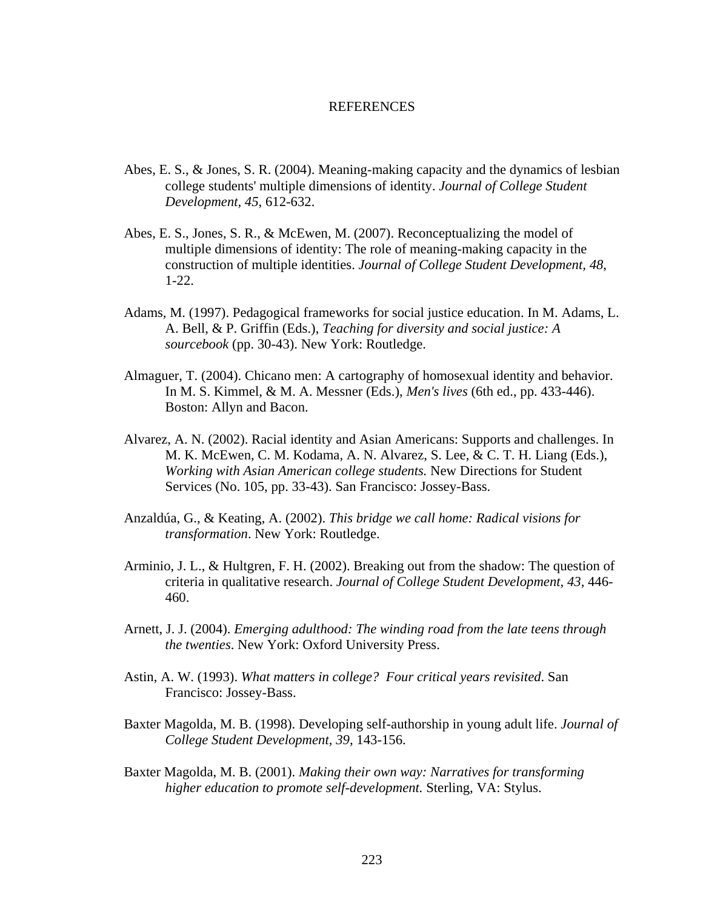# REFERENCES

Abes, E. S., & Jones, S. R. (2004). Meaning-making capacity and the dynamics of lesbian college students' multiple dimensions of identity. *Journal of College Student Development, 45*, 612-632.

Abes, E. S., Jones, S. R., & McEwen, M. (2007). Reconceptualizing the model of multiple dimensions of identity: The role of meaning-making capacity in the construction of multiple identities. *Journal of College Student Development, 48*, 1-22.

Adams, M. (1997). Pedagogical frameworks for social justice education. In M. Adams, L. A. Bell, & P. Griffin (Eds.), *Teaching for diversity and social justice: A sourcebook* (pp. 30-43). New York: Routledge.

Almaguer, T. (2004). Chicano men: A cartography of homosexual identity and behavior. In M. S. Kimmel, & M. A. Messner (Eds.), *Men's lives* (6th ed., pp. 433-446). Boston: Allyn and Bacon.

Alvarez, A. N. (2002). Racial identity and Asian Americans: Supports and challenges. In M. K. McEwen, C. M. Kodama, A. N. Alvarez, S. Lee, & C. T. H. Liang (Eds.), *Working with Asian American college students.* New Directions for Student Services (No. 105, pp. 33-43). San Francisco: Jossey-Bass.

Anzaldúa, G., & Keating, A. (2002). *This bridge we call home: Radical visions for transformation*. New York: Routledge.

Arminio, J. L., & Hultgren, F. H. (2002). Breaking out from the shadow: The question of criteria in qualitative research. *Journal of College Student Development, 43*, 446-460.

Arnett, J. J. (2004). *Emerging adulthood: The winding road from the late teens through the twenties*. New York: Oxford University Press.

Astin, A. W. (1993). *What matters in college? Four critical years revisited*. San Francisco: Jossey-Bass.

Baxter Magolda, M. B. (1998). Developing self-authorship in young adult life. *Journal of College Student Development, 39*, 143-156.

Baxter Magolda, M. B. (2001). *Making their own way: Narratives for transforming higher education to promote self-development.* Sterling, VA: Stylus.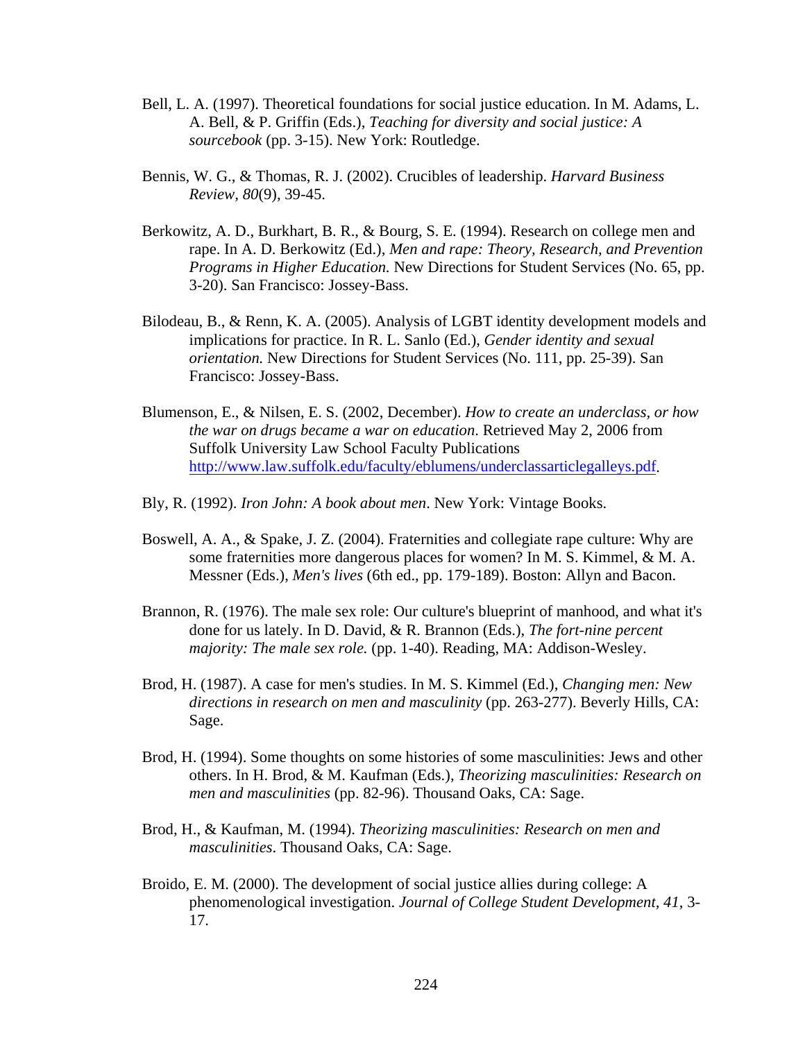Bell, L. A. (1997). Theoretical foundations for social justice education. In M. Adams, L. A. Bell, & P. Griffin (Eds.), *Teaching for diversity and social justice: A sourcebook* (pp. 3-15). New York: Routledge.

Bennis, W. G., & Thomas, R. J. (2002). Crucibles of leadership. *Harvard Business Review, 80*(9), 39-45.

Berkowitz, A. D., Burkhart, B. R., & Bourg, S. E. (1994). Research on college men and rape. In A. D. Berkowitz (Ed.), *Men and rape: Theory, Research, and Prevention Programs in Higher Education.* New Directions for Student Services (No. 65, pp. 3-20). San Francisco: Jossey-Bass.

Bilodeau, B., & Renn, K. A. (2005). Analysis of LGBT identity development models and implications for practice. In R. L. Sanlo (Ed.), *Gender identity and sexual orientation.* New Directions for Student Services (No. 111, pp. 25-39). San Francisco: Jossey-Bass.

Blumenson, E., & Nilsen, E. S. (2002, December). *How to create an underclass, or how the war on drugs became a war on education.* Retrieved May 2, 2006 from Suffolk University Law School Faculty Publications http://www.law.suffolk.edu/faculty/eblumens/underclassarticlegalleys.pdf.

Bly, R. (1992). *Iron John: A book about men*. New York: Vintage Books.

Boswell, A. A., & Spake, J. Z. (2004). Fraternities and collegiate rape culture: Why are some fraternities more dangerous places for women? In M. S. Kimmel, & M. A. Messner (Eds.), *Men's lives* (6th ed., pp. 179-189). Boston: Allyn and Bacon.

Brannon, R. (1976). The male sex role: Our culture's blueprint of manhood, and what it's done for us lately. In D. David, & R. Brannon (Eds.), *The fort-nine percent majority: The male sex role.* (pp. 1-40). Reading, MA: Addison-Wesley.

Brod, H. (1987). A case for men's studies. In M. S. Kimmel (Ed.), *Changing men: New directions in research on men and masculinity* (pp. 263-277). Beverly Hills, CA: Sage.

Brod, H. (1994). Some thoughts on some histories of some masculinities: Jews and other others. In H. Brod, & M. Kaufman (Eds.), *Theorizing masculinities: Research on men and masculinities* (pp. 82-96). Thousand Oaks, CA: Sage.

Brod, H., & Kaufman, M. (1994). *Theorizing masculinities: Research on men and masculinities*. Thousand Oaks, CA: Sage.

Broido, E. M. (2000). The development of social justice allies during college: A phenomenological investigation. *Journal of College Student Development, 41*, 3-17.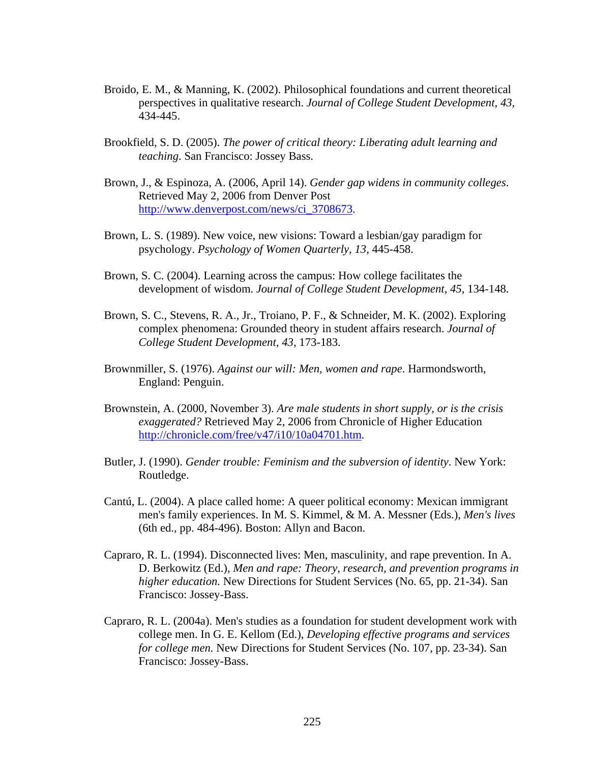Broido, E. M., & Manning, K. (2002). Philosophical foundations and current theoretical perspectives in qualitative research. *Journal of College Student Development, 43*, 434-445.

Brookfield, S. D. (2005). *The power of critical theory: Liberating adult learning and teaching*. San Francisco: Jossey Bass.

Brown, J., & Espinoza, A. (2006, April 14). *Gender gap widens in community colleges*. Retrieved May 2, 2006 from Denver Post http://www.denverpost.com/news/ci_3708673.

Brown, L. S. (1989). New voice, new visions: Toward a lesbian/gay paradigm for psychology. *Psychology of Women Quarterly, 13*, 445-458.

Brown, S. C. (2004). Learning across the campus: How college facilitates the development of wisdom. *Journal of College Student Development, 45*, 134-148.

Brown, S. C., Stevens, R. A., Jr., Troiano, P. F., & Schneider, M. K. (2002). Exploring complex phenomena: Grounded theory in student affairs research. *Journal of College Student Development, 43*, 173-183.

Brownmiller, S. (1976). *Against our will: Men, women and rape*. Harmondsworth, England: Penguin.

Brownstein, A. (2000, November 3). *Are male students in short supply, or is the crisis exaggerated?* Retrieved May 2, 2006 from Chronicle of Higher Education http://chronicle.com/free/v47/i10/10a04701.htm.

Butler, J. (1990). *Gender trouble: Feminism and the subversion of identity*. New York: Routledge.

Cantú, L. (2004). A place called home: A queer political economy: Mexican immigrant men's family experiences. In M. S. Kimmel, & M. A. Messner (Eds.), *Men's lives* (6th ed., pp. 484-496). Boston: Allyn and Bacon.

Capraro, R. L. (1994). Disconnected lives: Men, masculinity, and rape prevention. In A. D. Berkowitz (Ed.), *Men and rape: Theory, research, and prevention programs in higher education.* New Directions for Student Services (No. 65, pp. 21-34). San Francisco: Jossey-Bass.

Capraro, R. L. (2004a). Men's studies as a foundation for student development work with college men. In G. E. Kellom (Ed.), *Developing effective programs and services for college men.* New Directions for Student Services (No. 107, pp. 23-34). San Francisco: Jossey-Bass.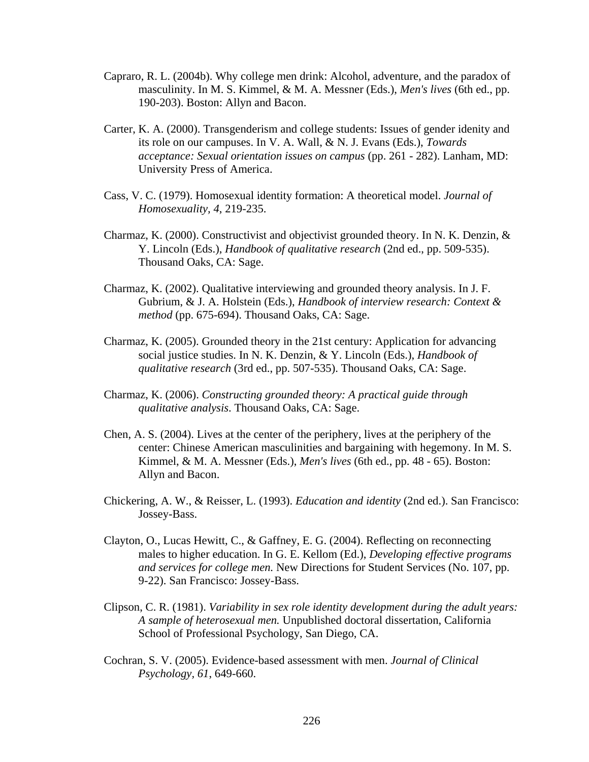Capraro, R. L. (2004b). Why college men drink: Alcohol, adventure, and the paradox of masculinity. In M. S. Kimmel, & M. A. Messner (Eds.), *Men's lives* (6th ed., pp. 190-203). Boston: Allyn and Bacon.

Carter, K. A. (2000). Transgenderism and college students: Issues of gender idenity and its role on our campuses. In V. A. Wall, & N. J. Evans (Eds.), *Towards acceptance: Sexual orientation issues on campus* (pp. 261 - 282). Lanham, MD: University Press of America.

Cass, V. C. (1979). Homosexual identity formation: A theoretical model. *Journal of Homosexuality, 4*, 219-235.

Charmaz, K. (2000). Constructivist and objectivist grounded theory. In N. K. Denzin, & Y. Lincoln (Eds.), *Handbook of qualitative research* (2nd ed., pp. 509-535). Thousand Oaks, CA: Sage.

Charmaz, K. (2002). Qualitative interviewing and grounded theory analysis. In J. F. Gubrium, & J. A. Holstein (Eds.), *Handbook of interview research: Context & method* (pp. 675-694). Thousand Oaks, CA: Sage.

Charmaz, K. (2005). Grounded theory in the 21st century: Application for advancing social justice studies. In N. K. Denzin, & Y. Lincoln (Eds.), *Handbook of qualitative research* (3rd ed., pp. 507-535). Thousand Oaks, CA: Sage.

Charmaz, K. (2006). *Constructing grounded theory: A practical guide through qualitative analysis*. Thousand Oaks, CA: Sage.

Chen, A. S. (2004). Lives at the center of the periphery, lives at the periphery of the center: Chinese American masculinities and bargaining with hegemony. In M. S. Kimmel, & M. A. Messner (Eds.), *Men's lives* (6th ed., pp. 48 - 65). Boston: Allyn and Bacon.

Chickering, A. W., & Reisser, L. (1993). *Education and identity* (2nd ed.). San Francisco: Jossey-Bass.

Clayton, O., Lucas Hewitt, C., & Gaffney, E. G. (2004). Reflecting on reconnecting males to higher education. In G. E. Kellom (Ed.), *Developing effective programs and services for college men.* New Directions for Student Services (No. 107, pp. 9-22). San Francisco: Jossey-Bass.

Clipson, C. R. (1981). *Variability in sex role identity development during the adult years: A sample of heterosexual men.* Unpublished doctoral dissertation, California School of Professional Psychology, San Diego, CA.

Cochran, S. V. (2005). Evidence-based assessment with men. *Journal of Clinical Psychology, 61*, 649-660.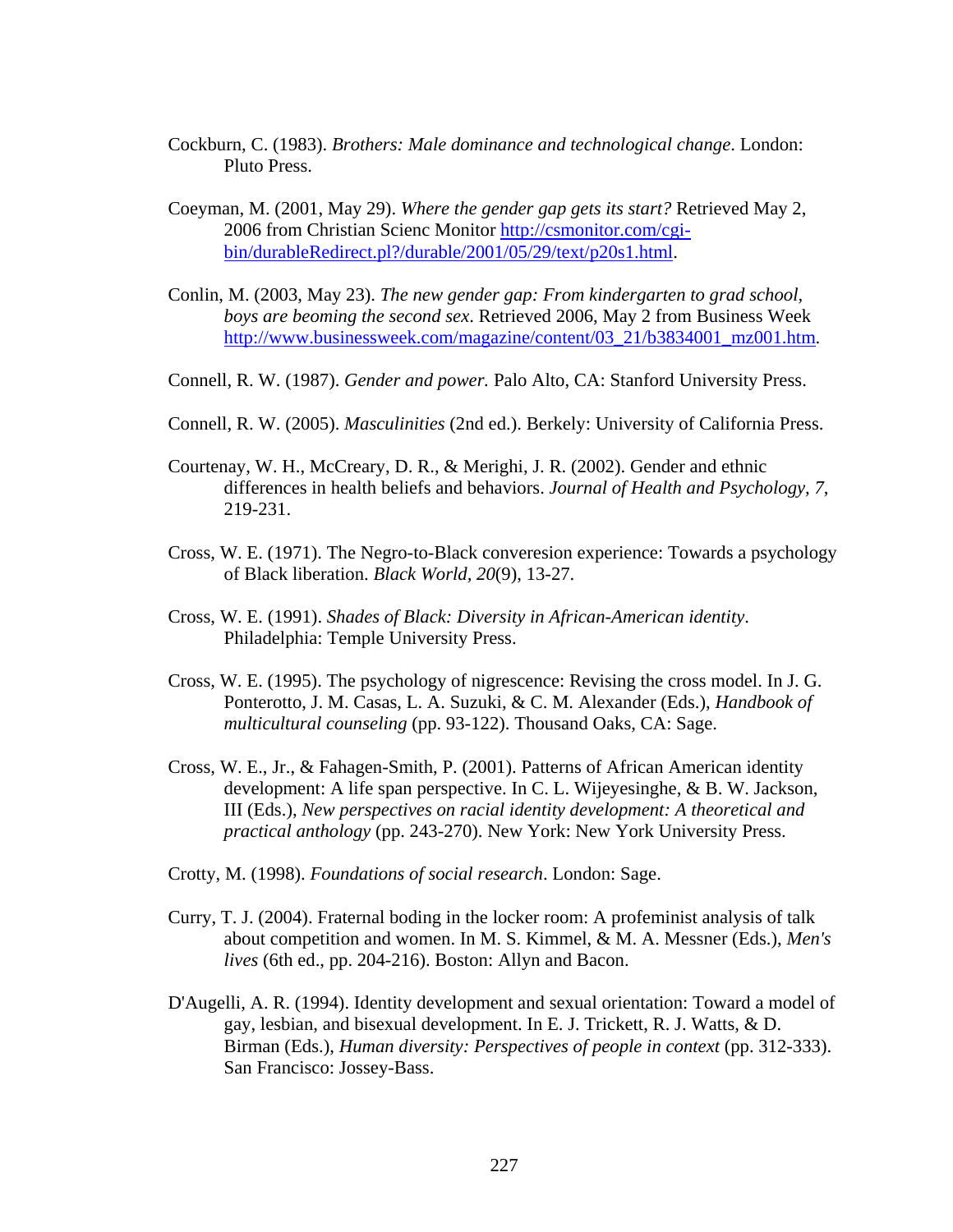Cockburn, C. (1983). *Brothers: Male dominance and technological change*. London: Pluto Press.

Coeyman, M. (2001, May 29). *Where the gender gap gets its start?* Retrieved May 2, 2006 from Christian Scienc Monitor http://csmonitor.com/cgi-bin/durableRedirect.pl?/durable/2001/05/29/text/p20s1.html.

Conlin, M. (2003, May 23). *The new gender gap: From kindergarten to grad school, boys are beoming the second sex*. Retrieved 2006, May 2 from Business Week http://www.businessweek.com/magazine/content/03_21/b3834001_mz001.htm.

Connell, R. W. (1987). *Gender and power.* Palo Alto, CA: Stanford University Press.

Connell, R. W. (2005). *Masculinities* (2nd ed.). Berkely: University of California Press.

Courtenay, W. H., McCreary, D. R., & Merighi, J. R. (2002). Gender and ethnic differences in health beliefs and behaviors. *Journal of Health and Psychology, 7*, 219-231.

Cross, W. E. (1971). The Negro-to-Black converesion experience: Towards a psychology of Black liberation. *Black World, 20*(9), 13-27.

Cross, W. E. (1991). *Shades of Black: Diversity in African-American identity*. Philadelphia: Temple University Press.

Cross, W. E. (1995). The psychology of nigrescence: Revising the cross model. In J. G. Ponterotto, J. M. Casas, L. A. Suzuki, & C. M. Alexander (Eds.), *Handbook of multicultural counseling* (pp. 93-122). Thousand Oaks, CA: Sage.

Cross, W. E., Jr., & Fahagen-Smith, P. (2001). Patterns of African American identity development: A life span perspective. In C. L. Wijeyesinghe, & B. W. Jackson, III (Eds.), *New perspectives on racial identity development: A theoretical and practical anthology* (pp. 243-270). New York: New York University Press.

Crotty, M. (1998). *Foundations of social research*. London: Sage.

Curry, T. J. (2004). Fraternal boding in the locker room: A profeminist analysis of talk about competition and women. In M. S. Kimmel, & M. A. Messner (Eds.), *Men's lives* (6th ed., pp. 204-216). Boston: Allyn and Bacon.

D'Augelli, A. R. (1994). Identity development and sexual orientation: Toward a model of gay, lesbian, and bisexual development. In E. J. Trickett, R. J. Watts, & D. Birman (Eds.), *Human diversity: Perspectives of people in context* (pp. 312-333). San Francisco: Jossey-Bass.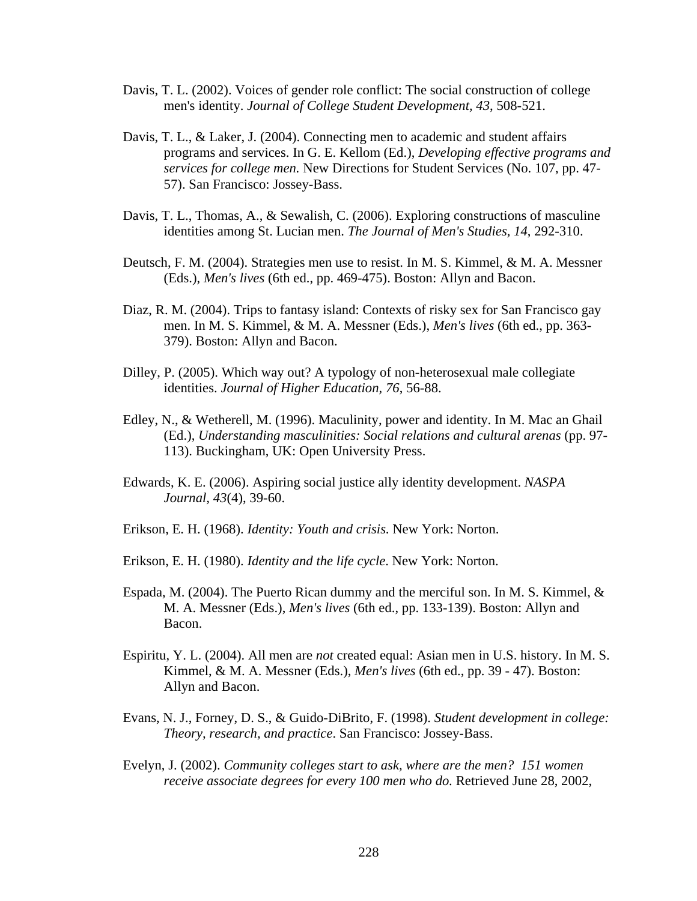Davis, T. L. (2002). Voices of gender role conflict: The social construction of college men's identity. *Journal of College Student Development, 43*, 508-521.

Davis, T. L., & Laker, J. (2004). Connecting men to academic and student affairs programs and services. In G. E. Kellom (Ed.), *Developing effective programs and services for college men.* New Directions for Student Services (No. 107, pp. 47-57). San Francisco: Jossey-Bass.

Davis, T. L., Thomas, A., & Sewalish, C. (2006). Exploring constructions of masculine identities among St. Lucian men. *The Journal of Men's Studies, 14*, 292-310.

Deutsch, F. M. (2004). Strategies men use to resist. In M. S. Kimmel, & M. A. Messner (Eds.), *Men's lives* (6th ed., pp. 469-475). Boston: Allyn and Bacon.

Diaz, R. M. (2004). Trips to fantasy island: Contexts of risky sex for San Francisco gay men. In M. S. Kimmel, & M. A. Messner (Eds.), *Men's lives* (6th ed., pp. 363-379). Boston: Allyn and Bacon.

Dilley, P. (2005). Which way out? A typology of non-heterosexual male collegiate identities. *Journal of Higher Education, 76*, 56-88.

Edley, N., & Wetherell, M. (1996). Maculinity, power and identity. In M. Mac an Ghail (Ed.), *Understanding masculinities: Social relations and cultural arenas* (pp. 97-113). Buckingham, UK: Open University Press.

Edwards, K. E. (2006). Aspiring social justice ally identity development. *NASPA Journal, 43*(4), 39-60.

Erikson, E. H. (1968). *Identity: Youth and crisis*. New York: Norton.

Erikson, E. H. (1980). *Identity and the life cycle*. New York: Norton.

Espada, M. (2004). The Puerto Rican dummy and the merciful son. In M. S. Kimmel, & M. A. Messner (Eds.), *Men's lives* (6th ed., pp. 133-139). Boston: Allyn and Bacon.

Espiritu, Y. L. (2004). All men are *not* created equal: Asian men in U.S. history. In M. S. Kimmel, & M. A. Messner (Eds.), *Men's lives* (6th ed., pp. 39 - 47). Boston: Allyn and Bacon.

Evans, N. J., Forney, D. S., & Guido-DiBrito, F. (1998). *Student development in college: Theory, research, and practice*. San Francisco: Jossey-Bass.

Evelyn, J. (2002). *Community colleges start to ask, where are the men? 151 women receive associate degrees for every 100 men who do.* Retrieved June 28, 2002,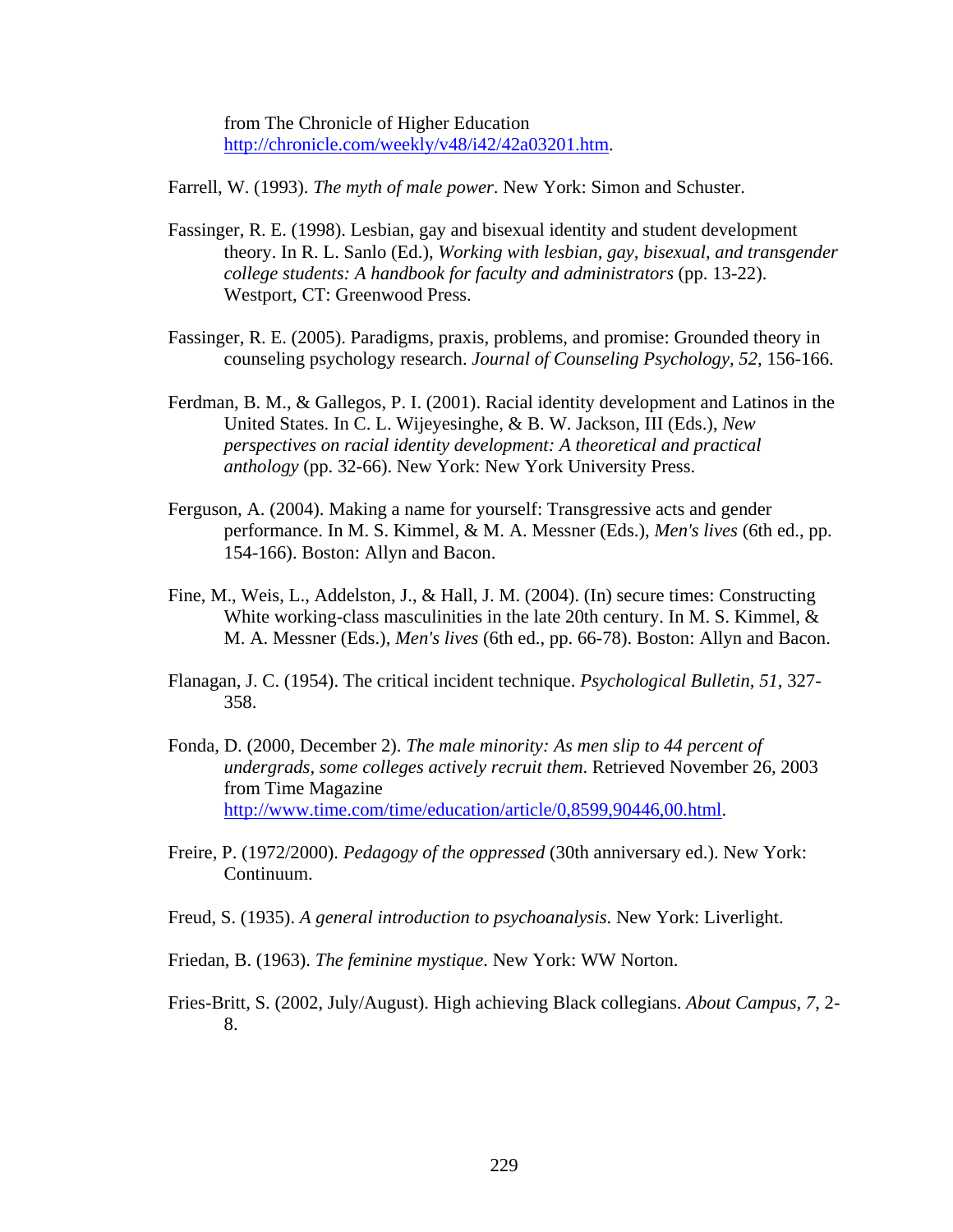from The Chronicle of Higher Education http://chronicle.com/weekly/v48/i42/42a03201.htm.

Farrell, W. (1993). *The myth of male power*. New York: Simon and Schuster.

Fassinger, R. E. (1998). Lesbian, gay and bisexual identity and student development theory. In R. L. Sanlo (Ed.), *Working with lesbian, gay, bisexual, and transgender college students: A handbook for faculty and administrators* (pp. 13-22). Westport, CT: Greenwood Press.

Fassinger, R. E. (2005). Paradigms, praxis, problems, and promise: Grounded theory in counseling psychology research. *Journal of Counseling Psychology, 52*, 156-166.

Ferdman, B. M., & Gallegos, P. I. (2001). Racial identity development and Latinos in the United States. In C. L. Wijeyesinghe, & B. W. Jackson, III (Eds.), *New perspectives on racial identity development: A theoretical and practical anthology* (pp. 32-66). New York: New York University Press.

Ferguson, A. (2004). Making a name for yourself: Transgressive acts and gender performance. In M. S. Kimmel, & M. A. Messner (Eds.), *Men's lives* (6th ed., pp. 154-166). Boston: Allyn and Bacon.

Fine, M., Weis, L., Addelston, J., & Hall, J. M. (2004). (In) secure times: Constructing White working-class masculinities in the late 20th century. In M. S. Kimmel, & M. A. Messner (Eds.), *Men's lives* (6th ed., pp. 66-78). Boston: Allyn and Bacon.

Flanagan, J. C. (1954). The critical incident technique. *Psychological Bulletin, 51*, 327-358.

Fonda, D. (2000, December 2). *The male minority: As men slip to 44 percent of undergrads, some colleges actively recruit them*. Retrieved November 26, 2003 from Time Magazine http://www.time.com/time/education/article/0,8599,90446,00.html.

Freire, P. (1972/2000). *Pedagogy of the oppressed* (30th anniversary ed.). New York: Continuum.

Freud, S. (1935). *A general introduction to psychoanalysis*. New York: Liverlight.

Friedan, B. (1963). *The feminine mystique*. New York: WW Norton.

Fries-Britt, S. (2002, July/August). High achieving Black collegians. *About Campus, 7*, 2-8.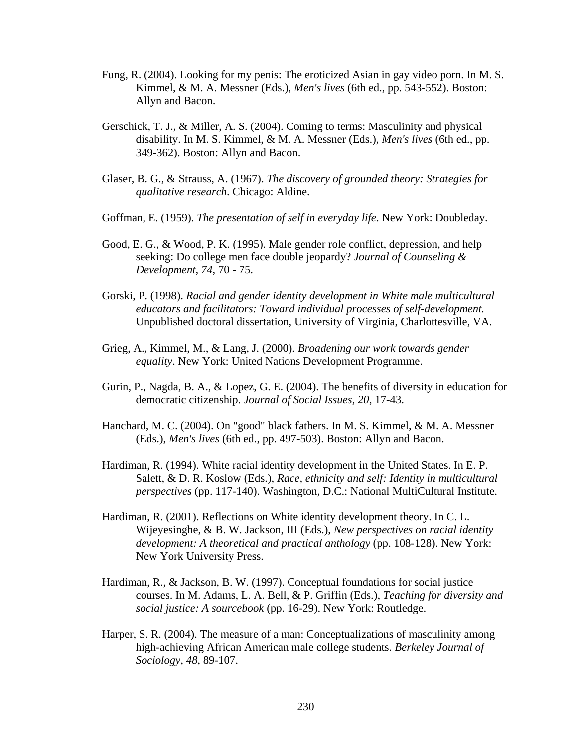Fung, R. (2004). Looking for my penis: The eroticized Asian in gay video porn. In M. S. Kimmel, & M. A. Messner (Eds.), *Men's lives* (6th ed., pp. 543-552). Boston: Allyn and Bacon.

Gerschick, T. J., & Miller, A. S. (2004). Coming to terms: Masculinity and physical disability. In M. S. Kimmel, & M. A. Messner (Eds.), *Men's lives* (6th ed., pp. 349-362). Boston: Allyn and Bacon.

Glaser, B. G., & Strauss, A. (1967). *The discovery of grounded theory: Strategies for qualitative research*. Chicago: Aldine.

Goffman, E. (1959). *The presentation of self in everyday life*. New York: Doubleday.

Good, E. G., & Wood, P. K. (1995). Male gender role conflict, depression, and help seeking: Do college men face double jeopardy? *Journal of Counseling & Development, 74*, 70 - 75.

Gorski, P. (1998). *Racial and gender identity development in White male multicultural educators and facilitators: Toward individual processes of self-development.* Unpublished doctoral dissertation, University of Virginia, Charlottesville, VA.

Grieg, A., Kimmel, M., & Lang, J. (2000). *Broadening our work towards gender equality*. New York: United Nations Development Programme.

Gurin, P., Nagda, B. A., & Lopez, G. E. (2004). The benefits of diversity in education for democratic citizenship. *Journal of Social Issues, 20*, 17-43.

Hanchard, M. C. (2004). On "good" black fathers. In M. S. Kimmel, & M. A. Messner (Eds.), *Men's lives* (6th ed., pp. 497-503). Boston: Allyn and Bacon.

Hardiman, R. (1994). White racial identity development in the United States. In E. P. Salett, & D. R. Koslow (Eds.), *Race, ethnicity and self: Identity in multicultural perspectives* (pp. 117-140). Washington, D.C.: National MultiCultural Institute.

Hardiman, R. (2001). Reflections on White identity development theory. In C. L. Wijeyesinghe, & B. W. Jackson, III (Eds.), *New perspectives on racial identity development: A theoretical and practical anthology* (pp. 108-128). New York: New York University Press.

Hardiman, R., & Jackson, B. W. (1997). Conceptual foundations for social justice courses. In M. Adams, L. A. Bell, & P. Griffin (Eds.), *Teaching for diversity and social justice: A sourcebook* (pp. 16-29). New York: Routledge.

Harper, S. R. (2004). The measure of a man: Conceptualizations of masculinity among high-achieving African American male college students. *Berkeley Journal of Sociology, 48*, 89-107.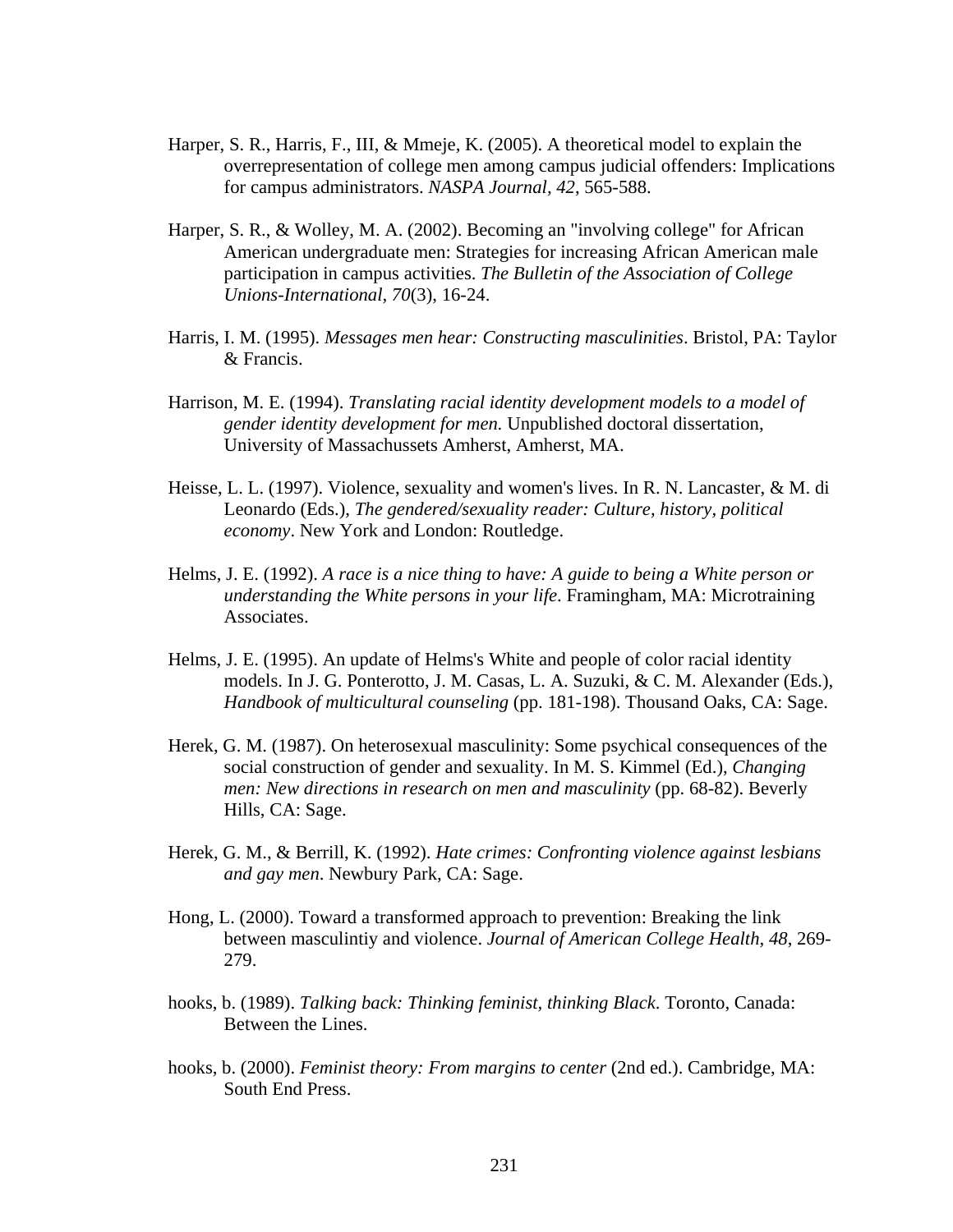Harper, S. R., Harris, F., III, & Mmeje, K. (2005). A theoretical model to explain the overrepresentation of college men among campus judicial offenders: Implications for campus administrators. *NASPA Journal, 42*, 565-588.

Harper, S. R., & Wolley, M. A. (2002). Becoming an "involving college" for African American undergraduate men: Strategies for increasing African American male participation in campus activities. *The Bulletin of the Association of College Unions-International, 70*(3), 16-24.

Harris, I. M. (1995). *Messages men hear: Constructing masculinities*. Bristol, PA: Taylor & Francis.

Harrison, M. E. (1994). *Translating racial identity development models to a model of gender identity development for men.* Unpublished doctoral dissertation, University of Massachussets Amherst, Amherst, MA.

Heisse, L. L. (1997). Violence, sexuality and women's lives. In R. N. Lancaster, & M. di Leonardo (Eds.), *The gendered/sexuality reader: Culture, history, political economy*. New York and London: Routledge.

Helms, J. E. (1992). *A race is a nice thing to have: A guide to being a White person or understanding the White persons in your life*. Framingham, MA: Microtraining Associates.

Helms, J. E. (1995). An update of Helms's White and people of color racial identity models. In J. G. Ponterotto, J. M. Casas, L. A. Suzuki, & C. M. Alexander (Eds.), *Handbook of multicultural counseling* (pp. 181-198). Thousand Oaks, CA: Sage.

Herek, G. M. (1987). On heterosexual masculinity: Some psychical consequences of the social construction of gender and sexuality. In M. S. Kimmel (Ed.), *Changing men: New directions in research on men and masculinity* (pp. 68-82). Beverly Hills, CA: Sage.

Herek, G. M., & Berrill, K. (1992). *Hate crimes: Confronting violence against lesbians and gay men*. Newbury Park, CA: Sage.

Hong, L. (2000). Toward a transformed approach to prevention: Breaking the link between masculintiy and violence. *Journal of American College Health, 48*, 269-279.

hooks, b. (1989). *Talking back: Thinking feminist, thinking Black*. Toronto, Canada: Between the Lines.

hooks, b. (2000). *Feminist theory: From margins to center* (2nd ed.). Cambridge, MA: South End Press.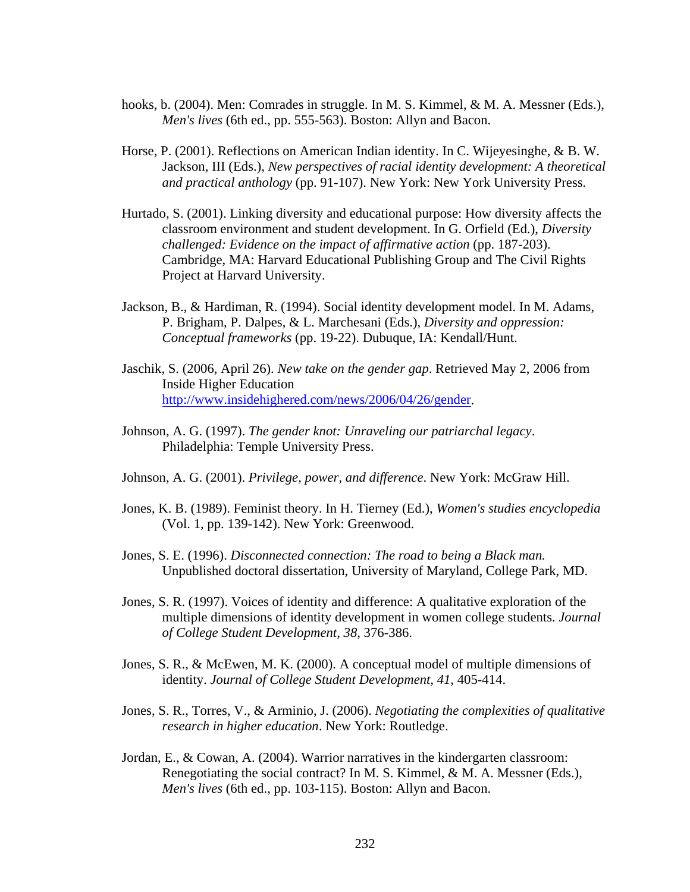hooks, b. (2004). Men: Comrades in struggle. In M. S. Kimmel, & M. A. Messner (Eds.), *Men's lives* (6th ed., pp. 555-563). Boston: Allyn and Bacon.

Horse, P. (2001). Reflections on American Indian identity. In C. Wijeyesinghe, & B. W. Jackson, III (Eds.), *New perspectives of racial identity development: A theoretical and practical anthology* (pp. 91-107). New York: New York University Press.

Hurtado, S. (2001). Linking diversity and educational purpose: How diversity affects the classroom environment and student development. In G. Orfield (Ed.), *Diversity challenged: Evidence on the impact of affirmative action* (pp. 187-203). Cambridge, MA: Harvard Educational Publishing Group and The Civil Rights Project at Harvard University.

Jackson, B., & Hardiman, R. (1994). Social identity development model. In M. Adams, P. Brigham, P. Dalpes, & L. Marchesani (Eds.), *Diversity and oppression: Conceptual frameworks* (pp. 19-22). Dubuque, IA: Kendall/Hunt.

Jaschik, S. (2006, April 26). *New take on the gender gap*. Retrieved May 2, 2006 from Inside Higher Education http://www.insidehighered.com/news/2006/04/26/gender.

Johnson, A. G. (1997). *The gender knot: Unraveling our patriarchal legacy*. Philadelphia: Temple University Press.

Johnson, A. G. (2001). *Privilege, power, and difference*. New York: McGraw Hill.

Jones, K. B. (1989). Feminist theory. In H. Tierney (Ed.), *Women's studies encyclopedia* (Vol. 1, pp. 139-142). New York: Greenwood.

Jones, S. E. (1996). *Disconnected connection: The road to being a Black man.* Unpublished doctoral dissertation, University of Maryland, College Park, MD.

Jones, S. R. (1997). Voices of identity and difference: A qualitative exploration of the multiple dimensions of identity development in women college students. *Journal of College Student Development*, *38*, 376-386.

Jones, S. R., & McEwen, M. K. (2000). A conceptual model of multiple dimensions of identity. *Journal of College Student Development*, *41*, 405-414.

Jones, S. R., Torres, V., & Arminio, J. (2006). *Negotiating the complexities of qualitative research in higher education*. New York: Routledge.

Jordan, E., & Cowan, A. (2004). Warrior narratives in the kindergarten classroom: Renegotiating the social contract? In M. S. Kimmel, & M. A. Messner (Eds.), *Men's lives* (6th ed., pp. 103-115). Boston: Allyn and Bacon.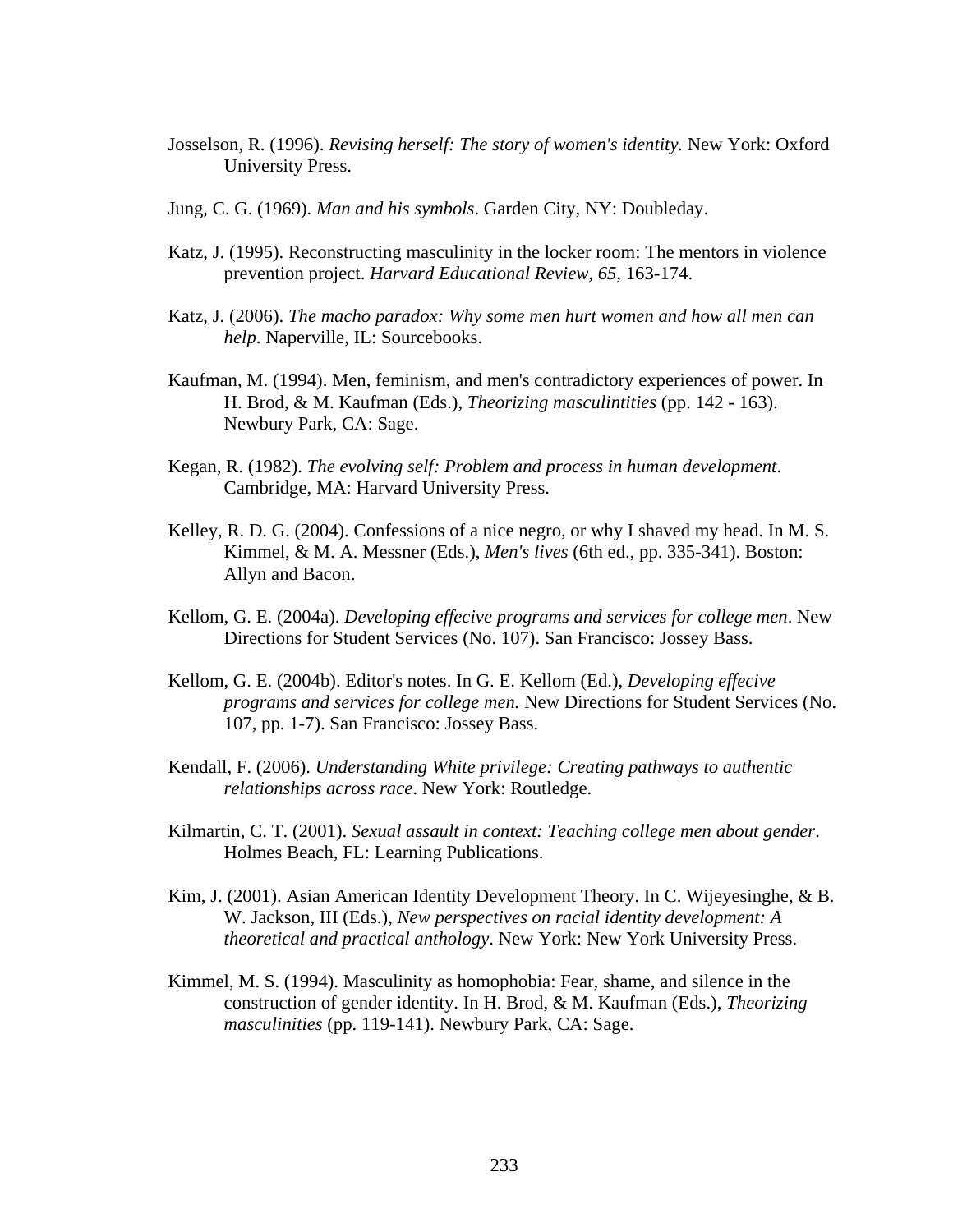Josselson, R. (1996). *Revising herself: The story of women's identity.* New York: Oxford University Press.

Jung, C. G. (1969). *Man and his symbols*. Garden City, NY: Doubleday.

Katz, J. (1995). Reconstructing masculinity in the locker room: The mentors in violence prevention project. *Harvard Educational Review, 65*, 163-174.

Katz, J. (2006). *The macho paradox: Why some men hurt women and how all men can help*. Naperville, IL: Sourcebooks.

Kaufman, M. (1994). Men, feminism, and men's contradictory experiences of power. In H. Brod, & M. Kaufman (Eds.), *Theorizing masculintities* (pp. 142 - 163). Newbury Park, CA: Sage.

Kegan, R. (1982). *The evolving self: Problem and process in human development*. Cambridge, MA: Harvard University Press.

Kelley, R. D. G. (2004). Confessions of a nice negro, or why I shaved my head. In M. S. Kimmel, & M. A. Messner (Eds.), *Men's lives* (6th ed., pp. 335-341). Boston: Allyn and Bacon.

Kellom, G. E. (2004a). *Developing effecive programs and services for college men*. New Directions for Student Services (No. 107). San Francisco: Jossey Bass.

Kellom, G. E. (2004b). Editor's notes. In G. E. Kellom (Ed.), *Developing effecive programs and services for college men.* New Directions for Student Services (No. 107, pp. 1-7). San Francisco: Jossey Bass.

Kendall, F. (2006). *Understanding White privilege: Creating pathways to authentic relationships across race*. New York: Routledge.

Kilmartin, C. T. (2001). *Sexual assault in context: Teaching college men about gender*. Holmes Beach, FL: Learning Publications.

Kim, J. (2001). Asian American Identity Development Theory. In C. Wijeyesinghe, & B. W. Jackson, III (Eds.), *New perspectives on racial identity development: A theoretical and practical anthology*. New York: New York University Press.

Kimmel, M. S. (1994). Masculinity as homophobia: Fear, shame, and silence in the construction of gender identity. In H. Brod, & M. Kaufman (Eds.), *Theorizing masculinities* (pp. 119-141). Newbury Park, CA: Sage.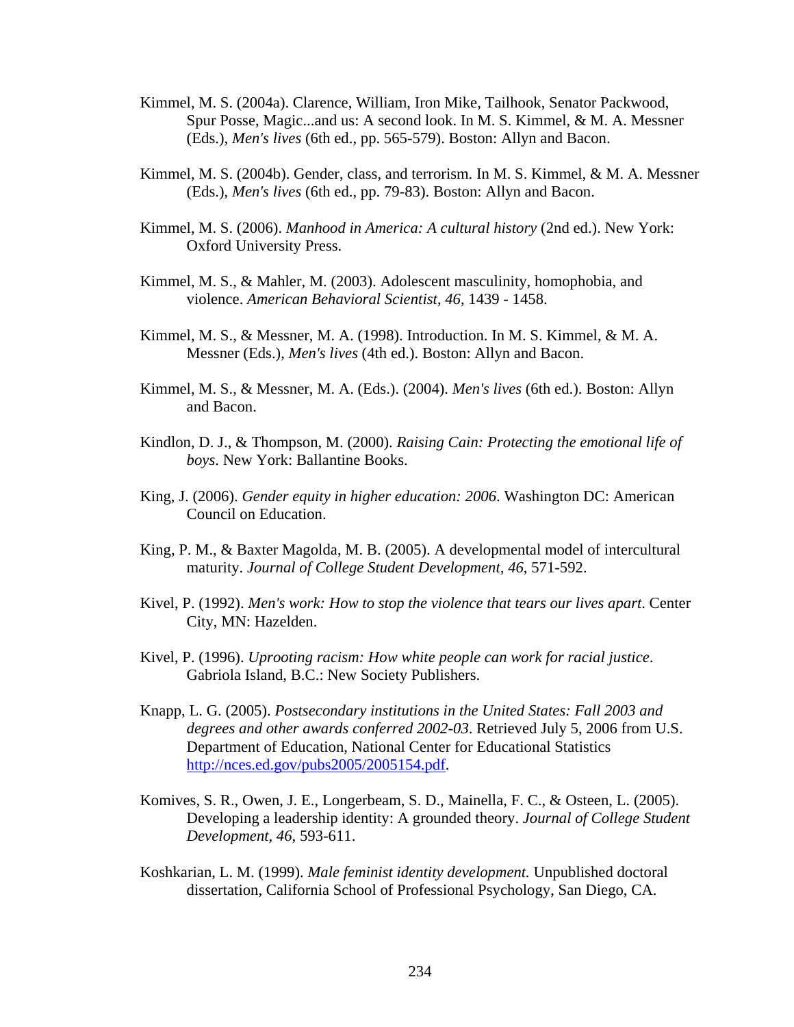Kimmel, M. S. (2004a). Clarence, William, Iron Mike, Tailhook, Senator Packwood, Spur Posse, Magic...and us: A second look. In M. S. Kimmel, & M. A. Messner (Eds.), *Men's lives* (6th ed., pp. 565-579). Boston: Allyn and Bacon.

Kimmel, M. S. (2004b). Gender, class, and terrorism. In M. S. Kimmel, & M. A. Messner (Eds.), *Men's lives* (6th ed., pp. 79-83). Boston: Allyn and Bacon.

Kimmel, M. S. (2006). *Manhood in America: A cultural history* (2nd ed.). New York: Oxford University Press.

Kimmel, M. S., & Mahler, M. (2003). Adolescent masculinity, homophobia, and violence. *American Behavioral Scientist, 46*, 1439 - 1458.

Kimmel, M. S., & Messner, M. A. (1998). Introduction. In M. S. Kimmel, & M. A. Messner (Eds.), *Men's lives* (4th ed.). Boston: Allyn and Bacon.

Kimmel, M. S., & Messner, M. A. (Eds.). (2004). *Men's lives* (6th ed.). Boston: Allyn and Bacon.

Kindlon, D. J., & Thompson, M. (2000). *Raising Cain: Protecting the emotional life of boys*. New York: Ballantine Books.

King, J. (2006). *Gender equity in higher education: 2006*. Washington DC: American Council on Education.

King, P. M., & Baxter Magolda, M. B. (2005). A developmental model of intercultural maturity. *Journal of College Student Development, 46*, 571-592.

Kivel, P. (1992). *Men's work: How to stop the violence that tears our lives apart*. Center City, MN: Hazelden.

Kivel, P. (1996). *Uprooting racism: How white people can work for racial justice*. Gabriola Island, B.C.: New Society Publishers.

Knapp, L. G. (2005). *Postsecondary institutions in the United States: Fall 2003 and degrees and other awards conferred 2002-03*. Retrieved July 5, 2006 from U.S. Department of Education, National Center for Educational Statistics http://nces.ed.gov/pubs2005/2005154.pdf.

Komives, S. R., Owen, J. E., Longerbeam, S. D., Mainella, F. C., & Osteen, L. (2005). Developing a leadership identity: A grounded theory. *Journal of College Student Development, 46*, 593-611.

Koshkarian, L. M. (1999). *Male feminist identity development.* Unpublished doctoral dissertation, California School of Professional Psychology, San Diego, CA.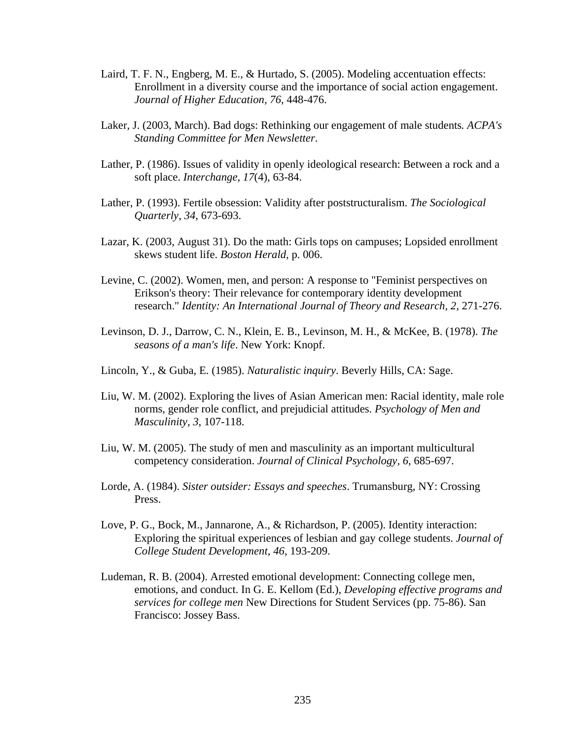Laird, T. F. N., Engberg, M. E., & Hurtado, S. (2005). Modeling accentuation effects: Enrollment in a diversity course and the importance of social action engagement. *Journal of Higher Education, 76*, 448-476.

Laker, J. (2003, March). Bad dogs: Rethinking our engagement of male students*. ACPA's Standing Committee for Men Newsletter*.

Lather, P. (1986). Issues of validity in openly ideological research: Between a rock and a soft place. *Interchange, 17*(4), 63-84.

Lather, P. (1993). Fertile obsession: Validity after poststructuralism. *The Sociological Quarterly, 34*, 673-693.

Lazar, K. (2003, August 31). Do the math: Girls tops on campuses; Lopsided enrollment skews student life. *Boston Herald,* p. 006.

Levine, C. (2002). Women, men, and person: A response to "Feminist perspectives on Erikson's theory: Their relevance for contemporary identity development research." *Identity: An International Journal of Theory and Research, 2*, 271-276.

Levinson, D. J., Darrow, C. N., Klein, E. B., Levinson, M. H., & McKee, B. (1978). *The seasons of a man's life*. New York: Knopf.

Lincoln, Y., & Guba, E. (1985). *Naturalistic inquiry*. Beverly Hills, CA: Sage.

Liu, W. M. (2002). Exploring the lives of Asian American men: Racial identity, male role norms, gender role conflict, and prejudicial attitudes. *Psychology of Men and Masculinity, 3*, 107-118.

Liu, W. M. (2005). The study of men and masculinity as an important multicultural competency consideration. *Journal of Clinical Psychology, 6*, 685-697.

Lorde, A. (1984). *Sister outsider: Essays and speeches*. Trumansburg, NY: Crossing Press.

Love, P. G., Bock, M., Jannarone, A., & Richardson, P. (2005). Identity interaction: Exploring the spiritual experiences of lesbian and gay college students. *Journal of College Student Development, 46*, 193-209.

Ludeman, R. B. (2004). Arrested emotional development: Connecting college men, emotions, and conduct. In G. E. Kellom (Ed.), *Developing effective programs and services for college men* New Directions for Student Services (pp. 75-86). San Francisco: Jossey Bass.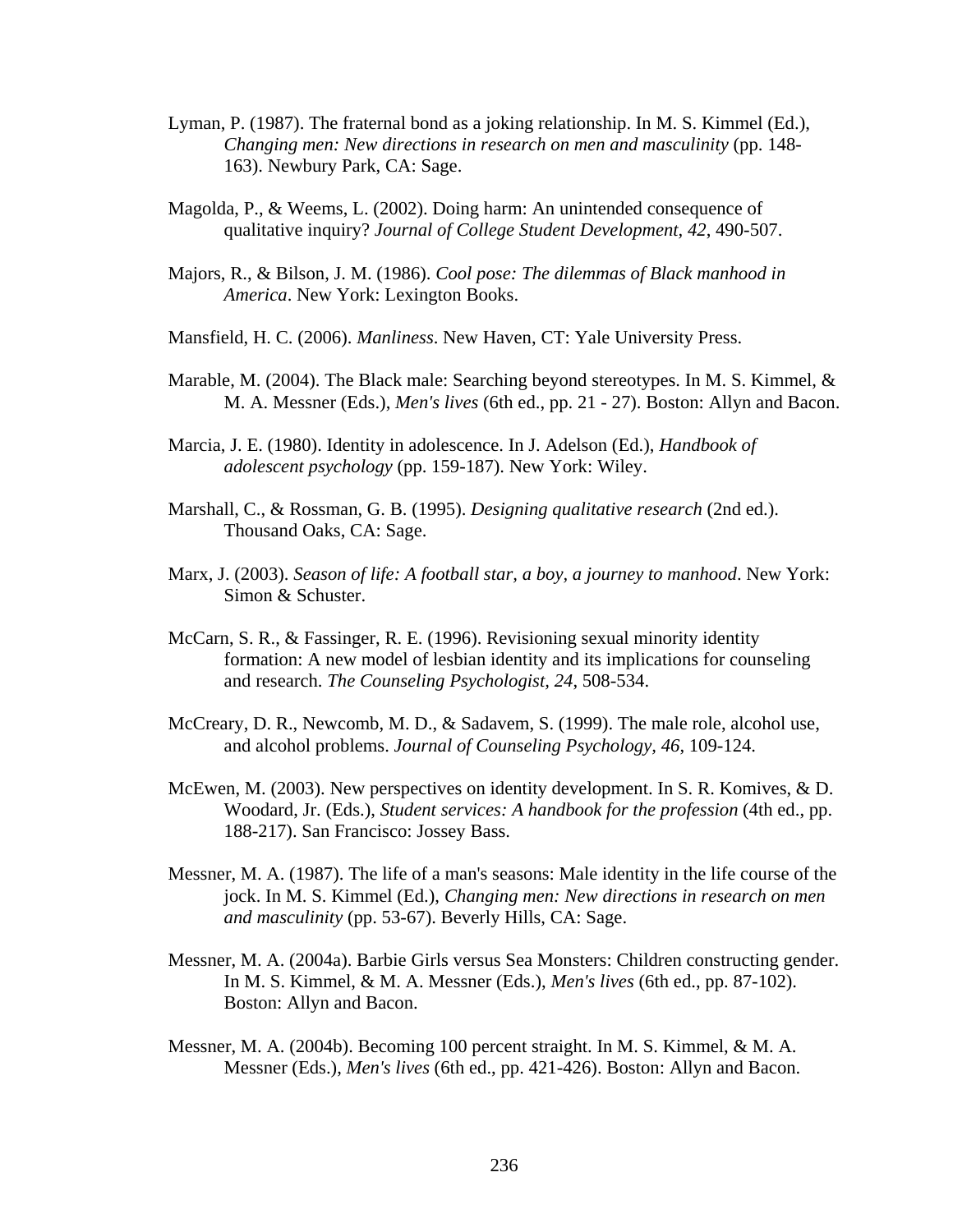Lyman, P. (1987). The fraternal bond as a joking relationship. In M. S. Kimmel (Ed.), *Changing men: New directions in research on men and masculinity* (pp. 148-163). Newbury Park, CA: Sage.

Magolda, P., & Weems, L. (2002). Doing harm: An unintended consequence of qualitative inquiry? *Journal of College Student Development, 42*, 490-507.

Majors, R., & Bilson, J. M. (1986). *Cool pose: The dilemmas of Black manhood in America*. New York: Lexington Books.

Mansfield, H. C. (2006). *Manliness*. New Haven, CT: Yale University Press.

Marable, M. (2004). The Black male: Searching beyond stereotypes. In M. S. Kimmel, & M. A. Messner (Eds.), *Men's lives* (6th ed., pp. 21 - 27). Boston: Allyn and Bacon.

Marcia, J. E. (1980). Identity in adolescence. In J. Adelson (Ed.), *Handbook of adolescent psychology* (pp. 159-187). New York: Wiley.

Marshall, C., & Rossman, G. B. (1995). *Designing qualitative research* (2nd ed.). Thousand Oaks, CA: Sage.

Marx, J. (2003). *Season of life: A football star, a boy, a journey to manhood*. New York: Simon & Schuster.

McCarn, S. R., & Fassinger, R. E. (1996). Revisioning sexual minority identity formation: A new model of lesbian identity and its implications for counseling and research. *The Counseling Psychologist, 24*, 508-534.

McCreary, D. R., Newcomb, M. D., & Sadavem, S. (1999). The male role, alcohol use, and alcohol problems. *Journal of Counseling Psychology, 46*, 109-124.

McEwen, M. (2003). New perspectives on identity development. In S. R. Komives, & D. Woodard, Jr. (Eds.), *Student services: A handbook for the profession* (4th ed., pp. 188-217). San Francisco: Jossey Bass.

Messner, M. A. (1987). The life of a man's seasons: Male identity in the life course of the jock. In M. S. Kimmel (Ed.), *Changing men: New directions in research on men and masculinity* (pp. 53-67). Beverly Hills, CA: Sage.

Messner, M. A. (2004a). Barbie Girls versus Sea Monsters: Children constructing gender. In M. S. Kimmel, & M. A. Messner (Eds.), *Men's lives* (6th ed., pp. 87-102). Boston: Allyn and Bacon.

Messner, M. A. (2004b). Becoming 100 percent straight. In M. S. Kimmel, & M. A. Messner (Eds.), *Men's lives* (6th ed., pp. 421-426). Boston: Allyn and Bacon.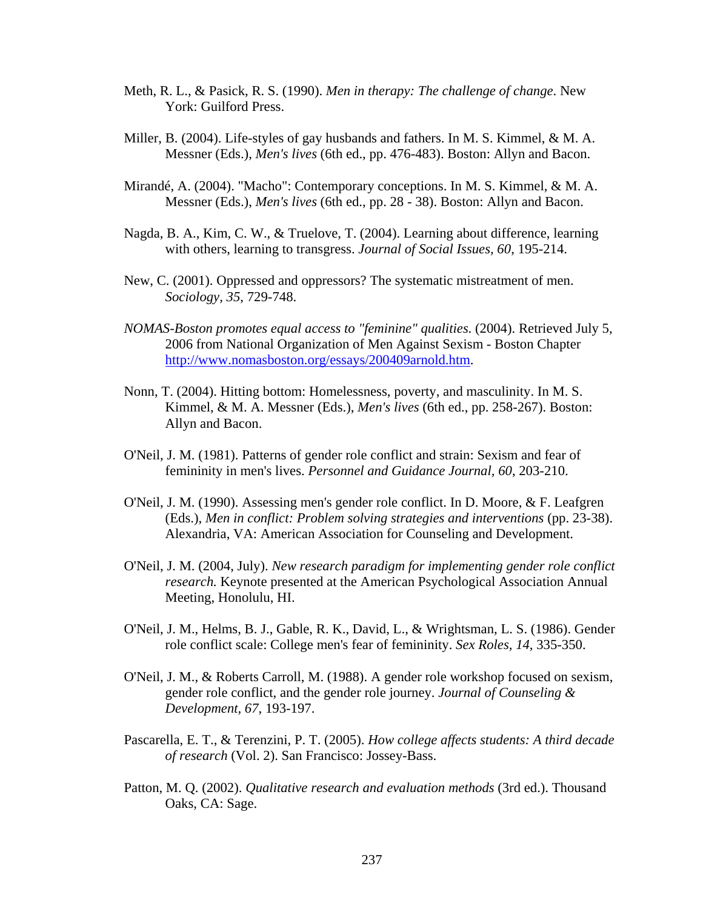Meth, R. L., & Pasick, R. S. (1990). *Men in therapy: The challenge of change*. New York: Guilford Press.

Miller, B. (2004). Life-styles of gay husbands and fathers. In M. S. Kimmel, & M. A. Messner (Eds.), *Men's lives* (6th ed., pp. 476-483). Boston: Allyn and Bacon.

Mirandé, A. (2004). "Macho": Contemporary conceptions. In M. S. Kimmel, & M. A. Messner (Eds.), *Men's lives* (6th ed., pp. 28 - 38). Boston: Allyn and Bacon.

Nagda, B. A., Kim, C. W., & Truelove, T. (2004). Learning about difference, learning with others, learning to transgress. *Journal of Social Issues, 60*, 195-214.

New, C. (2001). Oppressed and oppressors? The systematic mistreatment of men. *Sociology, 35*, 729-748.

*NOMAS-Boston promotes equal access to "feminine" qualities.* (2004). Retrieved July 5, 2006 from National Organization of Men Against Sexism - Boston Chapter http://www.nomasboston.org/essays/200409arnold.htm.

Nonn, T. (2004). Hitting bottom: Homelessness, poverty, and masculinity. In M. S. Kimmel, & M. A. Messner (Eds.), *Men's lives* (6th ed., pp. 258-267). Boston: Allyn and Bacon.

O'Neil, J. M. (1981). Patterns of gender role conflict and strain: Sexism and fear of femininity in men's lives. *Personnel and Guidance Journal, 60*, 203-210.

O'Neil, J. M. (1990). Assessing men's gender role conflict. In D. Moore, & F. Leafgren (Eds.), *Men in conflict: Problem solving strategies and interventions* (pp. 23-38). Alexandria, VA: American Association for Counseling and Development.

O'Neil, J. M. (2004, July). *New research paradigm for implementing gender role conflict research.* Keynote presented at the American Psychological Association Annual Meeting, Honolulu, HI.

O'Neil, J. M., Helms, B. J., Gable, R. K., David, L., & Wrightsman, L. S. (1986). Gender role conflict scale: College men's fear of femininity. *Sex Roles, 14*, 335-350.

O'Neil, J. M., & Roberts Carroll, M. (1988). A gender role workshop focused on sexism, gender role conflict, and the gender role journey. *Journal of Counseling & Development, 67,* 193-197.

Pascarella, E. T., & Terenzini, P. T. (2005). *How college affects students: A third decade of research* (Vol. 2). San Francisco: Jossey-Bass.

Patton, M. Q. (2002). *Qualitative research and evaluation methods* (3rd ed.). Thousand Oaks, CA: Sage.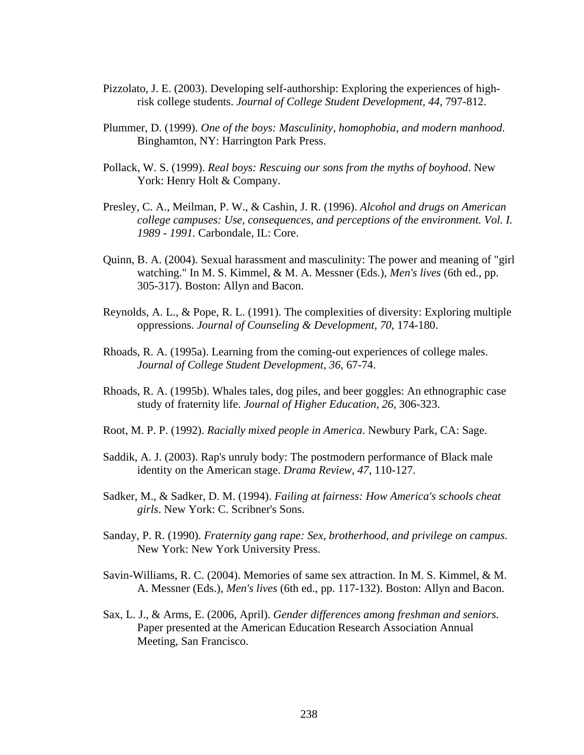Pizzolato, J. E. (2003). Developing self-authorship: Exploring the experiences of high-risk college students. *Journal of College Student Development*, *44*, 797-812.

Plummer, D. (1999). *One of the boys: Masculinity, homophobia, and modern manhood*. Binghamton, NY: Harrington Park Press.

Pollack, W. S. (1999). *Real boys: Rescuing our sons from the myths of boyhood*. New York: Henry Holt & Company.

Presley, C. A., Meilman, P. W., & Cashin, J. R. (1996). *Alcohol and drugs on American college campuses: Use, consequences, and perceptions of the environment. Vol. I. 1989 - 1991.* Carbondale, IL: Core.

Quinn, B. A. (2004). Sexual harassment and masculinity: The power and meaning of "girl watching." In M. S. Kimmel, & M. A. Messner (Eds.), *Men's lives* (6th ed., pp. 305-317). Boston: Allyn and Bacon.

Reynolds, A. L., & Pope, R. L. (1991). The complexities of diversity: Exploring multiple oppressions. *Journal of Counseling & Development*, *70*, 174-180.

Rhoads, R. A. (1995a). Learning from the coming-out experiences of college males. *Journal of College Student Development, 36*, 67-74.

Rhoads, R. A. (1995b). Whales tales, dog piles, and beer goggles: An ethnographic case study of fraternity life. *Journal of Higher Education, 26*, 306-323.

Root, M. P. P. (1992). *Racially mixed people in America*. Newbury Park, CA: Sage.

Saddik, A. J. (2003). Rap's unruly body: The postmodern performance of Black male identity on the American stage. *Drama Review, 47*, 110-127.

Sadker, M., & Sadker, D. M. (1994). *Failing at fairness: How America's schools cheat girls*. New York: C. Scribner's Sons.

Sanday, P. R. (1990). *Fraternity gang rape: Sex, brotherhood, and privilege on campus.* New York: New York University Press.

Savin-Williams, R. C. (2004). Memories of same sex attraction. In M. S. Kimmel, & M. A. Messner (Eds.), *Men's lives* (6th ed., pp. 117-132). Boston: Allyn and Bacon.

Sax, L. J., & Arms, E. (2006, April). *Gender differences among freshman and seniors.* Paper presented at the American Education Research Association Annual Meeting, San Francisco.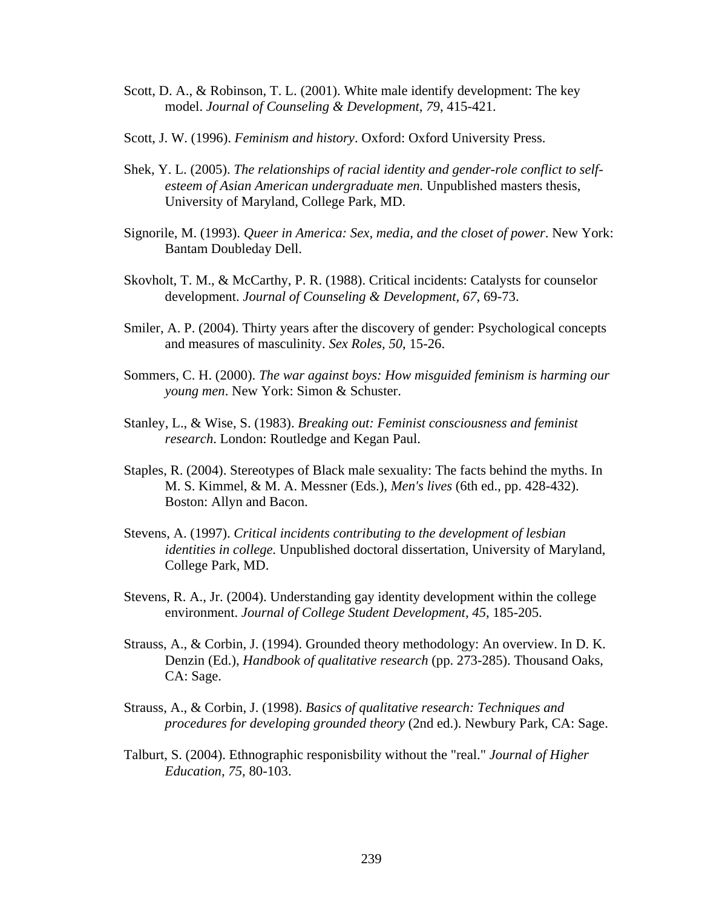Scott, D. A., & Robinson, T. L. (2001). White male identify development: The key model. *Journal of Counseling & Development, 79*, 415-421.

Scott, J. W. (1996). *Feminism and history*. Oxford: Oxford University Press.

Shek, Y. L. (2005). *The relationships of racial identity and gender-role conflict to self-esteem of Asian American undergraduate men.* Unpublished masters thesis, University of Maryland, College Park, MD.

Signorile, M. (1993). *Queer in America: Sex, media, and the closet of power*. New York: Bantam Doubleday Dell.

Skovholt, T. M., & McCarthy, P. R. (1988). Critical incidents: Catalysts for counselor development. *Journal of Counseling & Development, 67*, 69-73.

Smiler, A. P. (2004). Thirty years after the discovery of gender: Psychological concepts and measures of masculinity. *Sex Roles, 50*, 15-26.

Sommers, C. H. (2000). *The war against boys: How misguided feminism is harming our young men*. New York: Simon & Schuster.

Stanley, L., & Wise, S. (1983). *Breaking out: Feminist consciousness and feminist research*. London: Routledge and Kegan Paul.

Staples, R. (2004). Stereotypes of Black male sexuality: The facts behind the myths. In M. S. Kimmel, & M. A. Messner (Eds.), *Men's lives* (6th ed., pp. 428-432). Boston: Allyn and Bacon.

Stevens, A. (1997). *Critical incidents contributing to the development of lesbian identities in college.* Unpublished doctoral dissertation, University of Maryland, College Park, MD.

Stevens, R. A., Jr. (2004). Understanding gay identity development within the college environment. *Journal of College Student Development, 45*, 185-205.

Strauss, A., & Corbin, J. (1994). Grounded theory methodology: An overview. In D. K. Denzin (Ed.), *Handbook of qualitative research* (pp. 273-285). Thousand Oaks, CA: Sage.

Strauss, A., & Corbin, J. (1998). *Basics of qualitative research: Techniques and procedures for developing grounded theory* (2nd ed.). Newbury Park, CA: Sage.

Talburt, S. (2004). Ethnographic responisbility without the "real." *Journal of Higher Education, 75*, 80-103.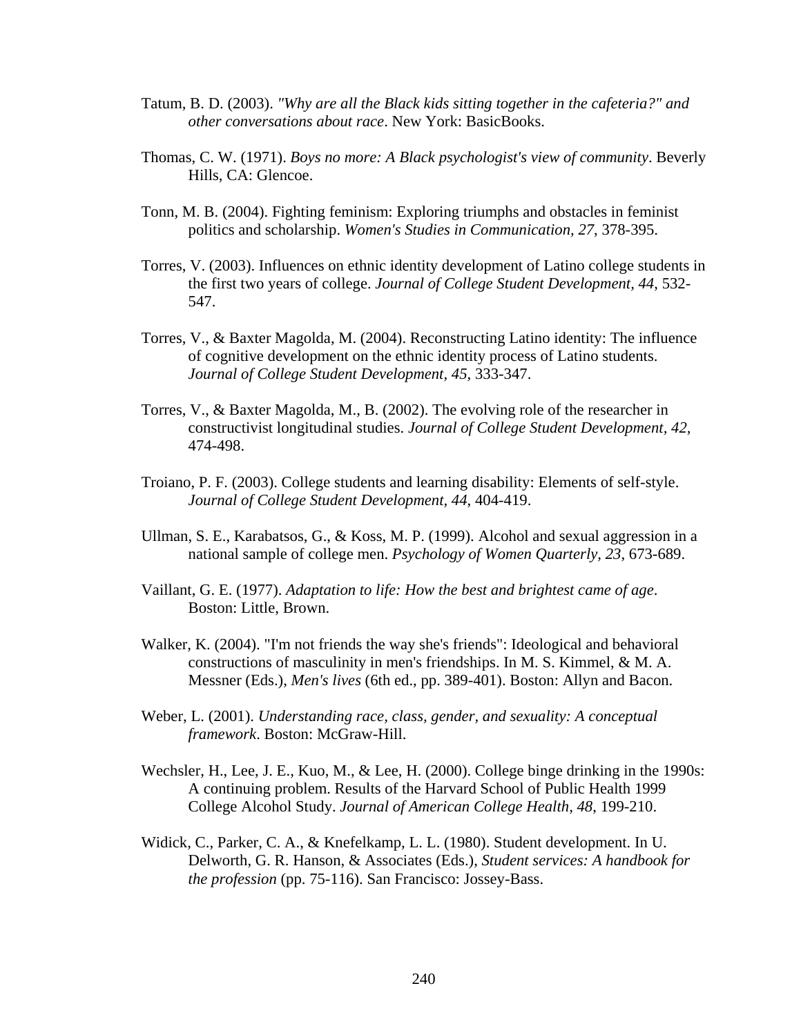Tatum, B. D. (2003). *"Why are all the Black kids sitting together in the cafeteria?" and other conversations about race*. New York: BasicBooks.

Thomas, C. W. (1971). *Boys no more: A Black psychologist's view of community*. Beverly Hills, CA: Glencoe.

Tonn, M. B. (2004). Fighting feminism: Exploring triumphs and obstacles in feminist politics and scholarship. *Women's Studies in Communication, 27*, 378-395.

Torres, V. (2003). Influences on ethnic identity development of Latino college students in the first two years of college. *Journal of College Student Development, 44*, 532-547.

Torres, V., & Baxter Magolda, M. (2004). Reconstructing Latino identity: The influence of cognitive development on the ethnic identity process of Latino students. *Journal of College Student Development, 45*, 333-347.

Torres, V., & Baxter Magolda, M., B. (2002). The evolving role of the researcher in constructivist longitudinal studies. *Journal of College Student Development, 42*, 474-498.

Troiano, P. F. (2003). College students and learning disability: Elements of self-style. *Journal of College Student Development, 44*, 404-419.

Ullman, S. E., Karabatsos, G., & Koss, M. P. (1999). Alcohol and sexual aggression in a national sample of college men. *Psychology of Women Quarterly, 23*, 673-689.

Vaillant, G. E. (1977). *Adaptation to life: How the best and brightest came of age*. Boston: Little, Brown.

Walker, K. (2004). "I'm not friends the way she's friends": Ideological and behavioral constructions of masculinity in men's friendships. In M. S. Kimmel, & M. A. Messner (Eds.), *Men's lives* (6th ed., pp. 389-401). Boston: Allyn and Bacon.

Weber, L. (2001). *Understanding race, class, gender, and sexuality: A conceptual framework*. Boston: McGraw-Hill.

Wechsler, H., Lee, J. E., Kuo, M., & Lee, H. (2000). College binge drinking in the 1990s: A continuing problem. Results of the Harvard School of Public Health 1999 College Alcohol Study. *Journal of American College Health, 48*, 199-210.

Widick, C., Parker, C. A., & Knefelkamp, L. L. (1980). Student development. In U. Delworth, G. R. Hanson, & Associates (Eds.), *Student services: A handbook for the profession* (pp. 75-116). San Francisco: Jossey-Bass.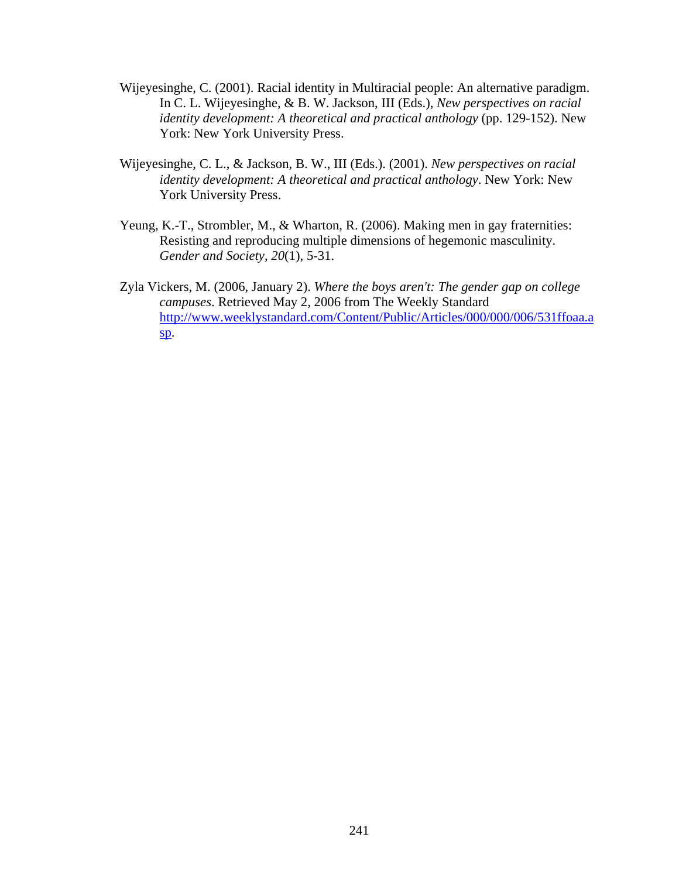Wijeyesinghe, C. (2001). Racial identity in Multiracial people: An alternative paradigm. In C. L. Wijeyesinghe, & B. W. Jackson, III (Eds.), *New perspectives on racial identity development: A theoretical and practical anthology* (pp. 129-152). New York: New York University Press.

Wijeyesinghe, C. L., & Jackson, B. W., III (Eds.). (2001). *New perspectives on racial identity development: A theoretical and practical anthology*. New York: New York University Press.

Yeung, K.-T., Strombler, M., & Wharton, R. (2006). Making men in gay fraternities: Resisting and reproducing multiple dimensions of hegemonic masculinity. *Gender and Society, 20*(1), 5-31.

Zyla Vickers, M. (2006, January 2). *Where the boys aren't: The gender gap on college campuses*. Retrieved May 2, 2006 from The Weekly Standard http://www.weeklystandard.com/Content/Public/Articles/000/000/006/531ffoaa.asp.